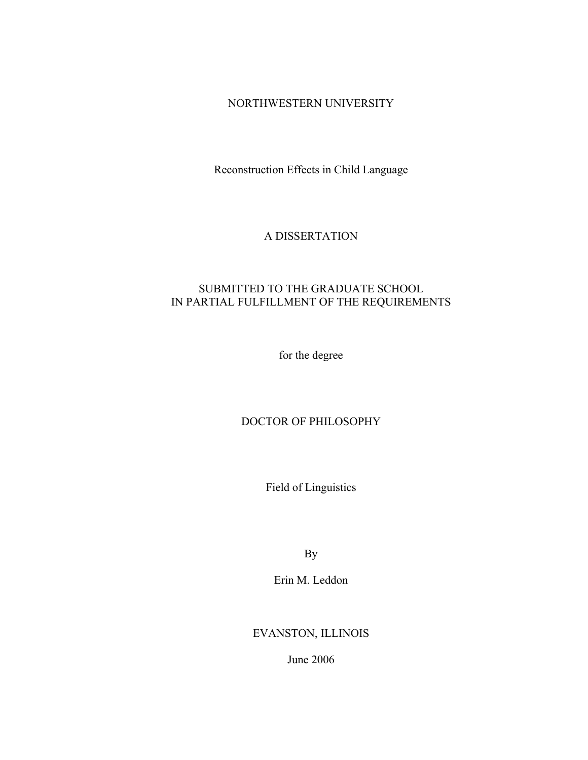NORTHWESTERN UNIVERSITY

# Reconstruction Effects in Child Language

A DISSERTATION

SUBMITTED TO THE GRADUATE SCHOOL
IN PARTIAL FULFILLMENT OF THE REQUIREMENTS

for the degree

DOCTOR OF PHILOSOPHY

Field of Linguistics

By

Erin M. Leddon

EVANSTON, ILLINOIS

June 2006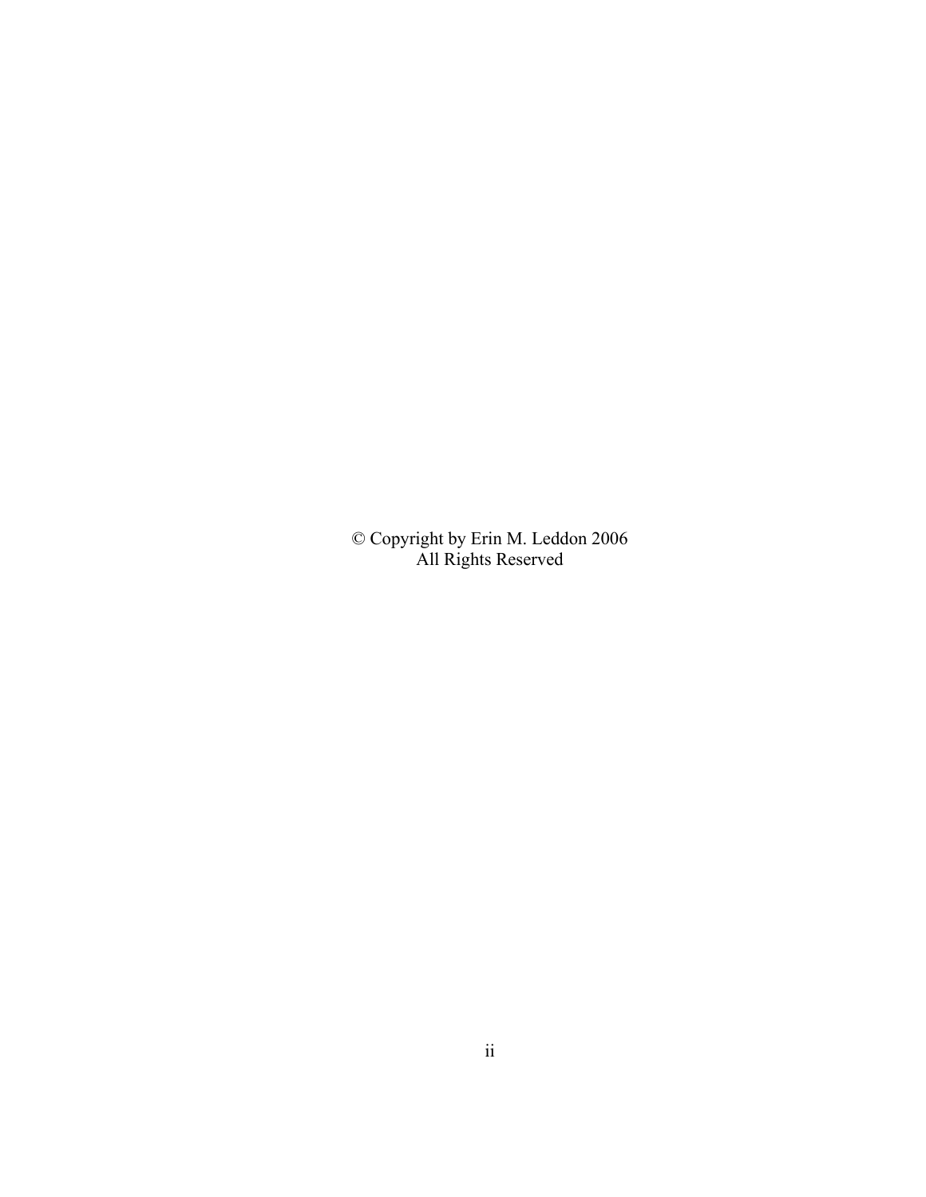© Copyright by Erin M. Leddon 2006
All Rights Reserved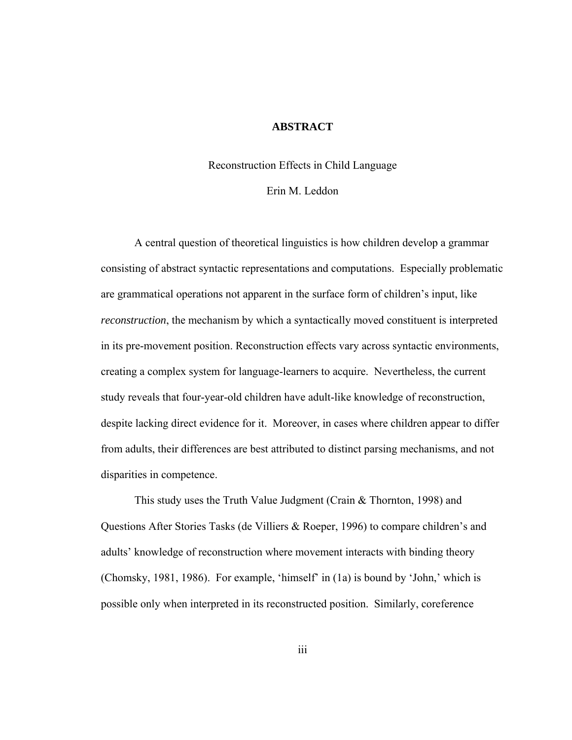# ABSTRACT

Reconstruction Effects in Child Language

Erin M. Leddon

A central question of theoretical linguistics is how children develop a grammar consisting of abstract syntactic representations and computations. Especially problematic are grammatical operations not apparent in the surface form of children's input, like *reconstruction*, the mechanism by which a syntactically moved constituent is interpreted in its pre-movement position. Reconstruction effects vary across syntactic environments, creating a complex system for language-learners to acquire. Nevertheless, the current study reveals that four-year-old children have adult-like knowledge of reconstruction, despite lacking direct evidence for it. Moreover, in cases where children appear to differ from adults, their differences are best attributed to distinct parsing mechanisms, and not disparities in competence.

This study uses the Truth Value Judgment (Crain & Thornton, 1998) and Questions After Stories Tasks (de Villiers & Roeper, 1996) to compare children's and adults' knowledge of reconstruction where movement interacts with binding theory (Chomsky, 1981, 1986). For example, 'himself' in (1a) is bound by 'John,' which is possible only when interpreted in its reconstructed position. Similarly, coreference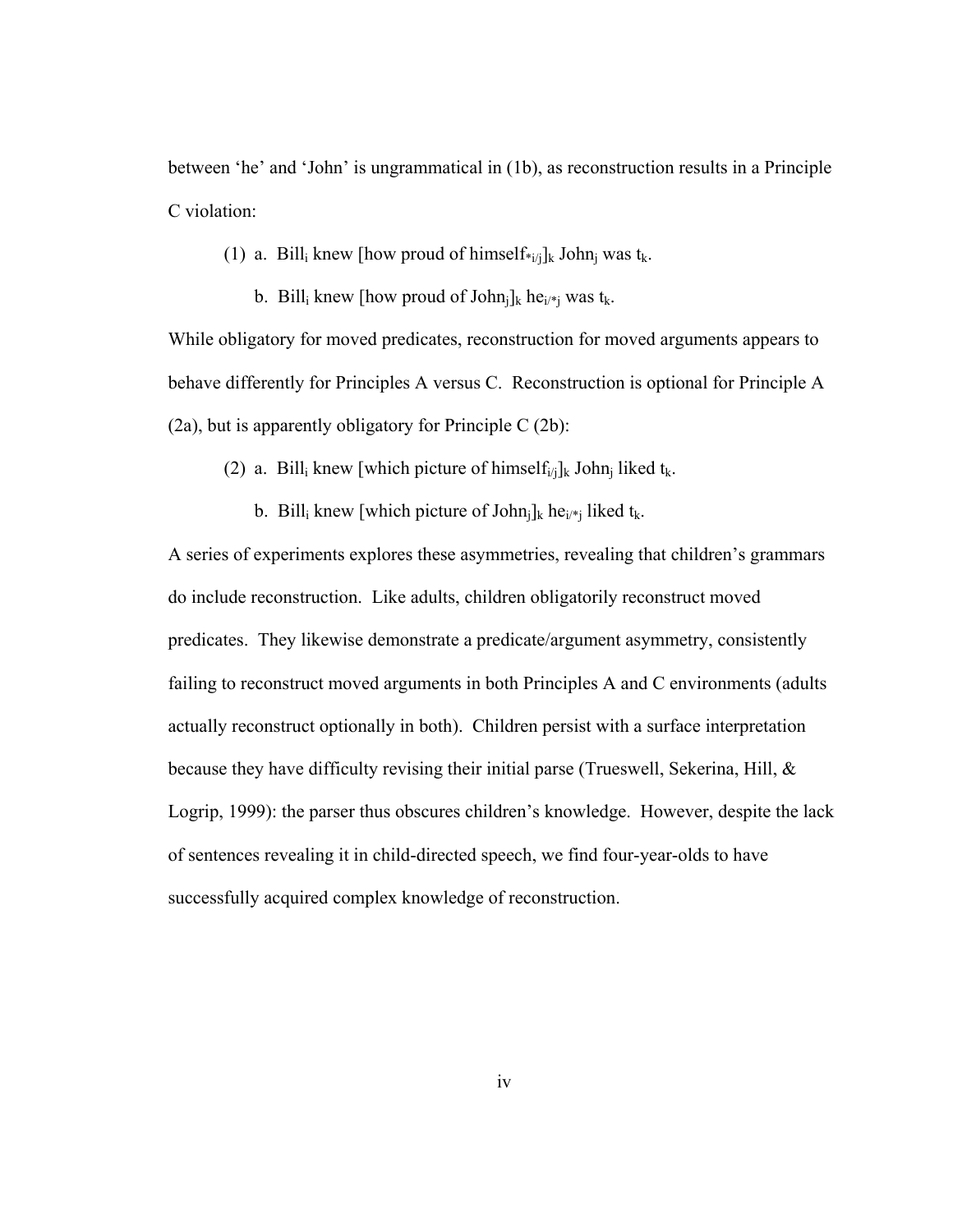between 'he' and 'John' is ungrammatical in (1b), as reconstruction results in a Principle C violation:

(1) a. Bill$_i$ knew [how proud of himself$_{*i/j}$]$_k$ John$_j$ was t$_k$.

  b. Bill$_i$ knew [how proud of John$_j$]$_k$ he$_{i/*j}$ was t$_k$.

While obligatory for moved predicates, reconstruction for moved arguments appears to behave differently for Principles A versus C. Reconstruction is optional for Principle A (2a), but is apparently obligatory for Principle C (2b):

(2) a. Bill$_i$ knew [which picture of himself$_{i/j}$]$_k$ John$_j$ liked t$_k$.

  b. Bill$_i$ knew [which picture of John$_j$]$_k$ he$_{i/*j}$ liked t$_k$.

A series of experiments explores these asymmetries, revealing that children's grammars do include reconstruction. Like adults, children obligatorily reconstruct moved predicates. They likewise demonstrate a predicate/argument asymmetry, consistently failing to reconstruct moved arguments in both Principles A and C environments (adults actually reconstruct optionally in both). Children persist with a surface interpretation because they have difficulty revising their initial parse (Trueswell, Sekerina, Hill, & Logrip, 1999): the parser thus obscures children's knowledge. However, despite the lack of sentences revealing it in child-directed speech, we find four-year-olds to have successfully acquired complex knowledge of reconstruction.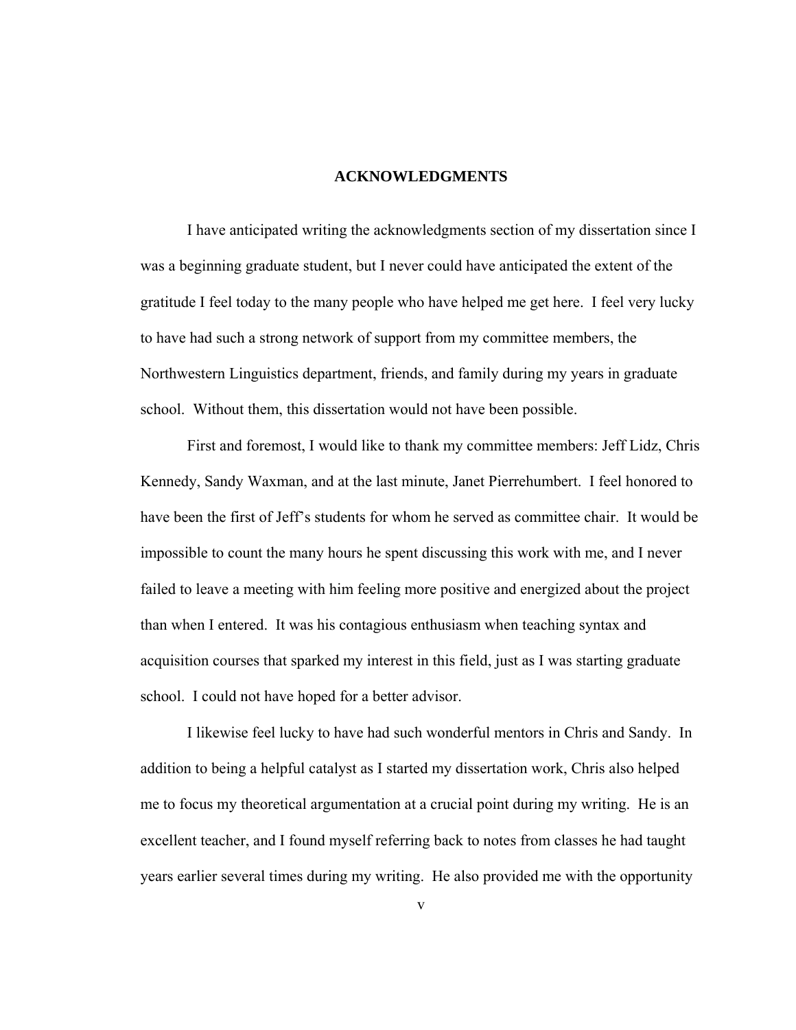# ACKNOWLEDGMENTS

I have anticipated writing the acknowledgments section of my dissertation since I was a beginning graduate student, but I never could have anticipated the extent of the gratitude I feel today to the many people who have helped me get here. I feel very lucky to have had such a strong network of support from my committee members, the Northwestern Linguistics department, friends, and family during my years in graduate school. Without them, this dissertation would not have been possible.

First and foremost, I would like to thank my committee members: Jeff Lidz, Chris Kennedy, Sandy Waxman, and at the last minute, Janet Pierrehumbert. I feel honored to have been the first of Jeff's students for whom he served as committee chair. It would be impossible to count the many hours he spent discussing this work with me, and I never failed to leave a meeting with him feeling more positive and energized about the project than when I entered. It was his contagious enthusiasm when teaching syntax and acquisition courses that sparked my interest in this field, just as I was starting graduate school. I could not have hoped for a better advisor.

I likewise feel lucky to have had such wonderful mentors in Chris and Sandy. In addition to being a helpful catalyst as I started my dissertation work, Chris also helped me to focus my theoretical argumentation at a crucial point during my writing. He is an excellent teacher, and I found myself referring back to notes from classes he had taught years earlier several times during my writing. He also provided me with the opportunity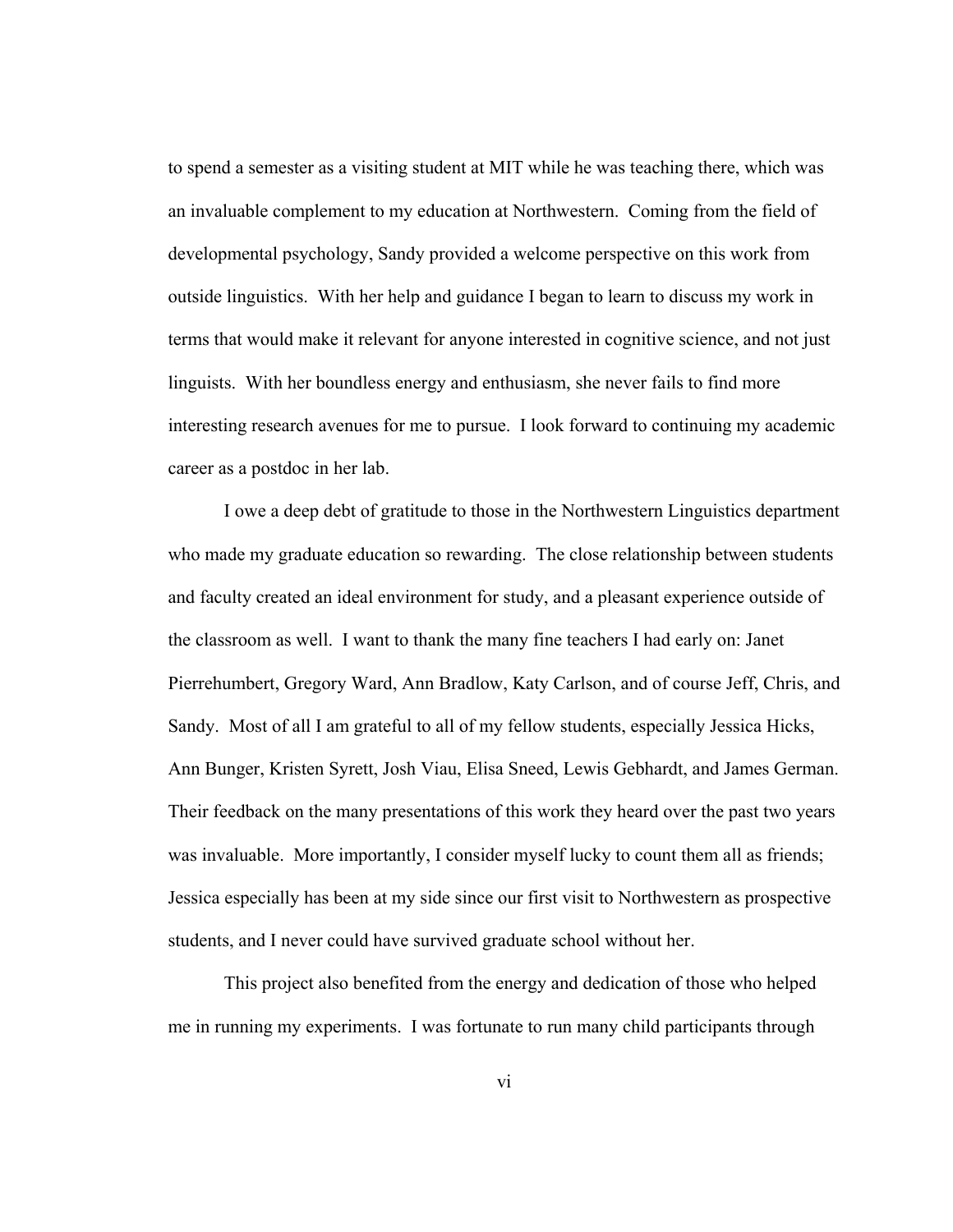to spend a semester as a visiting student at MIT while he was teaching there, which was an invaluable complement to my education at Northwestern. Coming from the field of developmental psychology, Sandy provided a welcome perspective on this work from outside linguistics. With her help and guidance I began to learn to discuss my work in terms that would make it relevant for anyone interested in cognitive science, and not just linguists. With her boundless energy and enthusiasm, she never fails to find more interesting research avenues for me to pursue. I look forward to continuing my academic career as a postdoc in her lab.

I owe a deep debt of gratitude to those in the Northwestern Linguistics department who made my graduate education so rewarding. The close relationship between students and faculty created an ideal environment for study, and a pleasant experience outside of the classroom as well. I want to thank the many fine teachers I had early on: Janet Pierrehumbert, Gregory Ward, Ann Bradlow, Katy Carlson, and of course Jeff, Chris, and Sandy. Most of all I am grateful to all of my fellow students, especially Jessica Hicks, Ann Bunger, Kristen Syrett, Josh Viau, Elisa Sneed, Lewis Gebhardt, and James German. Their feedback on the many presentations of this work they heard over the past two years was invaluable. More importantly, I consider myself lucky to count them all as friends; Jessica especially has been at my side since our first visit to Northwestern as prospective students, and I never could have survived graduate school without her.

This project also benefited from the energy and dedication of those who helped me in running my experiments. I was fortunate to run many child participants through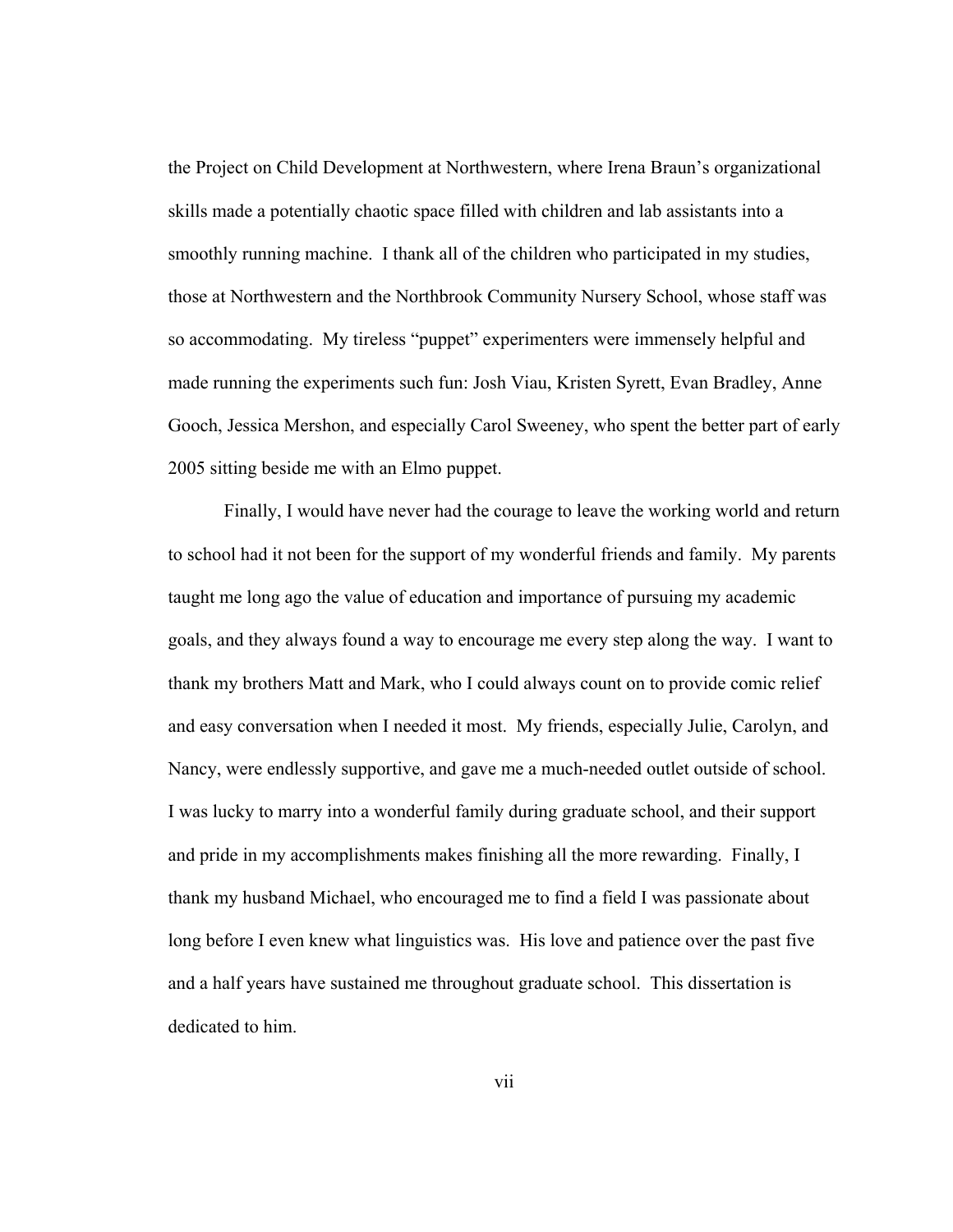the Project on Child Development at Northwestern, where Irena Braun's organizational skills made a potentially chaotic space filled with children and lab assistants into a smoothly running machine. I thank all of the children who participated in my studies, those at Northwestern and the Northbrook Community Nursery School, whose staff was so accommodating. My tireless "puppet" experimenters were immensely helpful and made running the experiments such fun: Josh Viau, Kristen Syrett, Evan Bradley, Anne Gooch, Jessica Mershon, and especially Carol Sweeney, who spent the better part of early 2005 sitting beside me with an Elmo puppet.

Finally, I would have never had the courage to leave the working world and return to school had it not been for the support of my wonderful friends and family. My parents taught me long ago the value of education and importance of pursuing my academic goals, and they always found a way to encourage me every step along the way. I want to thank my brothers Matt and Mark, who I could always count on to provide comic relief and easy conversation when I needed it most. My friends, especially Julie, Carolyn, and Nancy, were endlessly supportive, and gave me a much-needed outlet outside of school. I was lucky to marry into a wonderful family during graduate school, and their support and pride in my accomplishments makes finishing all the more rewarding. Finally, I thank my husband Michael, who encouraged me to find a field I was passionate about long before I even knew what linguistics was. His love and patience over the past five and a half years have sustained me throughout graduate school. This dissertation is dedicated to him.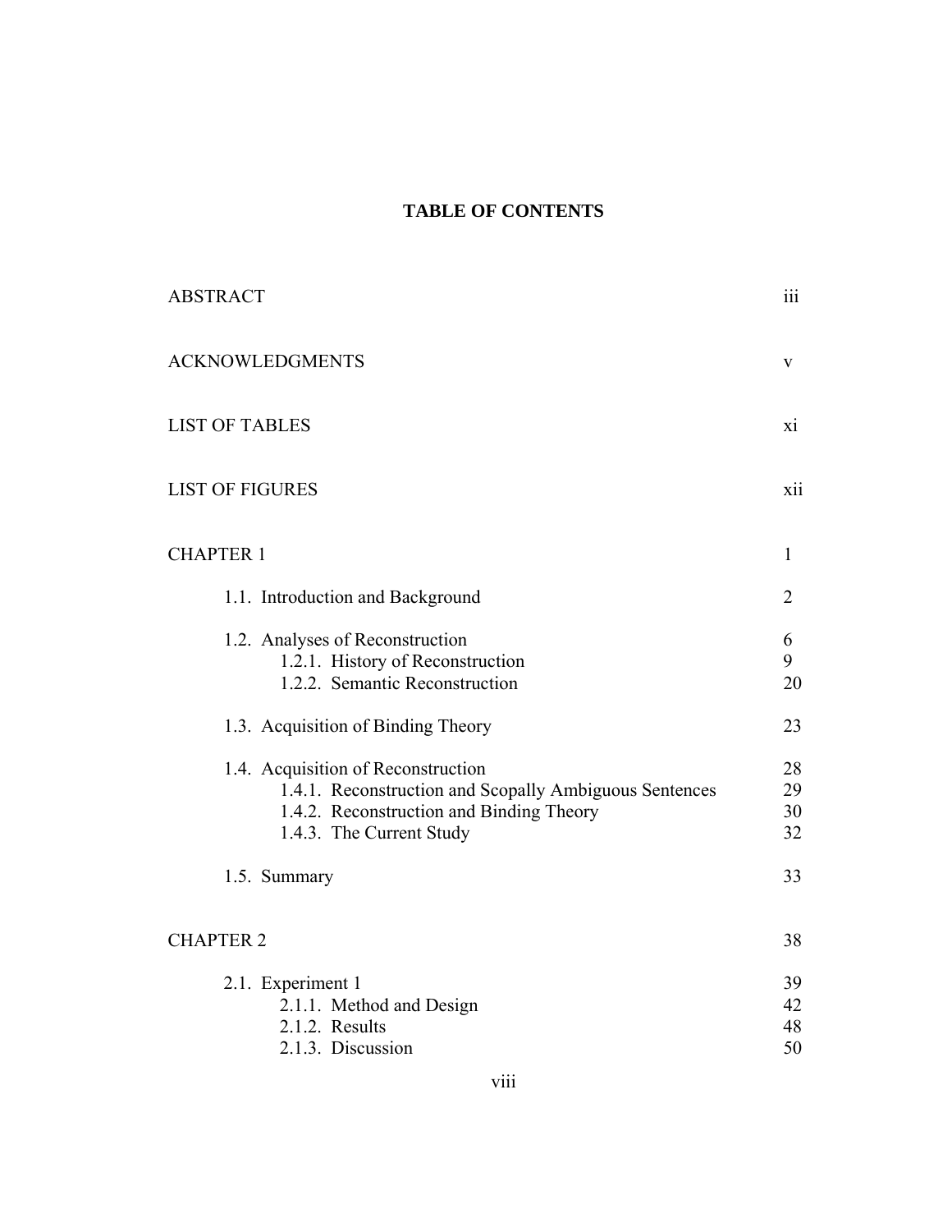# TABLE OF CONTENTS

| | |
|---|---|
| ABSTRACT | iii |
| ACKNOWLEDGMENTS | v |
| LIST OF TABLES | xi |
| LIST OF FIGURES | xii |
| CHAPTER 1 | 1 |
| 1.1. Introduction and Background | 2 |
| 1.2. Analyses of Reconstruction | 6 |
| 1.2.1. History of Reconstruction | 9 |
| 1.2.2. Semantic Reconstruction | 20 |
| 1.3. Acquisition of Binding Theory | 23 |
| 1.4. Acquisition of Reconstruction | 28 |
| 1.4.1. Reconstruction and Scopally Ambiguous Sentences | 29 |
| 1.4.2. Reconstruction and Binding Theory | 30 |
| 1.4.3. The Current Study | 32 |
| 1.5. Summary | 33 |
| CHAPTER 2 | 38 |
| 2.1. Experiment 1 | 39 |
| 2.1.1. Method and Design | 42 |
| 2.1.2. Results | 48 |
| 2.1.3. Discussion | 50 |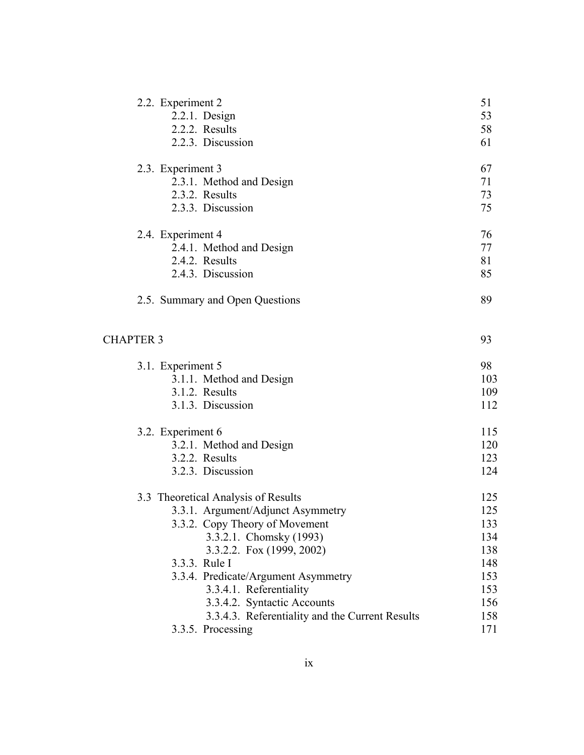2.2. Experiment 2 51
- 2.2.1. Design 53
- 2.2.2. Results 58
- 2.2.3. Discussion 61

2.3. Experiment 3 67
- 2.3.1. Method and Design 71
- 2.3.2. Results 73
- 2.3.3. Discussion 75

2.4. Experiment 4 76
- 2.4.1. Method and Design 77
- 2.4.2. Results 81
- 2.4.3. Discussion 85

2.5. Summary and Open Questions 89

CHAPTER 3 93

3.1. Experiment 5 98
- 3.1.1. Method and Design 103
- 3.1.2. Results 109
- 3.1.3. Discussion 112

3.2. Experiment 6 115
- 3.2.1. Method and Design 120
- 3.2.2. Results 123
- 3.2.3. Discussion 124

3.3 Theoretical Analysis of Results 125
- 3.3.1. Argument/Adjunct Asymmetry 125
- 3.3.2. Copy Theory of Movement 133
  - 3.3.2.1. Chomsky (1993) 134
  - 3.3.2.2. Fox (1999, 2002) 138
- 3.3.3. Rule I 148
- 3.3.4. Predicate/Argument Asymmetry 153
  - 3.3.4.1. Referentiality 153
  - 3.3.4.2. Syntactic Accounts 156
  - 3.3.4.3. Referentiality and the Current Results 158
- 3.3.5. Processing 171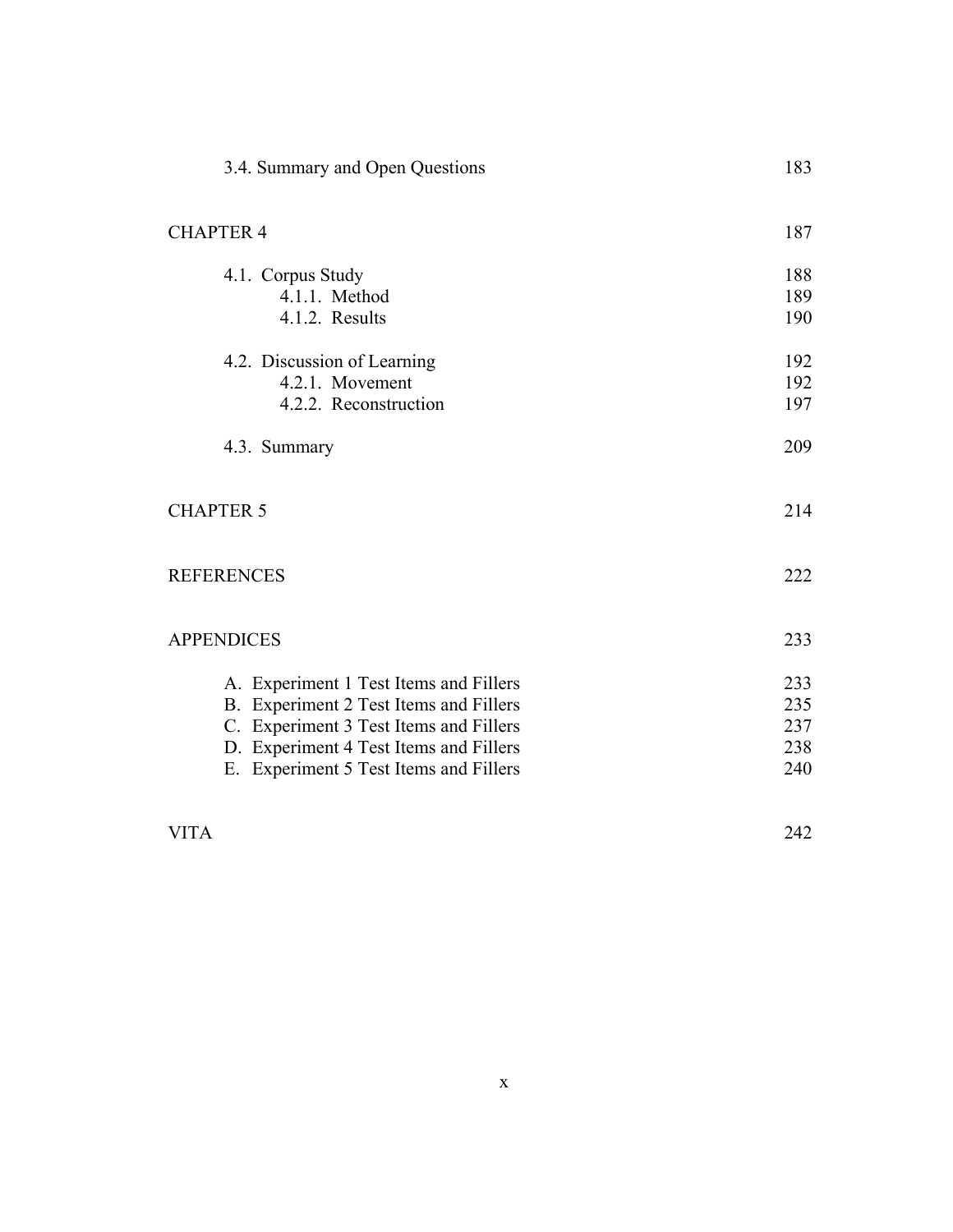3.4. Summary and Open Questions 183

CHAPTER 4 187

4.1. Corpus Study 188
  4.1.1. Method 189
  4.1.2. Results 190

4.2. Discussion of Learning 192
  4.2.1. Movement 192
  4.2.2. Reconstruction 197

4.3. Summary 209

CHAPTER 5 214

REFERENCES 222

APPENDICES 233

A. Experiment 1 Test Items and Fillers 233
B. Experiment 2 Test Items and Fillers 235
C. Experiment 3 Test Items and Fillers 237
D. Experiment 4 Test Items and Fillers 238
E. Experiment 5 Test Items and Fillers 240

VITA 242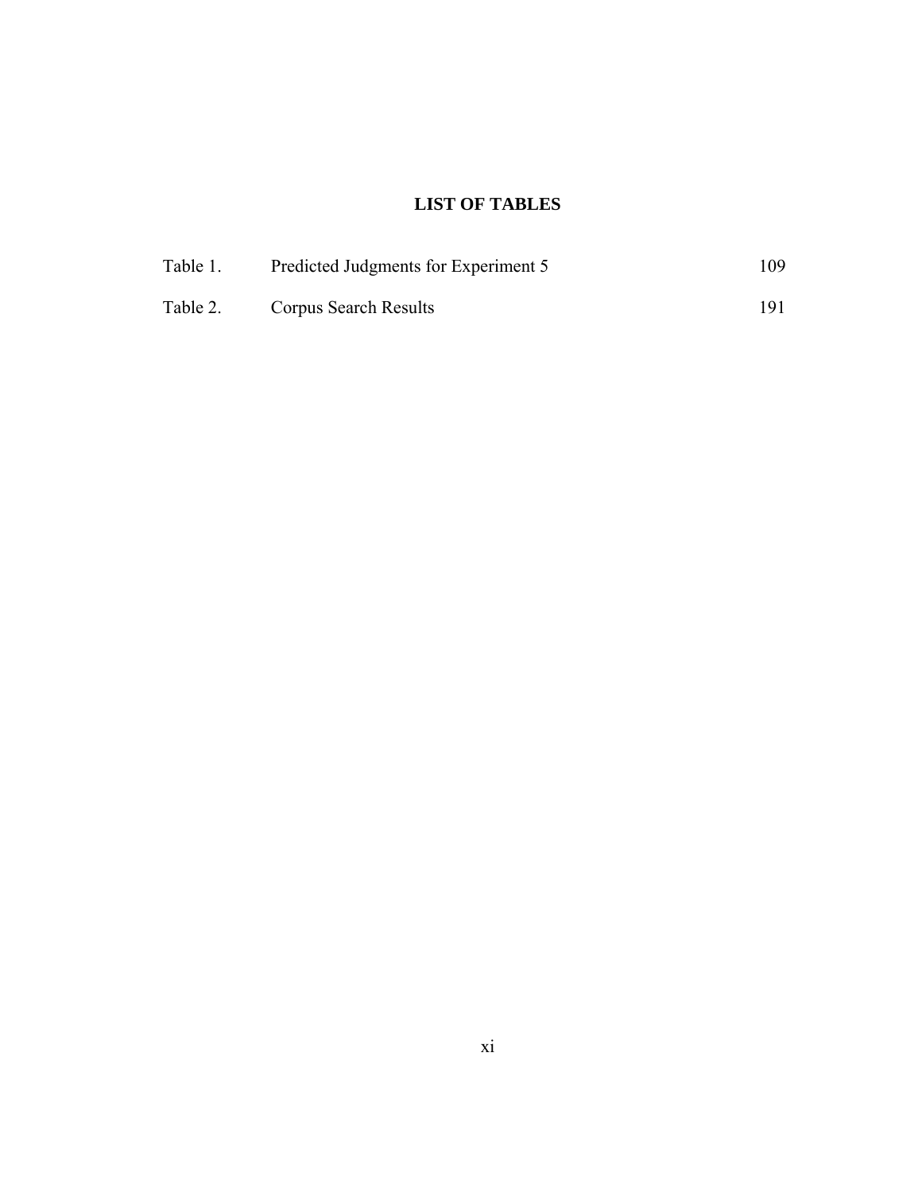# LIST OF TABLES

| | | |
|---|---|---|
| Table 1. | Predicted Judgments for Experiment 5 | 109 |
| Table 2. | Corpus Search Results | 191 |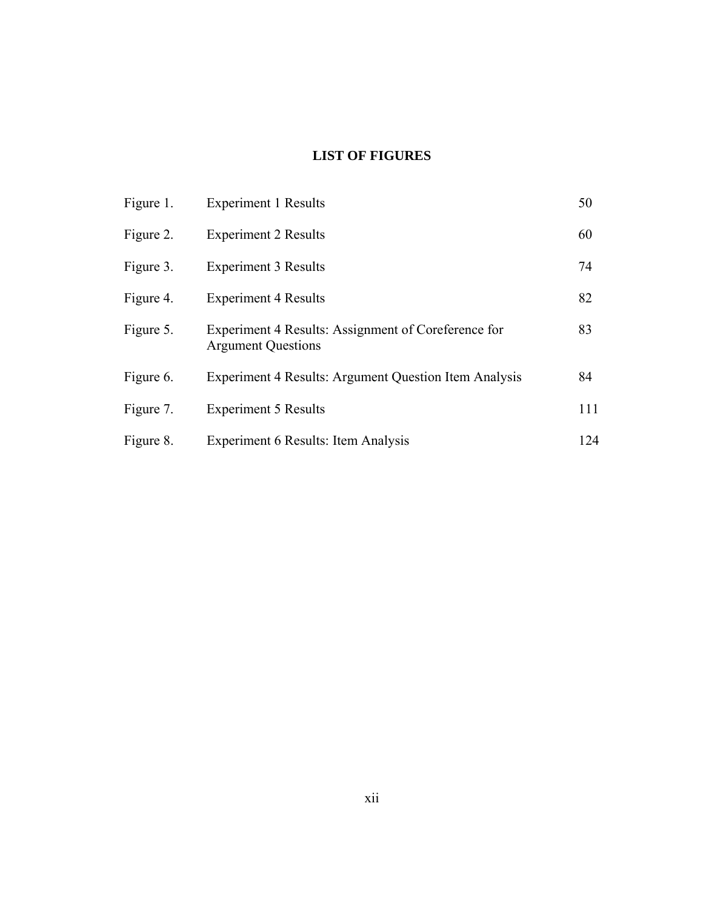## LIST OF FIGURES

| | | |
|---|---|---|
| Figure 1. | Experiment 1 Results | 50 |
| Figure 2. | Experiment 2 Results | 60 |
| Figure 3. | Experiment 3 Results | 74 |
| Figure 4. | Experiment 4 Results | 82 |
| Figure 5. | Experiment 4 Results: Assignment of Coreference for Argument Questions | 83 |
| Figure 6. | Experiment 4 Results: Argument Question Item Analysis | 84 |
| Figure 7. | Experiment 5 Results | 111 |
| Figure 8. | Experiment 6 Results: Item Analysis | 124 |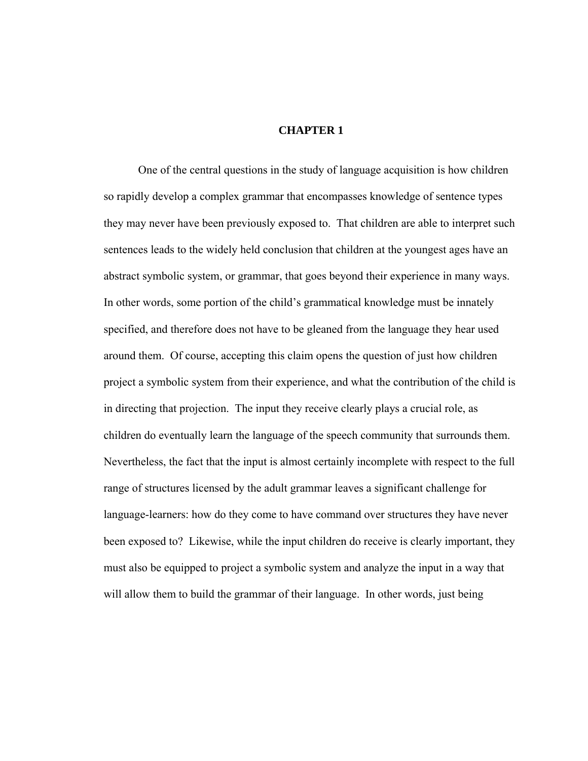# CHAPTER 1

One of the central questions in the study of language acquisition is how children so rapidly develop a complex grammar that encompasses knowledge of sentence types they may never have been previously exposed to. That children are able to interpret such sentences leads to the widely held conclusion that children at the youngest ages have an abstract symbolic system, or grammar, that goes beyond their experience in many ways. In other words, some portion of the child's grammatical knowledge must be innately specified, and therefore does not have to be gleaned from the language they hear used around them. Of course, accepting this claim opens the question of just how children project a symbolic system from their experience, and what the contribution of the child is in directing that projection. The input they receive clearly plays a crucial role, as children do eventually learn the language of the speech community that surrounds them. Nevertheless, the fact that the input is almost certainly incomplete with respect to the full range of structures licensed by the adult grammar leaves a significant challenge for language-learners: how do they come to have command over structures they have never been exposed to? Likewise, while the input children do receive is clearly important, they must also be equipped to project a symbolic system and analyze the input in a way that will allow them to build the grammar of their language. In other words, just being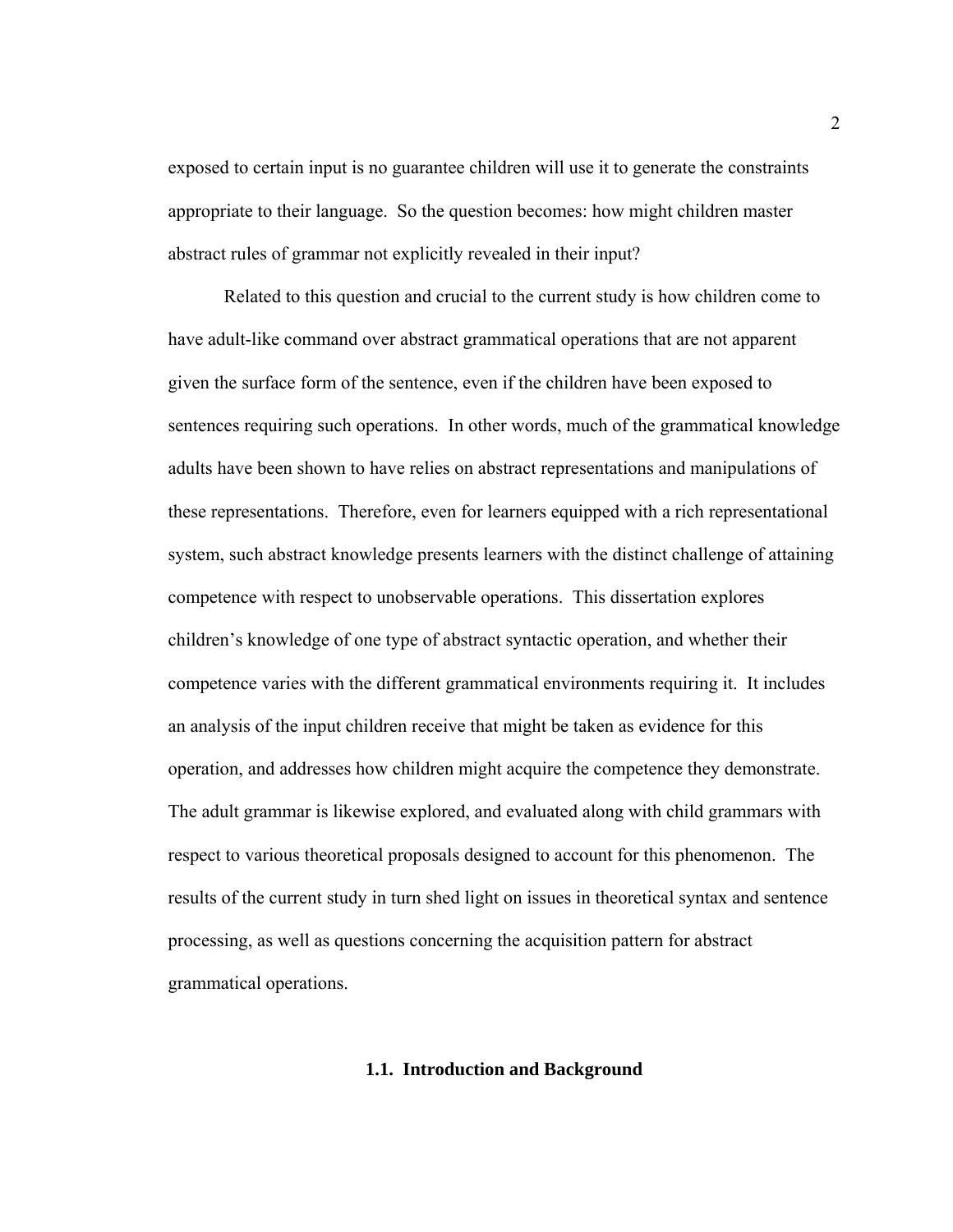exposed to certain input is no guarantee children will use it to generate the constraints appropriate to their language. So the question becomes: how might children master abstract rules of grammar not explicitly revealed in their input?

Related to this question and crucial to the current study is how children come to have adult-like command over abstract grammatical operations that are not apparent given the surface form of the sentence, even if the children have been exposed to sentences requiring such operations. In other words, much of the grammatical knowledge adults have been shown to have relies on abstract representations and manipulations of these representations. Therefore, even for learners equipped with a rich representational system, such abstract knowledge presents learners with the distinct challenge of attaining competence with respect to unobservable operations. This dissertation explores children's knowledge of one type of abstract syntactic operation, and whether their competence varies with the different grammatical environments requiring it. It includes an analysis of the input children receive that might be taken as evidence for this operation, and addresses how children might acquire the competence they demonstrate. The adult grammar is likewise explored, and evaluated along with child grammars with respect to various theoretical proposals designed to account for this phenomenon. The results of the current study in turn shed light on issues in theoretical syntax and sentence processing, as well as questions concerning the acquisition pattern for abstract grammatical operations.

## 1.1. Introduction and Background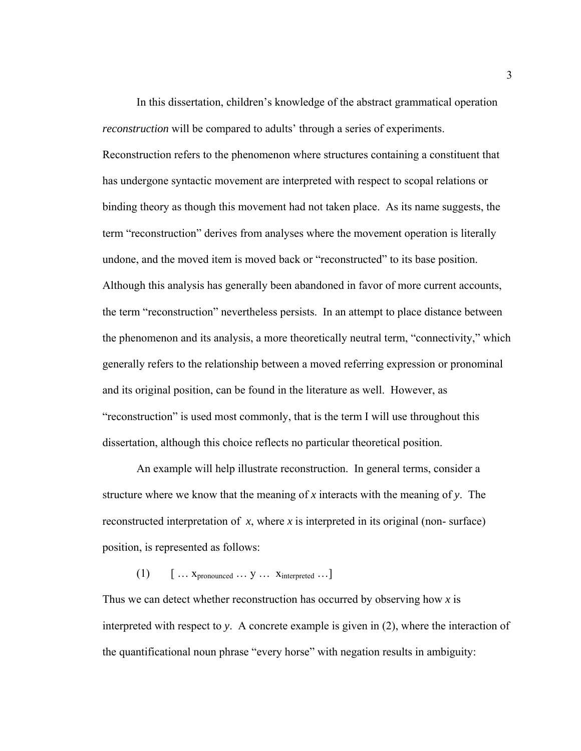In this dissertation, children's knowledge of the abstract grammatical operation *reconstruction* will be compared to adults' through a series of experiments. Reconstruction refers to the phenomenon where structures containing a constituent that has undergone syntactic movement are interpreted with respect to scopal relations or binding theory as though this movement had not taken place. As its name suggests, the term "reconstruction" derives from analyses where the movement operation is literally undone, and the moved item is moved back or "reconstructed" to its base position. Although this analysis has generally been abandoned in favor of more current accounts, the term "reconstruction" nevertheless persists. In an attempt to place distance between the phenomenon and its analysis, a more theoretically neutral term, "connectivity," which generally refers to the relationship between a moved referring expression or pronominal and its original position, can be found in the literature as well. However, as "reconstruction" is used most commonly, that is the term I will use throughout this dissertation, although this choice reflects no particular theoretical position.

An example will help illustrate reconstruction. In general terms, consider a structure where we know that the meaning of *x* interacts with the meaning of *y*. The reconstructed interpretation of *x*, where *x* is interpreted in its original (non- surface) position, is represented as follows:

(1) [ … $x_{pronounced}$ … y … $x_{interpreted}$ …]

Thus we can detect whether reconstruction has occurred by observing how *x* is interpreted with respect to *y*. A concrete example is given in (2), where the interaction of the quantificational noun phrase "every horse" with negation results in ambiguity: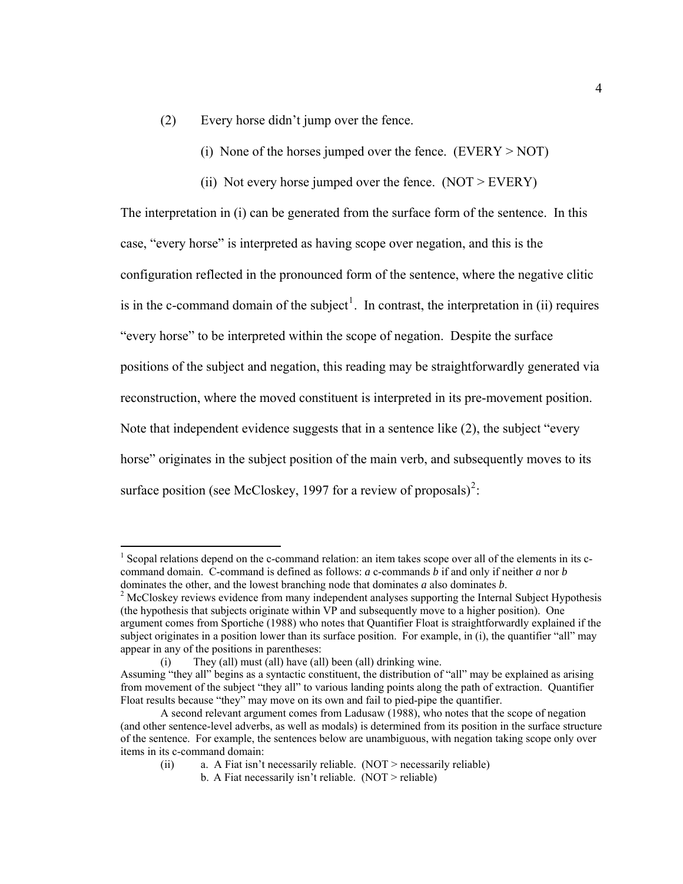(2) Every horse didn't jump over the fence.

(i) None of the horses jumped over the fence. (EVERY > NOT)

(ii) Not every horse jumped over the fence. (NOT > EVERY)

The interpretation in (i) can be generated from the surface form of the sentence. In this case, "every horse" is interpreted as having scope over negation, and this is the configuration reflected in the pronounced form of the sentence, where the negative clitic is in the c-command domain of the subject[1]. In contrast, the interpretation in (ii) requires "every horse" to be interpreted within the scope of negation. Despite the surface positions of the subject and negation, this reading may be straightforwardly generated via reconstruction, where the moved constituent is interpreted in its pre-movement position. Note that independent evidence suggests that in a sentence like (2), the subject "every horse" originates in the subject position of the main verb, and subsequently moves to its surface position (see McCloskey, 1997 for a review of proposals)[2]:

---

[1] Scopal relations depend on the c-command relation: an item takes scope over all of the elements in its c-command domain. C-command is defined as follows: *a* c-commands *b* if and only if neither *a* nor *b* dominates the other, and the lowest branching node that dominates *a* also dominates *b*.

[2] McCloskey reviews evidence from many independent analyses supporting the Internal Subject Hypothesis (the hypothesis that subjects originate within VP and subsequently move to a higher position). One argument comes from Sportiche (1988) who notes that Quantifier Float is straightforwardly explained if the subject originates in a position lower than its surface position. For example, in (i), the quantifier "all" may appear in any of the positions in parentheses:

(i) They (all) must (all) have (all) been (all) drinking wine.

Assuming "they all" begins as a syntactic constituent, the distribution of "all" may be explained as arising from movement of the subject "they all" to various landing points along the path of extraction. Quantifier Float results because "they" may move on its own and fail to pied-pipe the quantifier.

A second relevant argument comes from Ladusaw (1988), who notes that the scope of negation (and other sentence-level adverbs, as well as modals) is determined from its position in the surface structure of the sentence. For example, the sentences below are unambiguous, with negation taking scope only over items in its c-command domain:

(ii) a. A Fiat isn't necessarily reliable. (NOT > necessarily reliable)

b. A Fiat necessarily isn't reliable. (NOT > reliable)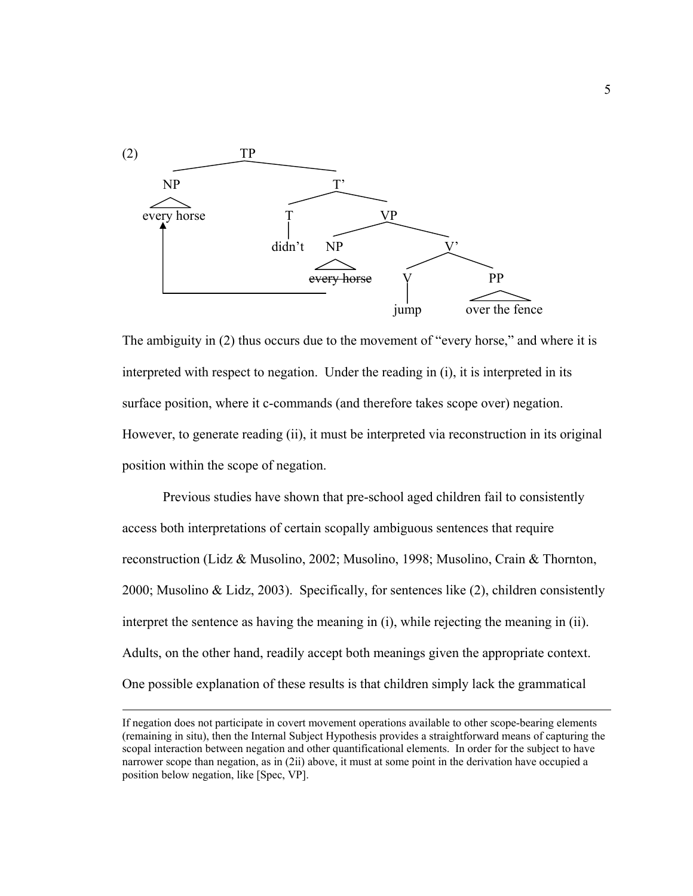(2)

```
                        TP
          ______________|______________
         NP                            T'
         /\                   _________|_________
    every horse              T                   VP
         ^                   |          _________|_________
         |                 didn't      NP                  V'
         |                             /\            ______|______
         |                       ~~every horse~~     V            PP
         |                              |            |            /\
         |______________________________|          jump    over the fence
```

The ambiguity in (2) thus occurs due to the movement of "every horse," and where it is interpreted with respect to negation. Under the reading in (i), it is interpreted in its surface position, where it c-commands (and therefore takes scope over) negation. However, to generate reading (ii), it must be interpreted via reconstruction in its original position within the scope of negation.

Previous studies have shown that pre-school aged children fail to consistently access both interpretations of certain scopally ambiguous sentences that require reconstruction (Lidz & Musolino, 2002; Musolino, 1998; Musolino, Crain & Thornton, 2000; Musolino & Lidz, 2003). Specifically, for sentences like (2), children consistently interpret the sentence as having the meaning in (i), while rejecting the meaning in (ii). Adults, on the other hand, readily accept both meanings given the appropriate context. One possible explanation of these results is that children simply lack the grammatical

---

If negation does not participate in covert movement operations available to other scope-bearing elements (remaining in situ), then the Internal Subject Hypothesis provides a straightforward means of capturing the scopal interaction between negation and other quantificational elements. In order for the subject to have narrower scope than negation, as in (2ii) above, it must at some point in the derivation have occupied a position below negation, like [Spec, VP].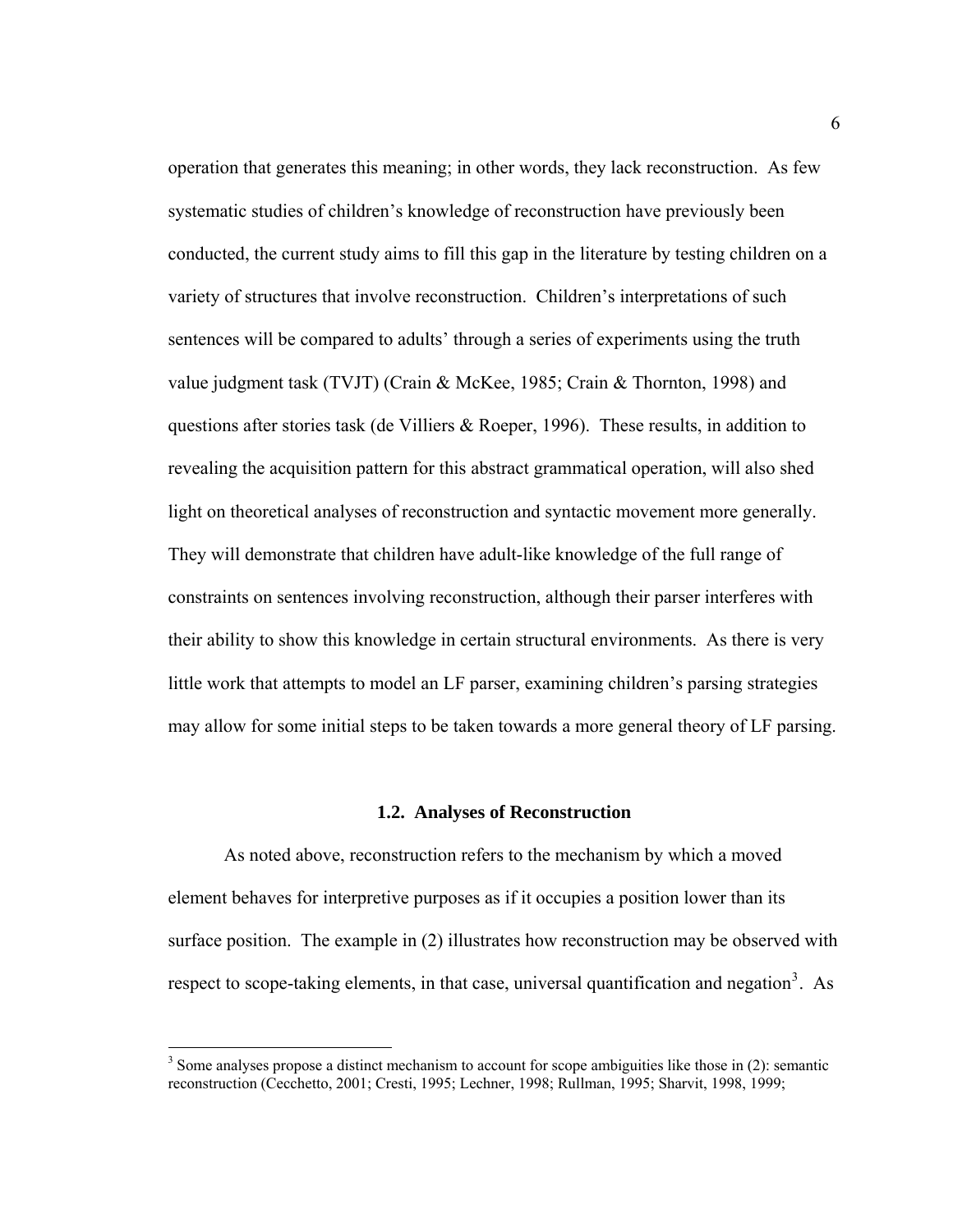operation that generates this meaning; in other words, they lack reconstruction. As few systematic studies of children's knowledge of reconstruction have previously been conducted, the current study aims to fill this gap in the literature by testing children on a variety of structures that involve reconstruction. Children's interpretations of such sentences will be compared to adults' through a series of experiments using the truth value judgment task (TVJT) (Crain & McKee, 1985; Crain & Thornton, 1998) and questions after stories task (de Villiers & Roeper, 1996). These results, in addition to revealing the acquisition pattern for this abstract grammatical operation, will also shed light on theoretical analyses of reconstruction and syntactic movement more generally. They will demonstrate that children have adult-like knowledge of the full range of constraints on sentences involving reconstruction, although their parser interferes with their ability to show this knowledge in certain structural environments. As there is very little work that attempts to model an LF parser, examining children's parsing strategies may allow for some initial steps to be taken towards a more general theory of LF parsing.

### 1.2. Analyses of Reconstruction

As noted above, reconstruction refers to the mechanism by which a moved element behaves for interpretive purposes as if it occupies a position lower than its surface position. The example in (2) illustrates how reconstruction may be observed with respect to scope-taking elements, in that case, universal quantification and negation[3]. As

[3] Some analyses propose a distinct mechanism to account for scope ambiguities like those in (2): semantic reconstruction (Cecchetto, 2001; Cresti, 1995; Lechner, 1998; Rullman, 1995; Sharvit, 1998, 1999;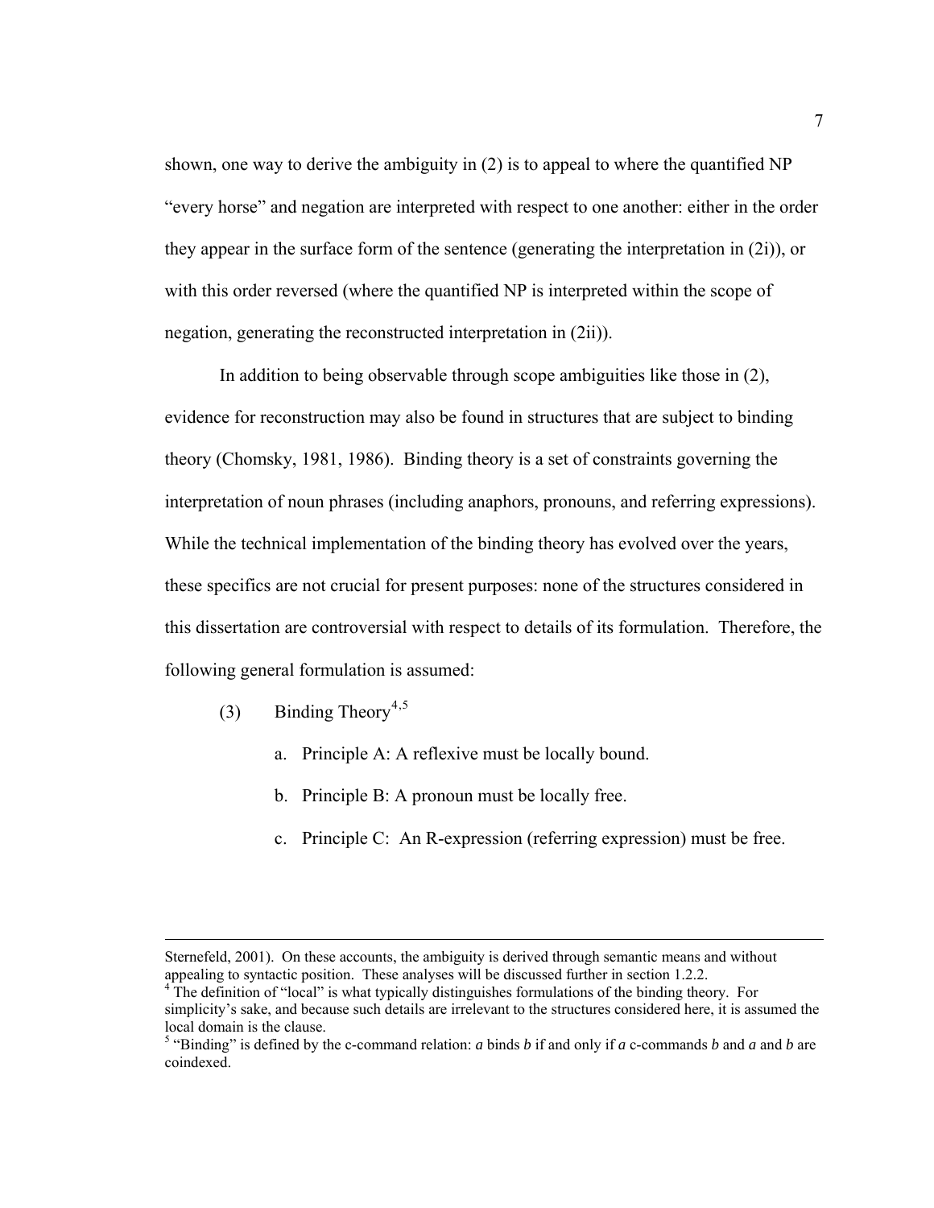shown, one way to derive the ambiguity in (2) is to appeal to where the quantified NP "every horse" and negation are interpreted with respect to one another: either in the order they appear in the surface form of the sentence (generating the interpretation in (2i)), or with this order reversed (where the quantified NP is interpreted within the scope of negation, generating the reconstructed interpretation in (2ii)).

In addition to being observable through scope ambiguities like those in (2), evidence for reconstruction may also be found in structures that are subject to binding theory (Chomsky, 1981, 1986). Binding theory is a set of constraints governing the interpretation of noun phrases (including anaphors, pronouns, and referring expressions). While the technical implementation of the binding theory has evolved over the years, these specifics are not crucial for present purposes: none of the structures considered in this dissertation are controversial with respect to details of its formulation. Therefore, the following general formulation is assumed:

(3) Binding Theory[4,5]

a. Principle A: A reflexive must be locally bound.

b. Principle B: A pronoun must be locally free.

c. Principle C: An R-expression (referring expression) must be free.

---

Sternefeld, 2001). On these accounts, the ambiguity is derived through semantic means and without appealing to syntactic position. These analyses will be discussed further in section 1.2.2.

[4] The definition of "local" is what typically distinguishes formulations of the binding theory. For simplicity's sake, and because such details are irrelevant to the structures considered here, it is assumed the local domain is the clause.

[5] "Binding" is defined by the c-command relation: *a* binds *b* if and only if *a* c-commands *b* and *a* and *b* are coindexed.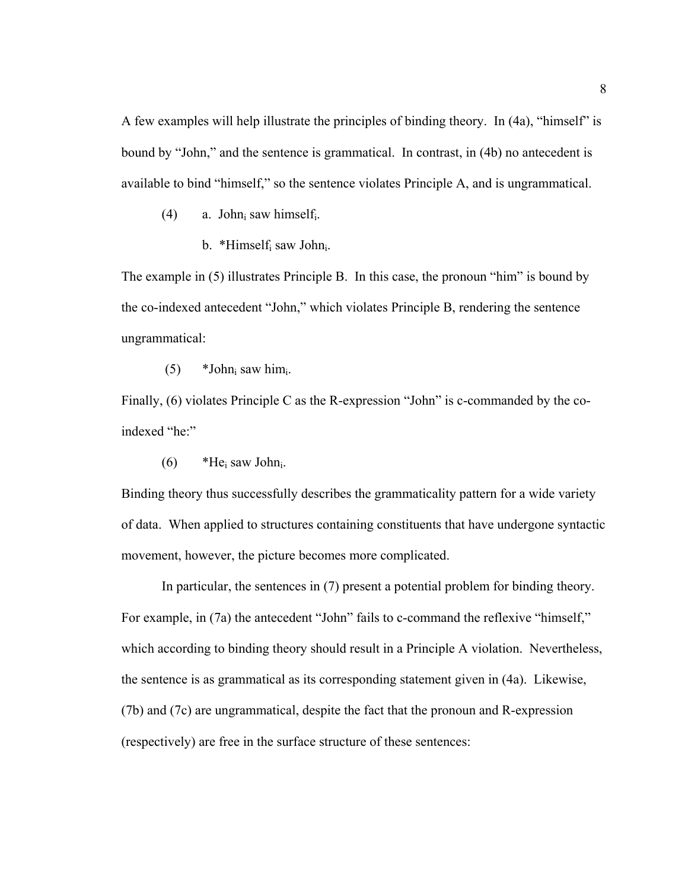A few examples will help illustrate the principles of binding theory. In (4a), "himself" is bound by "John," and the sentence is grammatical. In contrast, in (4b) no antecedent is available to bind "himself," so the sentence violates Principle A, and is ungrammatical.

(4) a. $\text{John}_i$ saw $\text{himself}_i$.

b. *$\text{Himself}_i$ saw $\text{John}_i$.

The example in (5) illustrates Principle B. In this case, the pronoun "him" is bound by the co-indexed antecedent "John," which violates Principle B, rendering the sentence ungrammatical:

(5) *$\text{John}_i$ saw $\text{him}_i$.

Finally, (6) violates Principle C as the R-expression "John" is c-commanded by the co-indexed "he:"

(6) *$\text{He}_i$ saw $\text{John}_i$.

Binding theory thus successfully describes the grammaticality pattern for a wide variety of data. When applied to structures containing constituents that have undergone syntactic movement, however, the picture becomes more complicated.

In particular, the sentences in (7) present a potential problem for binding theory. For example, in (7a) the antecedent "John" fails to c-command the reflexive "himself," which according to binding theory should result in a Principle A violation. Nevertheless, the sentence is as grammatical as its corresponding statement given in (4a). Likewise, (7b) and (7c) are ungrammatical, despite the fact that the pronoun and R-expression (respectively) are free in the surface structure of these sentences: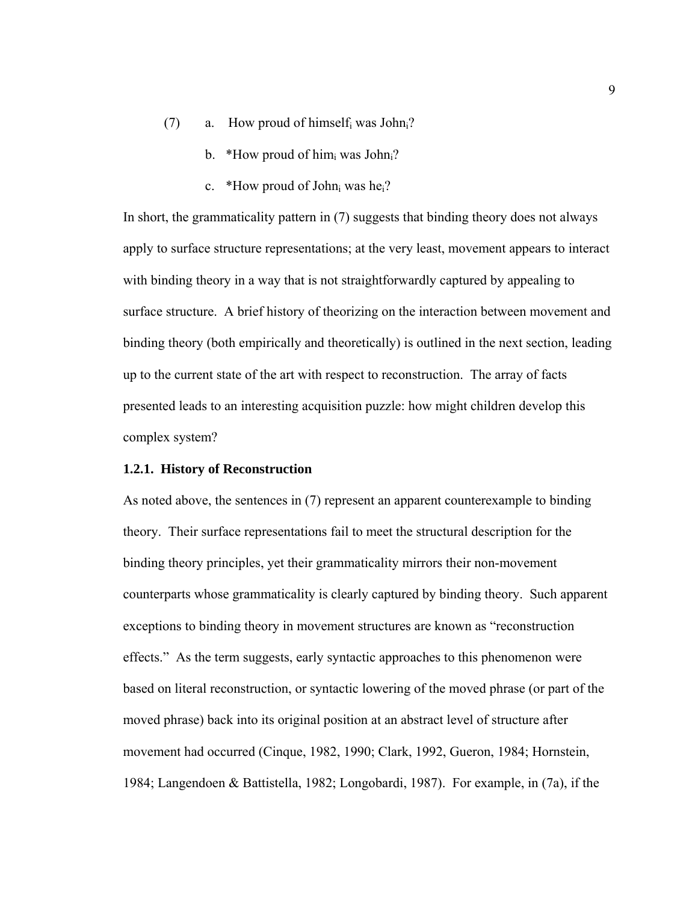(7) a. How proud of himself$_i$ was John$_i$?

b. *How proud of him$_i$ was John$_i$?

c. *How proud of John$_i$ was he$_i$?

In short, the grammaticality pattern in (7) suggests that binding theory does not always apply to surface structure representations; at the very least, movement appears to interact with binding theory in a way that is not straightforwardly captured by appealing to surface structure. A brief history of theorizing on the interaction between movement and binding theory (both empirically and theoretically) is outlined in the next section, leading up to the current state of the art with respect to reconstruction. The array of facts presented leads to an interesting acquisition puzzle: how might children develop this complex system?

### 1.2.1. History of Reconstruction

As noted above, the sentences in (7) represent an apparent counterexample to binding theory. Their surface representations fail to meet the structural description for the binding theory principles, yet their grammaticality mirrors their non-movement counterparts whose grammaticality is clearly captured by binding theory. Such apparent exceptions to binding theory in movement structures are known as "reconstruction effects." As the term suggests, early syntactic approaches to this phenomenon were based on literal reconstruction, or syntactic lowering of the moved phrase (or part of the moved phrase) back into its original position at an abstract level of structure after movement had occurred (Cinque, 1982, 1990; Clark, 1992, Gueron, 1984; Hornstein, 1984; Langendoen & Battistella, 1982; Longobardi, 1987). For example, in (7a), if the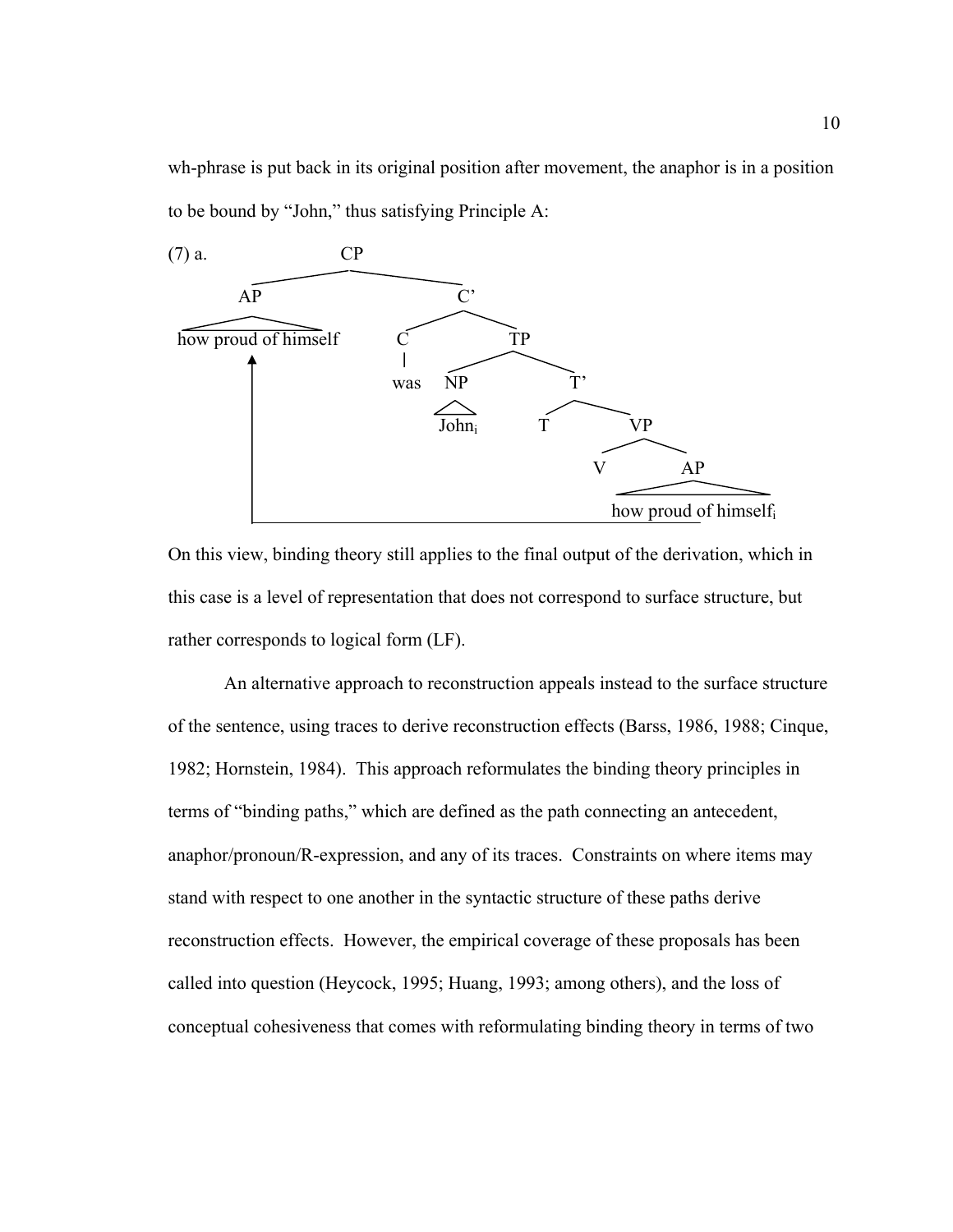wh-phrase is put back in its original position after movement, the anaphor is in a position to be bound by "John," thus satisfying Principle A:

(7) a.

```
                    CP
          ┌─────────┴─────────┐
          AP                  C'
   how proud of himself   ┌───┴───┐
          ▲               C       TP
          │               |    ┌──┴──┐
          │              was   NP    T'
          │                  John_i ┌┴──┐
          │                         T   VP
          │                           ┌─┴─┐
          │                           V   AP
          │                     how proud of himself_i
          └────────────────────────────────┘
```

On this view, binding theory still applies to the final output of the derivation, which in this case is a level of representation that does not correspond to surface structure, but rather corresponds to logical form (LF).

An alternative approach to reconstruction appeals instead to the surface structure of the sentence, using traces to derive reconstruction effects (Barss, 1986, 1988; Cinque, 1982; Hornstein, 1984). This approach reformulates the binding theory principles in terms of "binding paths," which are defined as the path connecting an antecedent, anaphor/pronoun/R-expression, and any of its traces. Constraints on where items may stand with respect to one another in the syntactic structure of these paths derive reconstruction effects. However, the empirical coverage of these proposals has been called into question (Heycock, 1995; Huang, 1993; among others), and the loss of conceptual cohesiveness that comes with reformulating binding theory in terms of two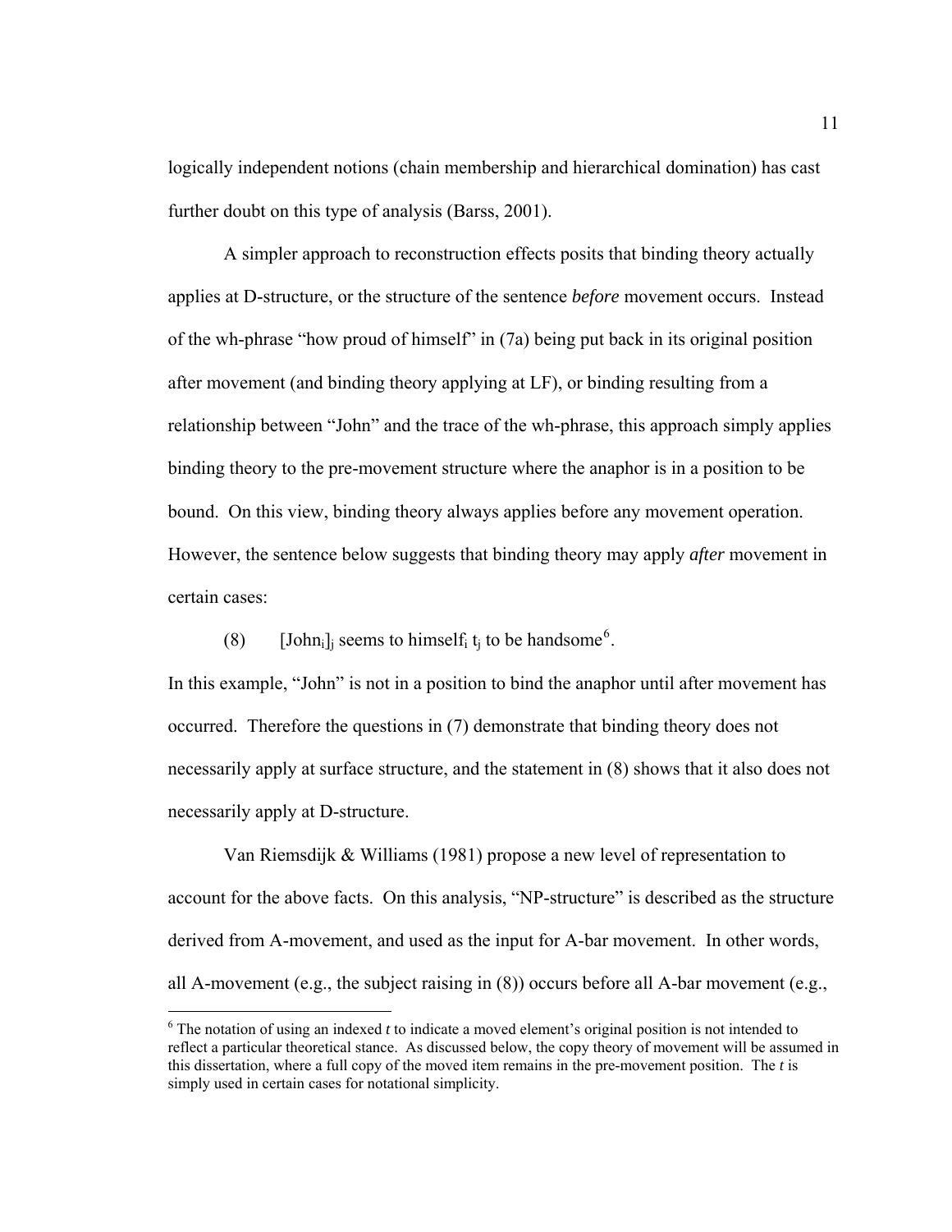logically independent notions (chain membership and hierarchical domination) has cast further doubt on this type of analysis (Barss, 2001).

A simpler approach to reconstruction effects posits that binding theory actually applies at D-structure, or the structure of the sentence *before* movement occurs. Instead of the wh-phrase "how proud of himself" in (7a) being put back in its original position after movement (and binding theory applying at LF), or binding resulting from a relationship between "John" and the trace of the wh-phrase, this approach simply applies binding theory to the pre-movement structure where the anaphor is in a position to be bound. On this view, binding theory always applies before any movement operation. However, the sentence below suggests that binding theory may apply *after* movement in certain cases:

(8) [John$_i$]$_j$ seems to himself$_i$ t$_j$ to be handsome[6].

In this example, "John" is not in a position to bind the anaphor until after movement has occurred. Therefore the questions in (7) demonstrate that binding theory does not necessarily apply at surface structure, and the statement in (8) shows that it also does not necessarily apply at D-structure.

Van Riemsdijk & Williams (1981) propose a new level of representation to account for the above facts. On this analysis, "NP-structure" is described as the structure derived from A-movement, and used as the input for A-bar movement. In other words, all A-movement (e.g., the subject raising in (8)) occurs before all A-bar movement (e.g.,

[6] The notation of using an indexed *t* to indicate a moved element's original position is not intended to reflect a particular theoretical stance. As discussed below, the copy theory of movement will be assumed in this dissertation, where a full copy of the moved item remains in the pre-movement position. The *t* is simply used in certain cases for notational simplicity.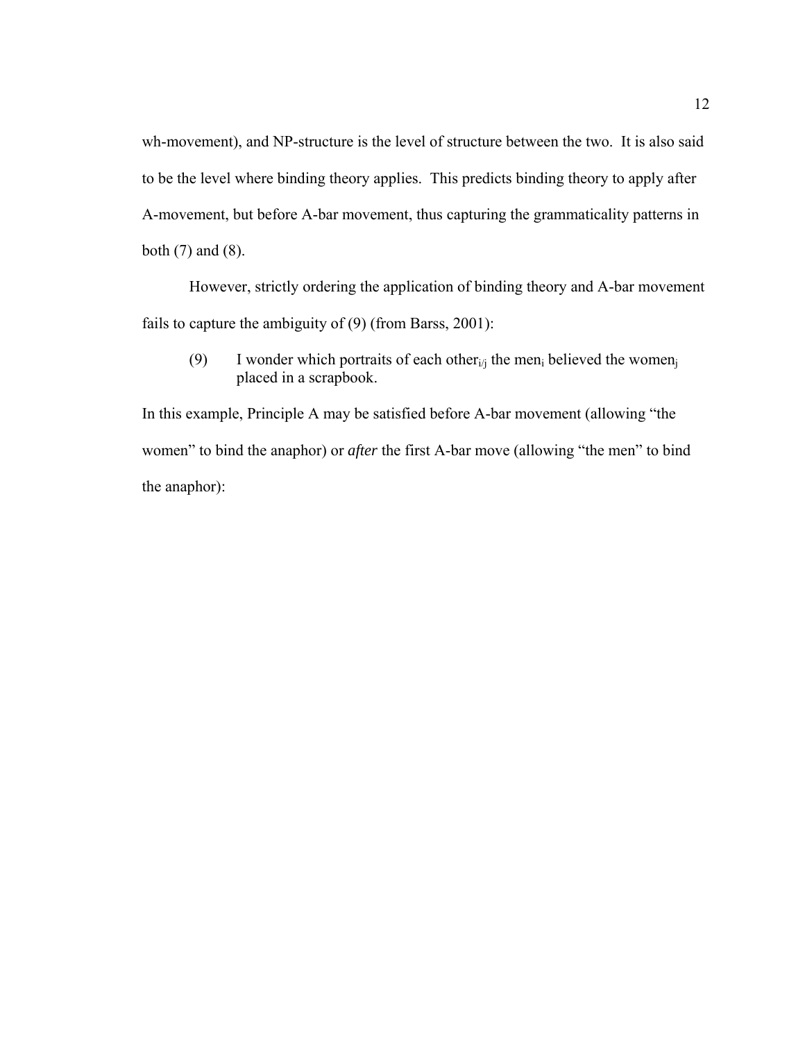wh-movement), and NP-structure is the level of structure between the two. It is also said to be the level where binding theory applies. This predicts binding theory to apply after A-movement, but before A-bar movement, thus capturing the grammaticality patterns in both (7) and (8).

However, strictly ordering the application of binding theory and A-bar movement fails to capture the ambiguity of (9) (from Barss, 2001):

(9) I wonder which portraits of each other$_{i/j}$ the men$_i$ believed the women$_j$ placed in a scrapbook.

In this example, Principle A may be satisfied before A-bar movement (allowing "the women" to bind the anaphor) or *after* the first A-bar move (allowing "the men" to bind the anaphor):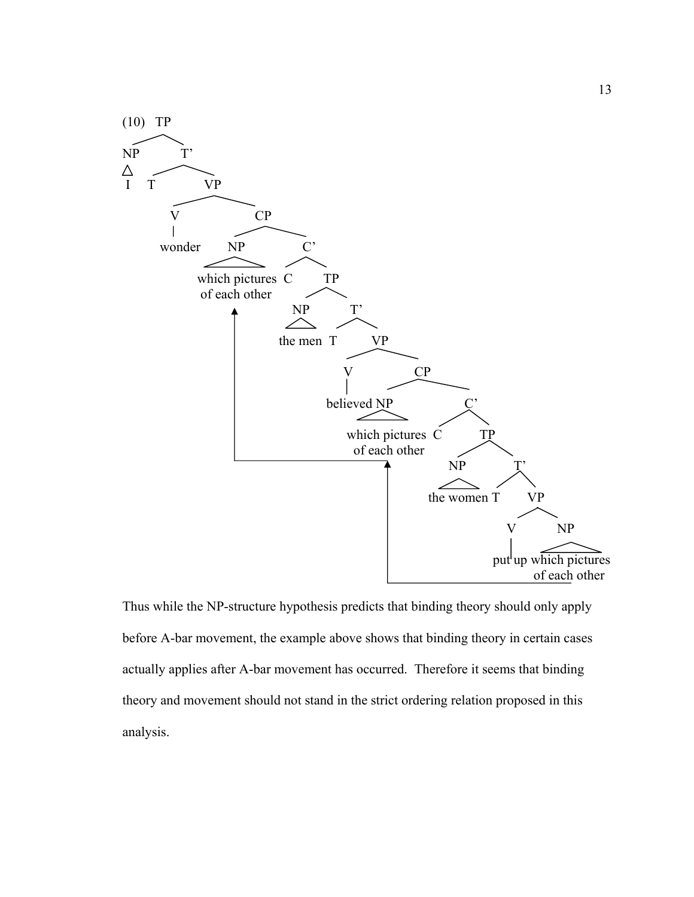(10)

```
TP
├── NP
│   └── I
└── T'
    ├── T
    └── VP
        ├── V
        │   └── wonder
        └── CP
            ├── NP
            │   └── which pictures of each other
            └── C'
                ├── C
                └── TP
                    ├── NP
                    │   └── the men
                    └── T'
                        ├── T
                        └── VP
                            ├── V
                            │   └── believed
                            └── CP
                                ├── NP
                                │   └── which pictures of each other
                                └── C'
                                    ├── C
                                    └── TP
                                        ├── NP
                                        │   └── the women
                                        └── T'
                                            ├── T
                                            └── VP
                                                ├── V
                                                │   └── put up
                                                └── NP
                                                    └── which pictures of each other
```

Thus while the NP-structure hypothesis predicts that binding theory should only apply before A-bar movement, the example above shows that binding theory in certain cases actually applies after A-bar movement has occurred. Therefore it seems that binding theory and movement should not stand in the strict ordering relation proposed in this analysis.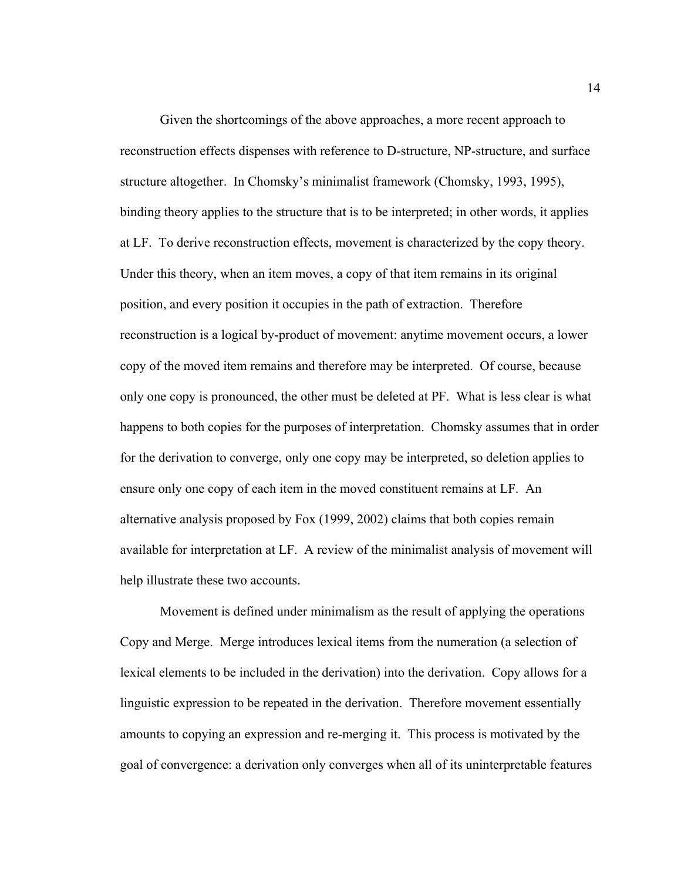Given the shortcomings of the above approaches, a more recent approach to reconstruction effects dispenses with reference to D-structure, NP-structure, and surface structure altogether. In Chomsky's minimalist framework (Chomsky, 1993, 1995), binding theory applies to the structure that is to be interpreted; in other words, it applies at LF. To derive reconstruction effects, movement is characterized by the copy theory. Under this theory, when an item moves, a copy of that item remains in its original position, and every position it occupies in the path of extraction. Therefore reconstruction is a logical by-product of movement: anytime movement occurs, a lower copy of the moved item remains and therefore may be interpreted. Of course, because only one copy is pronounced, the other must be deleted at PF. What is less clear is what happens to both copies for the purposes of interpretation. Chomsky assumes that in order for the derivation to converge, only one copy may be interpreted, so deletion applies to ensure only one copy of each item in the moved constituent remains at LF. An alternative analysis proposed by Fox (1999, 2002) claims that both copies remain available for interpretation at LF. A review of the minimalist analysis of movement will help illustrate these two accounts.

Movement is defined under minimalism as the result of applying the operations Copy and Merge. Merge introduces lexical items from the numeration (a selection of lexical elements to be included in the derivation) into the derivation. Copy allows for a linguistic expression to be repeated in the derivation. Therefore movement essentially amounts to copying an expression and re-merging it. This process is motivated by the goal of convergence: a derivation only converges when all of its uninterpretable features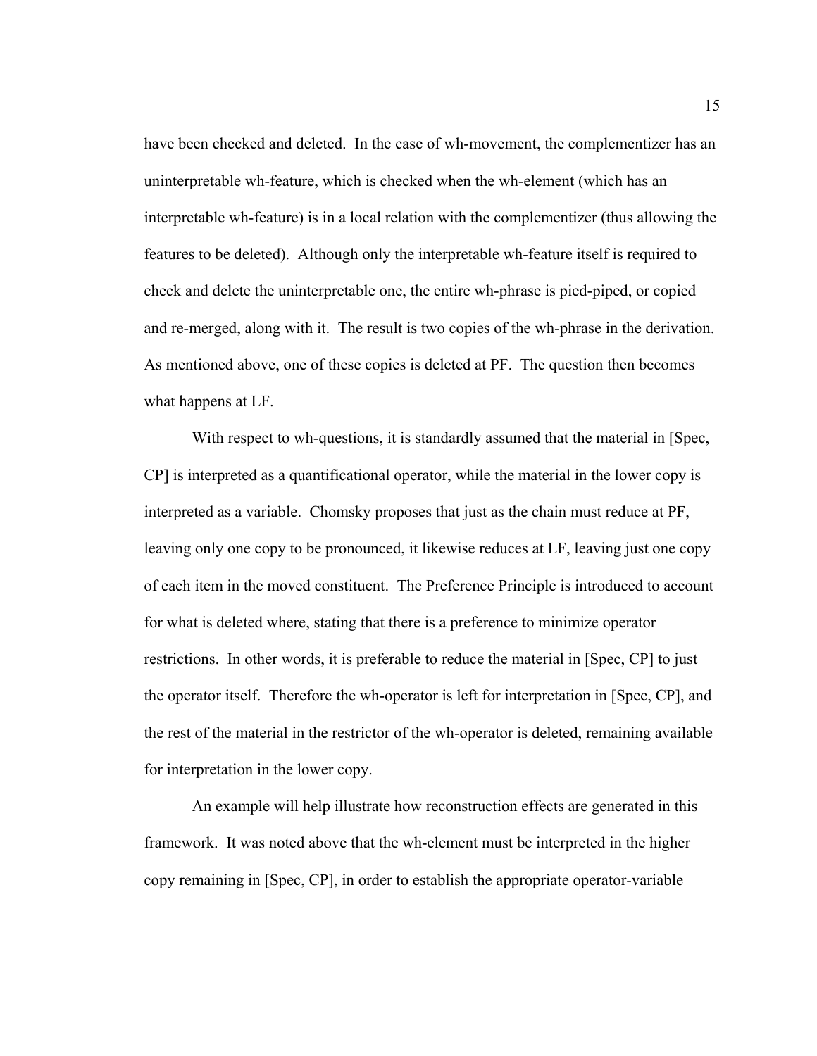have been checked and deleted. In the case of wh-movement, the complementizer has an uninterpretable wh-feature, which is checked when the wh-element (which has an interpretable wh-feature) is in a local relation with the complementizer (thus allowing the features to be deleted). Although only the interpretable wh-feature itself is required to check and delete the uninterpretable one, the entire wh-phrase is pied-piped, or copied and re-merged, along with it. The result is two copies of the wh-phrase in the derivation. As mentioned above, one of these copies is deleted at PF. The question then becomes what happens at LF.

With respect to wh-questions, it is standardly assumed that the material in [Spec, CP] is interpreted as a quantificational operator, while the material in the lower copy is interpreted as a variable. Chomsky proposes that just as the chain must reduce at PF, leaving only one copy to be pronounced, it likewise reduces at LF, leaving just one copy of each item in the moved constituent. The Preference Principle is introduced to account for what is deleted where, stating that there is a preference to minimize operator restrictions. In other words, it is preferable to reduce the material in [Spec, CP] to just the operator itself. Therefore the wh-operator is left for interpretation in [Spec, CP], and the rest of the material in the restrictor of the wh-operator is deleted, remaining available for interpretation in the lower copy.

An example will help illustrate how reconstruction effects are generated in this framework. It was noted above that the wh-element must be interpreted in the higher copy remaining in [Spec, CP], in order to establish the appropriate operator-variable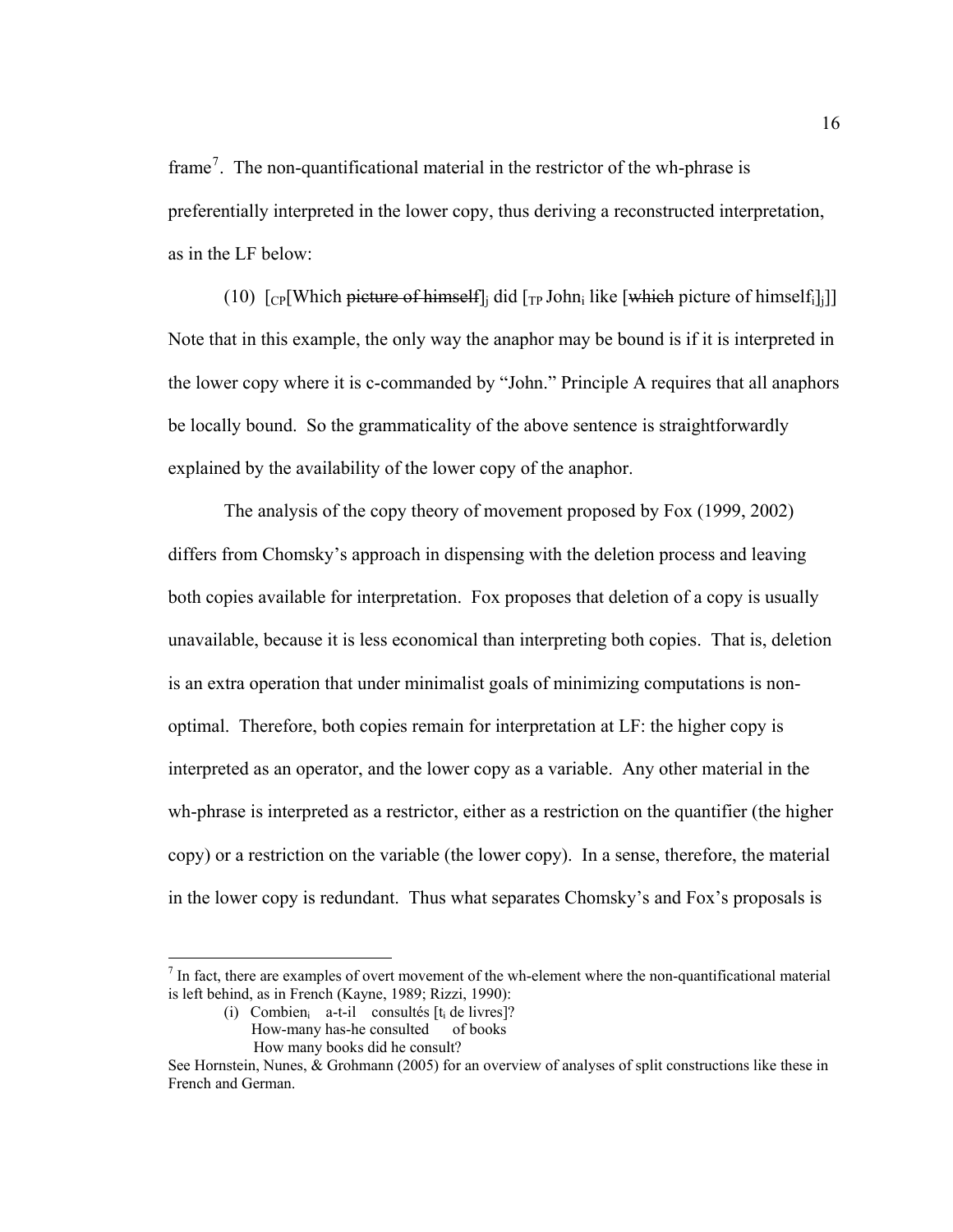frame[7]. The non-quantificational material in the restrictor of the wh-phrase is preferentially interpreted in the lower copy, thus deriving a reconstructed interpretation, as in the LF below:

(10) $[_{CP}$[Which ~~picture of himself~~$]_j$ did $[_{TP}$ John$_i$ like [~~which~~ picture of himself$_i]_j]]$

Note that in this example, the only way the anaphor may be bound is if it is interpreted in the lower copy where it is c-commanded by "John." Principle A requires that all anaphors be locally bound. So the grammaticality of the above sentence is straightforwardly explained by the availability of the lower copy of the anaphor.

The analysis of the copy theory of movement proposed by Fox (1999, 2002) differs from Chomsky's approach in dispensing with the deletion process and leaving both copies available for interpretation. Fox proposes that deletion of a copy is usually unavailable, because it is less economical than interpreting both copies. That is, deletion is an extra operation that under minimalist goals of minimizing computations is non-optimal. Therefore, both copies remain for interpretation at LF: the higher copy is interpreted as an operator, and the lower copy as a variable. Any other material in the wh-phrase is interpreted as a restrictor, either as a restriction on the quantifier (the higher copy) or a restriction on the variable (the lower copy). In a sense, therefore, the material in the lower copy is redundant. Thus what separates Chomsky's and Fox's proposals is

---

[7] In fact, there are examples of overt movement of the wh-element where the non-quantificational material is left behind, as in French (Kayne, 1989; Rizzi, 1990):

(i) Combien$_i$ a-t-il consultés [$t_i$ de livres]?
How-many has-he consulted of books
How many books did he consult?

See Hornstein, Nunes, & Grohmann (2005) for an overview of analyses of split constructions like these in French and German.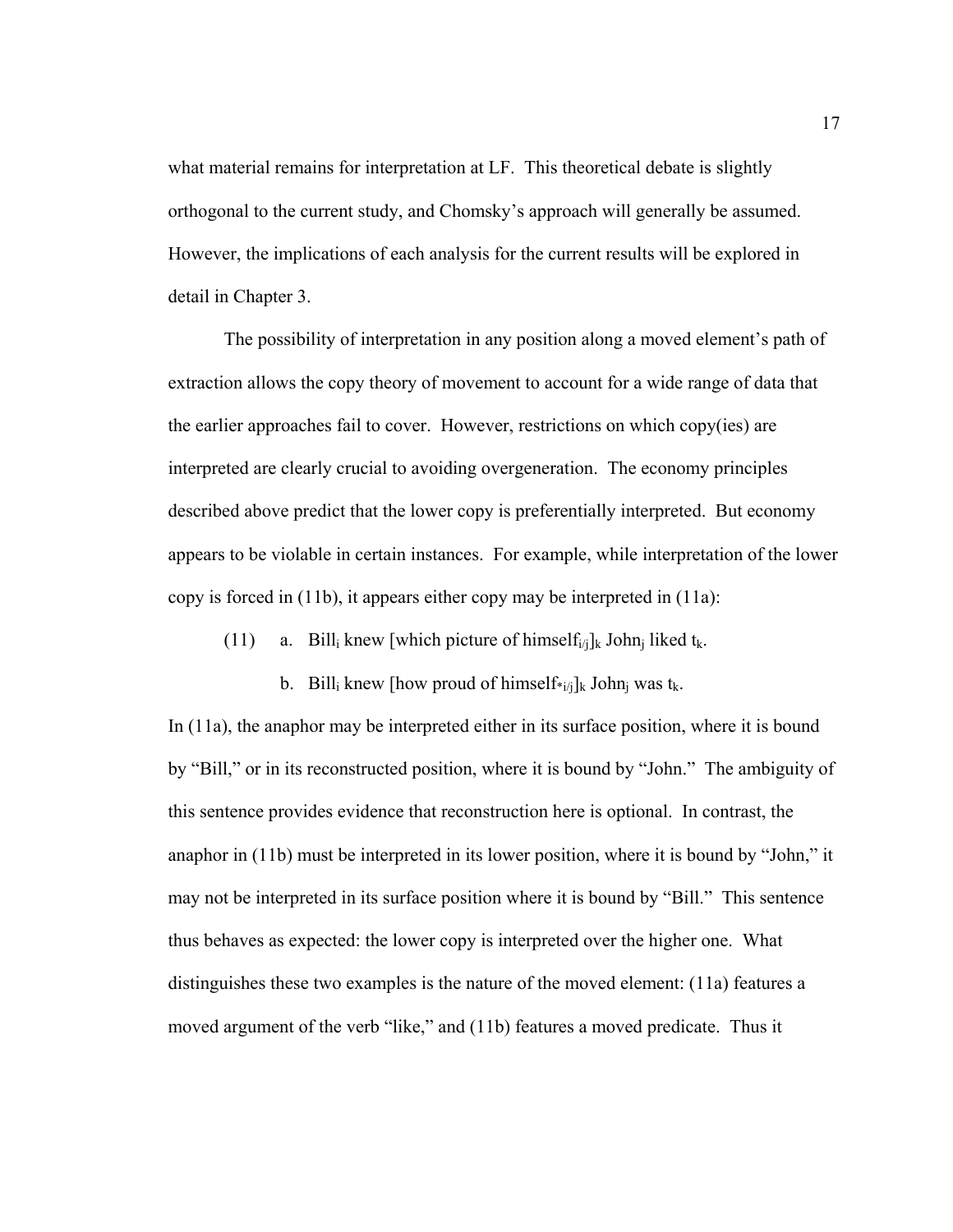what material remains for interpretation at LF. This theoretical debate is slightly orthogonal to the current study, and Chomsky's approach will generally be assumed. However, the implications of each analysis for the current results will be explored in detail in Chapter 3.

The possibility of interpretation in any position along a moved element's path of extraction allows the copy theory of movement to account for a wide range of data that the earlier approaches fail to cover. However, restrictions on which copy(ies) are interpreted are clearly crucial to avoiding overgeneration. The economy principles described above predict that the lower copy is preferentially interpreted. But economy appears to be violable in certain instances. For example, while interpretation of the lower copy is forced in (11b), it appears either copy may be interpreted in (11a):

(11) a. $\text{Bill}_i$ knew [which picture of $\text{himself}_{i/j}]_k$ $\text{John}_j$ liked $t_k$.

b. $\text{Bill}_i$ knew [how proud of $\text{himself}_{*i/j}]_k$ $\text{John}_j$ was $t_k$.

In (11a), the anaphor may be interpreted either in its surface position, where it is bound by "Bill," or in its reconstructed position, where it is bound by "John." The ambiguity of this sentence provides evidence that reconstruction here is optional. In contrast, the anaphor in (11b) must be interpreted in its lower position, where it is bound by "John," it may not be interpreted in its surface position where it is bound by "Bill." This sentence thus behaves as expected: the lower copy is interpreted over the higher one. What distinguishes these two examples is the nature of the moved element: (11a) features a moved argument of the verb "like," and (11b) features a moved predicate. Thus it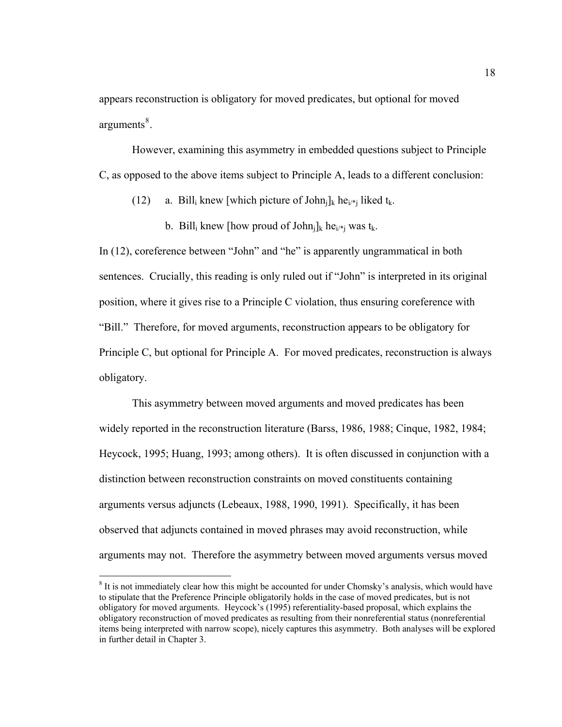appears reconstruction is obligatory for moved predicates, but optional for moved arguments[8].

However, examining this asymmetry in embedded questions subject to Principle C, as opposed to the above items subject to Principle A, leads to a different conclusion:

(12) a. $Bill_i$ knew [which picture of $John_j]_k$ $he_{i/*j}$ liked $t_k$.

b. $Bill_i$ knew [how proud of $John_j]_k$ $he_{i/*j}$ was $t_k$.

In (12), coreference between "John" and "he" is apparently ungrammatical in both sentences. Crucially, this reading is only ruled out if "John" is interpreted in its original position, where it gives rise to a Principle C violation, thus ensuring coreference with "Bill." Therefore, for moved arguments, reconstruction appears to be obligatory for Principle C, but optional for Principle A. For moved predicates, reconstruction is always obligatory.

This asymmetry between moved arguments and moved predicates has been widely reported in the reconstruction literature (Barss, 1986, 1988; Cinque, 1982, 1984; Heycock, 1995; Huang, 1993; among others). It is often discussed in conjunction with a distinction between reconstruction constraints on moved constituents containing arguments versus adjuncts (Lebeaux, 1988, 1990, 1991). Specifically, it has been observed that adjuncts contained in moved phrases may avoid reconstruction, while arguments may not. Therefore the asymmetry between moved arguments versus moved

[8] It is not immediately clear how this might be accounted for under Chomsky's analysis, which would have to stipulate that the Preference Principle obligatorily holds in the case of moved predicates, but is not obligatory for moved arguments. Heycock's (1995) referentiality-based proposal, which explains the obligatory reconstruction of moved predicates as resulting from their nonreferential status (nonreferential items being interpreted with narrow scope), nicely captures this asymmetry. Both analyses will be explored in further detail in Chapter 3.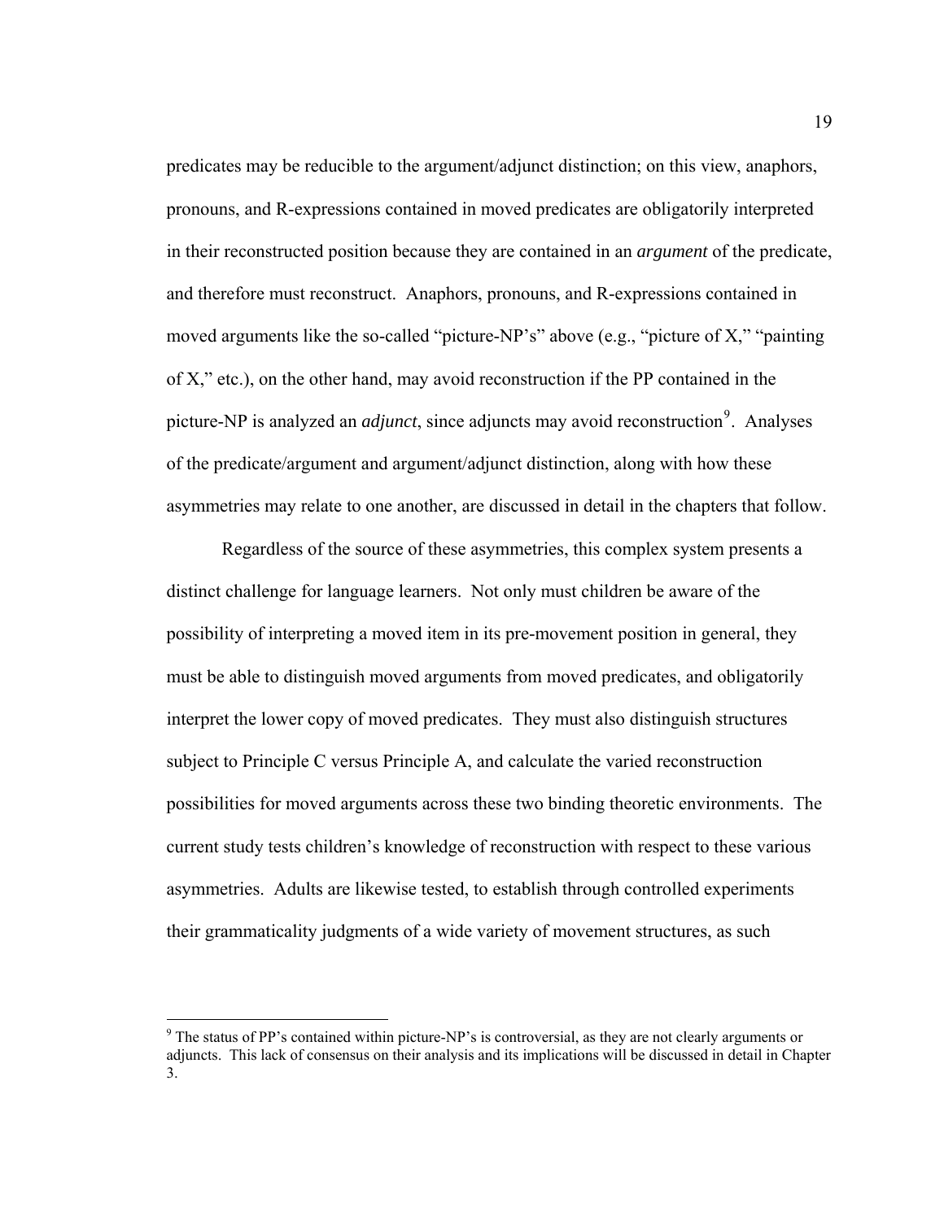predicates may be reducible to the argument/adjunct distinction; on this view, anaphors, pronouns, and R-expressions contained in moved predicates are obligatorily interpreted in their reconstructed position because they are contained in an *argument* of the predicate, and therefore must reconstruct. Anaphors, pronouns, and R-expressions contained in moved arguments like the so-called "picture-NP's" above (e.g., "picture of X," "painting of X," etc.), on the other hand, may avoid reconstruction if the PP contained in the picture-NP is analyzed an *adjunct*, since adjuncts may avoid reconstruction[9]. Analyses of the predicate/argument and argument/adjunct distinction, along with how these asymmetries may relate to one another, are discussed in detail in the chapters that follow.

Regardless of the source of these asymmetries, this complex system presents a distinct challenge for language learners. Not only must children be aware of the possibility of interpreting a moved item in its pre-movement position in general, they must be able to distinguish moved arguments from moved predicates, and obligatorily interpret the lower copy of moved predicates. They must also distinguish structures subject to Principle C versus Principle A, and calculate the varied reconstruction possibilities for moved arguments across these two binding theoretic environments. The current study tests children's knowledge of reconstruction with respect to these various asymmetries. Adults are likewise tested, to establish through controlled experiments their grammaticality judgments of a wide variety of movement structures, as such

---

[9] The status of PP's contained within picture-NP's is controversial, as they are not clearly arguments or adjuncts. This lack of consensus on their analysis and its implications will be discussed in detail in Chapter 3.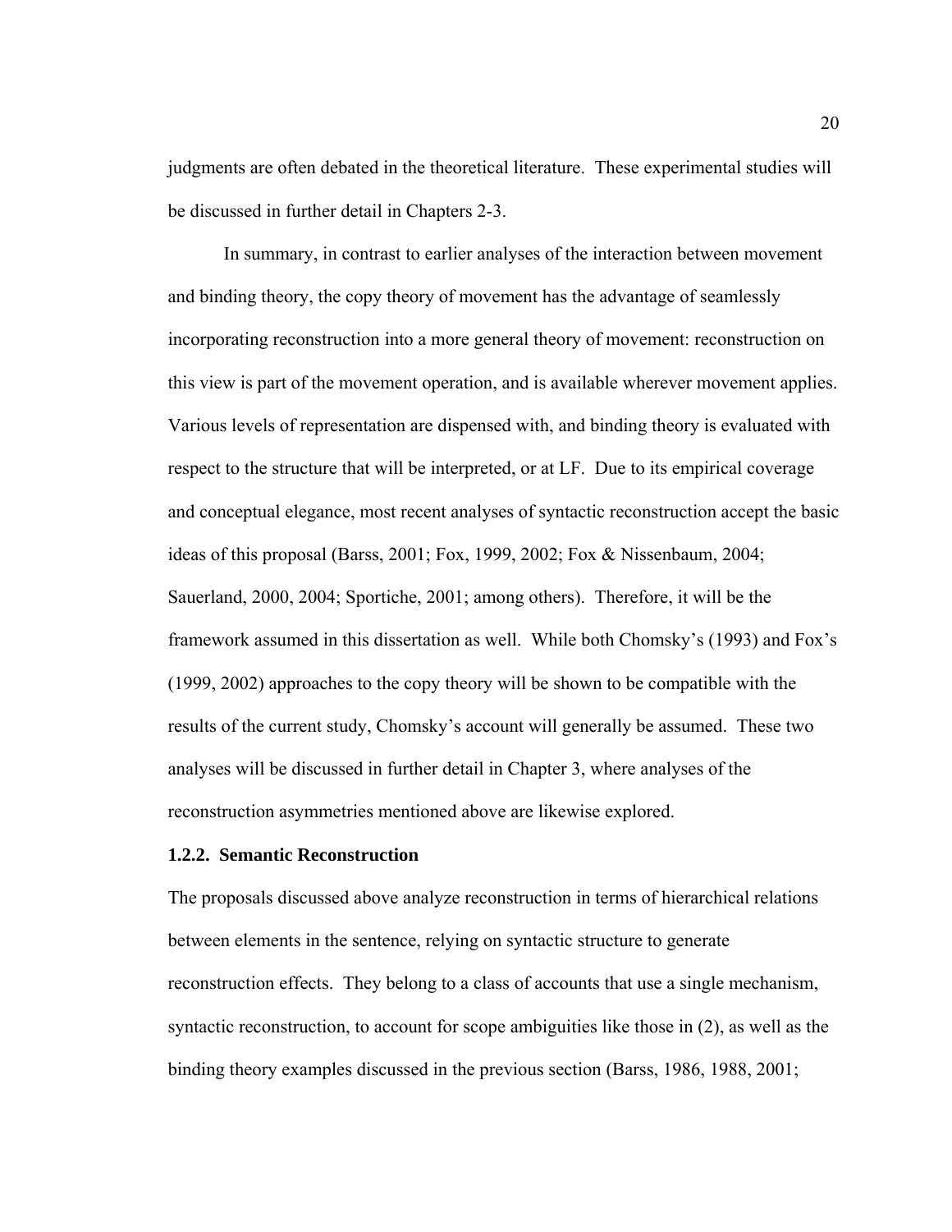judgments are often debated in the theoretical literature. These experimental studies will be discussed in further detail in Chapters 2-3.

In summary, in contrast to earlier analyses of the interaction between movement and binding theory, the copy theory of movement has the advantage of seamlessly incorporating reconstruction into a more general theory of movement: reconstruction on this view is part of the movement operation, and is available wherever movement applies. Various levels of representation are dispensed with, and binding theory is evaluated with respect to the structure that will be interpreted, or at LF. Due to its empirical coverage and conceptual elegance, most recent analyses of syntactic reconstruction accept the basic ideas of this proposal (Barss, 2001; Fox, 1999, 2002; Fox & Nissenbaum, 2004; Sauerland, 2000, 2004; Sportiche, 2001; among others). Therefore, it will be the framework assumed in this dissertation as well. While both Chomsky's (1993) and Fox's (1999, 2002) approaches to the copy theory will be shown to be compatible with the results of the current study, Chomsky's account will generally be assumed. These two analyses will be discussed in further detail in Chapter 3, where analyses of the reconstruction asymmetries mentioned above are likewise explored.

### 1.2.2. Semantic Reconstruction

The proposals discussed above analyze reconstruction in terms of hierarchical relations between elements in the sentence, relying on syntactic structure to generate reconstruction effects. They belong to a class of accounts that use a single mechanism, syntactic reconstruction, to account for scope ambiguities like those in (2), as well as the binding theory examples discussed in the previous section (Barss, 1986, 1988, 2001;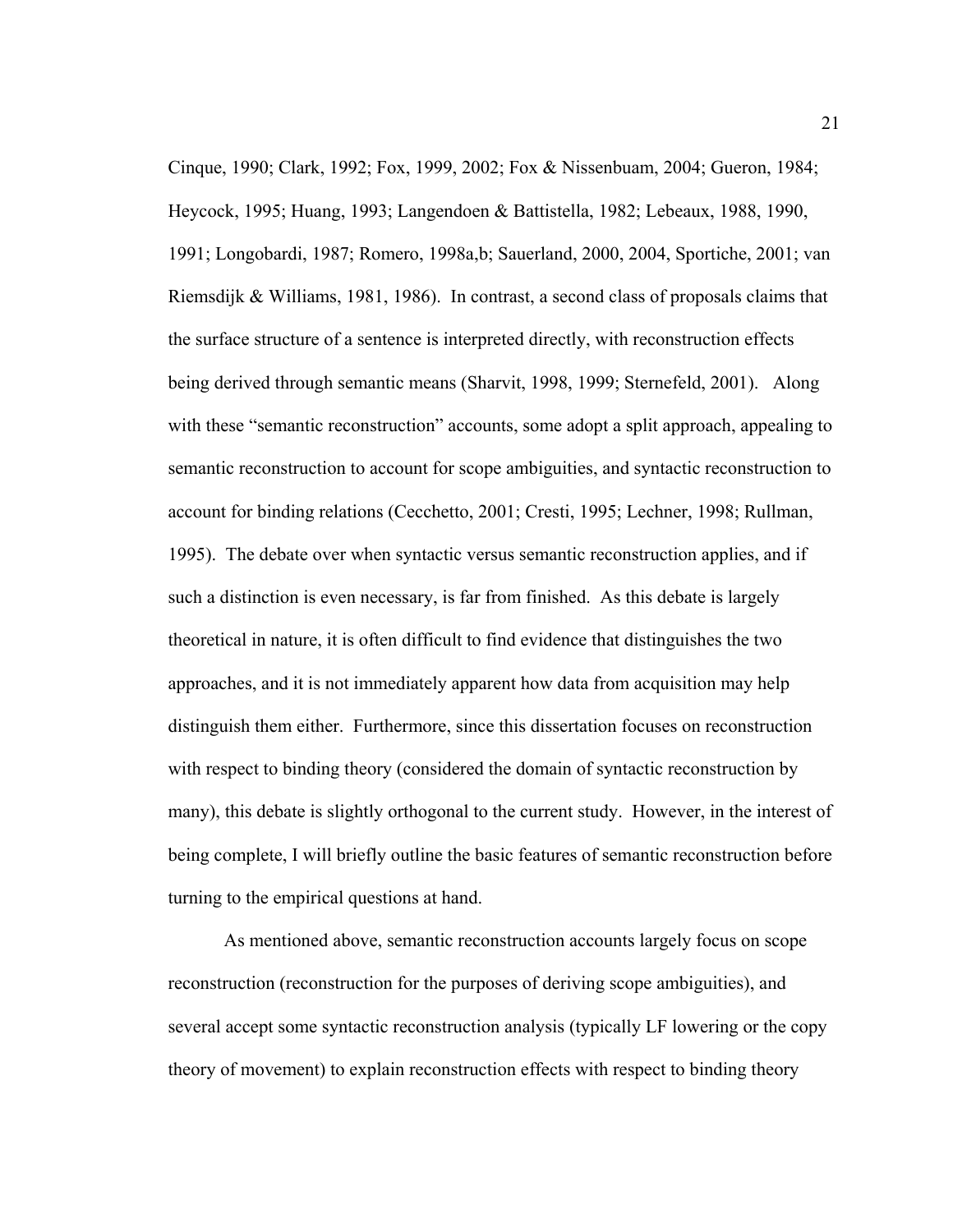Cinque, 1990; Clark, 1992; Fox, 1999, 2002; Fox & Nissenbuam, 2004; Gueron, 1984; Heycock, 1995; Huang, 1993; Langendoen & Battistella, 1982; Lebeaux, 1988, 1990, 1991; Longobardi, 1987; Romero, 1998a,b; Sauerland, 2000, 2004, Sportiche, 2001; van Riemsdijk & Williams, 1981, 1986). In contrast, a second class of proposals claims that the surface structure of a sentence is interpreted directly, with reconstruction effects being derived through semantic means (Sharvit, 1998, 1999; Sternefeld, 2001). Along with these "semantic reconstruction" accounts, some adopt a split approach, appealing to semantic reconstruction to account for scope ambiguities, and syntactic reconstruction to account for binding relations (Cecchetto, 2001; Cresti, 1995; Lechner, 1998; Rullman, 1995). The debate over when syntactic versus semantic reconstruction applies, and if such a distinction is even necessary, is far from finished. As this debate is largely theoretical in nature, it is often difficult to find evidence that distinguishes the two approaches, and it is not immediately apparent how data from acquisition may help distinguish them either. Furthermore, since this dissertation focuses on reconstruction with respect to binding theory (considered the domain of syntactic reconstruction by many), this debate is slightly orthogonal to the current study. However, in the interest of being complete, I will briefly outline the basic features of semantic reconstruction before turning to the empirical questions at hand.

As mentioned above, semantic reconstruction accounts largely focus on scope reconstruction (reconstruction for the purposes of deriving scope ambiguities), and several accept some syntactic reconstruction analysis (typically LF lowering or the copy theory of movement) to explain reconstruction effects with respect to binding theory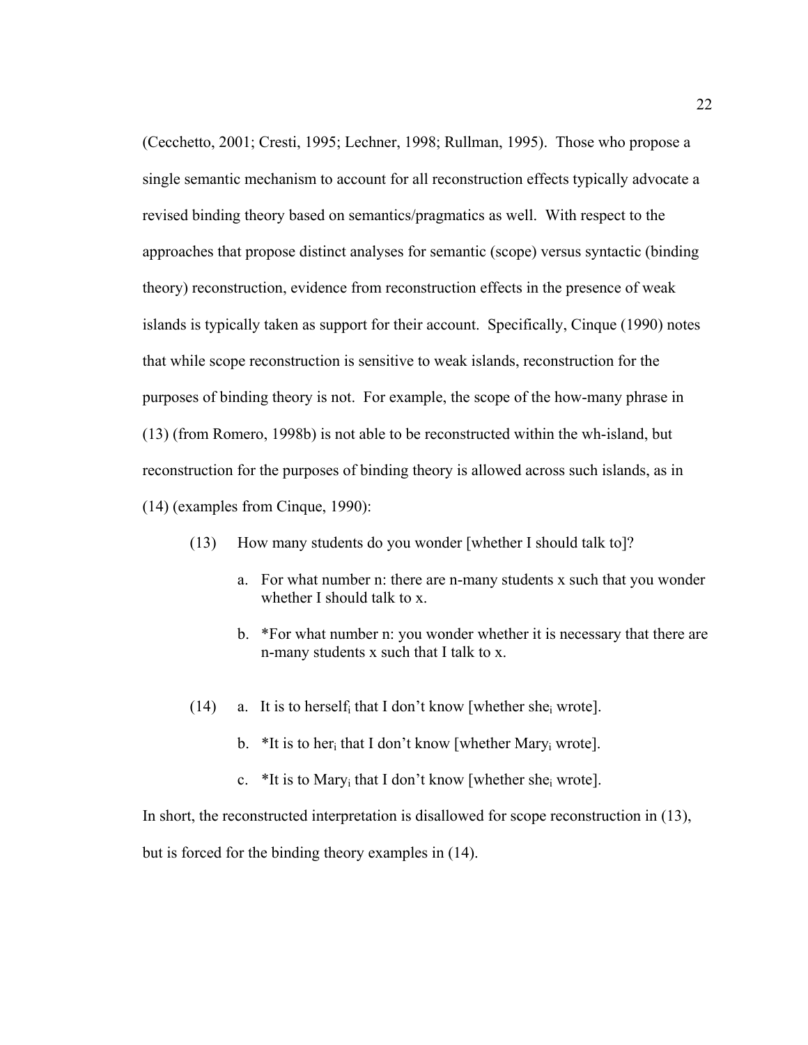(Cecchetto, 2001; Cresti, 1995; Lechner, 1998; Rullman, 1995). Those who propose a single semantic mechanism to account for all reconstruction effects typically advocate a revised binding theory based on semantics/pragmatics as well. With respect to the approaches that propose distinct analyses for semantic (scope) versus syntactic (binding theory) reconstruction, evidence from reconstruction effects in the presence of weak islands is typically taken as support for their account. Specifically, Cinque (1990) notes that while scope reconstruction is sensitive to weak islands, reconstruction for the purposes of binding theory is not. For example, the scope of the how-many phrase in (13) (from Romero, 1998b) is not able to be reconstructed within the wh-island, but reconstruction for the purposes of binding theory is allowed across such islands, as in (14) (examples from Cinque, 1990):

(13) How many students do you wonder [whether I should talk to]?

a. For what number n: there are n-many students x such that you wonder whether I should talk to x.

b. *For what number n: you wonder whether it is necessary that there are n-many students x such that I talk to x.

(14) a. It is to herself$_i$ that I don't know [whether she$_i$ wrote].

b. *It is to her$_i$ that I don't know [whether Mary$_i$ wrote].

c. *It is to Mary$_i$ that I don't know [whether she$_i$ wrote].

In short, the reconstructed interpretation is disallowed for scope reconstruction in (13), but is forced for the binding theory examples in (14).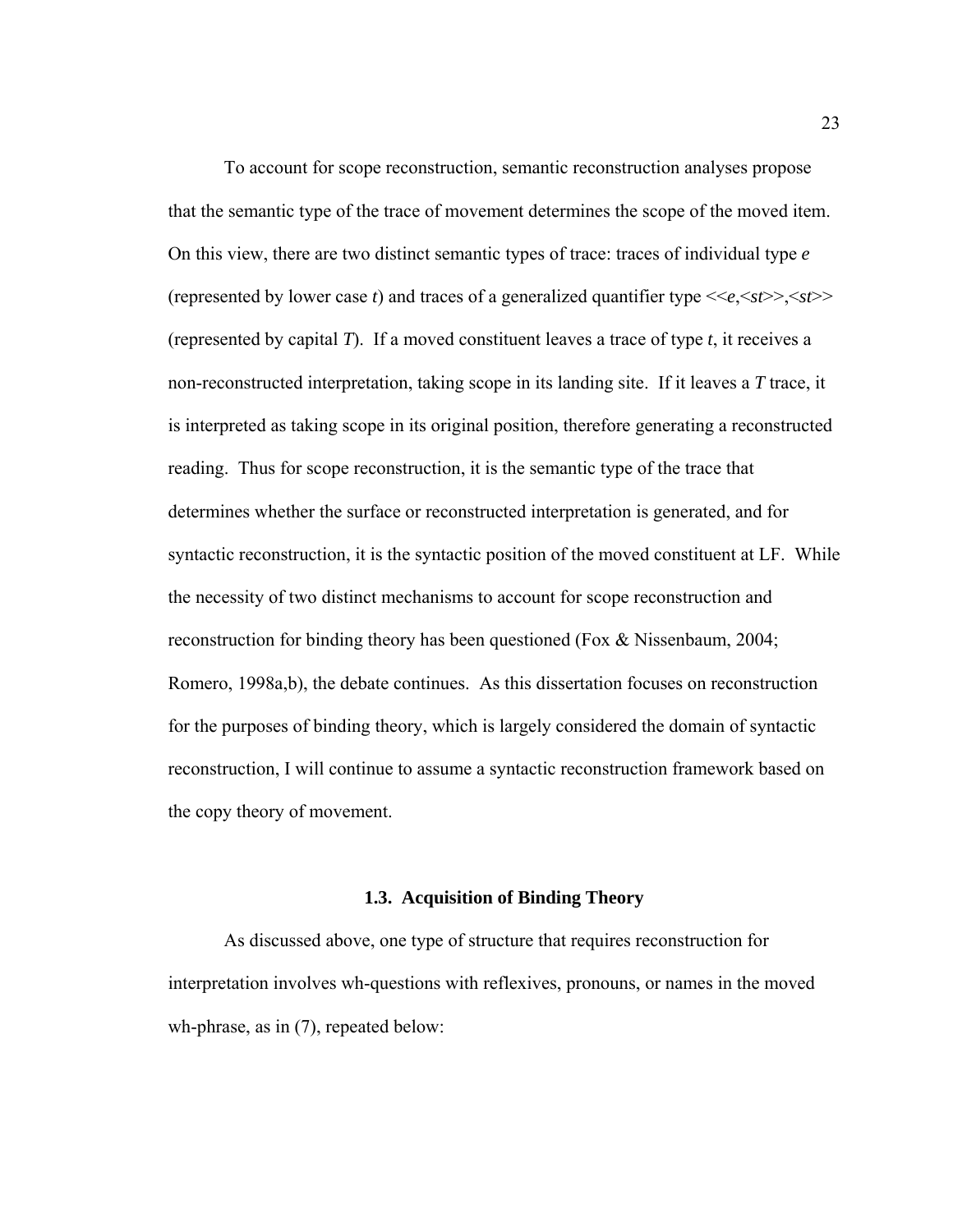To account for scope reconstruction, semantic reconstruction analyses propose that the semantic type of the trace of movement determines the scope of the moved item. On this view, there are two distinct semantic types of trace: traces of individual type *e* (represented by lower case *t*) and traces of a generalized quantifier type <<*e*,<*st*>>,<*st*>> (represented by capital *T*). If a moved constituent leaves a trace of type *t*, it receives a non-reconstructed interpretation, taking scope in its landing site. If it leaves a *T* trace, it is interpreted as taking scope in its original position, therefore generating a reconstructed reading. Thus for scope reconstruction, it is the semantic type of the trace that determines whether the surface or reconstructed interpretation is generated, and for syntactic reconstruction, it is the syntactic position of the moved constituent at LF. While the necessity of two distinct mechanisms to account for scope reconstruction and reconstruction for binding theory has been questioned (Fox & Nissenbaum, 2004; Romero, 1998a,b), the debate continues. As this dissertation focuses on reconstruction for the purposes of binding theory, which is largely considered the domain of syntactic reconstruction, I will continue to assume a syntactic reconstruction framework based on the copy theory of movement.

### 1.3. Acquisition of Binding Theory

As discussed above, one type of structure that requires reconstruction for interpretation involves wh-questions with reflexives, pronouns, or names in the moved wh-phrase, as in (7), repeated below: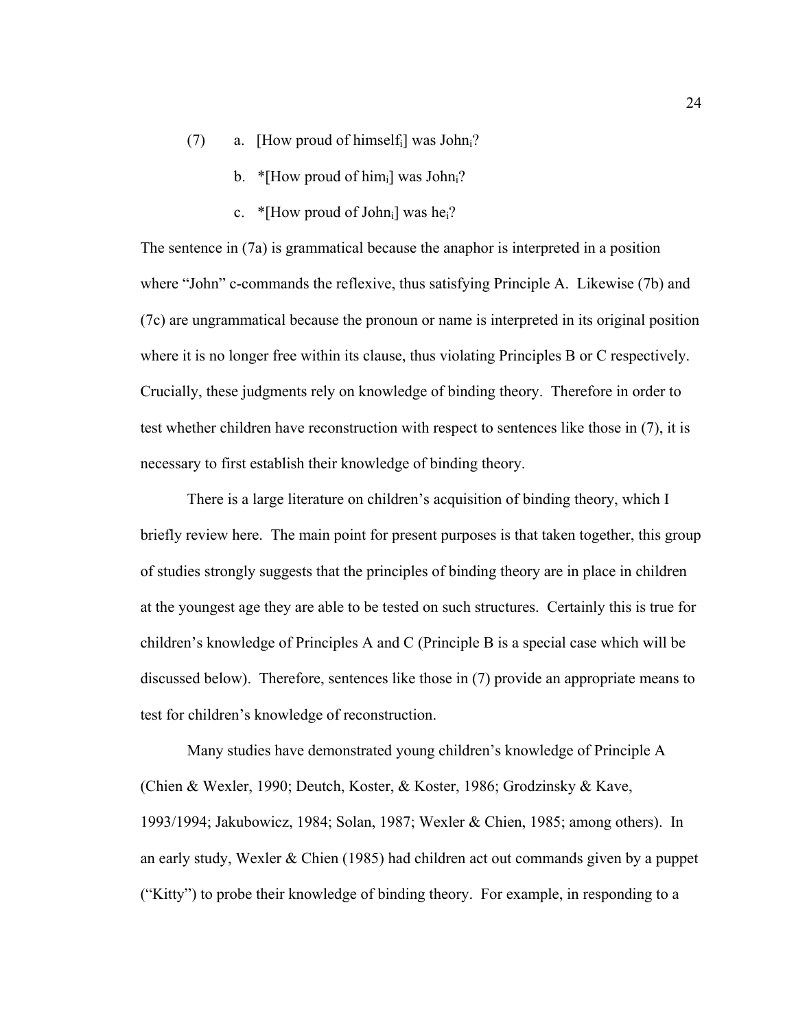(7) a. [How proud of himself$_i$] was John$_i$?

b. *[How proud of him$_i$] was John$_i$?

c. *[How proud of John$_i$] was he$_i$?

The sentence in (7a) is grammatical because the anaphor is interpreted in a position where "John" c-commands the reflexive, thus satisfying Principle A. Likewise (7b) and (7c) are ungrammatical because the pronoun or name is interpreted in its original position where it is no longer free within its clause, thus violating Principles B or C respectively. Crucially, these judgments rely on knowledge of binding theory. Therefore in order to test whether children have reconstruction with respect to sentences like those in (7), it is necessary to first establish their knowledge of binding theory.

There is a large literature on children's acquisition of binding theory, which I briefly review here. The main point for present purposes is that taken together, this group of studies strongly suggests that the principles of binding theory are in place in children at the youngest age they are able to be tested on such structures. Certainly this is true for children's knowledge of Principles A and C (Principle B is a special case which will be discussed below). Therefore, sentences like those in (7) provide an appropriate means to test for children's knowledge of reconstruction.

Many studies have demonstrated young children's knowledge of Principle A (Chien & Wexler, 1990; Deutch, Koster, & Koster, 1986; Grodzinsky & Kave, 1993/1994; Jakubowicz, 1984; Solan, 1987; Wexler & Chien, 1985; among others). In an early study, Wexler & Chien (1985) had children act out commands given by a puppet ("Kitty") to probe their knowledge of binding theory. For example, in responding to a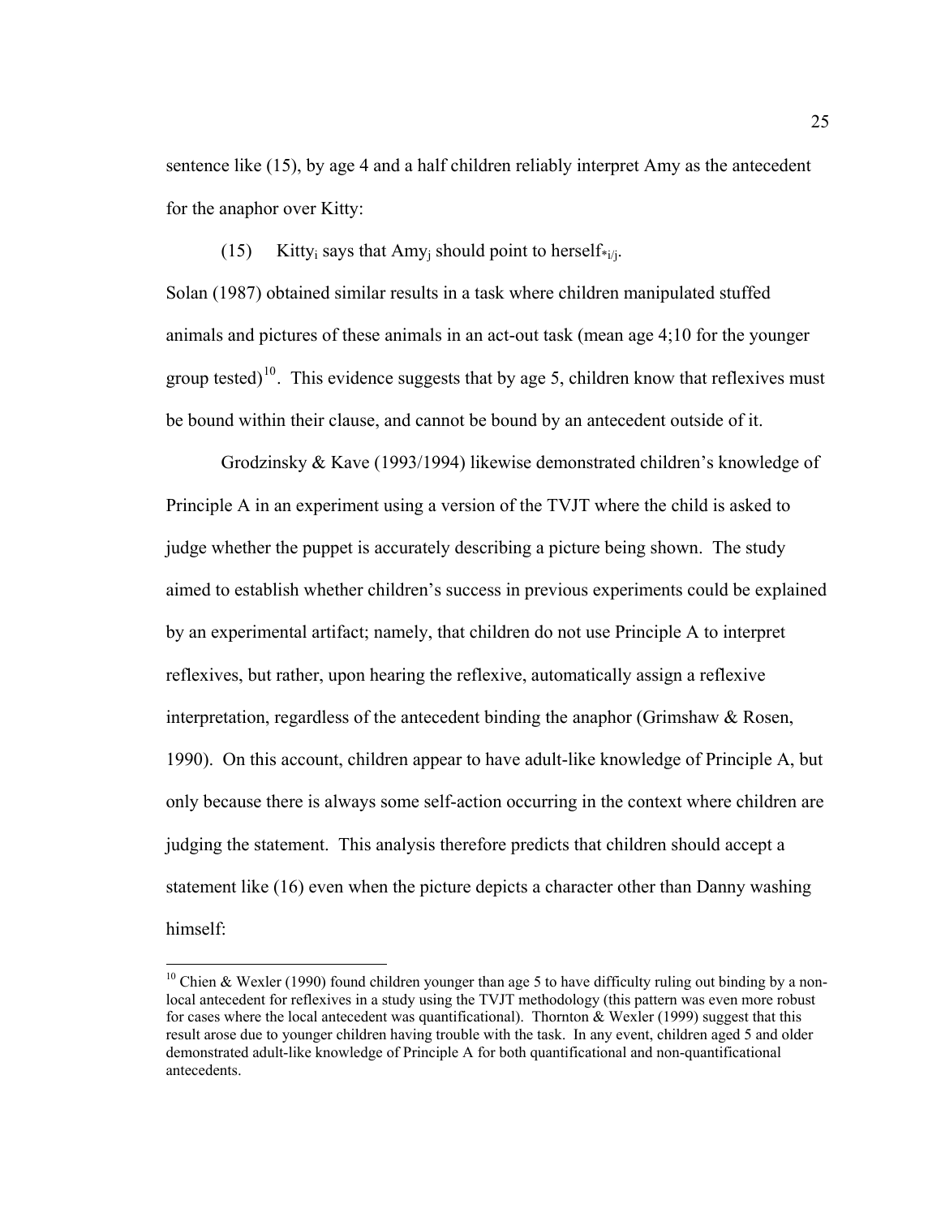sentence like (15), by age 4 and a half children reliably interpret Amy as the antecedent for the anaphor over Kitty:

(15) $\text{Kitty}_i$ says that $\text{Amy}_j$ should point to $\text{herself}_{*i/j}$.

Solan (1987) obtained similar results in a task where children manipulated stuffed animals and pictures of these animals in an act-out task (mean age 4;10 for the younger group tested)[10]. This evidence suggests that by age 5, children know that reflexives must be bound within their clause, and cannot be bound by an antecedent outside of it.

Grodzinsky & Kave (1993/1994) likewise demonstrated children's knowledge of Principle A in an experiment using a version of the TVJT where the child is asked to judge whether the puppet is accurately describing a picture being shown. The study aimed to establish whether children's success in previous experiments could be explained by an experimental artifact; namely, that children do not use Principle A to interpret reflexives, but rather, upon hearing the reflexive, automatically assign a reflexive interpretation, regardless of the antecedent binding the anaphor (Grimshaw & Rosen, 1990). On this account, children appear to have adult-like knowledge of Principle A, but only because there is always some self-action occurring in the context where children are judging the statement. This analysis therefore predicts that children should accept a statement like (16) even when the picture depicts a character other than Danny washing himself:

[10] Chien & Wexler (1990) found children younger than age 5 to have difficulty ruling out binding by a non-local antecedent for reflexives in a study using the TVJT methodology (this pattern was even more robust for cases where the local antecedent was quantificational). Thornton & Wexler (1999) suggest that this result arose due to younger children having trouble with the task. In any event, children aged 5 and older demonstrated adult-like knowledge of Principle A for both quantificational and non-quantificational antecedents.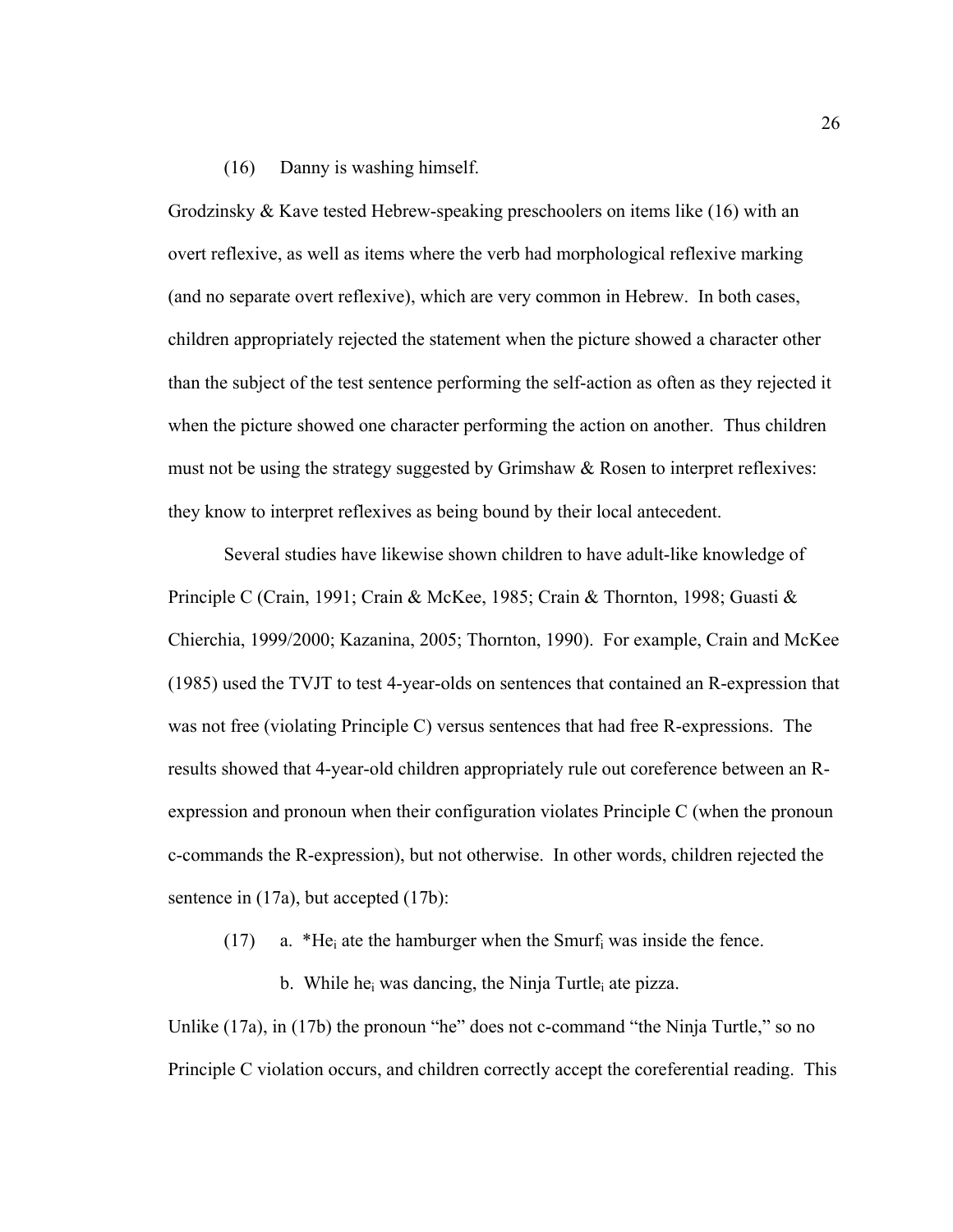(16) Danny is washing himself.

Grodzinsky & Kave tested Hebrew-speaking preschoolers on items like (16) with an overt reflexive, as well as items where the verb had morphological reflexive marking (and no separate overt reflexive), which are very common in Hebrew. In both cases, children appropriately rejected the statement when the picture showed a character other than the subject of the test sentence performing the self-action as often as they rejected it when the picture showed one character performing the action on another. Thus children must not be using the strategy suggested by Grimshaw & Rosen to interpret reflexives: they know to interpret reflexives as being bound by their local antecedent.

Several studies have likewise shown children to have adult-like knowledge of Principle C (Crain, 1991; Crain & McKee, 1985; Crain & Thornton, 1998; Guasti & Chierchia, 1999/2000; Kazanina, 2005; Thornton, 1990). For example, Crain and McKee (1985) used the TVJT to test 4-year-olds on sentences that contained an R-expression that was not free (violating Principle C) versus sentences that had free R-expressions. The results showed that 4-year-old children appropriately rule out coreference between an R-expression and pronoun when their configuration violates Principle C (when the pronoun c-commands the R-expression), but not otherwise. In other words, children rejected the sentence in (17a), but accepted (17b):

(17) a. *$\text{He}_i$ ate the hamburger when the $\text{Smurf}_i$ was inside the fence.

b. While $\text{he}_i$ was dancing, the Ninja $\text{Turtle}_i$ ate pizza.

Unlike (17a), in (17b) the pronoun "he" does not c-command "the Ninja Turtle," so no Principle C violation occurs, and children correctly accept the coreferential reading. This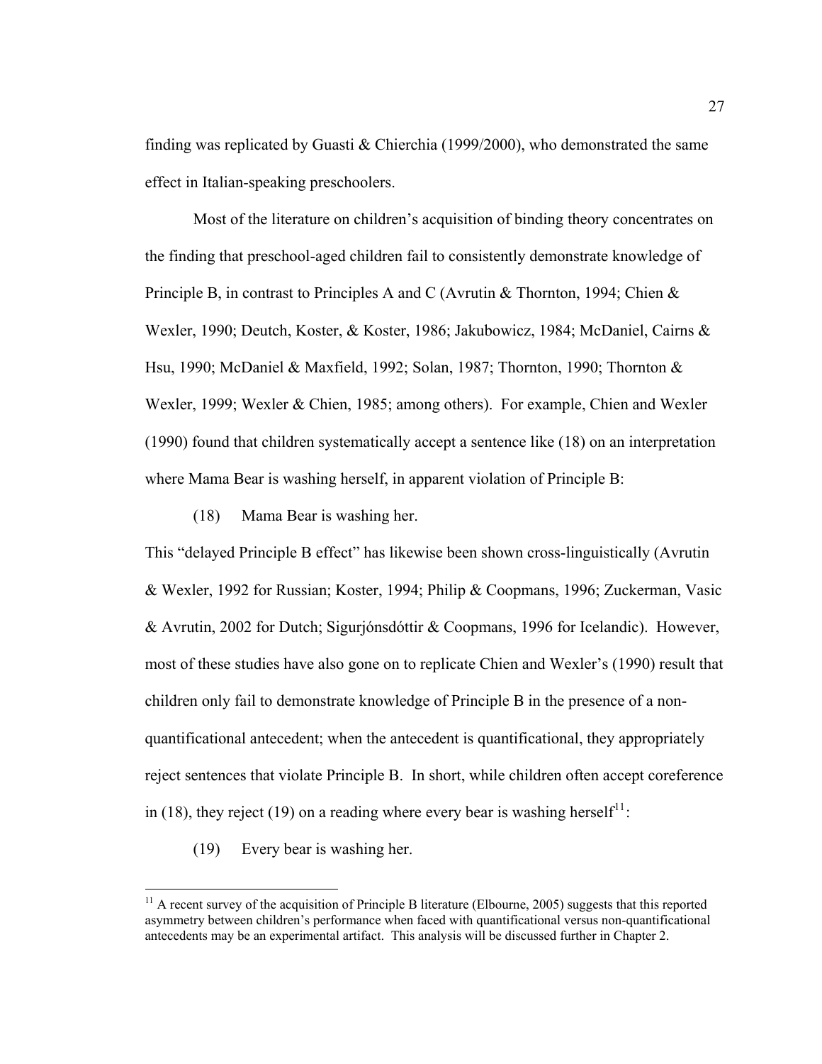finding was replicated by Guasti & Chierchia (1999/2000), who demonstrated the same effect in Italian-speaking preschoolers.

Most of the literature on children's acquisition of binding theory concentrates on the finding that preschool-aged children fail to consistently demonstrate knowledge of Principle B, in contrast to Principles A and C (Avrutin & Thornton, 1994; Chien & Wexler, 1990; Deutch, Koster, & Koster, 1986; Jakubowicz, 1984; McDaniel, Cairns & Hsu, 1990; McDaniel & Maxfield, 1992; Solan, 1987; Thornton, 1990; Thornton & Wexler, 1999; Wexler & Chien, 1985; among others). For example, Chien and Wexler (1990) found that children systematically accept a sentence like (18) on an interpretation where Mama Bear is washing herself, in apparent violation of Principle B:

(18) Mama Bear is washing her.

This "delayed Principle B effect" has likewise been shown cross-linguistically (Avrutin & Wexler, 1992 for Russian; Koster, 1994; Philip & Coopmans, 1996; Zuckerman, Vasic & Avrutin, 2002 for Dutch; Sigurjónsdóttir & Coopmans, 1996 for Icelandic). However, most of these studies have also gone on to replicate Chien and Wexler's (1990) result that children only fail to demonstrate knowledge of Principle B in the presence of a non-quantificational antecedent; when the antecedent is quantificational, they appropriately reject sentences that violate Principle B. In short, while children often accept coreference in (18), they reject (19) on a reading where every bear is washing herself[11]:

(19) Every bear is washing her.

---

[11] A recent survey of the acquisition of Principle B literature (Elbourne, 2005) suggests that this reported asymmetry between children's performance when faced with quantificational versus non-quantificational antecedents may be an experimental artifact. This analysis will be discussed further in Chapter 2.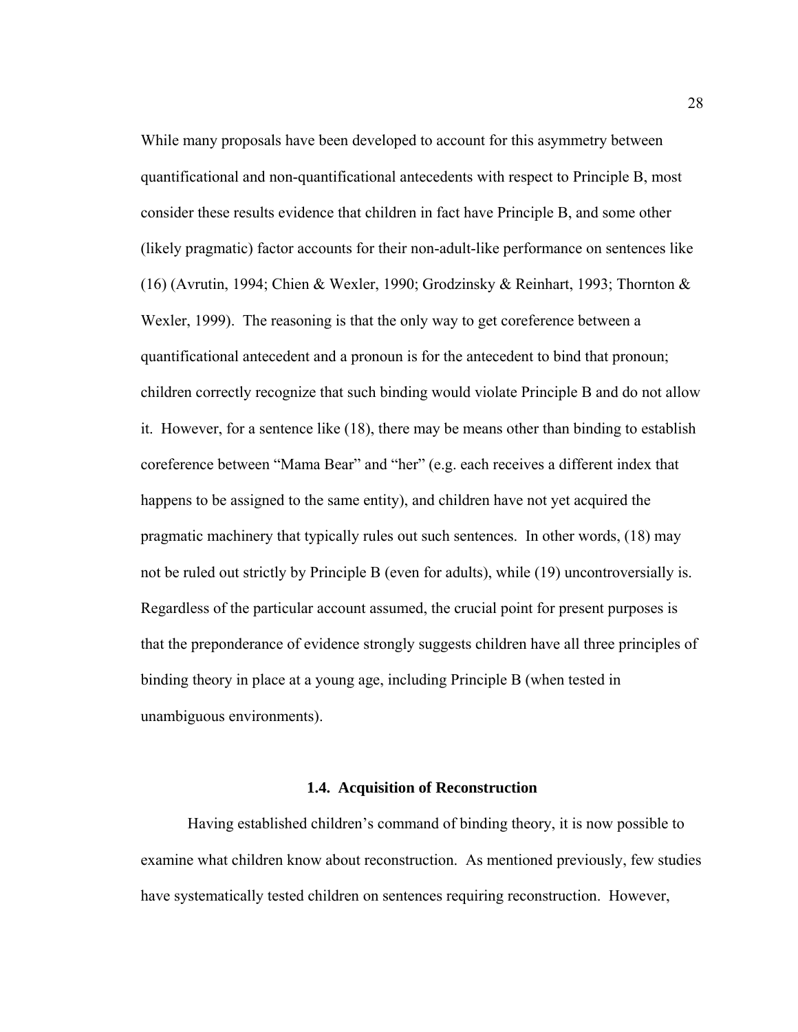While many proposals have been developed to account for this asymmetry between quantificational and non-quantificational antecedents with respect to Principle B, most consider these results evidence that children in fact have Principle B, and some other (likely pragmatic) factor accounts for their non-adult-like performance on sentences like (16) (Avrutin, 1994; Chien & Wexler, 1990; Grodzinsky & Reinhart, 1993; Thornton & Wexler, 1999). The reasoning is that the only way to get coreference between a quantificational antecedent and a pronoun is for the antecedent to bind that pronoun; children correctly recognize that such binding would violate Principle B and do not allow it. However, for a sentence like (18), there may be means other than binding to establish coreference between "Mama Bear" and "her" (e.g. each receives a different index that happens to be assigned to the same entity), and children have not yet acquired the pragmatic machinery that typically rules out such sentences. In other words, (18) may not be ruled out strictly by Principle B (even for adults), while (19) uncontroversially is. Regardless of the particular account assumed, the crucial point for present purposes is that the preponderance of evidence strongly suggests children have all three principles of binding theory in place at a young age, including Principle B (when tested in unambiguous environments).

### 1.4. Acquisition of Reconstruction

Having established children's command of binding theory, it is now possible to examine what children know about reconstruction. As mentioned previously, few studies have systematically tested children on sentences requiring reconstruction. However,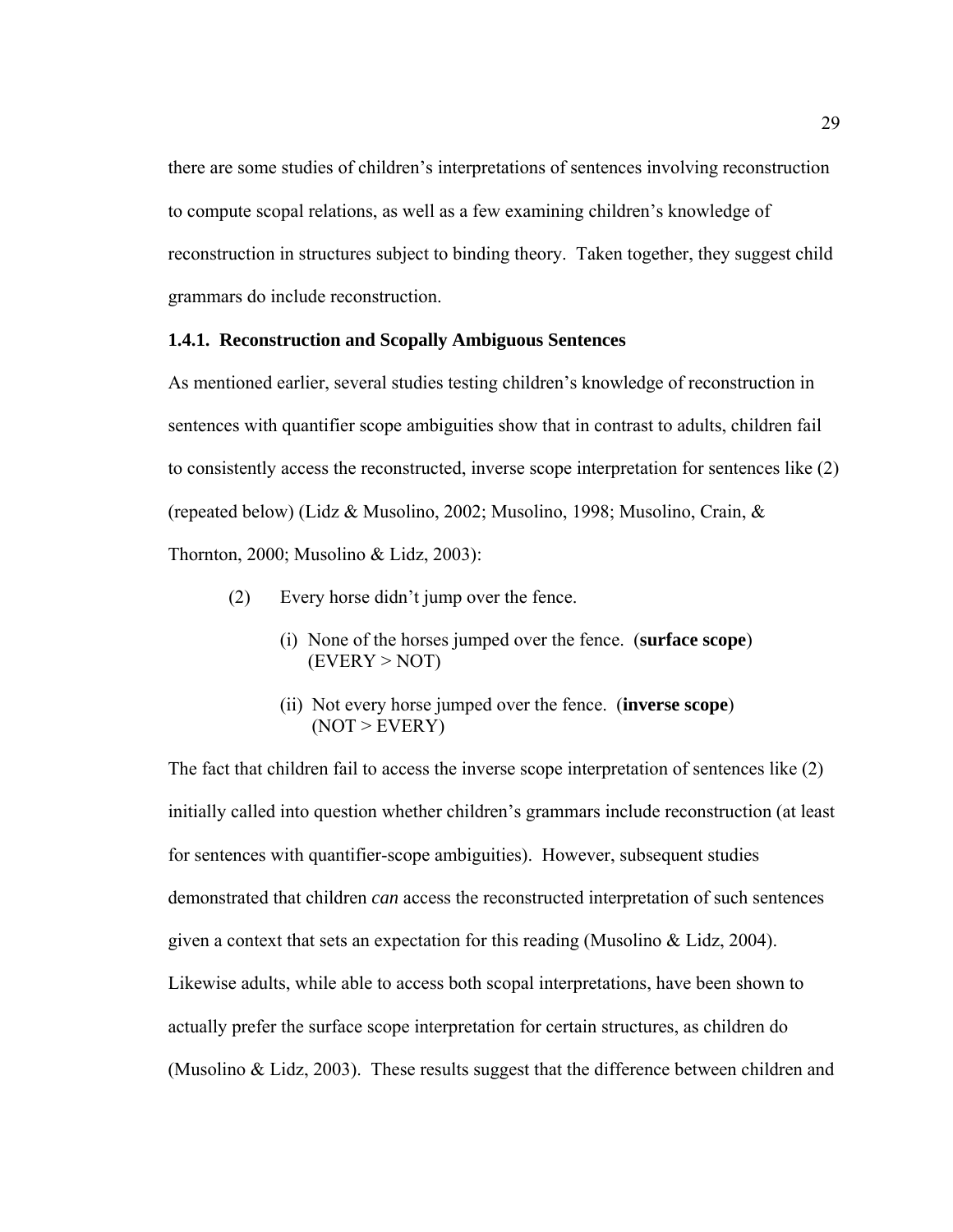there are some studies of children's interpretations of sentences involving reconstruction to compute scopal relations, as well as a few examining children's knowledge of reconstruction in structures subject to binding theory. Taken together, they suggest child grammars do include reconstruction.

### 1.4.1. Reconstruction and Scopally Ambiguous Sentences

As mentioned earlier, several studies testing children's knowledge of reconstruction in sentences with quantifier scope ambiguities show that in contrast to adults, children fail to consistently access the reconstructed, inverse scope interpretation for sentences like (2) (repeated below) (Lidz & Musolino, 2002; Musolino, 1998; Musolino, Crain, & Thornton, 2000; Musolino & Lidz, 2003):

(2) Every horse didn't jump over the fence.

(i) None of the horses jumped over the fence. (**surface scope**) (EVERY > NOT)

(ii) Not every horse jumped over the fence. (**inverse scope**) (NOT > EVERY)

The fact that children fail to access the inverse scope interpretation of sentences like (2) initially called into question whether children's grammars include reconstruction (at least for sentences with quantifier-scope ambiguities). However, subsequent studies demonstrated that children *can* access the reconstructed interpretation of such sentences given a context that sets an expectation for this reading (Musolino & Lidz, 2004). Likewise adults, while able to access both scopal interpretations, have been shown to actually prefer the surface scope interpretation for certain structures, as children do (Musolino & Lidz, 2003). These results suggest that the difference between children and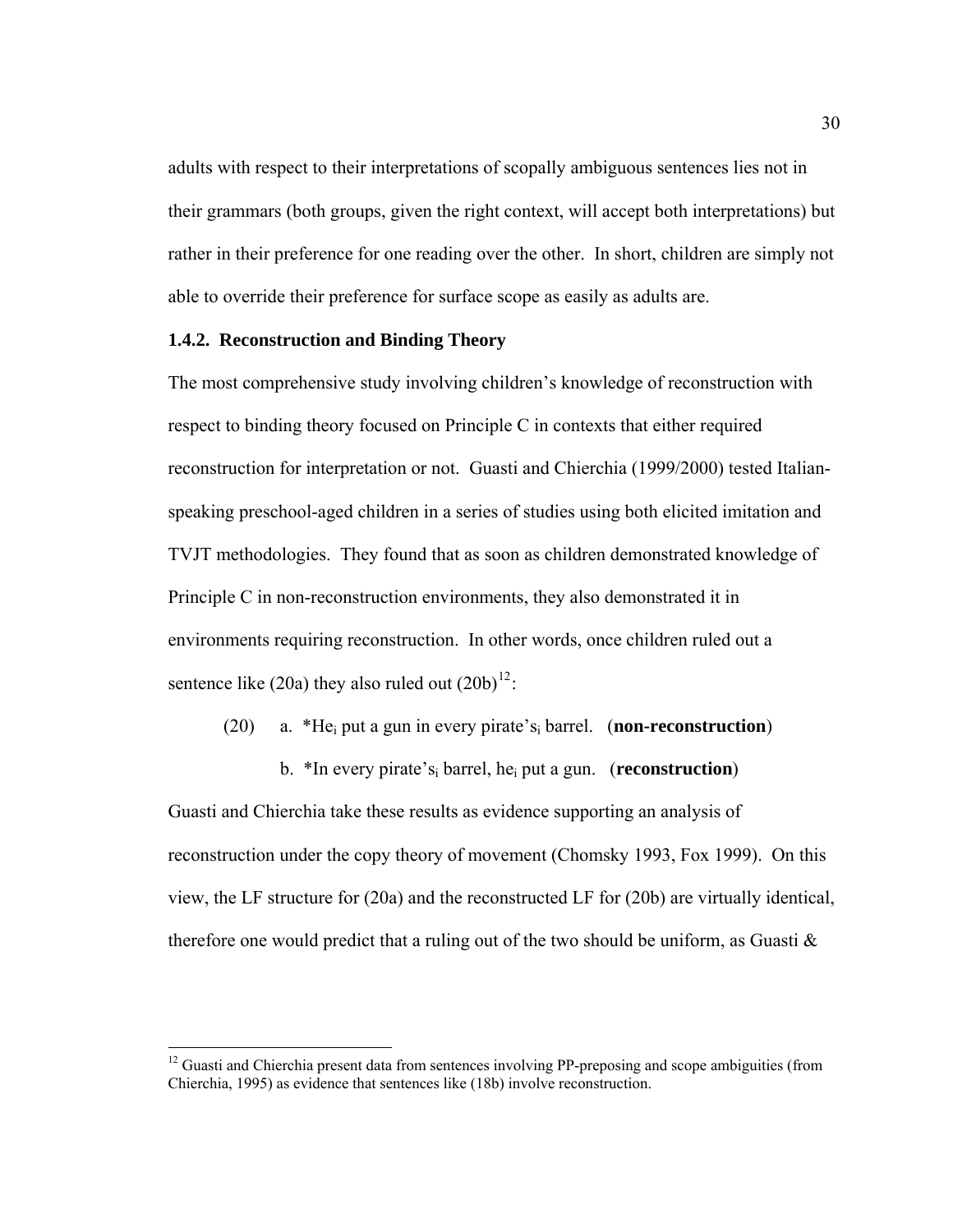adults with respect to their interpretations of scopally ambiguous sentences lies not in their grammars (both groups, given the right context, will accept both interpretations) but rather in their preference for one reading over the other. In short, children are simply not able to override their preference for surface scope as easily as adults are.

### 1.4.2. Reconstruction and Binding Theory

The most comprehensive study involving children's knowledge of reconstruction with respect to binding theory focused on Principle C in contexts that either required reconstruction for interpretation or not. Guasti and Chierchia (1999/2000) tested Italian-speaking preschool-aged children in a series of studies using both elicited imitation and TVJT methodologies. They found that as soon as children demonstrated knowledge of Principle C in non-reconstruction environments, they also demonstrated it in environments requiring reconstruction. In other words, once children ruled out a sentence like (20a) they also ruled out (20b)[12]:

(20) a. *He$_i$ put a gun in every pirate's$_i$ barrel. (**non-reconstruction**)

b. *In every pirate's$_i$ barrel, he$_i$ put a gun. (**reconstruction**)

Guasti and Chierchia take these results as evidence supporting an analysis of reconstruction under the copy theory of movement (Chomsky 1993, Fox 1999). On this view, the LF structure for (20a) and the reconstructed LF for (20b) are virtually identical, therefore one would predict that a ruling out of the two should be uniform, as Guasti &

[12] Guasti and Chierchia present data from sentences involving PP-preposing and scope ambiguities (from Chierchia, 1995) as evidence that sentences like (18b) involve reconstruction.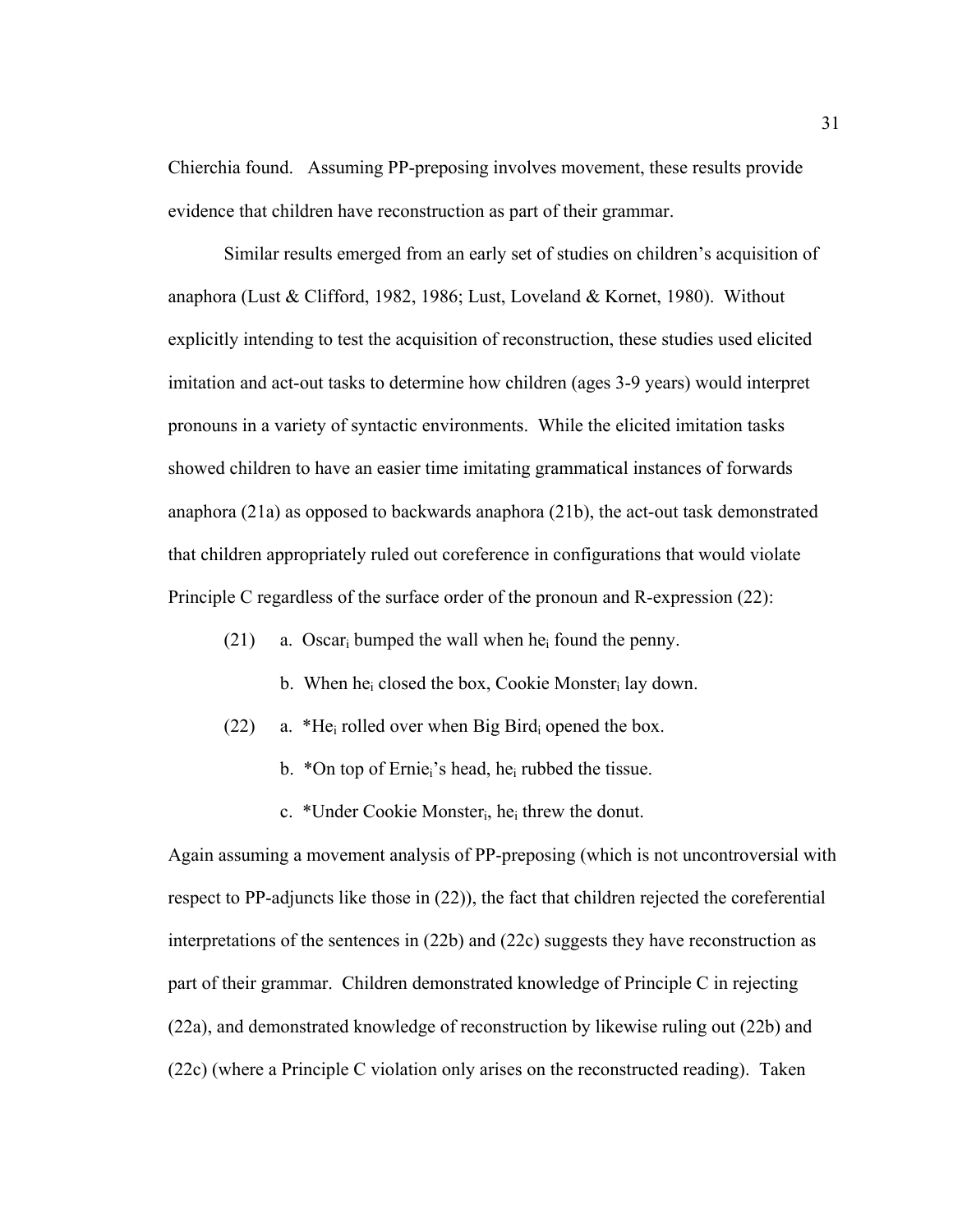Chierchia found. Assuming PP-preposing involves movement, these results provide evidence that children have reconstruction as part of their grammar.

Similar results emerged from an early set of studies on children's acquisition of anaphora (Lust & Clifford, 1982, 1986; Lust, Loveland & Kornet, 1980). Without explicitly intending to test the acquisition of reconstruction, these studies used elicited imitation and act-out tasks to determine how children (ages 3-9 years) would interpret pronouns in a variety of syntactic environments. While the elicited imitation tasks showed children to have an easier time imitating grammatical instances of forwards anaphora (21a) as opposed to backwards anaphora (21b), the act-out task demonstrated that children appropriately ruled out coreference in configurations that would violate Principle C regardless of the surface order of the pronoun and R-expression (22):

(21) a. Oscar$_i$ bumped the wall when he$_i$ found the penny.

b. When he$_i$ closed the box, Cookie Monster$_i$ lay down.

(22) a. *He$_i$ rolled over when Big Bird$_i$ opened the box.

b. *On top of Ernie$_i$'s head, he$_i$ rubbed the tissue.

c. *Under Cookie Monster$_i$, he$_i$ threw the donut.

Again assuming a movement analysis of PP-preposing (which is not uncontroversial with respect to PP-adjuncts like those in (22)), the fact that children rejected the coreferential interpretations of the sentences in (22b) and (22c) suggests they have reconstruction as part of their grammar. Children demonstrated knowledge of Principle C in rejecting (22a), and demonstrated knowledge of reconstruction by likewise ruling out (22b) and (22c) (where a Principle C violation only arises on the reconstructed reading). Taken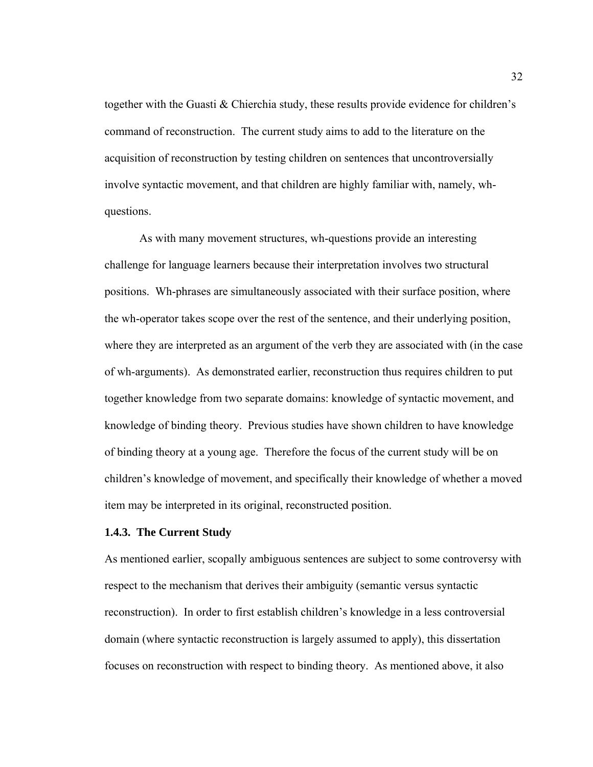together with the Guasti & Chierchia study, these results provide evidence for children's command of reconstruction. The current study aims to add to the literature on the acquisition of reconstruction by testing children on sentences that uncontroversially involve syntactic movement, and that children are highly familiar with, namely, wh-questions.

As with many movement structures, wh-questions provide an interesting challenge for language learners because their interpretation involves two structural positions. Wh-phrases are simultaneously associated with their surface position, where the wh-operator takes scope over the rest of the sentence, and their underlying position, where they are interpreted as an argument of the verb they are associated with (in the case of wh-arguments). As demonstrated earlier, reconstruction thus requires children to put together knowledge from two separate domains: knowledge of syntactic movement, and knowledge of binding theory. Previous studies have shown children to have knowledge of binding theory at a young age. Therefore the focus of the current study will be on children's knowledge of movement, and specifically their knowledge of whether a moved item may be interpreted in its original, reconstructed position.

### 1.4.3. The Current Study

As mentioned earlier, scopally ambiguous sentences are subject to some controversy with respect to the mechanism that derives their ambiguity (semantic versus syntactic reconstruction). In order to first establish children's knowledge in a less controversial domain (where syntactic reconstruction is largely assumed to apply), this dissertation focuses on reconstruction with respect to binding theory. As mentioned above, it also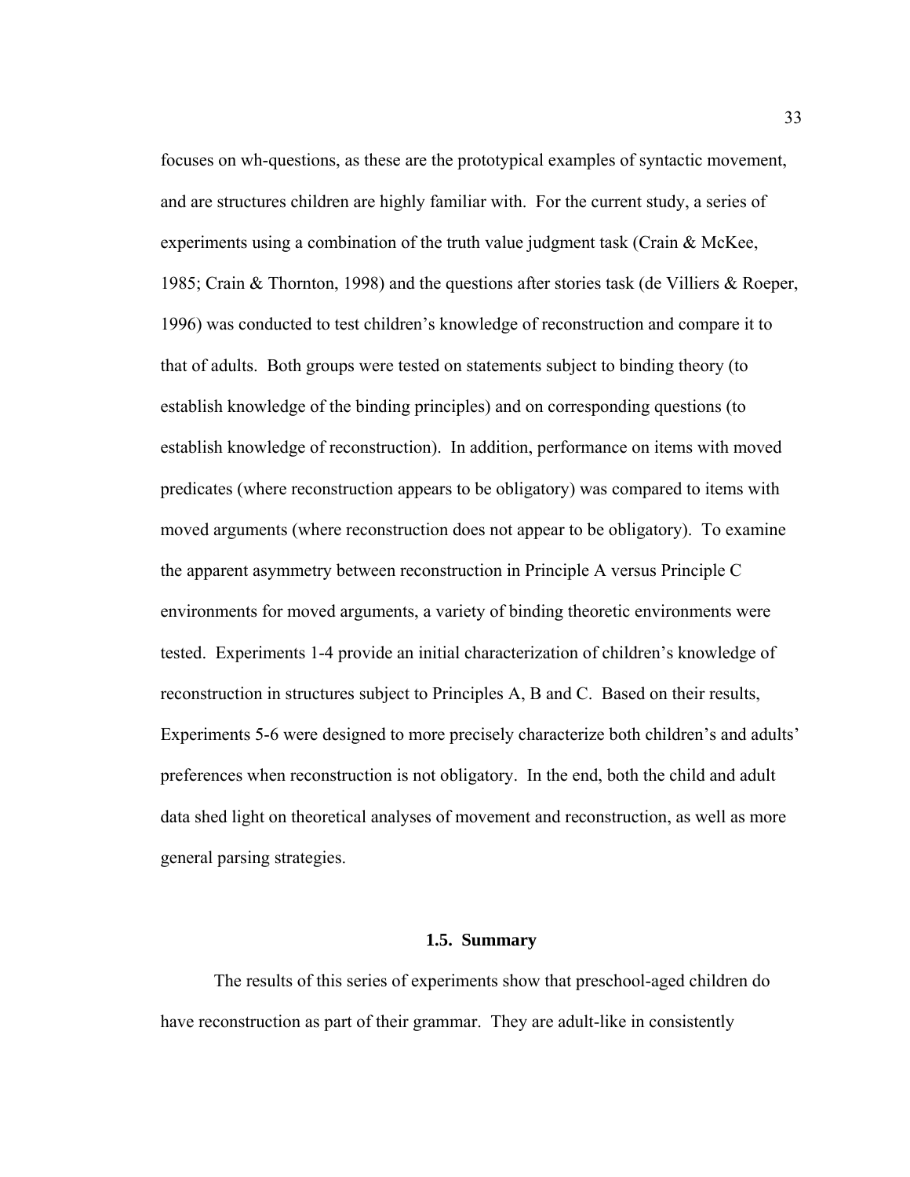focuses on wh-questions, as these are the prototypical examples of syntactic movement, and are structures children are highly familiar with. For the current study, a series of experiments using a combination of the truth value judgment task (Crain & McKee, 1985; Crain & Thornton, 1998) and the questions after stories task (de Villiers & Roeper, 1996) was conducted to test children's knowledge of reconstruction and compare it to that of adults. Both groups were tested on statements subject to binding theory (to establish knowledge of the binding principles) and on corresponding questions (to establish knowledge of reconstruction). In addition, performance on items with moved predicates (where reconstruction appears to be obligatory) was compared to items with moved arguments (where reconstruction does not appear to be obligatory). To examine the apparent asymmetry between reconstruction in Principle A versus Principle C environments for moved arguments, a variety of binding theoretic environments were tested. Experiments 1-4 provide an initial characterization of children's knowledge of reconstruction in structures subject to Principles A, B and C. Based on their results, Experiments 5-6 were designed to more precisely characterize both children's and adults' preferences when reconstruction is not obligatory. In the end, both the child and adult data shed light on theoretical analyses of movement and reconstruction, as well as more general parsing strategies.

## 1.5. Summary

The results of this series of experiments show that preschool-aged children do have reconstruction as part of their grammar. They are adult-like in consistently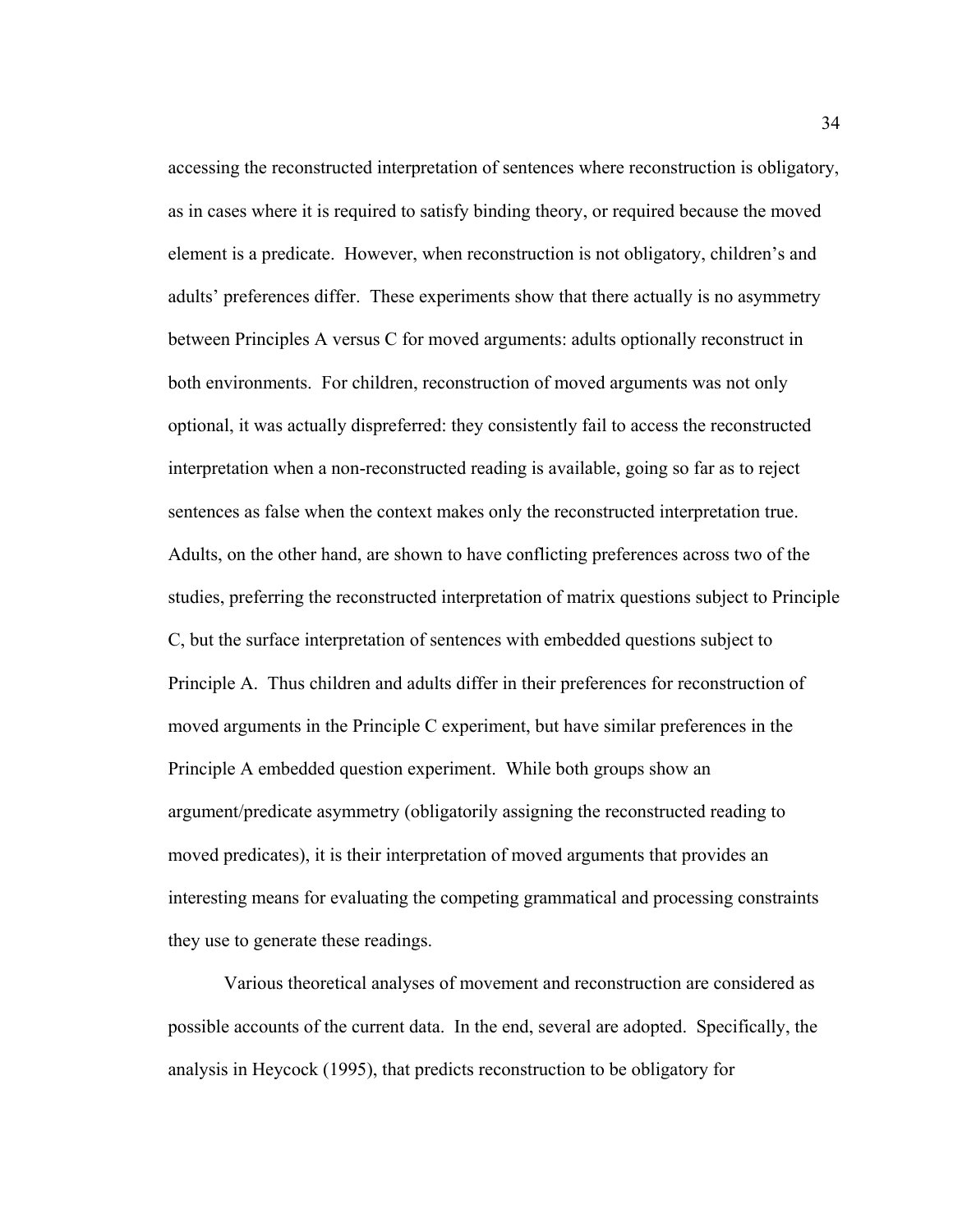accessing the reconstructed interpretation of sentences where reconstruction is obligatory, as in cases where it is required to satisfy binding theory, or required because the moved element is a predicate. However, when reconstruction is not obligatory, children's and adults' preferences differ. These experiments show that there actually is no asymmetry between Principles A versus C for moved arguments: adults optionally reconstruct in both environments. For children, reconstruction of moved arguments was not only optional, it was actually dispreferred: they consistently fail to access the reconstructed interpretation when a non-reconstructed reading is available, going so far as to reject sentences as false when the context makes only the reconstructed interpretation true. Adults, on the other hand, are shown to have conflicting preferences across two of the studies, preferring the reconstructed interpretation of matrix questions subject to Principle C, but the surface interpretation of sentences with embedded questions subject to Principle A. Thus children and adults differ in their preferences for reconstruction of moved arguments in the Principle C experiment, but have similar preferences in the Principle A embedded question experiment. While both groups show an argument/predicate asymmetry (obligatorily assigning the reconstructed reading to moved predicates), it is their interpretation of moved arguments that provides an interesting means for evaluating the competing grammatical and processing constraints they use to generate these readings.

Various theoretical analyses of movement and reconstruction are considered as possible accounts of the current data. In the end, several are adopted. Specifically, the analysis in Heycock (1995), that predicts reconstruction to be obligatory for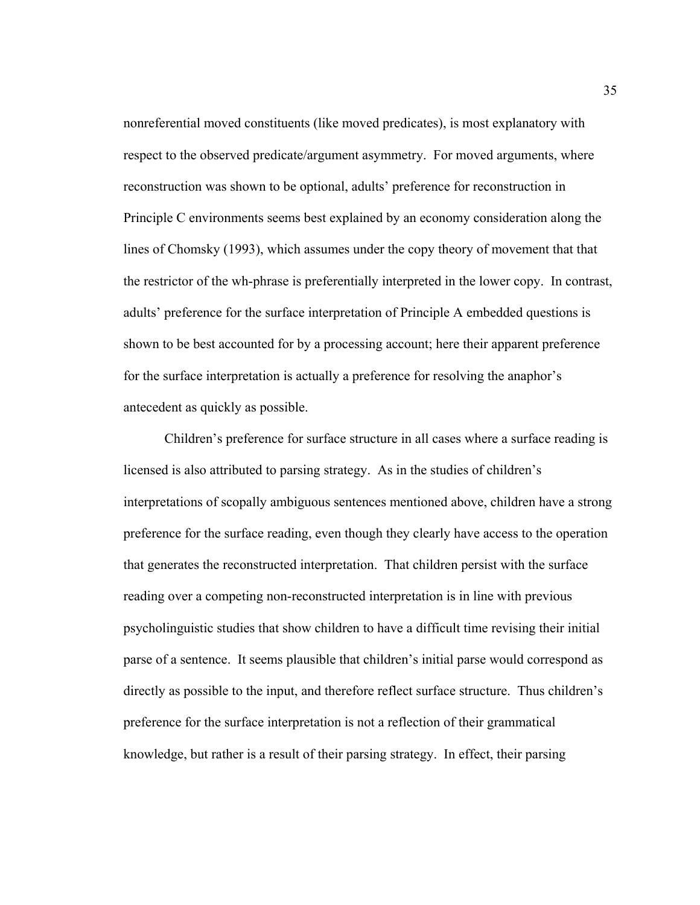nonreferential moved constituents (like moved predicates), is most explanatory with respect to the observed predicate/argument asymmetry. For moved arguments, where reconstruction was shown to be optional, adults' preference for reconstruction in Principle C environments seems best explained by an economy consideration along the lines of Chomsky (1993), which assumes under the copy theory of movement that that the restrictor of the wh-phrase is preferentially interpreted in the lower copy. In contrast, adults' preference for the surface interpretation of Principle A embedded questions is shown to be best accounted for by a processing account; here their apparent preference for the surface interpretation is actually a preference for resolving the anaphor's antecedent as quickly as possible.

Children's preference for surface structure in all cases where a surface reading is licensed is also attributed to parsing strategy. As in the studies of children's interpretations of scopally ambiguous sentences mentioned above, children have a strong preference for the surface reading, even though they clearly have access to the operation that generates the reconstructed interpretation. That children persist with the surface reading over a competing non-reconstructed interpretation is in line with previous psycholinguistic studies that show children to have a difficult time revising their initial parse of a sentence. It seems plausible that children's initial parse would correspond as directly as possible to the input, and therefore reflect surface structure. Thus children's preference for the surface interpretation is not a reflection of their grammatical knowledge, but rather is a result of their parsing strategy. In effect, their parsing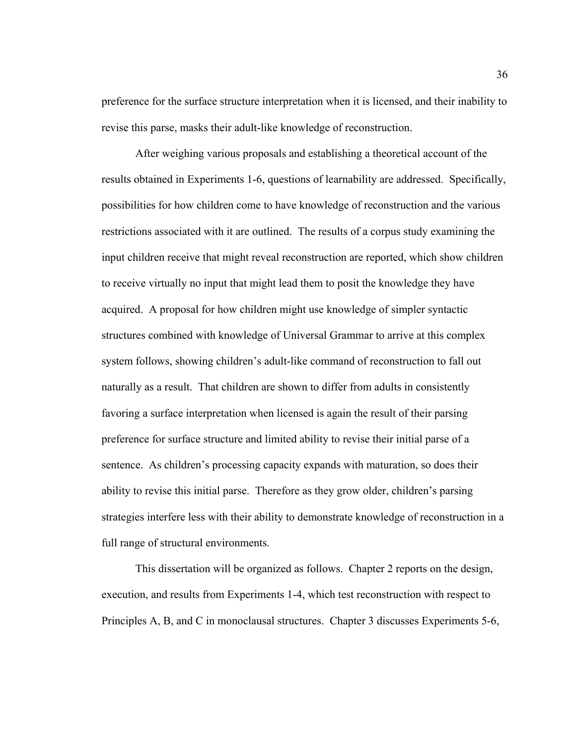preference for the surface structure interpretation when it is licensed, and their inability to revise this parse, masks their adult-like knowledge of reconstruction.

After weighing various proposals and establishing a theoretical account of the results obtained in Experiments 1-6, questions of learnability are addressed. Specifically, possibilities for how children come to have knowledge of reconstruction and the various restrictions associated with it are outlined. The results of a corpus study examining the input children receive that might reveal reconstruction are reported, which show children to receive virtually no input that might lead them to posit the knowledge they have acquired. A proposal for how children might use knowledge of simpler syntactic structures combined with knowledge of Universal Grammar to arrive at this complex system follows, showing children's adult-like command of reconstruction to fall out naturally as a result. That children are shown to differ from adults in consistently favoring a surface interpretation when licensed is again the result of their parsing preference for surface structure and limited ability to revise their initial parse of a sentence. As children's processing capacity expands with maturation, so does their ability to revise this initial parse. Therefore as they grow older, children's parsing strategies interfere less with their ability to demonstrate knowledge of reconstruction in a full range of structural environments.

This dissertation will be organized as follows. Chapter 2 reports on the design, execution, and results from Experiments 1-4, which test reconstruction with respect to Principles A, B, and C in monoclausal structures. Chapter 3 discusses Experiments 5-6,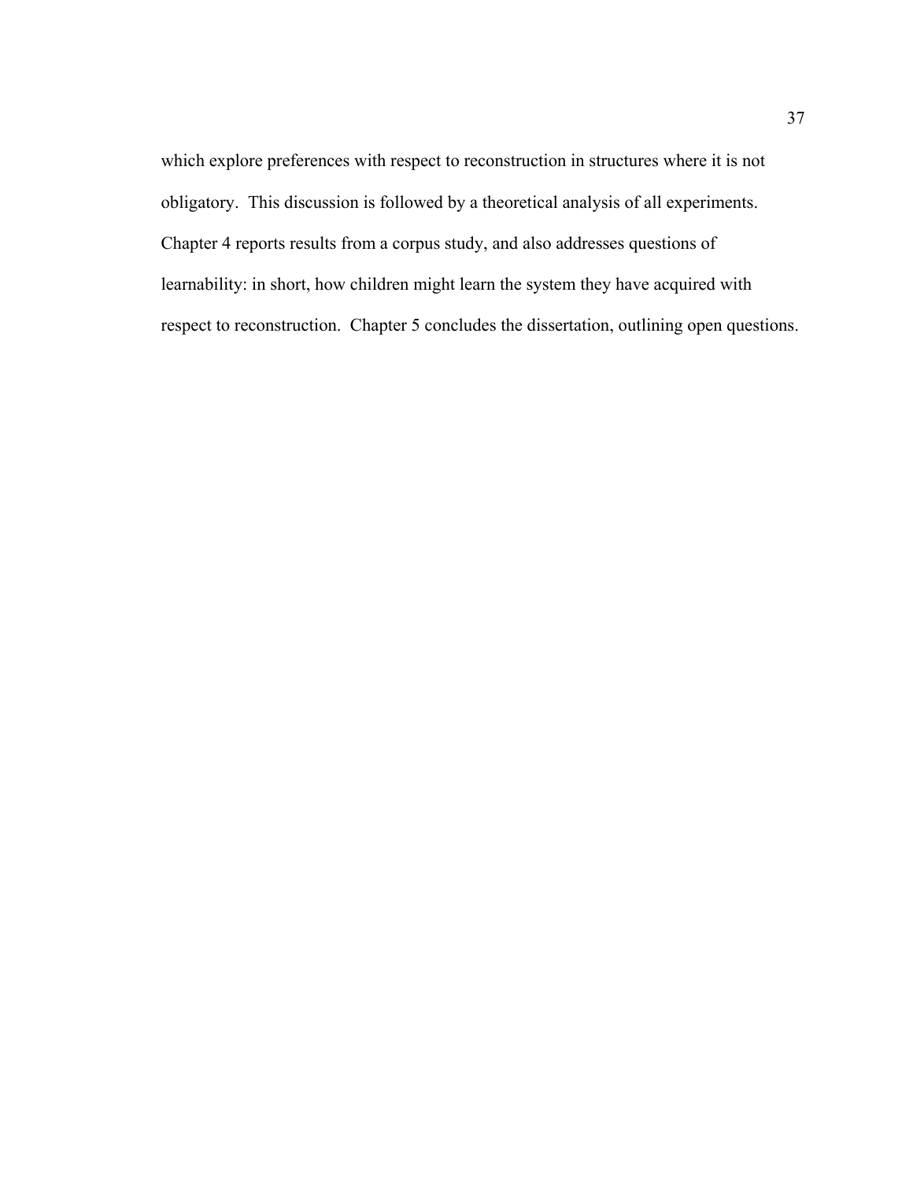which explore preferences with respect to reconstruction in structures where it is not obligatory. This discussion is followed by a theoretical analysis of all experiments. Chapter 4 reports results from a corpus study, and also addresses questions of learnability: in short, how children might learn the system they have acquired with respect to reconstruction. Chapter 5 concludes the dissertation, outlining open questions.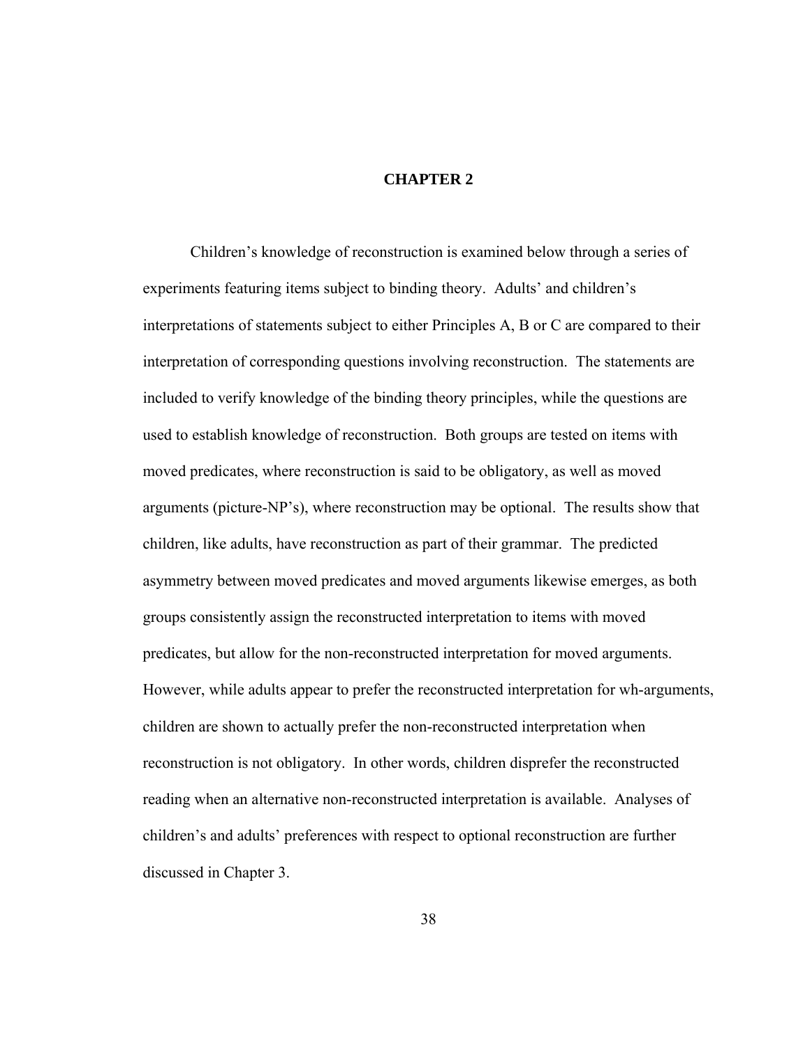# CHAPTER 2

Children's knowledge of reconstruction is examined below through a series of experiments featuring items subject to binding theory. Adults' and children's interpretations of statements subject to either Principles A, B or C are compared to their interpretation of corresponding questions involving reconstruction. The statements are included to verify knowledge of the binding theory principles, while the questions are used to establish knowledge of reconstruction. Both groups are tested on items with moved predicates, where reconstruction is said to be obligatory, as well as moved arguments (picture-NP's), where reconstruction may be optional. The results show that children, like adults, have reconstruction as part of their grammar. The predicted asymmetry between moved predicates and moved arguments likewise emerges, as both groups consistently assign the reconstructed interpretation to items with moved predicates, but allow for the non-reconstructed interpretation for moved arguments. However, while adults appear to prefer the reconstructed interpretation for wh-arguments, children are shown to actually prefer the non-reconstructed interpretation when reconstruction is not obligatory. In other words, children disprefer the reconstructed reading when an alternative non-reconstructed interpretation is available. Analyses of children's and adults' preferences with respect to optional reconstruction are further discussed in Chapter 3.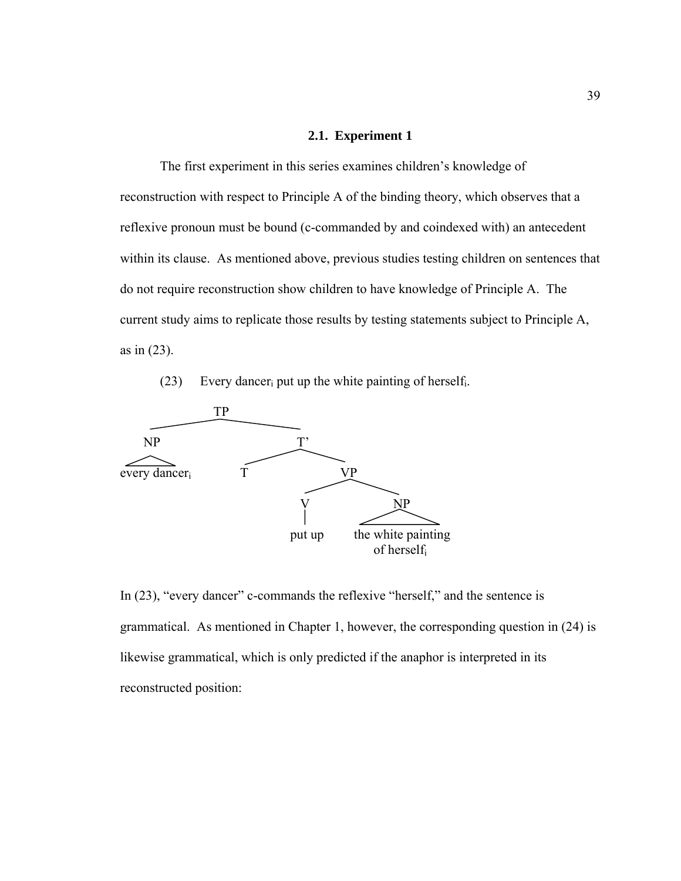## 2.1. Experiment 1

The first experiment in this series examines children's knowledge of reconstruction with respect to Principle A of the binding theory, which observes that a reflexive pronoun must be bound (c-commanded by and coindexed with) an antecedent within its clause. As mentioned above, previous studies testing children on sentences that do not require reconstruction show children to have knowledge of Principle A. The current study aims to replicate those results by testing statements subject to Principle A, as in (23).

(23) Every dancer$_i$ put up the white painting of herself$_i$.

```
                 TP
        _________|_________
       NP                  T'
       /\            ______|______
 every dancer_i     T             VP
                           _______|_______
                          V               NP
                          |               /\
                        put up   the white painting
                                    of herself_i
```

In (23), "every dancer" c-commands the reflexive "herself," and the sentence is grammatical. As mentioned in Chapter 1, however, the corresponding question in (24) is likewise grammatical, which is only predicted if the anaphor is interpreted in its reconstructed position: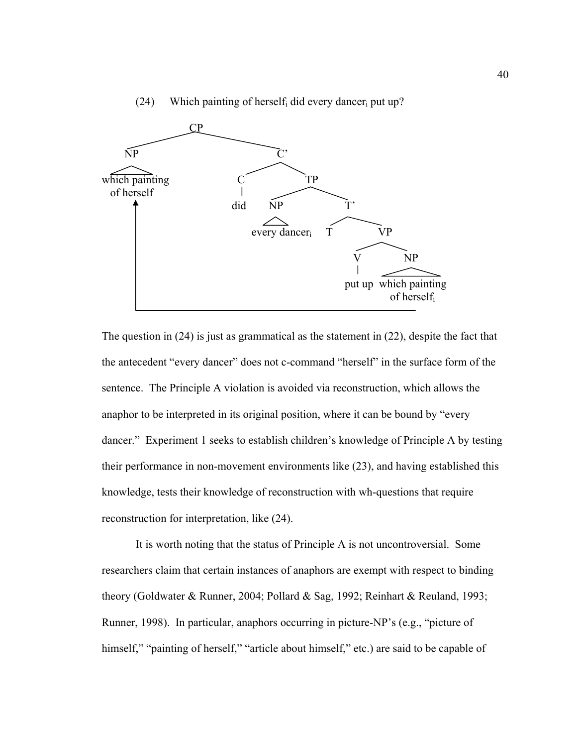(24) Which painting of herself$_i$ did every dancer$_i$ put up?

```
                CP
       ________/  \________
      NP                   C'
     /\                  /    \
which painting          C      TP
  of herself            |     /   \
     ^                 did   NP     T'
     |                      /\     /  \
     |            every dancer_i  T    VP
     |                                /  \
     |                               V    NP
     |                               |    /\
     |                          put up  which painting
     |                                    of herself_i
     |_____________________________________|
```

The question in (24) is just as grammatical as the statement in (22), despite the fact that the antecedent “every dancer” does not c-command “herself” in the surface form of the sentence. The Principle A violation is avoided via reconstruction, which allows the anaphor to be interpreted in its original position, where it can be bound by “every dancer.” Experiment 1 seeks to establish children’s knowledge of Principle A by testing their performance in non-movement environments like (23), and having established this knowledge, tests their knowledge of reconstruction with wh-questions that require reconstruction for interpretation, like (24).

It is worth noting that the status of Principle A is not uncontroversial. Some researchers claim that certain instances of anaphors are exempt with respect to binding theory (Goldwater & Runner, 2004; Pollard & Sag, 1992; Reinhart & Reuland, 1993; Runner, 1998). In particular, anaphors occurring in picture-NP’s (e.g., “picture of himself,” “painting of herself,” “article about himself,” etc.) are said to be capable of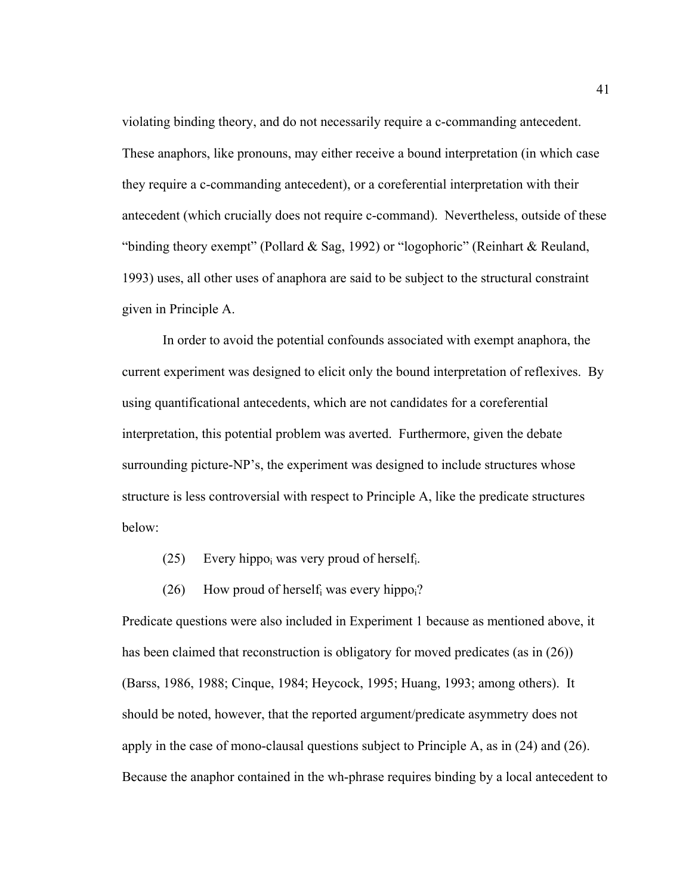violating binding theory, and do not necessarily require a c-commanding antecedent. These anaphors, like pronouns, may either receive a bound interpretation (in which case they require a c-commanding antecedent), or a coreferential interpretation with their antecedent (which crucially does not require c-command). Nevertheless, outside of these "binding theory exempt" (Pollard & Sag, 1992) or "logophoric" (Reinhart & Reuland, 1993) uses, all other uses of anaphora are said to be subject to the structural constraint given in Principle A.

In order to avoid the potential confounds associated with exempt anaphora, the current experiment was designed to elicit only the bound interpretation of reflexives. By using quantificational antecedents, which are not candidates for a coreferential interpretation, this potential problem was averted. Furthermore, given the debate surrounding picture-NP's, the experiment was designed to include structures whose structure is less controversial with respect to Principle A, like the predicate structures below:

(25) Every $\text{hippo}_i$ was very proud of $\text{herself}_i$.

(26) How proud of $\text{herself}_i$ was every $\text{hippo}_i$?

Predicate questions were also included in Experiment 1 because as mentioned above, it has been claimed that reconstruction is obligatory for moved predicates (as in (26)) (Barss, 1986, 1988; Cinque, 1984; Heycock, 1995; Huang, 1993; among others). It should be noted, however, that the reported argument/predicate asymmetry does not apply in the case of mono-clausal questions subject to Principle A, as in (24) and (26). Because the anaphor contained in the wh-phrase requires binding by a local antecedent to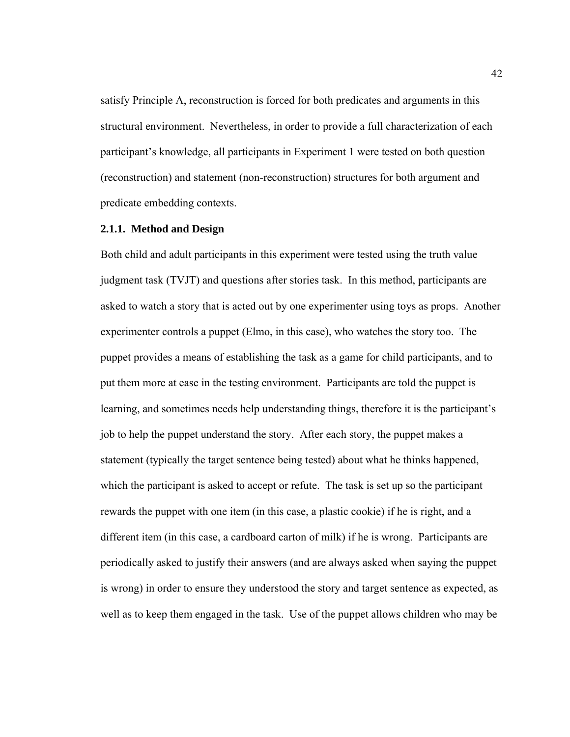satisfy Principle A, reconstruction is forced for both predicates and arguments in this structural environment. Nevertheless, in order to provide a full characterization of each participant's knowledge, all participants in Experiment 1 were tested on both question (reconstruction) and statement (non-reconstruction) structures for both argument and predicate embedding contexts.

### 2.1.1. Method and Design

Both child and adult participants in this experiment were tested using the truth value judgment task (TVJT) and questions after stories task. In this method, participants are asked to watch a story that is acted out by one experimenter using toys as props. Another experimenter controls a puppet (Elmo, in this case), who watches the story too. The puppet provides a means of establishing the task as a game for child participants, and to put them more at ease in the testing environment. Participants are told the puppet is learning, and sometimes needs help understanding things, therefore it is the participant's job to help the puppet understand the story. After each story, the puppet makes a statement (typically the target sentence being tested) about what he thinks happened, which the participant is asked to accept or refute. The task is set up so the participant rewards the puppet with one item (in this case, a plastic cookie) if he is right, and a different item (in this case, a cardboard carton of milk) if he is wrong. Participants are periodically asked to justify their answers (and are always asked when saying the puppet is wrong) in order to ensure they understood the story and target sentence as expected, as well as to keep them engaged in the task. Use of the puppet allows children who may be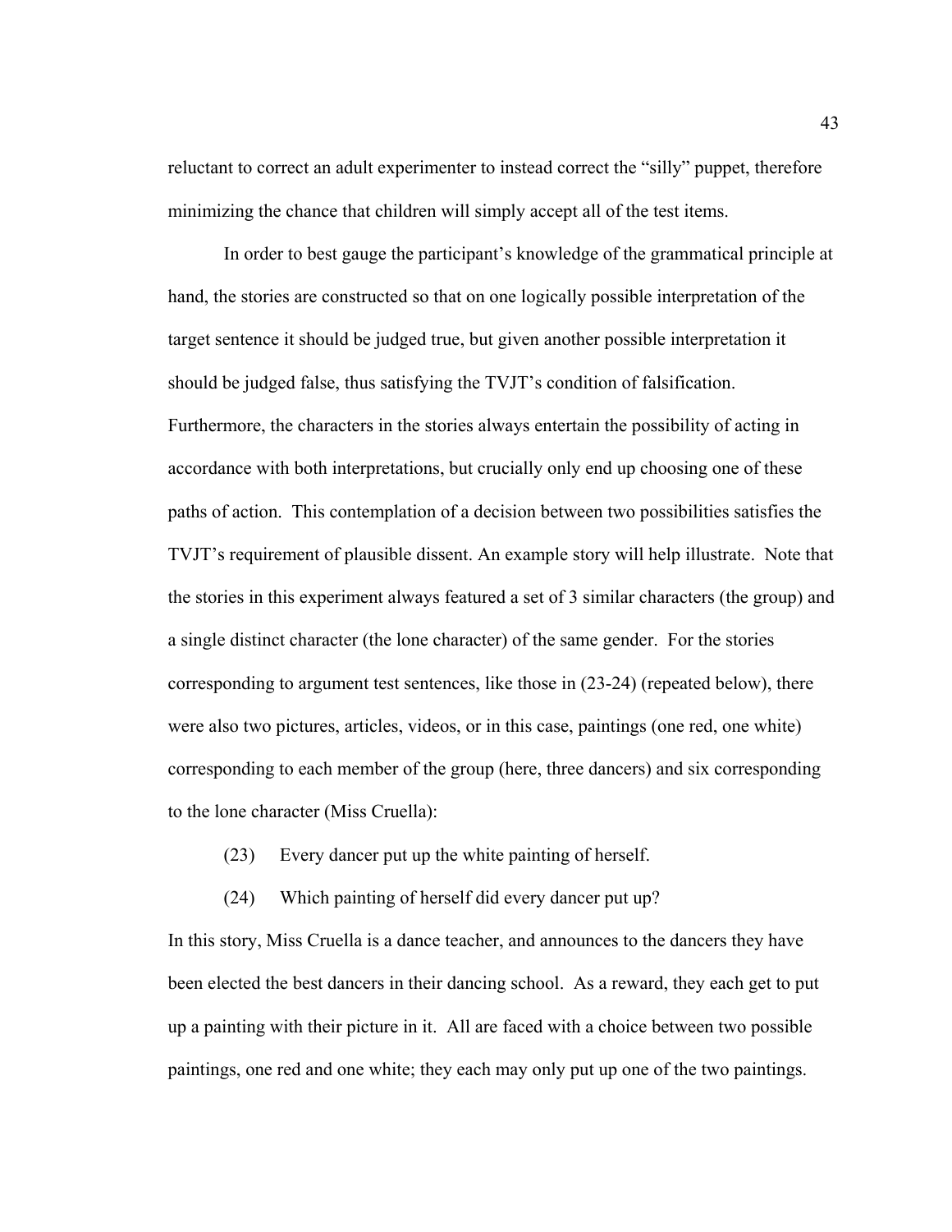reluctant to correct an adult experimenter to instead correct the "silly" puppet, therefore minimizing the chance that children will simply accept all of the test items.

In order to best gauge the participant's knowledge of the grammatical principle at hand, the stories are constructed so that on one logically possible interpretation of the target sentence it should be judged true, but given another possible interpretation it should be judged false, thus satisfying the TVJT's condition of falsification. Furthermore, the characters in the stories always entertain the possibility of acting in accordance with both interpretations, but crucially only end up choosing one of these paths of action. This contemplation of a decision between two possibilities satisfies the TVJT's requirement of plausible dissent. An example story will help illustrate. Note that the stories in this experiment always featured a set of 3 similar characters (the group) and a single distinct character (the lone character) of the same gender. For the stories corresponding to argument test sentences, like those in (23-24) (repeated below), there were also two pictures, articles, videos, or in this case, paintings (one red, one white) corresponding to each member of the group (here, three dancers) and six corresponding to the lone character (Miss Cruella):

(23) Every dancer put up the white painting of herself.

(24) Which painting of herself did every dancer put up?

In this story, Miss Cruella is a dance teacher, and announces to the dancers they have been elected the best dancers in their dancing school. As a reward, they each get to put up a painting with their picture in it. All are faced with a choice between two possible paintings, one red and one white; they each may only put up one of the two paintings.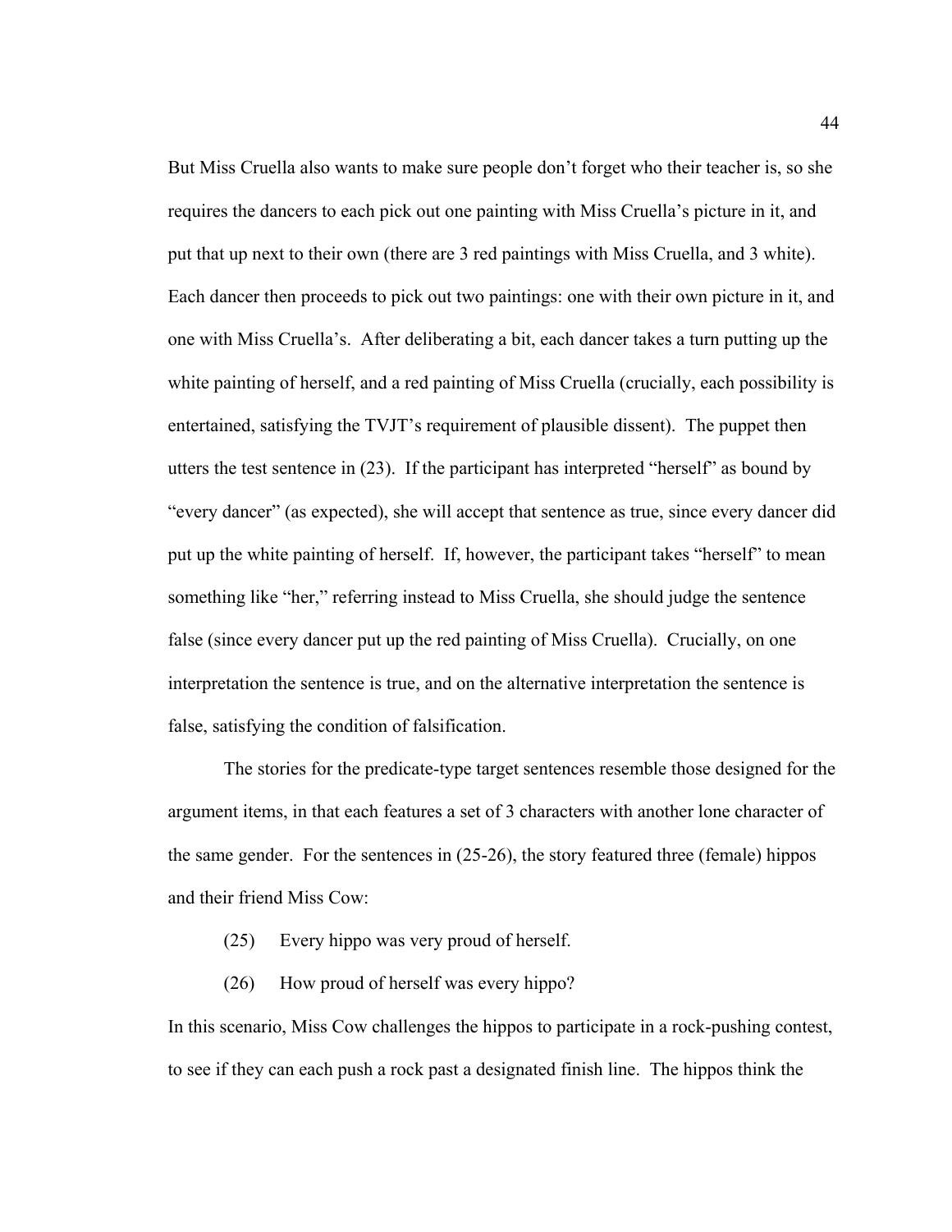But Miss Cruella also wants to make sure people don't forget who their teacher is, so she requires the dancers to each pick out one painting with Miss Cruella's picture in it, and put that up next to their own (there are 3 red paintings with Miss Cruella, and 3 white). Each dancer then proceeds to pick out two paintings: one with their own picture in it, and one with Miss Cruella's. After deliberating a bit, each dancer takes a turn putting up the white painting of herself, and a red painting of Miss Cruella (crucially, each possibility is entertained, satisfying the TVJT's requirement of plausible dissent). The puppet then utters the test sentence in (23). If the participant has interpreted "herself" as bound by "every dancer" (as expected), she will accept that sentence as true, since every dancer did put up the white painting of herself. If, however, the participant takes "herself" to mean something like "her," referring instead to Miss Cruella, she should judge the sentence false (since every dancer put up the red painting of Miss Cruella). Crucially, on one interpretation the sentence is true, and on the alternative interpretation the sentence is false, satisfying the condition of falsification.

The stories for the predicate-type target sentences resemble those designed for the argument items, in that each features a set of 3 characters with another lone character of the same gender. For the sentences in (25-26), the story featured three (female) hippos and their friend Miss Cow:

(25) Every hippo was very proud of herself.

(26) How proud of herself was every hippo?

In this scenario, Miss Cow challenges the hippos to participate in a rock-pushing contest, to see if they can each push a rock past a designated finish line. The hippos think the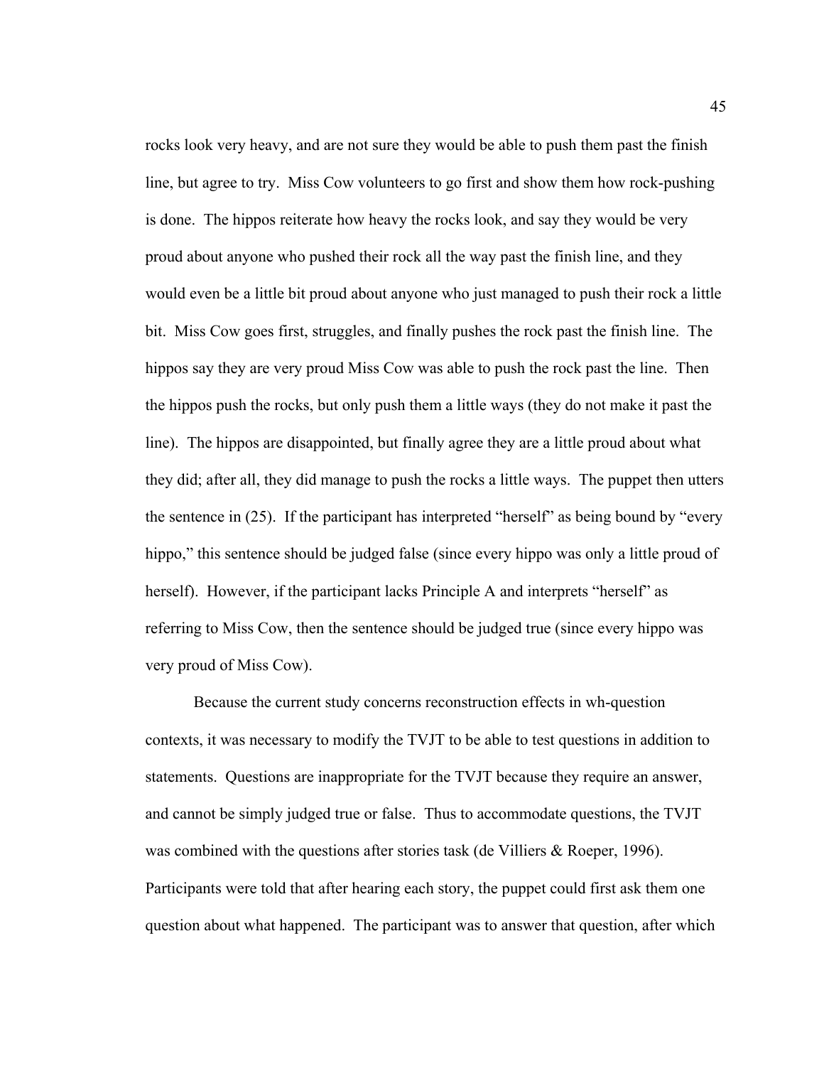rocks look very heavy, and are not sure they would be able to push them past the finish line, but agree to try.  Miss Cow volunteers to go first and show them how rock-pushing is done.  The hippos reiterate how heavy the rocks look, and say they would be very proud about anyone who pushed their rock all the way past the finish line, and they would even be a little bit proud about anyone who just managed to push their rock a little bit.  Miss Cow goes first, struggles, and finally pushes the rock past the finish line.  The hippos say they are very proud Miss Cow was able to push the rock past the line.  Then the hippos push the rocks, but only push them a little ways (they do not make it past the line).  The hippos are disappointed, but finally agree they are a little proud about what they did; after all, they did manage to push the rocks a little ways.  The puppet then utters the sentence in (25).  If the participant has interpreted "herself" as being bound by "every hippo," this sentence should be judged false (since every hippo was only a little proud of herself).  However, if the participant lacks Principle A and interprets "herself" as referring to Miss Cow, then the sentence should be judged true (since every hippo was very proud of Miss Cow).

Because the current study concerns reconstruction effects in wh-question contexts, it was necessary to modify the TVJT to be able to test questions in addition to statements.  Questions are inappropriate for the TVJT because they require an answer, and cannot be simply judged true or false.  Thus to accommodate questions, the TVJT was combined with the questions after stories task (de Villiers & Roeper, 1996).  Participants were told that after hearing each story, the puppet could first ask them one question about what happened.  The participant was to answer that question, after which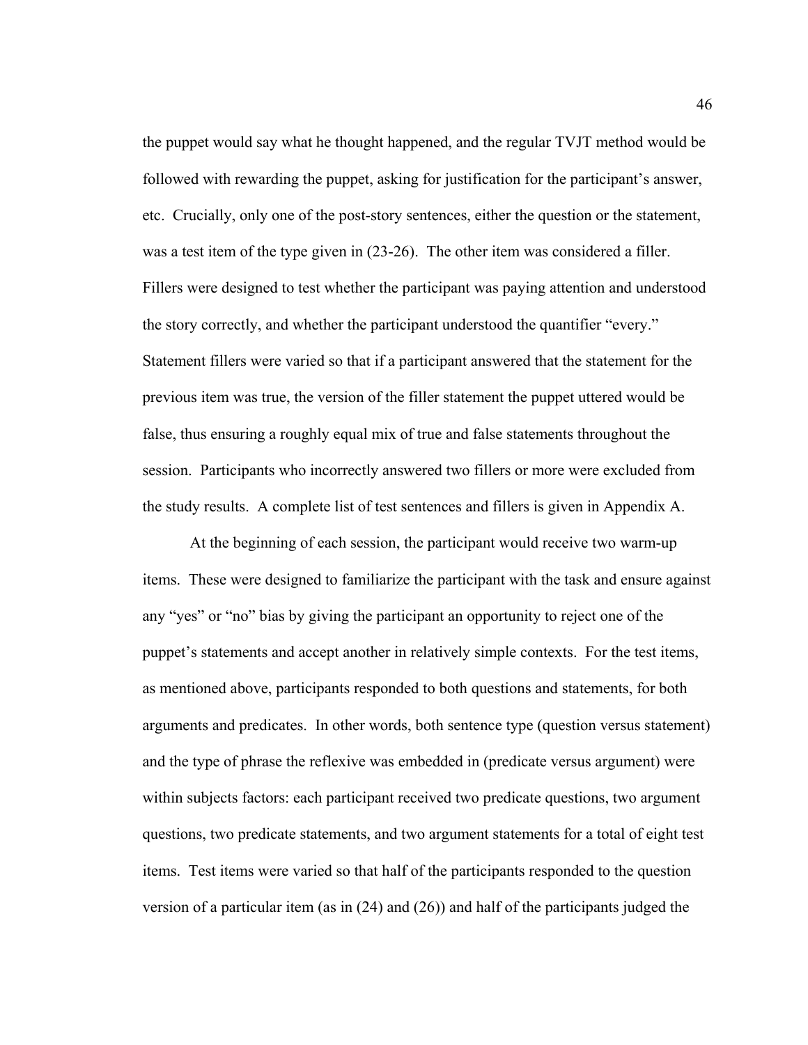the puppet would say what he thought happened, and the regular TVJT method would be followed with rewarding the puppet, asking for justification for the participant's answer, etc. Crucially, only one of the post-story sentences, either the question or the statement, was a test item of the type given in (23-26). The other item was considered a filler. Fillers were designed to test whether the participant was paying attention and understood the story correctly, and whether the participant understood the quantifier "every." Statement fillers were varied so that if a participant answered that the statement for the previous item was true, the version of the filler statement the puppet uttered would be false, thus ensuring a roughly equal mix of true and false statements throughout the session. Participants who incorrectly answered two fillers or more were excluded from the study results. A complete list of test sentences and fillers is given in Appendix A.

At the beginning of each session, the participant would receive two warm-up items. These were designed to familiarize the participant with the task and ensure against any "yes" or "no" bias by giving the participant an opportunity to reject one of the puppet's statements and accept another in relatively simple contexts. For the test items, as mentioned above, participants responded to both questions and statements, for both arguments and predicates. In other words, both sentence type (question versus statement) and the type of phrase the reflexive was embedded in (predicate versus argument) were within subjects factors: each participant received two predicate questions, two argument questions, two predicate statements, and two argument statements for a total of eight test items. Test items were varied so that half of the participants responded to the question version of a particular item (as in (24) and (26)) and half of the participants judged the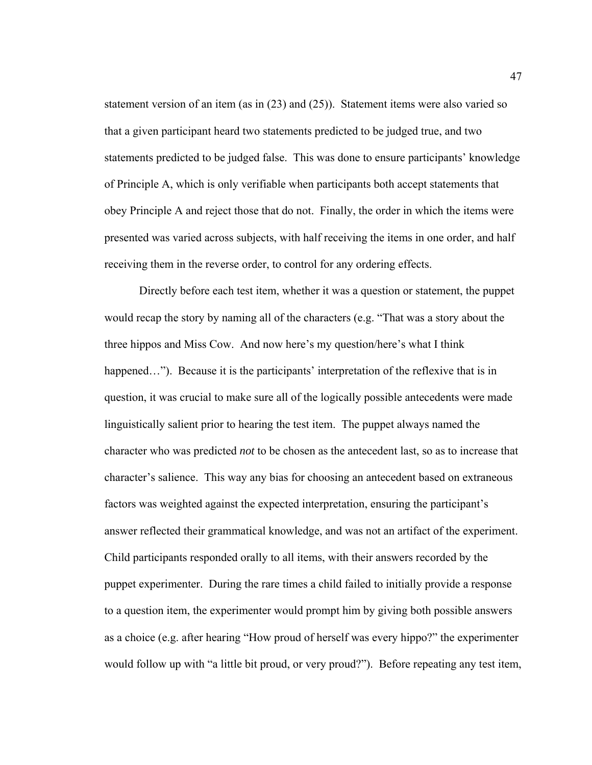statement version of an item (as in (23) and (25)). Statement items were also varied so that a given participant heard two statements predicted to be judged true, and two statements predicted to be judged false. This was done to ensure participants' knowledge of Principle A, which is only verifiable when participants both accept statements that obey Principle A and reject those that do not. Finally, the order in which the items were presented was varied across subjects, with half receiving the items in one order, and half receiving them in the reverse order, to control for any ordering effects.

Directly before each test item, whether it was a question or statement, the puppet would recap the story by naming all of the characters (e.g. "That was a story about the three hippos and Miss Cow. And now here's my question/here's what I think happened…"). Because it is the participants' interpretation of the reflexive that is in question, it was crucial to make sure all of the logically possible antecedents were made linguistically salient prior to hearing the test item. The puppet always named the character who was predicted *not* to be chosen as the antecedent last, so as to increase that character's salience. This way any bias for choosing an antecedent based on extraneous factors was weighted against the expected interpretation, ensuring the participant's answer reflected their grammatical knowledge, and was not an artifact of the experiment. Child participants responded orally to all items, with their answers recorded by the puppet experimenter. During the rare times a child failed to initially provide a response to a question item, the experimenter would prompt him by giving both possible answers as a choice (e.g. after hearing "How proud of herself was every hippo?" the experimenter would follow up with "a little bit proud, or very proud?"). Before repeating any test item,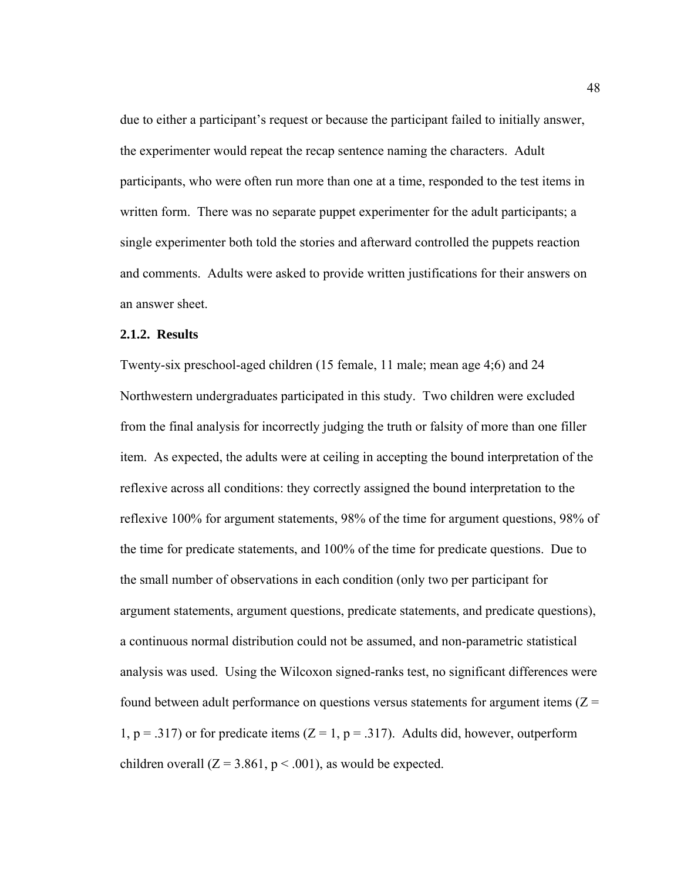due to either a participant's request or because the participant failed to initially answer, the experimenter would repeat the recap sentence naming the characters. Adult participants, who were often run more than one at a time, responded to the test items in written form. There was no separate puppet experimenter for the adult participants; a single experimenter both told the stories and afterward controlled the puppets reaction and comments. Adults were asked to provide written justifications for their answers on an answer sheet.

### 2.1.2. Results

Twenty-six preschool-aged children (15 female, 11 male; mean age 4;6) and 24 Northwestern undergraduates participated in this study. Two children were excluded from the final analysis for incorrectly judging the truth or falsity of more than one filler item. As expected, the adults were at ceiling in accepting the bound interpretation of the reflexive across all conditions: they correctly assigned the bound interpretation to the reflexive 100% for argument statements, 98% of the time for argument questions, 98% of the time for predicate statements, and 100% of the time for predicate questions. Due to the small number of observations in each condition (only two per participant for argument statements, argument questions, predicate statements, and predicate questions), a continuous normal distribution could not be assumed, and non-parametric statistical analysis was used. Using the Wilcoxon signed-ranks test, no significant differences were found between adult performance on questions versus statements for argument items ($Z = 1$, $p = .317$) or for predicate items ($Z = 1$, $p = .317$). Adults did, however, outperform children overall ($Z = 3.861$, $p < .001$), as would be expected.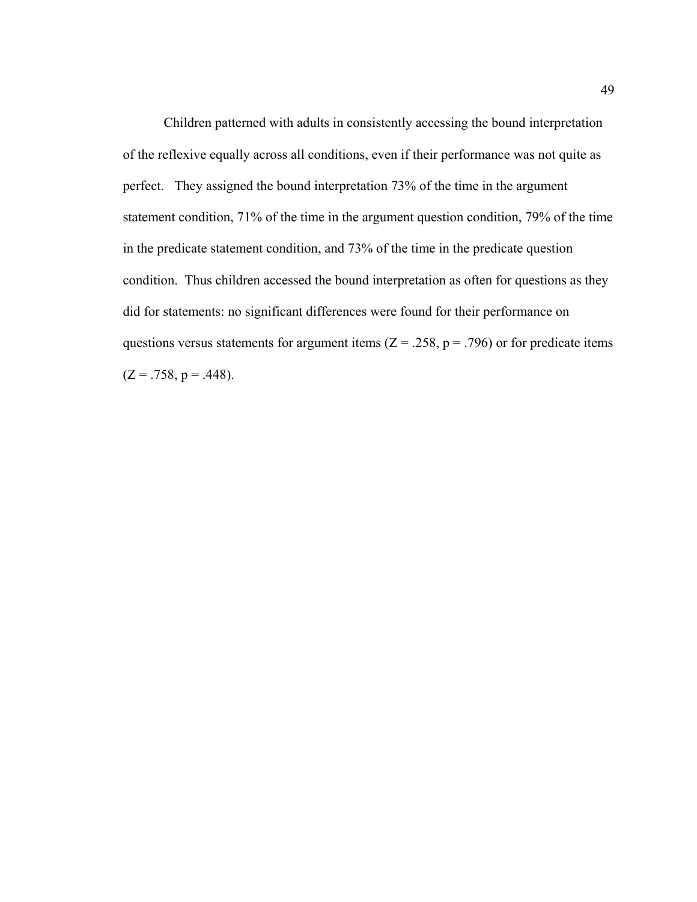Children patterned with adults in consistently accessing the bound interpretation of the reflexive equally across all conditions, even if their performance was not quite as perfect. They assigned the bound interpretation 73% of the time in the argument statement condition, 71% of the time in the argument question condition, 79% of the time in the predicate statement condition, and 73% of the time in the predicate question condition. Thus children accessed the bound interpretation as often for questions as they did for statements: no significant differences were found for their performance on questions versus statements for argument items ($Z = .258$, $p = .796$) or for predicate items ($Z = .758$, $p = .448$).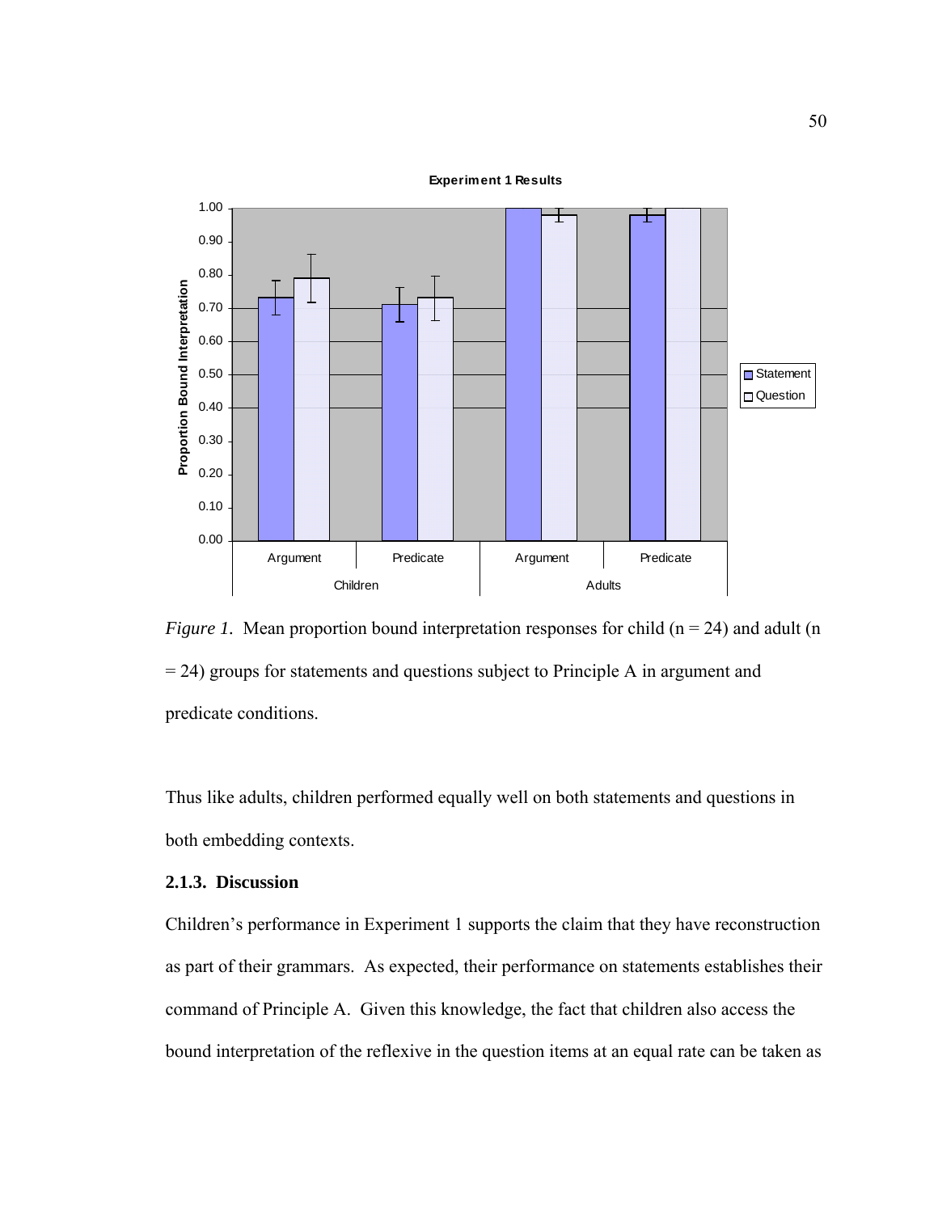*Figure 1.* Mean proportion bound interpretation responses for child (n = 24) and adult (n = 24) groups for statements and questions subject to Principle A in argument and predicate conditions.

Thus like adults, children performed equally well on both statements and questions in both embedding contexts.

### 2.1.3. Discussion

Children's performance in Experiment 1 supports the claim that they have reconstruction as part of their grammars. As expected, their performance on statements establishes their command of Principle A. Given this knowledge, the fact that children also access the bound interpretation of the reflexive in the question items at an equal rate can be taken as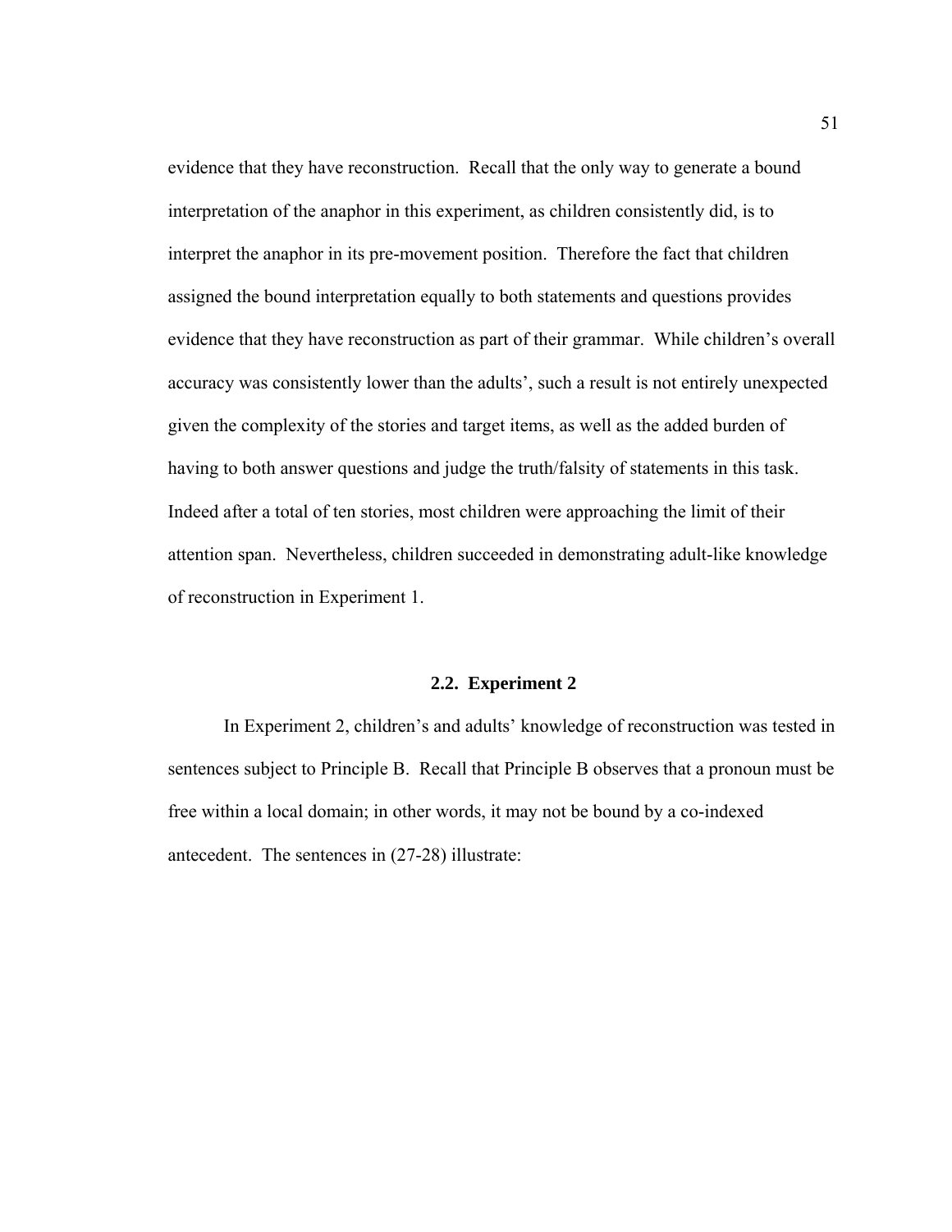evidence that they have reconstruction. Recall that the only way to generate a bound interpretation of the anaphor in this experiment, as children consistently did, is to interpret the anaphor in its pre-movement position. Therefore the fact that children assigned the bound interpretation equally to both statements and questions provides evidence that they have reconstruction as part of their grammar. While children's overall accuracy was consistently lower than the adults', such a result is not entirely unexpected given the complexity of the stories and target items, as well as the added burden of having to both answer questions and judge the truth/falsity of statements in this task. Indeed after a total of ten stories, most children were approaching the limit of their attention span. Nevertheless, children succeeded in demonstrating adult-like knowledge of reconstruction in Experiment 1.

### 2.2. Experiment 2

In Experiment 2, children's and adults' knowledge of reconstruction was tested in sentences subject to Principle B. Recall that Principle B observes that a pronoun must be free within a local domain; in other words, it may not be bound by a co-indexed antecedent. The sentences in (27-28) illustrate: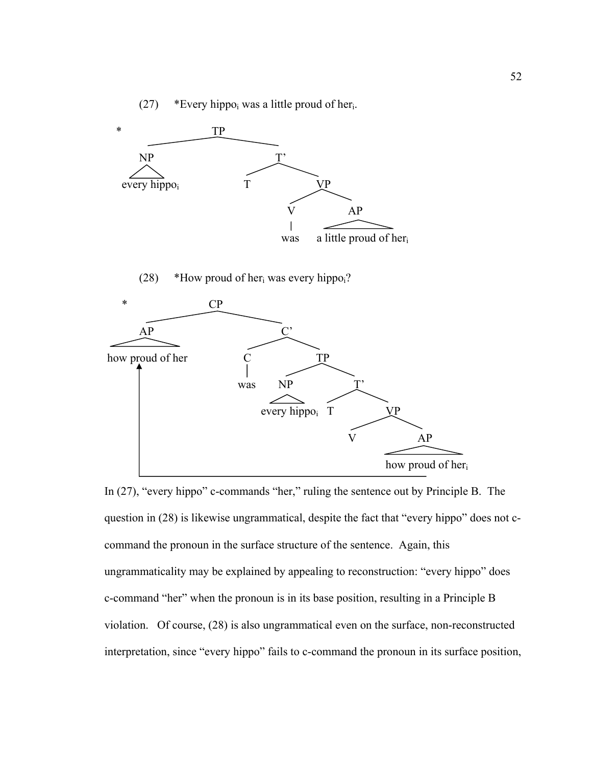(27) *Every hippo$_i$ was a little proud of her$_i$.

```
*                TP
        _________|_________
       NP                  T'
       /\            ______|______
  every hippo_i     T            VP
                           ______|______
                          V             AP
                          |             /\
                         was   a little proud of her_i
```

(28) *How proud of her$_i$ was every hippo$_i$?

```
*                CP
        _________|_________
       AP                  C'
       /\            ______|______
  how proud of her   C            TP
       ^             |      ______|______
       |            was    NP            T'
       |                   /\       _____|_____
       |            every hippo_i  T          VP
       |                                 _____|_____
       |                                V           AP
       |                                            /\
       |                                   how proud of her_i
       |_____________________________________________|
```

In (27), “every hippo” c-commands “her,” ruling the sentence out by Principle B. The question in (28) is likewise ungrammatical, despite the fact that “every hippo” does not c-command the pronoun in the surface structure of the sentence. Again, this ungrammaticality may be explained by appealing to reconstruction: “every hippo” does c-command “her” when the pronoun is in its base position, resulting in a Principle B violation. Of course, (28) is also ungrammatical even on the surface, non-reconstructed interpretation, since “every hippo” fails to c-command the pronoun in its surface position,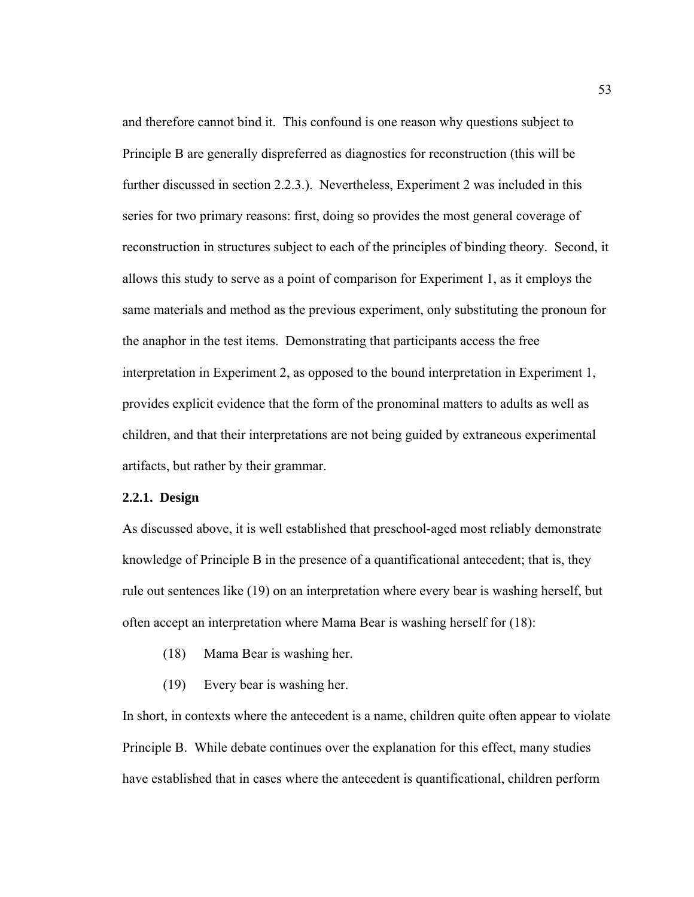and therefore cannot bind it. This confound is one reason why questions subject to Principle B are generally dispreferred as diagnostics for reconstruction (this will be further discussed in section 2.2.3.). Nevertheless, Experiment 2 was included in this series for two primary reasons: first, doing so provides the most general coverage of reconstruction in structures subject to each of the principles of binding theory. Second, it allows this study to serve as a point of comparison for Experiment 1, as it employs the same materials and method as the previous experiment, only substituting the pronoun for the anaphor in the test items. Demonstrating that participants access the free interpretation in Experiment 2, as opposed to the bound interpretation in Experiment 1, provides explicit evidence that the form of the pronominal matters to adults as well as children, and that their interpretations are not being guided by extraneous experimental artifacts, but rather by their grammar.

### 2.2.1. Design

As discussed above, it is well established that preschool-aged most reliably demonstrate knowledge of Principle B in the presence of a quantificational antecedent; that is, they rule out sentences like (19) on an interpretation where every bear is washing herself, but often accept an interpretation where Mama Bear is washing herself for (18):

(18) Mama Bear is washing her.

(19) Every bear is washing her.

In short, in contexts where the antecedent is a name, children quite often appear to violate Principle B. While debate continues over the explanation for this effect, many studies have established that in cases where the antecedent is quantificational, children perform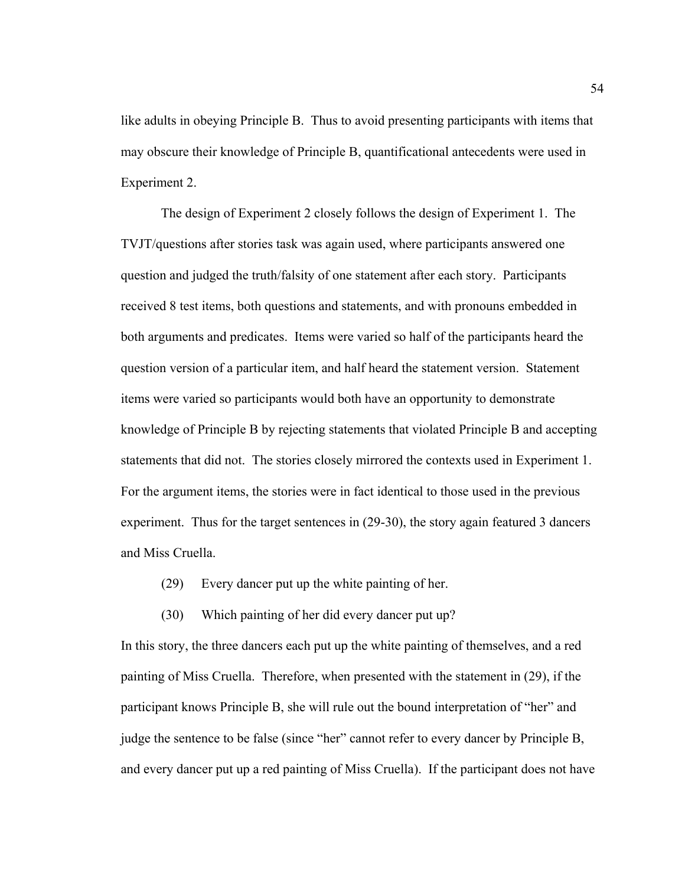like adults in obeying Principle B. Thus to avoid presenting participants with items that may obscure their knowledge of Principle B, quantificational antecedents were used in Experiment 2.

The design of Experiment 2 closely follows the design of Experiment 1. The TVJT/questions after stories task was again used, where participants answered one question and judged the truth/falsity of one statement after each story. Participants received 8 test items, both questions and statements, and with pronouns embedded in both arguments and predicates. Items were varied so half of the participants heard the question version of a particular item, and half heard the statement version. Statement items were varied so participants would both have an opportunity to demonstrate knowledge of Principle B by rejecting statements that violated Principle B and accepting statements that did not. The stories closely mirrored the contexts used in Experiment 1. For the argument items, the stories were in fact identical to those used in the previous experiment. Thus for the target sentences in (29-30), the story again featured 3 dancers and Miss Cruella.

(29) Every dancer put up the white painting of her.

(30) Which painting of her did every dancer put up?

In this story, the three dancers each put up the white painting of themselves, and a red painting of Miss Cruella. Therefore, when presented with the statement in (29), if the participant knows Principle B, she will rule out the bound interpretation of "her" and judge the sentence to be false (since "her" cannot refer to every dancer by Principle B, and every dancer put up a red painting of Miss Cruella). If the participant does not have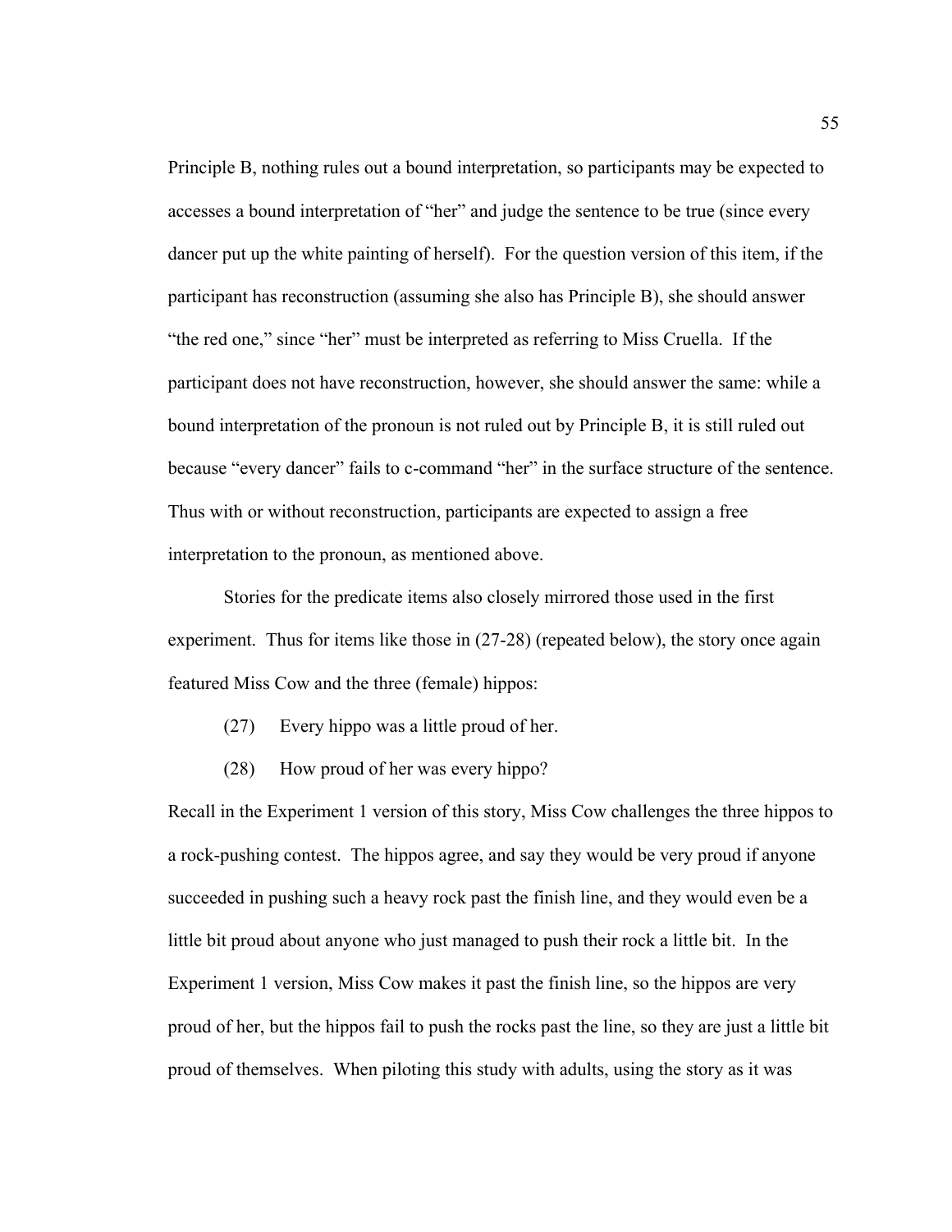Principle B, nothing rules out a bound interpretation, so participants may be expected to accesses a bound interpretation of "her" and judge the sentence to be true (since every dancer put up the white painting of herself). For the question version of this item, if the participant has reconstruction (assuming she also has Principle B), she should answer "the red one," since "her" must be interpreted as referring to Miss Cruella. If the participant does not have reconstruction, however, she should answer the same: while a bound interpretation of the pronoun is not ruled out by Principle B, it is still ruled out because "every dancer" fails to c-command "her" in the surface structure of the sentence. Thus with or without reconstruction, participants are expected to assign a free interpretation to the pronoun, as mentioned above.

Stories for the predicate items also closely mirrored those used in the first experiment. Thus for items like those in (27-28) (repeated below), the story once again featured Miss Cow and the three (female) hippos:

(27) Every hippo was a little proud of her.

(28) How proud of her was every hippo?

Recall in the Experiment 1 version of this story, Miss Cow challenges the three hippos to a rock-pushing contest. The hippos agree, and say they would be very proud if anyone succeeded in pushing such a heavy rock past the finish line, and they would even be a little bit proud about anyone who just managed to push their rock a little bit. In the Experiment 1 version, Miss Cow makes it past the finish line, so the hippos are very proud of her, but the hippos fail to push the rocks past the line, so they are just a little bit proud of themselves. When piloting this study with adults, using the story as it was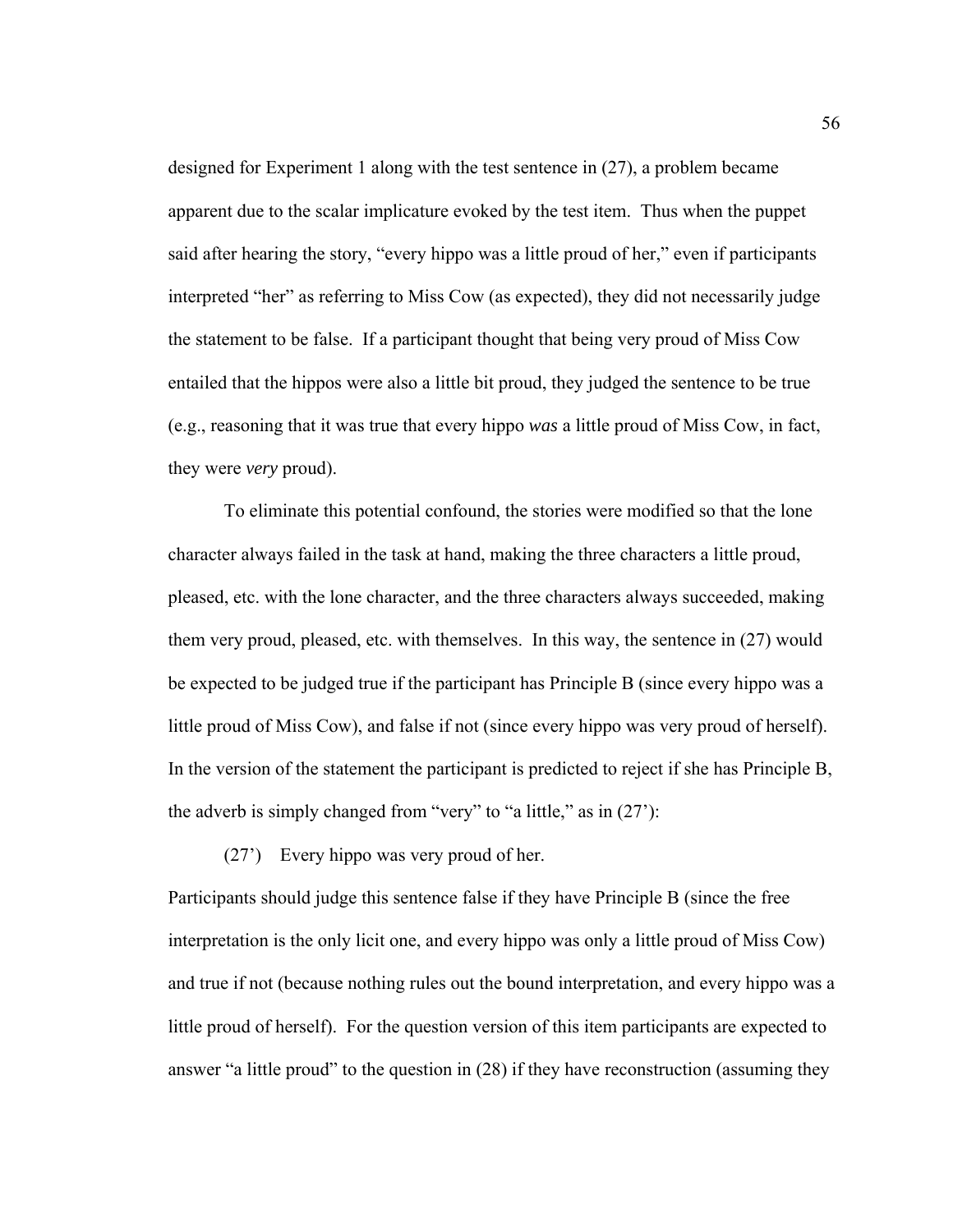designed for Experiment 1 along with the test sentence in (27), a problem became apparent due to the scalar implicature evoked by the test item. Thus when the puppet said after hearing the story, "every hippo was a little proud of her," even if participants interpreted "her" as referring to Miss Cow (as expected), they did not necessarily judge the statement to be false. If a participant thought that being very proud of Miss Cow entailed that the hippos were also a little bit proud, they judged the sentence to be true (e.g., reasoning that it was true that every hippo *was* a little proud of Miss Cow, in fact, they were *very* proud).

To eliminate this potential confound, the stories were modified so that the lone character always failed in the task at hand, making the three characters a little proud, pleased, etc. with the lone character, and the three characters always succeeded, making them very proud, pleased, etc. with themselves. In this way, the sentence in (27) would be expected to be judged true if the participant has Principle B (since every hippo was a little proud of Miss Cow), and false if not (since every hippo was very proud of herself). In the version of the statement the participant is predicted to reject if she has Principle B, the adverb is simply changed from "very" to "a little," as in (27'):

(27') Every hippo was very proud of her.

Participants should judge this sentence false if they have Principle B (since the free interpretation is the only licit one, and every hippo was only a little proud of Miss Cow) and true if not (because nothing rules out the bound interpretation, and every hippo was a little proud of herself). For the question version of this item participants are expected to answer "a little proud" to the question in (28) if they have reconstruction (assuming they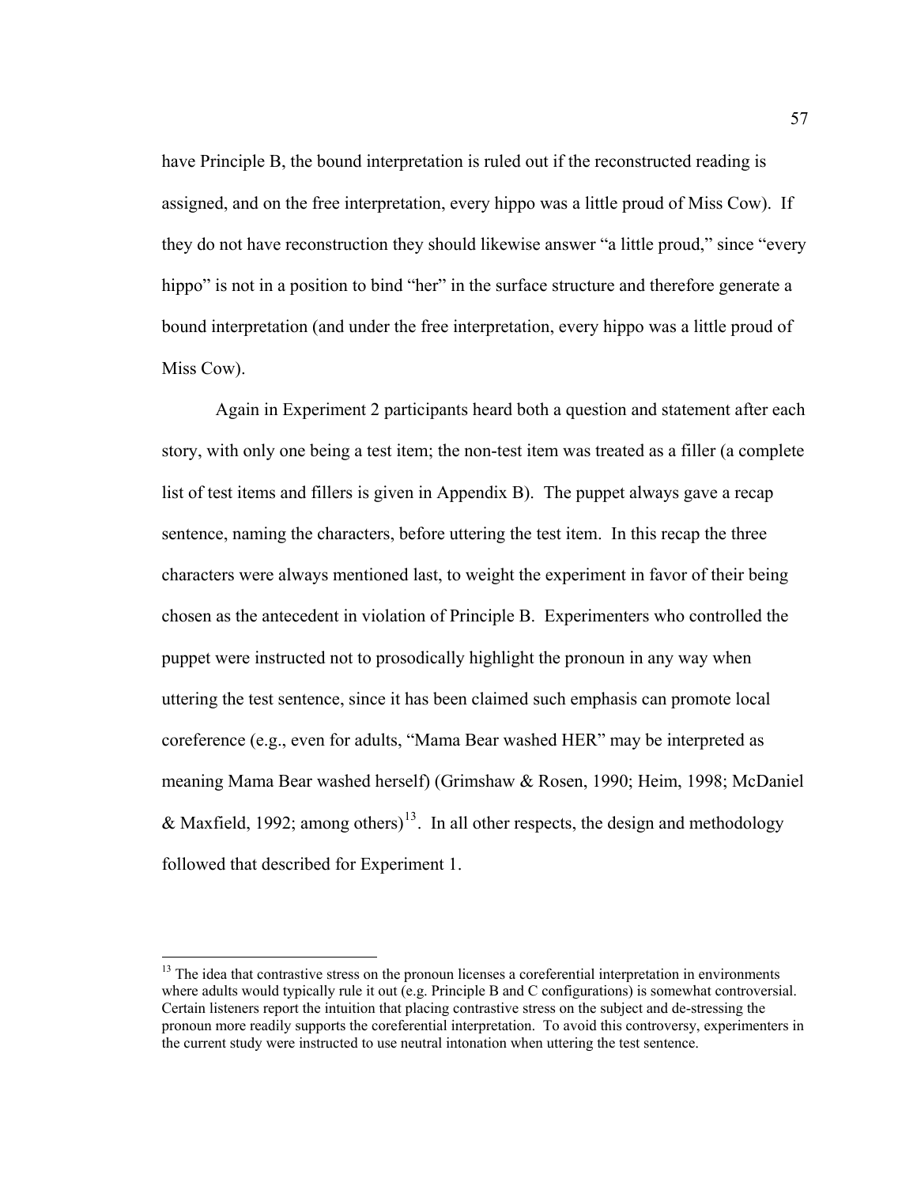have Principle B, the bound interpretation is ruled out if the reconstructed reading is assigned, and on the free interpretation, every hippo was a little proud of Miss Cow). If they do not have reconstruction they should likewise answer "a little proud," since "every hippo" is not in a position to bind "her" in the surface structure and therefore generate a bound interpretation (and under the free interpretation, every hippo was a little proud of Miss Cow).

Again in Experiment 2 participants heard both a question and statement after each story, with only one being a test item; the non-test item was treated as a filler (a complete list of test items and fillers is given in Appendix B). The puppet always gave a recap sentence, naming the characters, before uttering the test item. In this recap the three characters were always mentioned last, to weight the experiment in favor of their being chosen as the antecedent in violation of Principle B. Experimenters who controlled the puppet were instructed not to prosodically highlight the pronoun in any way when uttering the test sentence, since it has been claimed such emphasis can promote local coreference (e.g., even for adults, "Mama Bear washed HER" may be interpreted as meaning Mama Bear washed herself) (Grimshaw & Rosen, 1990; Heim, 1998; McDaniel & Maxfield, 1992; among others)[13]. In all other respects, the design and methodology followed that described for Experiment 1.

---

[13] The idea that contrastive stress on the pronoun licenses a coreferential interpretation in environments where adults would typically rule it out (e.g. Principle B and C configurations) is somewhat controversial. Certain listeners report the intuition that placing contrastive stress on the subject and de-stressing the pronoun more readily supports the coreferential interpretation. To avoid this controversy, experimenters in the current study were instructed to use neutral intonation when uttering the test sentence.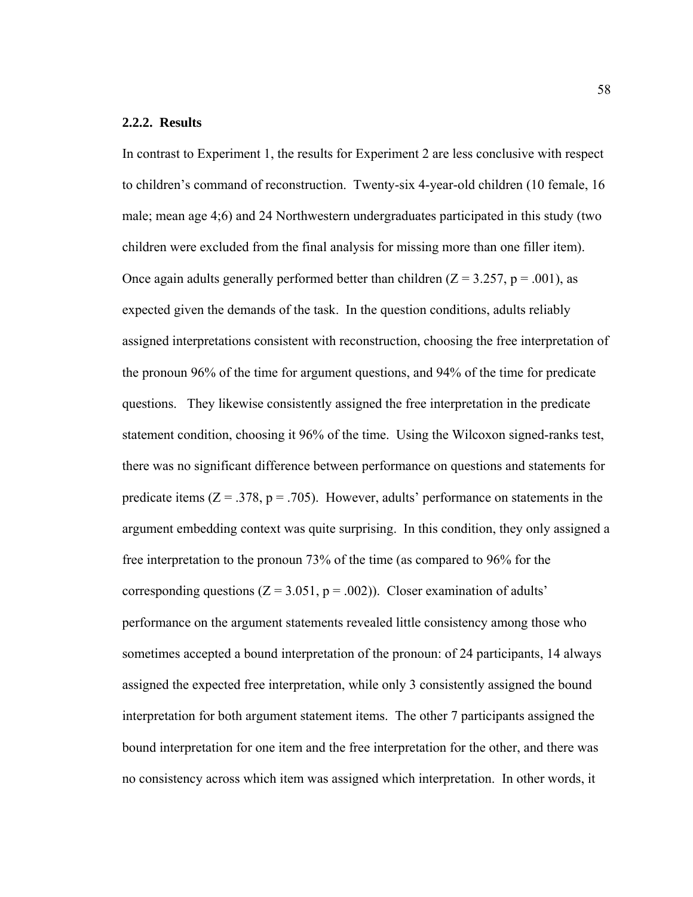### 2.2.2. Results

In contrast to Experiment 1, the results for Experiment 2 are less conclusive with respect to children's command of reconstruction. Twenty-six 4-year-old children (10 female, 16 male; mean age 4;6) and 24 Northwestern undergraduates participated in this study (two children were excluded from the final analysis for missing more than one filler item). Once again adults generally performed better than children ($Z = 3.257$, $p = .001$), as expected given the demands of the task. In the question conditions, adults reliably assigned interpretations consistent with reconstruction, choosing the free interpretation of the pronoun 96% of the time for argument questions, and 94% of the time for predicate questions. They likewise consistently assigned the free interpretation in the predicate statement condition, choosing it 96% of the time. Using the Wilcoxon signed-ranks test, there was no significant difference between performance on questions and statements for predicate items ($Z = .378$, $p = .705$). However, adults' performance on statements in the argument embedding context was quite surprising. In this condition, they only assigned a free interpretation to the pronoun 73% of the time (as compared to 96% for the corresponding questions ($Z = 3.051$, $p = .002$)). Closer examination of adults' performance on the argument statements revealed little consistency among those who sometimes accepted a bound interpretation of the pronoun: of 24 participants, 14 always assigned the expected free interpretation, while only 3 consistently assigned the bound interpretation for both argument statement items. The other 7 participants assigned the bound interpretation for one item and the free interpretation for the other, and there was no consistency across which item was assigned which interpretation. In other words, it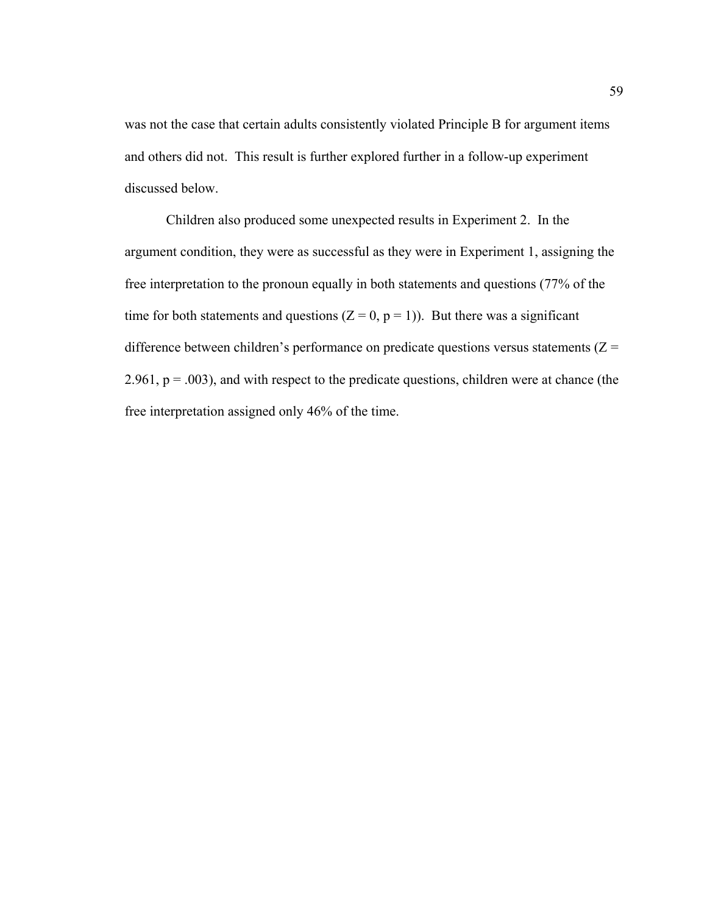was not the case that certain adults consistently violated Principle B for argument items and others did not. This result is further explored further in a follow-up experiment discussed below.

Children also produced some unexpected results in Experiment 2. In the argument condition, they were as successful as they were in Experiment 1, assigning the free interpretation to the pronoun equally in both statements and questions (77% of the time for both statements and questions ($Z = 0$, $p = 1$)). But there was a significant difference between children's performance on predicate questions versus statements ($Z = 2.961$, $p = .003$), and with respect to the predicate questions, children were at chance (the free interpretation assigned only 46% of the time.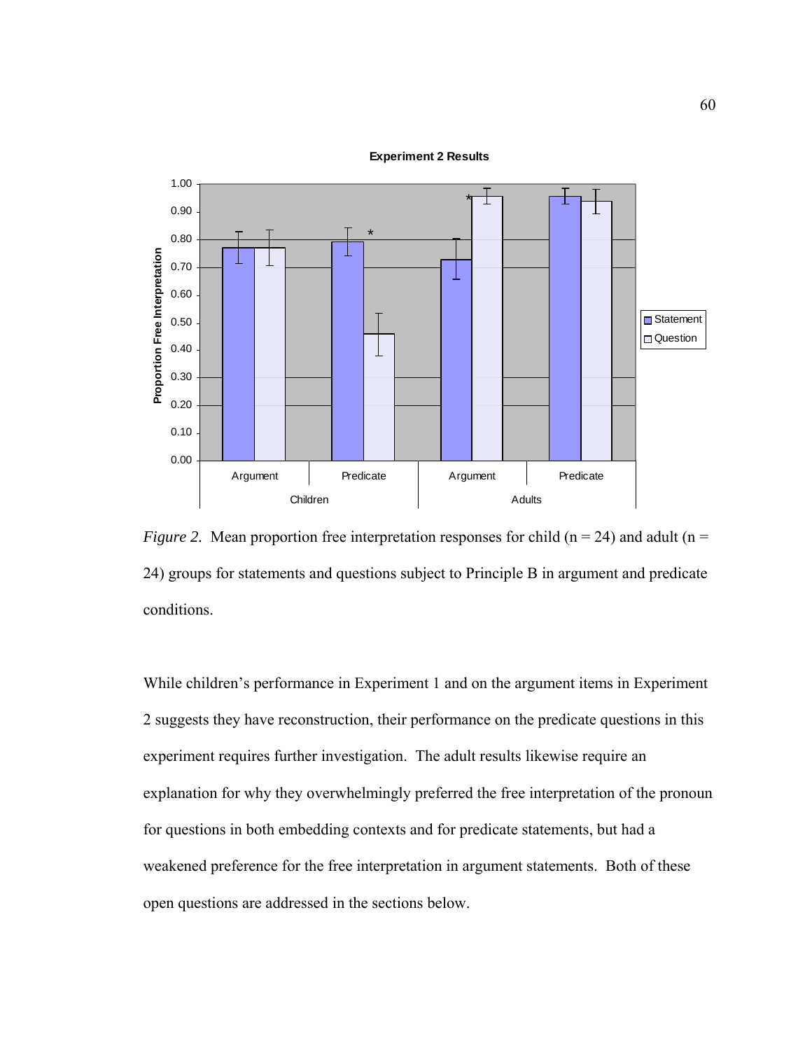*Figure 2.* Mean proportion free interpretation responses for child (n = 24) and adult (n = 24) groups for statements and questions subject to Principle B in argument and predicate conditions.

While children's performance in Experiment 1 and on the argument items in Experiment 2 suggests they have reconstruction, their performance on the predicate questions in this experiment requires further investigation. The adult results likewise require an explanation for why they overwhelmingly preferred the free interpretation of the pronoun for questions in both embedding contexts and for predicate statements, but had a weakened preference for the free interpretation in argument statements. Both of these open questions are addressed in the sections below.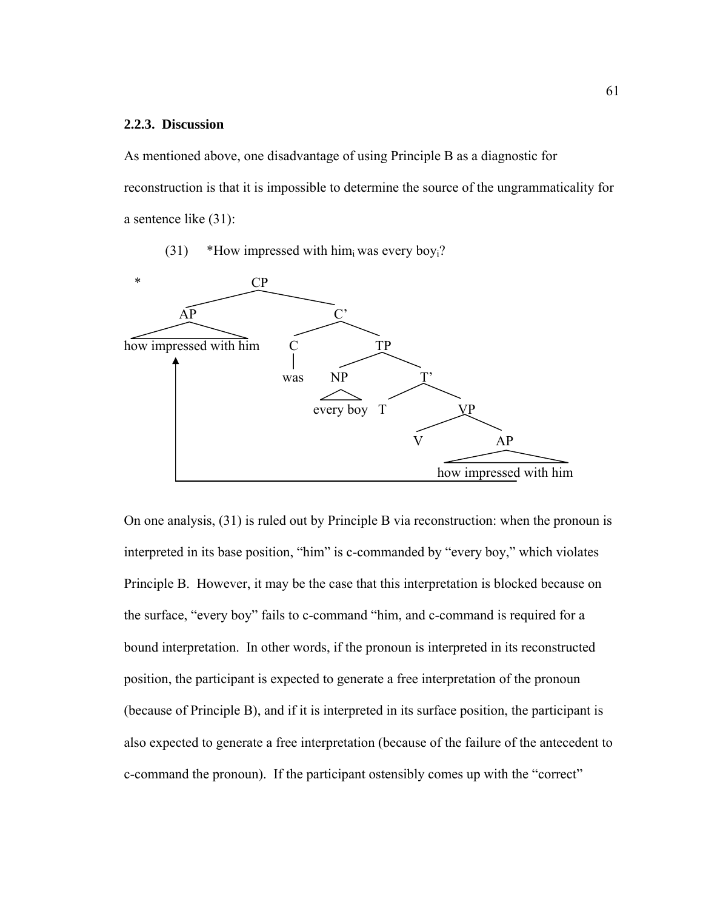### 2.2.3. Discussion

As mentioned above, one disadvantage of using Principle B as a diagnostic for reconstruction is that it is impossible to determine the source of the ungrammaticality for a sentence like (31):

(31) *How impressed with $him_i$ was every $boy_i$?

```
*                 CP
          ________|________
         AP                C'
   how impressed with him  ____|____
                          C        TP
                          |     ___|___
                         was   NP      T'
                           every boy  _|___
                                     T     VP
                                         ___|___
                                        V       AP
                                        how impressed with him
```

On one analysis, (31) is ruled out by Principle B via reconstruction: when the pronoun is interpreted in its base position, "him" is c-commanded by "every boy," which violates Principle B. However, it may be the case that this interpretation is blocked because on the surface, "every boy" fails to c-command "him, and c-command is required for a bound interpretation. In other words, if the pronoun is interpreted in its reconstructed position, the participant is expected to generate a free interpretation of the pronoun (because of Principle B), and if it is interpreted in its surface position, the participant is also expected to generate a free interpretation (because of the failure of the antecedent to c-command the pronoun). If the participant ostensibly comes up with the "correct"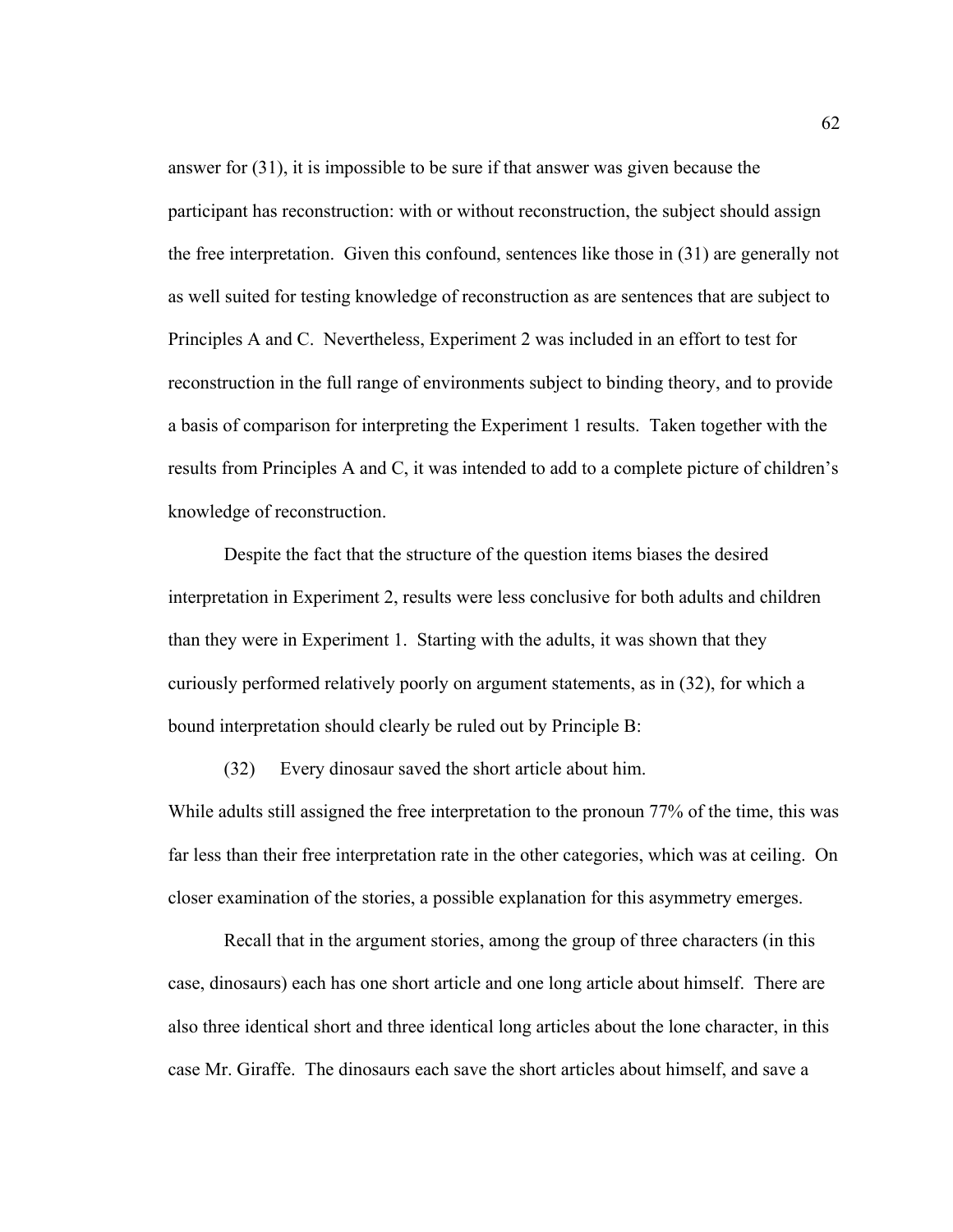answer for (31), it is impossible to be sure if that answer was given because the participant has reconstruction: with or without reconstruction, the subject should assign the free interpretation. Given this confound, sentences like those in (31) are generally not as well suited for testing knowledge of reconstruction as are sentences that are subject to Principles A and C. Nevertheless, Experiment 2 was included in an effort to test for reconstruction in the full range of environments subject to binding theory, and to provide a basis of comparison for interpreting the Experiment 1 results. Taken together with the results from Principles A and C, it was intended to add to a complete picture of children's knowledge of reconstruction.

Despite the fact that the structure of the question items biases the desired interpretation in Experiment 2, results were less conclusive for both adults and children than they were in Experiment 1. Starting with the adults, it was shown that they curiously performed relatively poorly on argument statements, as in (32), for which a bound interpretation should clearly be ruled out by Principle B:

(32) Every dinosaur saved the short article about him.

While adults still assigned the free interpretation to the pronoun 77% of the time, this was far less than their free interpretation rate in the other categories, which was at ceiling. On closer examination of the stories, a possible explanation for this asymmetry emerges.

Recall that in the argument stories, among the group of three characters (in this case, dinosaurs) each has one short article and one long article about himself. There are also three identical short and three identical long articles about the lone character, in this case Mr. Giraffe. The dinosaurs each save the short articles about himself, and save a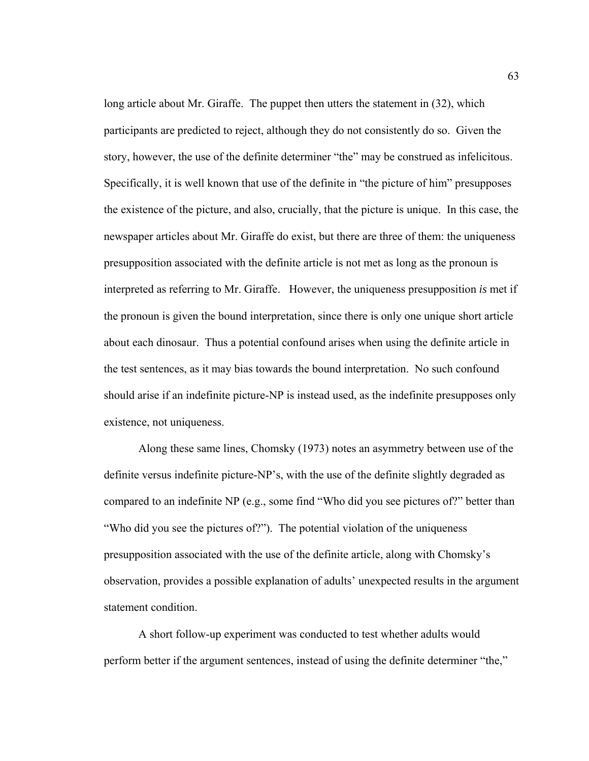long article about Mr. Giraffe. The puppet then utters the statement in (32), which participants are predicted to reject, although they do not consistently do so. Given the story, however, the use of the definite determiner "the" may be construed as infelicitous. Specifically, it is well known that use of the definite in "the picture of him" presupposes the existence of the picture, and also, crucially, that the picture is unique. In this case, the newspaper articles about Mr. Giraffe do exist, but there are three of them: the uniqueness presupposition associated with the definite article is not met as long as the pronoun is interpreted as referring to Mr. Giraffe. However, the uniqueness presupposition *is* met if the pronoun is given the bound interpretation, since there is only one unique short article about each dinosaur. Thus a potential confound arises when using the definite article in the test sentences, as it may bias towards the bound interpretation. No such confound should arise if an indefinite picture-NP is instead used, as the indefinite presupposes only existence, not uniqueness.

Along these same lines, Chomsky (1973) notes an asymmetry between use of the definite versus indefinite picture-NP's, with the use of the definite slightly degraded as compared to an indefinite NP (e.g., some find "Who did you see pictures of?" better than "Who did you see the pictures of?"). The potential violation of the uniqueness presupposition associated with the use of the definite article, along with Chomsky's observation, provides a possible explanation of adults' unexpected results in the argument statement condition.

A short follow-up experiment was conducted to test whether adults would perform better if the argument sentences, instead of using the definite determiner "the,"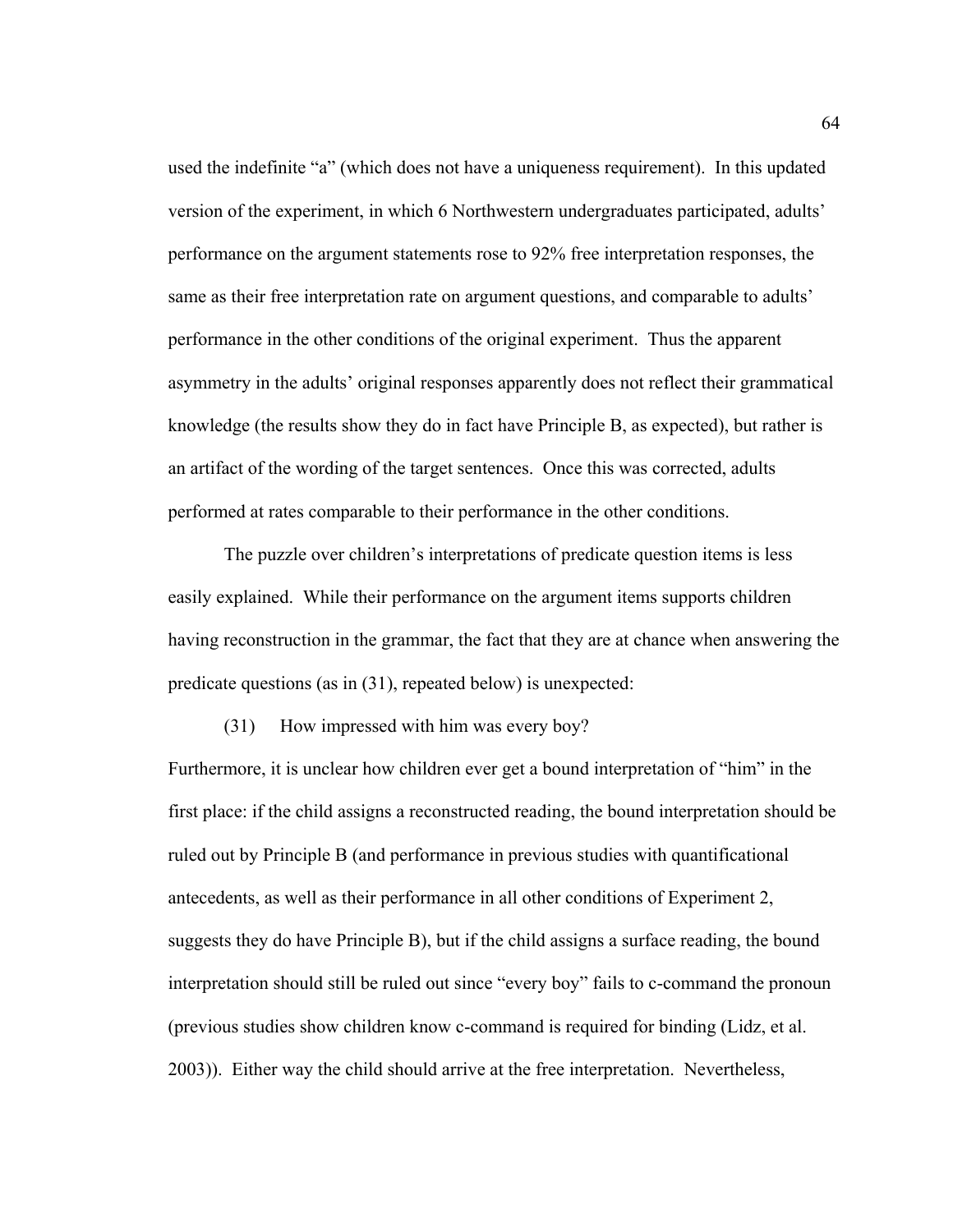used the indefinite "a" (which does not have a uniqueness requirement). In this updated version of the experiment, in which 6 Northwestern undergraduates participated, adults' performance on the argument statements rose to 92% free interpretation responses, the same as their free interpretation rate on argument questions, and comparable to adults' performance in the other conditions of the original experiment. Thus the apparent asymmetry in the adults' original responses apparently does not reflect their grammatical knowledge (the results show they do in fact have Principle B, as expected), but rather is an artifact of the wording of the target sentences. Once this was corrected, adults performed at rates comparable to their performance in the other conditions.

The puzzle over children's interpretations of predicate question items is less easily explained. While their performance on the argument items supports children having reconstruction in the grammar, the fact that they are at chance when answering the predicate questions (as in (31), repeated below) is unexpected:

(31) How impressed with him was every boy?

Furthermore, it is unclear how children ever get a bound interpretation of "him" in the first place: if the child assigns a reconstructed reading, the bound interpretation should be ruled out by Principle B (and performance in previous studies with quantificational antecedents, as well as their performance in all other conditions of Experiment 2, suggests they do have Principle B), but if the child assigns a surface reading, the bound interpretation should still be ruled out since "every boy" fails to c-command the pronoun (previous studies show children know c-command is required for binding (Lidz, et al. 2003)). Either way the child should arrive at the free interpretation. Nevertheless,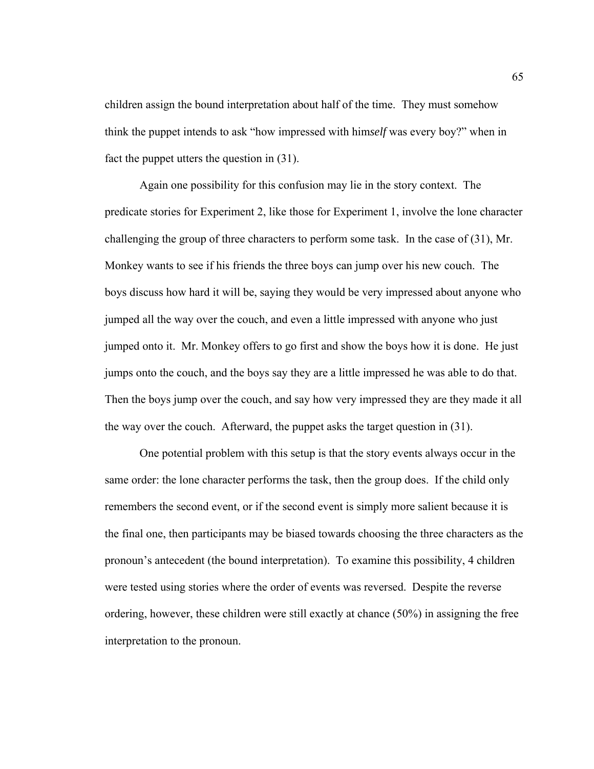children assign the bound interpretation about half of the time. They must somehow think the puppet intends to ask "how impressed with him*self* was every boy?" when in fact the puppet utters the question in (31).

Again one possibility for this confusion may lie in the story context. The predicate stories for Experiment 2, like those for Experiment 1, involve the lone character challenging the group of three characters to perform some task. In the case of (31), Mr. Monkey wants to see if his friends the three boys can jump over his new couch. The boys discuss how hard it will be, saying they would be very impressed about anyone who jumped all the way over the couch, and even a little impressed with anyone who just jumped onto it. Mr. Monkey offers to go first and show the boys how it is done. He just jumps onto the couch, and the boys say they are a little impressed he was able to do that. Then the boys jump over the couch, and say how very impressed they are they made it all the way over the couch. Afterward, the puppet asks the target question in (31).

One potential problem with this setup is that the story events always occur in the same order: the lone character performs the task, then the group does. If the child only remembers the second event, or if the second event is simply more salient because it is the final one, then participants may be biased towards choosing the three characters as the pronoun's antecedent (the bound interpretation). To examine this possibility, 4 children were tested using stories where the order of events was reversed. Despite the reverse ordering, however, these children were still exactly at chance (50%) in assigning the free interpretation to the pronoun.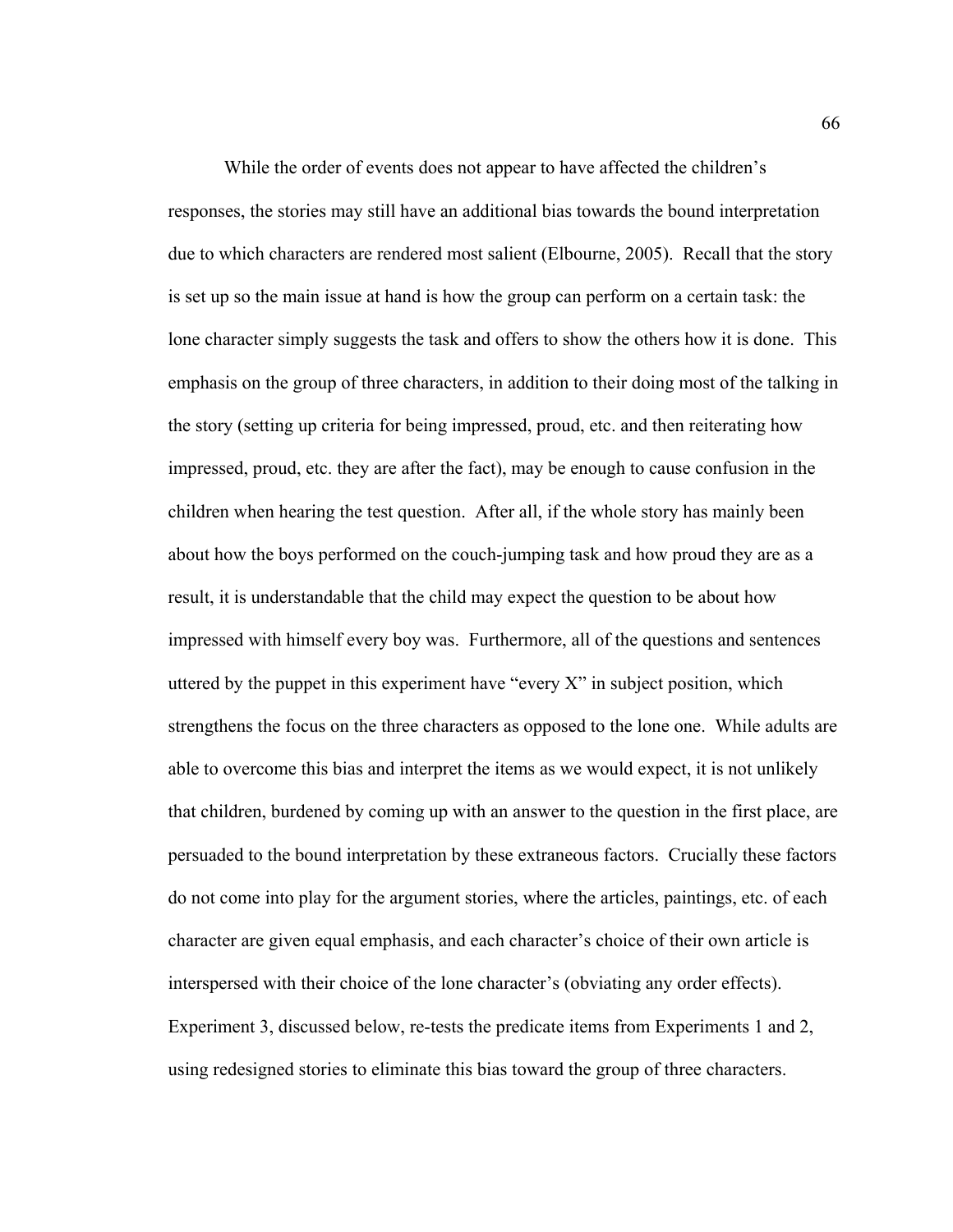While the order of events does not appear to have affected the children's responses, the stories may still have an additional bias towards the bound interpretation due to which characters are rendered most salient (Elbourne, 2005). Recall that the story is set up so the main issue at hand is how the group can perform on a certain task: the lone character simply suggests the task and offers to show the others how it is done. This emphasis on the group of three characters, in addition to their doing most of the talking in the story (setting up criteria for being impressed, proud, etc. and then reiterating how impressed, proud, etc. they are after the fact), may be enough to cause confusion in the children when hearing the test question. After all, if the whole story has mainly been about how the boys performed on the couch-jumping task and how proud they are as a result, it is understandable that the child may expect the question to be about how impressed with himself every boy was. Furthermore, all of the questions and sentences uttered by the puppet in this experiment have "every X" in subject position, which strengthens the focus on the three characters as opposed to the lone one. While adults are able to overcome this bias and interpret the items as we would expect, it is not unlikely that children, burdened by coming up with an answer to the question in the first place, are persuaded to the bound interpretation by these extraneous factors. Crucially these factors do not come into play for the argument stories, where the articles, paintings, etc. of each character are given equal emphasis, and each character's choice of their own article is interspersed with their choice of the lone character's (obviating any order effects). Experiment 3, discussed below, re-tests the predicate items from Experiments 1 and 2, using redesigned stories to eliminate this bias toward the group of three characters.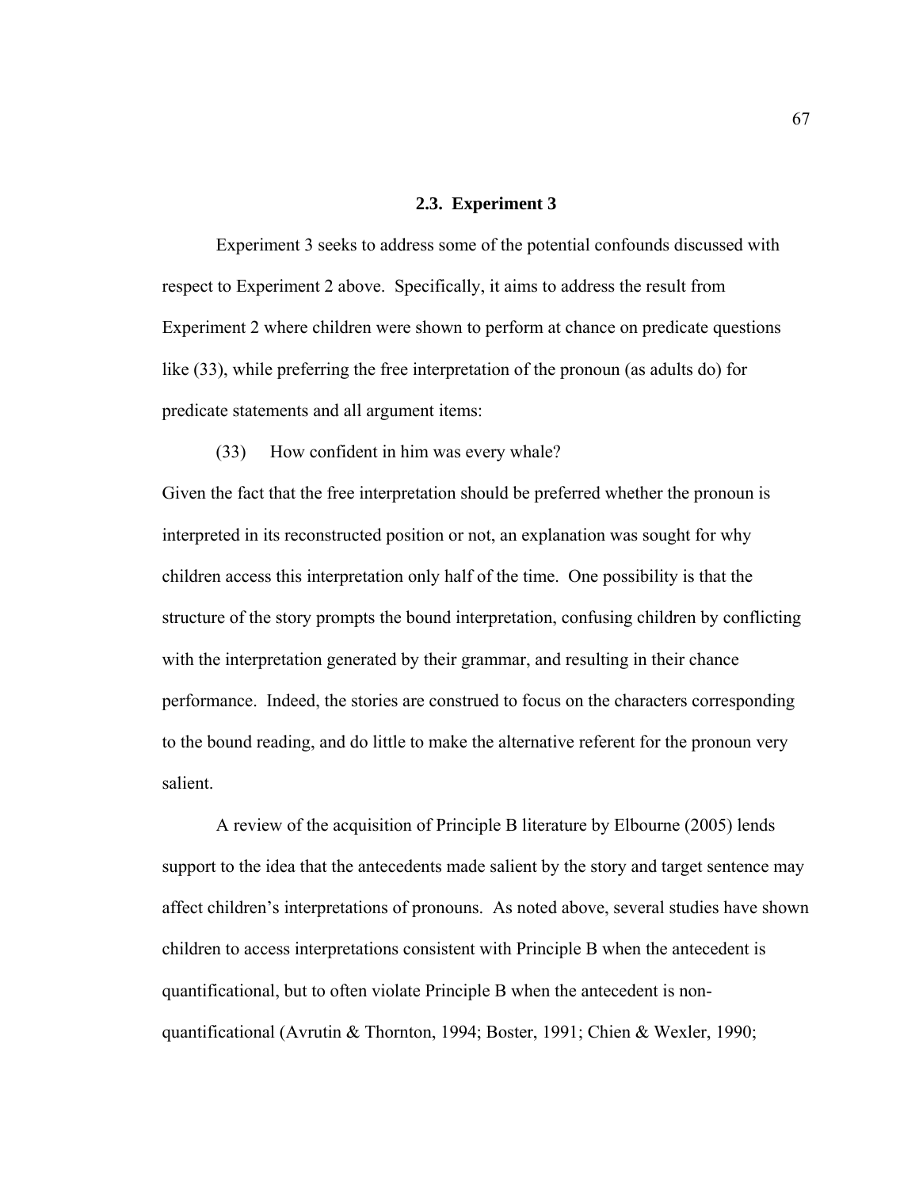### 2.3. Experiment 3

Experiment 3 seeks to address some of the potential confounds discussed with respect to Experiment 2 above. Specifically, it aims to address the result from Experiment 2 where children were shown to perform at chance on predicate questions like (33), while preferring the free interpretation of the pronoun (as adults do) for predicate statements and all argument items:

(33) How confident in him was every whale?

Given the fact that the free interpretation should be preferred whether the pronoun is interpreted in its reconstructed position or not, an explanation was sought for why children access this interpretation only half of the time. One possibility is that the structure of the story prompts the bound interpretation, confusing children by conflicting with the interpretation generated by their grammar, and resulting in their chance performance. Indeed, the stories are construed to focus on the characters corresponding to the bound reading, and do little to make the alternative referent for the pronoun very salient.

A review of the acquisition of Principle B literature by Elbourne (2005) lends support to the idea that the antecedents made salient by the story and target sentence may affect children's interpretations of pronouns. As noted above, several studies have shown children to access interpretations consistent with Principle B when the antecedent is quantificational, but to often violate Principle B when the antecedent is non-quantificational (Avrutin & Thornton, 1994; Boster, 1991; Chien & Wexler, 1990;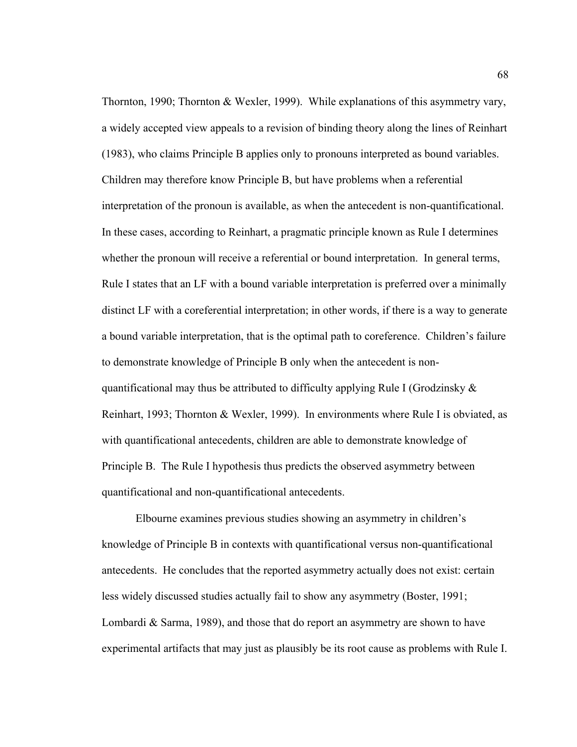Thornton, 1990; Thornton & Wexler, 1999). While explanations of this asymmetry vary, a widely accepted view appeals to a revision of binding theory along the lines of Reinhart (1983), who claims Principle B applies only to pronouns interpreted as bound variables. Children may therefore know Principle B, but have problems when a referential interpretation of the pronoun is available, as when the antecedent is non-quantificational. In these cases, according to Reinhart, a pragmatic principle known as Rule I determines whether the pronoun will receive a referential or bound interpretation. In general terms, Rule I states that an LF with a bound variable interpretation is preferred over a minimally distinct LF with a coreferential interpretation; in other words, if there is a way to generate a bound variable interpretation, that is the optimal path to coreference. Children's failure to demonstrate knowledge of Principle B only when the antecedent is non-quantificational may thus be attributed to difficulty applying Rule I (Grodzinsky & Reinhart, 1993; Thornton & Wexler, 1999). In environments where Rule I is obviated, as with quantificational antecedents, children are able to demonstrate knowledge of Principle B. The Rule I hypothesis thus predicts the observed asymmetry between quantificational and non-quantificational antecedents.

Elbourne examines previous studies showing an asymmetry in children's knowledge of Principle B in contexts with quantificational versus non-quantificational antecedents. He concludes that the reported asymmetry actually does not exist: certain less widely discussed studies actually fail to show any asymmetry (Boster, 1991; Lombardi & Sarma, 1989), and those that do report an asymmetry are shown to have experimental artifacts that may just as plausibly be its root cause as problems with Rule I.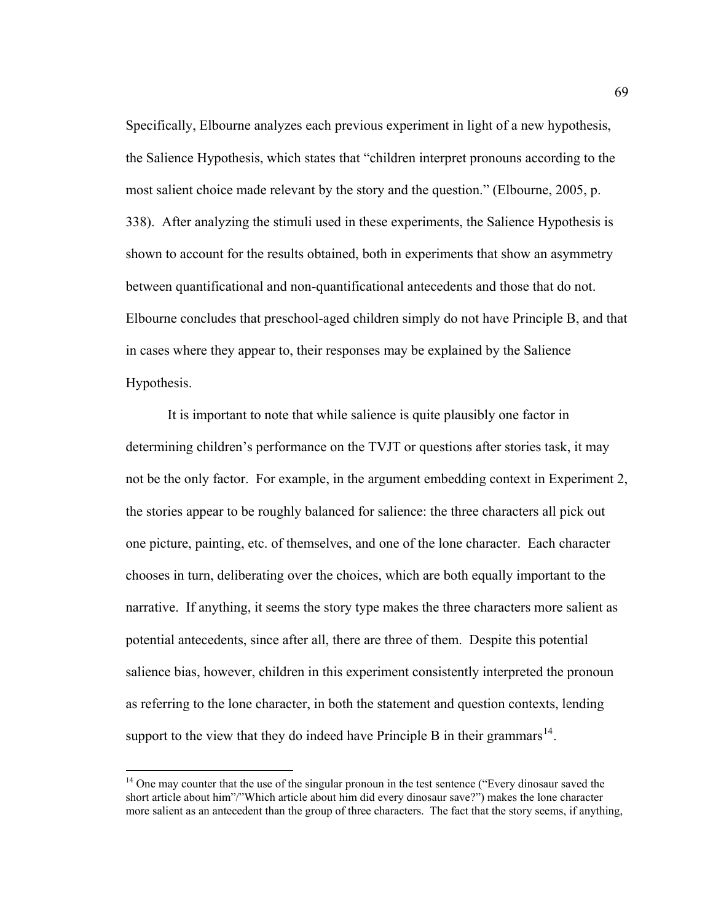Specifically, Elbourne analyzes each previous experiment in light of a new hypothesis, the Salience Hypothesis, which states that "children interpret pronouns according to the most salient choice made relevant by the story and the question." (Elbourne, 2005, p. 338). After analyzing the stimuli used in these experiments, the Salience Hypothesis is shown to account for the results obtained, both in experiments that show an asymmetry between quantificational and non-quantificational antecedents and those that do not. Elbourne concludes that preschool-aged children simply do not have Principle B, and that in cases where they appear to, their responses may be explained by the Salience Hypothesis.

It is important to note that while salience is quite plausibly one factor in determining children's performance on the TVJT or questions after stories task, it may not be the only factor. For example, in the argument embedding context in Experiment 2, the stories appear to be roughly balanced for salience: the three characters all pick out one picture, painting, etc. of themselves, and one of the lone character. Each character chooses in turn, deliberating over the choices, which are both equally important to the narrative. If anything, it seems the story type makes the three characters more salient as potential antecedents, since after all, there are three of them. Despite this potential salience bias, however, children in this experiment consistently interpreted the pronoun as referring to the lone character, in both the statement and question contexts, lending support to the view that they do indeed have Principle B in their grammars[14].

[14] One may counter that the use of the singular pronoun in the test sentence ("Every dinosaur saved the short article about him"/"Which article about him did every dinosaur save?") makes the lone character more salient as an antecedent than the group of three characters. The fact that the story seems, if anything,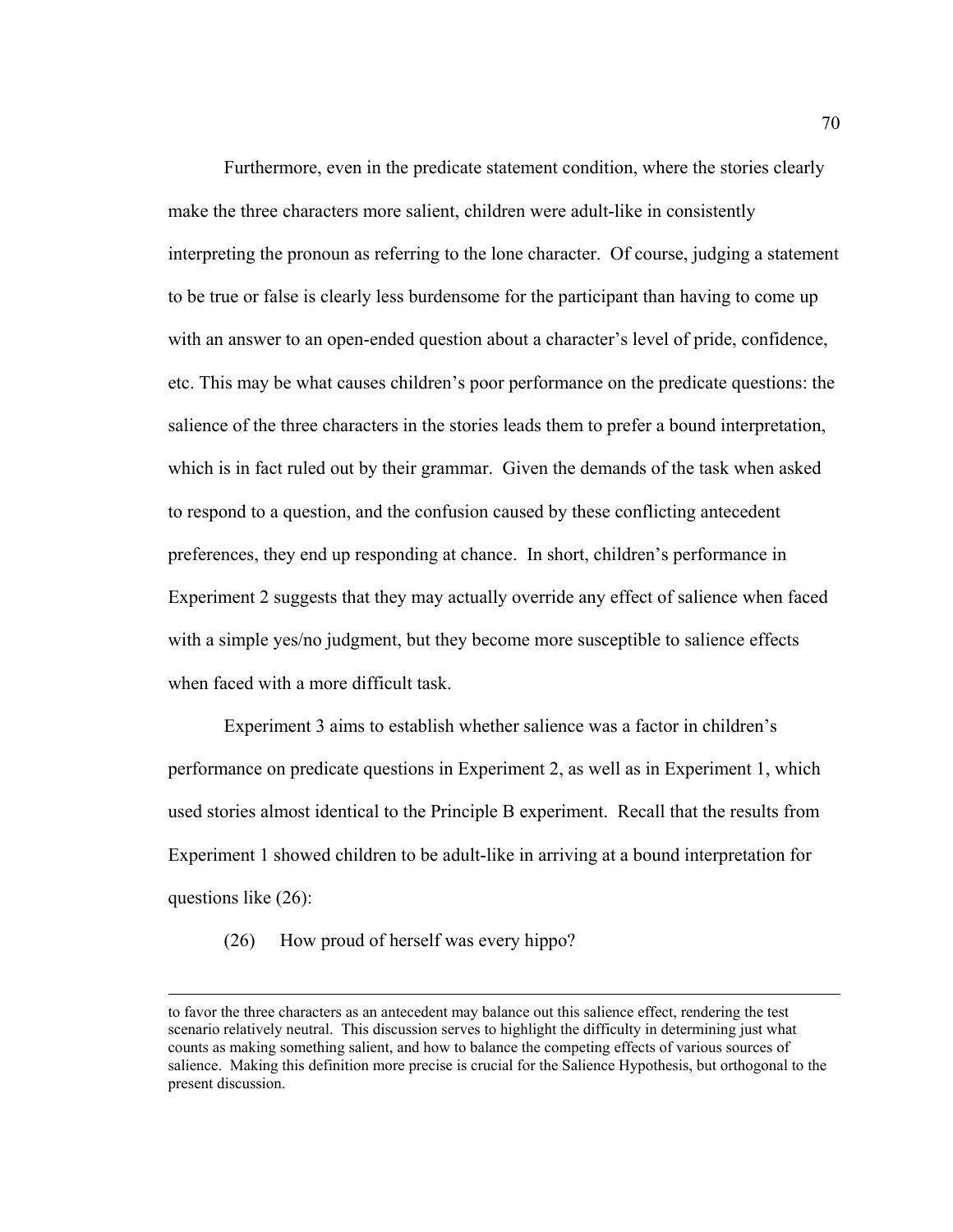Furthermore, even in the predicate statement condition, where the stories clearly make the three characters more salient, children were adult-like in consistently interpreting the pronoun as referring to the lone character. Of course, judging a statement to be true or false is clearly less burdensome for the participant than having to come up with an answer to an open-ended question about a character's level of pride, confidence, etc. This may be what causes children's poor performance on the predicate questions: the salience of the three characters in the stories leads them to prefer a bound interpretation, which is in fact ruled out by their grammar. Given the demands of the task when asked to respond to a question, and the confusion caused by these conflicting antecedent preferences, they end up responding at chance. In short, children's performance in Experiment 2 suggests that they may actually override any effect of salience when faced with a simple yes/no judgment, but they become more susceptible to salience effects when faced with a more difficult task.

Experiment 3 aims to establish whether salience was a factor in children's performance on predicate questions in Experiment 2, as well as in Experiment 1, which used stories almost identical to the Principle B experiment. Recall that the results from Experiment 1 showed children to be adult-like in arriving at a bound interpretation for questions like (26):

(26) How proud of herself was every hippo?

---

to favor the three characters as an antecedent may balance out this salience effect, rendering the test scenario relatively neutral. This discussion serves to highlight the difficulty in determining just what counts as making something salient, and how to balance the competing effects of various sources of salience. Making this definition more precise is crucial for the Salience Hypothesis, but orthogonal to the present discussion.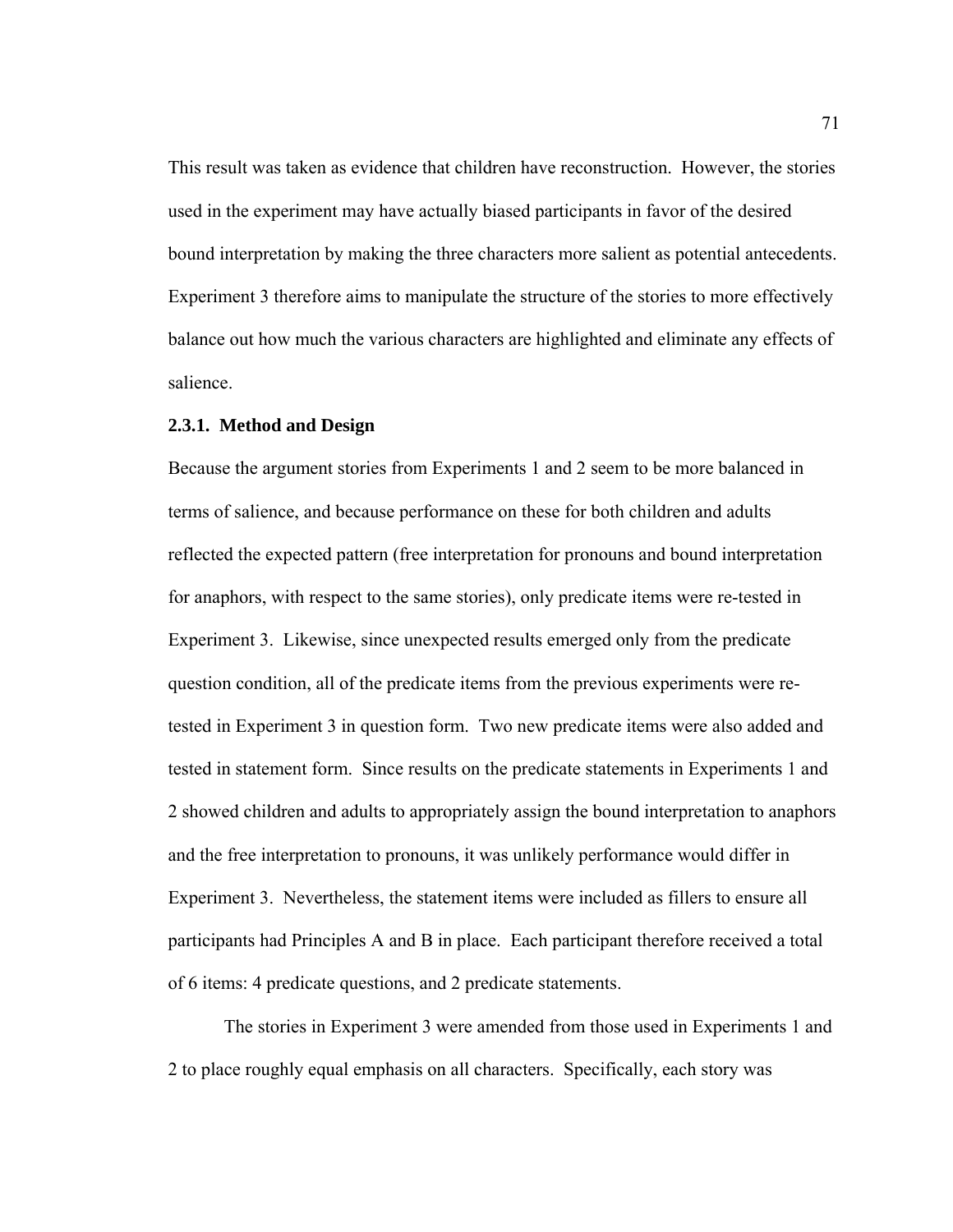This result was taken as evidence that children have reconstruction. However, the stories used in the experiment may have actually biased participants in favor of the desired bound interpretation by making the three characters more salient as potential antecedents. Experiment 3 therefore aims to manipulate the structure of the stories to more effectively balance out how much the various characters are highlighted and eliminate any effects of salience.

### 2.3.1. Method and Design

Because the argument stories from Experiments 1 and 2 seem to be more balanced in terms of salience, and because performance on these for both children and adults reflected the expected pattern (free interpretation for pronouns and bound interpretation for anaphors, with respect to the same stories), only predicate items were re-tested in Experiment 3. Likewise, since unexpected results emerged only from the predicate question condition, all of the predicate items from the previous experiments were re-tested in Experiment 3 in question form. Two new predicate items were also added and tested in statement form. Since results on the predicate statements in Experiments 1 and 2 showed children and adults to appropriately assign the bound interpretation to anaphors and the free interpretation to pronouns, it was unlikely performance would differ in Experiment 3. Nevertheless, the statement items were included as fillers to ensure all participants had Principles A and B in place. Each participant therefore received a total of 6 items: 4 predicate questions, and 2 predicate statements.

The stories in Experiment 3 were amended from those used in Experiments 1 and 2 to place roughly equal emphasis on all characters. Specifically, each story was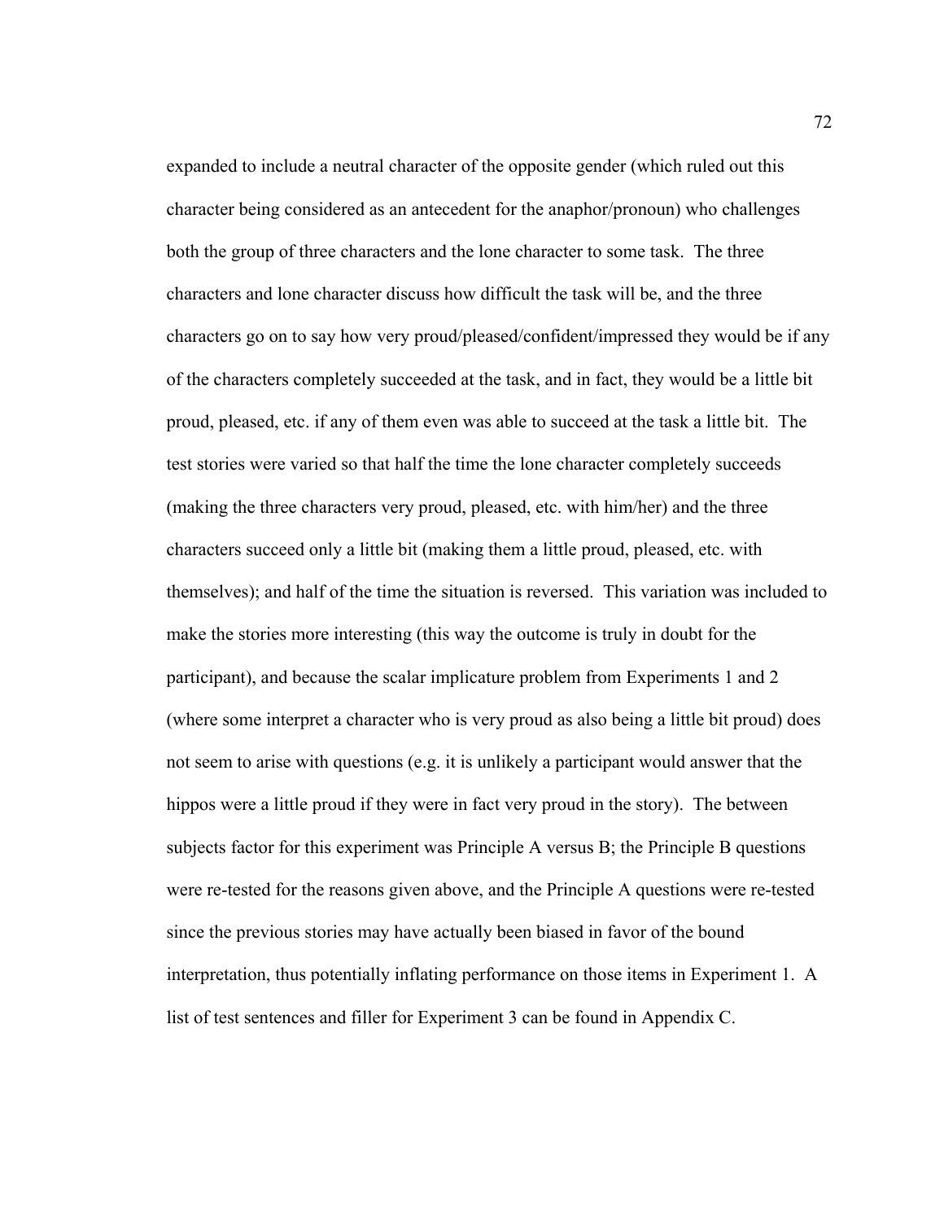expanded to include a neutral character of the opposite gender (which ruled out this character being considered as an antecedent for the anaphor/pronoun) who challenges both the group of three characters and the lone character to some task. The three characters and lone character discuss how difficult the task will be, and the three characters go on to say how very proud/pleased/confident/impressed they would be if any of the characters completely succeeded at the task, and in fact, they would be a little bit proud, pleased, etc. if any of them even was able to succeed at the task a little bit. The test stories were varied so that half the time the lone character completely succeeds (making the three characters very proud, pleased, etc. with him/her) and the three characters succeed only a little bit (making them a little proud, pleased, etc. with themselves); and half of the time the situation is reversed. This variation was included to make the stories more interesting (this way the outcome is truly in doubt for the participant), and because the scalar implicature problem from Experiments 1 and 2 (where some interpret a character who is very proud as also being a little bit proud) does not seem to arise with questions (e.g. it is unlikely a participant would answer that the hippos were a little proud if they were in fact very proud in the story). The between subjects factor for this experiment was Principle A versus B; the Principle B questions were re-tested for the reasons given above, and the Principle A questions were re-tested since the previous stories may have actually been biased in favor of the bound interpretation, thus potentially inflating performance on those items in Experiment 1. A list of test sentences and filler for Experiment 3 can be found in Appendix C.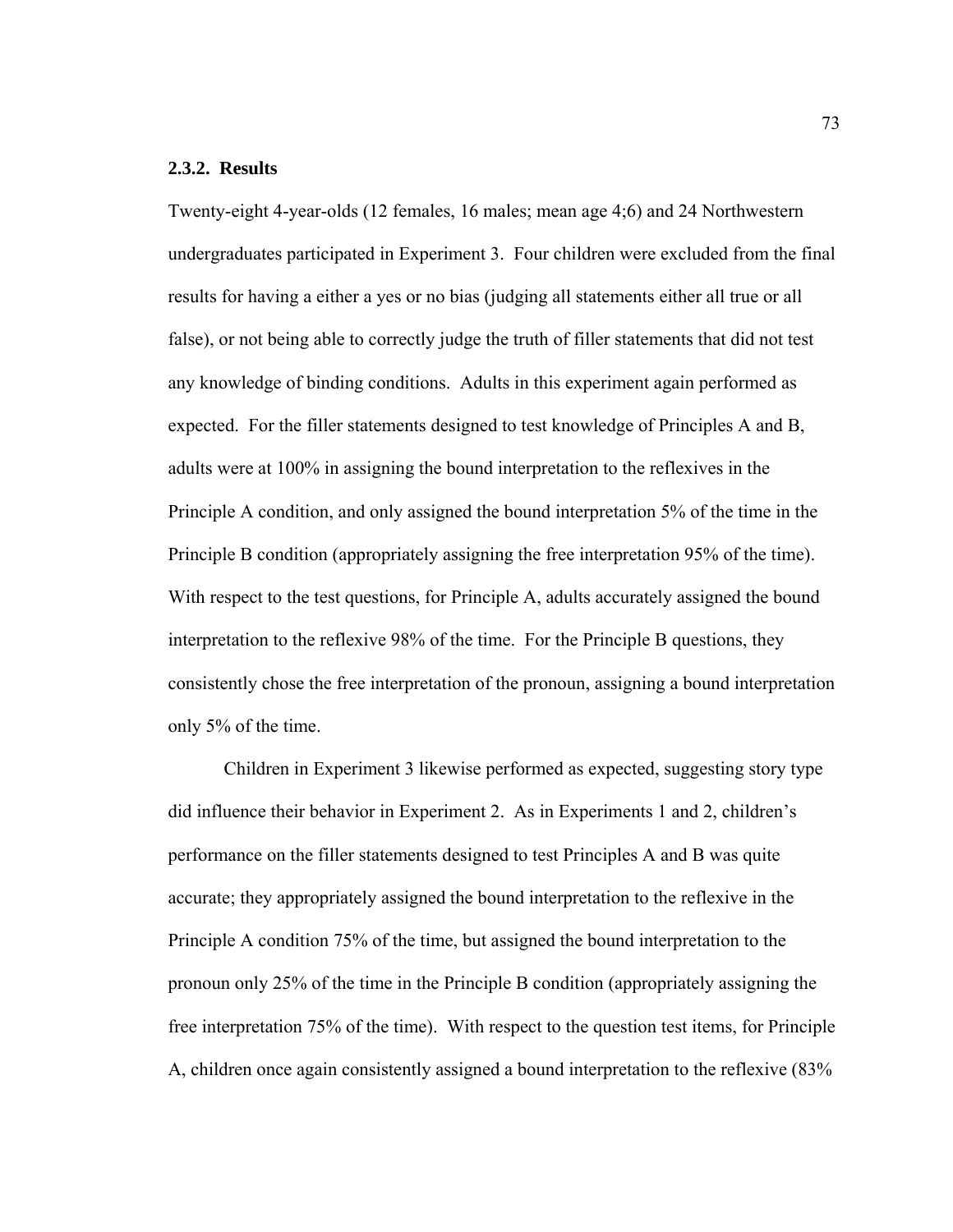### 2.3.2. Results

Twenty-eight 4-year-olds (12 females, 16 males; mean age 4;6) and 24 Northwestern undergraduates participated in Experiment 3. Four children were excluded from the final results for having a either a yes or no bias (judging all statements either all true or all false), or not being able to correctly judge the truth of filler statements that did not test any knowledge of binding conditions. Adults in this experiment again performed as expected. For the filler statements designed to test knowledge of Principles A and B, adults were at 100% in assigning the bound interpretation to the reflexives in the Principle A condition, and only assigned the bound interpretation 5% of the time in the Principle B condition (appropriately assigning the free interpretation 95% of the time). With respect to the test questions, for Principle A, adults accurately assigned the bound interpretation to the reflexive 98% of the time. For the Principle B questions, they consistently chose the free interpretation of the pronoun, assigning a bound interpretation only 5% of the time.

Children in Experiment 3 likewise performed as expected, suggesting story type did influence their behavior in Experiment 2. As in Experiments 1 and 2, children's performance on the filler statements designed to test Principles A and B was quite accurate; they appropriately assigned the bound interpretation to the reflexive in the Principle A condition 75% of the time, but assigned the bound interpretation to the pronoun only 25% of the time in the Principle B condition (appropriately assigning the free interpretation 75% of the time). With respect to the question test items, for Principle A, children once again consistently assigned a bound interpretation to the reflexive (83%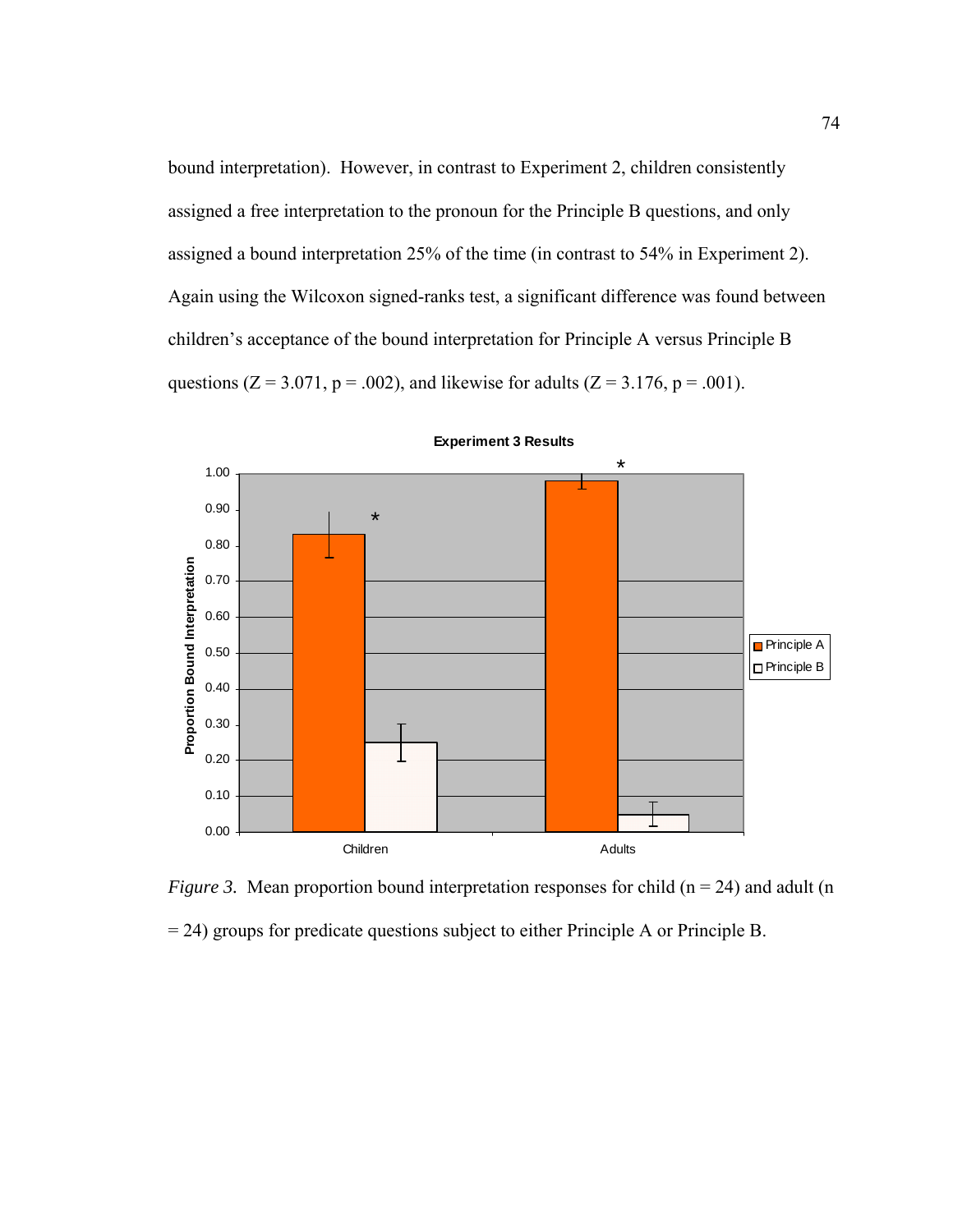bound interpretation). However, in contrast to Experiment 2, children consistently assigned a free interpretation to the pronoun for the Principle B questions, and only assigned a bound interpretation 25% of the time (in contrast to 54% in Experiment 2). Again using the Wilcoxon signed-ranks test, a significant difference was found between children's acceptance of the bound interpretation for Principle A versus Principle B questions ($Z = 3.071$, $p = .002$), and likewise for adults ($Z = 3.176$, $p = .001$).

*Figure 3.* Mean proportion bound interpretation responses for child (n = 24) and adult (n = 24) groups for predicate questions subject to either Principle A or Principle B.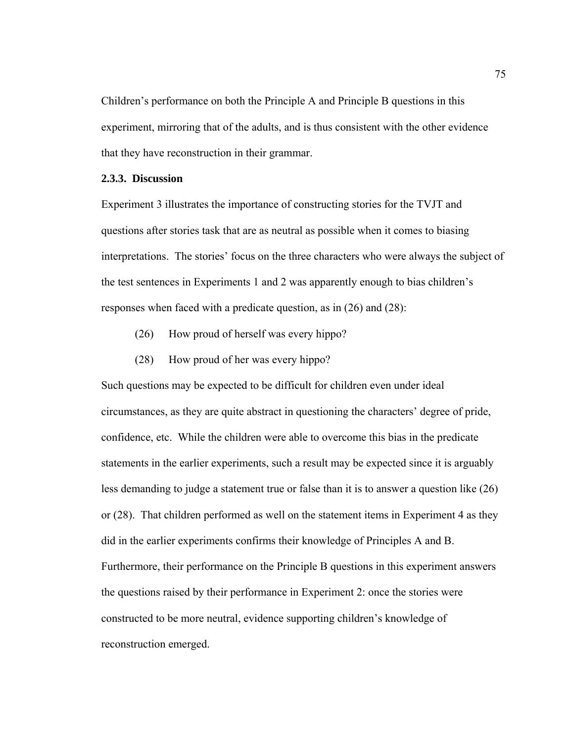Children's performance on both the Principle A and Principle B questions in this experiment, mirroring that of the adults, and is thus consistent with the other evidence that they have reconstruction in their grammar.

### 2.3.3. Discussion

Experiment 3 illustrates the importance of constructing stories for the TVJT and questions after stories task that are as neutral as possible when it comes to biasing interpretations. The stories' focus on the three characters who were always the subject of the test sentences in Experiments 1 and 2 was apparently enough to bias children's responses when faced with a predicate question, as in (26) and (28):

(26) How proud of herself was every hippo?

(28) How proud of her was every hippo?

Such questions may be expected to be difficult for children even under ideal circumstances, as they are quite abstract in questioning the characters' degree of pride, confidence, etc. While the children were able to overcome this bias in the predicate statements in the earlier experiments, such a result may be expected since it is arguably less demanding to judge a statement true or false than it is to answer a question like (26) or (28). That children performed as well on the statement items in Experiment 4 as they did in the earlier experiments confirms their knowledge of Principles A and B. Furthermore, their performance on the Principle B questions in this experiment answers the questions raised by their performance in Experiment 2: once the stories were constructed to be more neutral, evidence supporting children's knowledge of reconstruction emerged.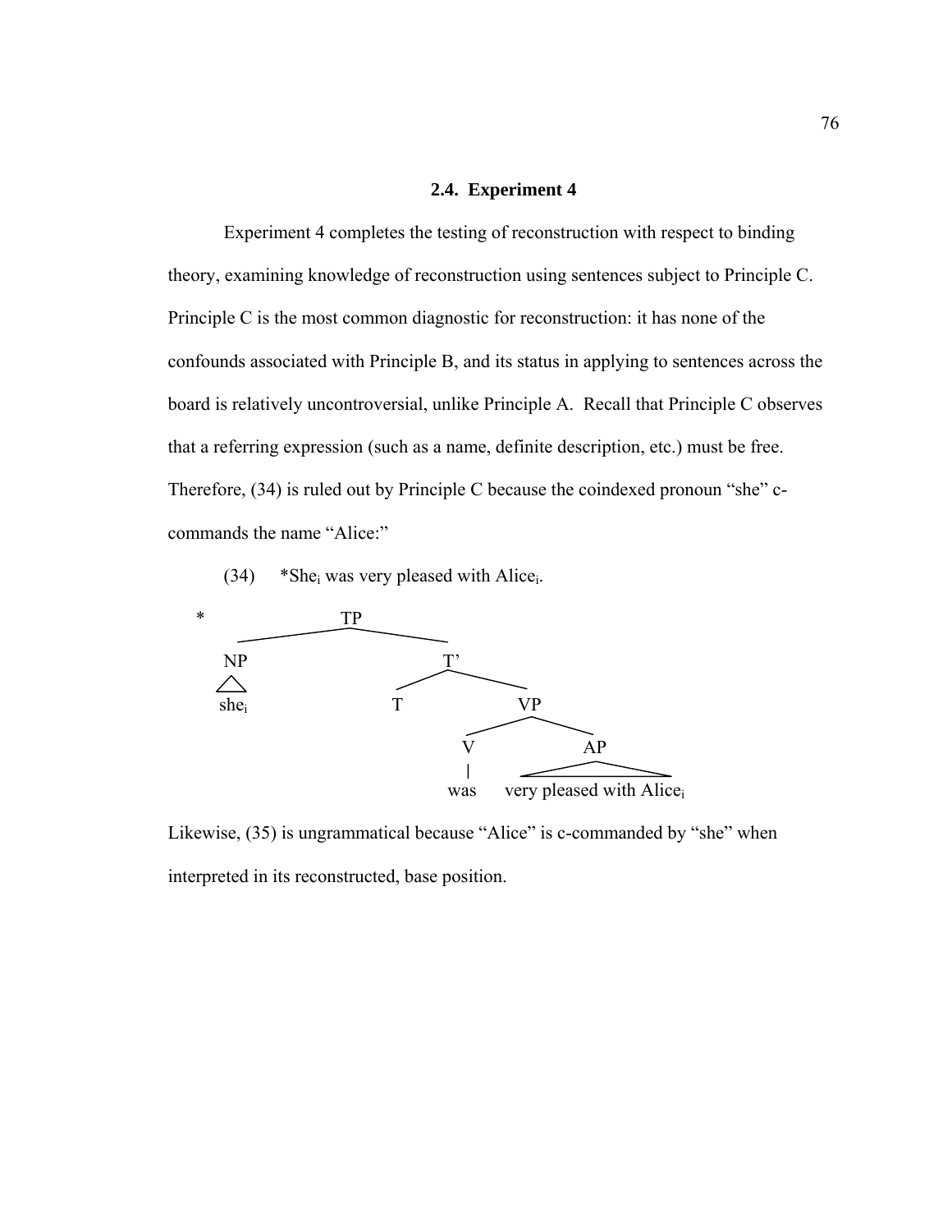## 2.4. Experiment 4

Experiment 4 completes the testing of reconstruction with respect to binding theory, examining knowledge of reconstruction using sentences subject to Principle C. Principle C is the most common diagnostic for reconstruction: it has none of the confounds associated with Principle B, and its status in applying to sentences across the board is relatively uncontroversial, unlike Principle A. Recall that Principle C observes that a referring expression (such as a name, definite description, etc.) must be free. Therefore, (34) is ruled out by Principle C because the coindexed pronoun "she" c-commands the name "Alice:"

(34) \*She$_i$ was very pleased with Alice$_i$.

```
*                TP
          _______|________
         NP              T'
         /\          ____|____
       she_i        T         VP
                          ____|____
                         V         AP
                         |         /\
                        was   very pleased with Alice_i
```

Likewise, (35) is ungrammatical because "Alice" is c-commanded by "she" when interpreted in its reconstructed, base position.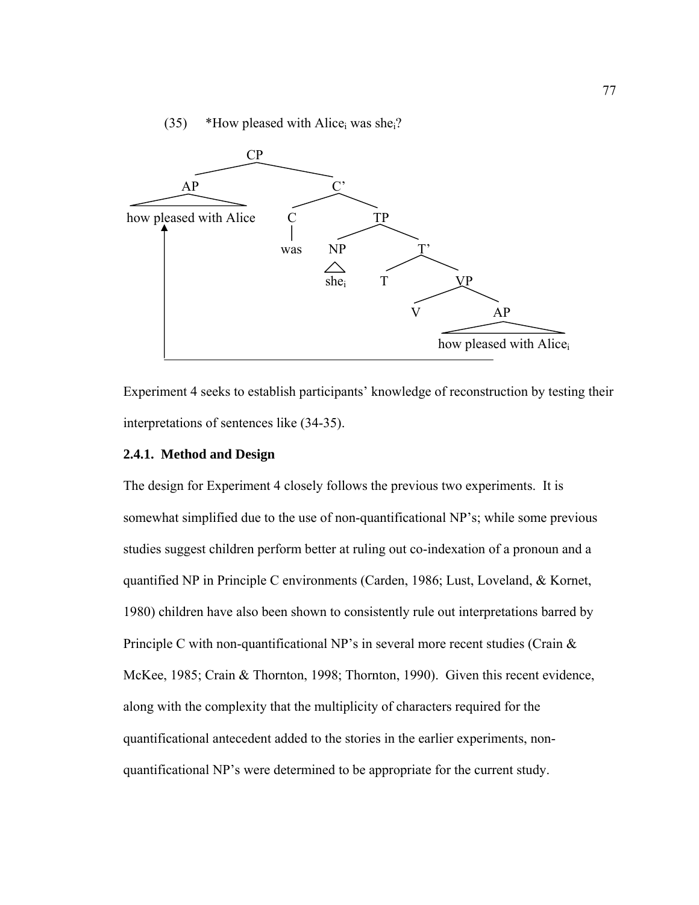(35) *How pleased with Alice$_i$ was she$_i$?

```
                CP
        ________|________
       AP                C'
       |            _____|_____
how pleased with Alice  C         TP
                        |     _____|_____
                       was   NP          T'
                             |       ____|____
                            she_i   T         VP
                                          ____|____
                                         V         AP
                                                   |
                                       how pleased with Alice_i
```

Experiment 4 seeks to establish participants' knowledge of reconstruction by testing their interpretations of sentences like (34-35).

### 2.4.1. Method and Design

The design for Experiment 4 closely follows the previous two experiments. It is somewhat simplified due to the use of non-quantificational NP's; while some previous studies suggest children perform better at ruling out co-indexation of a pronoun and a quantified NP in Principle C environments (Carden, 1986; Lust, Loveland, & Kornet, 1980) children have also been shown to consistently rule out interpretations barred by Principle C with non-quantificational NP's in several more recent studies (Crain & McKee, 1985; Crain & Thornton, 1998; Thornton, 1990). Given this recent evidence, along with the complexity that the multiplicity of characters required for the quantificational antecedent added to the stories in the earlier experiments, non-quantificational NP's were determined to be appropriate for the current study.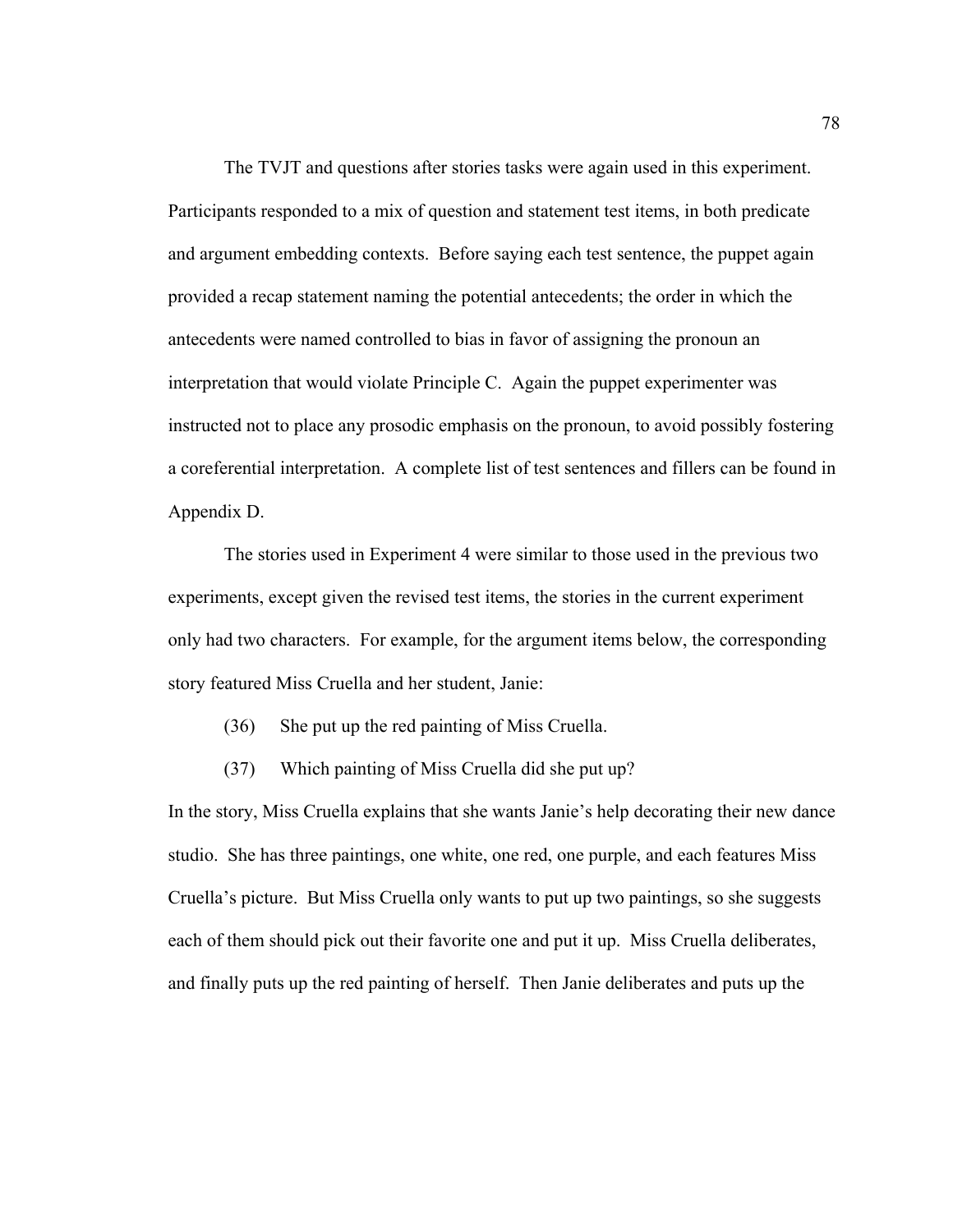The TVJT and questions after stories tasks were again used in this experiment. Participants responded to a mix of question and statement test items, in both predicate and argument embedding contexts. Before saying each test sentence, the puppet again provided a recap statement naming the potential antecedents; the order in which the antecedents were named controlled to bias in favor of assigning the pronoun an interpretation that would violate Principle C. Again the puppet experimenter was instructed not to place any prosodic emphasis on the pronoun, to avoid possibly fostering a coreferential interpretation. A complete list of test sentences and fillers can be found in Appendix D.

The stories used in Experiment 4 were similar to those used in the previous two experiments, except given the revised test items, the stories in the current experiment only had two characters. For example, for the argument items below, the corresponding story featured Miss Cruella and her student, Janie:

(36) She put up the red painting of Miss Cruella.

(37) Which painting of Miss Cruella did she put up?

In the story, Miss Cruella explains that she wants Janie's help decorating their new dance studio. She has three paintings, one white, one red, one purple, and each features Miss Cruella's picture. But Miss Cruella only wants to put up two paintings, so she suggests each of them should pick out their favorite one and put it up. Miss Cruella deliberates, and finally puts up the red painting of herself. Then Janie deliberates and puts up the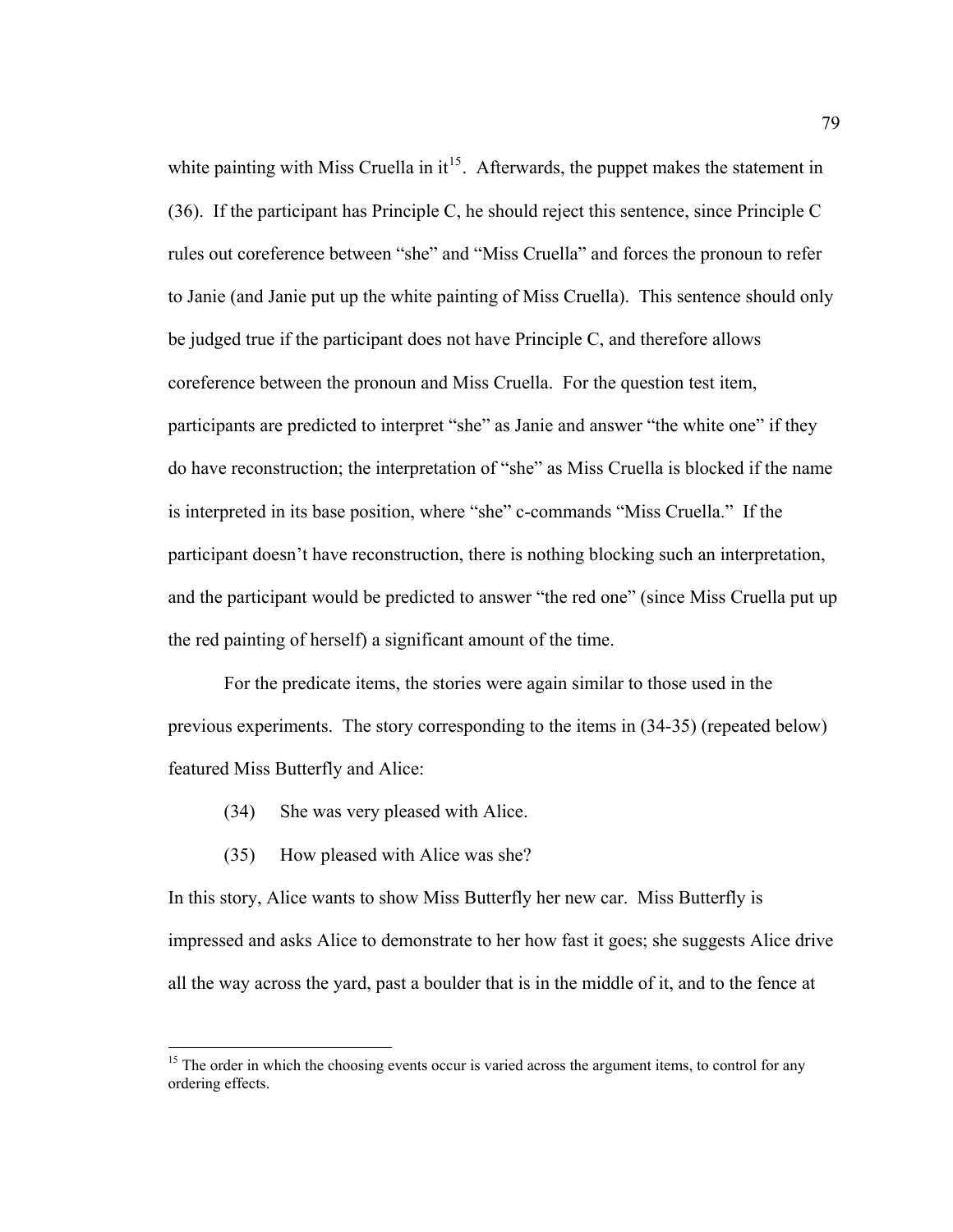white painting with Miss Cruella in it[15]. Afterwards, the puppet makes the statement in (36). If the participant has Principle C, he should reject this sentence, since Principle C rules out coreference between "she" and "Miss Cruella" and forces the pronoun to refer to Janie (and Janie put up the white painting of Miss Cruella). This sentence should only be judged true if the participant does not have Principle C, and therefore allows coreference between the pronoun and Miss Cruella. For the question test item, participants are predicted to interpret "she" as Janie and answer "the white one" if they do have reconstruction; the interpretation of "she" as Miss Cruella is blocked if the name is interpreted in its base position, where "she" c-commands "Miss Cruella." If the participant doesn't have reconstruction, there is nothing blocking such an interpretation, and the participant would be predicted to answer "the red one" (since Miss Cruella put up the red painting of herself) a significant amount of the time.

For the predicate items, the stories were again similar to those used in the previous experiments. The story corresponding to the items in (34-35) (repeated below) featured Miss Butterfly and Alice:

(34) She was very pleased with Alice.

(35) How pleased with Alice was she?

In this story, Alice wants to show Miss Butterfly her new car. Miss Butterfly is impressed and asks Alice to demonstrate to her how fast it goes; she suggests Alice drive all the way across the yard, past a boulder that is in the middle of it, and to the fence at

[15] The order in which the choosing events occur is varied across the argument items, to control for any ordering effects.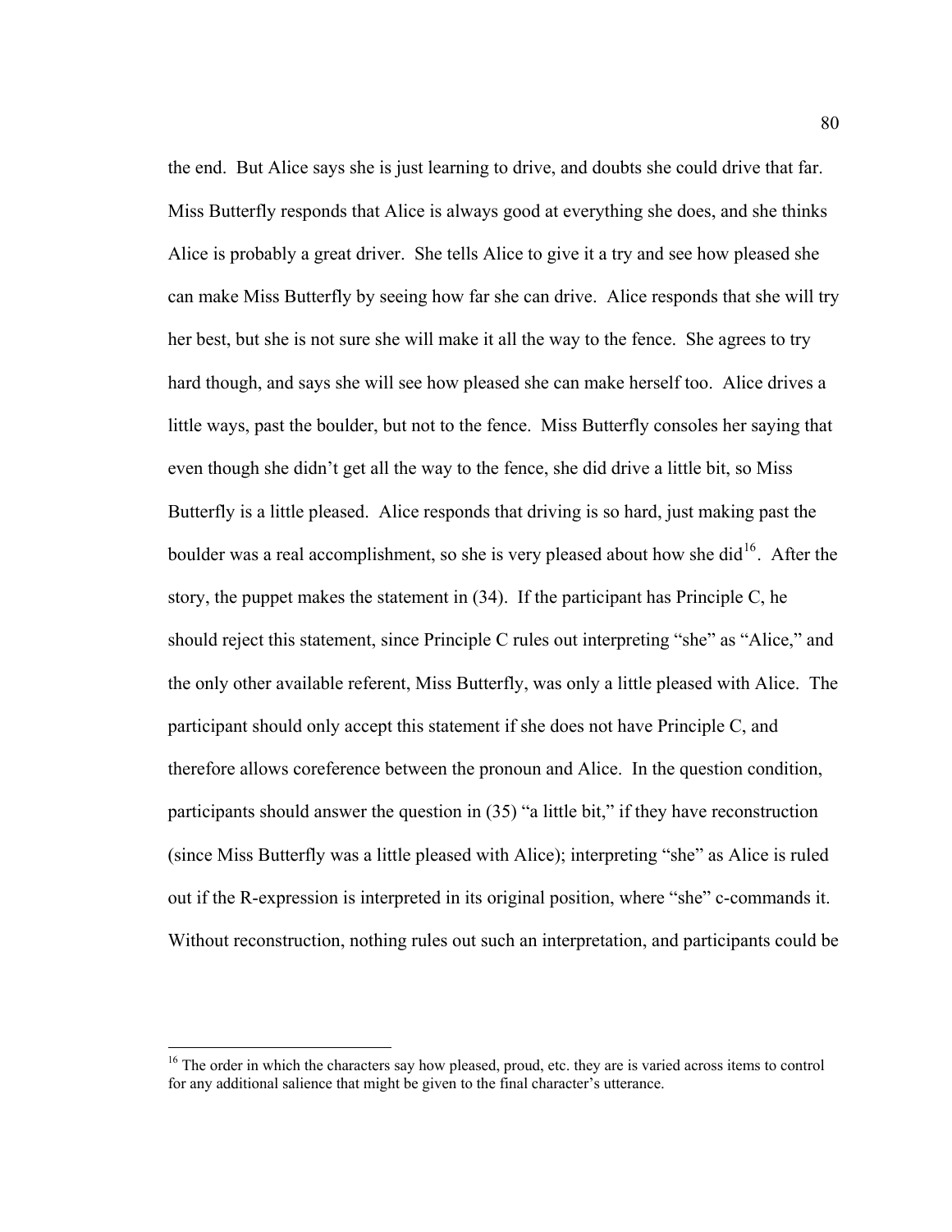the end. But Alice says she is just learning to drive, and doubts she could drive that far. Miss Butterfly responds that Alice is always good at everything she does, and she thinks Alice is probably a great driver. She tells Alice to give it a try and see how pleased she can make Miss Butterfly by seeing how far she can drive. Alice responds that she will try her best, but she is not sure she will make it all the way to the fence. She agrees to try hard though, and says she will see how pleased she can make herself too. Alice drives a little ways, past the boulder, but not to the fence. Miss Butterfly consoles her saying that even though she didn't get all the way to the fence, she did drive a little bit, so Miss Butterfly is a little pleased. Alice responds that driving is so hard, just making past the boulder was a real accomplishment, so she is very pleased about how she did[16]. After the story, the puppet makes the statement in (34). If the participant has Principle C, he should reject this statement, since Principle C rules out interpreting "she" as "Alice," and the only other available referent, Miss Butterfly, was only a little pleased with Alice. The participant should only accept this statement if she does not have Principle C, and therefore allows coreference between the pronoun and Alice. In the question condition, participants should answer the question in (35) "a little bit," if they have reconstruction (since Miss Butterfly was a little pleased with Alice); interpreting "she" as Alice is ruled out if the R-expression is interpreted in its original position, where "she" c-commands it. Without reconstruction, nothing rules out such an interpretation, and participants could be

[16] The order in which the characters say how pleased, proud, etc. they are is varied across items to control for any additional salience that might be given to the final character's utterance.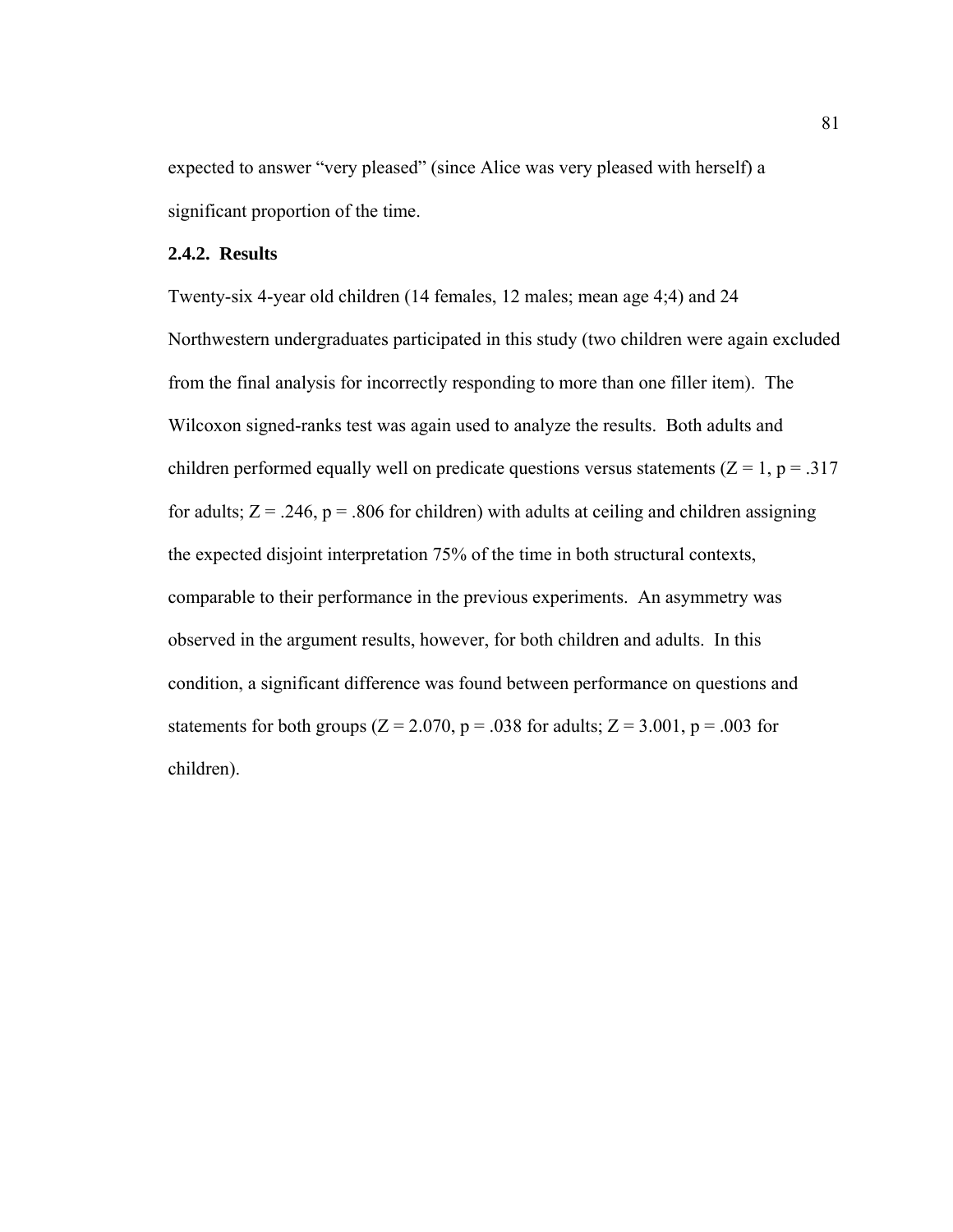expected to answer "very pleased" (since Alice was very pleased with herself) a significant proportion of the time.

### 2.4.2. Results

Twenty-six 4-year old children (14 females, 12 males; mean age 4;4) and 24 Northwestern undergraduates participated in this study (two children were again excluded from the final analysis for incorrectly responding to more than one filler item). The Wilcoxon signed-ranks test was again used to analyze the results. Both adults and children performed equally well on predicate questions versus statements ($Z = 1$, $p = .317$ for adults; $Z = .246$, $p = .806$ for children) with adults at ceiling and children assigning the expected disjoint interpretation 75% of the time in both structural contexts, comparable to their performance in the previous experiments. An asymmetry was observed in the argument results, however, for both children and adults. In this condition, a significant difference was found between performance on questions and statements for both groups ($Z = 2.070$, $p = .038$ for adults; $Z = 3.001$, $p = .003$ for children).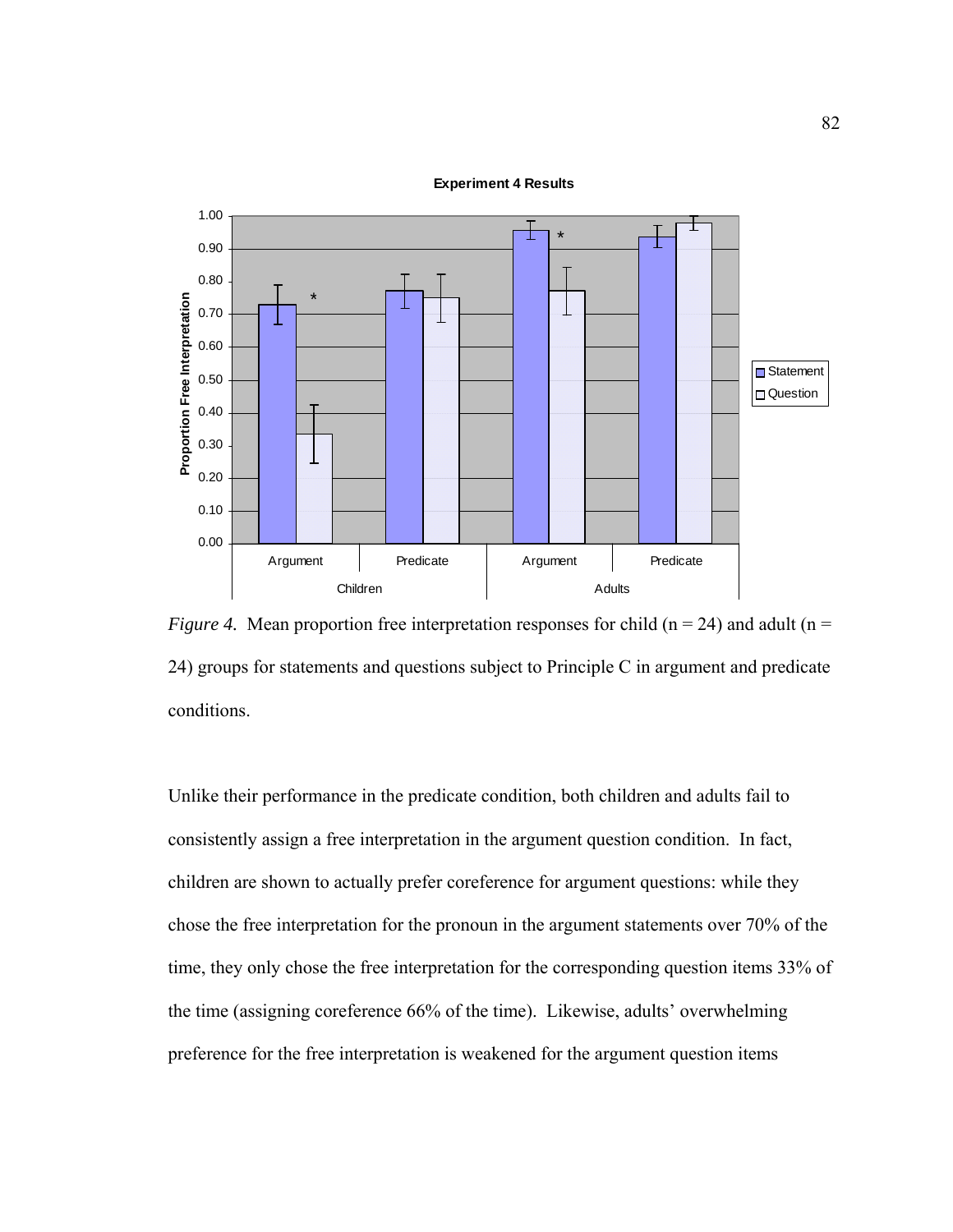*Figure 4.* Mean proportion free interpretation responses for child (n = 24) and adult (n = 24) groups for statements and questions subject to Principle C in argument and predicate conditions.

Unlike their performance in the predicate condition, both children and adults fail to consistently assign a free interpretation in the argument question condition. In fact, children are shown to actually prefer coreference for argument questions: while they chose the free interpretation for the pronoun in the argument statements over 70% of the time, they only chose the free interpretation for the corresponding question items 33% of the time (assigning coreference 66% of the time). Likewise, adults' overwhelming preference for the free interpretation is weakened for the argument question items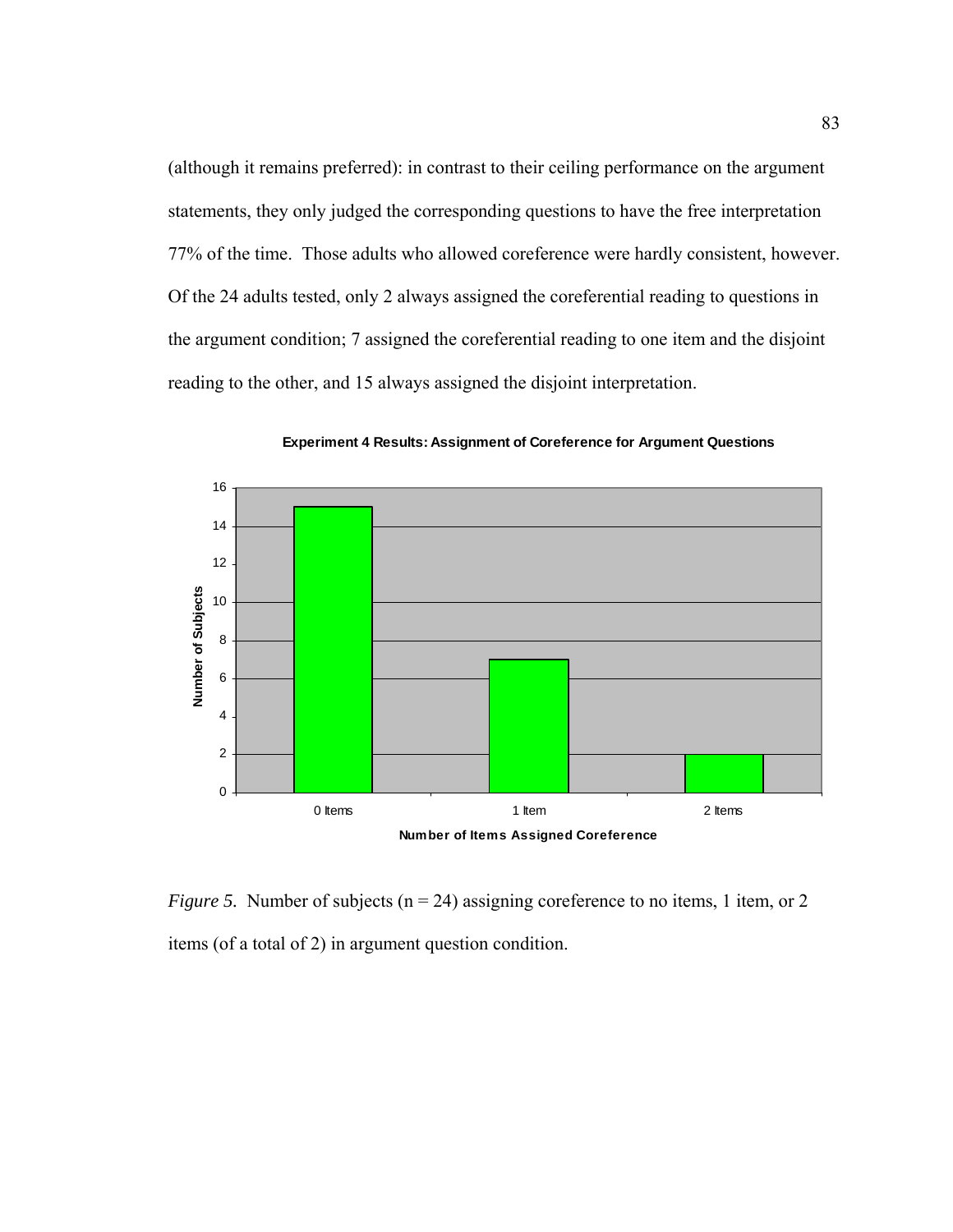(although it remains preferred): in contrast to their ceiling performance on the argument statements, they only judged the corresponding questions to have the free interpretation 77% of the time. Those adults who allowed coreference were hardly consistent, however. Of the 24 adults tested, only 2 always assigned the coreferential reading to questions in the argument condition; 7 assigned the coreferential reading to one item and the disjoint reading to the other, and 15 always assigned the disjoint interpretation.

**Experiment 4 Results: Assignment of Coreference for Argument Questions**

*Figure 5.* Number of subjects (n = 24) assigning coreference to no items, 1 item, or 2 items (of a total of 2) in argument question condition.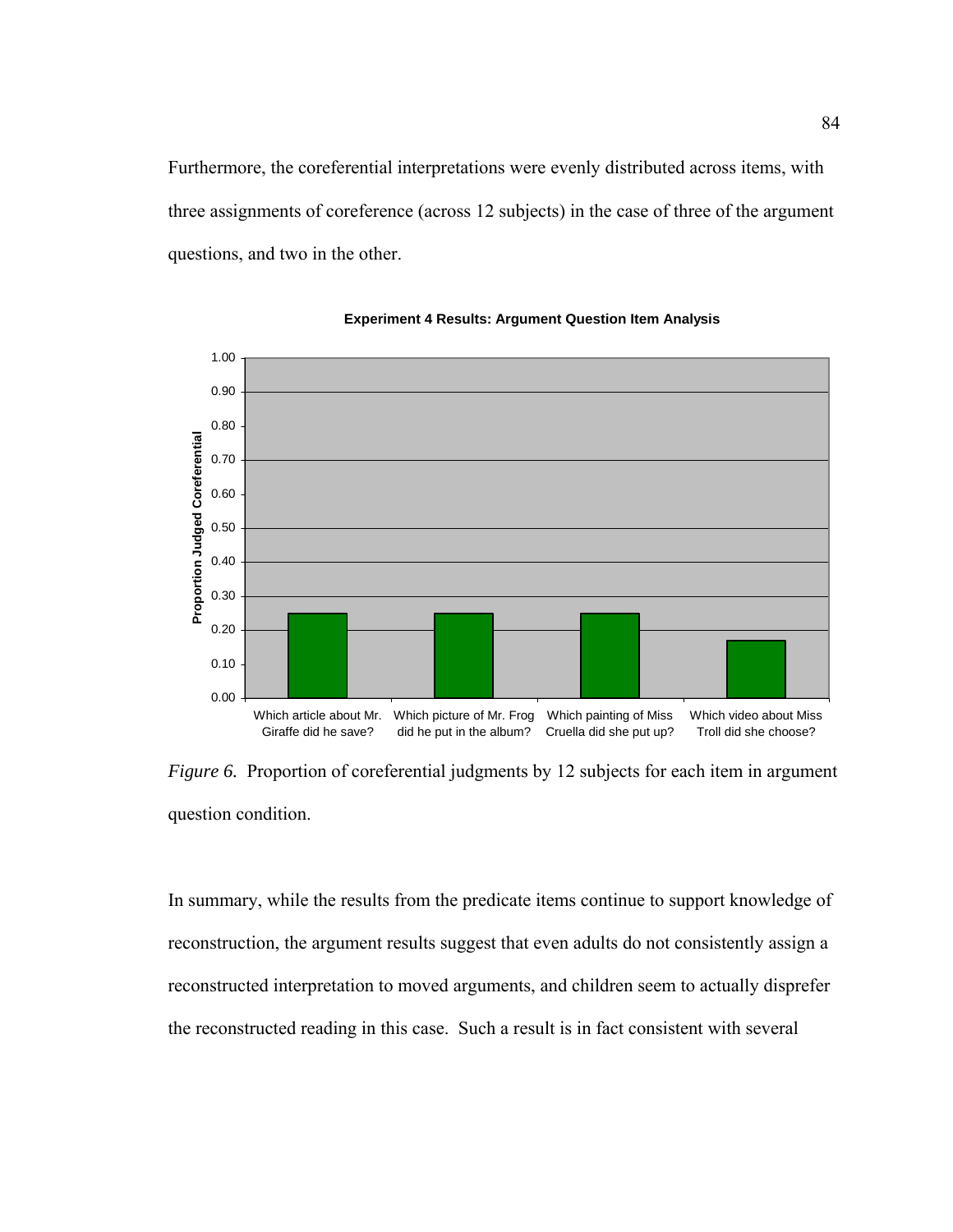Furthermore, the coreferential interpretations were evenly distributed across items, with three assignments of coreference (across 12 subjects) in the case of three of the argument questions, and two in the other.

*Figure 6.* Proportion of coreferential judgments by 12 subjects for each item in argument question condition.

In summary, while the results from the predicate items continue to support knowledge of reconstruction, the argument results suggest that even adults do not consistently assign a reconstructed interpretation to moved arguments, and children seem to actually disprefer the reconstructed reading in this case. Such a result is in fact consistent with several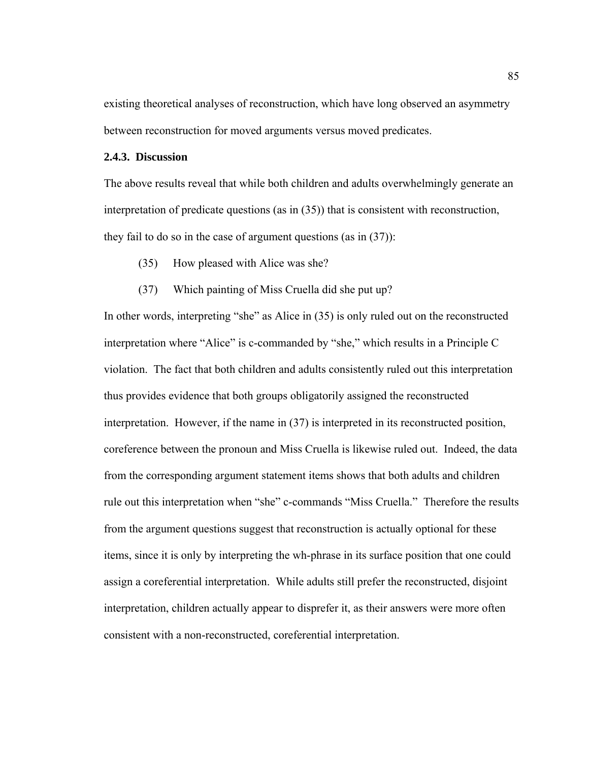existing theoretical analyses of reconstruction, which have long observed an asymmetry between reconstruction for moved arguments versus moved predicates.

### 2.4.3. Discussion

The above results reveal that while both children and adults overwhelmingly generate an interpretation of predicate questions (as in (35)) that is consistent with reconstruction, they fail to do so in the case of argument questions (as in (37)):

(35) How pleased with Alice was she?

(37) Which painting of Miss Cruella did she put up?

In other words, interpreting "she" as Alice in (35) is only ruled out on the reconstructed interpretation where "Alice" is c-commanded by "she," which results in a Principle C violation. The fact that both children and adults consistently ruled out this interpretation thus provides evidence that both groups obligatorily assigned the reconstructed interpretation. However, if the name in (37) is interpreted in its reconstructed position, coreference between the pronoun and Miss Cruella is likewise ruled out. Indeed, the data from the corresponding argument statement items shows that both adults and children rule out this interpretation when "she" c-commands "Miss Cruella." Therefore the results from the argument questions suggest that reconstruction is actually optional for these items, since it is only by interpreting the wh-phrase in its surface position that one could assign a coreferential interpretation. While adults still prefer the reconstructed, disjoint interpretation, children actually appear to disprefer it, as their answers were more often consistent with a non-reconstructed, coreferential interpretation.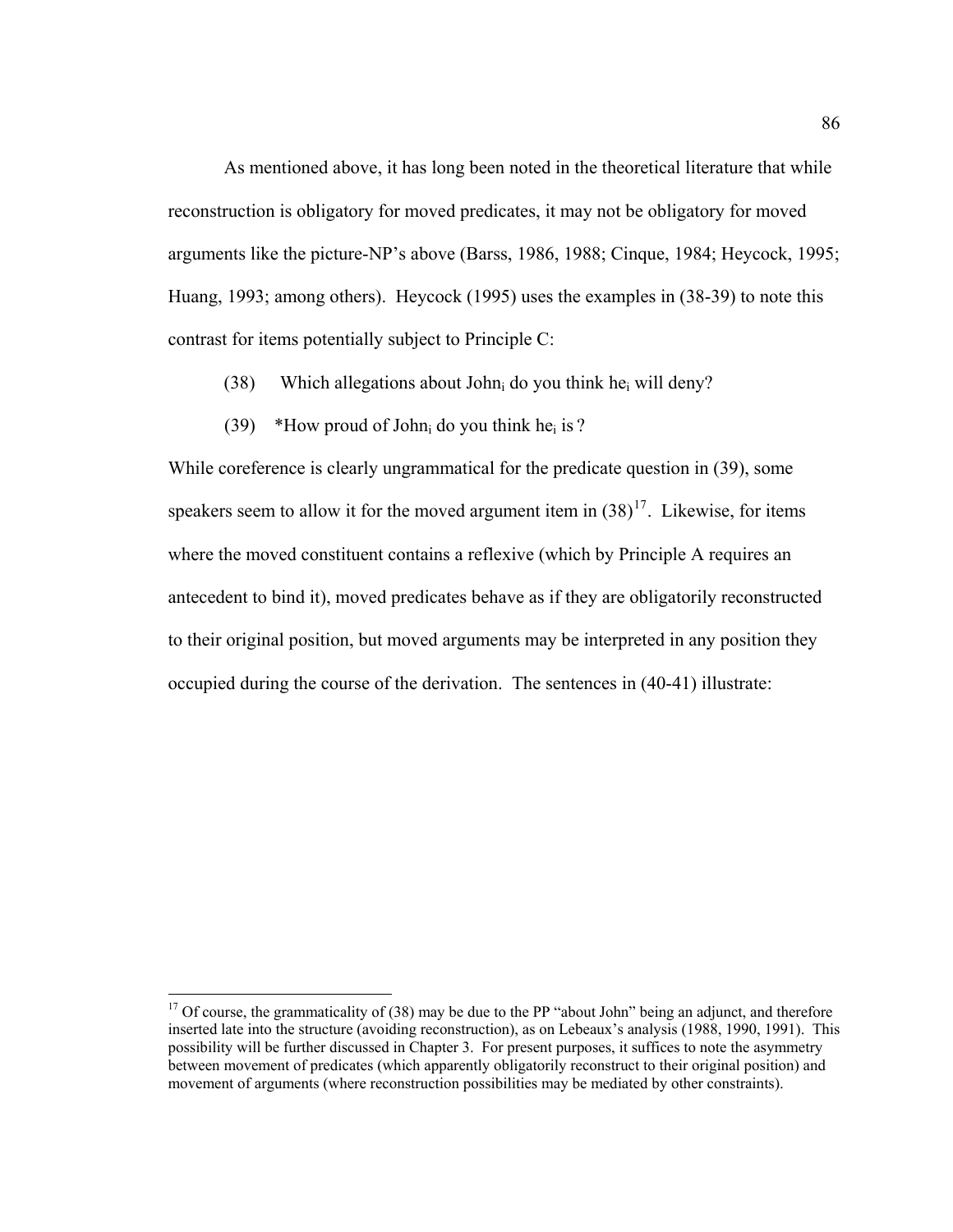As mentioned above, it has long been noted in the theoretical literature that while reconstruction is obligatory for moved predicates, it may not be obligatory for moved arguments like the picture-NP's above (Barss, 1986, 1988; Cinque, 1984; Heycock, 1995; Huang, 1993; among others). Heycock (1995) uses the examples in (38-39) to note this contrast for items potentially subject to Principle C:

(38) Which allegations about John$_i$ do you think he$_i$ will deny?

(39) *How proud of John$_i$ do you think he$_i$ is ?

While coreference is clearly ungrammatical for the predicate question in (39), some speakers seem to allow it for the moved argument item in (38)[17]. Likewise, for items where the moved constituent contains a reflexive (which by Principle A requires an antecedent to bind it), moved predicates behave as if they are obligatorily reconstructed to their original position, but moved arguments may be interpreted in any position they occupied during the course of the derivation. The sentences in (40-41) illustrate:

[17] Of course, the grammaticality of (38) may be due to the PP "about John" being an adjunct, and therefore inserted late into the structure (avoiding reconstruction), as on Lebeaux's analysis (1988, 1990, 1991). This possibility will be further discussed in Chapter 3. For present purposes, it suffices to note the asymmetry between movement of predicates (which apparently obligatorily reconstruct to their original position) and movement of arguments (where reconstruction possibilities may be mediated by other constraints).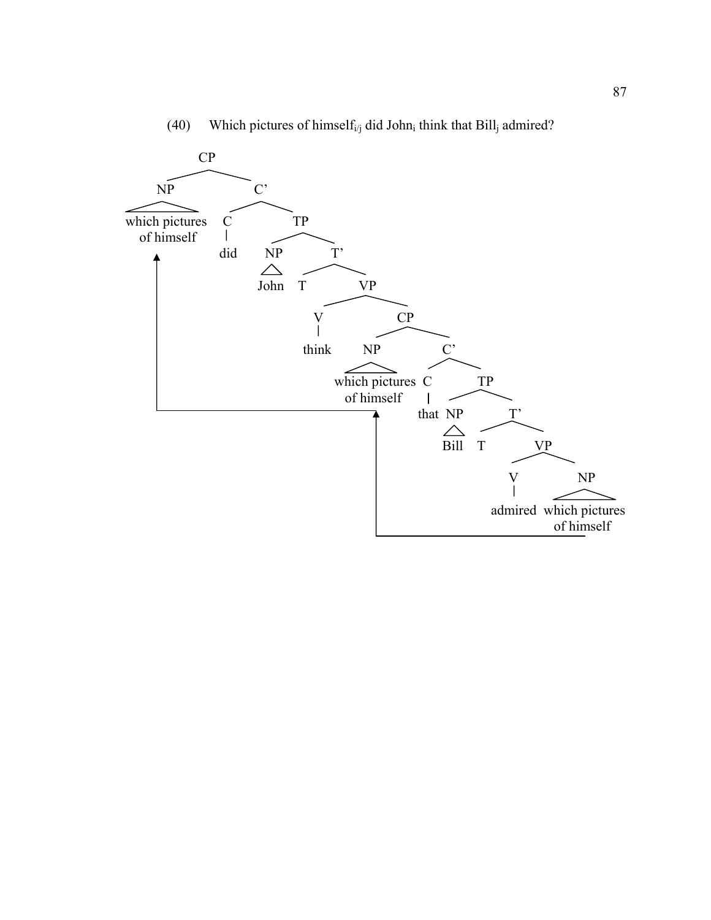(40) Which pictures of himself$_{i/j}$ did John$_i$ think that Bill$_j$ admired?

```
[CP [NP which pictures of himself] [C' [C did] [TP [NP John] [T' [T] [VP [V think] [CP [NP which pictures of himself] [C' [C that] [TP [NP Bill] [T' [T] [VP [V admired] [NP which pictures of himself]]]]]]]]]]]
```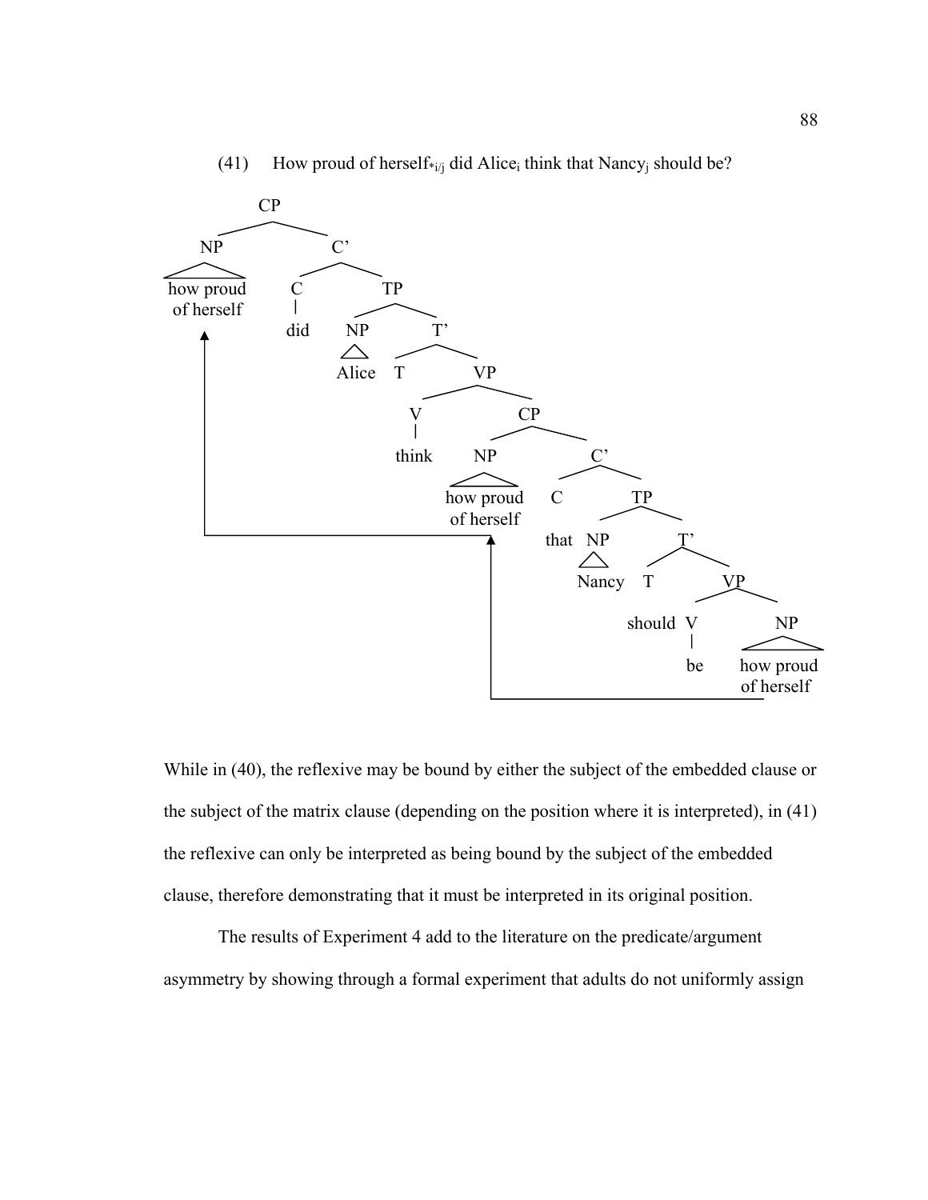(41) How proud of herself$_{*i/j}$ did Alice$_i$ think that Nancy$_j$ should be?

```
[CP [NP how proud of herself] [C' [C did] [TP [NP Alice] [T' [T] [VP [V think] [CP [NP how proud of herself] [C' [C that] [TP [NP Nancy] [T' [T should] [VP [V be] [NP how proud of herself]]]]]]]]]]]
```

While in (40), the reflexive may be bound by either the subject of the embedded clause or the subject of the matrix clause (depending on the position where it is interpreted), in (41) the reflexive can only be interpreted as being bound by the subject of the embedded clause, therefore demonstrating that it must be interpreted in its original position.

The results of Experiment 4 add to the literature on the predicate/argument asymmetry by showing through a formal experiment that adults do not uniformly assign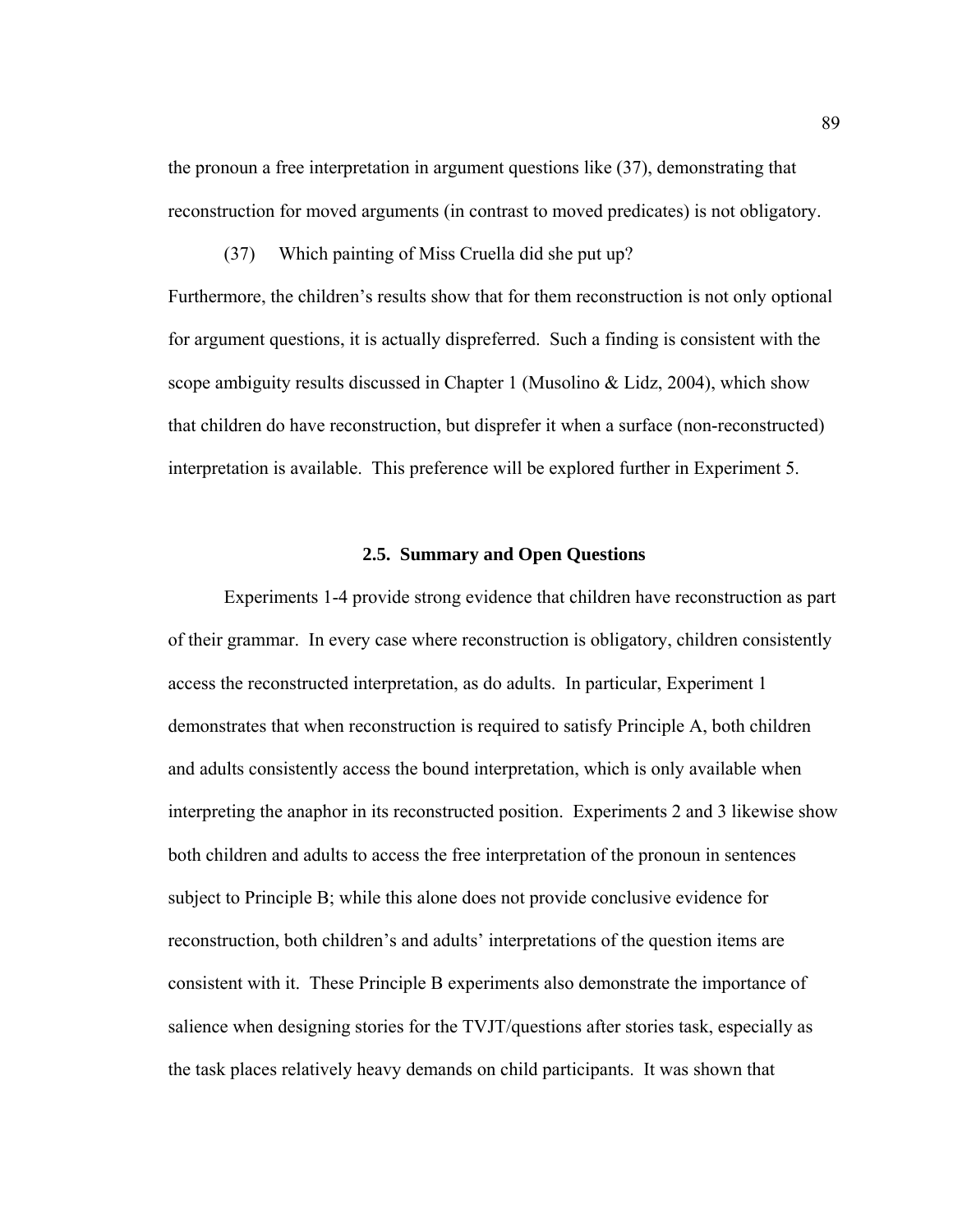the pronoun a free interpretation in argument questions like (37), demonstrating that reconstruction for moved arguments (in contrast to moved predicates) is not obligatory.

(37) Which painting of Miss Cruella did she put up?

Furthermore, the children's results show that for them reconstruction is not only optional for argument questions, it is actually dispreferred. Such a finding is consistent with the scope ambiguity results discussed in Chapter 1 (Musolino & Lidz, 2004), which show that children do have reconstruction, but disprefer it when a surface (non-reconstructed) interpretation is available. This preference will be explored further in Experiment 5.

## 2.5. Summary and Open Questions

Experiments 1-4 provide strong evidence that children have reconstruction as part of their grammar. In every case where reconstruction is obligatory, children consistently access the reconstructed interpretation, as do adults. In particular, Experiment 1 demonstrates that when reconstruction is required to satisfy Principle A, both children and adults consistently access the bound interpretation, which is only available when interpreting the anaphor in its reconstructed position. Experiments 2 and 3 likewise show both children and adults to access the free interpretation of the pronoun in sentences subject to Principle B; while this alone does not provide conclusive evidence for reconstruction, both children's and adults' interpretations of the question items are consistent with it. These Principle B experiments also demonstrate the importance of salience when designing stories for the TVJT/questions after stories task, especially as the task places relatively heavy demands on child participants. It was shown that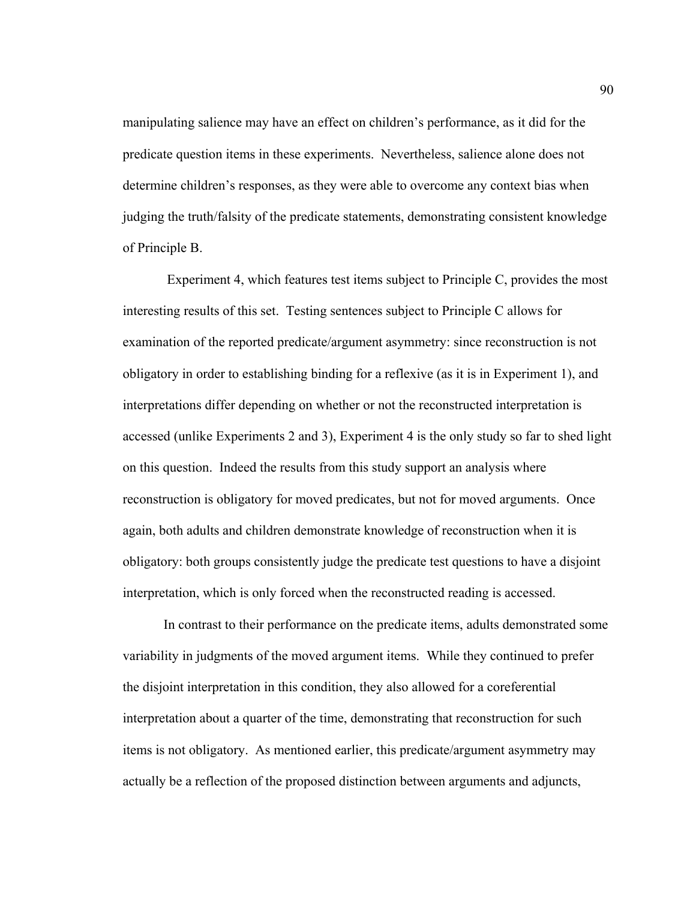manipulating salience may have an effect on children's performance, as it did for the predicate question items in these experiments. Nevertheless, salience alone does not determine children's responses, as they were able to overcome any context bias when judging the truth/falsity of the predicate statements, demonstrating consistent knowledge of Principle B.

Experiment 4, which features test items subject to Principle C, provides the most interesting results of this set. Testing sentences subject to Principle C allows for examination of the reported predicate/argument asymmetry: since reconstruction is not obligatory in order to establishing binding for a reflexive (as it is in Experiment 1), and interpretations differ depending on whether or not the reconstructed interpretation is accessed (unlike Experiments 2 and 3), Experiment 4 is the only study so far to shed light on this question. Indeed the results from this study support an analysis where reconstruction is obligatory for moved predicates, but not for moved arguments. Once again, both adults and children demonstrate knowledge of reconstruction when it is obligatory: both groups consistently judge the predicate test questions to have a disjoint interpretation, which is only forced when the reconstructed reading is accessed.

In contrast to their performance on the predicate items, adults demonstrated some variability in judgments of the moved argument items. While they continued to prefer the disjoint interpretation in this condition, they also allowed for a coreferential interpretation about a quarter of the time, demonstrating that reconstruction for such items is not obligatory. As mentioned earlier, this predicate/argument asymmetry may actually be a reflection of the proposed distinction between arguments and adjuncts,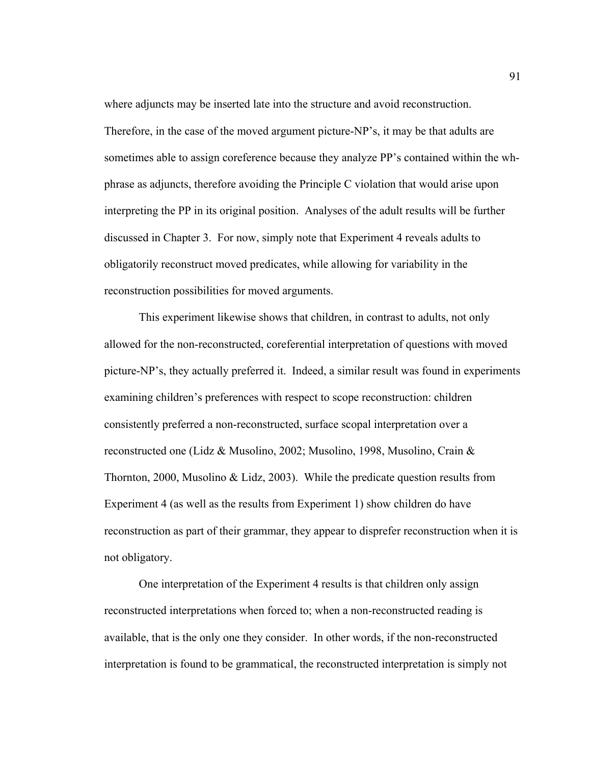where adjuncts may be inserted late into the structure and avoid reconstruction. Therefore, in the case of the moved argument picture-NP's, it may be that adults are sometimes able to assign coreference because they analyze PP's contained within the wh-phrase as adjuncts, therefore avoiding the Principle C violation that would arise upon interpreting the PP in its original position. Analyses of the adult results will be further discussed in Chapter 3. For now, simply note that Experiment 4 reveals adults to obligatorily reconstruct moved predicates, while allowing for variability in the reconstruction possibilities for moved arguments.

This experiment likewise shows that children, in contrast to adults, not only allowed for the non-reconstructed, coreferential interpretation of questions with moved picture-NP's, they actually preferred it. Indeed, a similar result was found in experiments examining children's preferences with respect to scope reconstruction: children consistently preferred a non-reconstructed, surface scopal interpretation over a reconstructed one (Lidz & Musolino, 2002; Musolino, 1998, Musolino, Crain & Thornton, 2000, Musolino & Lidz, 2003). While the predicate question results from Experiment 4 (as well as the results from Experiment 1) show children do have reconstruction as part of their grammar, they appear to disprefer reconstruction when it is not obligatory.

One interpretation of the Experiment 4 results is that children only assign reconstructed interpretations when forced to; when a non-reconstructed reading is available, that is the only one they consider. In other words, if the non-reconstructed interpretation is found to be grammatical, the reconstructed interpretation is simply not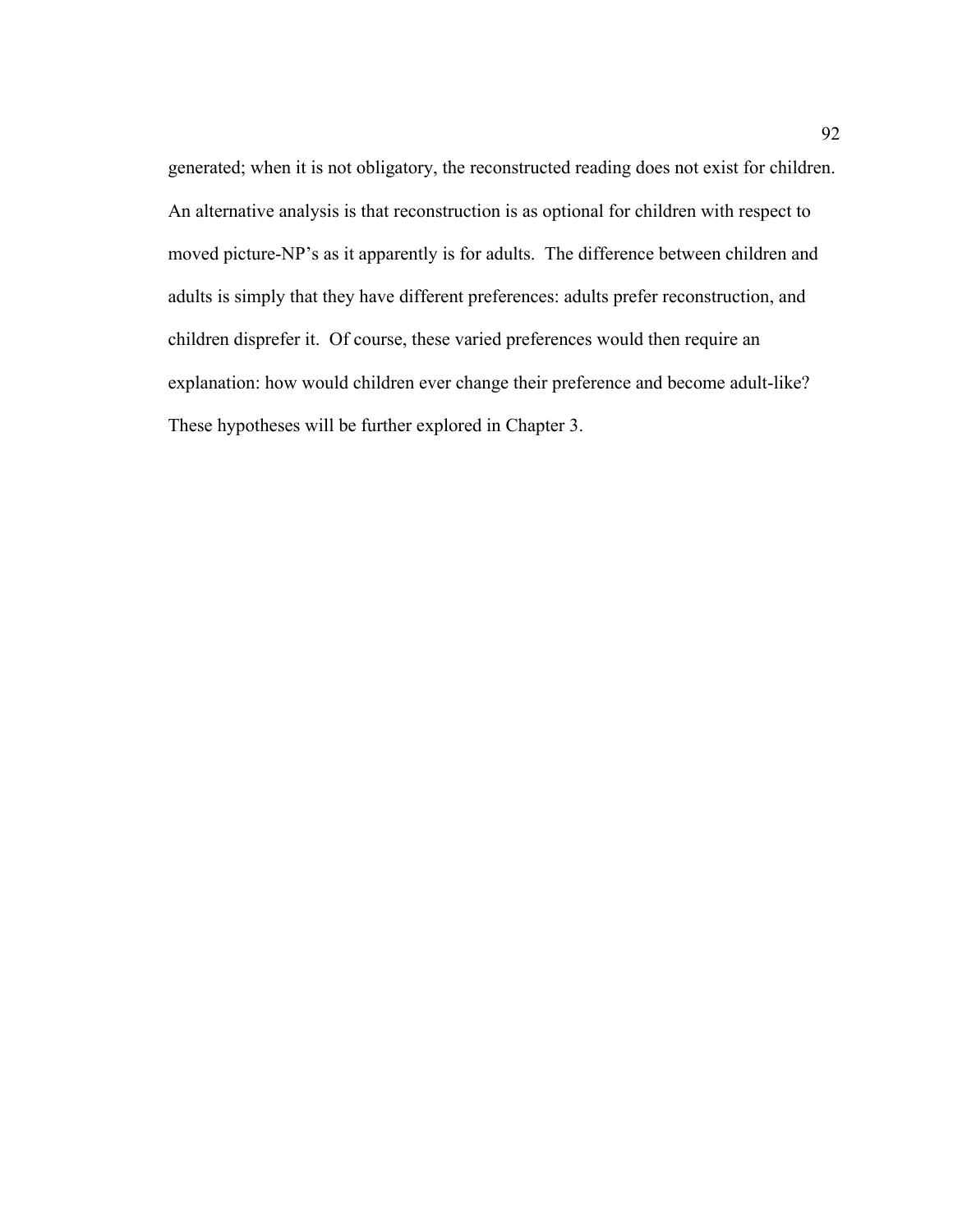generated; when it is not obligatory, the reconstructed reading does not exist for children. An alternative analysis is that reconstruction is as optional for children with respect to moved picture-NP's as it apparently is for adults. The difference between children and adults is simply that they have different preferences: adults prefer reconstruction, and children disprefer it. Of course, these varied preferences would then require an explanation: how would children ever change their preference and become adult-like? These hypotheses will be further explored in Chapter 3.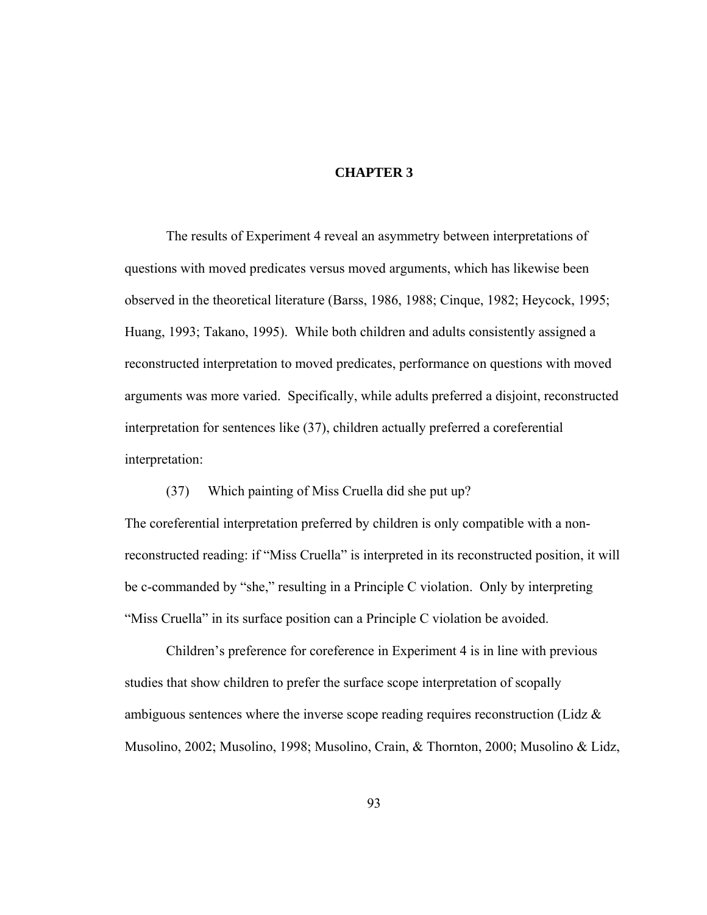# CHAPTER 3

The results of Experiment 4 reveal an asymmetry between interpretations of questions with moved predicates versus moved arguments, which has likewise been observed in the theoretical literature (Barss, 1986, 1988; Cinque, 1982; Heycock, 1995; Huang, 1993; Takano, 1995). While both children and adults consistently assigned a reconstructed interpretation to moved predicates, performance on questions with moved arguments was more varied. Specifically, while adults preferred a disjoint, reconstructed interpretation for sentences like (37), children actually preferred a coreferential interpretation:

(37) Which painting of Miss Cruella did she put up?

The coreferential interpretation preferred by children is only compatible with a non-reconstructed reading: if "Miss Cruella" is interpreted in its reconstructed position, it will be c-commanded by "she," resulting in a Principle C violation. Only by interpreting "Miss Cruella" in its surface position can a Principle C violation be avoided.

Children's preference for coreference in Experiment 4 is in line with previous studies that show children to prefer the surface scope interpretation of scopally ambiguous sentences where the inverse scope reading requires reconstruction (Lidz & Musolino, 2002; Musolino, 1998; Musolino, Crain, & Thornton, 2000; Musolino & Lidz,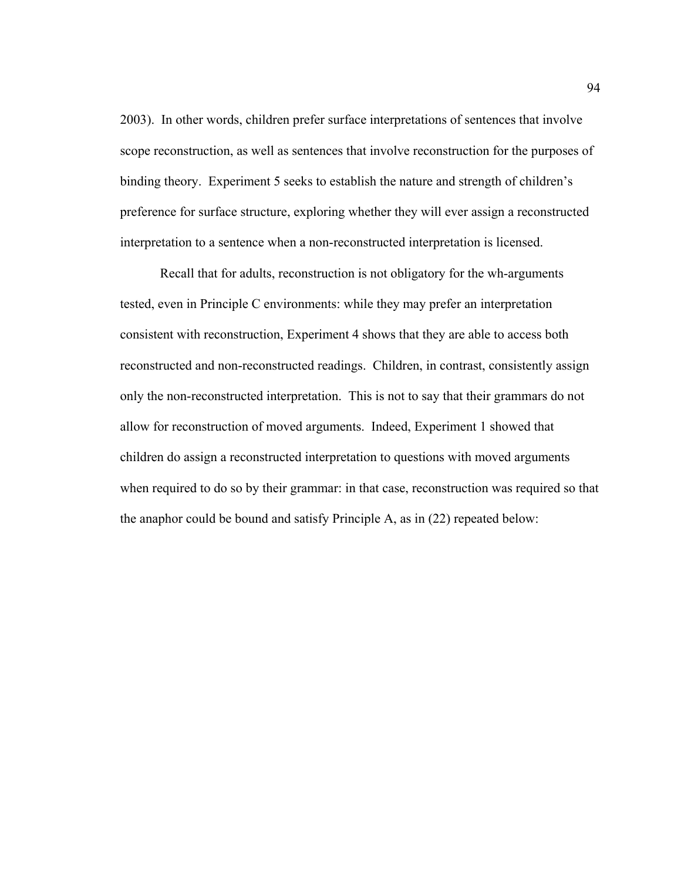2003). In other words, children prefer surface interpretations of sentences that involve scope reconstruction, as well as sentences that involve reconstruction for the purposes of binding theory. Experiment 5 seeks to establish the nature and strength of children's preference for surface structure, exploring whether they will ever assign a reconstructed interpretation to a sentence when a non-reconstructed interpretation is licensed.

Recall that for adults, reconstruction is not obligatory for the wh-arguments tested, even in Principle C environments: while they may prefer an interpretation consistent with reconstruction, Experiment 4 shows that they are able to access both reconstructed and non-reconstructed readings. Children, in contrast, consistently assign only the non-reconstructed interpretation. This is not to say that their grammars do not allow for reconstruction of moved arguments. Indeed, Experiment 1 showed that children do assign a reconstructed interpretation to questions with moved arguments when required to do so by their grammar: in that case, reconstruction was required so that the anaphor could be bound and satisfy Principle A, as in (22) repeated below: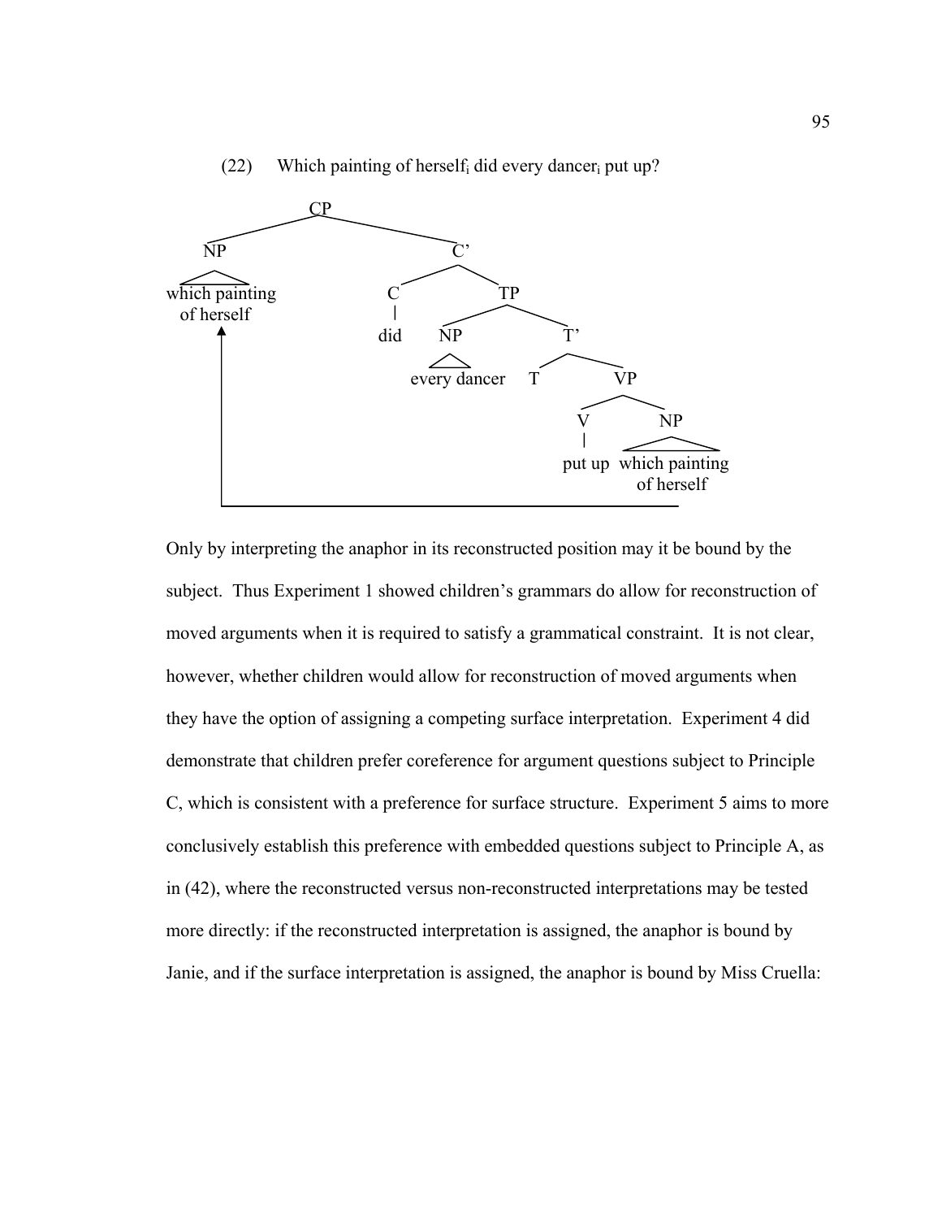(22) Which painting of herself$_i$ did every dancer$_i$ put up?

```
CP
├── NP
│   └── which painting of herself
└── C'
    ├── C
    │   └── did
    └── TP
        ├── NP
        │   └── every dancer
        └── T'
            ├── T
            └── VP
                ├── V
                │   └── put up
                └── NP
                    └── which painting of herself
```

Only by interpreting the anaphor in its reconstructed position may it be bound by the subject. Thus Experiment 1 showed children's grammars do allow for reconstruction of moved arguments when it is required to satisfy a grammatical constraint. It is not clear, however, whether children would allow for reconstruction of moved arguments when they have the option of assigning a competing surface interpretation. Experiment 4 did demonstrate that children prefer coreference for argument questions subject to Principle C, which is consistent with a preference for surface structure. Experiment 5 aims to more conclusively establish this preference with embedded questions subject to Principle A, as in (42), where the reconstructed versus non-reconstructed interpretations may be tested more directly: if the reconstructed interpretation is assigned, the anaphor is bound by Janie, and if the surface interpretation is assigned, the anaphor is bound by Miss Cruella: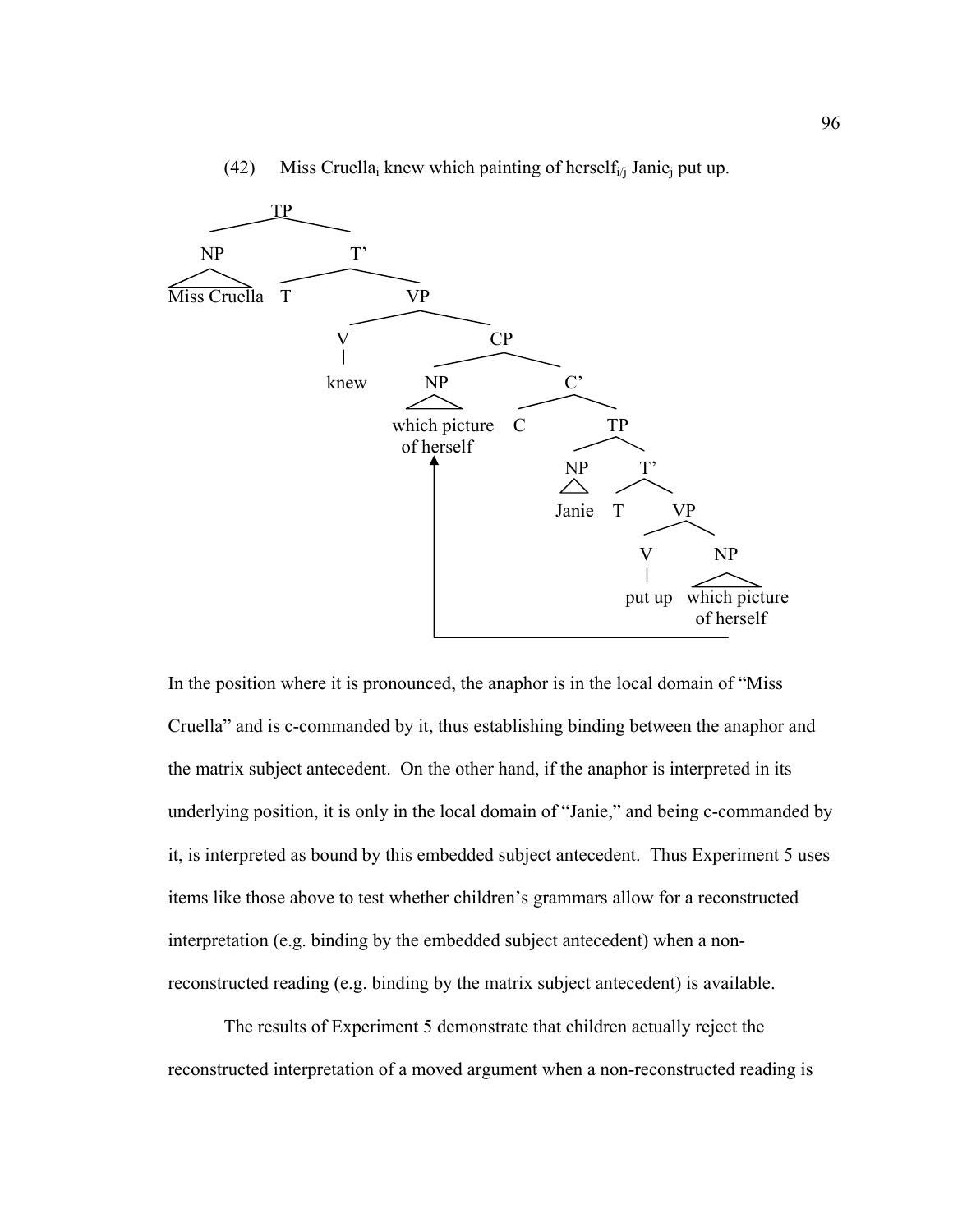(42) Miss Cruella$_i$ knew which painting of herself$_{i/j}$ Janie$_j$ put up.

```
TP
├── NP
│   └── Miss Cruella
└── T'
    ├── T
    └── VP
        ├── V
        │   └── knew
        └── CP
            ├── NP
            │   └── which picture of herself   ◄──┐
            └── C'                                │
                ├── C                             │
                └── TP                            │
                    ├── NP                        │
                    │   └── Janie                 │
                    └── T'                        │
                        ├── T                     │
                        └── VP                    │
                            ├── V                 │
                            │   └── put up        │
                            └── NP                │
                                └── which picture of herself ──┘
```

In the position where it is pronounced, the anaphor is in the local domain of "Miss Cruella" and is c-commanded by it, thus establishing binding between the anaphor and the matrix subject antecedent. On the other hand, if the anaphor is interpreted in its underlying position, it is only in the local domain of "Janie," and being c-commanded by it, is interpreted as bound by this embedded subject antecedent. Thus Experiment 5 uses items like those above to test whether children's grammars allow for a reconstructed interpretation (e.g. binding by the embedded subject antecedent) when a non-reconstructed reading (e.g. binding by the matrix subject antecedent) is available.

The results of Experiment 5 demonstrate that children actually reject the reconstructed interpretation of a moved argument when a non-reconstructed reading is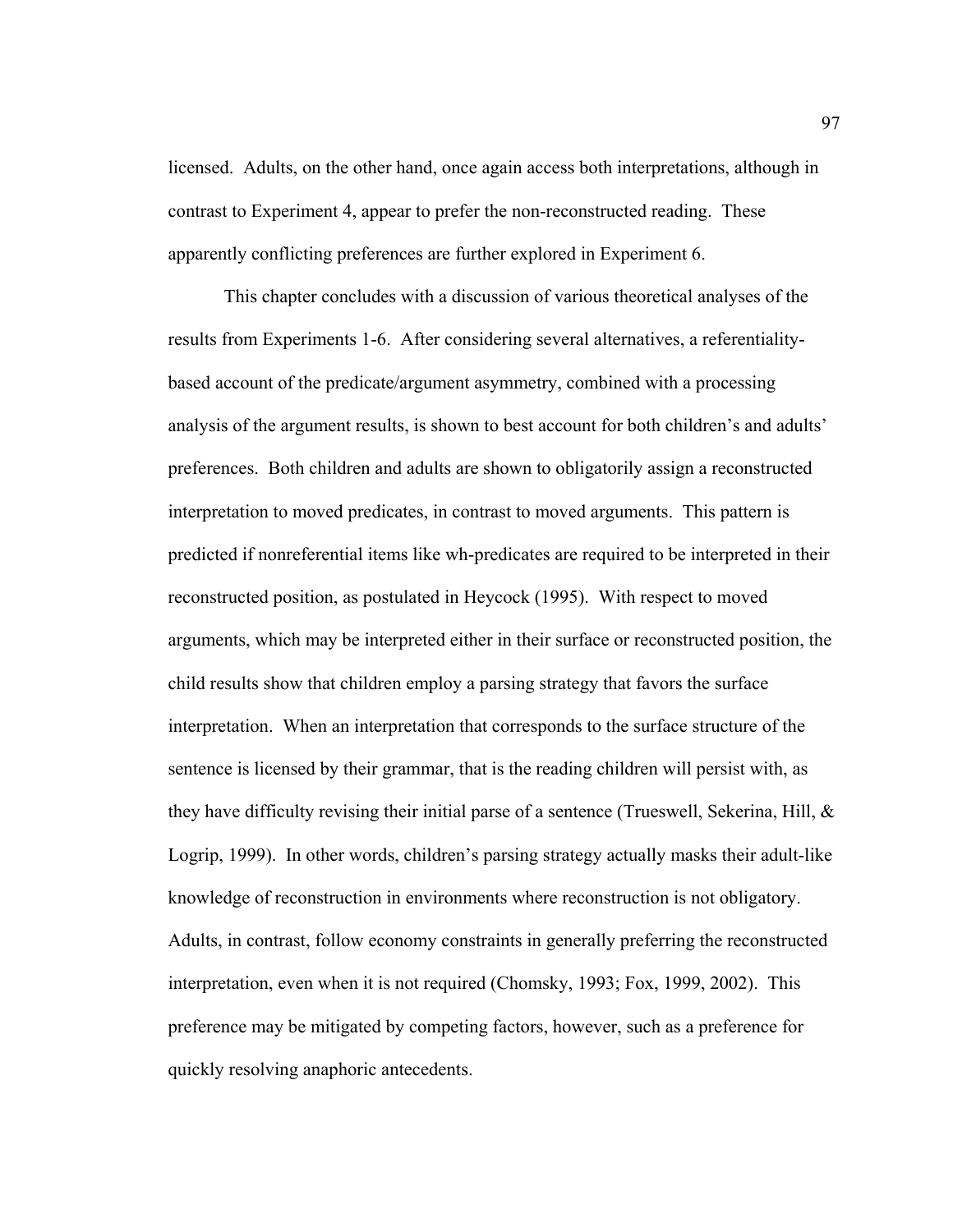licensed. Adults, on the other hand, once again access both interpretations, although in contrast to Experiment 4, appear to prefer the non-reconstructed reading. These apparently conflicting preferences are further explored in Experiment 6.

This chapter concludes with a discussion of various theoretical analyses of the results from Experiments 1-6. After considering several alternatives, a referentiality-based account of the predicate/argument asymmetry, combined with a processing analysis of the argument results, is shown to best account for both children's and adults' preferences. Both children and adults are shown to obligatorily assign a reconstructed interpretation to moved predicates, in contrast to moved arguments. This pattern is predicted if nonreferential items like wh-predicates are required to be interpreted in their reconstructed position, as postulated in Heycock (1995). With respect to moved arguments, which may be interpreted either in their surface or reconstructed position, the child results show that children employ a parsing strategy that favors the surface interpretation. When an interpretation that corresponds to the surface structure of the sentence is licensed by their grammar, that is the reading children will persist with, as they have difficulty revising their initial parse of a sentence (Trueswell, Sekerina, Hill, & Logrip, 1999). In other words, children's parsing strategy actually masks their adult-like knowledge of reconstruction in environments where reconstruction is not obligatory. Adults, in contrast, follow economy constraints in generally preferring the reconstructed interpretation, even when it is not required (Chomsky, 1993; Fox, 1999, 2002). This preference may be mitigated by competing factors, however, such as a preference for quickly resolving anaphoric antecedents.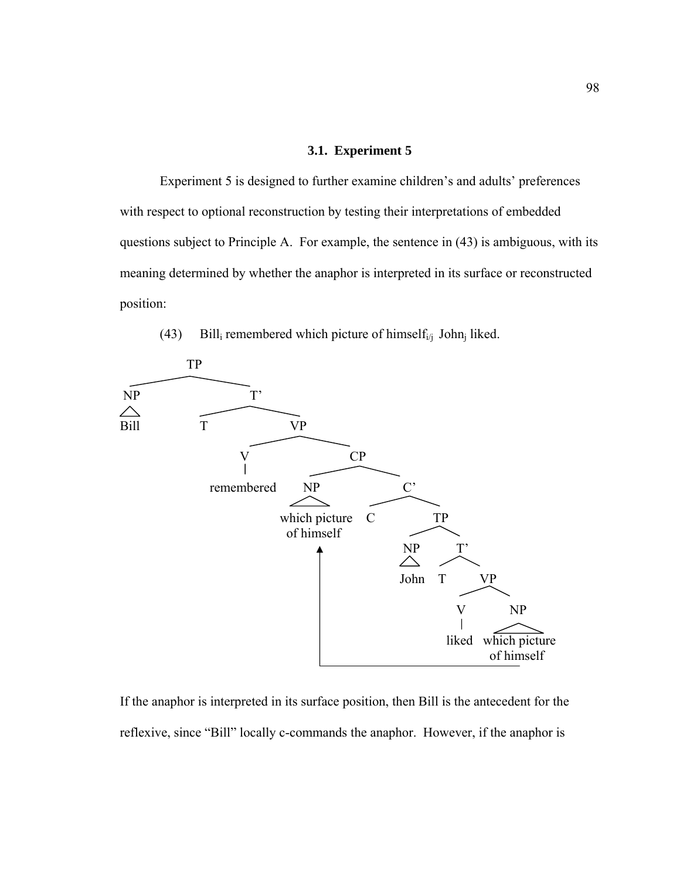### 3.1. Experiment 5

Experiment 5 is designed to further examine children's and adults' preferences with respect to optional reconstruction by testing their interpretations of embedded questions subject to Principle A. For example, the sentence in (43) is ambiguous, with its meaning determined by whether the anaphor is interpreted in its surface or reconstructed position:

(43) Bill$_i$ remembered which picture of himself$_{i/j}$ John$_j$ liked.

```
TP
├── NP
│   └── Bill
└── T'
    ├── T
    └── VP
        ├── V
        │   └── remembered
        └── CP
            ├── NP
            │   └── which picture of himself   <──────────┐
            └── C'                                        │
                ├── C                                     │
                └── TP                                    │
                    ├── NP                                │
                    │   └── John                          │
                    └── T'                                │
                        ├── T                             │
                        └── VP                            │
                            ├── V                         │
                            │   └── liked                 │
                            └── NP                        │
                                └── which picture of himself
```

If the anaphor is interpreted in its surface position, then Bill is the antecedent for the reflexive, since "Bill" locally c-commands the anaphor. However, if the anaphor is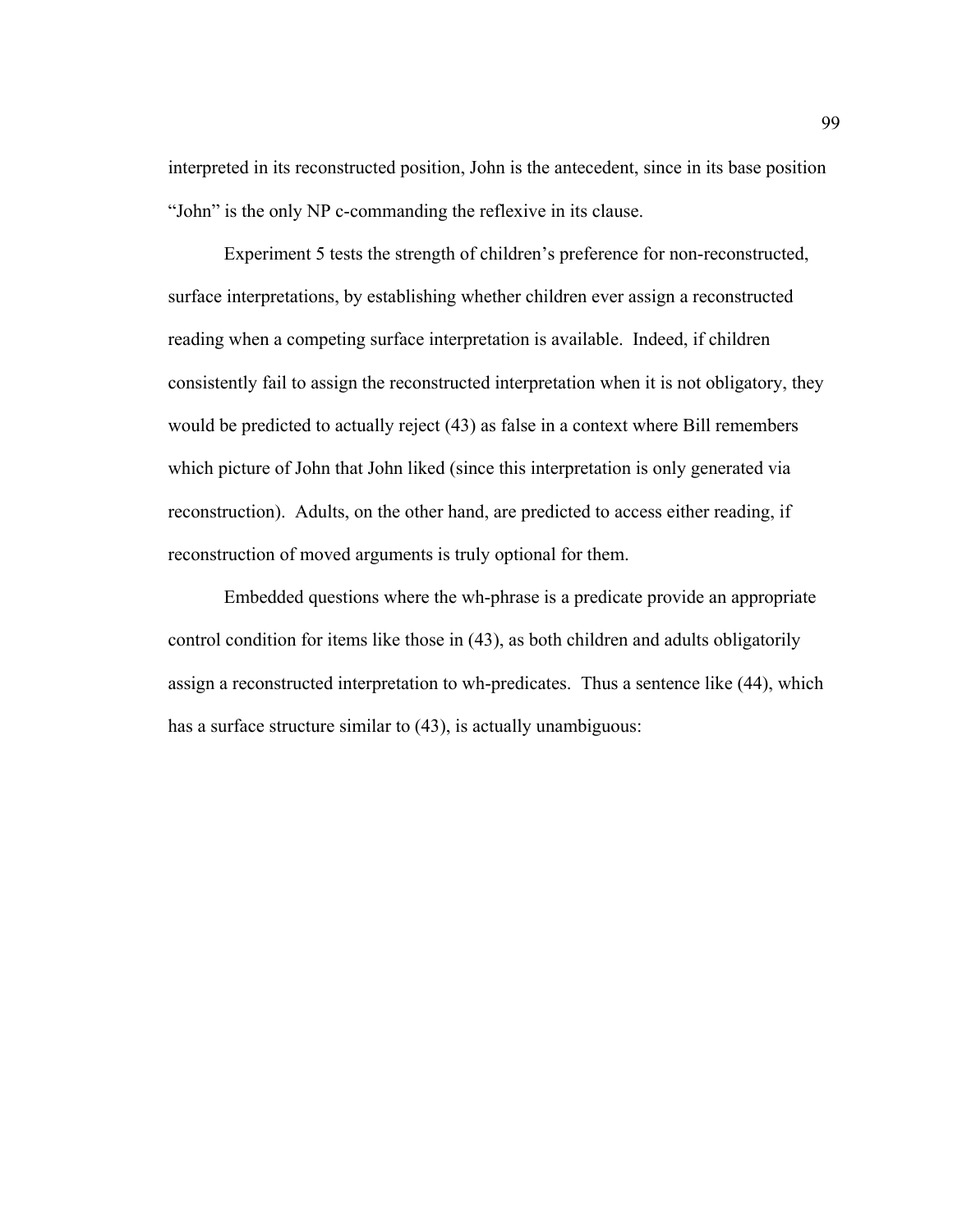interpreted in its reconstructed position, John is the antecedent, since in its base position "John" is the only NP c-commanding the reflexive in its clause.

Experiment 5 tests the strength of children's preference for non-reconstructed, surface interpretations, by establishing whether children ever assign a reconstructed reading when a competing surface interpretation is available. Indeed, if children consistently fail to assign the reconstructed interpretation when it is not obligatory, they would be predicted to actually reject (43) as false in a context where Bill remembers which picture of John that John liked (since this interpretation is only generated via reconstruction). Adults, on the other hand, are predicted to access either reading, if reconstruction of moved arguments is truly optional for them.

Embedded questions where the wh-phrase is a predicate provide an appropriate control condition for items like those in (43), as both children and adults obligatorily assign a reconstructed interpretation to wh-predicates. Thus a sentence like (44), which has a surface structure similar to (43), is actually unambiguous: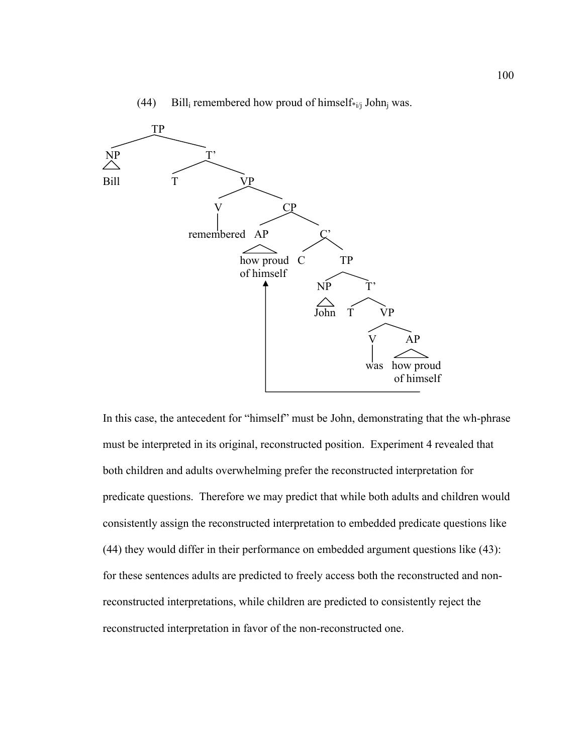(44) Bill$_i$ remembered how proud of himself$_{*i/j}$ John$_j$ was.

```
TP
├── NP
│   └── Bill
└── T'
    ├── T
    └── VP
        ├── V
        │   └── remembered
        └── CP
            ├── AP
            │   └── how proud of himself   <──────────┐
            └── C'                                      │
                ├── C                                   │
                └── TP                                  │
                    ├── NP                              │
                    │   └── John                        │
                    └── T'                              │
                        ├── T                           │
                        └── VP                          │
                            ├── V                       │
                            │   └── was                 │
                            └── AP                      │
                                └── how proud of himself ┘
```

In this case, the antecedent for "himself" must be John, demonstrating that the wh-phrase must be interpreted in its original, reconstructed position. Experiment 4 revealed that both children and adults overwhelming prefer the reconstructed interpretation for predicate questions. Therefore we may predict that while both adults and children would consistently assign the reconstructed interpretation to embedded predicate questions like (44) they would differ in their performance on embedded argument questions like (43): for these sentences adults are predicted to freely access both the reconstructed and non-reconstructed interpretations, while children are predicted to consistently reject the reconstructed interpretation in favor of the non-reconstructed one.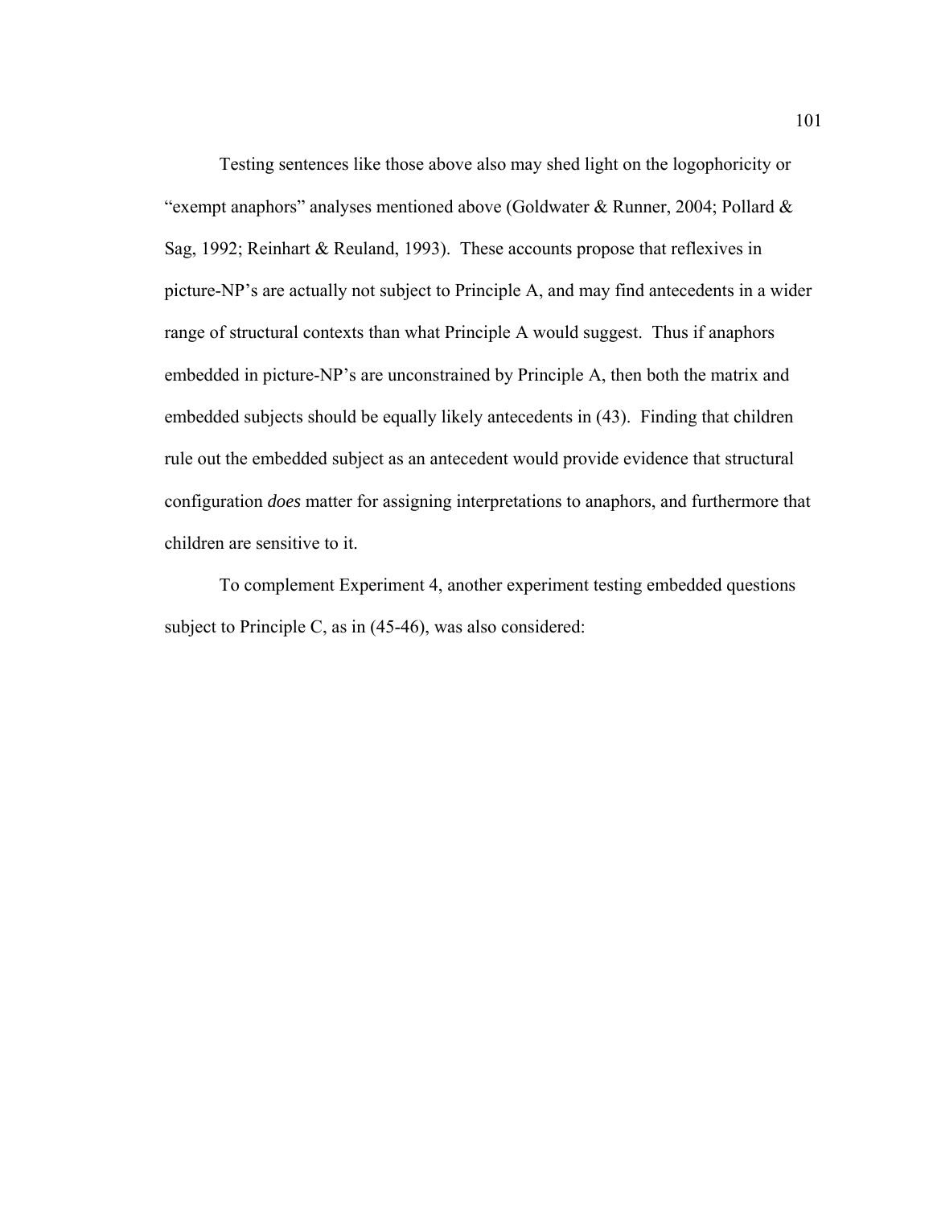Testing sentences like those above also may shed light on the logophoricity or "exempt anaphors" analyses mentioned above (Goldwater & Runner, 2004; Pollard & Sag, 1992; Reinhart & Reuland, 1993). These accounts propose that reflexives in picture-NP's are actually not subject to Principle A, and may find antecedents in a wider range of structural contexts than what Principle A would suggest. Thus if anaphors embedded in picture-NP's are unconstrained by Principle A, then both the matrix and embedded subjects should be equally likely antecedents in (43). Finding that children rule out the embedded subject as an antecedent would provide evidence that structural configuration *does* matter for assigning interpretations to anaphors, and furthermore that children are sensitive to it.

To complement Experiment 4, another experiment testing embedded questions subject to Principle C, as in (45-46), was also considered: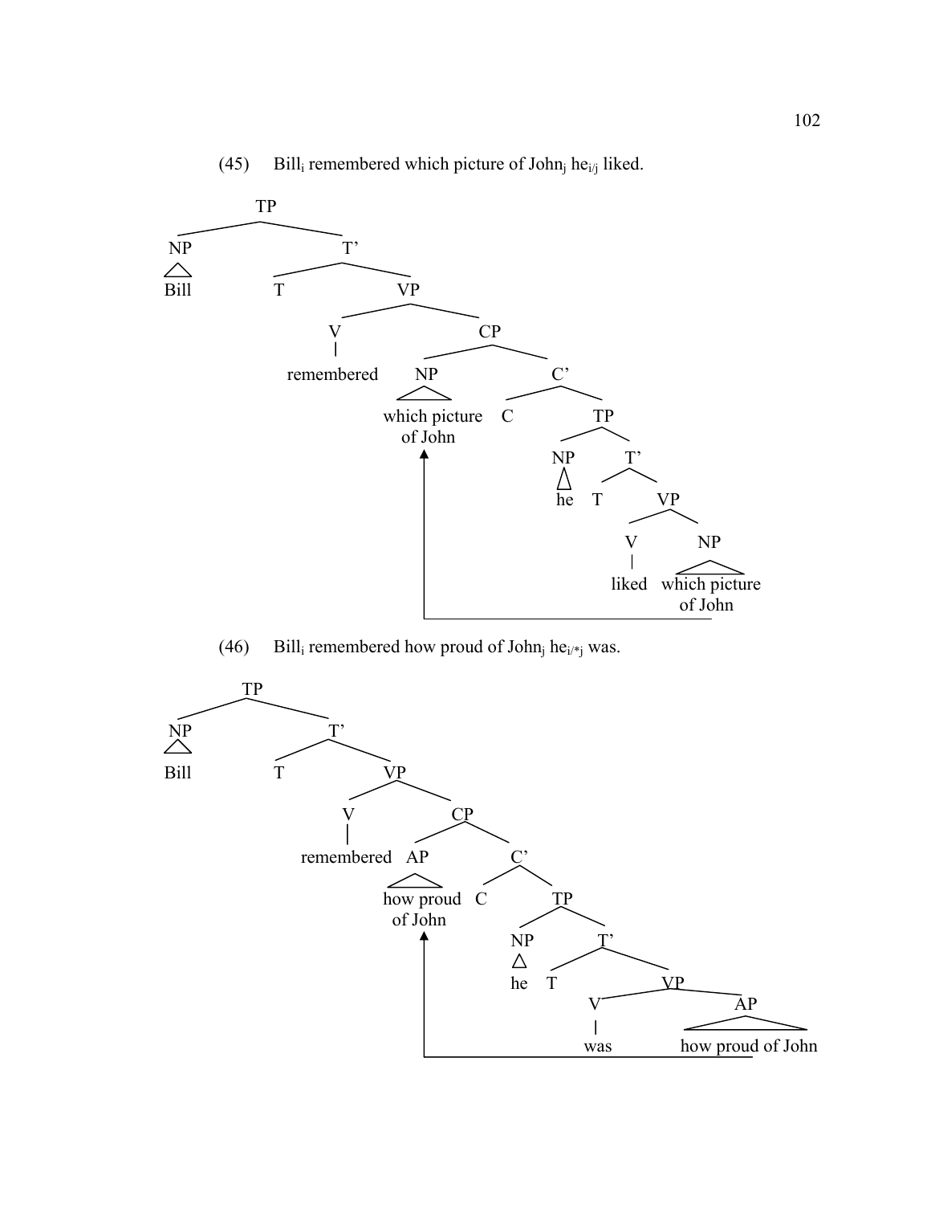(45) Bill$_i$ remembered which picture of John$_j$ he$_{i/j}$ liked.

```
TP
├── NP
│   └── Bill
└── T'
    ├── T
    └── VP
        ├── V
        │   └── remembered
        └── CP
            ├── NP
            │   └── which picture of John   <──┐
            └── C'                              │
                ├── C                           │
                └── TP                          │
                    ├── NP                      │
                    │   └── he                  │
                    └── T'                      │
                        ├── T                   │
                        └── VP                  │
                            ├── V               │
                            │   └── liked       │
                            └── NP              │
                                └── which picture of John ──┘
```

(46) Bill$_i$ remembered how proud of John$_j$ he$_{i/*j}$ was.

```
TP
├── NP
│   └── Bill
└── T'
    ├── T
    └── VP
        ├── V
        │   └── remembered
        └── CP
            ├── AP
            │   └── how proud of John   <──┐
            └── C'                          │
                ├── C                       │
                └── TP                      │
                    ├── NP                  │
                    │   └── he              │
                    └── T'                  │
                        ├── T               │
                        └── VP              │
                            ├── V           │
                            │   └── was     │
                            └── AP          │
                                └── how proud of John ──┘
```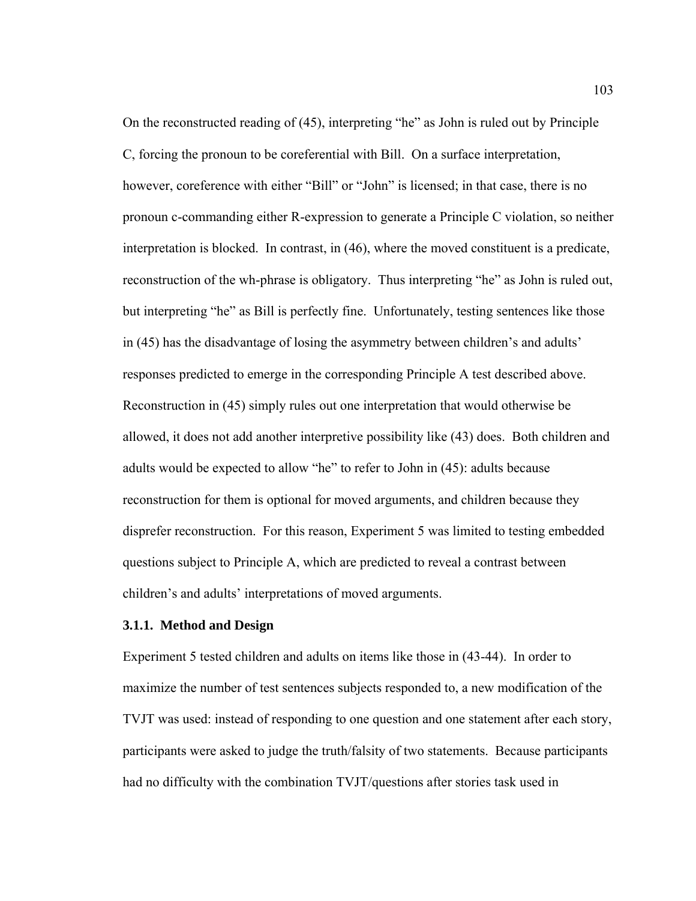On the reconstructed reading of (45), interpreting "he" as John is ruled out by Principle C, forcing the pronoun to be coreferential with Bill. On a surface interpretation, however, coreference with either "Bill" or "John" is licensed; in that case, there is no pronoun c-commanding either R-expression to generate a Principle C violation, so neither interpretation is blocked. In contrast, in (46), where the moved constituent is a predicate, reconstruction of the wh-phrase is obligatory. Thus interpreting "he" as John is ruled out, but interpreting "he" as Bill is perfectly fine. Unfortunately, testing sentences like those in (45) has the disadvantage of losing the asymmetry between children's and adults' responses predicted to emerge in the corresponding Principle A test described above. Reconstruction in (45) simply rules out one interpretation that would otherwise be allowed, it does not add another interpretive possibility like (43) does. Both children and adults would be expected to allow "he" to refer to John in (45): adults because reconstruction for them is optional for moved arguments, and children because they disprefer reconstruction. For this reason, Experiment 5 was limited to testing embedded questions subject to Principle A, which are predicted to reveal a contrast between children's and adults' interpretations of moved arguments.

### 3.1.1. Method and Design

Experiment 5 tested children and adults on items like those in (43-44). In order to maximize the number of test sentences subjects responded to, a new modification of the TVJT was used: instead of responding to one question and one statement after each story, participants were asked to judge the truth/falsity of two statements. Because participants had no difficulty with the combination TVJT/questions after stories task used in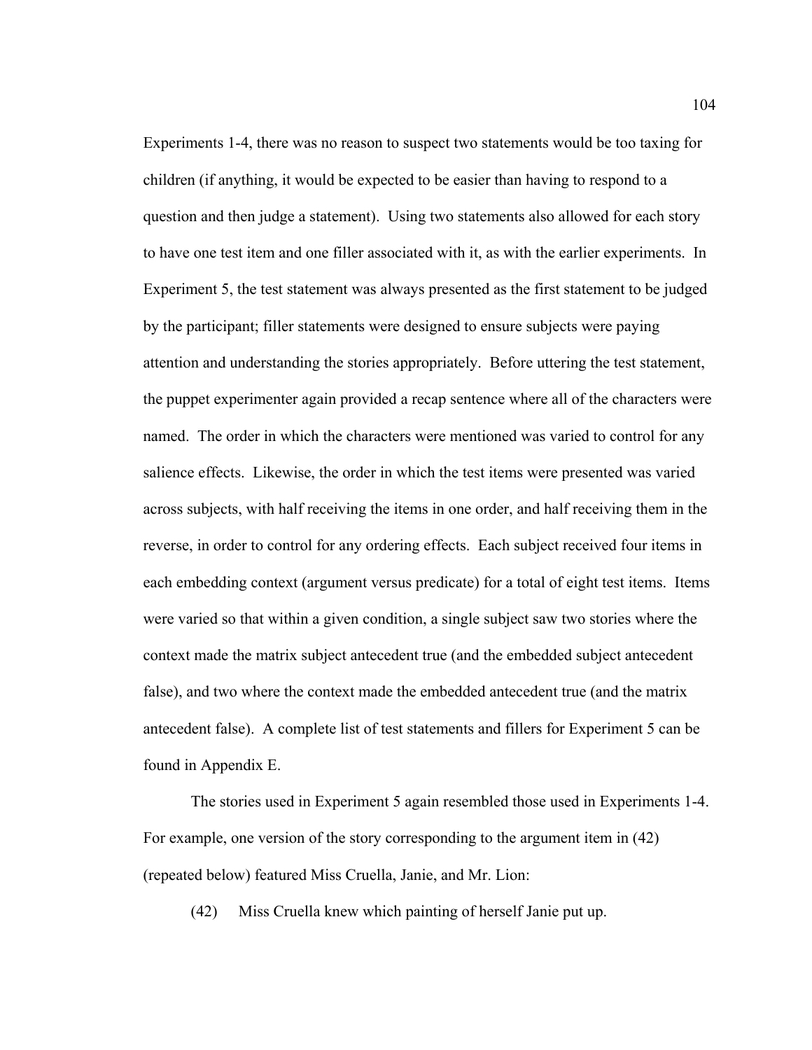Experiments 1-4, there was no reason to suspect two statements would be too taxing for children (if anything, it would be expected to be easier than having to respond to a question and then judge a statement). Using two statements also allowed for each story to have one test item and one filler associated with it, as with the earlier experiments. In Experiment 5, the test statement was always presented as the first statement to be judged by the participant; filler statements were designed to ensure subjects were paying attention and understanding the stories appropriately. Before uttering the test statement, the puppet experimenter again provided a recap sentence where all of the characters were named. The order in which the characters were mentioned was varied to control for any salience effects. Likewise, the order in which the test items were presented was varied across subjects, with half receiving the items in one order, and half receiving them in the reverse, in order to control for any ordering effects. Each subject received four items in each embedding context (argument versus predicate) for a total of eight test items. Items were varied so that within a given condition, a single subject saw two stories where the context made the matrix subject antecedent true (and the embedded subject antecedent false), and two where the context made the embedded antecedent true (and the matrix antecedent false). A complete list of test statements and fillers for Experiment 5 can be found in Appendix E.

The stories used in Experiment 5 again resembled those used in Experiments 1-4. For example, one version of the story corresponding to the argument item in (42) (repeated below) featured Miss Cruella, Janie, and Mr. Lion:

(42) Miss Cruella knew which painting of herself Janie put up.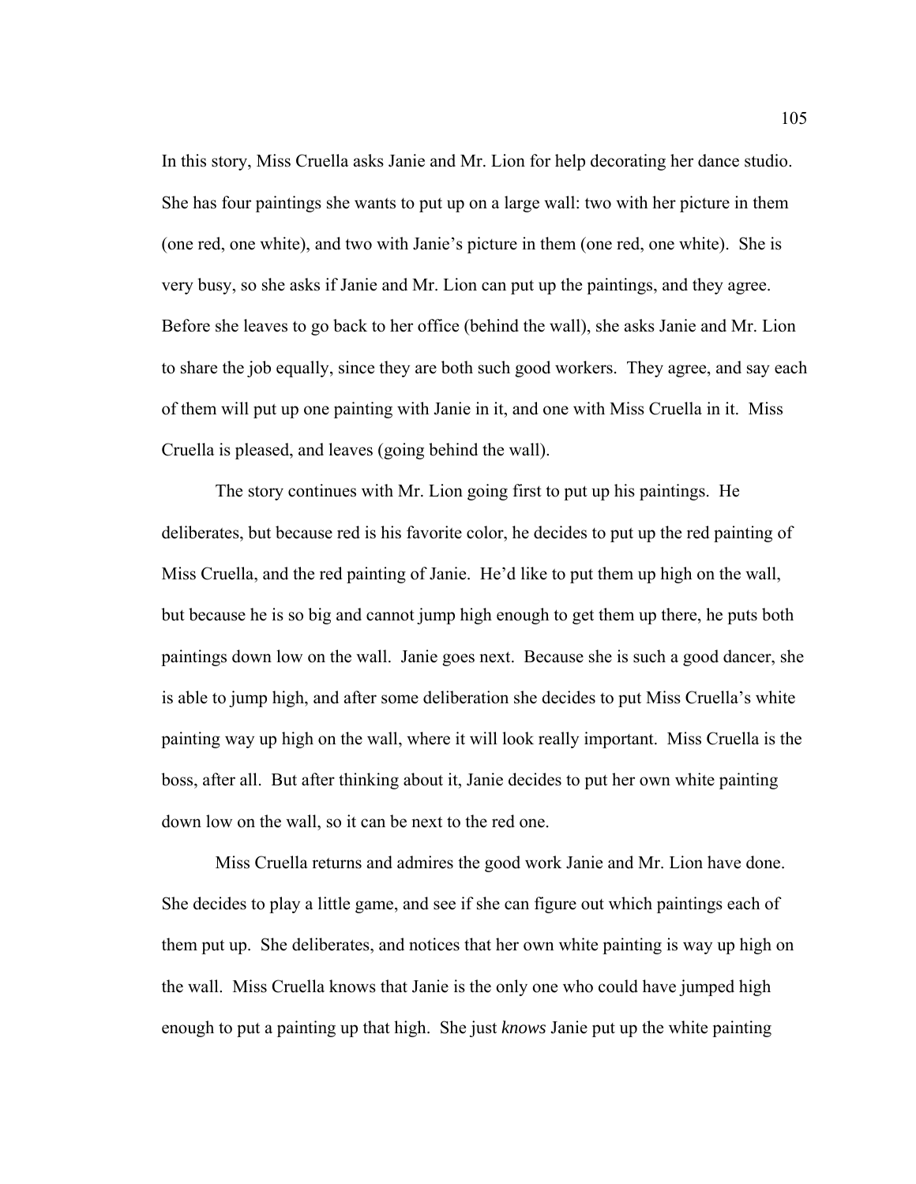In this story, Miss Cruella asks Janie and Mr. Lion for help decorating her dance studio. She has four paintings she wants to put up on a large wall: two with her picture in them (one red, one white), and two with Janie's picture in them (one red, one white). She is very busy, so she asks if Janie and Mr. Lion can put up the paintings, and they agree. Before she leaves to go back to her office (behind the wall), she asks Janie and Mr. Lion to share the job equally, since they are both such good workers. They agree, and say each of them will put up one painting with Janie in it, and one with Miss Cruella in it. Miss Cruella is pleased, and leaves (going behind the wall).

The story continues with Mr. Lion going first to put up his paintings. He deliberates, but because red is his favorite color, he decides to put up the red painting of Miss Cruella, and the red painting of Janie. He'd like to put them up high on the wall, but because he is so big and cannot jump high enough to get them up there, he puts both paintings down low on the wall. Janie goes next. Because she is such a good dancer, she is able to jump high, and after some deliberation she decides to put Miss Cruella's white painting way up high on the wall, where it will look really important. Miss Cruella is the boss, after all. But after thinking about it, Janie decides to put her own white painting down low on the wall, so it can be next to the red one.

Miss Cruella returns and admires the good work Janie and Mr. Lion have done. She decides to play a little game, and see if she can figure out which paintings each of them put up. She deliberates, and notices that her own white painting is way up high on the wall. Miss Cruella knows that Janie is the only one who could have jumped high enough to put a painting up that high. She just *knows* Janie put up the white painting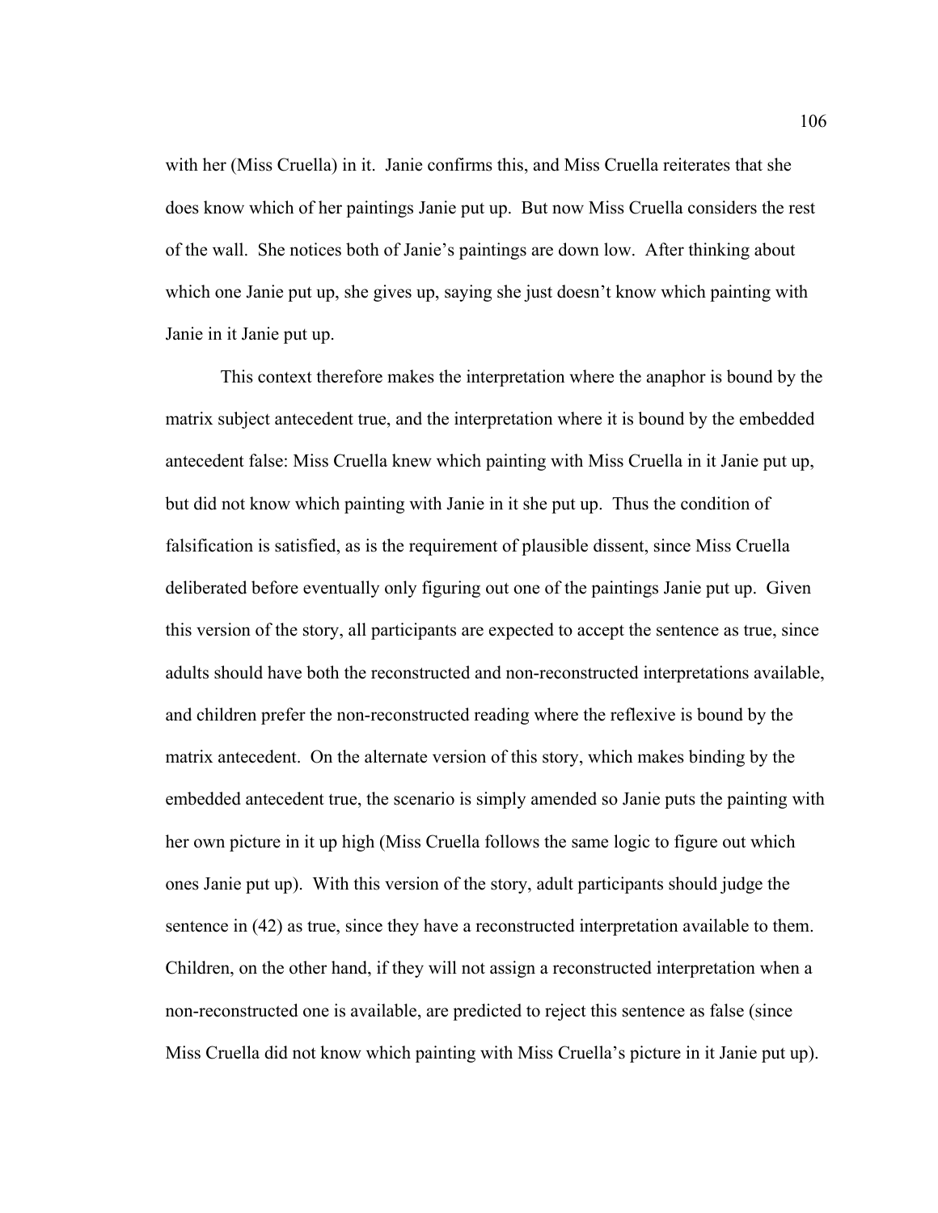with her (Miss Cruella) in it. Janie confirms this, and Miss Cruella reiterates that she does know which of her paintings Janie put up. But now Miss Cruella considers the rest of the wall. She notices both of Janie's paintings are down low. After thinking about which one Janie put up, she gives up, saying she just doesn't know which painting with Janie in it Janie put up.

This context therefore makes the interpretation where the anaphor is bound by the matrix subject antecedent true, and the interpretation where it is bound by the embedded antecedent false: Miss Cruella knew which painting with Miss Cruella in it Janie put up, but did not know which painting with Janie in it she put up. Thus the condition of falsification is satisfied, as is the requirement of plausible dissent, since Miss Cruella deliberated before eventually only figuring out one of the paintings Janie put up. Given this version of the story, all participants are expected to accept the sentence as true, since adults should have both the reconstructed and non-reconstructed interpretations available, and children prefer the non-reconstructed reading where the reflexive is bound by the matrix antecedent. On the alternate version of this story, which makes binding by the embedded antecedent true, the scenario is simply amended so Janie puts the painting with her own picture in it up high (Miss Cruella follows the same logic to figure out which ones Janie put up). With this version of the story, adult participants should judge the sentence in (42) as true, since they have a reconstructed interpretation available to them. Children, on the other hand, if they will not assign a reconstructed interpretation when a non-reconstructed one is available, are predicted to reject this sentence as false (since Miss Cruella did not know which painting with Miss Cruella's picture in it Janie put up).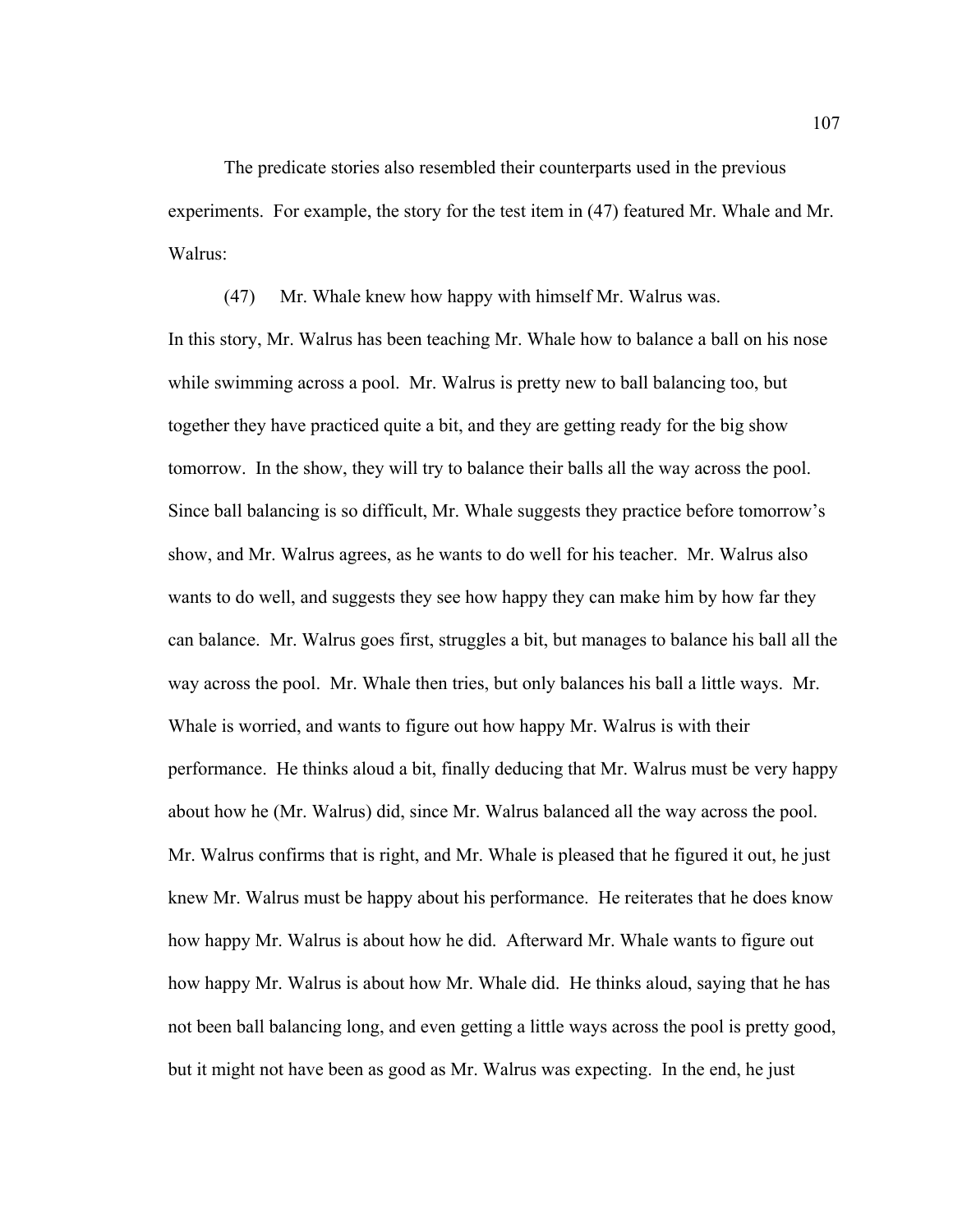The predicate stories also resembled their counterparts used in the previous experiments. For example, the story for the test item in (47) featured Mr. Whale and Mr. Walrus:

(47) Mr. Whale knew how happy with himself Mr. Walrus was.

In this story, Mr. Walrus has been teaching Mr. Whale how to balance a ball on his nose while swimming across a pool. Mr. Walrus is pretty new to ball balancing too, but together they have practiced quite a bit, and they are getting ready for the big show tomorrow. In the show, they will try to balance their balls all the way across the pool. Since ball balancing is so difficult, Mr. Whale suggests they practice before tomorrow's show, and Mr. Walrus agrees, as he wants to do well for his teacher. Mr. Walrus also wants to do well, and suggests they see how happy they can make him by how far they can balance. Mr. Walrus goes first, struggles a bit, but manages to balance his ball all the way across the pool. Mr. Whale then tries, but only balances his ball a little ways. Mr. Whale is worried, and wants to figure out how happy Mr. Walrus is with their performance. He thinks aloud a bit, finally deducing that Mr. Walrus must be very happy about how he (Mr. Walrus) did, since Mr. Walrus balanced all the way across the pool. Mr. Walrus confirms that is right, and Mr. Whale is pleased that he figured it out, he just knew Mr. Walrus must be happy about his performance. He reiterates that he does know how happy Mr. Walrus is about how he did. Afterward Mr. Whale wants to figure out how happy Mr. Walrus is about how Mr. Whale did. He thinks aloud, saying that he has not been ball balancing long, and even getting a little ways across the pool is pretty good, but it might not have been as good as Mr. Walrus was expecting. In the end, he just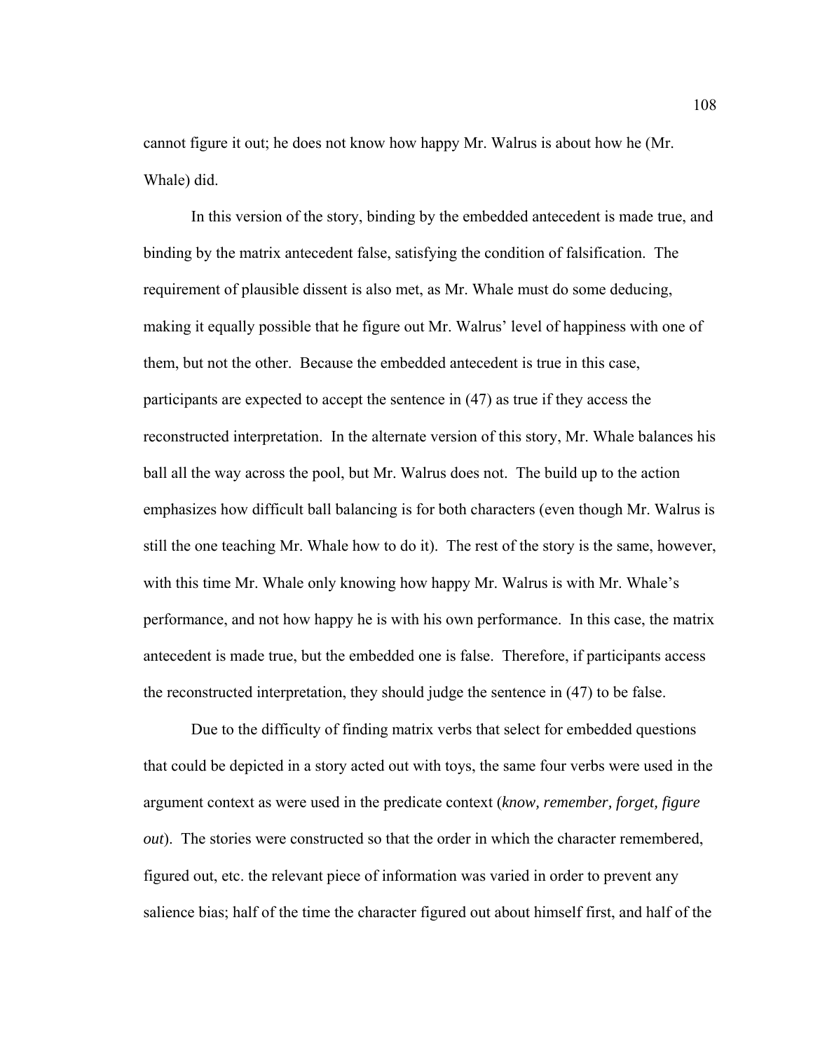cannot figure it out; he does not know how happy Mr. Walrus is about how he (Mr. Whale) did.

In this version of the story, binding by the embedded antecedent is made true, and binding by the matrix antecedent false, satisfying the condition of falsification. The requirement of plausible dissent is also met, as Mr. Whale must do some deducing, making it equally possible that he figure out Mr. Walrus' level of happiness with one of them, but not the other. Because the embedded antecedent is true in this case, participants are expected to accept the sentence in (47) as true if they access the reconstructed interpretation. In the alternate version of this story, Mr. Whale balances his ball all the way across the pool, but Mr. Walrus does not. The build up to the action emphasizes how difficult ball balancing is for both characters (even though Mr. Walrus is still the one teaching Mr. Whale how to do it). The rest of the story is the same, however, with this time Mr. Whale only knowing how happy Mr. Walrus is with Mr. Whale's performance, and not how happy he is with his own performance. In this case, the matrix antecedent is made true, but the embedded one is false. Therefore, if participants access the reconstructed interpretation, they should judge the sentence in (47) to be false.

Due to the difficulty of finding matrix verbs that select for embedded questions that could be depicted in a story acted out with toys, the same four verbs were used in the argument context as were used in the predicate context (*know, remember, forget, figure out*). The stories were constructed so that the order in which the character remembered, figured out, etc. the relevant piece of information was varied in order to prevent any salience bias; half of the time the character figured out about himself first, and half of the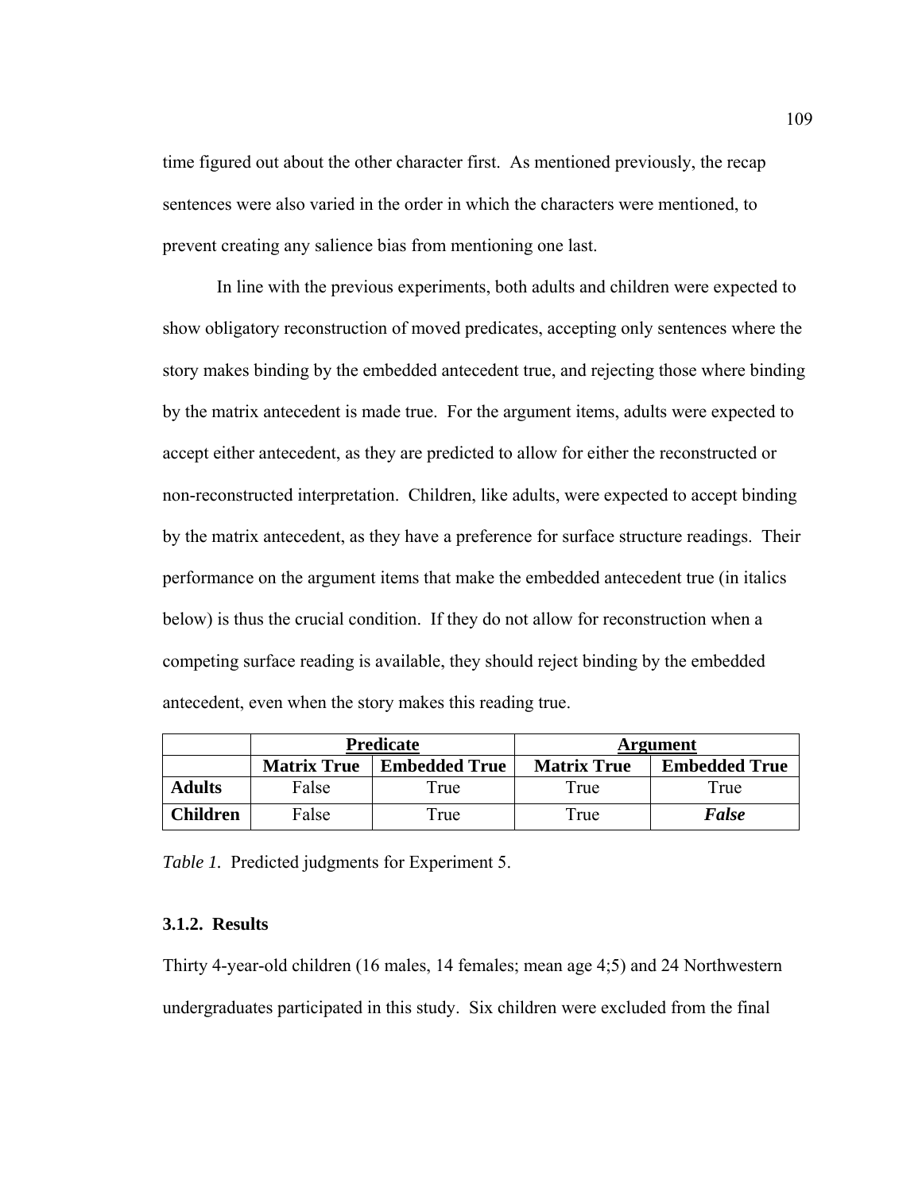time figured out about the other character first. As mentioned previously, the recap sentences were also varied in the order in which the characters were mentioned, to prevent creating any salience bias from mentioning one last.

In line with the previous experiments, both adults and children were expected to show obligatory reconstruction of moved predicates, accepting only sentences where the story makes binding by the embedded antecedent true, and rejecting those where binding by the matrix antecedent is made true. For the argument items, adults were expected to accept either antecedent, as they are predicted to allow for either the reconstructed or non-reconstructed interpretation. Children, like adults, were expected to accept binding by the matrix antecedent, as they have a preference for surface structure readings. Their performance on the argument items that make the embedded antecedent true (in italics below) is thus the crucial condition. If they do not allow for reconstruction when a competing surface reading is available, they should reject binding by the embedded antecedent, even when the story makes this reading true.

| | **Predicate** | | **Argument** | |
|---|---|---|---|---|
| | **Matrix True** | **Embedded True** | **Matrix True** | **Embedded True** |
| **Adults** | False | True | True | True |
| **Children** | False | True | True | ***False*** |

*Table 1.* Predicted judgments for Experiment 5.

### 3.1.2. Results

Thirty 4-year-old children (16 males, 14 females; mean age 4;5) and 24 Northwestern undergraduates participated in this study. Six children were excluded from the final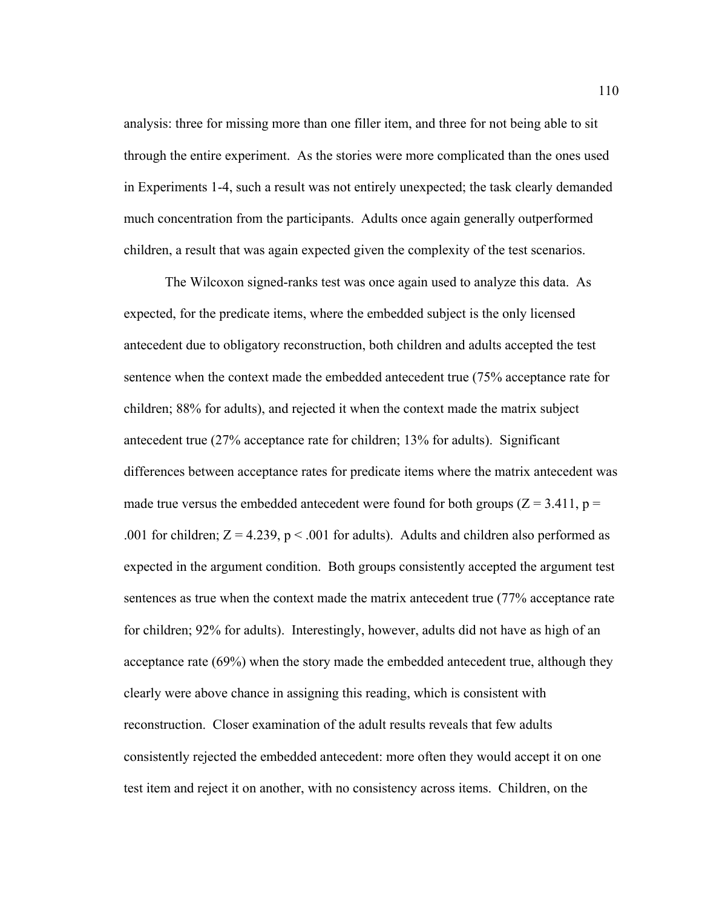analysis: three for missing more than one filler item, and three for not being able to sit through the entire experiment. As the stories were more complicated than the ones used in Experiments 1-4, such a result was not entirely unexpected; the task clearly demanded much concentration from the participants. Adults once again generally outperformed children, a result that was again expected given the complexity of the test scenarios.

The Wilcoxon signed-ranks test was once again used to analyze this data. As expected, for the predicate items, where the embedded subject is the only licensed antecedent due to obligatory reconstruction, both children and adults accepted the test sentence when the context made the embedded antecedent true (75% acceptance rate for children; 88% for adults), and rejected it when the context made the matrix subject antecedent true (27% acceptance rate for children; 13% for adults). Significant differences between acceptance rates for predicate items where the matrix antecedent was made true versus the embedded antecedent were found for both groups ($Z = 3.411$, $p = .001$ for children; $Z = 4.239$, $p < .001$ for adults). Adults and children also performed as expected in the argument condition. Both groups consistently accepted the argument test sentences as true when the context made the matrix antecedent true (77% acceptance rate for children; 92% for adults). Interestingly, however, adults did not have as high of an acceptance rate (69%) when the story made the embedded antecedent true, although they clearly were above chance in assigning this reading, which is consistent with reconstruction. Closer examination of the adult results reveals that few adults consistently rejected the embedded antecedent: more often they would accept it on one test item and reject it on another, with no consistency across items. Children, on the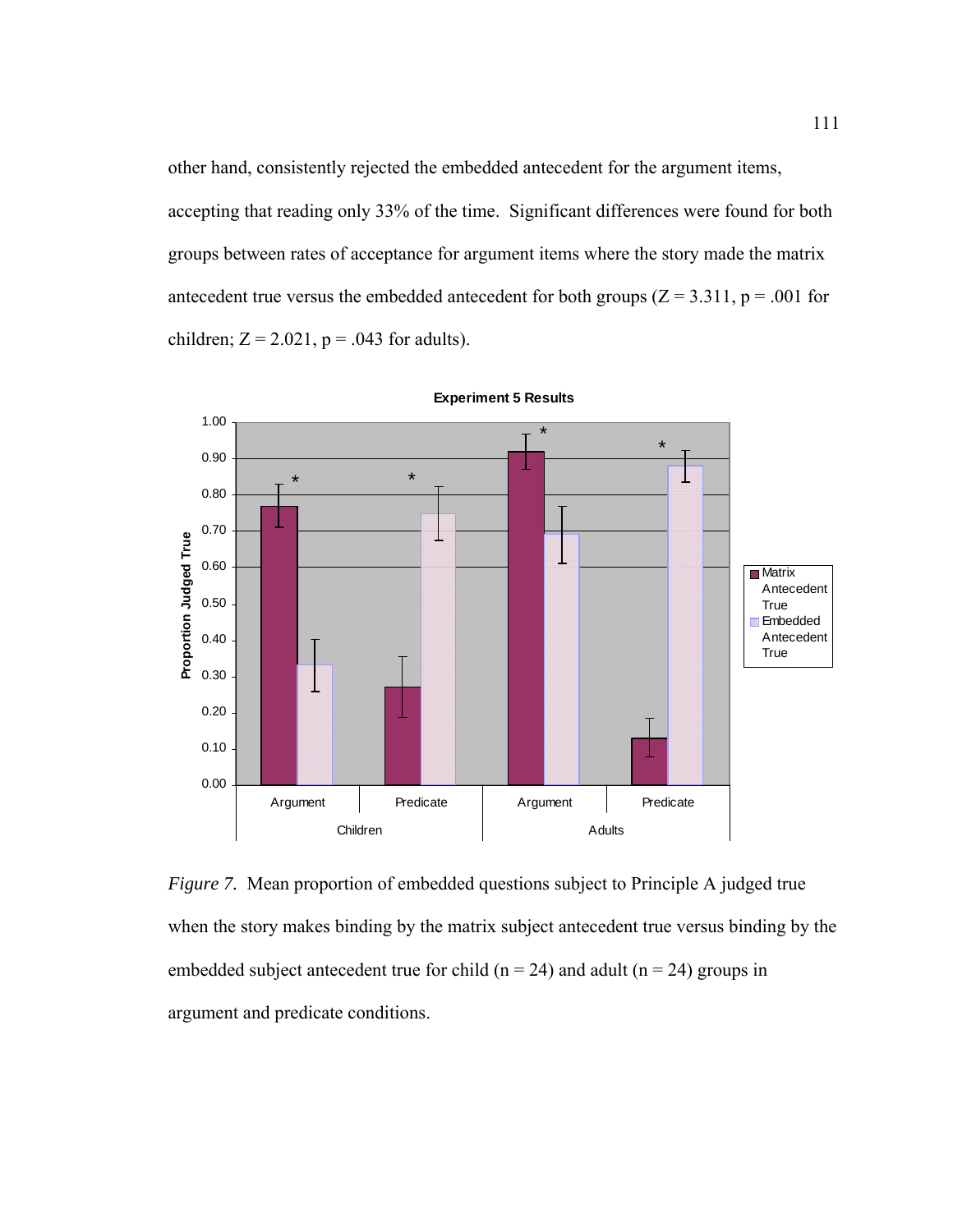other hand, consistently rejected the embedded antecedent for the argument items, accepting that reading only 33% of the time. Significant differences were found for both groups between rates of acceptance for argument items where the story made the matrix antecedent true versus the embedded antecedent for both groups ($Z = 3.311$, $p = .001$ for children; $Z = 2.021$, $p = .043$ for adults).

*Figure 7.* Mean proportion of embedded questions subject to Principle A judged true when the story makes binding by the matrix subject antecedent true versus binding by the embedded subject antecedent true for child ($n = 24$) and adult ($n = 24$) groups in argument and predicate conditions.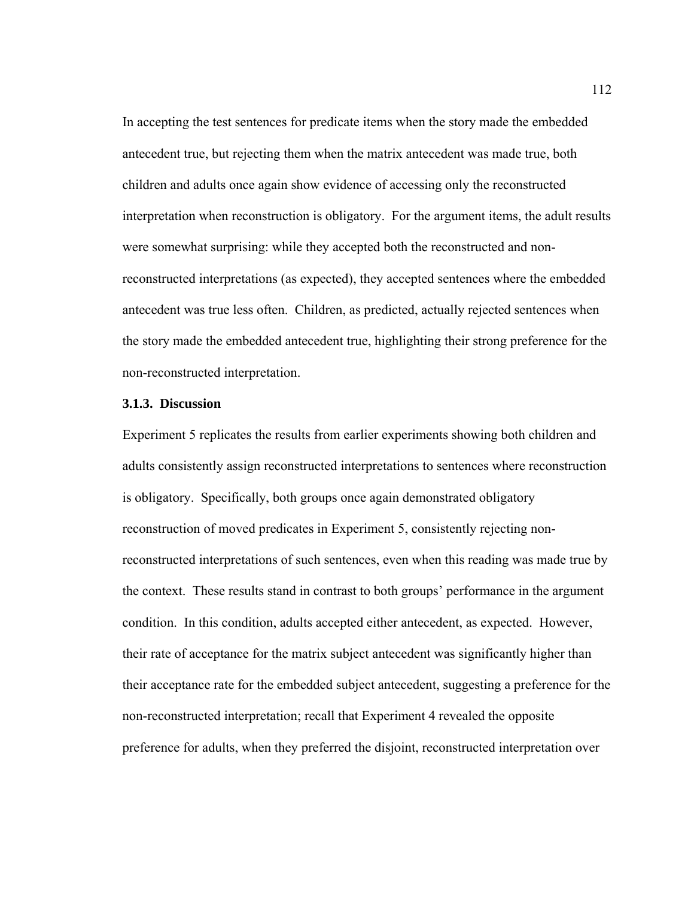In accepting the test sentences for predicate items when the story made the embedded antecedent true, but rejecting them when the matrix antecedent was made true, both children and adults once again show evidence of accessing only the reconstructed interpretation when reconstruction is obligatory. For the argument items, the adult results were somewhat surprising: while they accepted both the reconstructed and non-reconstructed interpretations (as expected), they accepted sentences where the embedded antecedent was true less often. Children, as predicted, actually rejected sentences when the story made the embedded antecedent true, highlighting their strong preference for the non-reconstructed interpretation.

### 3.1.3. Discussion

Experiment 5 replicates the results from earlier experiments showing both children and adults consistently assign reconstructed interpretations to sentences where reconstruction is obligatory. Specifically, both groups once again demonstrated obligatory reconstruction of moved predicates in Experiment 5, consistently rejecting non-reconstructed interpretations of such sentences, even when this reading was made true by the context. These results stand in contrast to both groups' performance in the argument condition. In this condition, adults accepted either antecedent, as expected. However, their rate of acceptance for the matrix subject antecedent was significantly higher than their acceptance rate for the embedded subject antecedent, suggesting a preference for the non-reconstructed interpretation; recall that Experiment 4 revealed the opposite preference for adults, when they preferred the disjoint, reconstructed interpretation over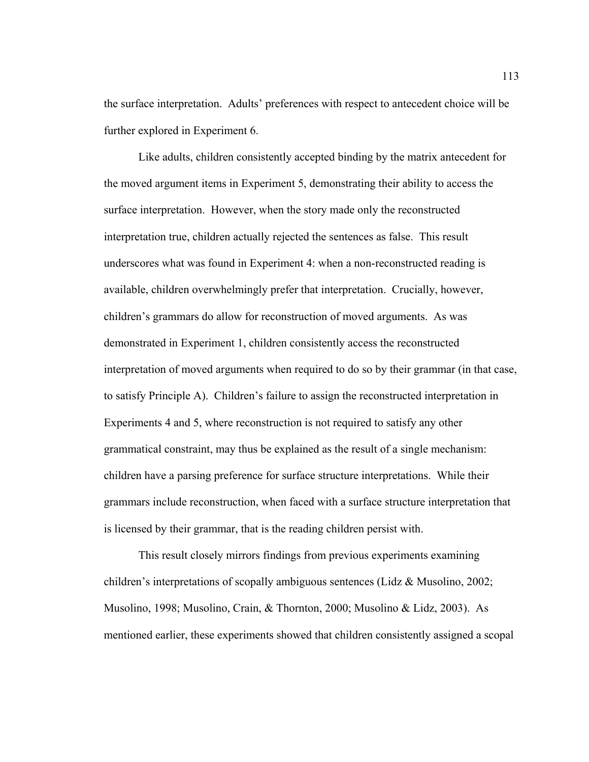the surface interpretation. Adults' preferences with respect to antecedent choice will be further explored in Experiment 6.

Like adults, children consistently accepted binding by the matrix antecedent for the moved argument items in Experiment 5, demonstrating their ability to access the surface interpretation. However, when the story made only the reconstructed interpretation true, children actually rejected the sentences as false. This result underscores what was found in Experiment 4: when a non-reconstructed reading is available, children overwhelmingly prefer that interpretation. Crucially, however, children's grammars do allow for reconstruction of moved arguments. As was demonstrated in Experiment 1, children consistently access the reconstructed interpretation of moved arguments when required to do so by their grammar (in that case, to satisfy Principle A). Children's failure to assign the reconstructed interpretation in Experiments 4 and 5, where reconstruction is not required to satisfy any other grammatical constraint, may thus be explained as the result of a single mechanism: children have a parsing preference for surface structure interpretations. While their grammars include reconstruction, when faced with a surface structure interpretation that is licensed by their grammar, that is the reading children persist with.

This result closely mirrors findings from previous experiments examining children's interpretations of scopally ambiguous sentences (Lidz & Musolino, 2002; Musolino, 1998; Musolino, Crain, & Thornton, 2000; Musolino & Lidz, 2003). As mentioned earlier, these experiments showed that children consistently assigned a scopal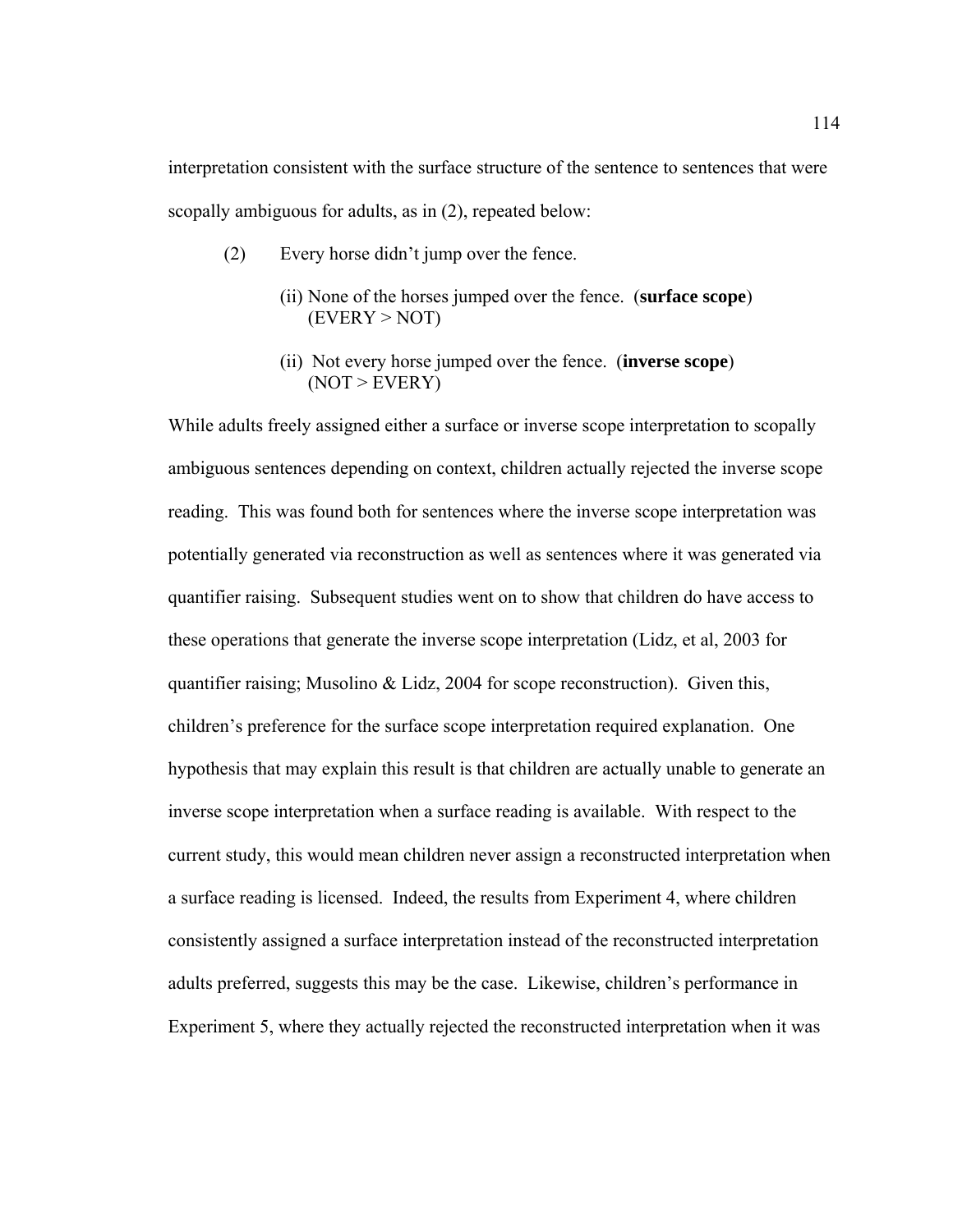interpretation consistent with the surface structure of the sentence to sentences that were scopally ambiguous for adults, as in (2), repeated below:

(2) Every horse didn't jump over the fence.

(ii) None of the horses jumped over the fence. (**surface scope**)
(EVERY > NOT)

(ii) Not every horse jumped over the fence. (**inverse scope**)
(NOT > EVERY)

While adults freely assigned either a surface or inverse scope interpretation to scopally ambiguous sentences depending on context, children actually rejected the inverse scope reading. This was found both for sentences where the inverse scope interpretation was potentially generated via reconstruction as well as sentences where it was generated via quantifier raising. Subsequent studies went on to show that children do have access to these operations that generate the inverse scope interpretation (Lidz, et al, 2003 for quantifier raising; Musolino & Lidz, 2004 for scope reconstruction). Given this, children's preference for the surface scope interpretation required explanation. One hypothesis that may explain this result is that children are actually unable to generate an inverse scope interpretation when a surface reading is available. With respect to the current study, this would mean children never assign a reconstructed interpretation when a surface reading is licensed. Indeed, the results from Experiment 4, where children consistently assigned a surface interpretation instead of the reconstructed interpretation adults preferred, suggests this may be the case. Likewise, children's performance in Experiment 5, where they actually rejected the reconstructed interpretation when it was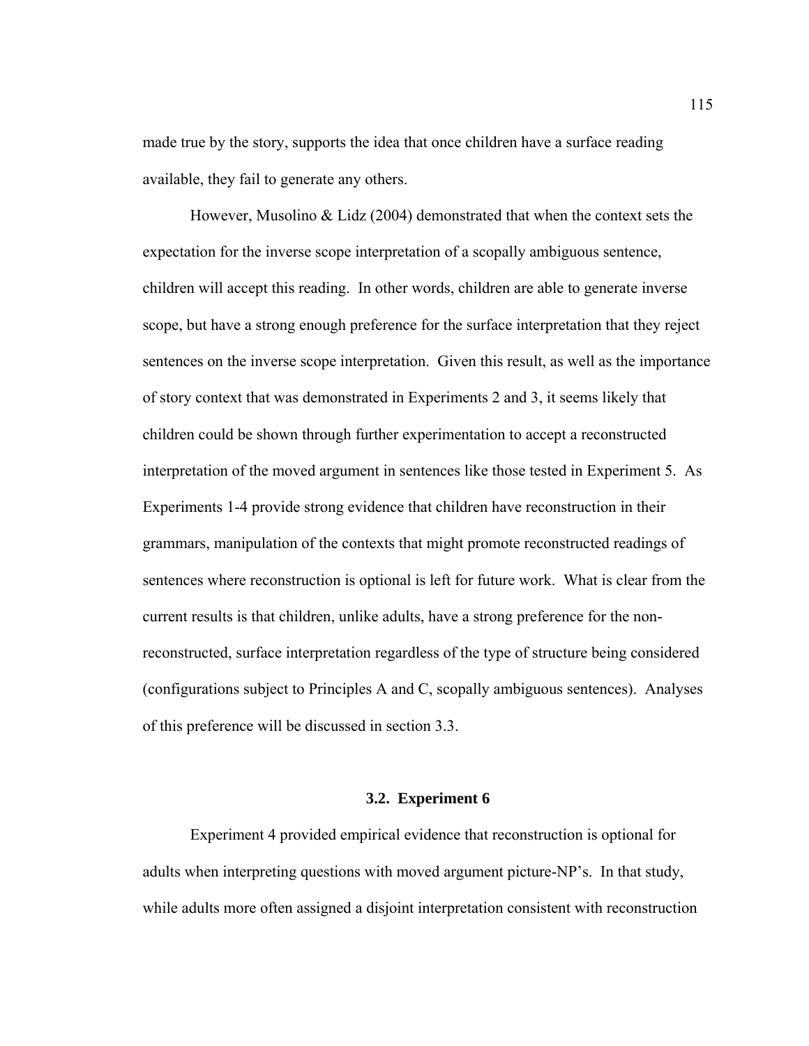made true by the story, supports the idea that once children have a surface reading available, they fail to generate any others.

However, Musolino & Lidz (2004) demonstrated that when the context sets the expectation for the inverse scope interpretation of a scopally ambiguous sentence, children will accept this reading. In other words, children are able to generate inverse scope, but have a strong enough preference for the surface interpretation that they reject sentences on the inverse scope interpretation. Given this result, as well as the importance of story context that was demonstrated in Experiments 2 and 3, it seems likely that children could be shown through further experimentation to accept a reconstructed interpretation of the moved argument in sentences like those tested in Experiment 5. As Experiments 1-4 provide strong evidence that children have reconstruction in their grammars, manipulation of the contexts that might promote reconstructed readings of sentences where reconstruction is optional is left for future work. What is clear from the current results is that children, unlike adults, have a strong preference for the non-reconstructed, surface interpretation regardless of the type of structure being considered (configurations subject to Principles A and C, scopally ambiguous sentences). Analyses of this preference will be discussed in section 3.3.

### 3.2. Experiment 6

Experiment 4 provided empirical evidence that reconstruction is optional for adults when interpreting questions with moved argument picture-NP's. In that study, while adults more often assigned a disjoint interpretation consistent with reconstruction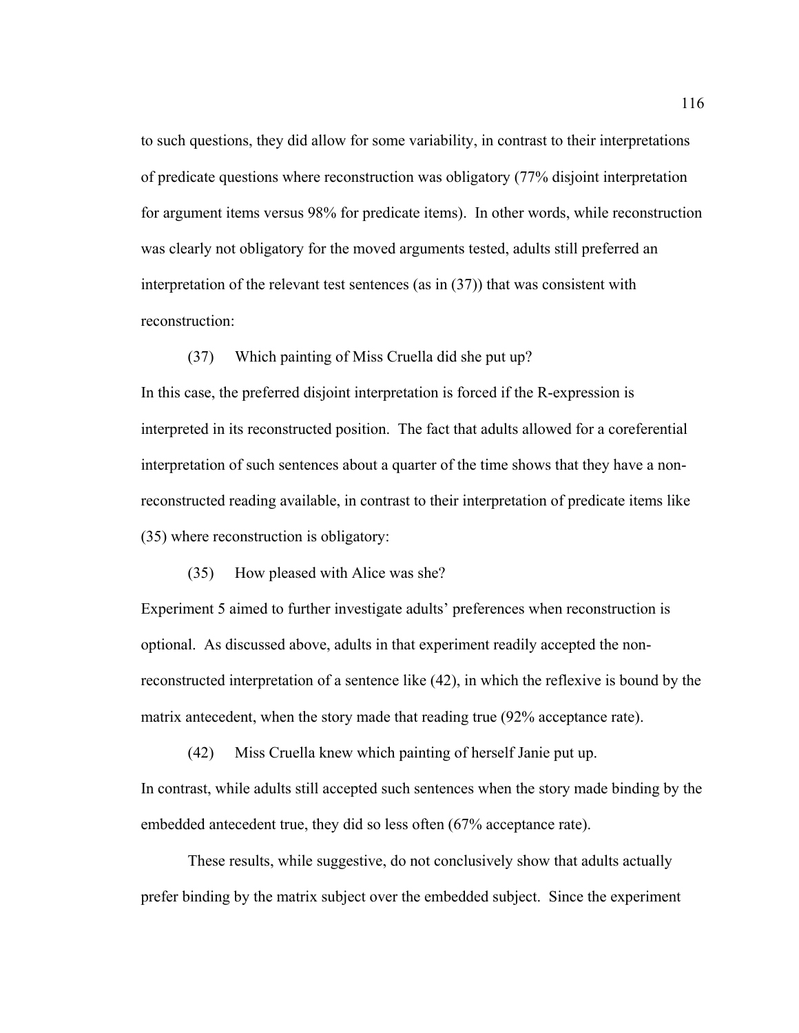to such questions, they did allow for some variability, in contrast to their interpretations of predicate questions where reconstruction was obligatory (77% disjoint interpretation for argument items versus 98% for predicate items). In other words, while reconstruction was clearly not obligatory for the moved arguments tested, adults still preferred an interpretation of the relevant test sentences (as in (37)) that was consistent with reconstruction:

(37) Which painting of Miss Cruella did she put up?

In this case, the preferred disjoint interpretation is forced if the R-expression is interpreted in its reconstructed position. The fact that adults allowed for a coreferential interpretation of such sentences about a quarter of the time shows that they have a non-reconstructed reading available, in contrast to their interpretation of predicate items like (35) where reconstruction is obligatory:

(35) How pleased with Alice was she?

Experiment 5 aimed to further investigate adults' preferences when reconstruction is optional. As discussed above, adults in that experiment readily accepted the non-reconstructed interpretation of a sentence like (42), in which the reflexive is bound by the matrix antecedent, when the story made that reading true (92% acceptance rate).

(42) Miss Cruella knew which painting of herself Janie put up.

In contrast, while adults still accepted such sentences when the story made binding by the embedded antecedent true, they did so less often (67% acceptance rate).

These results, while suggestive, do not conclusively show that adults actually prefer binding by the matrix subject over the embedded subject. Since the experiment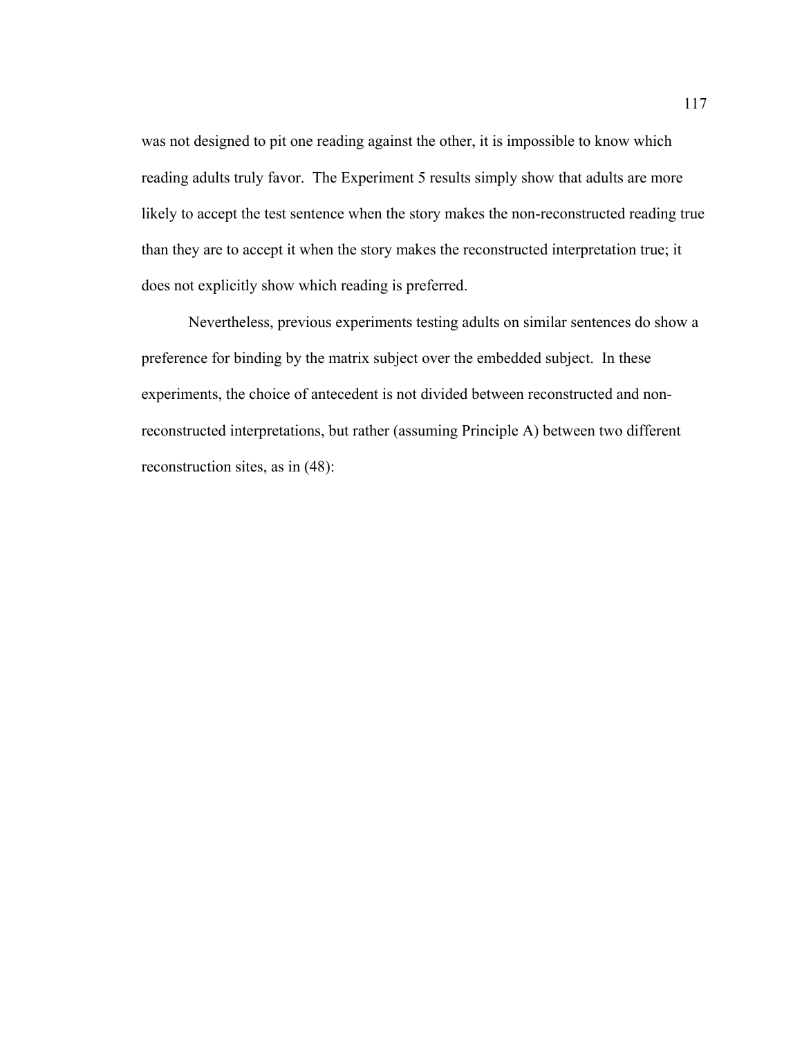was not designed to pit one reading against the other, it is impossible to know which reading adults truly favor. The Experiment 5 results simply show that adults are more likely to accept the test sentence when the story makes the non-reconstructed reading true than they are to accept it when the story makes the reconstructed interpretation true; it does not explicitly show which reading is preferred.

Nevertheless, previous experiments testing adults on similar sentences do show a preference for binding by the matrix subject over the embedded subject. In these experiments, the choice of antecedent is not divided between reconstructed and non-reconstructed interpretations, but rather (assuming Principle A) between two different reconstruction sites, as in (48):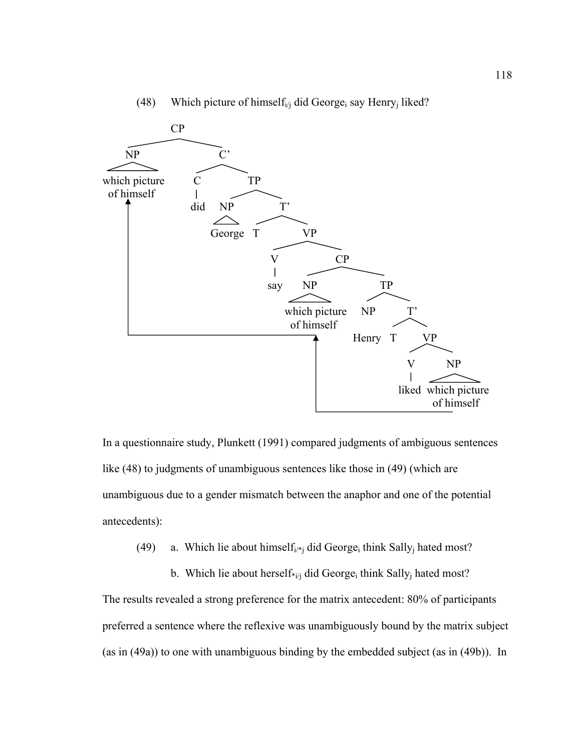(48) Which picture of himself$_{i/j}$ did George$_i$ say Henry$_j$ liked?

```
CP
├── NP: which picture of himself
└── C'
    ├── C: did
    └── TP
        ├── NP: George
        └── T'
            ├── T
            └── VP
                ├── V: say
                └── CP
                    ├── NP: which picture of himself
                    └── TP
                        ├── NP: Henry
                        └── T'
                            ├── T
                            └── VP
                                ├── V: liked
                                └── NP: which picture of himself
```

In a questionnaire study, Plunkett (1991) compared judgments of ambiguous sentences like (48) to judgments of unambiguous sentences like those in (49) (which are unambiguous due to a gender mismatch between the anaphor and one of the potential antecedents):

(49) a. Which lie about himself$_{i/*j}$ did George$_i$ think Sally$_j$ hated most?

b. Which lie about herself$_{*i/j}$ did George$_i$ think Sally$_j$ hated most?

The results revealed a strong preference for the matrix antecedent: 80% of participants preferred a sentence where the reflexive was unambiguously bound by the matrix subject (as in (49a)) to one with unambiguous binding by the embedded subject (as in (49b)). In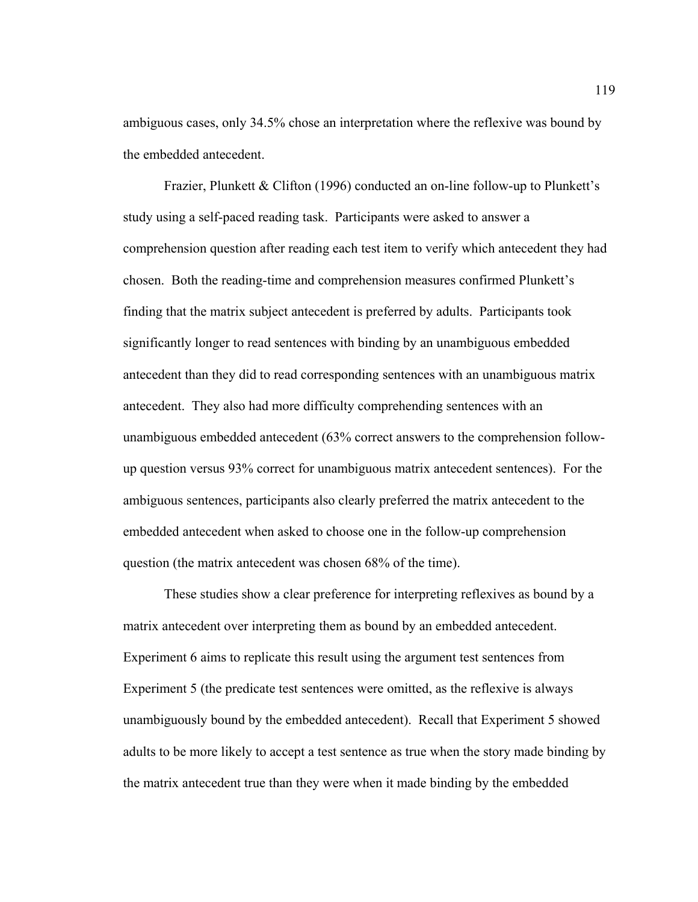ambiguous cases, only 34.5% chose an interpretation where the reflexive was bound by the embedded antecedent.

Frazier, Plunkett & Clifton (1996) conducted an on-line follow-up to Plunkett's study using a self-paced reading task. Participants were asked to answer a comprehension question after reading each test item to verify which antecedent they had chosen. Both the reading-time and comprehension measures confirmed Plunkett's finding that the matrix subject antecedent is preferred by adults. Participants took significantly longer to read sentences with binding by an unambiguous embedded antecedent than they did to read corresponding sentences with an unambiguous matrix antecedent. They also had more difficulty comprehending sentences with an unambiguous embedded antecedent (63% correct answers to the comprehension follow-up question versus 93% correct for unambiguous matrix antecedent sentences). For the ambiguous sentences, participants also clearly preferred the matrix antecedent to the embedded antecedent when asked to choose one in the follow-up comprehension question (the matrix antecedent was chosen 68% of the time).

These studies show a clear preference for interpreting reflexives as bound by a matrix antecedent over interpreting them as bound by an embedded antecedent. Experiment 6 aims to replicate this result using the argument test sentences from Experiment 5 (the predicate test sentences were omitted, as the reflexive is always unambiguously bound by the embedded antecedent). Recall that Experiment 5 showed adults to be more likely to accept a test sentence as true when the story made binding by the matrix antecedent true than they were when it made binding by the embedded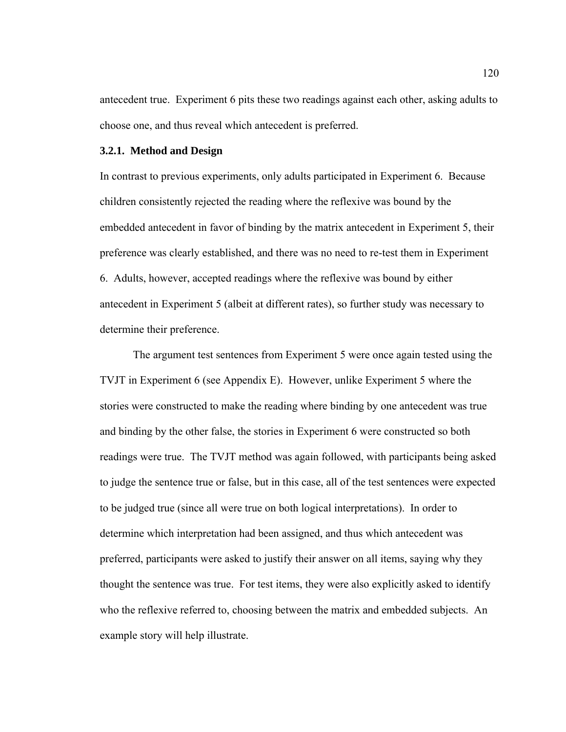antecedent true. Experiment 6 pits these two readings against each other, asking adults to choose one, and thus reveal which antecedent is preferred.

### 3.2.1. Method and Design

In contrast to previous experiments, only adults participated in Experiment 6. Because children consistently rejected the reading where the reflexive was bound by the embedded antecedent in favor of binding by the matrix antecedent in Experiment 5, their preference was clearly established, and there was no need to re-test them in Experiment 6. Adults, however, accepted readings where the reflexive was bound by either antecedent in Experiment 5 (albeit at different rates), so further study was necessary to determine their preference.

The argument test sentences from Experiment 5 were once again tested using the TVJT in Experiment 6 (see Appendix E). However, unlike Experiment 5 where the stories were constructed to make the reading where binding by one antecedent was true and binding by the other false, the stories in Experiment 6 were constructed so both readings were true. The TVJT method was again followed, with participants being asked to judge the sentence true or false, but in this case, all of the test sentences were expected to be judged true (since all were true on both logical interpretations). In order to determine which interpretation had been assigned, and thus which antecedent was preferred, participants were asked to justify their answer on all items, saying why they thought the sentence was true. For test items, they were also explicitly asked to identify who the reflexive referred to, choosing between the matrix and embedded subjects. An example story will help illustrate.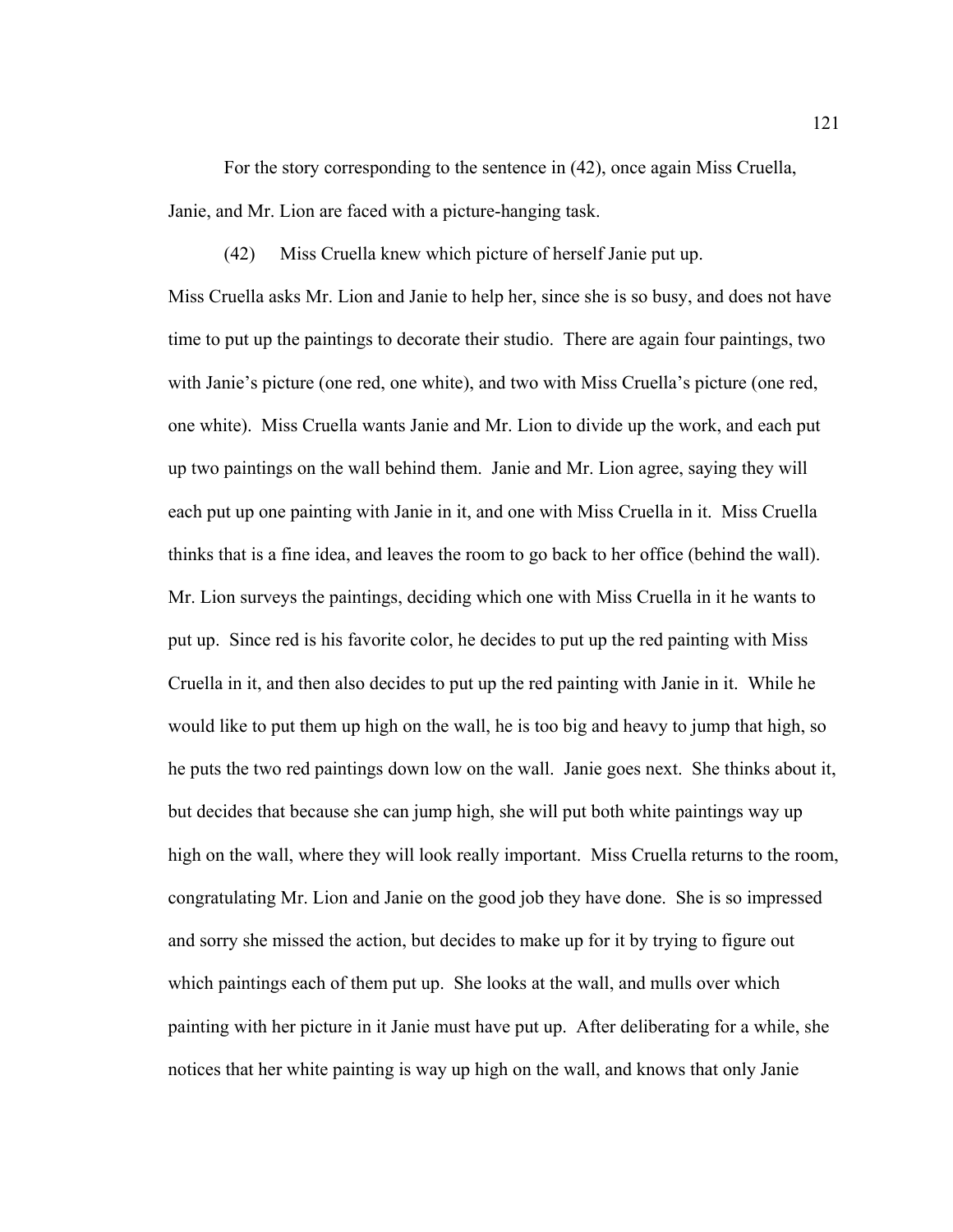For the story corresponding to the sentence in (42), once again Miss Cruella, Janie, and Mr. Lion are faced with a picture-hanging task.

(42) Miss Cruella knew which picture of herself Janie put up.

Miss Cruella asks Mr. Lion and Janie to help her, since she is so busy, and does not have time to put up the paintings to decorate their studio. There are again four paintings, two with Janie's picture (one red, one white), and two with Miss Cruella's picture (one red, one white). Miss Cruella wants Janie and Mr. Lion to divide up the work, and each put up two paintings on the wall behind them. Janie and Mr. Lion agree, saying they will each put up one painting with Janie in it, and one with Miss Cruella in it. Miss Cruella thinks that is a fine idea, and leaves the room to go back to her office (behind the wall). Mr. Lion surveys the paintings, deciding which one with Miss Cruella in it he wants to put up. Since red is his favorite color, he decides to put up the red painting with Miss Cruella in it, and then also decides to put up the red painting with Janie in it. While he would like to put them up high on the wall, he is too big and heavy to jump that high, so he puts the two red paintings down low on the wall. Janie goes next. She thinks about it, but decides that because she can jump high, she will put both white paintings way up high on the wall, where they will look really important. Miss Cruella returns to the room, congratulating Mr. Lion and Janie on the good job they have done. She is so impressed and sorry she missed the action, but decides to make up for it by trying to figure out which paintings each of them put up. She looks at the wall, and mulls over which painting with her picture in it Janie must have put up. After deliberating for a while, she notices that her white painting is way up high on the wall, and knows that only Janie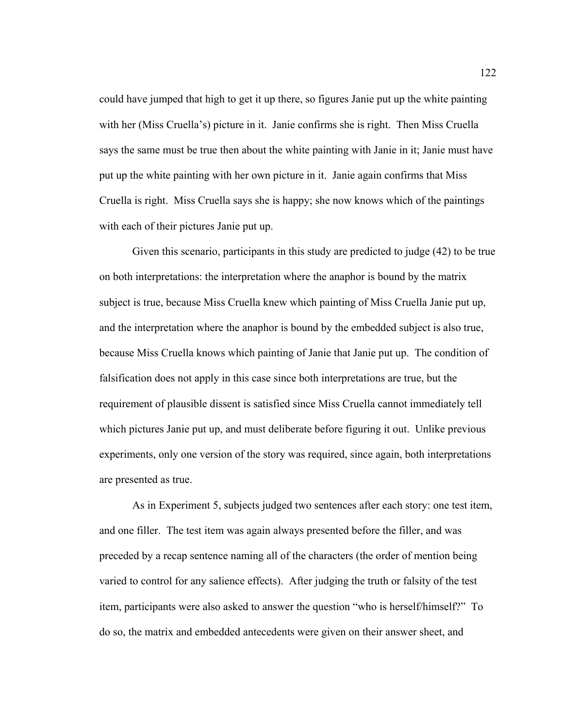could have jumped that high to get it up there, so figures Janie put up the white painting with her (Miss Cruella's) picture in it. Janie confirms she is right. Then Miss Cruella says the same must be true then about the white painting with Janie in it; Janie must have put up the white painting with her own picture in it. Janie again confirms that Miss Cruella is right. Miss Cruella says she is happy; she now knows which of the paintings with each of their pictures Janie put up.

Given this scenario, participants in this study are predicted to judge (42) to be true on both interpretations: the interpretation where the anaphor is bound by the matrix subject is true, because Miss Cruella knew which painting of Miss Cruella Janie put up, and the interpretation where the anaphor is bound by the embedded subject is also true, because Miss Cruella knows which painting of Janie that Janie put up. The condition of falsification does not apply in this case since both interpretations are true, but the requirement of plausible dissent is satisfied since Miss Cruella cannot immediately tell which pictures Janie put up, and must deliberate before figuring it out. Unlike previous experiments, only one version of the story was required, since again, both interpretations are presented as true.

As in Experiment 5, subjects judged two sentences after each story: one test item, and one filler. The test item was again always presented before the filler, and was preceded by a recap sentence naming all of the characters (the order of mention being varied to control for any salience effects). After judging the truth or falsity of the test item, participants were also asked to answer the question "who is herself/himself?" To do so, the matrix and embedded antecedents were given on their answer sheet, and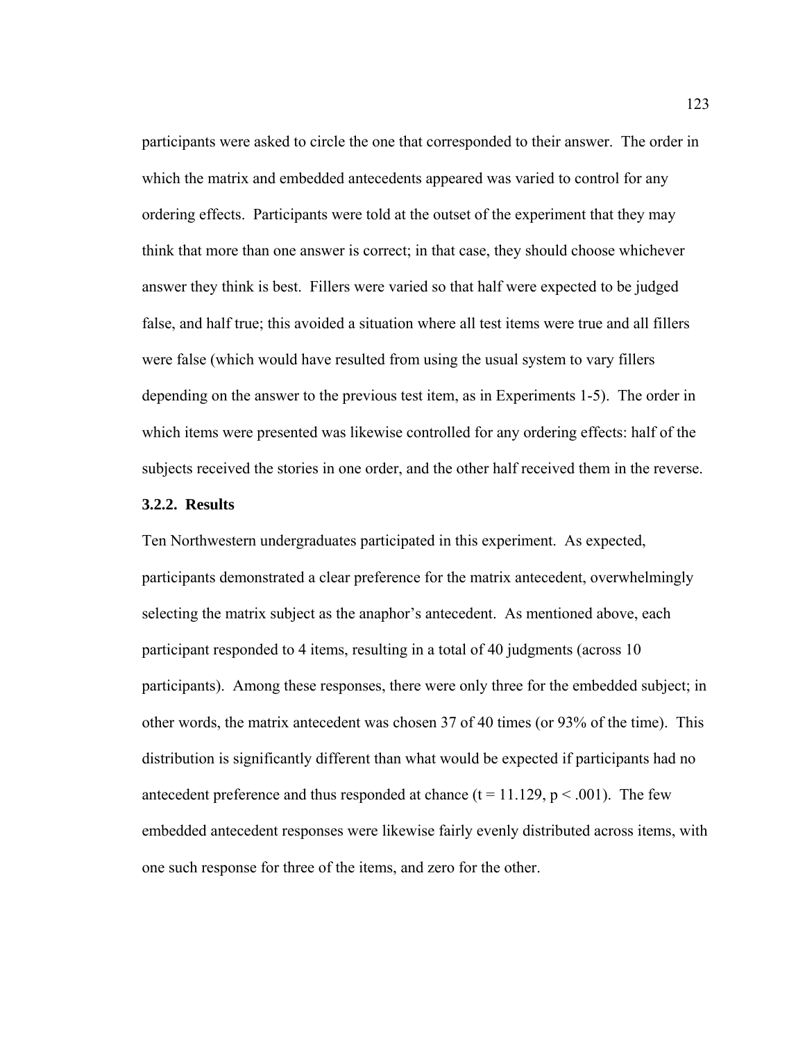participants were asked to circle the one that corresponded to their answer. The order in which the matrix and embedded antecedents appeared was varied to control for any ordering effects. Participants were told at the outset of the experiment that they may think that more than one answer is correct; in that case, they should choose whichever answer they think is best. Fillers were varied so that half were expected to be judged false, and half true; this avoided a situation where all test items were true and all fillers were false (which would have resulted from using the usual system to vary fillers depending on the answer to the previous test item, as in Experiments 1-5). The order in which items were presented was likewise controlled for any ordering effects: half of the subjects received the stories in one order, and the other half received them in the reverse.

### 3.2.2. Results

Ten Northwestern undergraduates participated in this experiment. As expected, participants demonstrated a clear preference for the matrix antecedent, overwhelmingly selecting the matrix subject as the anaphor's antecedent. As mentioned above, each participant responded to 4 items, resulting in a total of 40 judgments (across 10 participants). Among these responses, there were only three for the embedded subject; in other words, the matrix antecedent was chosen 37 of 40 times (or 93% of the time). This distribution is significantly different than what would be expected if participants had no antecedent preference and thus responded at chance ($t = 11.129$, $p < .001$). The few embedded antecedent responses were likewise fairly evenly distributed across items, with one such response for three of the items, and zero for the other.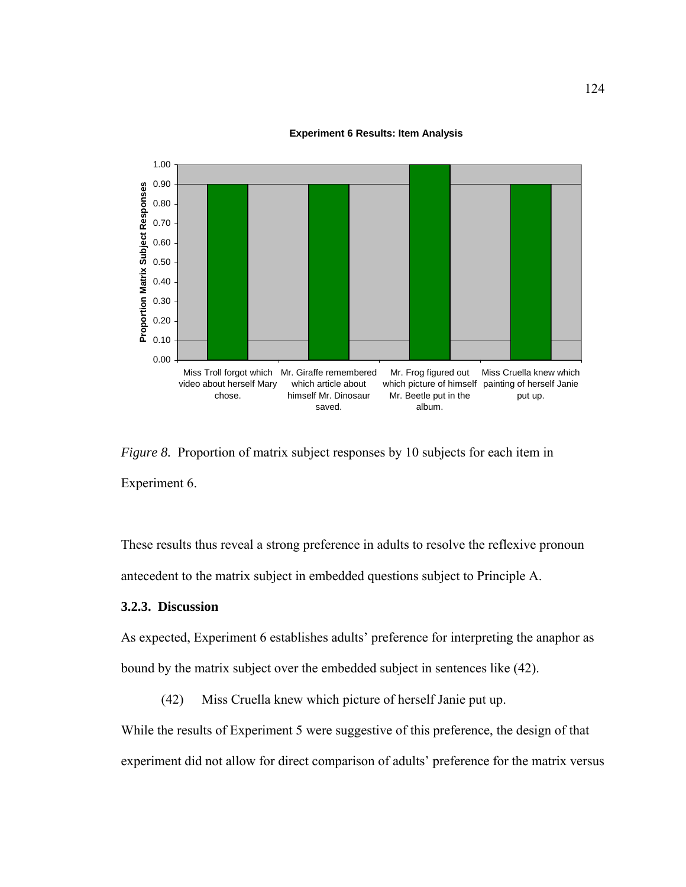**Experiment 6 Results: Item Analysis**

| Item | Proportion Matrix Subject Responses |
|---|---|
| Miss Troll forgot which video about herself Mary chose. | 0.90 |
| Mr. Giraffe remembered which article about himself Mr. Dinosaur saved. | 0.90 |
| Mr. Frog figured out which picture of himself Mr. Beetle put in the album. | 1.00 |
| Miss Cruella knew which painting of herself Janie put up. | 0.90 |

*Figure 8.* Proportion of matrix subject responses by 10 subjects for each item in Experiment 6.

These results thus reveal a strong preference in adults to resolve the reflexive pronoun antecedent to the matrix subject in embedded questions subject to Principle A.

### 3.2.3. Discussion

As expected, Experiment 6 establishes adults' preference for interpreting the anaphor as bound by the matrix subject over the embedded subject in sentences like (42).

(42) Miss Cruella knew which picture of herself Janie put up.

While the results of Experiment 5 were suggestive of this preference, the design of that experiment did not allow for direct comparison of adults' preference for the matrix versus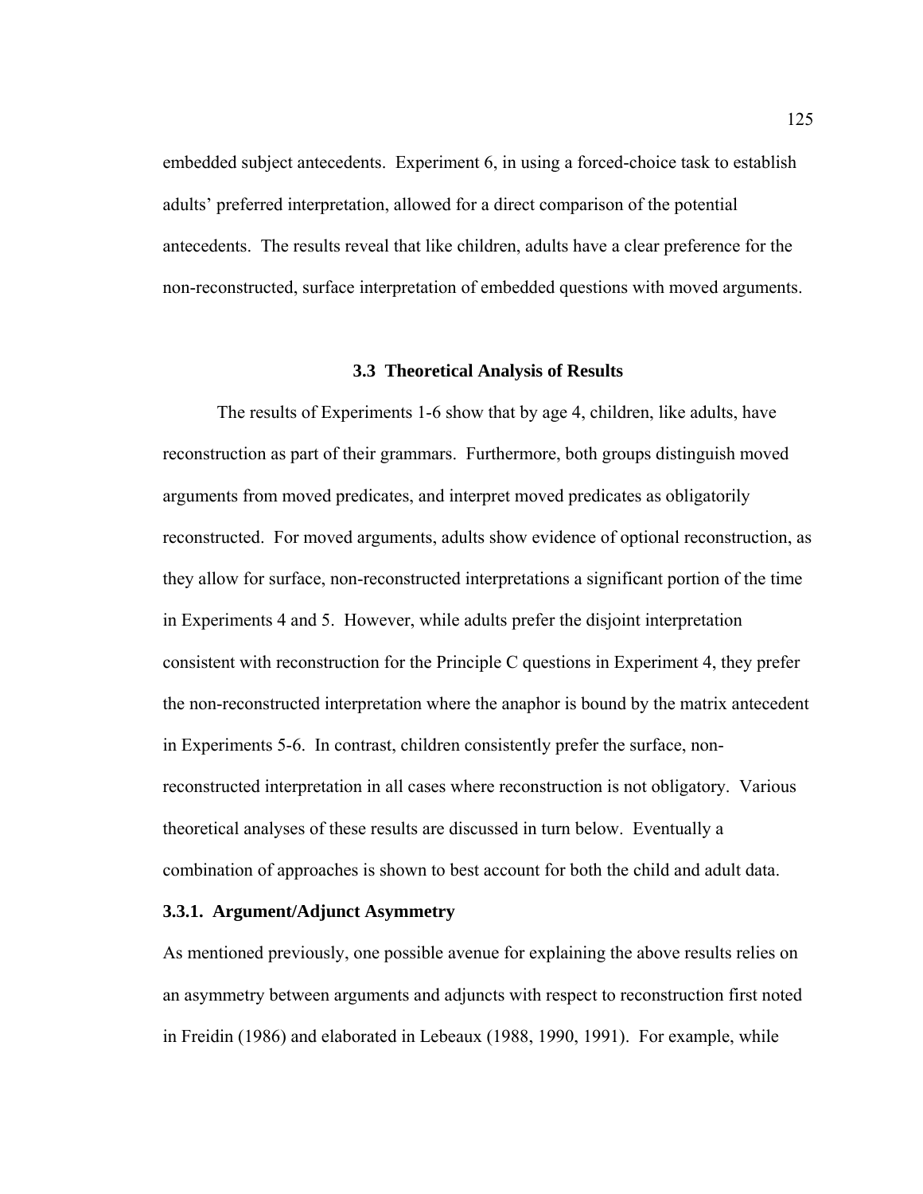embedded subject antecedents. Experiment 6, in using a forced-choice task to establish adults' preferred interpretation, allowed for a direct comparison of the potential antecedents. The results reveal that like children, adults have a clear preference for the non-reconstructed, surface interpretation of embedded questions with moved arguments.

## 3.3 Theoretical Analysis of Results

The results of Experiments 1-6 show that by age 4, children, like adults, have reconstruction as part of their grammars. Furthermore, both groups distinguish moved arguments from moved predicates, and interpret moved predicates as obligatorily reconstructed. For moved arguments, adults show evidence of optional reconstruction, as they allow for surface, non-reconstructed interpretations a significant portion of the time in Experiments 4 and 5. However, while adults prefer the disjoint interpretation consistent with reconstruction for the Principle C questions in Experiment 4, they prefer the non-reconstructed interpretation where the anaphor is bound by the matrix antecedent in Experiments 5-6. In contrast, children consistently prefer the surface, non-reconstructed interpretation in all cases where reconstruction is not obligatory. Various theoretical analyses of these results are discussed in turn below. Eventually a combination of approaches is shown to best account for both the child and adult data.

### 3.3.1. Argument/Adjunct Asymmetry

As mentioned previously, one possible avenue for explaining the above results relies on an asymmetry between arguments and adjuncts with respect to reconstruction first noted in Freidin (1986) and elaborated in Lebeaux (1988, 1990, 1991). For example, while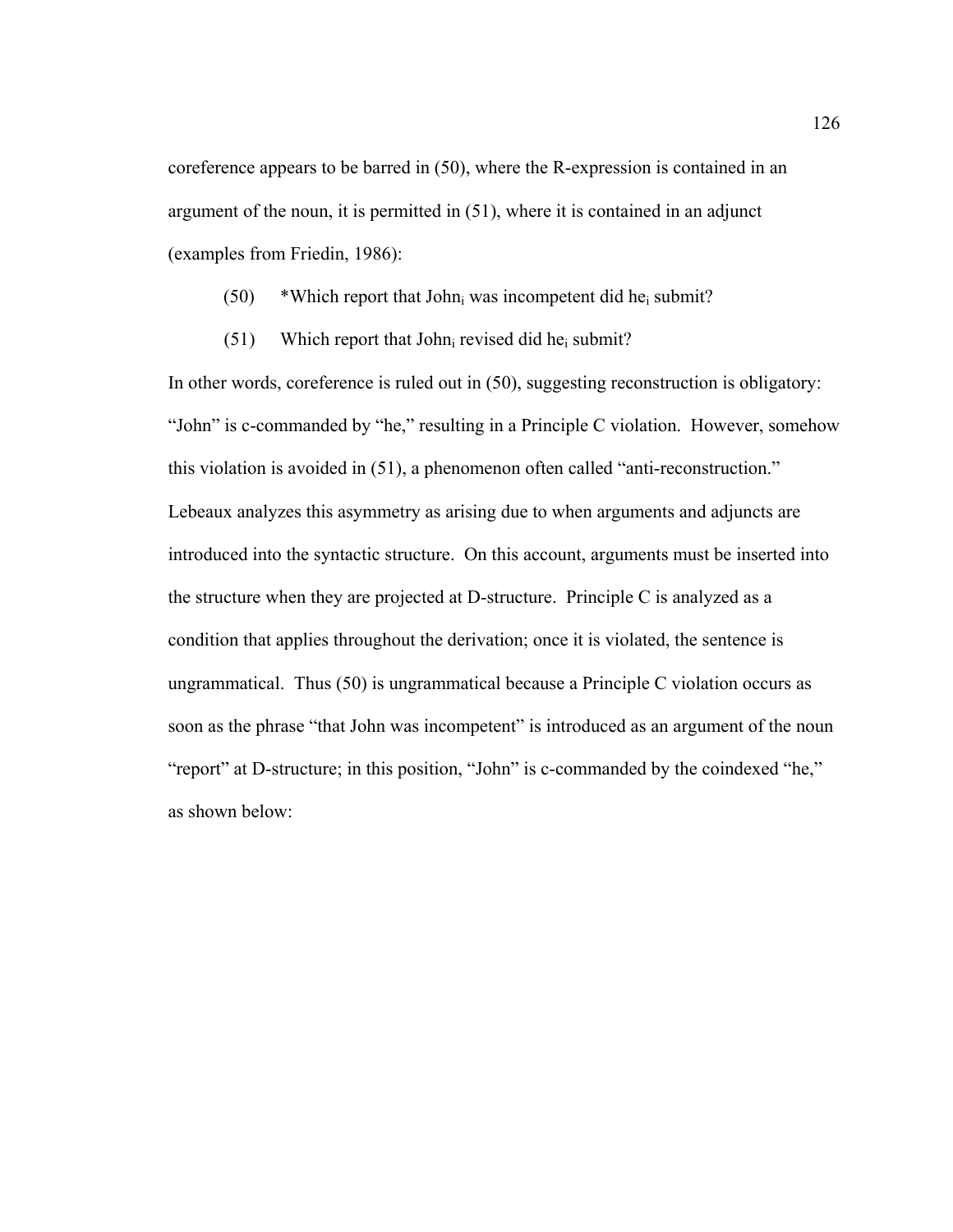coreference appears to be barred in (50), where the R-expression is contained in an argument of the noun, it is permitted in (51), where it is contained in an adjunct (examples from Friedin, 1986):

(50) *Which report that John$_i$ was incompetent did he$_i$ submit?

(51) Which report that John$_i$ revised did he$_i$ submit?

In other words, coreference is ruled out in (50), suggesting reconstruction is obligatory: "John" is c-commanded by "he," resulting in a Principle C violation. However, somehow this violation is avoided in (51), a phenomenon often called "anti-reconstruction." Lebeaux analyzes this asymmetry as arising due to when arguments and adjuncts are introduced into the syntactic structure. On this account, arguments must be inserted into the structure when they are projected at D-structure. Principle C is analyzed as a condition that applies throughout the derivation; once it is violated, the sentence is ungrammatical. Thus (50) is ungrammatical because a Principle C violation occurs as soon as the phrase "that John was incompetent" is introduced as an argument of the noun "report" at D-structure; in this position, "John" is c-commanded by the coindexed "he," as shown below: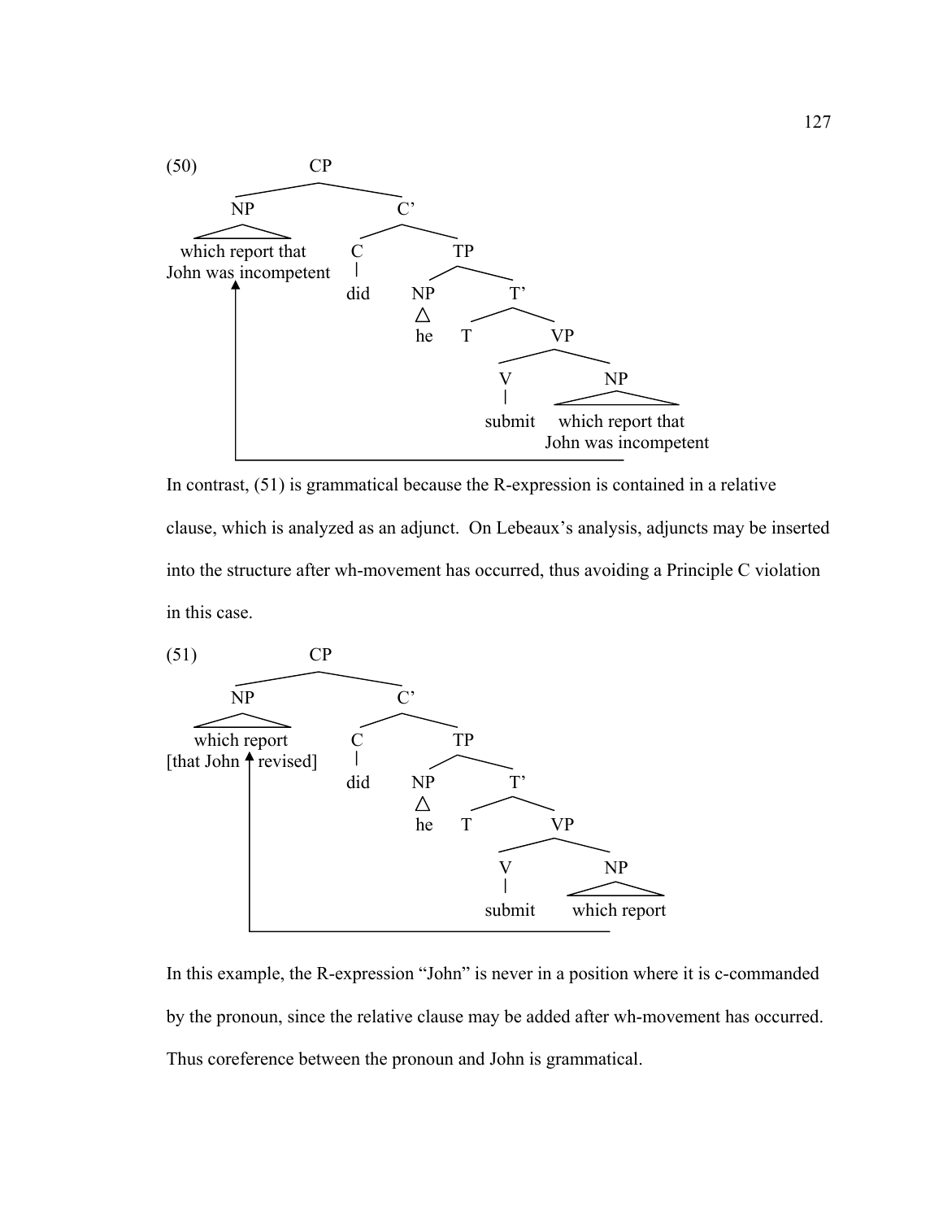(50)

```
                  CP
        NP                  C'
  which report that    C          TP
  John was incompetent did   NP        T'
        ↑                    he    T        VP
        |                               V        NP
        |                             submit  which report that
        |                                     John was incompetent
        └─────────────────────────────────────────┘
```

In contrast, (51) is grammatical because the R-expression is contained in a relative clause, which is analyzed as an adjunct. On Lebeaux's analysis, adjuncts may be inserted into the structure after wh-movement has occurred, thus avoiding a Principle C violation in this case.

(51)

```
                  CP
        NP                  C'
    which report       C          TP
 [that John ↑ revised] did   NP        T'
            |                he    T        VP
            |                           V        NP
            |                         submit  which report
            └────────────────────────────────────┘
```

In this example, the R-expression "John" is never in a position where it is c-commanded by the pronoun, since the relative clause may be added after wh-movement has occurred. Thus coreference between the pronoun and John is grammatical.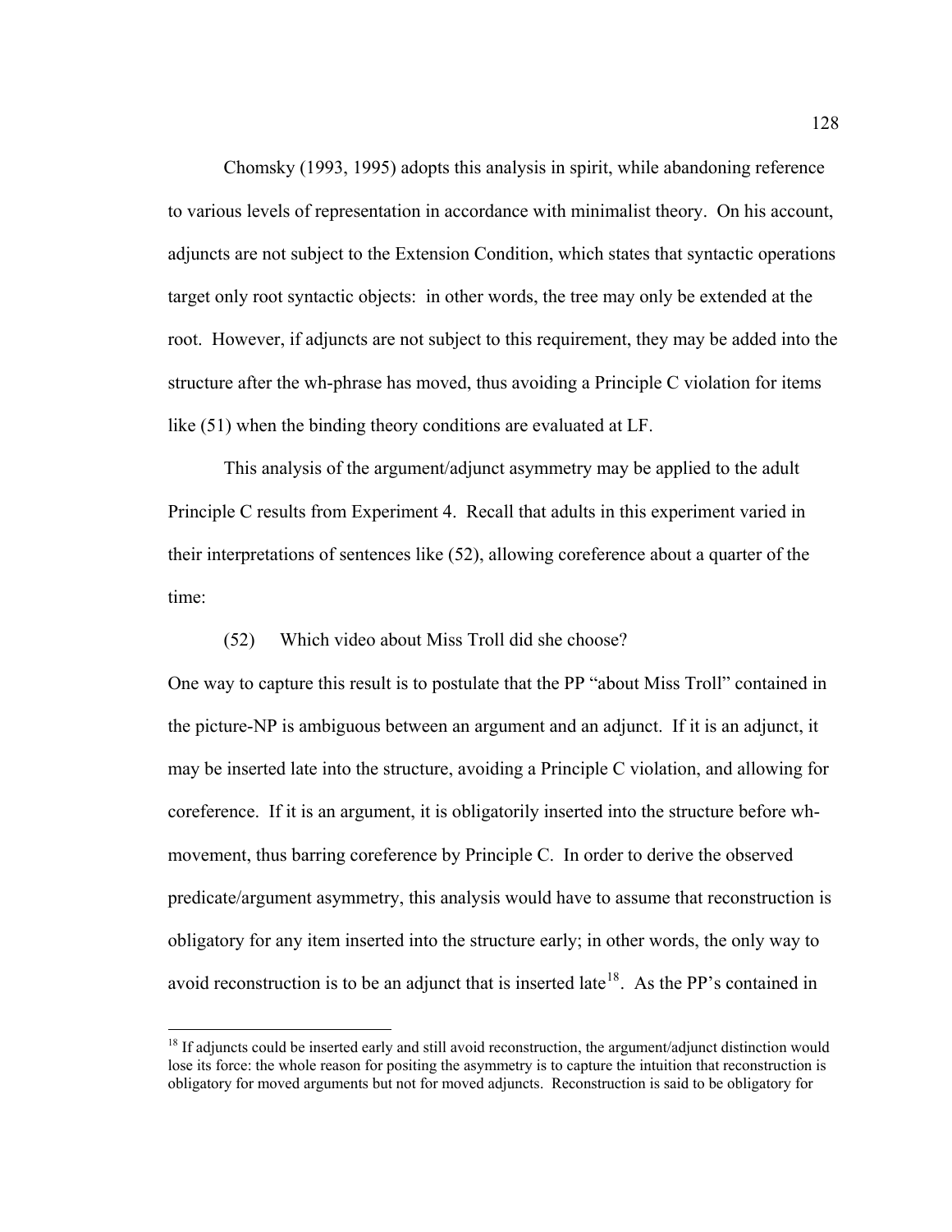Chomsky (1993, 1995) adopts this analysis in spirit, while abandoning reference to various levels of representation in accordance with minimalist theory. On his account, adjuncts are not subject to the Extension Condition, which states that syntactic operations target only root syntactic objects: in other words, the tree may only be extended at the root. However, if adjuncts are not subject to this requirement, they may be added into the structure after the wh-phrase has moved, thus avoiding a Principle C violation for items like (51) when the binding theory conditions are evaluated at LF.

This analysis of the argument/adjunct asymmetry may be applied to the adult Principle C results from Experiment 4. Recall that adults in this experiment varied in their interpretations of sentences like (52), allowing coreference about a quarter of the time:

(52) Which video about Miss Troll did she choose?

One way to capture this result is to postulate that the PP "about Miss Troll" contained in the picture-NP is ambiguous between an argument and an adjunct. If it is an adjunct, it may be inserted late into the structure, avoiding a Principle C violation, and allowing for coreference. If it is an argument, it is obligatorily inserted into the structure before wh-movement, thus barring coreference by Principle C. In order to derive the observed predicate/argument asymmetry, this analysis would have to assume that reconstruction is obligatory for any item inserted into the structure early; in other words, the only way to avoid reconstruction is to be an adjunct that is inserted late[18]. As the PP's contained in

[18] If adjuncts could be inserted early and still avoid reconstruction, the argument/adjunct distinction would lose its force: the whole reason for positing the asymmetry is to capture the intuition that reconstruction is obligatory for moved arguments but not for moved adjuncts. Reconstruction is said to be obligatory for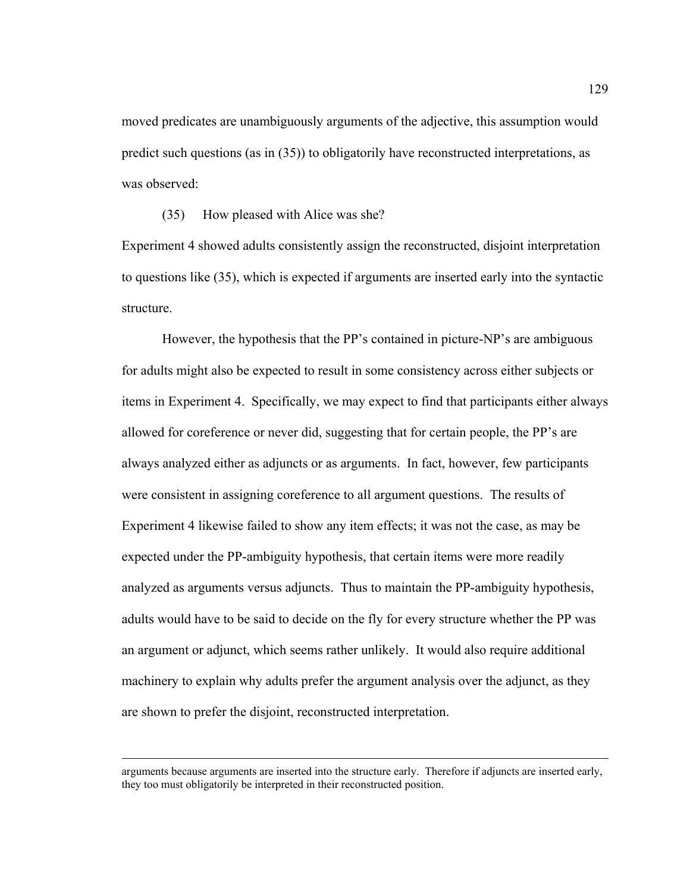moved predicates are unambiguously arguments of the adjective, this assumption would predict such questions (as in (35)) to obligatorily have reconstructed interpretations, as was observed:

(35) How pleased with Alice was she?

Experiment 4 showed adults consistently assign the reconstructed, disjoint interpretation to questions like (35), which is expected if arguments are inserted early into the syntactic structure.

However, the hypothesis that the PP's contained in picture-NP's are ambiguous for adults might also be expected to result in some consistency across either subjects or items in Experiment 4. Specifically, we may expect to find that participants either always allowed for coreference or never did, suggesting that for certain people, the PP's are always analyzed either as adjuncts or as arguments. In fact, however, few participants were consistent in assigning coreference to all argument questions. The results of Experiment 4 likewise failed to show any item effects; it was not the case, as may be expected under the PP-ambiguity hypothesis, that certain items were more readily analyzed as arguments versus adjuncts. Thus to maintain the PP-ambiguity hypothesis, adults would have to be said to decide on the fly for every structure whether the PP was an argument or adjunct, which seems rather unlikely. It would also require additional machinery to explain why adults prefer the argument analysis over the adjunct, as they are shown to prefer the disjoint, reconstructed interpretation.

---

arguments because arguments are inserted into the structure early. Therefore if adjuncts are inserted early, they too must obligatorily be interpreted in their reconstructed position.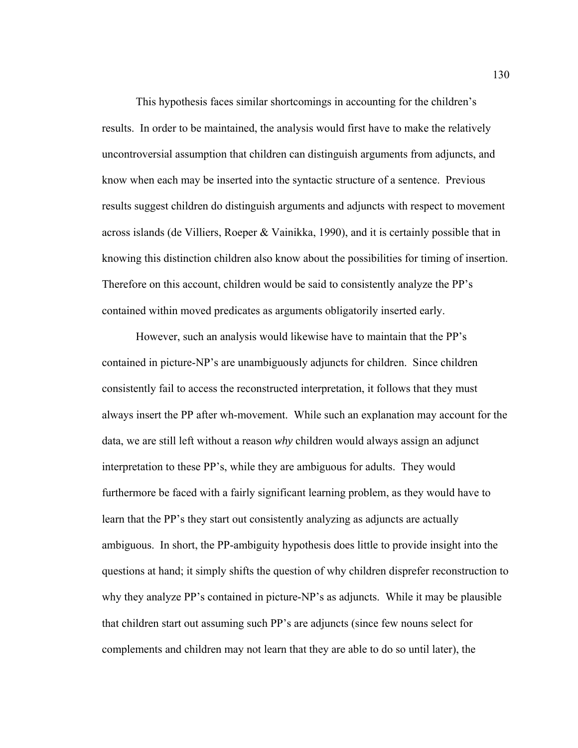This hypothesis faces similar shortcomings in accounting for the children's results. In order to be maintained, the analysis would first have to make the relatively uncontroversial assumption that children can distinguish arguments from adjuncts, and know when each may be inserted into the syntactic structure of a sentence. Previous results suggest children do distinguish arguments and adjuncts with respect to movement across islands (de Villiers, Roeper & Vainikka, 1990), and it is certainly possible that in knowing this distinction children also know about the possibilities for timing of insertion. Therefore on this account, children would be said to consistently analyze the PP's contained within moved predicates as arguments obligatorily inserted early.

However, such an analysis would likewise have to maintain that the PP's contained in picture-NP's are unambiguously adjuncts for children. Since children consistently fail to access the reconstructed interpretation, it follows that they must always insert the PP after wh-movement. While such an explanation may account for the data, we are still left without a reason *why* children would always assign an adjunct interpretation to these PP's, while they are ambiguous for adults. They would furthermore be faced with a fairly significant learning problem, as they would have to learn that the PP's they start out consistently analyzing as adjuncts are actually ambiguous. In short, the PP-ambiguity hypothesis does little to provide insight into the questions at hand; it simply shifts the question of why children disprefer reconstruction to why they analyze PP's contained in picture-NP's as adjuncts. While it may be plausible that children start out assuming such PP's are adjuncts (since few nouns select for complements and children may not learn that they are able to do so until later), the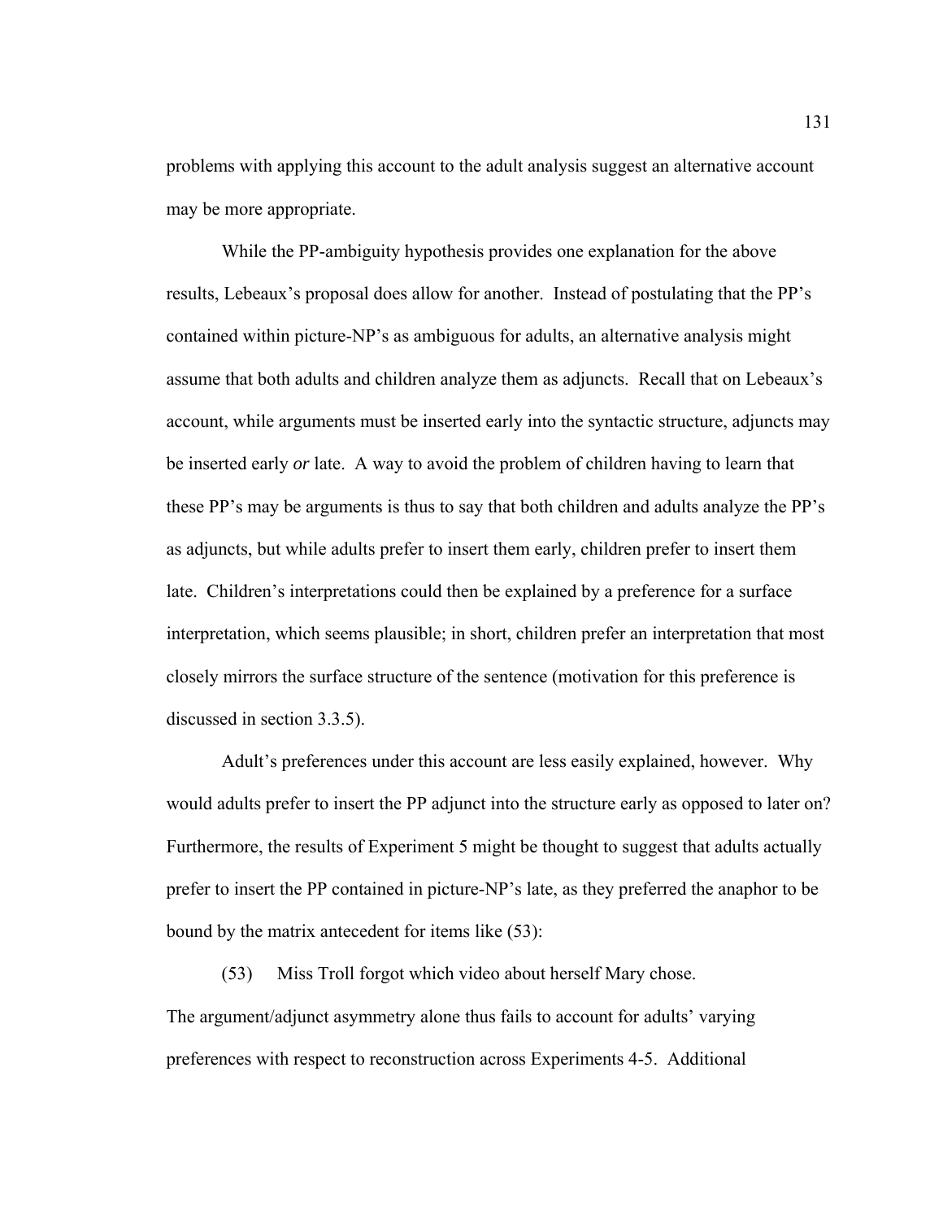problems with applying this account to the adult analysis suggest an alternative account may be more appropriate.

While the PP-ambiguity hypothesis provides one explanation for the above results, Lebeaux's proposal does allow for another. Instead of postulating that the PP's contained within picture-NP's as ambiguous for adults, an alternative analysis might assume that both adults and children analyze them as adjuncts. Recall that on Lebeaux's account, while arguments must be inserted early into the syntactic structure, adjuncts may be inserted early *or* late. A way to avoid the problem of children having to learn that these PP's may be arguments is thus to say that both children and adults analyze the PP's as adjuncts, but while adults prefer to insert them early, children prefer to insert them late. Children's interpretations could then be explained by a preference for a surface interpretation, which seems plausible; in short, children prefer an interpretation that most closely mirrors the surface structure of the sentence (motivation for this preference is discussed in section 3.3.5).

Adult's preferences under this account are less easily explained, however. Why would adults prefer to insert the PP adjunct into the structure early as opposed to later on? Furthermore, the results of Experiment 5 might be thought to suggest that adults actually prefer to insert the PP contained in picture-NP's late, as they preferred the anaphor to be bound by the matrix antecedent for items like (53):

(53) Miss Troll forgot which video about herself Mary chose.

The argument/adjunct asymmetry alone thus fails to account for adults' varying preferences with respect to reconstruction across Experiments 4-5. Additional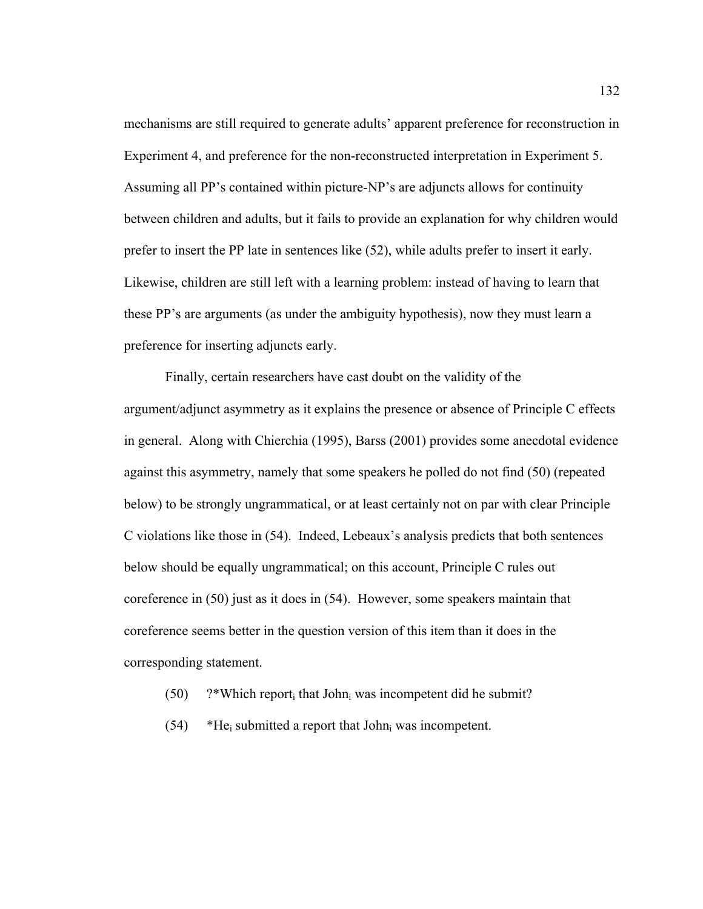mechanisms are still required to generate adults' apparent preference for reconstruction in Experiment 4, and preference for the non-reconstructed interpretation in Experiment 5. Assuming all PP's contained within picture-NP's are adjuncts allows for continuity between children and adults, but it fails to provide an explanation for why children would prefer to insert the PP late in sentences like (52), while adults prefer to insert it early. Likewise, children are still left with a learning problem: instead of having to learn that these PP's are arguments (as under the ambiguity hypothesis), now they must learn a preference for inserting adjuncts early.

Finally, certain researchers have cast doubt on the validity of the argument/adjunct asymmetry as it explains the presence or absence of Principle C effects in general. Along with Chierchia (1995), Barss (2001) provides some anecdotal evidence against this asymmetry, namely that some speakers he polled do not find (50) (repeated below) to be strongly ungrammatical, or at least certainly not on par with clear Principle C violations like those in (54). Indeed, Lebeaux's analysis predicts that both sentences below should be equally ungrammatical; on this account, Principle C rules out coreference in (50) just as it does in (54). However, some speakers maintain that coreference seems better in the question version of this item than it does in the corresponding statement.

(50) ?*Which report$_i$ that John$_i$ was incompetent did he submit?

(54) *He$_i$ submitted a report that John$_i$ was incompetent.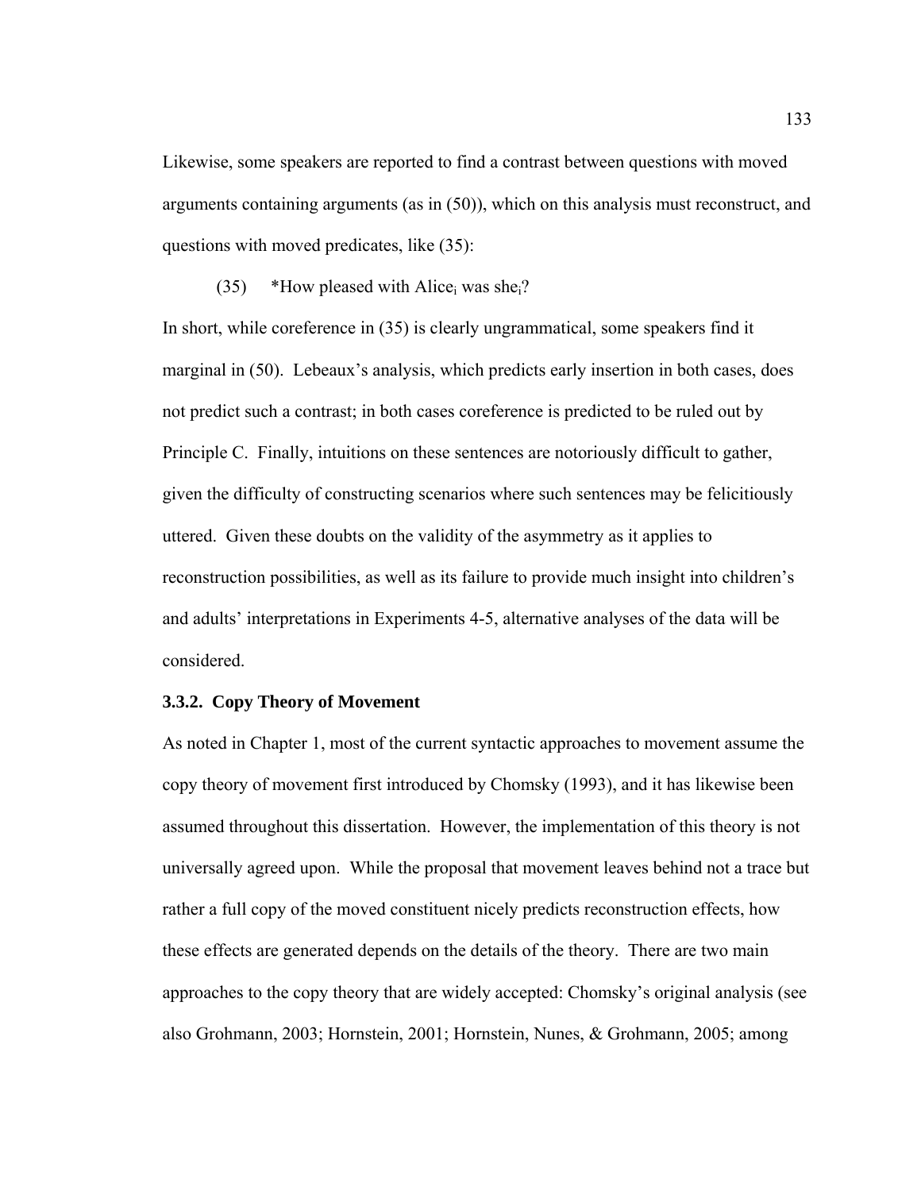Likewise, some speakers are reported to find a contrast between questions with moved arguments containing arguments (as in (50)), which on this analysis must reconstruct, and questions with moved predicates, like (35):

(35) *How pleased with Alice$_i$ was she$_i$?

In short, while coreference in (35) is clearly ungrammatical, some speakers find it marginal in (50). Lebeaux's analysis, which predicts early insertion in both cases, does not predict such a contrast; in both cases coreference is predicted to be ruled out by Principle C. Finally, intuitions on these sentences are notoriously difficult to gather, given the difficulty of constructing scenarios where such sentences may be felicitiously uttered. Given these doubts on the validity of the asymmetry as it applies to reconstruction possibilities, as well as its failure to provide much insight into children's and adults' interpretations in Experiments 4-5, alternative analyses of the data will be considered.

### 3.3.2. Copy Theory of Movement

As noted in Chapter 1, most of the current syntactic approaches to movement assume the copy theory of movement first introduced by Chomsky (1993), and it has likewise been assumed throughout this dissertation. However, the implementation of this theory is not universally agreed upon. While the proposal that movement leaves behind not a trace but rather a full copy of the moved constituent nicely predicts reconstruction effects, how these effects are generated depends on the details of the theory. There are two main approaches to the copy theory that are widely accepted: Chomsky's original analysis (see also Grohmann, 2003; Hornstein, 2001; Hornstein, Nunes, & Grohmann, 2005; among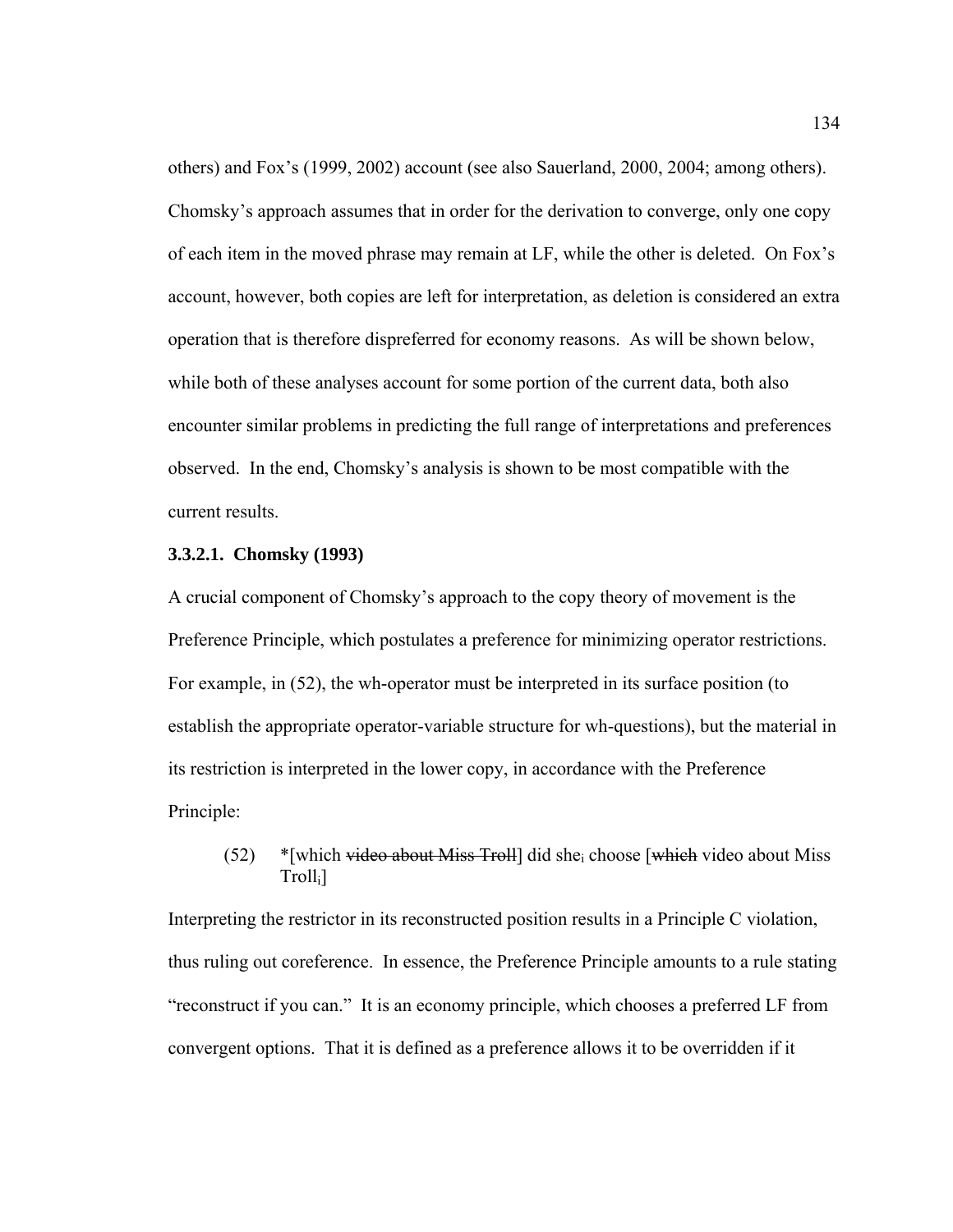others) and Fox's (1999, 2002) account (see also Sauerland, 2000, 2004; among others). Chomsky's approach assumes that in order for the derivation to converge, only one copy of each item in the moved phrase may remain at LF, while the other is deleted. On Fox's account, however, both copies are left for interpretation, as deletion is considered an extra operation that is therefore dispreferred for economy reasons. As will be shown below, while both of these analyses account for some portion of the current data, both also encounter similar problems in predicting the full range of interpretations and preferences observed. In the end, Chomsky's analysis is shown to be most compatible with the current results.

#### 3.3.2.1. Chomsky (1993)

A crucial component of Chomsky's approach to the copy theory of movement is the Preference Principle, which postulates a preference for minimizing operator restrictions. For example, in (52), the wh-operator must be interpreted in its surface position (to establish the appropriate operator-variable structure for wh-questions), but the material in its restriction is interpreted in the lower copy, in accordance with the Preference Principle:

(52) *[which ~~video about Miss Troll~~] did $\text{she}_i$ choose [~~which~~ video about Miss $\text{Troll}_i$]

Interpreting the restrictor in its reconstructed position results in a Principle C violation, thus ruling out coreference. In essence, the Preference Principle amounts to a rule stating "reconstruct if you can." It is an economy principle, which chooses a preferred LF from convergent options. That it is defined as a preference allows it to be overridden if it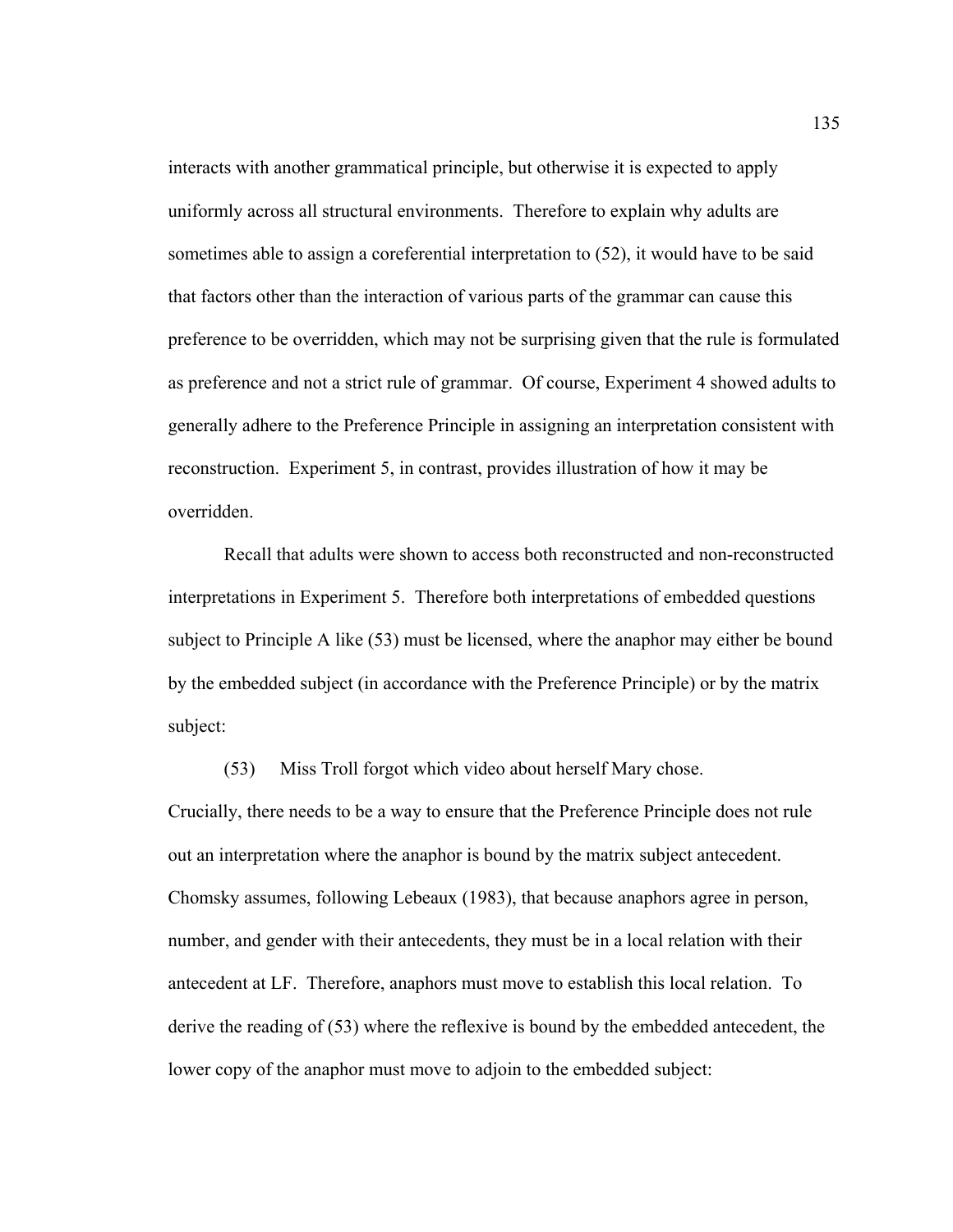interacts with another grammatical principle, but otherwise it is expected to apply uniformly across all structural environments. Therefore to explain why adults are sometimes able to assign a coreferential interpretation to (52), it would have to be said that factors other than the interaction of various parts of the grammar can cause this preference to be overridden, which may not be surprising given that the rule is formulated as preference and not a strict rule of grammar. Of course, Experiment 4 showed adults to generally adhere to the Preference Principle in assigning an interpretation consistent with reconstruction. Experiment 5, in contrast, provides illustration of how it may be overridden.

Recall that adults were shown to access both reconstructed and non-reconstructed interpretations in Experiment 5. Therefore both interpretations of embedded questions subject to Principle A like (53) must be licensed, where the anaphor may either be bound by the embedded subject (in accordance with the Preference Principle) or by the matrix subject:

(53) Miss Troll forgot which video about herself Mary chose.

Crucially, there needs to be a way to ensure that the Preference Principle does not rule out an interpretation where the anaphor is bound by the matrix subject antecedent. Chomsky assumes, following Lebeaux (1983), that because anaphors agree in person, number, and gender with their antecedents, they must be in a local relation with their antecedent at LF. Therefore, anaphors must move to establish this local relation. To derive the reading of (53) where the reflexive is bound by the embedded antecedent, the lower copy of the anaphor must move to adjoin to the embedded subject: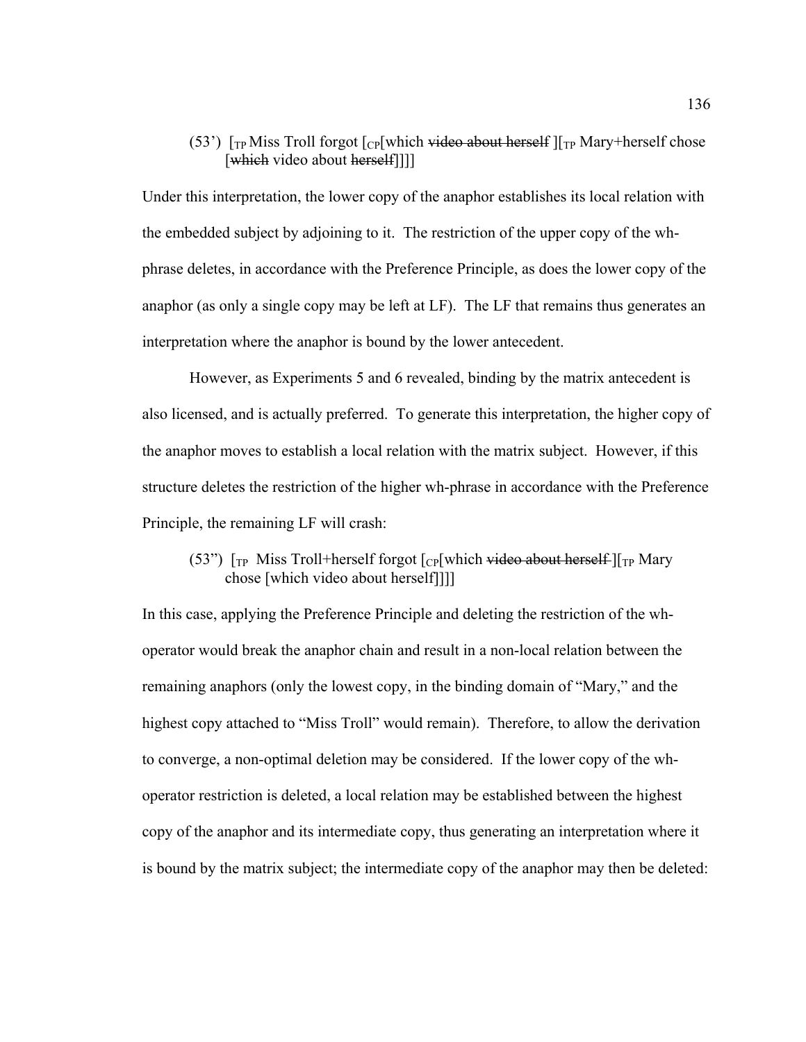(53') [$_{TP}$ Miss Troll forgot [$_{CP}$[which ~~video about herself~~ ][$_{TP}$ Mary+herself chose [~~which~~ video about ~~herself~~]]]]

Under this interpretation, the lower copy of the anaphor establishes its local relation with the embedded subject by adjoining to it. The restriction of the upper copy of the wh-phrase deletes, in accordance with the Preference Principle, as does the lower copy of the anaphor (as only a single copy may be left at LF). The LF that remains thus generates an interpretation where the anaphor is bound by the lower antecedent.

However, as Experiments 5 and 6 revealed, binding by the matrix antecedent is also licensed, and is actually preferred. To generate this interpretation, the higher copy of the anaphor moves to establish a local relation with the matrix subject. However, if this structure deletes the restriction of the higher wh-phrase in accordance with the Preference Principle, the remaining LF will crash:

(53") [$_{TP}$ Miss Troll+herself forgot [$_{CP}$[which ~~video about herself~~ ][$_{TP}$ Mary chose [which video about herself]]]]

In this case, applying the Preference Principle and deleting the restriction of the wh-operator would break the anaphor chain and result in a non-local relation between the remaining anaphors (only the lowest copy, in the binding domain of "Mary," and the highest copy attached to "Miss Troll" would remain). Therefore, to allow the derivation to converge, a non-optimal deletion may be considered. If the lower copy of the wh-operator restriction is deleted, a local relation may be established between the highest copy of the anaphor and its intermediate copy, thus generating an interpretation where it is bound by the matrix subject; the intermediate copy of the anaphor may then be deleted: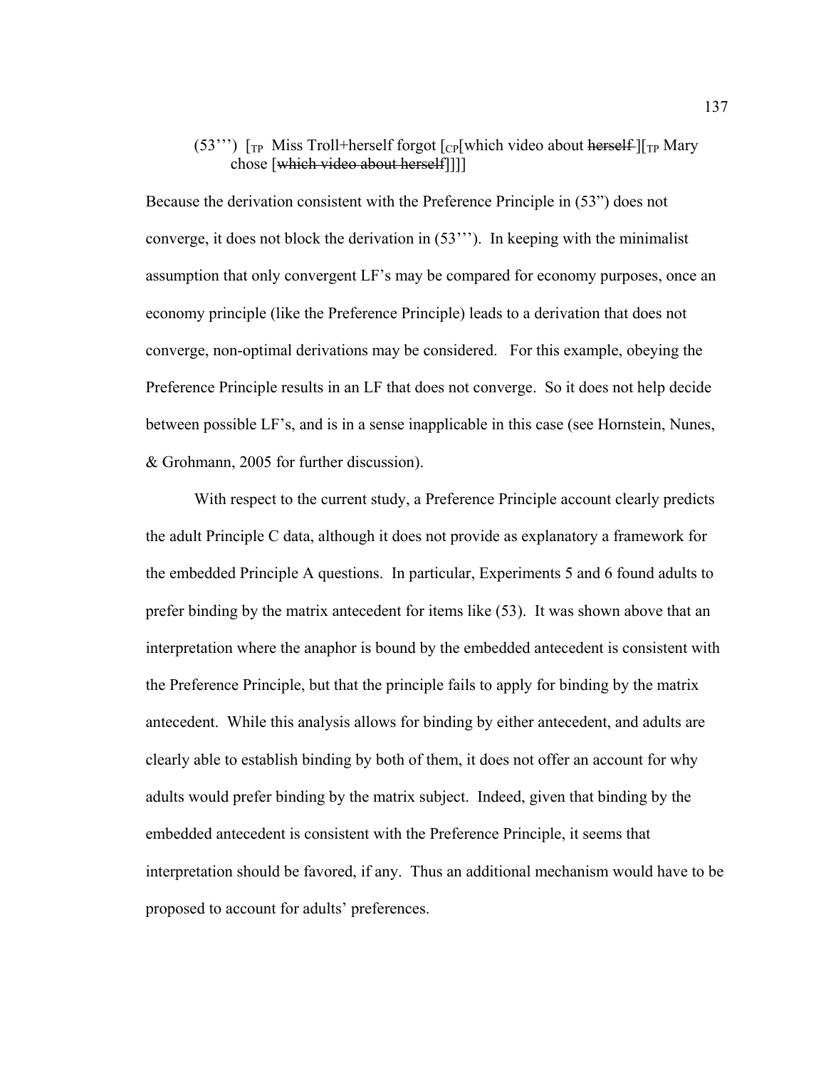(53''') [$_{TP}$ Miss Troll+herself forgot [$_{CP}$[which video about ~~herself~~][$_{TP}$ Mary chose [~~which video about herself~~]]]]

Because the derivation consistent with the Preference Principle in (53") does not converge, it does not block the derivation in (53'''). In keeping with the minimalist assumption that only convergent LF's may be compared for economy purposes, once an economy principle (like the Preference Principle) leads to a derivation that does not converge, non-optimal derivations may be considered. For this example, obeying the Preference Principle results in an LF that does not converge. So it does not help decide between possible LF's, and is in a sense inapplicable in this case (see Hornstein, Nunes, & Grohmann, 2005 for further discussion).

With respect to the current study, a Preference Principle account clearly predicts the adult Principle C data, although it does not provide as explanatory a framework for the embedded Principle A questions. In particular, Experiments 5 and 6 found adults to prefer binding by the matrix antecedent for items like (53). It was shown above that an interpretation where the anaphor is bound by the embedded antecedent is consistent with the Preference Principle, but that the principle fails to apply for binding by the matrix antecedent. While this analysis allows for binding by either antecedent, and adults are clearly able to establish binding by both of them, it does not offer an account for why adults would prefer binding by the matrix subject. Indeed, given that binding by the embedded antecedent is consistent with the Preference Principle, it seems that interpretation should be favored, if any. Thus an additional mechanism would have to be proposed to account for adults' preferences.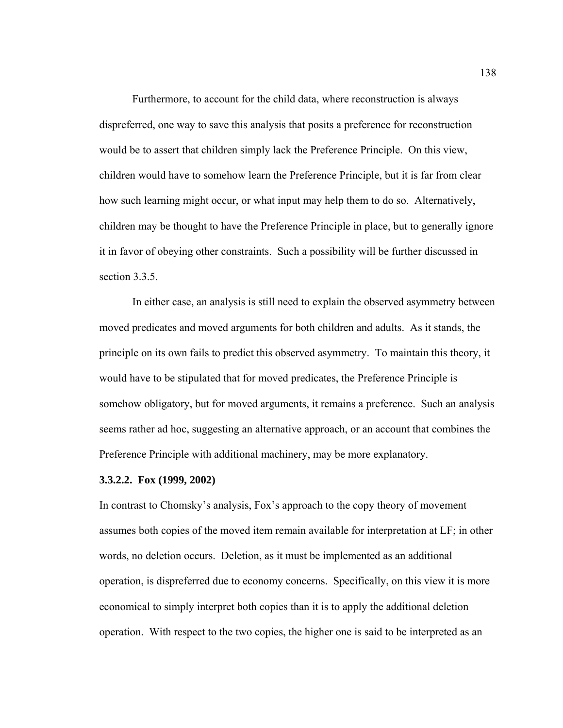Furthermore, to account for the child data, where reconstruction is always dispreferred, one way to save this analysis that posits a preference for reconstruction would be to assert that children simply lack the Preference Principle. On this view, children would have to somehow learn the Preference Principle, but it is far from clear how such learning might occur, or what input may help them to do so. Alternatively, children may be thought to have the Preference Principle in place, but to generally ignore it in favor of obeying other constraints. Such a possibility will be further discussed in section 3.3.5.

In either case, an analysis is still need to explain the observed asymmetry between moved predicates and moved arguments for both children and adults. As it stands, the principle on its own fails to predict this observed asymmetry. To maintain this theory, it would have to be stipulated that for moved predicates, the Preference Principle is somehow obligatory, but for moved arguments, it remains a preference. Such an analysis seems rather ad hoc, suggesting an alternative approach, or an account that combines the Preference Principle with additional machinery, may be more explanatory.

#### 3.3.2.2. Fox (1999, 2002)

In contrast to Chomsky's analysis, Fox's approach to the copy theory of movement assumes both copies of the moved item remain available for interpretation at LF; in other words, no deletion occurs. Deletion, as it must be implemented as an additional operation, is dispreferred due to economy concerns. Specifically, on this view it is more economical to simply interpret both copies than it is to apply the additional deletion operation. With respect to the two copies, the higher one is said to be interpreted as an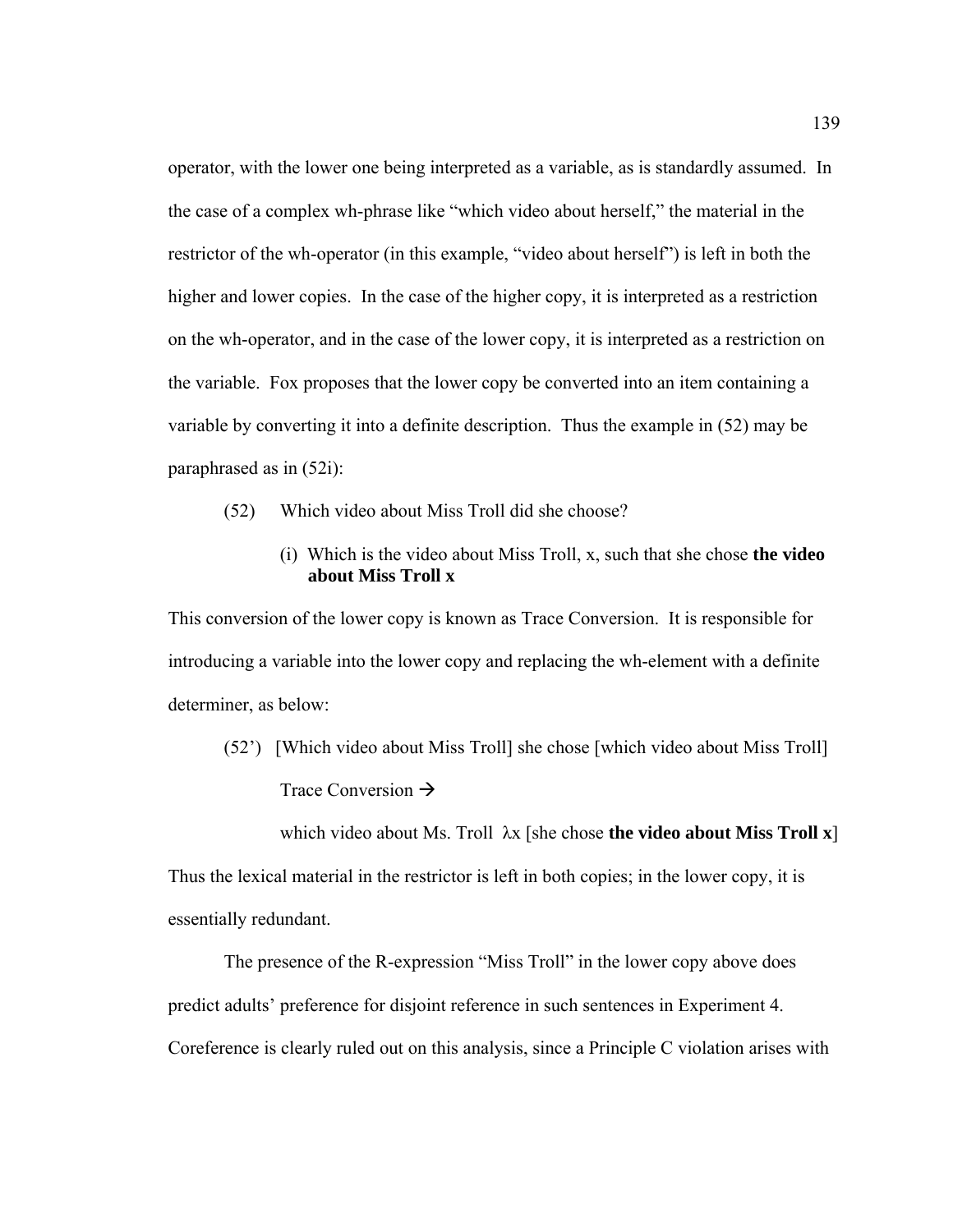operator, with the lower one being interpreted as a variable, as is standardly assumed. In the case of a complex wh-phrase like "which video about herself," the material in the restrictor of the wh-operator (in this example, "video about herself") is left in both the higher and lower copies. In the case of the higher copy, it is interpreted as a restriction on the wh-operator, and in the case of the lower copy, it is interpreted as a restriction on the variable. Fox proposes that the lower copy be converted into an item containing a variable by converting it into a definite description. Thus the example in (52) may be paraphrased as in (52i):

(52) Which video about Miss Troll did she choose?

(i) Which is the video about Miss Troll, x, such that she chose **the video about Miss Troll x**

This conversion of the lower copy is known as Trace Conversion. It is responsible for introducing a variable into the lower copy and replacing the wh-element with a definite determiner, as below:

(52') [Which video about Miss Troll] she chose [which video about Miss Troll]

Trace Conversion →

which video about Ms. Troll λx [she chose **the video about Miss Troll x**]

Thus the lexical material in the restrictor is left in both copies; in the lower copy, it is essentially redundant.

The presence of the R-expression "Miss Troll" in the lower copy above does predict adults' preference for disjoint reference in such sentences in Experiment 4. Coreference is clearly ruled out on this analysis, since a Principle C violation arises with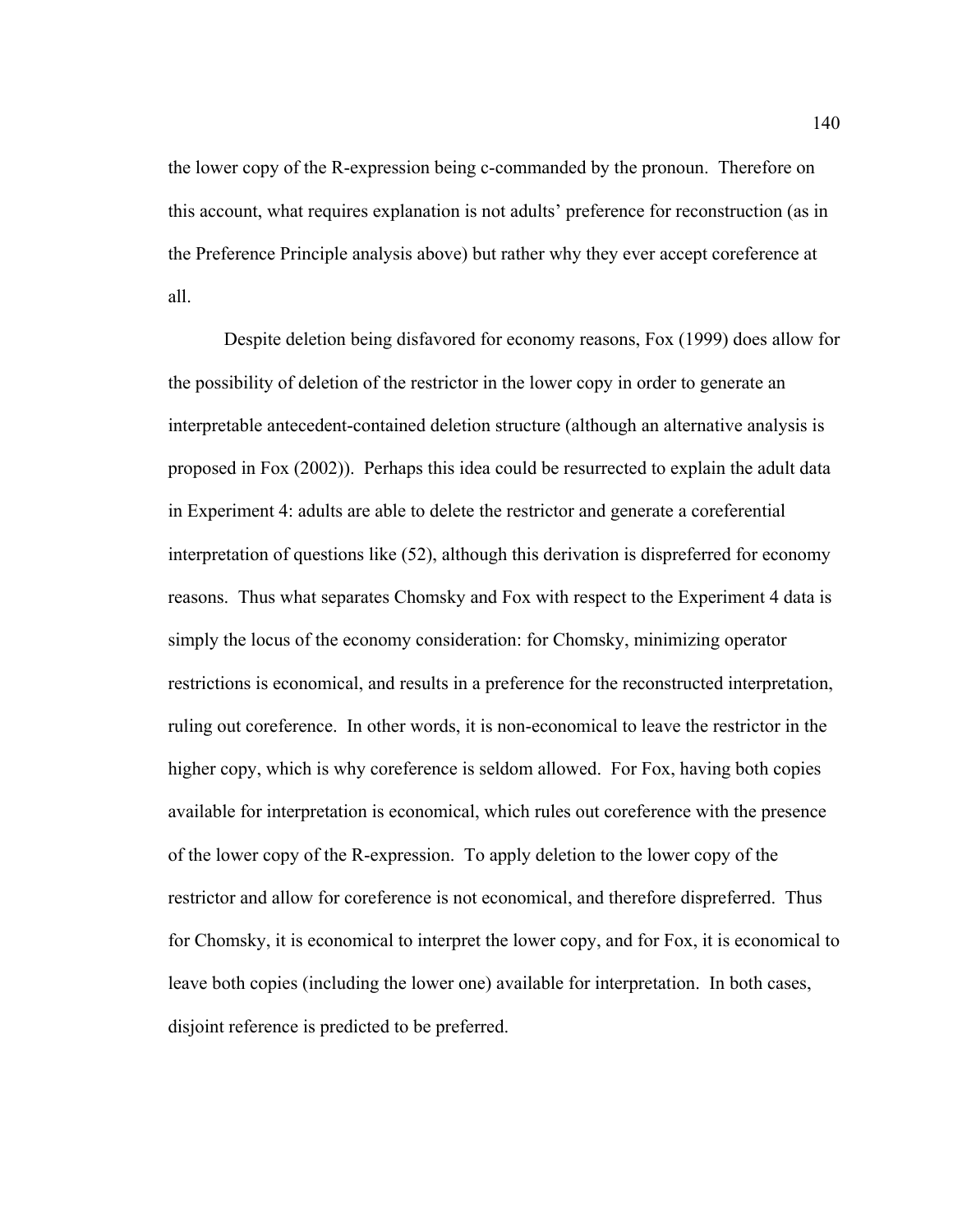the lower copy of the R-expression being c-commanded by the pronoun. Therefore on this account, what requires explanation is not adults' preference for reconstruction (as in the Preference Principle analysis above) but rather why they ever accept coreference at all.

Despite deletion being disfavored for economy reasons, Fox (1999) does allow for the possibility of deletion of the restrictor in the lower copy in order to generate an interpretable antecedent-contained deletion structure (although an alternative analysis is proposed in Fox (2002)). Perhaps this idea could be resurrected to explain the adult data in Experiment 4: adults are able to delete the restrictor and generate a coreferential interpretation of questions like (52), although this derivation is dispreferred for economy reasons. Thus what separates Chomsky and Fox with respect to the Experiment 4 data is simply the locus of the economy consideration: for Chomsky, minimizing operator restrictions is economical, and results in a preference for the reconstructed interpretation, ruling out coreference. In other words, it is non-economical to leave the restrictor in the higher copy, which is why coreference is seldom allowed. For Fox, having both copies available for interpretation is economical, which rules out coreference with the presence of the lower copy of the R-expression. To apply deletion to the lower copy of the restrictor and allow for coreference is not economical, and therefore dispreferred. Thus for Chomsky, it is economical to interpret the lower copy, and for Fox, it is economical to leave both copies (including the lower one) available for interpretation. In both cases, disjoint reference is predicted to be preferred.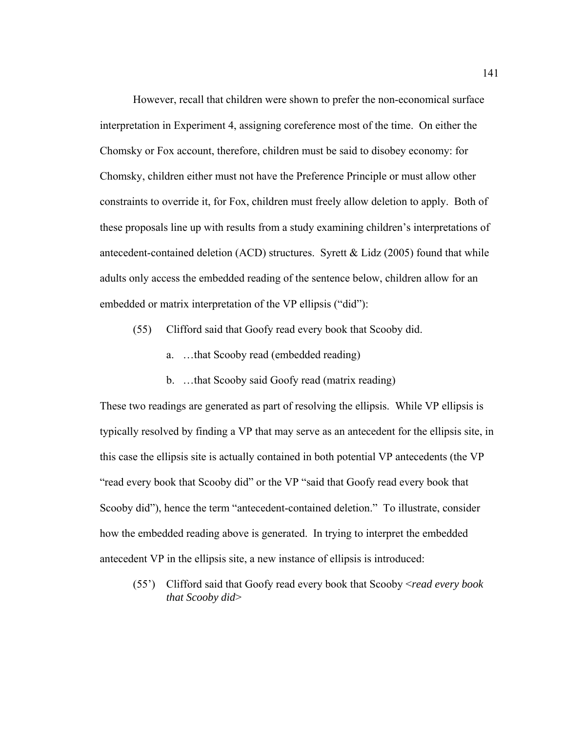However, recall that children were shown to prefer the non-economical surface interpretation in Experiment 4, assigning coreference most of the time. On either the Chomsky or Fox account, therefore, children must be said to disobey economy: for Chomsky, children either must not have the Preference Principle or must allow other constraints to override it, for Fox, children must freely allow deletion to apply. Both of these proposals line up with results from a study examining children's interpretations of antecedent-contained deletion (ACD) structures. Syrett & Lidz (2005) found that while adults only access the embedded reading of the sentence below, children allow for an embedded or matrix interpretation of the VP ellipsis ("did"):

(55) Clifford said that Goofy read every book that Scooby did.

a. …that Scooby read (embedded reading)

b. …that Scooby said Goofy read (matrix reading)

These two readings are generated as part of resolving the ellipsis. While VP ellipsis is typically resolved by finding a VP that may serve as an antecedent for the ellipsis site, in this case the ellipsis site is actually contained in both potential VP antecedents (the VP "read every book that Scooby did" or the VP "said that Goofy read every book that Scooby did"), hence the term "antecedent-contained deletion." To illustrate, consider how the embedded reading above is generated. In trying to interpret the embedded antecedent VP in the ellipsis site, a new instance of ellipsis is introduced:

(55') Clifford said that Goofy read every book that Scooby <*read every book that Scooby did*>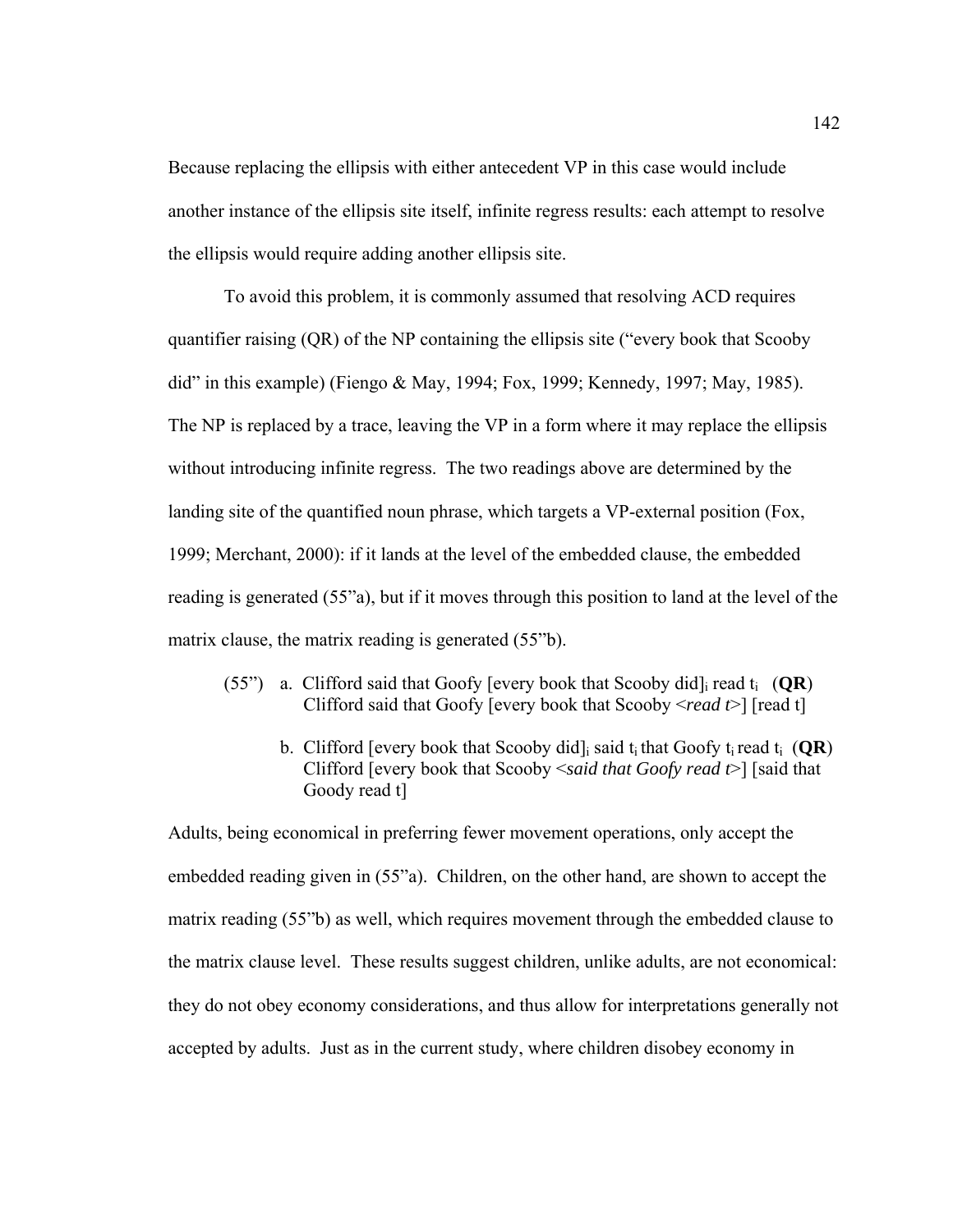Because replacing the ellipsis with either antecedent VP in this case would include another instance of the ellipsis site itself, infinite regress results: each attempt to resolve the ellipsis would require adding another ellipsis site.

To avoid this problem, it is commonly assumed that resolving ACD requires quantifier raising (QR) of the NP containing the ellipsis site ("every book that Scooby did" in this example) (Fiengo & May, 1994; Fox, 1999; Kennedy, 1997; May, 1985). The NP is replaced by a trace, leaving the VP in a form where it may replace the ellipsis without introducing infinite regress. The two readings above are determined by the landing site of the quantified noun phrase, which targets a VP-external position (Fox, 1999; Merchant, 2000): if it lands at the level of the embedded clause, the embedded reading is generated (55"a), but if it moves through this position to land at the level of the matrix clause, the matrix reading is generated (55"b).

(55") a. Clifford said that Goofy [every book that Scooby did]$_i$ read $t_i$ (**QR**)
Clifford said that Goofy [every book that Scooby <*read t*>] [read t]

b. Clifford [every book that Scooby did]$_i$ said $t_i$ that Goofy $t_i$ read $t_i$ (**QR**)
Clifford [every book that Scooby <*said that Goofy read t*>] [said that Goody read t]

Adults, being economical in preferring fewer movement operations, only accept the embedded reading given in (55"a). Children, on the other hand, are shown to accept the matrix reading (55"b) as well, which requires movement through the embedded clause to the matrix clause level. These results suggest children, unlike adults, are not economical: they do not obey economy considerations, and thus allow for interpretations generally not accepted by adults. Just as in the current study, where children disobey economy in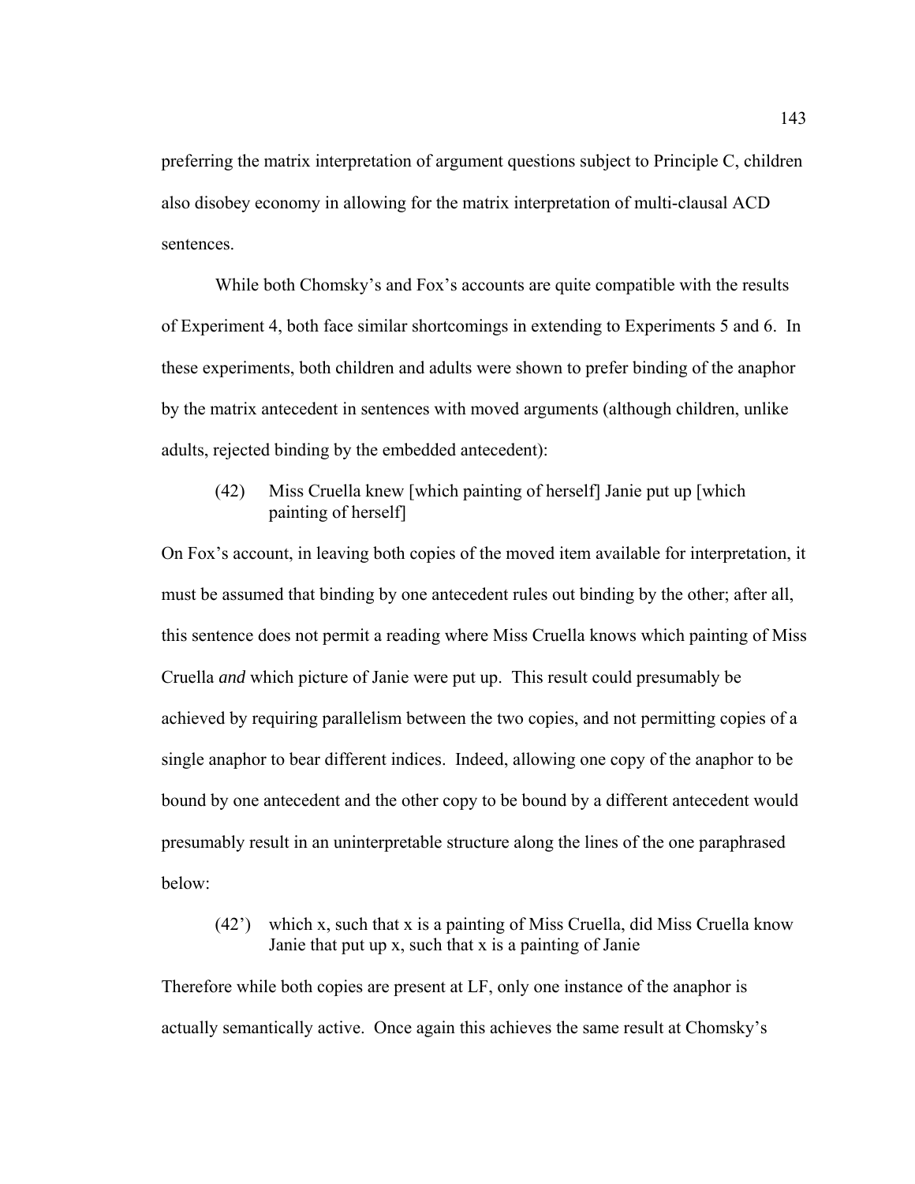preferring the matrix interpretation of argument questions subject to Principle C, children also disobey economy in allowing for the matrix interpretation of multi-clausal ACD sentences.

While both Chomsky's and Fox's accounts are quite compatible with the results of Experiment 4, both face similar shortcomings in extending to Experiments 5 and 6. In these experiments, both children and adults were shown to prefer binding of the anaphor by the matrix antecedent in sentences with moved arguments (although children, unlike adults, rejected binding by the embedded antecedent):

(42) Miss Cruella knew [which painting of herself] Janie put up [which painting of herself]

On Fox's account, in leaving both copies of the moved item available for interpretation, it must be assumed that binding by one antecedent rules out binding by the other; after all, this sentence does not permit a reading where Miss Cruella knows which painting of Miss Cruella *and* which picture of Janie were put up. This result could presumably be achieved by requiring parallelism between the two copies, and not permitting copies of a single anaphor to bear different indices. Indeed, allowing one copy of the anaphor to be bound by one antecedent and the other copy to be bound by a different antecedent would presumably result in an uninterpretable structure along the lines of the one paraphrased below:

(42') which x, such that x is a painting of Miss Cruella, did Miss Cruella know Janie that put up x, such that x is a painting of Janie

Therefore while both copies are present at LF, only one instance of the anaphor is actually semantically active. Once again this achieves the same result at Chomsky's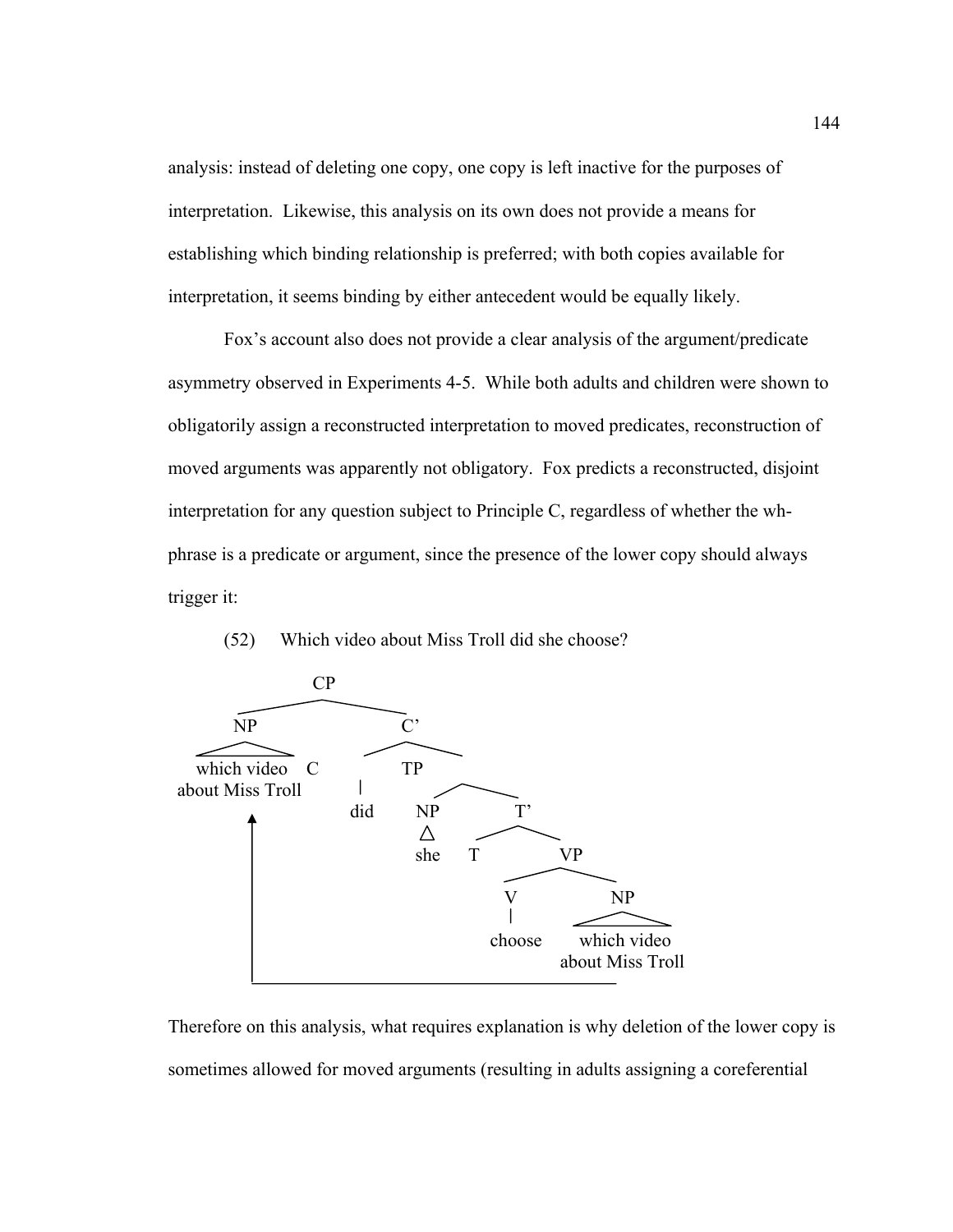analysis: instead of deleting one copy, one copy is left inactive for the purposes of interpretation. Likewise, this analysis on its own does not provide a means for establishing which binding relationship is preferred; with both copies available for interpretation, it seems binding by either antecedent would be equally likely.

Fox's account also does not provide a clear analysis of the argument/predicate asymmetry observed in Experiments 4-5. While both adults and children were shown to obligatorily assign a reconstructed interpretation to moved predicates, reconstruction of moved arguments was apparently not obligatory. Fox predicts a reconstructed, disjoint interpretation for any question subject to Principle C, regardless of whether the wh-phrase is a predicate or argument, since the presence of the lower copy should always trigger it:

(52) Which video about Miss Troll did she choose?

```
                CP
        ________|________
       NP                C'
       /\           _____|_____
 which video       C           TP
 about Miss Troll  |        ___|___
       ^          did      NP      T'
       |                   /\    __|__
       |                  she   T     VP
       |                           ___|___
       |                          V       NP
       |                          |       /\
       |                       choose  which video
       |                               about Miss Troll
       |_______________________________________|
```

Therefore on this analysis, what requires explanation is why deletion of the lower copy is sometimes allowed for moved arguments (resulting in adults assigning a coreferential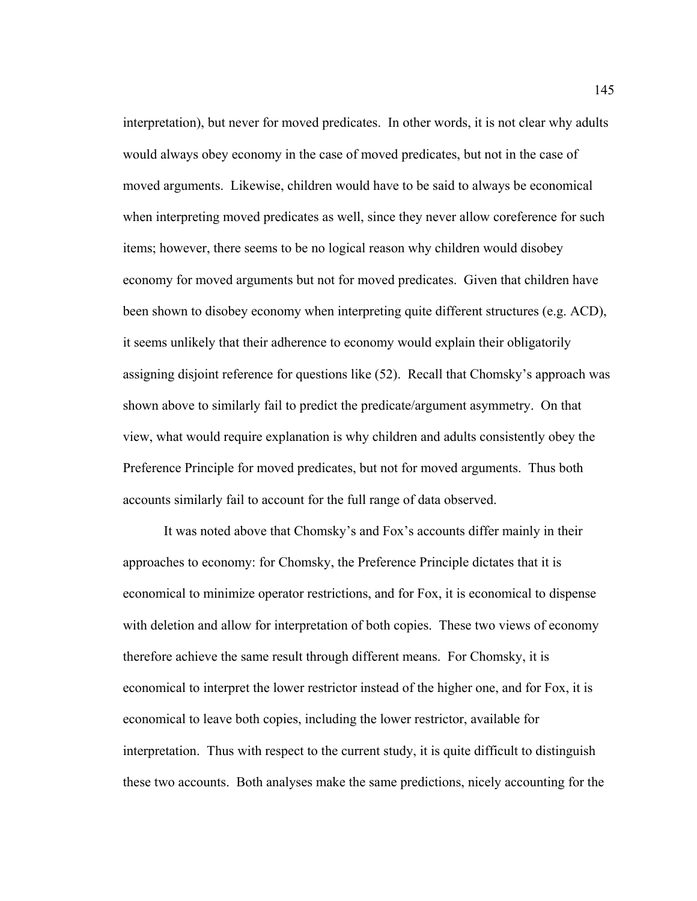interpretation), but never for moved predicates. In other words, it is not clear why adults would always obey economy in the case of moved predicates, but not in the case of moved arguments. Likewise, children would have to be said to always be economical when interpreting moved predicates as well, since they never allow coreference for such items; however, there seems to be no logical reason why children would disobey economy for moved arguments but not for moved predicates. Given that children have been shown to disobey economy when interpreting quite different structures (e.g. ACD), it seems unlikely that their adherence to economy would explain their obligatorily assigning disjoint reference for questions like (52). Recall that Chomsky's approach was shown above to similarly fail to predict the predicate/argument asymmetry. On that view, what would require explanation is why children and adults consistently obey the Preference Principle for moved predicates, but not for moved arguments. Thus both accounts similarly fail to account for the full range of data observed.

It was noted above that Chomsky's and Fox's accounts differ mainly in their approaches to economy: for Chomsky, the Preference Principle dictates that it is economical to minimize operator restrictions, and for Fox, it is economical to dispense with deletion and allow for interpretation of both copies. These two views of economy therefore achieve the same result through different means. For Chomsky, it is economical to interpret the lower restrictor instead of the higher one, and for Fox, it is economical to leave both copies, including the lower restrictor, available for interpretation. Thus with respect to the current study, it is quite difficult to distinguish these two accounts. Both analyses make the same predictions, nicely accounting for the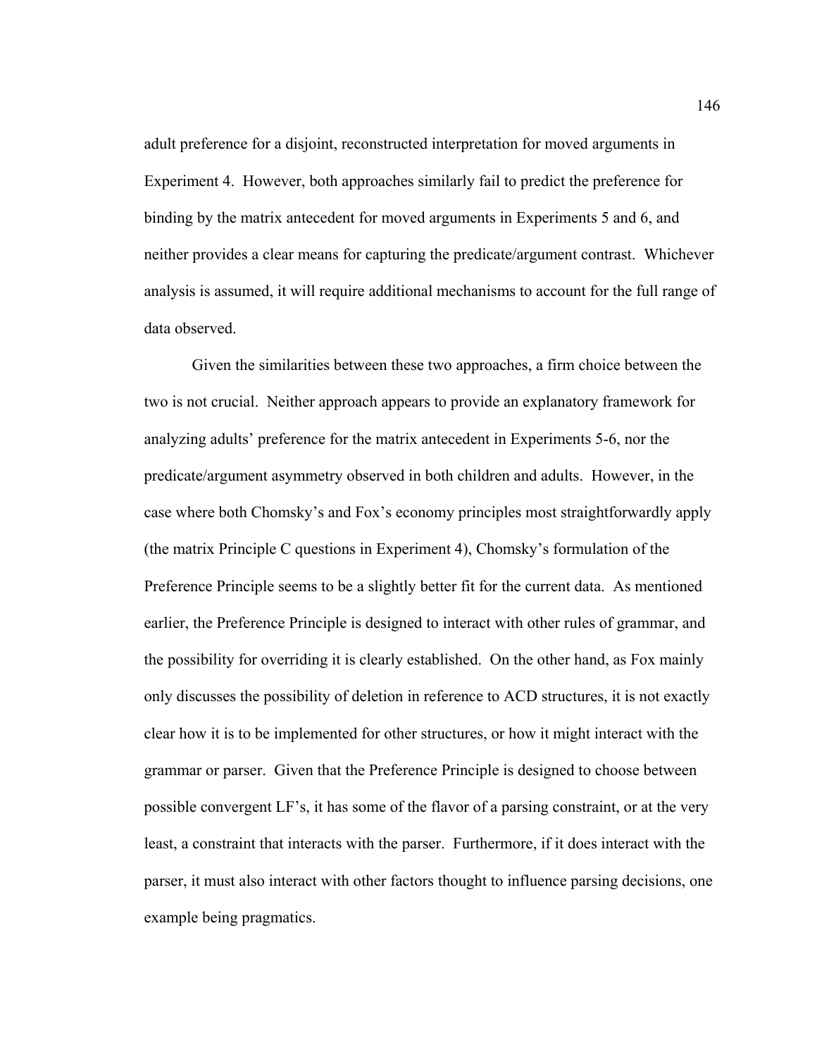adult preference for a disjoint, reconstructed interpretation for moved arguments in Experiment 4. However, both approaches similarly fail to predict the preference for binding by the matrix antecedent for moved arguments in Experiments 5 and 6, and neither provides a clear means for capturing the predicate/argument contrast. Whichever analysis is assumed, it will require additional mechanisms to account for the full range of data observed.

Given the similarities between these two approaches, a firm choice between the two is not crucial. Neither approach appears to provide an explanatory framework for analyzing adults' preference for the matrix antecedent in Experiments 5-6, nor the predicate/argument asymmetry observed in both children and adults. However, in the case where both Chomsky's and Fox's economy principles most straightforwardly apply (the matrix Principle C questions in Experiment 4), Chomsky's formulation of the Preference Principle seems to be a slightly better fit for the current data. As mentioned earlier, the Preference Principle is designed to interact with other rules of grammar, and the possibility for overriding it is clearly established. On the other hand, as Fox mainly only discusses the possibility of deletion in reference to ACD structures, it is not exactly clear how it is to be implemented for other structures, or how it might interact with the grammar or parser. Given that the Preference Principle is designed to choose between possible convergent LF's, it has some of the flavor of a parsing constraint, or at the very least, a constraint that interacts with the parser. Furthermore, if it does interact with the parser, it must also interact with other factors thought to influence parsing decisions, one example being pragmatics.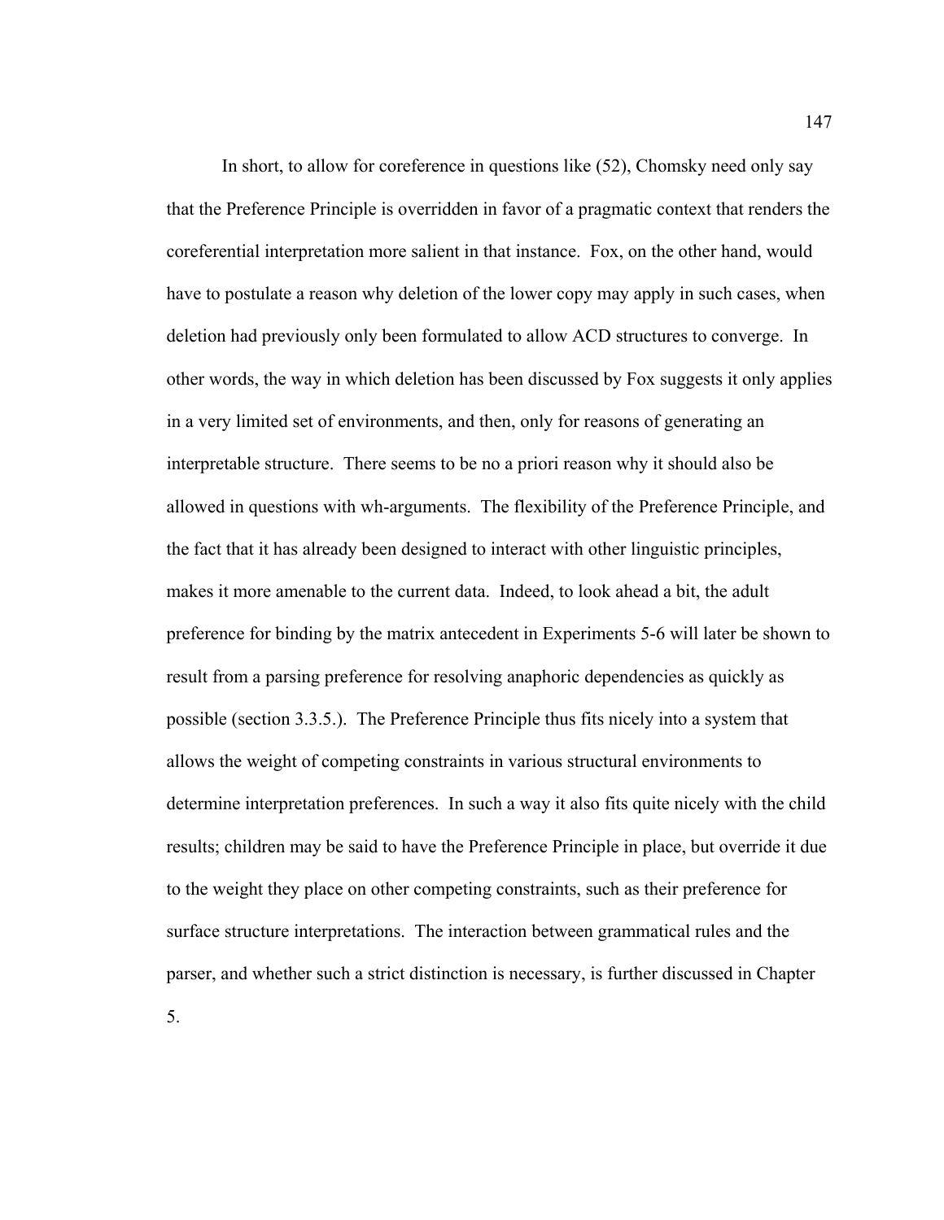In short, to allow for coreference in questions like (52), Chomsky need only say that the Preference Principle is overridden in favor of a pragmatic context that renders the coreferential interpretation more salient in that instance. Fox, on the other hand, would have to postulate a reason why deletion of the lower copy may apply in such cases, when deletion had previously only been formulated to allow ACD structures to converge. In other words, the way in which deletion has been discussed by Fox suggests it only applies in a very limited set of environments, and then, only for reasons of generating an interpretable structure. There seems to be no a priori reason why it should also be allowed in questions with wh-arguments. The flexibility of the Preference Principle, and the fact that it has already been designed to interact with other linguistic principles, makes it more amenable to the current data. Indeed, to look ahead a bit, the adult preference for binding by the matrix antecedent in Experiments 5-6 will later be shown to result from a parsing preference for resolving anaphoric dependencies as quickly as possible (section 3.3.5.). The Preference Principle thus fits nicely into a system that allows the weight of competing constraints in various structural environments to determine interpretation preferences. In such a way it also fits quite nicely with the child results; children may be said to have the Preference Principle in place, but override it due to the weight they place on other competing constraints, such as their preference for surface structure interpretations. The interaction between grammatical rules and the parser, and whether such a strict distinction is necessary, is further discussed in Chapter 5.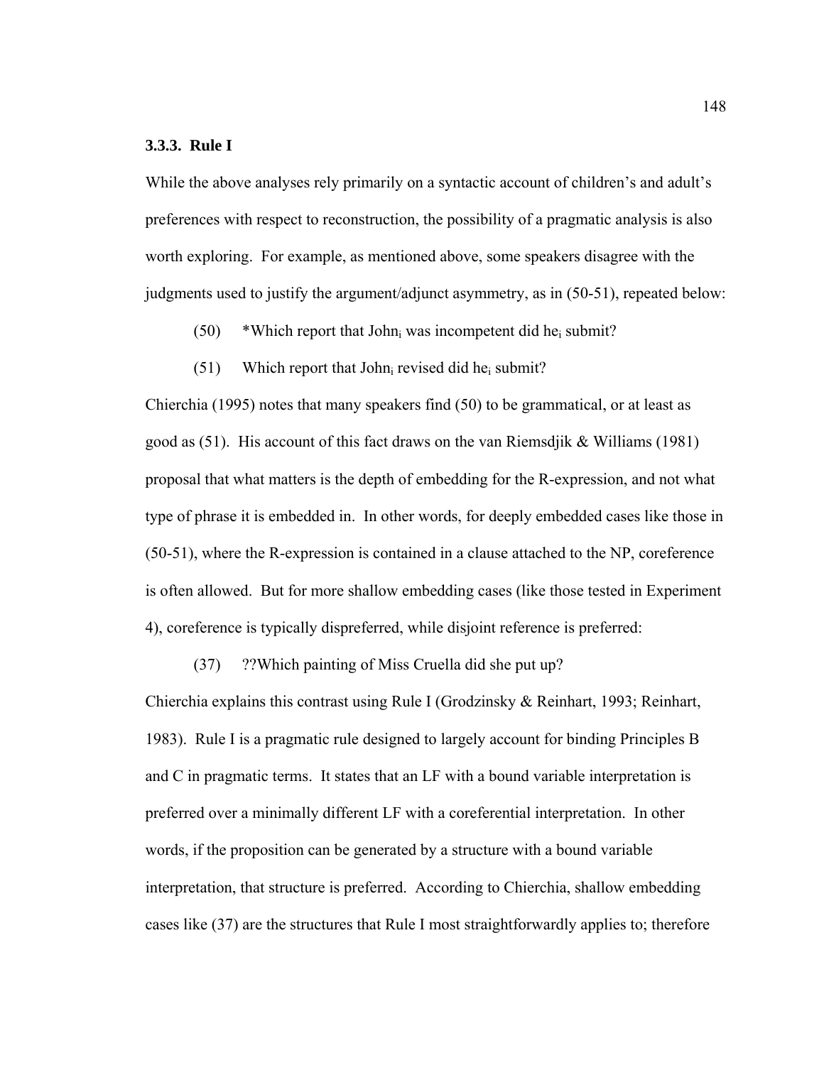### 3.3.3. Rule I

While the above analyses rely primarily on a syntactic account of children's and adult's preferences with respect to reconstruction, the possibility of a pragmatic analysis is also worth exploring. For example, as mentioned above, some speakers disagree with the judgments used to justify the argument/adjunct asymmetry, as in (50-51), repeated below:

(50) *Which report that John$_i$ was incompetent did he$_i$ submit?

(51) Which report that John$_i$ revised did he$_i$ submit?

Chierchia (1995) notes that many speakers find (50) to be grammatical, or at least as good as (51). His account of this fact draws on the van Riemsdjik & Williams (1981) proposal that what matters is the depth of embedding for the R-expression, and not what type of phrase it is embedded in. In other words, for deeply embedded cases like those in (50-51), where the R-expression is contained in a clause attached to the NP, coreference is often allowed. But for more shallow embedding cases (like those tested in Experiment 4), coreference is typically dispreferred, while disjoint reference is preferred:

(37) ??Which painting of Miss Cruella did she put up?

Chierchia explains this contrast using Rule I (Grodzinsky & Reinhart, 1993; Reinhart, 1983). Rule I is a pragmatic rule designed to largely account for binding Principles B and C in pragmatic terms. It states that an LF with a bound variable interpretation is preferred over a minimally different LF with a coreferential interpretation. In other words, if the proposition can be generated by a structure with a bound variable interpretation, that structure is preferred. According to Chierchia, shallow embedding cases like (37) are the structures that Rule I most straightforwardly applies to; therefore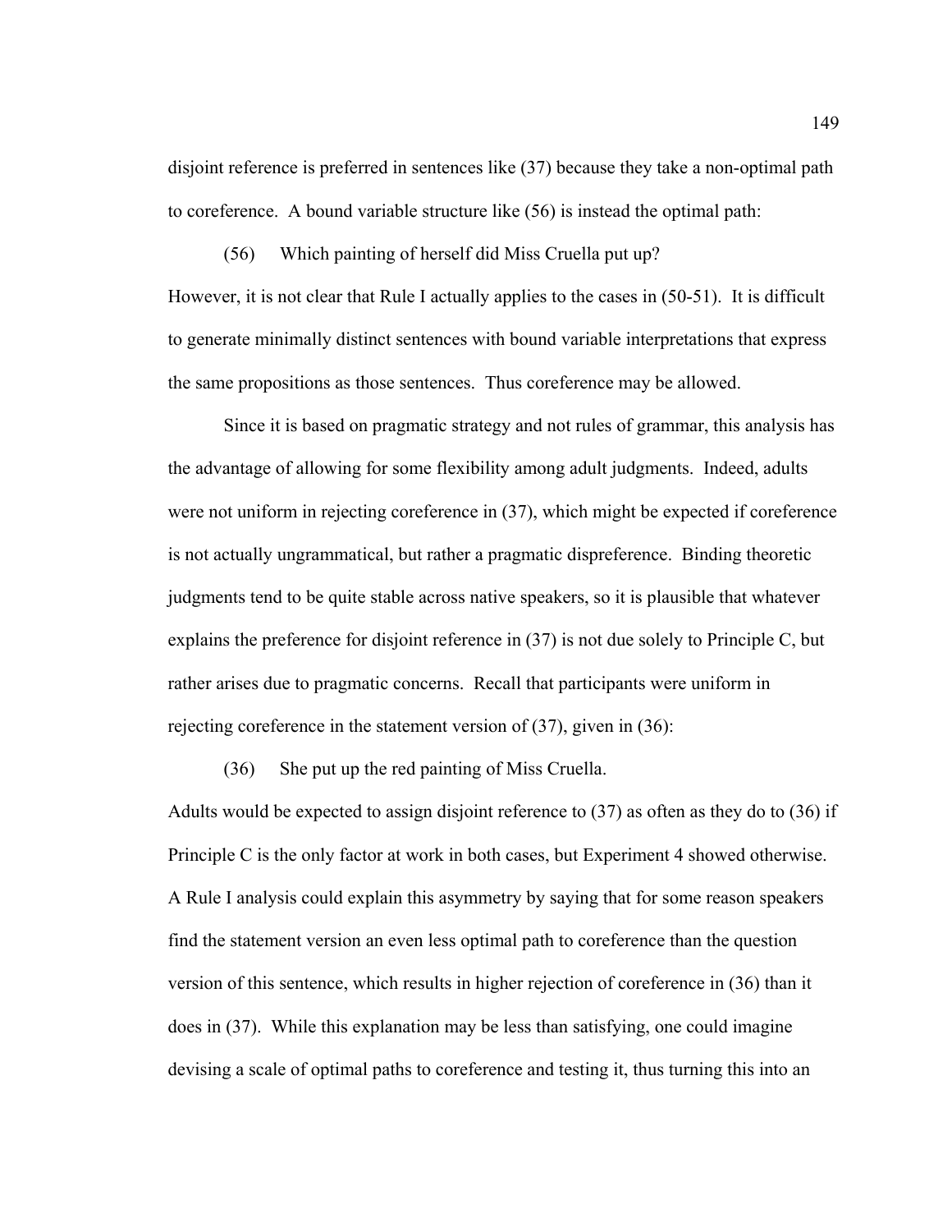disjoint reference is preferred in sentences like (37) because they take a non-optimal path to coreference. A bound variable structure like (56) is instead the optimal path:

(56) Which painting of herself did Miss Cruella put up?

However, it is not clear that Rule I actually applies to the cases in (50-51). It is difficult to generate minimally distinct sentences with bound variable interpretations that express the same propositions as those sentences. Thus coreference may be allowed.

Since it is based on pragmatic strategy and not rules of grammar, this analysis has the advantage of allowing for some flexibility among adult judgments. Indeed, adults were not uniform in rejecting coreference in (37), which might be expected if coreference is not actually ungrammatical, but rather a pragmatic dispreference. Binding theoretic judgments tend to be quite stable across native speakers, so it is plausible that whatever explains the preference for disjoint reference in (37) is not due solely to Principle C, but rather arises due to pragmatic concerns. Recall that participants were uniform in rejecting coreference in the statement version of (37), given in (36):

(36) She put up the red painting of Miss Cruella.

Adults would be expected to assign disjoint reference to (37) as often as they do to (36) if Principle C is the only factor at work in both cases, but Experiment 4 showed otherwise. A Rule I analysis could explain this asymmetry by saying that for some reason speakers find the statement version an even less optimal path to coreference than the question version of this sentence, which results in higher rejection of coreference in (36) than it does in (37). While this explanation may be less than satisfying, one could imagine devising a scale of optimal paths to coreference and testing it, thus turning this into an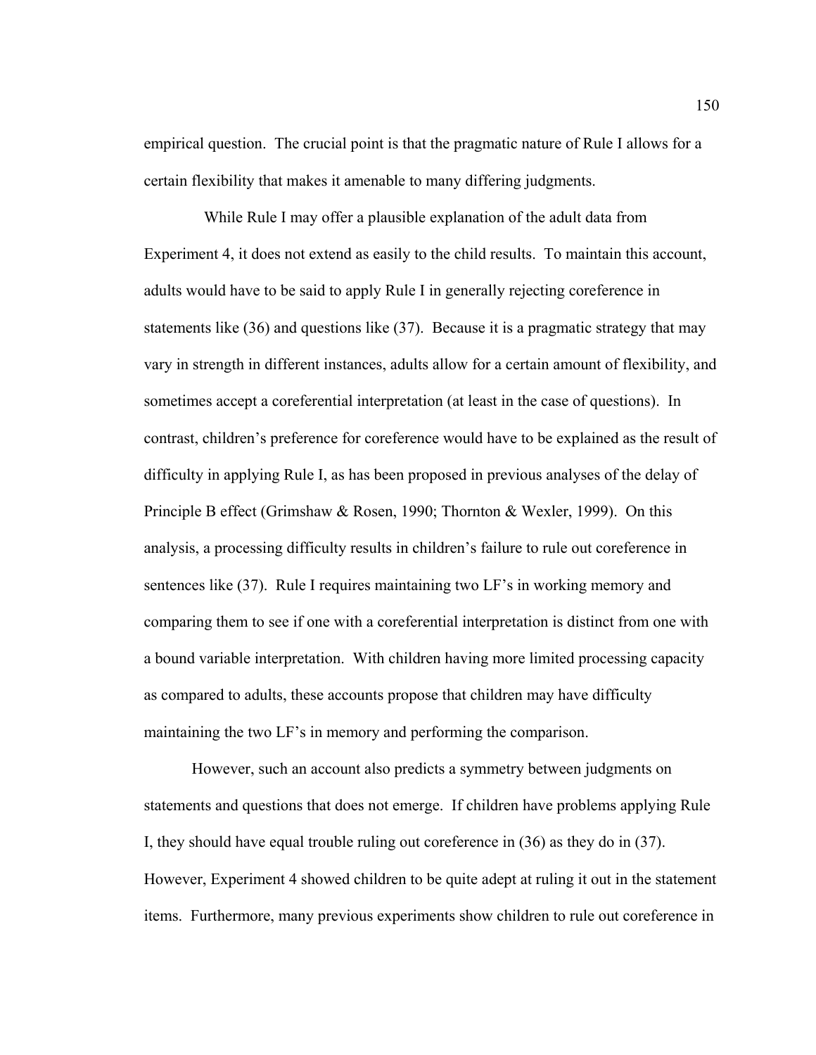empirical question. The crucial point is that the pragmatic nature of Rule I allows for a certain flexibility that makes it amenable to many differing judgments.

While Rule I may offer a plausible explanation of the adult data from Experiment 4, it does not extend as easily to the child results. To maintain this account, adults would have to be said to apply Rule I in generally rejecting coreference in statements like (36) and questions like (37). Because it is a pragmatic strategy that may vary in strength in different instances, adults allow for a certain amount of flexibility, and sometimes accept a coreferential interpretation (at least in the case of questions). In contrast, children's preference for coreference would have to be explained as the result of difficulty in applying Rule I, as has been proposed in previous analyses of the delay of Principle B effect (Grimshaw & Rosen, 1990; Thornton & Wexler, 1999). On this analysis, a processing difficulty results in children's failure to rule out coreference in sentences like (37). Rule I requires maintaining two LF's in working memory and comparing them to see if one with a coreferential interpretation is distinct from one with a bound variable interpretation. With children having more limited processing capacity as compared to adults, these accounts propose that children may have difficulty maintaining the two LF's in memory and performing the comparison.

However, such an account also predicts a symmetry between judgments on statements and questions that does not emerge. If children have problems applying Rule I, they should have equal trouble ruling out coreference in (36) as they do in (37). However, Experiment 4 showed children to be quite adept at ruling it out in the statement items. Furthermore, many previous experiments show children to rule out coreference in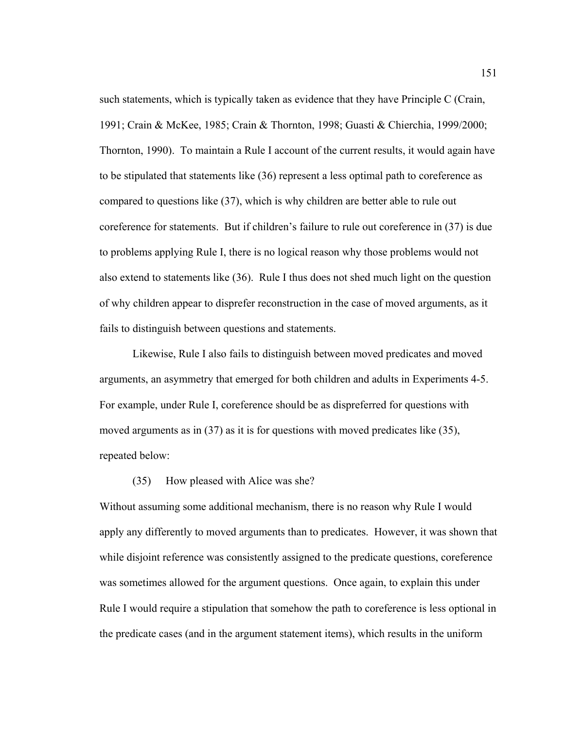such statements, which is typically taken as evidence that they have Principle C (Crain, 1991; Crain & McKee, 1985; Crain & Thornton, 1998; Guasti & Chierchia, 1999/2000; Thornton, 1990). To maintain a Rule I account of the current results, it would again have to be stipulated that statements like (36) represent a less optimal path to coreference as compared to questions like (37), which is why children are better able to rule out coreference for statements. But if children's failure to rule out coreference in (37) is due to problems applying Rule I, there is no logical reason why those problems would not also extend to statements like (36). Rule I thus does not shed much light on the question of why children appear to disprefer reconstruction in the case of moved arguments, as it fails to distinguish between questions and statements.

Likewise, Rule I also fails to distinguish between moved predicates and moved arguments, an asymmetry that emerged for both children and adults in Experiments 4-5. For example, under Rule I, coreference should be as dispreferred for questions with moved arguments as in (37) as it is for questions with moved predicates like (35), repeated below:

(35) How pleased with Alice was she?

Without assuming some additional mechanism, there is no reason why Rule I would apply any differently to moved arguments than to predicates. However, it was shown that while disjoint reference was consistently assigned to the predicate questions, coreference was sometimes allowed for the argument questions. Once again, to explain this under Rule I would require a stipulation that somehow the path to coreference is less optional in the predicate cases (and in the argument statement items), which results in the uniform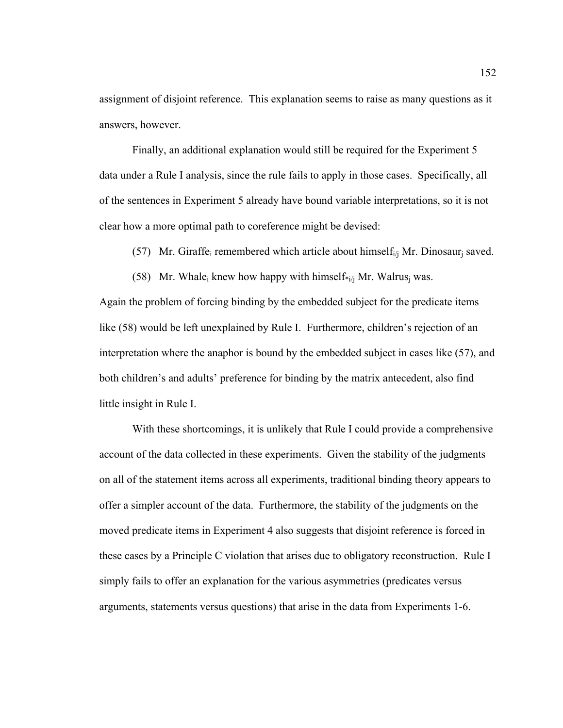assignment of disjoint reference. This explanation seems to raise as many questions as it answers, however.

Finally, an additional explanation would still be required for the Experiment 5 data under a Rule I analysis, since the rule fails to apply in those cases. Specifically, all of the sentences in Experiment 5 already have bound variable interpretations, so it is not clear how a more optimal path to coreference might be devised:

(57) Mr. Giraffe$_i$ remembered which article about himself$_{i/j}$ Mr. Dinosaur$_j$ saved.

(58) Mr. Whale$_i$ knew how happy with himself$_{*i/j}$ Mr. Walrus$_j$ was.

Again the problem of forcing binding by the embedded subject for the predicate items like (58) would be left unexplained by Rule I. Furthermore, children's rejection of an interpretation where the anaphor is bound by the embedded subject in cases like (57), and both children's and adults' preference for binding by the matrix antecedent, also find little insight in Rule I.

With these shortcomings, it is unlikely that Rule I could provide a comprehensive account of the data collected in these experiments. Given the stability of the judgments on all of the statement items across all experiments, traditional binding theory appears to offer a simpler account of the data. Furthermore, the stability of the judgments on the moved predicate items in Experiment 4 also suggests that disjoint reference is forced in these cases by a Principle C violation that arises due to obligatory reconstruction. Rule I simply fails to offer an explanation for the various asymmetries (predicates versus arguments, statements versus questions) that arise in the data from Experiments 1-6.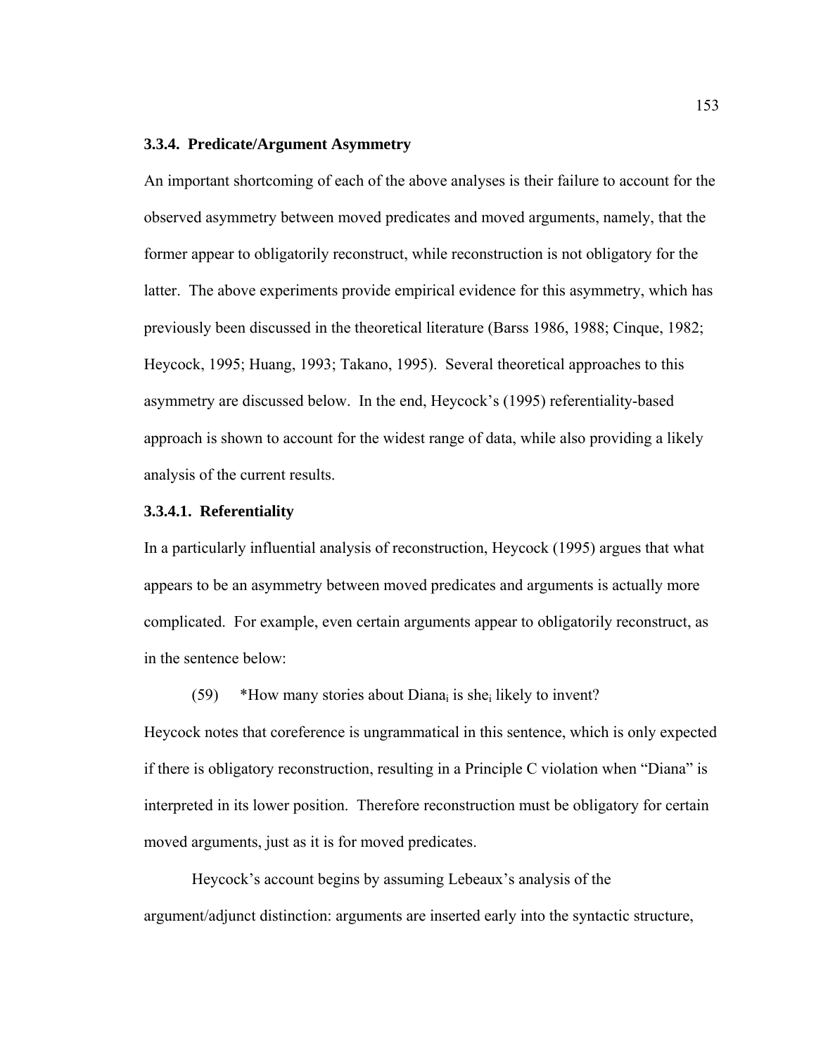### 3.3.4. Predicate/Argument Asymmetry

An important shortcoming of each of the above analyses is their failure to account for the observed asymmetry between moved predicates and moved arguments, namely, that the former appear to obligatorily reconstruct, while reconstruction is not obligatory for the latter. The above experiments provide empirical evidence for this asymmetry, which has previously been discussed in the theoretical literature (Barss 1986, 1988; Cinque, 1982; Heycock, 1995; Huang, 1993; Takano, 1995). Several theoretical approaches to this asymmetry are discussed below. In the end, Heycock's (1995) referentiality-based approach is shown to account for the widest range of data, while also providing a likely analysis of the current results.

#### 3.3.4.1. Referentiality

In a particularly influential analysis of reconstruction, Heycock (1995) argues that what appears to be an asymmetry between moved predicates and arguments is actually more complicated. For example, even certain arguments appear to obligatorily reconstruct, as in the sentence below:

(59) *How many stories about Diana$_i$ is she$_i$ likely to invent?

Heycock notes that coreference is ungrammatical in this sentence, which is only expected if there is obligatory reconstruction, resulting in a Principle C violation when "Diana" is interpreted in its lower position. Therefore reconstruction must be obligatory for certain moved arguments, just as it is for moved predicates.

Heycock's account begins by assuming Lebeaux's analysis of the argument/adjunct distinction: arguments are inserted early into the syntactic structure,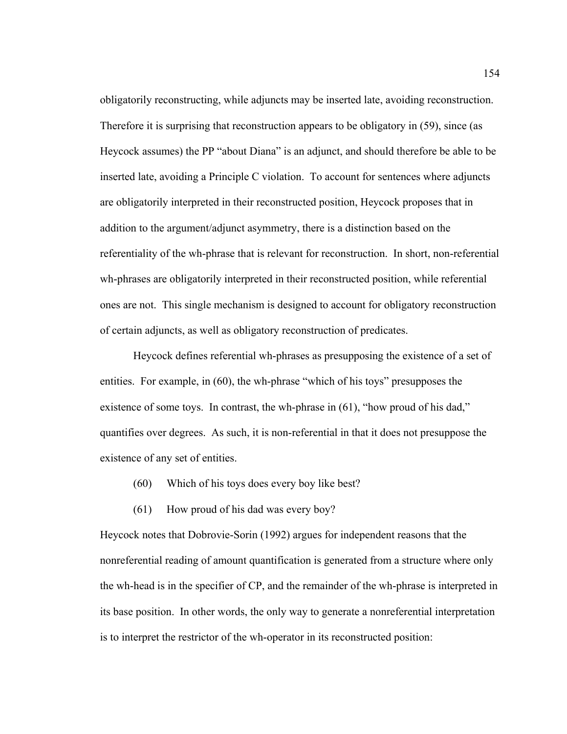obligatorily reconstructing, while adjuncts may be inserted late, avoiding reconstruction. Therefore it is surprising that reconstruction appears to be obligatory in (59), since (as Heycock assumes) the PP "about Diana" is an adjunct, and should therefore be able to be inserted late, avoiding a Principle C violation. To account for sentences where adjuncts are obligatorily interpreted in their reconstructed position, Heycock proposes that in addition to the argument/adjunct asymmetry, there is a distinction based on the referentiality of the wh-phrase that is relevant for reconstruction. In short, non-referential wh-phrases are obligatorily interpreted in their reconstructed position, while referential ones are not. This single mechanism is designed to account for obligatory reconstruction of certain adjuncts, as well as obligatory reconstruction of predicates.

Heycock defines referential wh-phrases as presupposing the existence of a set of entities. For example, in (60), the wh-phrase "which of his toys" presupposes the existence of some toys. In contrast, the wh-phrase in (61), "how proud of his dad," quantifies over degrees. As such, it is non-referential in that it does not presuppose the existence of any set of entities.

(60) Which of his toys does every boy like best?

(61) How proud of his dad was every boy?

Heycock notes that Dobrovie-Sorin (1992) argues for independent reasons that the nonreferential reading of amount quantification is generated from a structure where only the wh-head is in the specifier of CP, and the remainder of the wh-phrase is interpreted in its base position. In other words, the only way to generate a nonreferential interpretation is to interpret the restrictor of the wh-operator in its reconstructed position: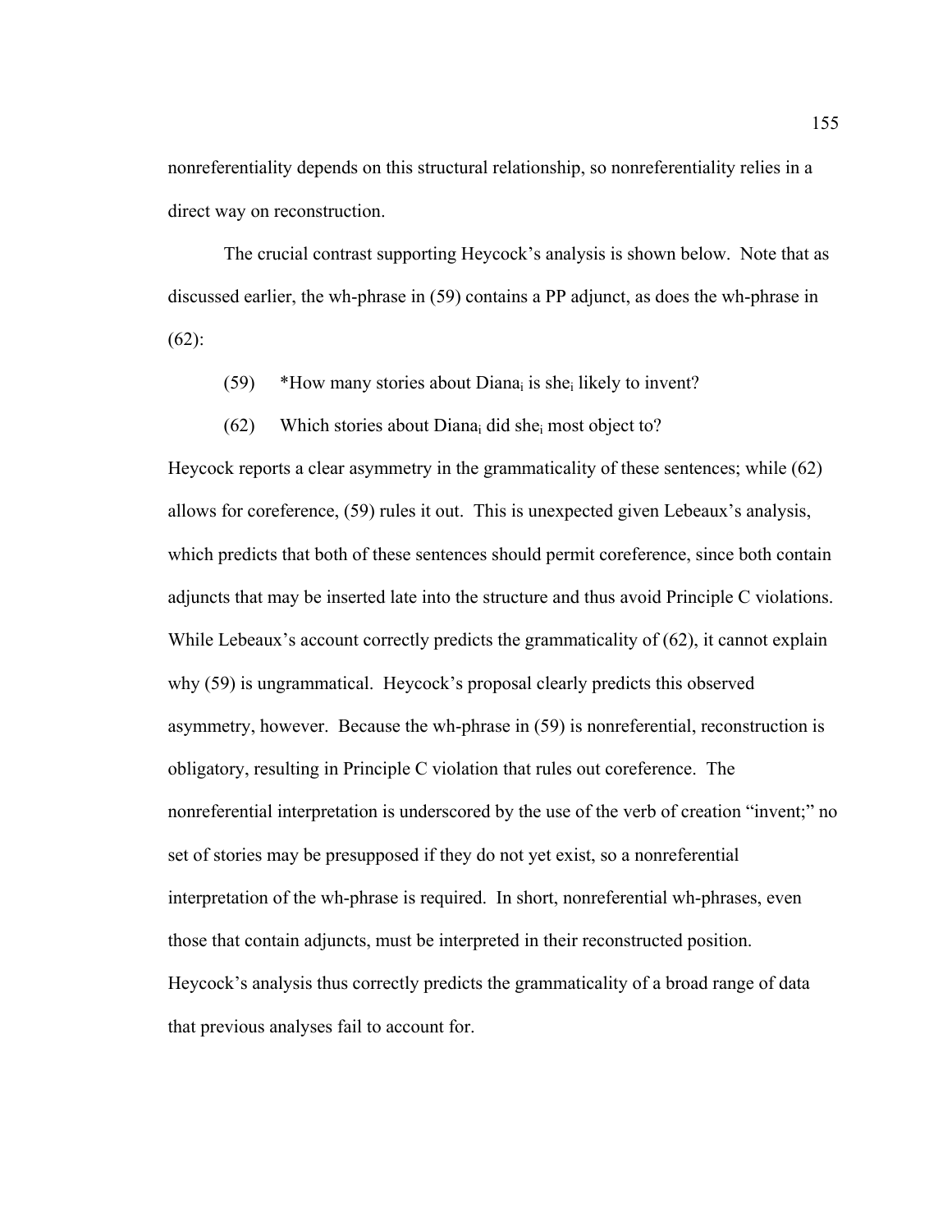nonreferentiality depends on this structural relationship, so nonreferentiality relies in a direct way on reconstruction.

The crucial contrast supporting Heycock's analysis is shown below. Note that as discussed earlier, the wh-phrase in (59) contains a PP adjunct, as does the wh-phrase in (62):

(59) *How many stories about Diana$_i$ is she$_i$ likely to invent?

(62) Which stories about Diana$_i$ did she$_i$ most object to?

Heycock reports a clear asymmetry in the grammaticality of these sentences; while (62) allows for coreference, (59) rules it out. This is unexpected given Lebeaux's analysis, which predicts that both of these sentences should permit coreference, since both contain adjuncts that may be inserted late into the structure and thus avoid Principle C violations. While Lebeaux's account correctly predicts the grammaticality of (62), it cannot explain why (59) is ungrammatical. Heycock's proposal clearly predicts this observed asymmetry, however. Because the wh-phrase in (59) is nonreferential, reconstruction is obligatory, resulting in Principle C violation that rules out coreference. The nonreferential interpretation is underscored by the use of the verb of creation "invent;" no set of stories may be presupposed if they do not yet exist, so a nonreferential interpretation of the wh-phrase is required. In short, nonreferential wh-phrases, even those that contain adjuncts, must be interpreted in their reconstructed position. Heycock's analysis thus correctly predicts the grammaticality of a broad range of data that previous analyses fail to account for.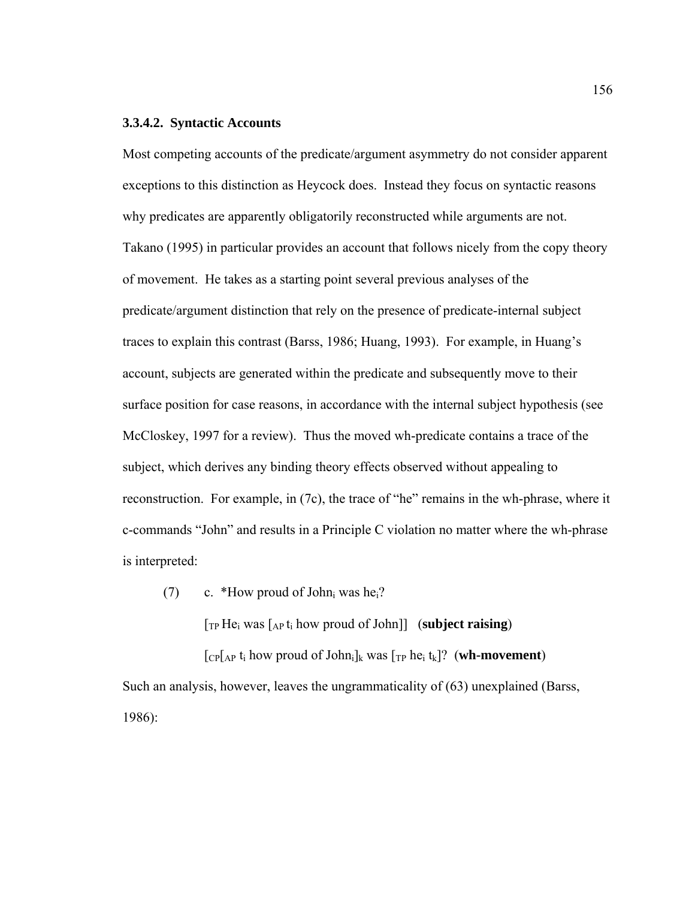### 3.3.4.2. Syntactic Accounts

Most competing accounts of the predicate/argument asymmetry do not consider apparent exceptions to this distinction as Heycock does. Instead they focus on syntactic reasons why predicates are apparently obligatorily reconstructed while arguments are not. Takano (1995) in particular provides an account that follows nicely from the copy theory of movement. He takes as a starting point several previous analyses of the predicate/argument distinction that rely on the presence of predicate-internal subject traces to explain this contrast (Barss, 1986; Huang, 1993). For example, in Huang's account, subjects are generated within the predicate and subsequently move to their surface position for case reasons, in accordance with the internal subject hypothesis (see McCloskey, 1997 for a review). Thus the moved wh-predicate contains a trace of the subject, which derives any binding theory effects observed without appealing to reconstruction. For example, in (7c), the trace of "he" remains in the wh-phrase, where it c-commands "John" and results in a Principle C violation no matter where the wh-phrase is interpreted:

(7) c. *How proud of John$_i$ was he$_i$?

[$_{TP}$ He$_i$ was [$_{AP}$ t$_i$ how proud of John]] (**subject raising**)

[$_{CP}$[$_{AP}$ t$_i$ how proud of John$_i$]$_k$ was [$_{TP}$ he$_i$ t$_k$]? (**wh-movement**)

Such an analysis, however, leaves the ungrammaticality of (63) unexplained (Barss, 1986):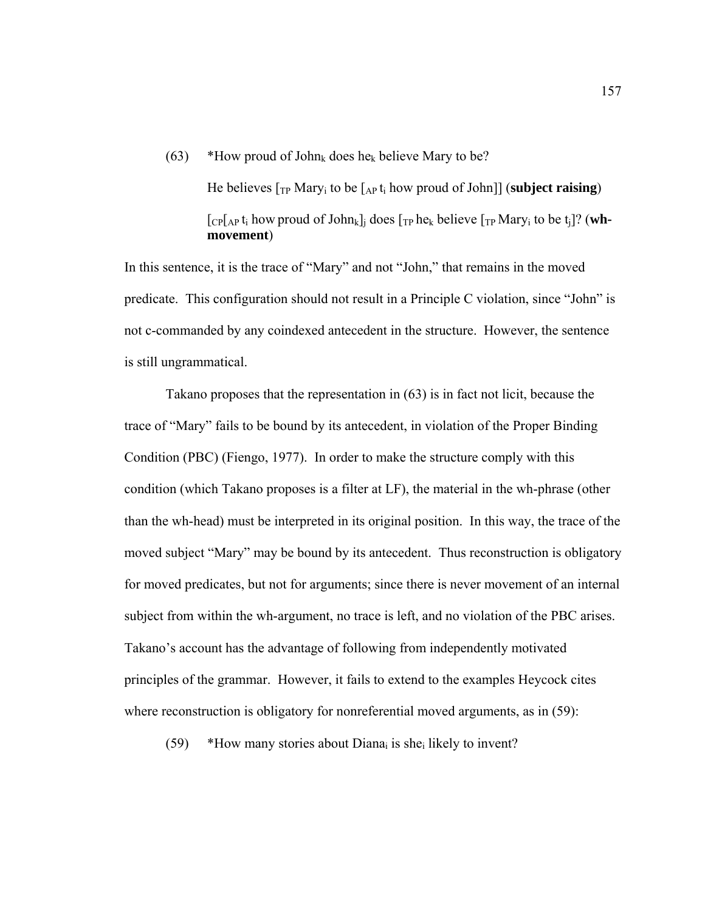(63) *How proud of John$_k$ does he$_k$ believe Mary to be?

He believes [$_{TP}$ Mary$_i$ to be [$_{AP}$ t$_i$ how proud of John]] (**subject raising**)

[$_{CP}$[$_{AP}$ t$_i$ how proud of John$_k$]$_j$ does [$_{TP}$ he$_k$ believe [$_{TP}$ Mary$_i$ to be t$_j$]? (**wh-movement**)

In this sentence, it is the trace of "Mary" and not "John," that remains in the moved predicate. This configuration should not result in a Principle C violation, since "John" is not c-commanded by any coindexed antecedent in the structure. However, the sentence is still ungrammatical.

Takano proposes that the representation in (63) is in fact not licit, because the trace of "Mary" fails to be bound by its antecedent, in violation of the Proper Binding Condition (PBC) (Fiengo, 1977). In order to make the structure comply with this condition (which Takano proposes is a filter at LF), the material in the wh-phrase (other than the wh-head) must be interpreted in its original position. In this way, the trace of the moved subject "Mary" may be bound by its antecedent. Thus reconstruction is obligatory for moved predicates, but not for arguments; since there is never movement of an internal subject from within the wh-argument, no trace is left, and no violation of the PBC arises. Takano's account has the advantage of following from independently motivated principles of the grammar. However, it fails to extend to the examples Heycock cites where reconstruction is obligatory for nonreferential moved arguments, as in (59):

(59) *How many stories about Diana$_i$ is she$_i$ likely to invent?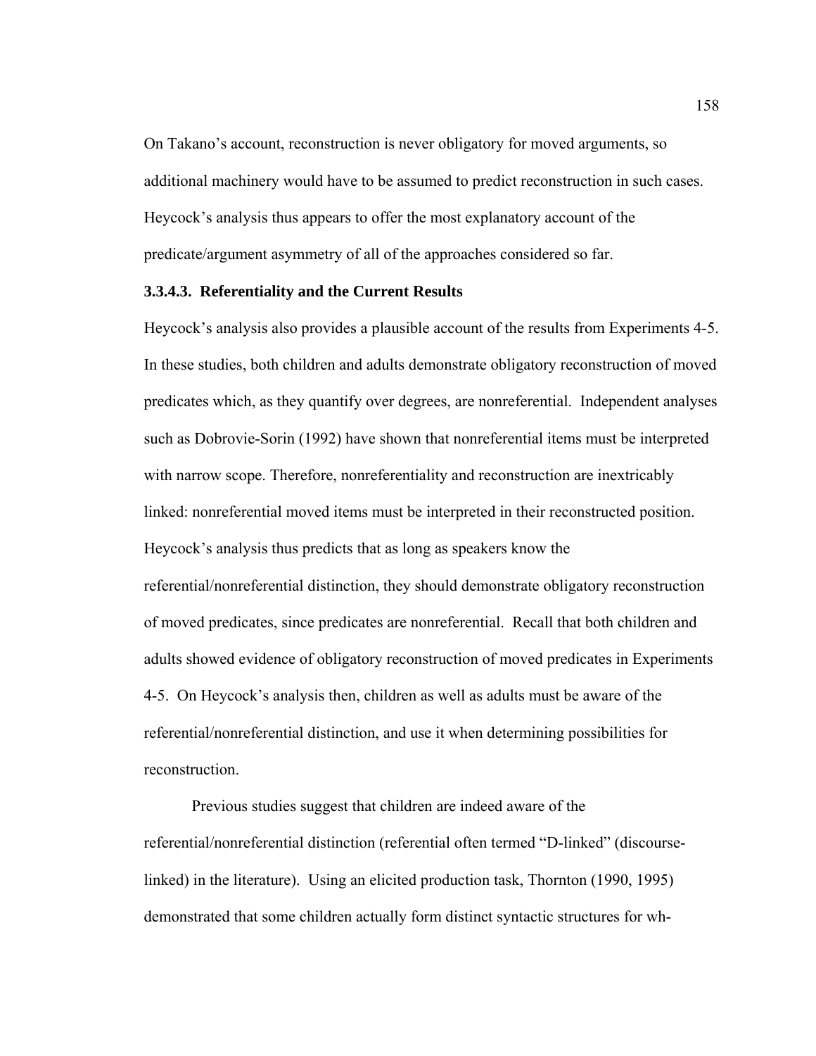On Takano's account, reconstruction is never obligatory for moved arguments, so additional machinery would have to be assumed to predict reconstruction in such cases. Heycock's analysis thus appears to offer the most explanatory account of the predicate/argument asymmetry of all of the approaches considered so far.

#### 3.3.4.3. Referentiality and the Current Results

Heycock's analysis also provides a plausible account of the results from Experiments 4-5. In these studies, both children and adults demonstrate obligatory reconstruction of moved predicates which, as they quantify over degrees, are nonreferential. Independent analyses such as Dobrovie-Sorin (1992) have shown that nonreferential items must be interpreted with narrow scope. Therefore, nonreferentiality and reconstruction are inextricably linked: nonreferential moved items must be interpreted in their reconstructed position. Heycock's analysis thus predicts that as long as speakers know the referential/nonreferential distinction, they should demonstrate obligatory reconstruction of moved predicates, since predicates are nonreferential. Recall that both children and adults showed evidence of obligatory reconstruction of moved predicates in Experiments 4-5. On Heycock's analysis then, children as well as adults must be aware of the referential/nonreferential distinction, and use it when determining possibilities for reconstruction.

Previous studies suggest that children are indeed aware of the referential/nonreferential distinction (referential often termed "D-linked" (discourse-linked) in the literature). Using an elicited production task, Thornton (1990, 1995) demonstrated that some children actually form distinct syntactic structures for wh-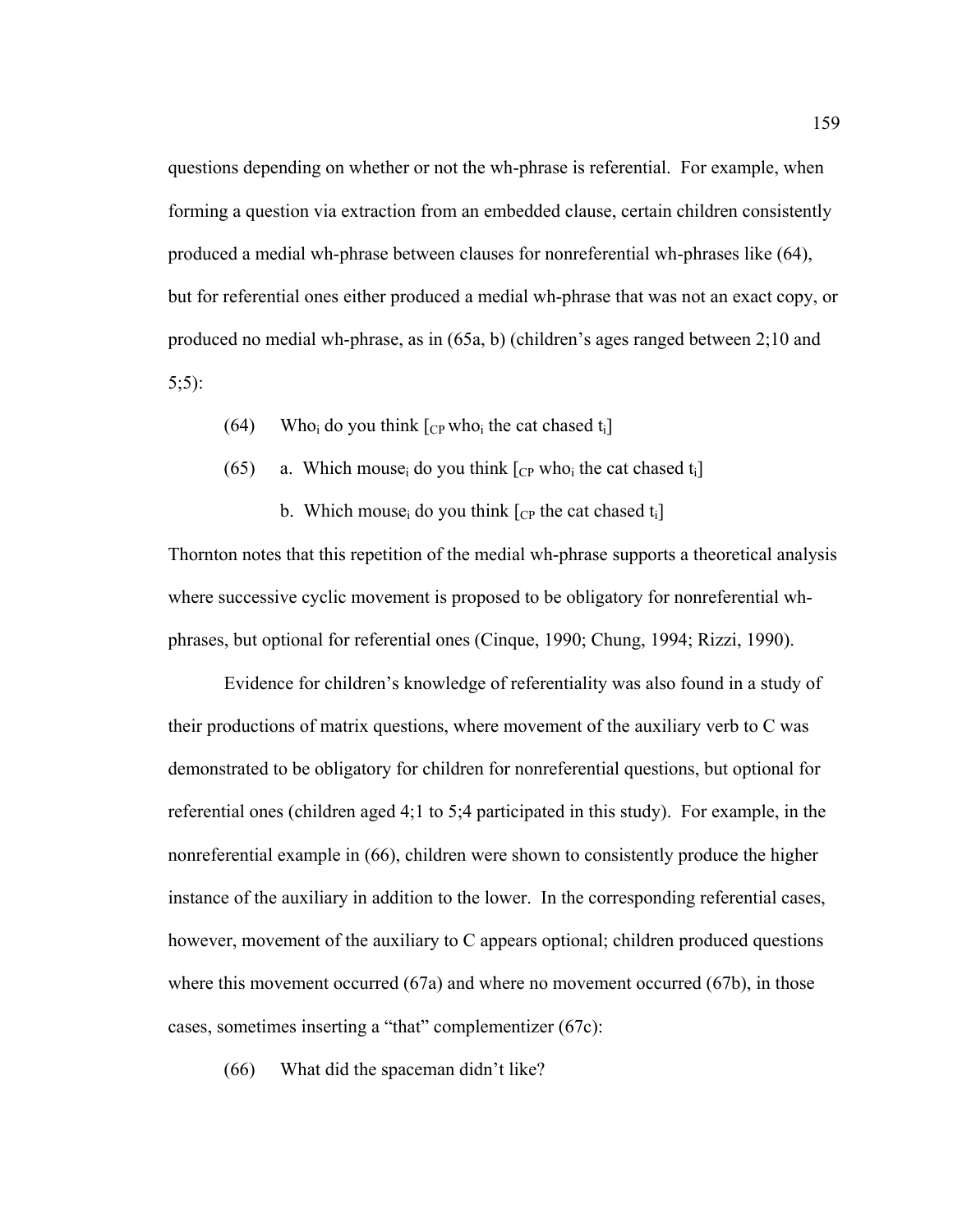questions depending on whether or not the wh-phrase is referential. For example, when forming a question via extraction from an embedded clause, certain children consistently produced a medial wh-phrase between clauses for nonreferential wh-phrases like (64), but for referential ones either produced a medial wh-phrase that was not an exact copy, or produced no medial wh-phrase, as in (65a, b) (children's ages ranged between 2;10 and 5;5):

(64) Who$_i$ do you think [$_{CP}$ who$_i$ the cat chased t$_i$]

(65) a. Which mouse$_i$ do you think [$_{CP}$ who$_i$ the cat chased t$_i$]

b. Which mouse$_i$ do you think [$_{CP}$ the cat chased t$_i$]

Thornton notes that this repetition of the medial wh-phrase supports a theoretical analysis where successive cyclic movement is proposed to be obligatory for nonreferential wh-phrases, but optional for referential ones (Cinque, 1990; Chung, 1994; Rizzi, 1990).

Evidence for children's knowledge of referentiality was also found in a study of their productions of matrix questions, where movement of the auxiliary verb to C was demonstrated to be obligatory for children for nonreferential questions, but optional for referential ones (children aged 4;1 to 5;4 participated in this study). For example, in the nonreferential example in (66), children were shown to consistently produce the higher instance of the auxiliary in addition to the lower. In the corresponding referential cases, however, movement of the auxiliary to C appears optional; children produced questions where this movement occurred (67a) and where no movement occurred (67b), in those cases, sometimes inserting a "that" complementizer (67c):

(66) What did the spaceman didn't like?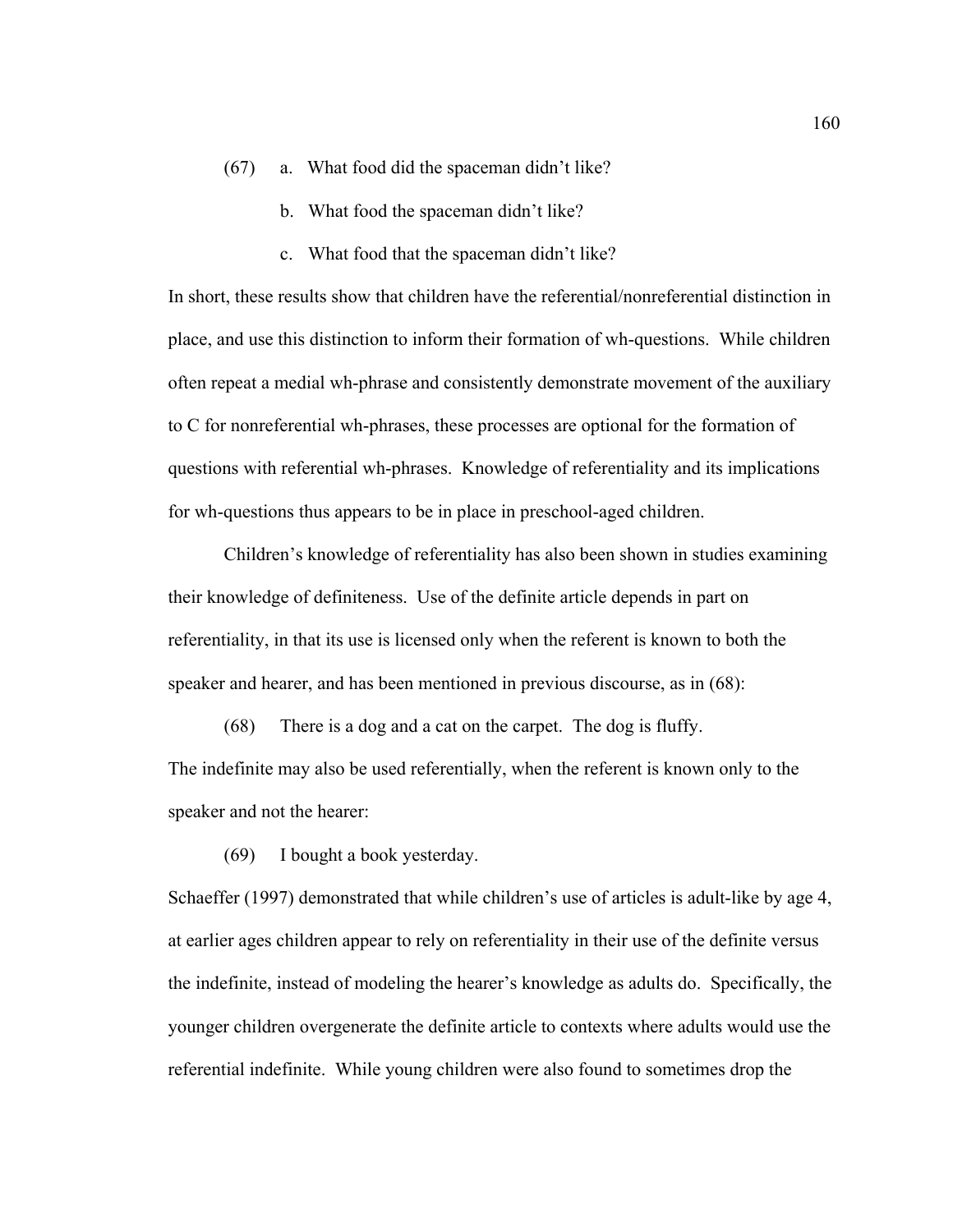(67) a. What food did the spaceman didn't like?

b. What food the spaceman didn't like?

c. What food that the spaceman didn't like?

In short, these results show that children have the referential/nonreferential distinction in place, and use this distinction to inform their formation of wh-questions. While children often repeat a medial wh-phrase and consistently demonstrate movement of the auxiliary to C for nonreferential wh-phrases, these processes are optional for the formation of questions with referential wh-phrases. Knowledge of referentiality and its implications for wh-questions thus appears to be in place in preschool-aged children.

Children's knowledge of referentiality has also been shown in studies examining their knowledge of definiteness. Use of the definite article depends in part on referentiality, in that its use is licensed only when the referent is known to both the speaker and hearer, and has been mentioned in previous discourse, as in (68):

(68) There is a dog and a cat on the carpet. The dog is fluffy.

The indefinite may also be used referentially, when the referent is known only to the speaker and not the hearer:

(69) I bought a book yesterday.

Schaeffer (1997) demonstrated that while children's use of articles is adult-like by age 4, at earlier ages children appear to rely on referentiality in their use of the definite versus the indefinite, instead of modeling the hearer's knowledge as adults do. Specifically, the younger children overgenerate the definite article to contexts where adults would use the referential indefinite. While young children were also found to sometimes drop the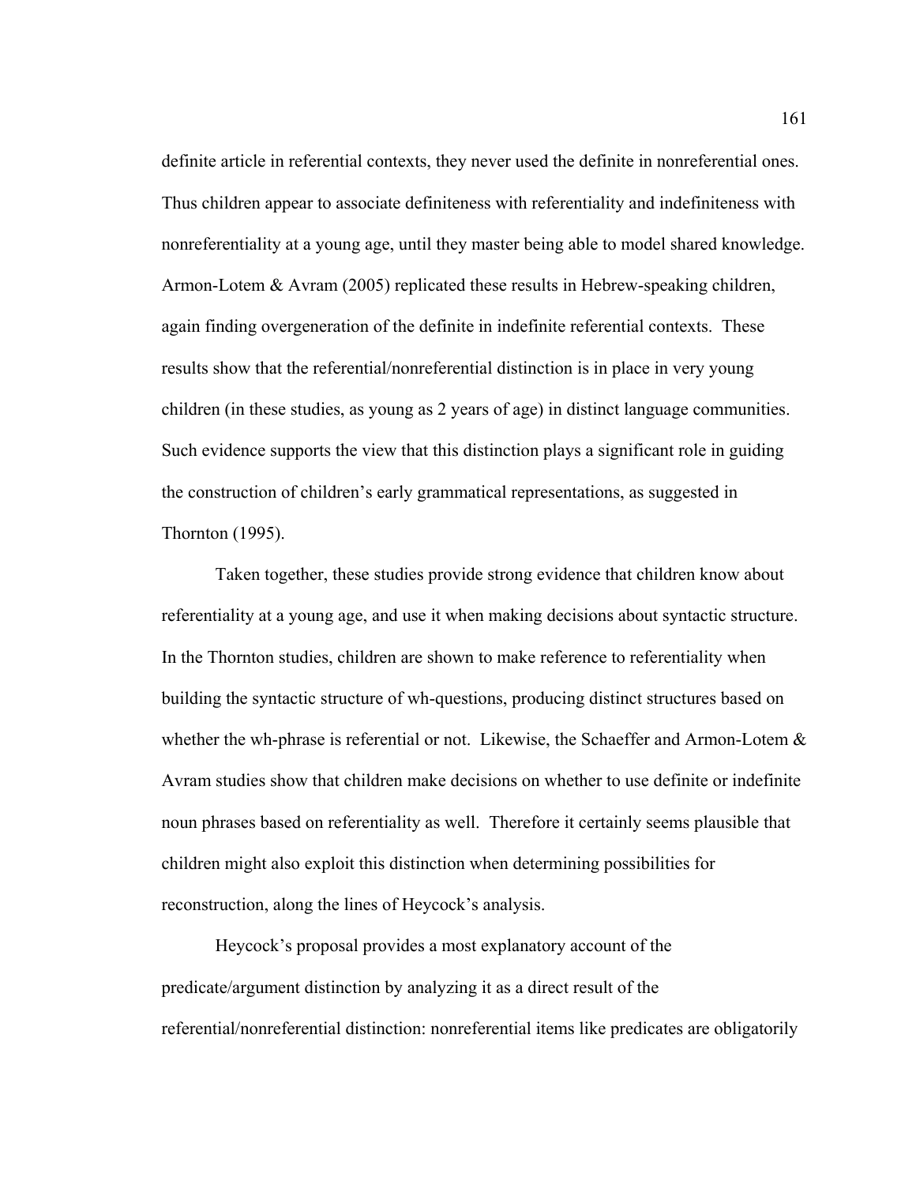definite article in referential contexts, they never used the definite in nonreferential ones. Thus children appear to associate definiteness with referentiality and indefiniteness with nonreferentiality at a young age, until they master being able to model shared knowledge. Armon-Lotem & Avram (2005) replicated these results in Hebrew-speaking children, again finding overgeneration of the definite in indefinite referential contexts. These results show that the referential/nonreferential distinction is in place in very young children (in these studies, as young as 2 years of age) in distinct language communities. Such evidence supports the view that this distinction plays a significant role in guiding the construction of children's early grammatical representations, as suggested in Thornton (1995).

Taken together, these studies provide strong evidence that children know about referentiality at a young age, and use it when making decisions about syntactic structure. In the Thornton studies, children are shown to make reference to referentiality when building the syntactic structure of wh-questions, producing distinct structures based on whether the wh-phrase is referential or not. Likewise, the Schaeffer and Armon-Lotem & Avram studies show that children make decisions on whether to use definite or indefinite noun phrases based on referentiality as well. Therefore it certainly seems plausible that children might also exploit this distinction when determining possibilities for reconstruction, along the lines of Heycock's analysis.

Heycock's proposal provides a most explanatory account of the predicate/argument distinction by analyzing it as a direct result of the referential/nonreferential distinction: nonreferential items like predicates are obligatorily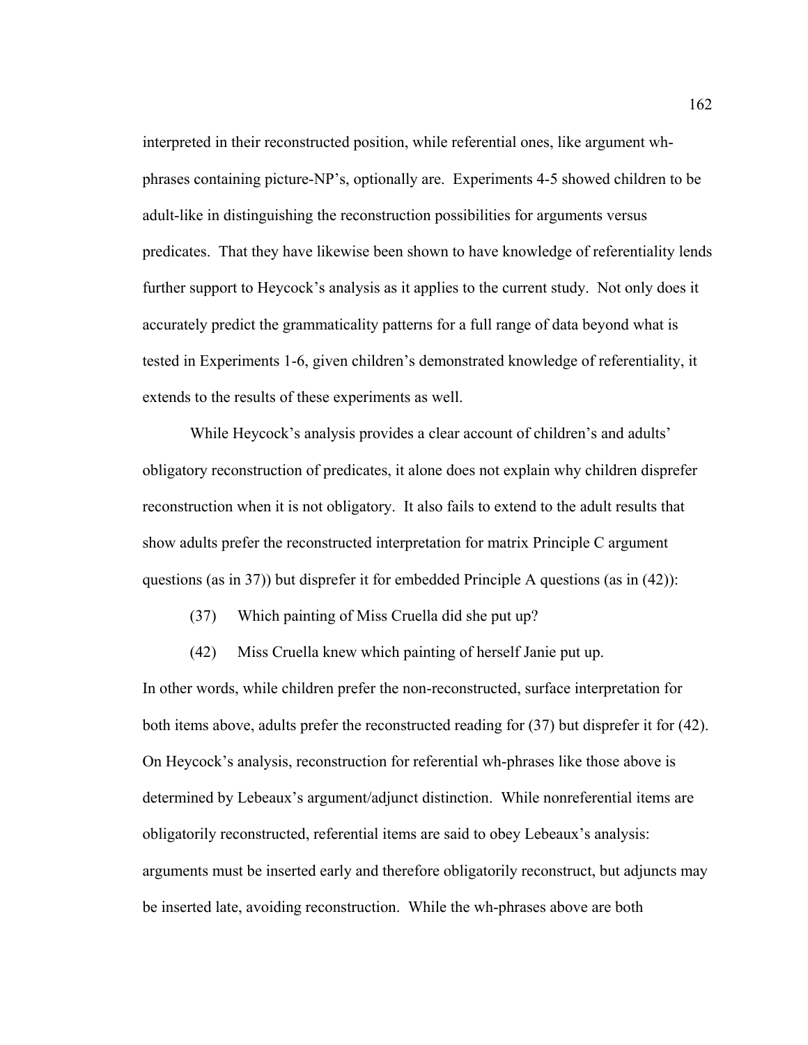interpreted in their reconstructed position, while referential ones, like argument wh-phrases containing picture-NP's, optionally are. Experiments 4-5 showed children to be adult-like in distinguishing the reconstruction possibilities for arguments versus predicates. That they have likewise been shown to have knowledge of referentiality lends further support to Heycock's analysis as it applies to the current study. Not only does it accurately predict the grammaticality patterns for a full range of data beyond what is tested in Experiments 1-6, given children's demonstrated knowledge of referentiality, it extends to the results of these experiments as well.

While Heycock's analysis provides a clear account of children's and adults' obligatory reconstruction of predicates, it alone does not explain why children disprefer reconstruction when it is not obligatory. It also fails to extend to the adult results that show adults prefer the reconstructed interpretation for matrix Principle C argument questions (as in 37)) but disprefer it for embedded Principle A questions (as in (42)):

(37) Which painting of Miss Cruella did she put up?

(42) Miss Cruella knew which painting of herself Janie put up.

In other words, while children prefer the non-reconstructed, surface interpretation for both items above, adults prefer the reconstructed reading for (37) but disprefer it for (42). On Heycock's analysis, reconstruction for referential wh-phrases like those above is determined by Lebeaux's argument/adjunct distinction. While nonreferential items are obligatorily reconstructed, referential items are said to obey Lebeaux's analysis: arguments must be inserted early and therefore obligatorily reconstruct, but adjuncts may be inserted late, avoiding reconstruction. While the wh-phrases above are both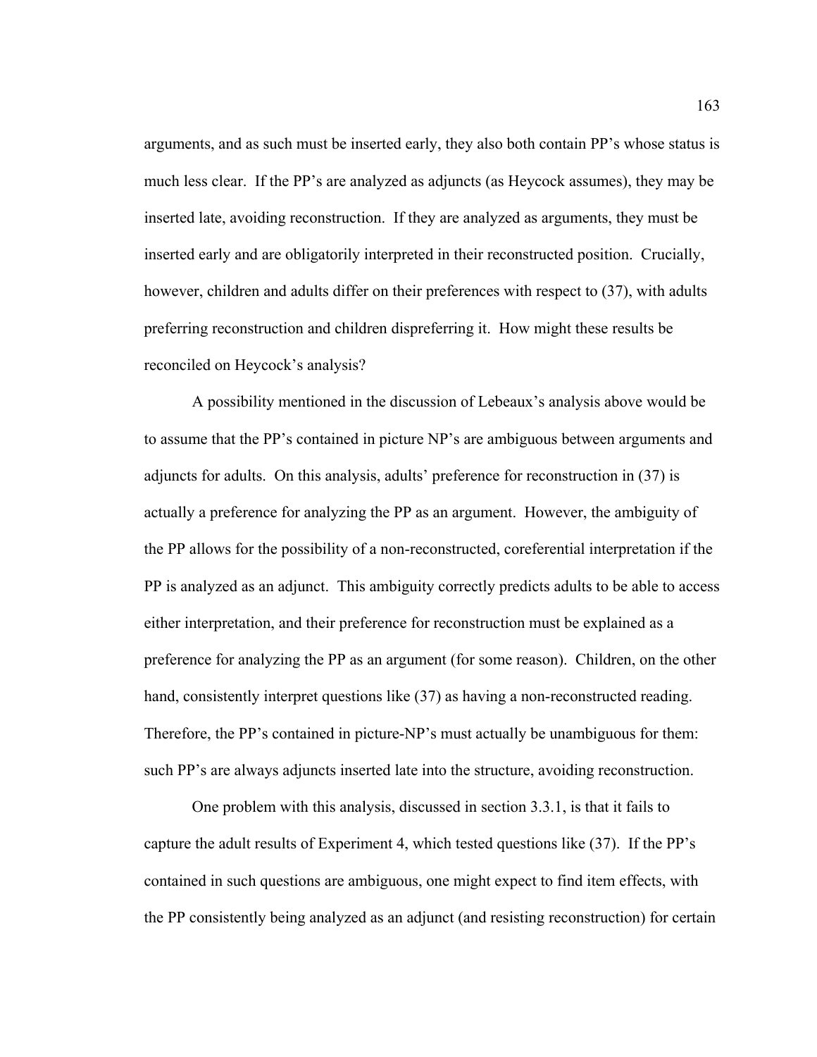arguments, and as such must be inserted early, they also both contain PP's whose status is much less clear. If the PP's are analyzed as adjuncts (as Heycock assumes), they may be inserted late, avoiding reconstruction. If they are analyzed as arguments, they must be inserted early and are obligatorily interpreted in their reconstructed position. Crucially, however, children and adults differ on their preferences with respect to (37), with adults preferring reconstruction and children dispreferring it. How might these results be reconciled on Heycock's analysis?

A possibility mentioned in the discussion of Lebeaux's analysis above would be to assume that the PP's contained in picture NP's are ambiguous between arguments and adjuncts for adults. On this analysis, adults' preference for reconstruction in (37) is actually a preference for analyzing the PP as an argument. However, the ambiguity of the PP allows for the possibility of a non-reconstructed, coreferential interpretation if the PP is analyzed as an adjunct. This ambiguity correctly predicts adults to be able to access either interpretation, and their preference for reconstruction must be explained as a preference for analyzing the PP as an argument (for some reason). Children, on the other hand, consistently interpret questions like (37) as having a non-reconstructed reading. Therefore, the PP's contained in picture-NP's must actually be unambiguous for them: such PP's are always adjuncts inserted late into the structure, avoiding reconstruction.

One problem with this analysis, discussed in section 3.3.1, is that it fails to capture the adult results of Experiment 4, which tested questions like (37). If the PP's contained in such questions are ambiguous, one might expect to find item effects, with the PP consistently being analyzed as an adjunct (and resisting reconstruction) for certain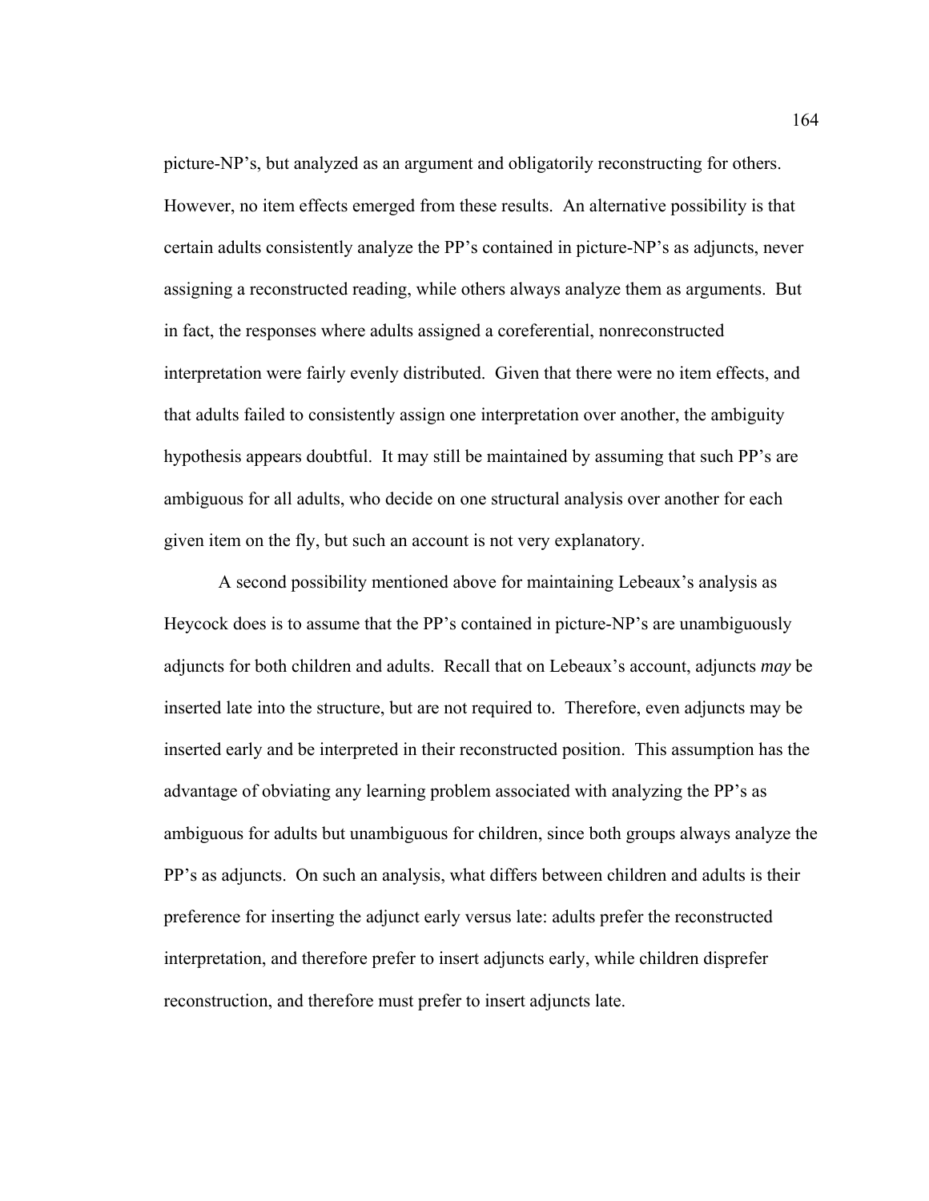picture-NP's, but analyzed as an argument and obligatorily reconstructing for others. However, no item effects emerged from these results. An alternative possibility is that certain adults consistently analyze the PP's contained in picture-NP's as adjuncts, never assigning a reconstructed reading, while others always analyze them as arguments. But in fact, the responses where adults assigned a coreferential, nonreconstructed interpretation were fairly evenly distributed. Given that there were no item effects, and that adults failed to consistently assign one interpretation over another, the ambiguity hypothesis appears doubtful. It may still be maintained by assuming that such PP's are ambiguous for all adults, who decide on one structural analysis over another for each given item on the fly, but such an account is not very explanatory.

A second possibility mentioned above for maintaining Lebeaux's analysis as Heycock does is to assume that the PP's contained in picture-NP's are unambiguously adjuncts for both children and adults. Recall that on Lebeaux's account, adjuncts *may* be inserted late into the structure, but are not required to. Therefore, even adjuncts may be inserted early and be interpreted in their reconstructed position. This assumption has the advantage of obviating any learning problem associated with analyzing the PP's as ambiguous for adults but unambiguous for children, since both groups always analyze the PP's as adjuncts. On such an analysis, what differs between children and adults is their preference for inserting the adjunct early versus late: adults prefer the reconstructed interpretation, and therefore prefer to insert adjuncts early, while children disprefer reconstruction, and therefore must prefer to insert adjuncts late.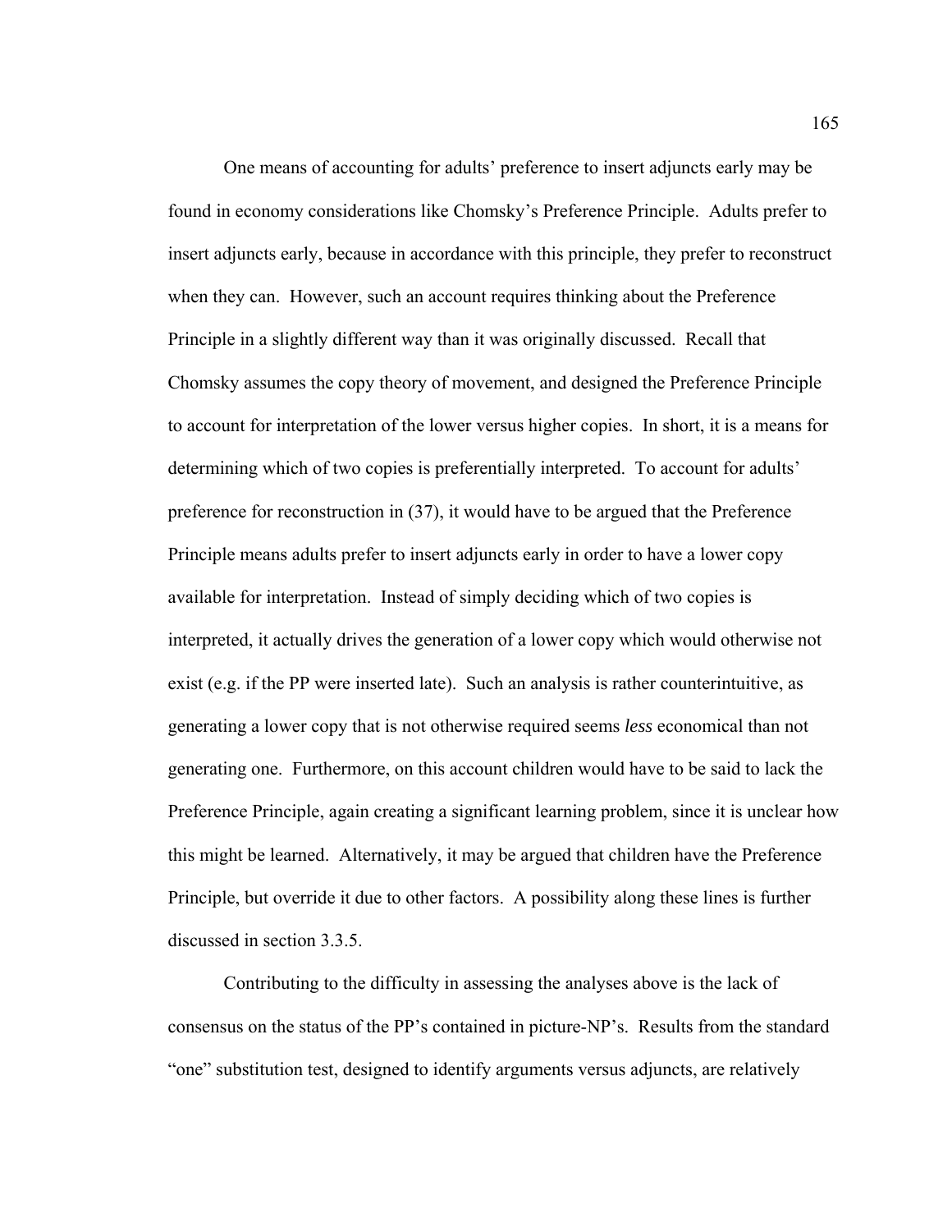One means of accounting for adults' preference to insert adjuncts early may be found in economy considerations like Chomsky's Preference Principle. Adults prefer to insert adjuncts early, because in accordance with this principle, they prefer to reconstruct when they can. However, such an account requires thinking about the Preference Principle in a slightly different way than it was originally discussed. Recall that Chomsky assumes the copy theory of movement, and designed the Preference Principle to account for interpretation of the lower versus higher copies. In short, it is a means for determining which of two copies is preferentially interpreted. To account for adults' preference for reconstruction in (37), it would have to be argued that the Preference Principle means adults prefer to insert adjuncts early in order to have a lower copy available for interpretation. Instead of simply deciding which of two copies is interpreted, it actually drives the generation of a lower copy which would otherwise not exist (e.g. if the PP were inserted late). Such an analysis is rather counterintuitive, as generating a lower copy that is not otherwise required seems *less* economical than not generating one. Furthermore, on this account children would have to be said to lack the Preference Principle, again creating a significant learning problem, since it is unclear how this might be learned. Alternatively, it may be argued that children have the Preference Principle, but override it due to other factors. A possibility along these lines is further discussed in section 3.3.5.

Contributing to the difficulty in assessing the analyses above is the lack of consensus on the status of the PP's contained in picture-NP's. Results from the standard "one" substitution test, designed to identify arguments versus adjuncts, are relatively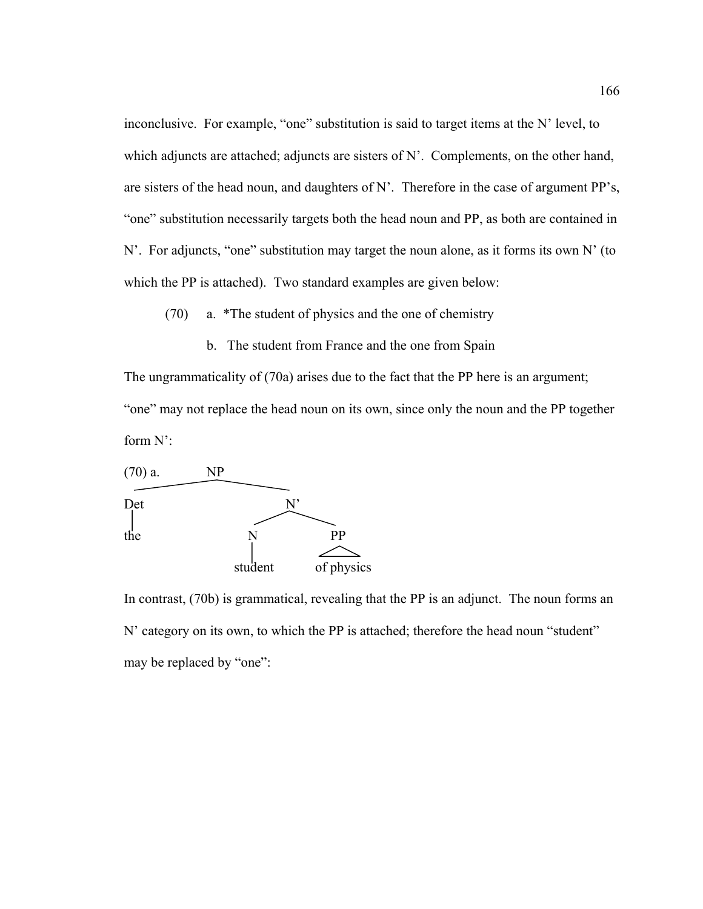inconclusive. For example, "one" substitution is said to target items at the N' level, to which adjuncts are attached; adjuncts are sisters of N'. Complements, on the other hand, are sisters of the head noun, and daughters of N'. Therefore in the case of argument PP's, "one" substitution necessarily targets both the head noun and PP, as both are contained in N'. For adjuncts, "one" substitution may target the noun alone, as it forms its own N' (to which the PP is attached). Two standard examples are given below:

(70) a. *The student of physics and the one of chemistry

b. The student from France and the one from Spain

The ungrammaticality of (70a) arises due to the fact that the PP here is an argument; "one" may not replace the head noun on its own, since only the noun and the PP together form N':

```
(70) a.        NP
       ________|________
      |                 |
     Det                N'
      |            _____|_____
     the          |           |
                  N           PP
                  |          /\
               student   of physics
```

In contrast, (70b) is grammatical, revealing that the PP is an adjunct. The noun forms an N' category on its own, to which the PP is attached; therefore the head noun "student" may be replaced by "one":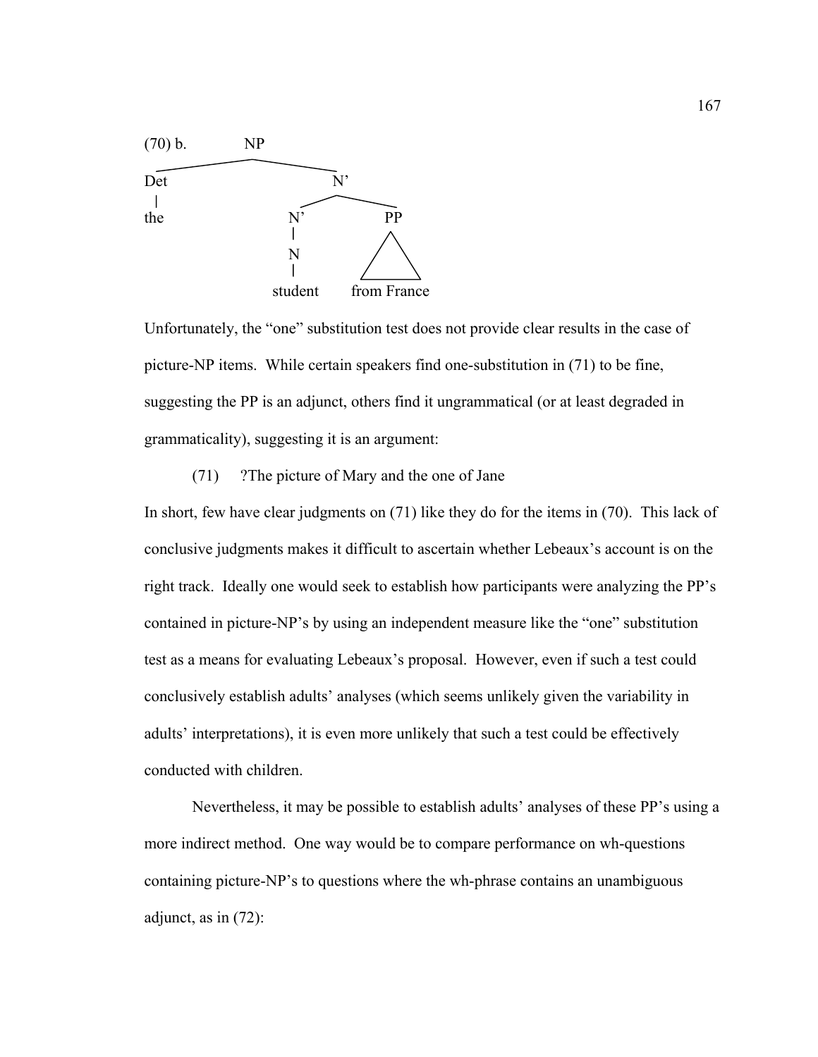(70) b.

```
              NP
   ___________|___________
  Det                     N'
   |               _______|_______
  the             N'              PP
                  |               /\
                  N              /  \
                  |
               student      from France
```

Unfortunately, the "one" substitution test does not provide clear results in the case of picture-NP items. While certain speakers find one-substitution in (71) to be fine, suggesting the PP is an adjunct, others find it ungrammatical (or at least degraded in grammaticality), suggesting it is an argument:

(71) ?The picture of Mary and the one of Jane

In short, few have clear judgments on (71) like they do for the items in (70). This lack of conclusive judgments makes it difficult to ascertain whether Lebeaux's account is on the right track. Ideally one would seek to establish how participants were analyzing the PP's contained in picture-NP's by using an independent measure like the "one" substitution test as a means for evaluating Lebeaux's proposal. However, even if such a test could conclusively establish adults' analyses (which seems unlikely given the variability in adults' interpretations), it is even more unlikely that such a test could be effectively conducted with children.

Nevertheless, it may be possible to establish adults' analyses of these PP's using a more indirect method. One way would be to compare performance on wh-questions containing picture-NP's to questions where the wh-phrase contains an unambiguous adjunct, as in (72):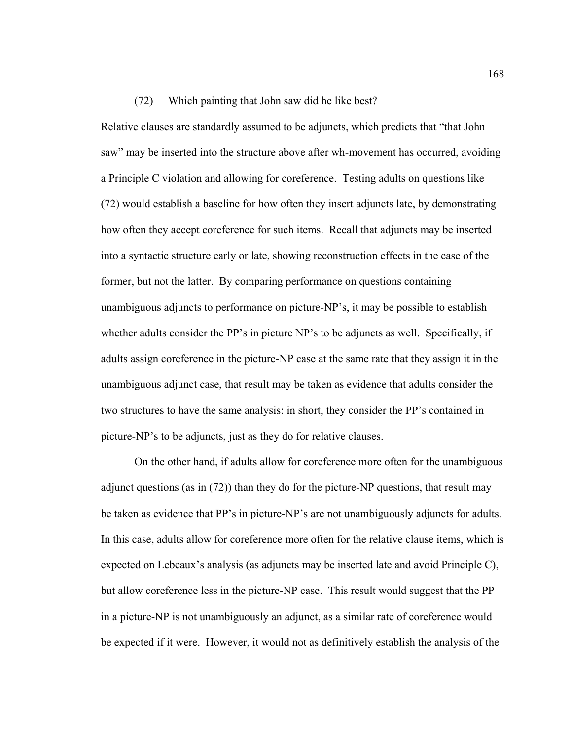(72) Which painting that John saw did he like best?

Relative clauses are standardly assumed to be adjuncts, which predicts that "that John saw" may be inserted into the structure above after wh-movement has occurred, avoiding a Principle C violation and allowing for coreference. Testing adults on questions like (72) would establish a baseline for how often they insert adjuncts late, by demonstrating how often they accept coreference for such items. Recall that adjuncts may be inserted into a syntactic structure early or late, showing reconstruction effects in the case of the former, but not the latter. By comparing performance on questions containing unambiguous adjuncts to performance on picture-NP's, it may be possible to establish whether adults consider the PP's in picture NP's to be adjuncts as well. Specifically, if adults assign coreference in the picture-NP case at the same rate that they assign it in the unambiguous adjunct case, that result may be taken as evidence that adults consider the two structures to have the same analysis: in short, they consider the PP's contained in picture-NP's to be adjuncts, just as they do for relative clauses.

On the other hand, if adults allow for coreference more often for the unambiguous adjunct questions (as in (72)) than they do for the picture-NP questions, that result may be taken as evidence that PP's in picture-NP's are not unambiguously adjuncts for adults. In this case, adults allow for coreference more often for the relative clause items, which is expected on Lebeaux's analysis (as adjuncts may be inserted late and avoid Principle C), but allow coreference less in the picture-NP case. This result would suggest that the PP in a picture-NP is not unambiguously an adjunct, as a similar rate of coreference would be expected if it were. However, it would not as definitively establish the analysis of the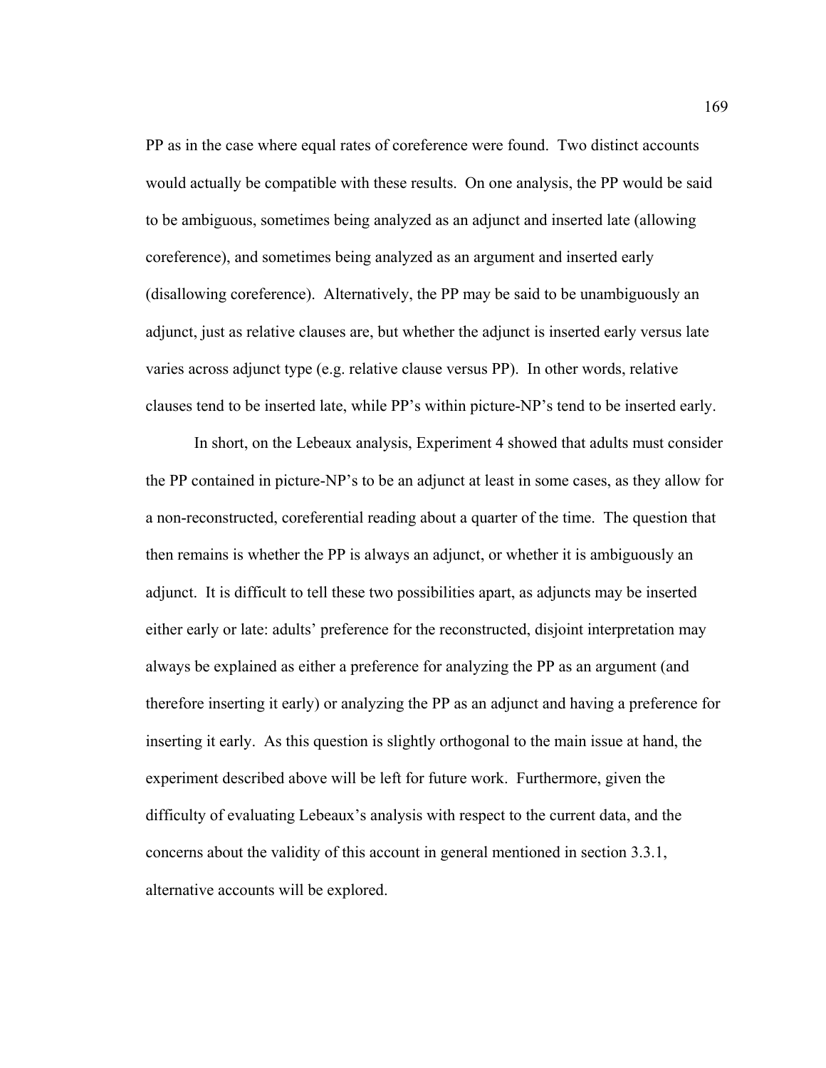PP as in the case where equal rates of coreference were found. Two distinct accounts would actually be compatible with these results. On one analysis, the PP would be said to be ambiguous, sometimes being analyzed as an adjunct and inserted late (allowing coreference), and sometimes being analyzed as an argument and inserted early (disallowing coreference). Alternatively, the PP may be said to be unambiguously an adjunct, just as relative clauses are, but whether the adjunct is inserted early versus late varies across adjunct type (e.g. relative clause versus PP). In other words, relative clauses tend to be inserted late, while PP's within picture-NP's tend to be inserted early.

In short, on the Lebeaux analysis, Experiment 4 showed that adults must consider the PP contained in picture-NP's to be an adjunct at least in some cases, as they allow for a non-reconstructed, coreferential reading about a quarter of the time. The question that then remains is whether the PP is always an adjunct, or whether it is ambiguously an adjunct. It is difficult to tell these two possibilities apart, as adjuncts may be inserted either early or late: adults' preference for the reconstructed, disjoint interpretation may always be explained as either a preference for analyzing the PP as an argument (and therefore inserting it early) or analyzing the PP as an adjunct and having a preference for inserting it early. As this question is slightly orthogonal to the main issue at hand, the experiment described above will be left for future work. Furthermore, given the difficulty of evaluating Lebeaux's analysis with respect to the current data, and the concerns about the validity of this account in general mentioned in section 3.3.1, alternative accounts will be explored.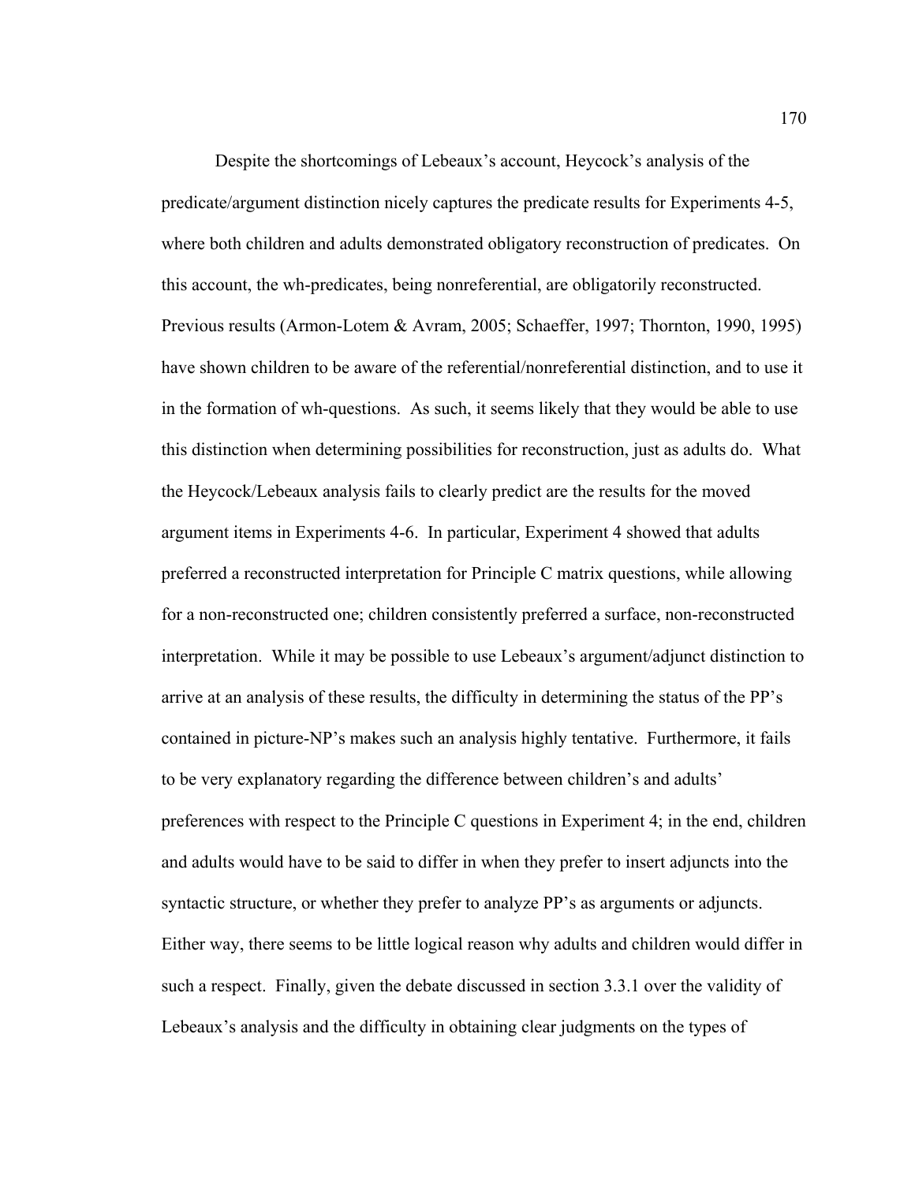Despite the shortcomings of Lebeaux's account, Heycock's analysis of the predicate/argument distinction nicely captures the predicate results for Experiments 4-5, where both children and adults demonstrated obligatory reconstruction of predicates. On this account, the wh-predicates, being nonreferential, are obligatorily reconstructed. Previous results (Armon-Lotem & Avram, 2005; Schaeffer, 1997; Thornton, 1990, 1995) have shown children to be aware of the referential/nonreferential distinction, and to use it in the formation of wh-questions. As such, it seems likely that they would be able to use this distinction when determining possibilities for reconstruction, just as adults do. What the Heycock/Lebeaux analysis fails to clearly predict are the results for the moved argument items in Experiments 4-6. In particular, Experiment 4 showed that adults preferred a reconstructed interpretation for Principle C matrix questions, while allowing for a non-reconstructed one; children consistently preferred a surface, non-reconstructed interpretation. While it may be possible to use Lebeaux's argument/adjunct distinction to arrive at an analysis of these results, the difficulty in determining the status of the PP's contained in picture-NP's makes such an analysis highly tentative. Furthermore, it fails to be very explanatory regarding the difference between children's and adults' preferences with respect to the Principle C questions in Experiment 4; in the end, children and adults would have to be said to differ in when they prefer to insert adjuncts into the syntactic structure, or whether they prefer to analyze PP's as arguments or adjuncts. Either way, there seems to be little logical reason why adults and children would differ in such a respect. Finally, given the debate discussed in section 3.3.1 over the validity of Lebeaux's analysis and the difficulty in obtaining clear judgments on the types of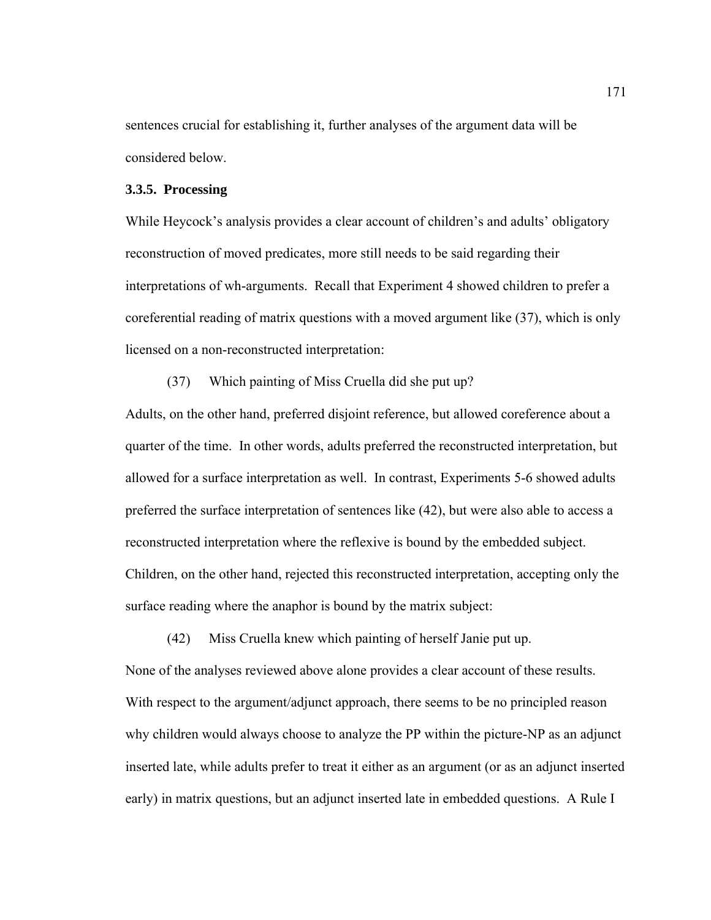sentences crucial for establishing it, further analyses of the argument data will be considered below.

### 3.3.5. Processing

While Heycock's analysis provides a clear account of children's and adults' obligatory reconstruction of moved predicates, more still needs to be said regarding their interpretations of wh-arguments. Recall that Experiment 4 showed children to prefer a coreferential reading of matrix questions with a moved argument like (37), which is only licensed on a non-reconstructed interpretation:

(37) Which painting of Miss Cruella did she put up?

Adults, on the other hand, preferred disjoint reference, but allowed coreference about a quarter of the time. In other words, adults preferred the reconstructed interpretation, but allowed for a surface interpretation as well. In contrast, Experiments 5-6 showed adults preferred the surface interpretation of sentences like (42), but were also able to access a reconstructed interpretation where the reflexive is bound by the embedded subject. Children, on the other hand, rejected this reconstructed interpretation, accepting only the surface reading where the anaphor is bound by the matrix subject:

(42) Miss Cruella knew which painting of herself Janie put up.

None of the analyses reviewed above alone provides a clear account of these results. With respect to the argument/adjunct approach, there seems to be no principled reason why children would always choose to analyze the PP within the picture-NP as an adjunct inserted late, while adults prefer to treat it either as an argument (or as an adjunct inserted early) in matrix questions, but an adjunct inserted late in embedded questions. A Rule I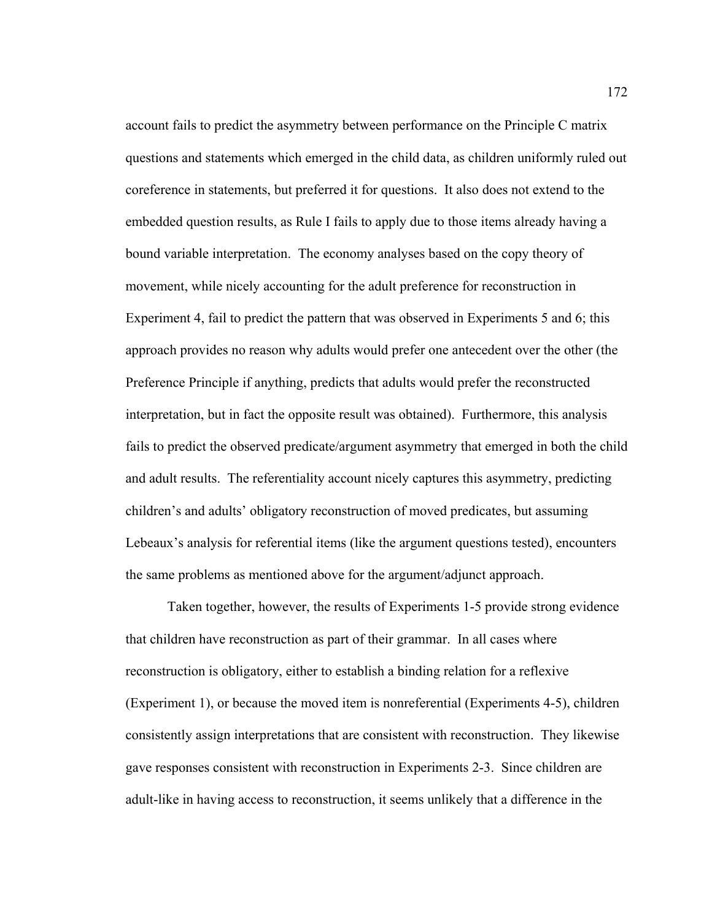account fails to predict the asymmetry between performance on the Principle C matrix questions and statements which emerged in the child data, as children uniformly ruled out coreference in statements, but preferred it for questions. It also does not extend to the embedded question results, as Rule I fails to apply due to those items already having a bound variable interpretation. The economy analyses based on the copy theory of movement, while nicely accounting for the adult preference for reconstruction in Experiment 4, fail to predict the pattern that was observed in Experiments 5 and 6; this approach provides no reason why adults would prefer one antecedent over the other (the Preference Principle if anything, predicts that adults would prefer the reconstructed interpretation, but in fact the opposite result was obtained). Furthermore, this analysis fails to predict the observed predicate/argument asymmetry that emerged in both the child and adult results. The referentiality account nicely captures this asymmetry, predicting children's and adults' obligatory reconstruction of moved predicates, but assuming Lebeaux's analysis for referential items (like the argument questions tested), encounters the same problems as mentioned above for the argument/adjunct approach.

Taken together, however, the results of Experiments 1-5 provide strong evidence that children have reconstruction as part of their grammar. In all cases where reconstruction is obligatory, either to establish a binding relation for a reflexive (Experiment 1), or because the moved item is nonreferential (Experiments 4-5), children consistently assign interpretations that are consistent with reconstruction. They likewise gave responses consistent with reconstruction in Experiments 2-3. Since children are adult-like in having access to reconstruction, it seems unlikely that a difference in the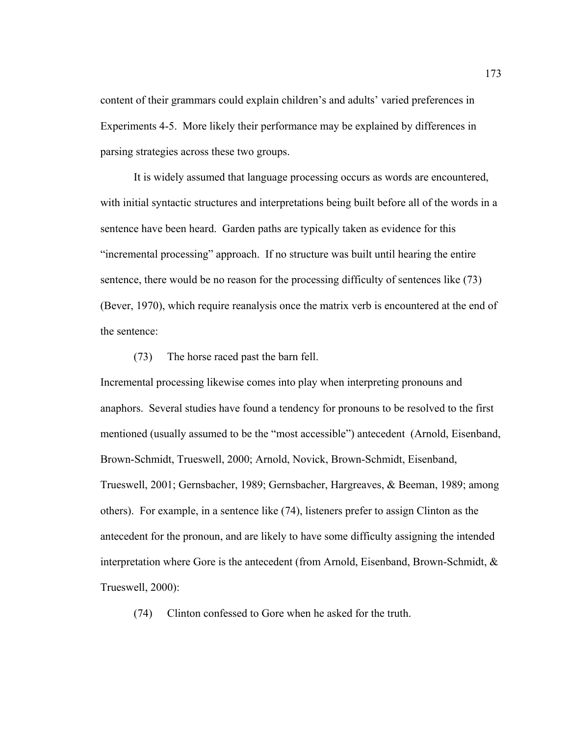content of their grammars could explain children's and adults' varied preferences in Experiments 4-5. More likely their performance may be explained by differences in parsing strategies across these two groups.

It is widely assumed that language processing occurs as words are encountered, with initial syntactic structures and interpretations being built before all of the words in a sentence have been heard. Garden paths are typically taken as evidence for this "incremental processing" approach. If no structure was built until hearing the entire sentence, there would be no reason for the processing difficulty of sentences like (73) (Bever, 1970), which require reanalysis once the matrix verb is encountered at the end of the sentence:

(73) The horse raced past the barn fell.

Incremental processing likewise comes into play when interpreting pronouns and anaphors. Several studies have found a tendency for pronouns to be resolved to the first mentioned (usually assumed to be the "most accessible") antecedent (Arnold, Eisenband, Brown-Schmidt, Trueswell, 2000; Arnold, Novick, Brown-Schmidt, Eisenband, Trueswell, 2001; Gernsbacher, 1989; Gernsbacher, Hargreaves, & Beeman, 1989; among others). For example, in a sentence like (74), listeners prefer to assign Clinton as the antecedent for the pronoun, and are likely to have some difficulty assigning the intended interpretation where Gore is the antecedent (from Arnold, Eisenband, Brown-Schmidt, & Trueswell, 2000):

(74) Clinton confessed to Gore when he asked for the truth.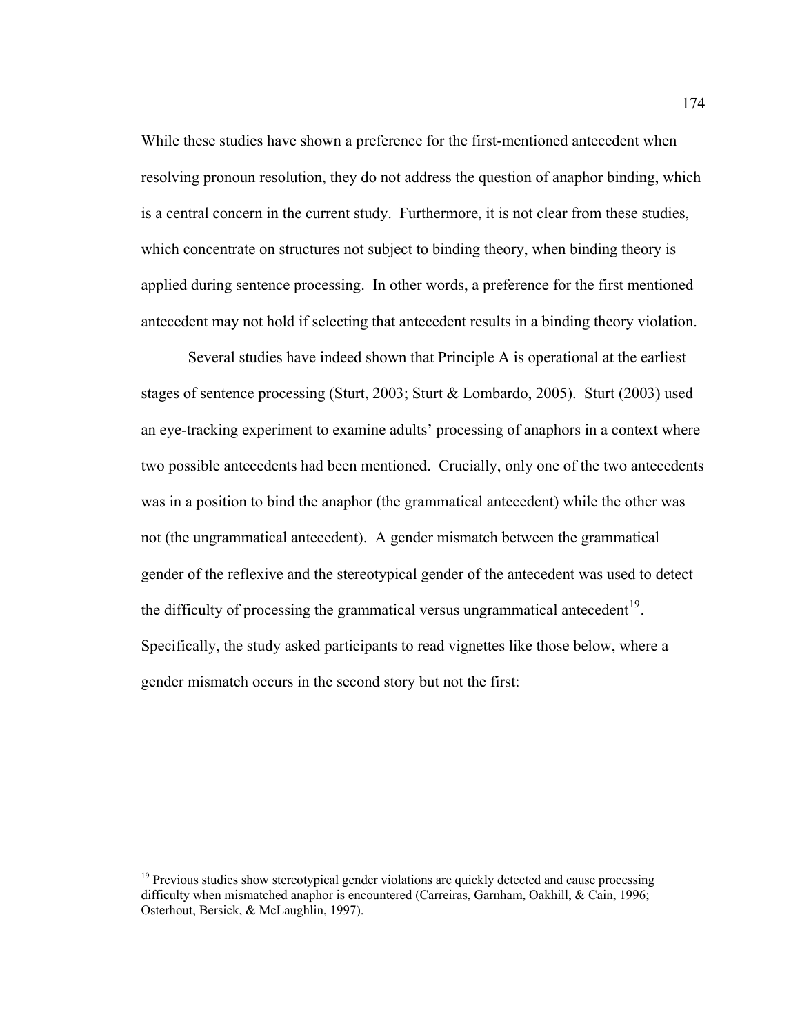While these studies have shown a preference for the first-mentioned antecedent when resolving pronoun resolution, they do not address the question of anaphor binding, which is a central concern in the current study. Furthermore, it is not clear from these studies, which concentrate on structures not subject to binding theory, when binding theory is applied during sentence processing. In other words, a preference for the first mentioned antecedent may not hold if selecting that antecedent results in a binding theory violation.

Several studies have indeed shown that Principle A is operational at the earliest stages of sentence processing (Sturt, 2003; Sturt & Lombardo, 2005). Sturt (2003) used an eye-tracking experiment to examine adults' processing of anaphors in a context where two possible antecedents had been mentioned. Crucially, only one of the two antecedents was in a position to bind the anaphor (the grammatical antecedent) while the other was not (the ungrammatical antecedent). A gender mismatch between the grammatical gender of the reflexive and the stereotypical gender of the antecedent was used to detect the difficulty of processing the grammatical versus ungrammatical antecedent[19]. Specifically, the study asked participants to read vignettes like those below, where a gender mismatch occurs in the second story but not the first:

---

[19] Previous studies show stereotypical gender violations are quickly detected and cause processing difficulty when mismatched anaphor is encountered (Carreiras, Garnham, Oakhill, & Cain, 1996; Osterhout, Bersick, & McLaughlin, 1997).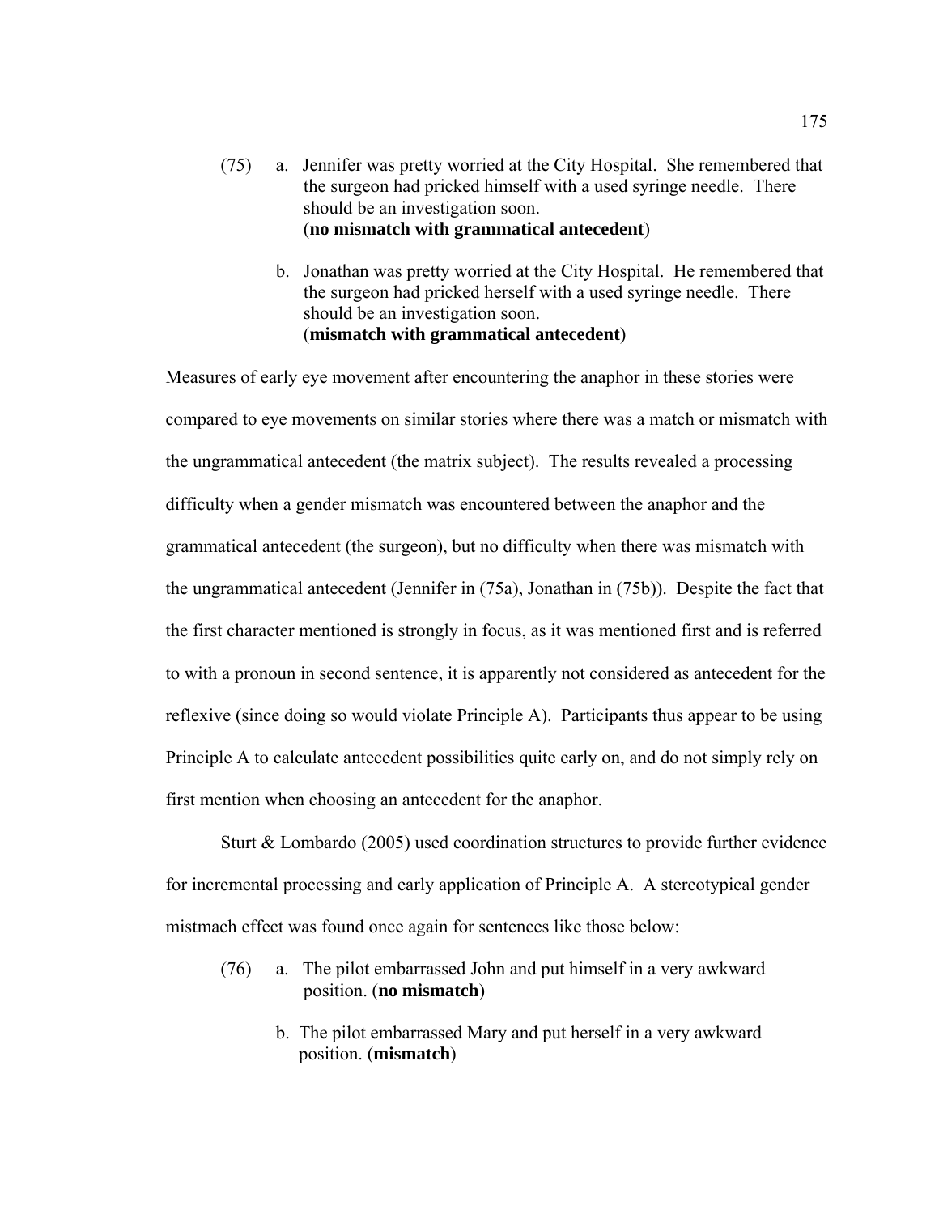(75) a. Jennifer was pretty worried at the City Hospital. She remembered that the surgeon had pricked himself with a used syringe needle. There should be an investigation soon.
(**no mismatch with grammatical antecedent**)

b. Jonathan was pretty worried at the City Hospital. He remembered that the surgeon had pricked herself with a used syringe needle. There should be an investigation soon.
(**mismatch with grammatical antecedent**)

Measures of early eye movement after encountering the anaphor in these stories were compared to eye movements on similar stories where there was a match or mismatch with the ungrammatical antecedent (the matrix subject). The results revealed a processing difficulty when a gender mismatch was encountered between the anaphor and the grammatical antecedent (the surgeon), but no difficulty when there was mismatch with the ungrammatical antecedent (Jennifer in (75a), Jonathan in (75b)). Despite the fact that the first character mentioned is strongly in focus, as it was mentioned first and is referred to with a pronoun in second sentence, it is apparently not considered as antecedent for the reflexive (since doing so would violate Principle A). Participants thus appear to be using Principle A to calculate antecedent possibilities quite early on, and do not simply rely on first mention when choosing an antecedent for the anaphor.

Sturt & Lombardo (2005) used coordination structures to provide further evidence for incremental processing and early application of Principle A. A stereotypical gender mistmach effect was found once again for sentences like those below:

(76) a. The pilot embarrassed John and put himself in a very awkward position. (**no mismatch**)

b. The pilot embarrassed Mary and put herself in a very awkward position. (**mismatch**)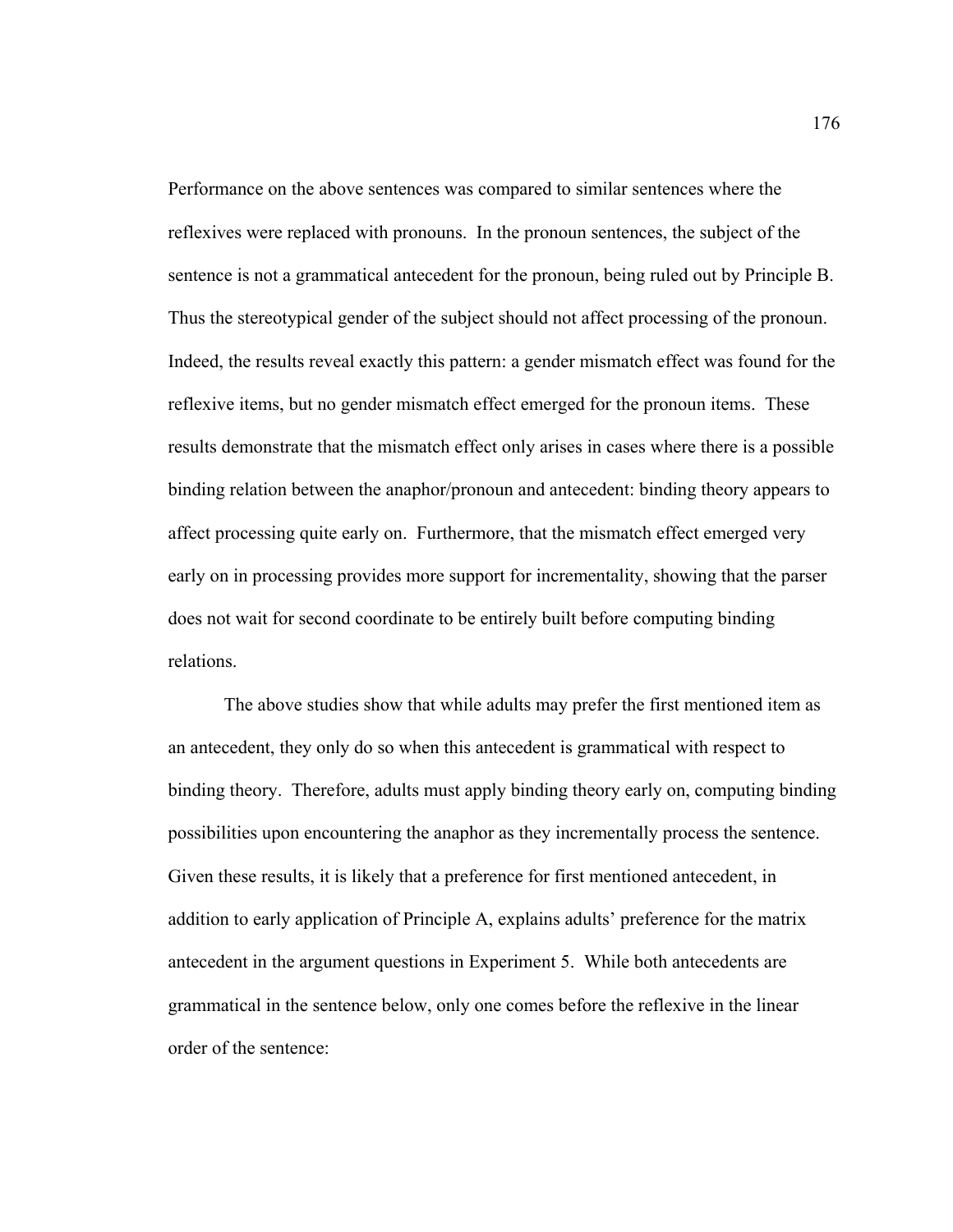Performance on the above sentences was compared to similar sentences where the reflexives were replaced with pronouns. In the pronoun sentences, the subject of the sentence is not a grammatical antecedent for the pronoun, being ruled out by Principle B. Thus the stereotypical gender of the subject should not affect processing of the pronoun. Indeed, the results reveal exactly this pattern: a gender mismatch effect was found for the reflexive items, but no gender mismatch effect emerged for the pronoun items. These results demonstrate that the mismatch effect only arises in cases where there is a possible binding relation between the anaphor/pronoun and antecedent: binding theory appears to affect processing quite early on. Furthermore, that the mismatch effect emerged very early on in processing provides more support for incrementality, showing that the parser does not wait for second coordinate to be entirely built before computing binding relations.

The above studies show that while adults may prefer the first mentioned item as an antecedent, they only do so when this antecedent is grammatical with respect to binding theory. Therefore, adults must apply binding theory early on, computing binding possibilities upon encountering the anaphor as they incrementally process the sentence. Given these results, it is likely that a preference for first mentioned antecedent, in addition to early application of Principle A, explains adults' preference for the matrix antecedent in the argument questions in Experiment 5. While both antecedents are grammatical in the sentence below, only one comes before the reflexive in the linear order of the sentence: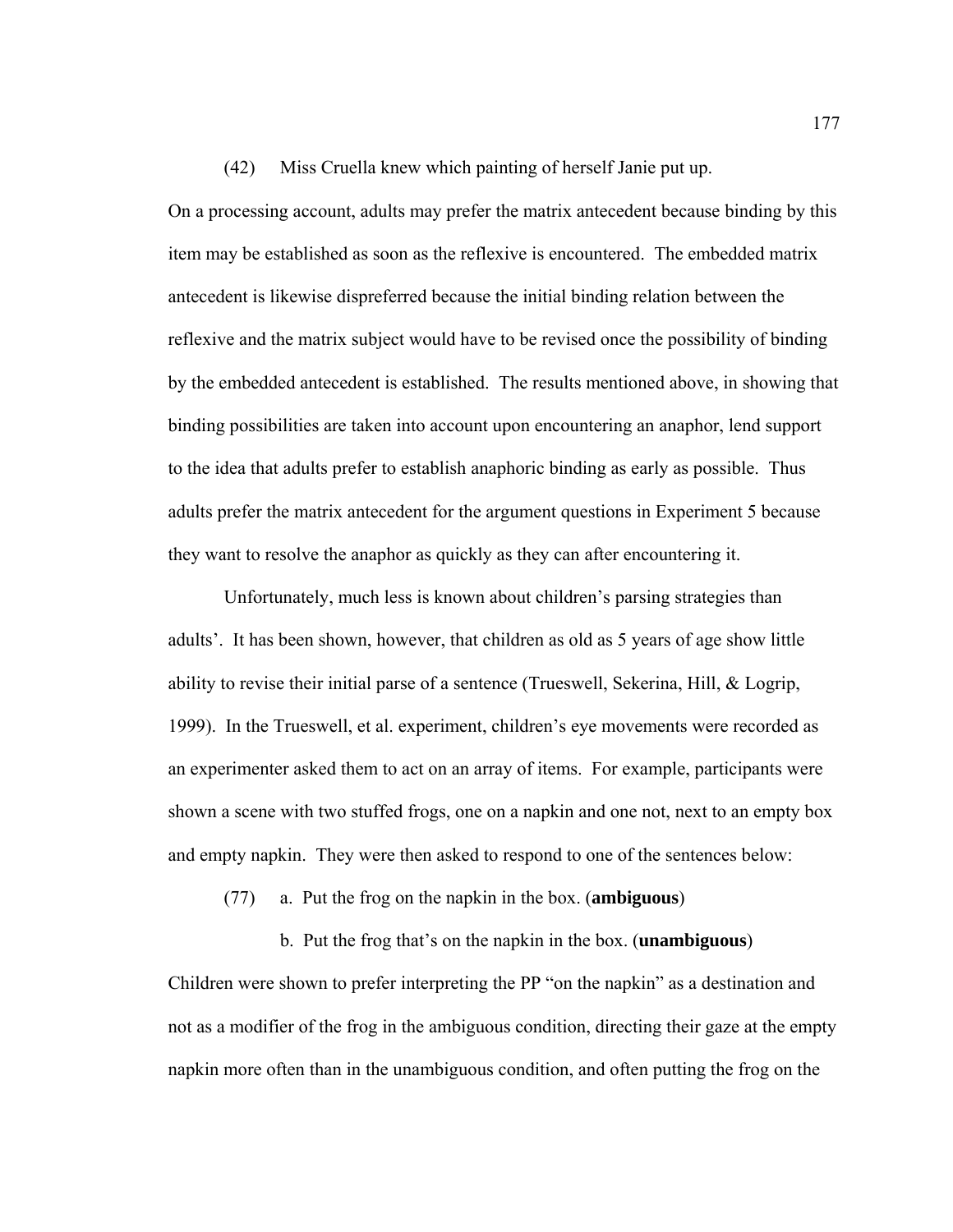(42) Miss Cruella knew which painting of herself Janie put up.

On a processing account, adults may prefer the matrix antecedent because binding by this item may be established as soon as the reflexive is encountered. The embedded matrix antecedent is likewise dispreferred because the initial binding relation between the reflexive and the matrix subject would have to be revised once the possibility of binding by the embedded antecedent is established. The results mentioned above, in showing that binding possibilities are taken into account upon encountering an anaphor, lend support to the idea that adults prefer to establish anaphoric binding as early as possible. Thus adults prefer the matrix antecedent for the argument questions in Experiment 5 because they want to resolve the anaphor as quickly as they can after encountering it.

Unfortunately, much less is known about children's parsing strategies than adults'. It has been shown, however, that children as old as 5 years of age show little ability to revise their initial parse of a sentence (Trueswell, Sekerina, Hill, & Logrip, 1999). In the Trueswell, et al. experiment, children's eye movements were recorded as an experimenter asked them to act on an array of items. For example, participants were shown a scene with two stuffed frogs, one on a napkin and one not, next to an empty box and empty napkin. They were then asked to respond to one of the sentences below:

(77) a. Put the frog on the napkin in the box. (**ambiguous**)

b. Put the frog that's on the napkin in the box. (**unambiguous**)

Children were shown to prefer interpreting the PP "on the napkin" as a destination and not as a modifier of the frog in the ambiguous condition, directing their gaze at the empty napkin more often than in the unambiguous condition, and often putting the frog on the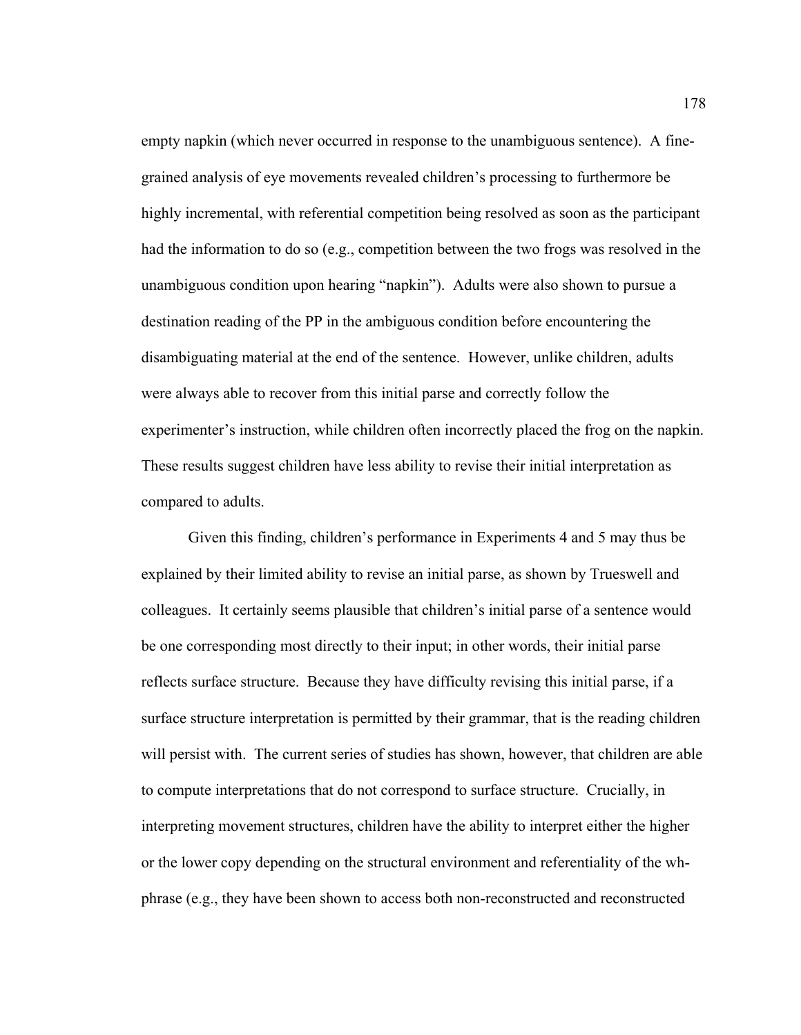empty napkin (which never occurred in response to the unambiguous sentence). A fine-grained analysis of eye movements revealed children's processing to furthermore be highly incremental, with referential competition being resolved as soon as the participant had the information to do so (e.g., competition between the two frogs was resolved in the unambiguous condition upon hearing "napkin"). Adults were also shown to pursue a destination reading of the PP in the ambiguous condition before encountering the disambiguating material at the end of the sentence. However, unlike children, adults were always able to recover from this initial parse and correctly follow the experimenter's instruction, while children often incorrectly placed the frog on the napkin. These results suggest children have less ability to revise their initial interpretation as compared to adults.

Given this finding, children's performance in Experiments 4 and 5 may thus be explained by their limited ability to revise an initial parse, as shown by Trueswell and colleagues. It certainly seems plausible that children's initial parse of a sentence would be one corresponding most directly to their input; in other words, their initial parse reflects surface structure. Because they have difficulty revising this initial parse, if a surface structure interpretation is permitted by their grammar, that is the reading children will persist with. The current series of studies has shown, however, that children are able to compute interpretations that do not correspond to surface structure. Crucially, in interpreting movement structures, children have the ability to interpret either the higher or the lower copy depending on the structural environment and referentiality of the wh-phrase (e.g., they have been shown to access both non-reconstructed and reconstructed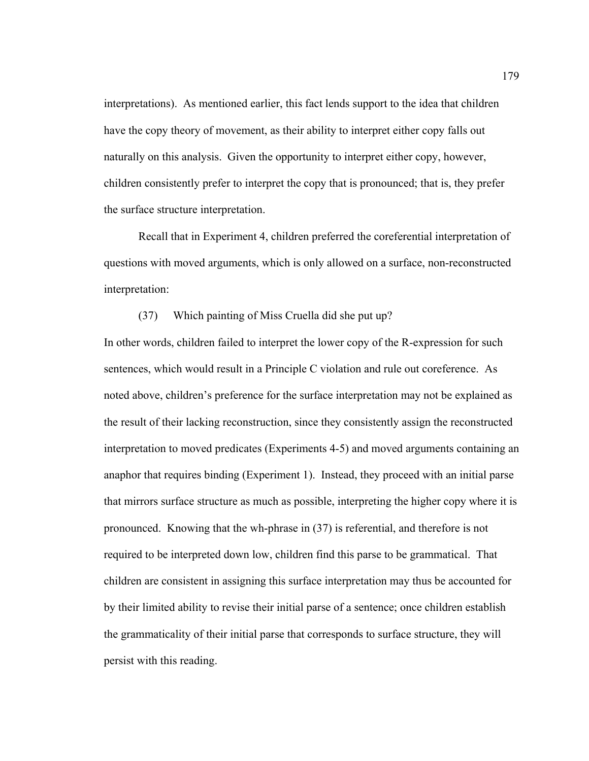interpretations). As mentioned earlier, this fact lends support to the idea that children have the copy theory of movement, as their ability to interpret either copy falls out naturally on this analysis. Given the opportunity to interpret either copy, however, children consistently prefer to interpret the copy that is pronounced; that is, they prefer the surface structure interpretation.

Recall that in Experiment 4, children preferred the coreferential interpretation of questions with moved arguments, which is only allowed on a surface, non-reconstructed interpretation:

(37) Which painting of Miss Cruella did she put up?

In other words, children failed to interpret the lower copy of the R-expression for such sentences, which would result in a Principle C violation and rule out coreference. As noted above, children's preference for the surface interpretation may not be explained as the result of their lacking reconstruction, since they consistently assign the reconstructed interpretation to moved predicates (Experiments 4-5) and moved arguments containing an anaphor that requires binding (Experiment 1). Instead, they proceed with an initial parse that mirrors surface structure as much as possible, interpreting the higher copy where it is pronounced. Knowing that the wh-phrase in (37) is referential, and therefore is not required to be interpreted down low, children find this parse to be grammatical. That children are consistent in assigning this surface interpretation may thus be accounted for by their limited ability to revise their initial parse of a sentence; once children establish the grammaticality of their initial parse that corresponds to surface structure, they will persist with this reading.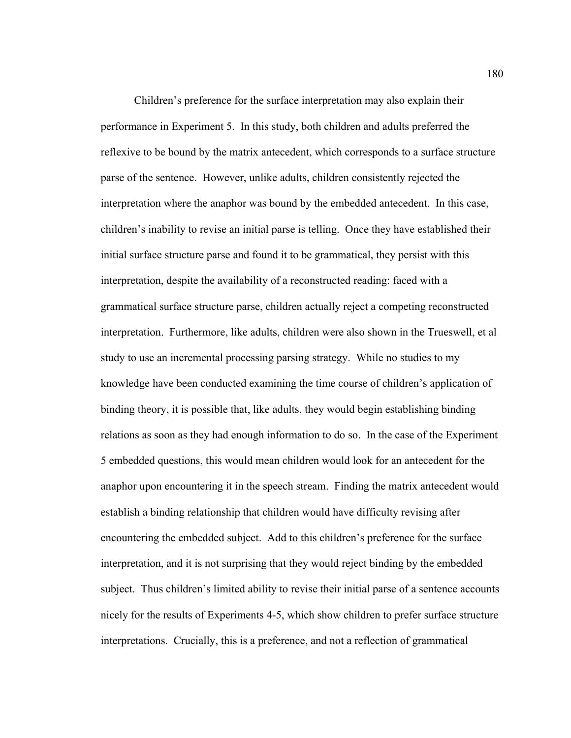Children's preference for the surface interpretation may also explain their performance in Experiment 5. In this study, both children and adults preferred the reflexive to be bound by the matrix antecedent, which corresponds to a surface structure parse of the sentence. However, unlike adults, children consistently rejected the interpretation where the anaphor was bound by the embedded antecedent. In this case, children's inability to revise an initial parse is telling. Once they have established their initial surface structure parse and found it to be grammatical, they persist with this interpretation, despite the availability of a reconstructed reading: faced with a grammatical surface structure parse, children actually reject a competing reconstructed interpretation. Furthermore, like adults, children were also shown in the Trueswell, et al study to use an incremental processing parsing strategy. While no studies to my knowledge have been conducted examining the time course of children's application of binding theory, it is possible that, like adults, they would begin establishing binding relations as soon as they had enough information to do so. In the case of the Experiment 5 embedded questions, this would mean children would look for an antecedent for the anaphor upon encountering it in the speech stream. Finding the matrix antecedent would establish a binding relationship that children would have difficulty revising after encountering the embedded subject. Add to this children's preference for the surface interpretation, and it is not surprising that they would reject binding by the embedded subject. Thus children's limited ability to revise their initial parse of a sentence accounts nicely for the results of Experiments 4-5, which show children to prefer surface structure interpretations. Crucially, this is a preference, and not a reflection of grammatical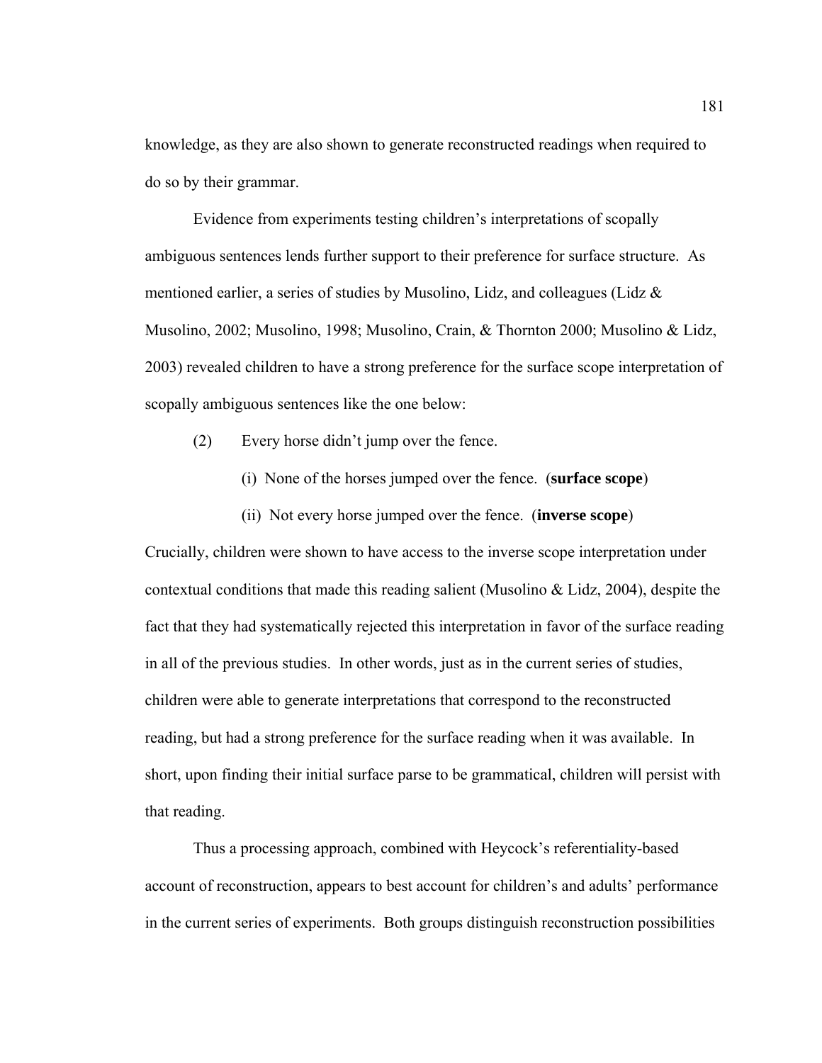knowledge, as they are also shown to generate reconstructed readings when required to do so by their grammar.

Evidence from experiments testing children's interpretations of scopally ambiguous sentences lends further support to their preference for surface structure. As mentioned earlier, a series of studies by Musolino, Lidz, and colleagues (Lidz & Musolino, 2002; Musolino, 1998; Musolino, Crain, & Thornton 2000; Musolino & Lidz, 2003) revealed children to have a strong preference for the surface scope interpretation of scopally ambiguous sentences like the one below:

(2) Every horse didn't jump over the fence.

(i) None of the horses jumped over the fence. (**surface scope**)

(ii) Not every horse jumped over the fence. (**inverse scope**)

Crucially, children were shown to have access to the inverse scope interpretation under contextual conditions that made this reading salient (Musolino & Lidz, 2004), despite the fact that they had systematically rejected this interpretation in favor of the surface reading in all of the previous studies. In other words, just as in the current series of studies, children were able to generate interpretations that correspond to the reconstructed reading, but had a strong preference for the surface reading when it was available. In short, upon finding their initial surface parse to be grammatical, children will persist with that reading.

Thus a processing approach, combined with Heycock's referentiality-based account of reconstruction, appears to best account for children's and adults' performance in the current series of experiments. Both groups distinguish reconstruction possibilities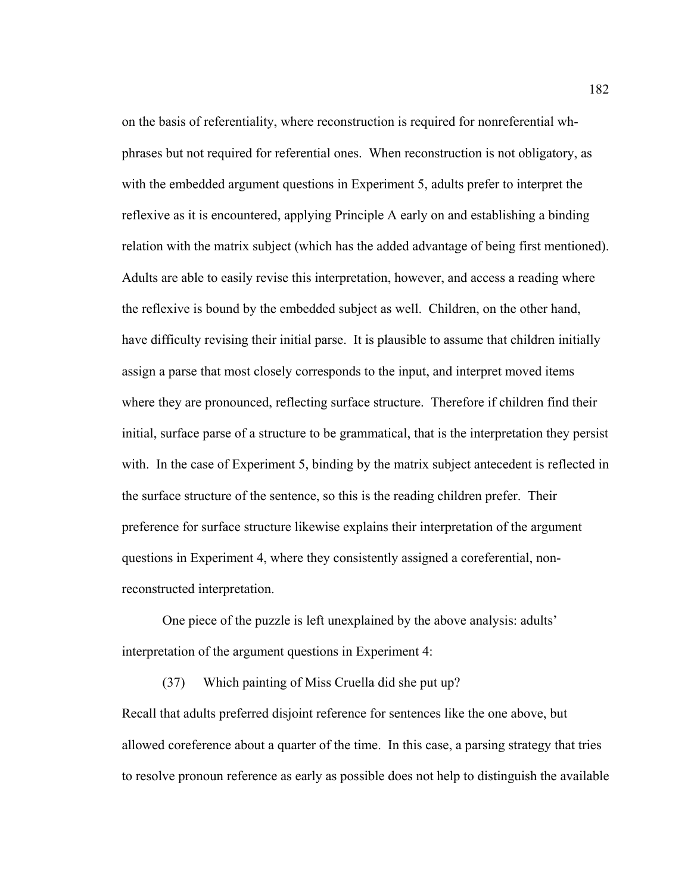on the basis of referentiality, where reconstruction is required for nonreferential wh-phrases but not required for referential ones. When reconstruction is not obligatory, as with the embedded argument questions in Experiment 5, adults prefer to interpret the reflexive as it is encountered, applying Principle A early on and establishing a binding relation with the matrix subject (which has the added advantage of being first mentioned). Adults are able to easily revise this interpretation, however, and access a reading where the reflexive is bound by the embedded subject as well. Children, on the other hand, have difficulty revising their initial parse. It is plausible to assume that children initially assign a parse that most closely corresponds to the input, and interpret moved items where they are pronounced, reflecting surface structure. Therefore if children find their initial, surface parse of a structure to be grammatical, that is the interpretation they persist with. In the case of Experiment 5, binding by the matrix subject antecedent is reflected in the surface structure of the sentence, so this is the reading children prefer. Their preference for surface structure likewise explains their interpretation of the argument questions in Experiment 4, where they consistently assigned a coreferential, non-reconstructed interpretation.

One piece of the puzzle is left unexplained by the above analysis: adults' interpretation of the argument questions in Experiment 4:

(37) Which painting of Miss Cruella did she put up?

Recall that adults preferred disjoint reference for sentences like the one above, but allowed coreference about a quarter of the time. In this case, a parsing strategy that tries to resolve pronoun reference as early as possible does not help to distinguish the available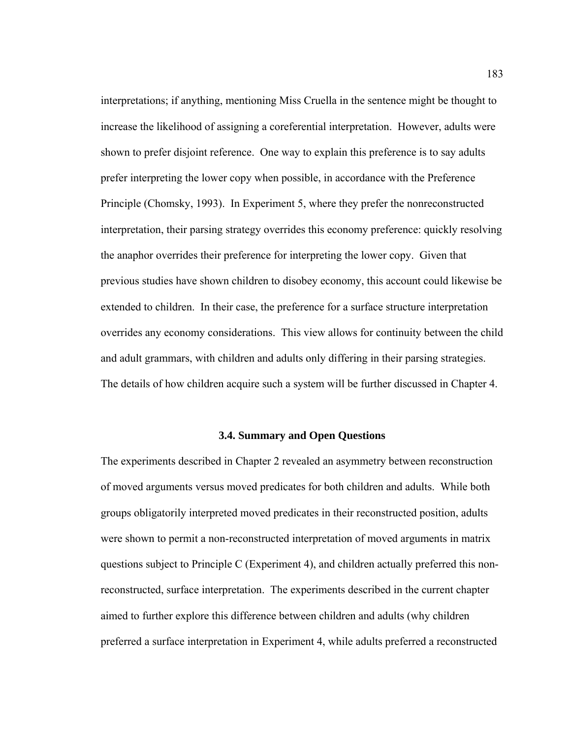interpretations; if anything, mentioning Miss Cruella in the sentence might be thought to increase the likelihood of assigning a coreferential interpretation. However, adults were shown to prefer disjoint reference. One way to explain this preference is to say adults prefer interpreting the lower copy when possible, in accordance with the Preference Principle (Chomsky, 1993). In Experiment 5, where they prefer the nonreconstructed interpretation, their parsing strategy overrides this economy preference: quickly resolving the anaphor overrides their preference for interpreting the lower copy. Given that previous studies have shown children to disobey economy, this account could likewise be extended to children. In their case, the preference for a surface structure interpretation overrides any economy considerations. This view allows for continuity between the child and adult grammars, with children and adults only differing in their parsing strategies. The details of how children acquire such a system will be further discussed in Chapter 4.

### 3.4. Summary and Open Questions

The experiments described in Chapter 2 revealed an asymmetry between reconstruction of moved arguments versus moved predicates for both children and adults. While both groups obligatorily interpreted moved predicates in their reconstructed position, adults were shown to permit a non-reconstructed interpretation of moved arguments in matrix questions subject to Principle C (Experiment 4), and children actually preferred this non-reconstructed, surface interpretation. The experiments described in the current chapter aimed to further explore this difference between children and adults (why children preferred a surface interpretation in Experiment 4, while adults preferred a reconstructed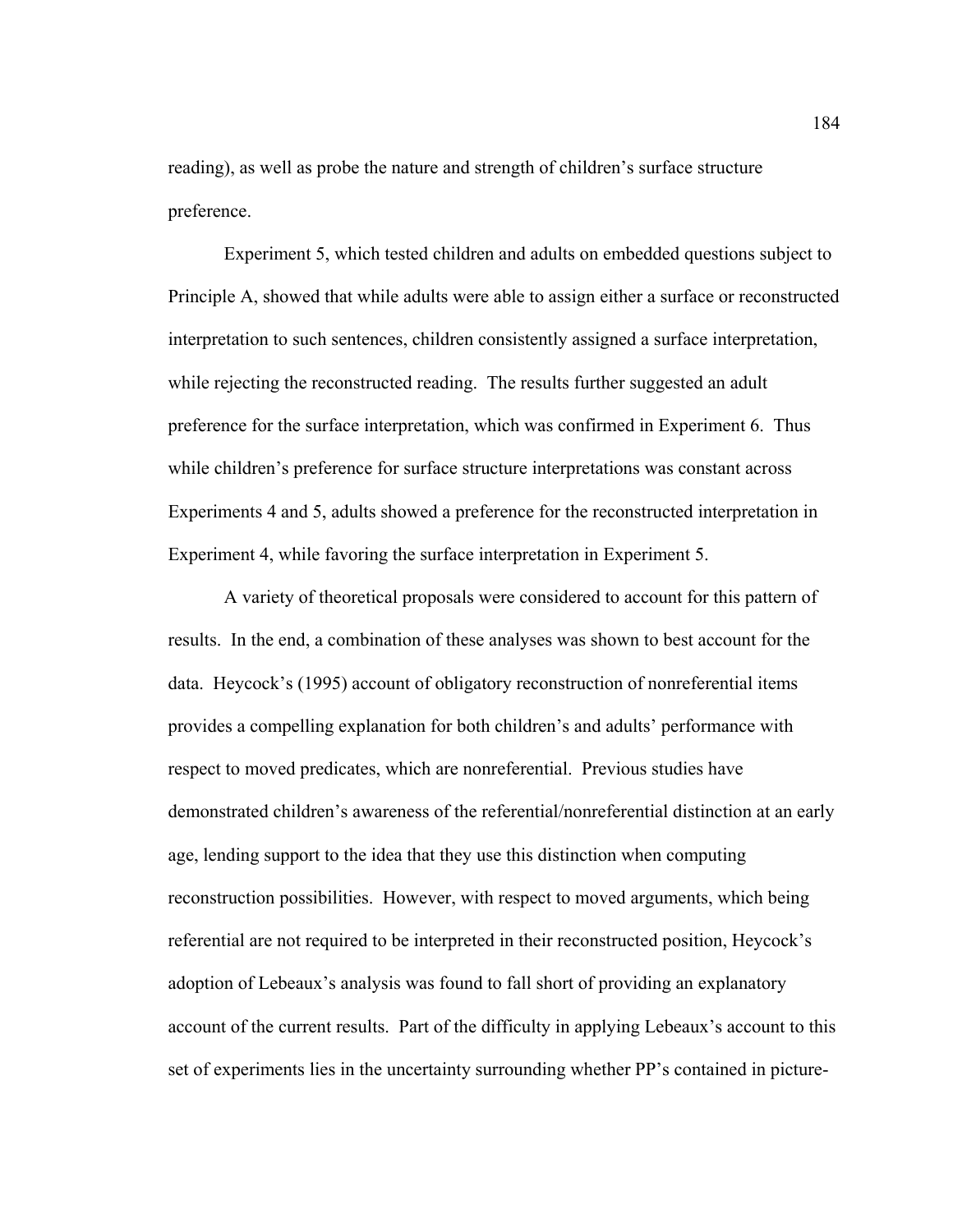reading), as well as probe the nature and strength of children's surface structure preference.

Experiment 5, which tested children and adults on embedded questions subject to Principle A, showed that while adults were able to assign either a surface or reconstructed interpretation to such sentences, children consistently assigned a surface interpretation, while rejecting the reconstructed reading. The results further suggested an adult preference for the surface interpretation, which was confirmed in Experiment 6. Thus while children's preference for surface structure interpretations was constant across Experiments 4 and 5, adults showed a preference for the reconstructed interpretation in Experiment 4, while favoring the surface interpretation in Experiment 5.

A variety of theoretical proposals were considered to account for this pattern of results. In the end, a combination of these analyses was shown to best account for the data. Heycock's (1995) account of obligatory reconstruction of nonreferential items provides a compelling explanation for both children's and adults' performance with respect to moved predicates, which are nonreferential. Previous studies have demonstrated children's awareness of the referential/nonreferential distinction at an early age, lending support to the idea that they use this distinction when computing reconstruction possibilities. However, with respect to moved arguments, which being referential are not required to be interpreted in their reconstructed position, Heycock's adoption of Lebeaux's analysis was found to fall short of providing an explanatory account of the current results. Part of the difficulty in applying Lebeaux's account to this set of experiments lies in the uncertainty surrounding whether PP's contained in picture-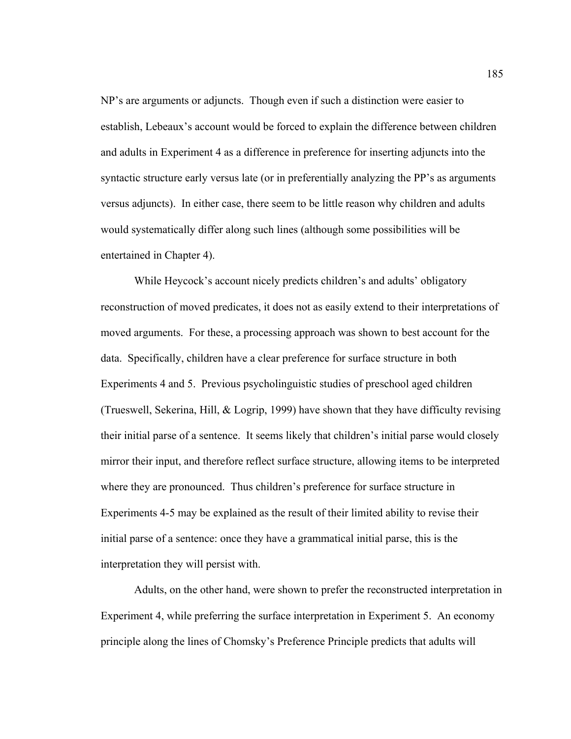NP's are arguments or adjuncts. Though even if such a distinction were easier to establish, Lebeaux's account would be forced to explain the difference between children and adults in Experiment 4 as a difference in preference for inserting adjuncts into the syntactic structure early versus late (or in preferentially analyzing the PP's as arguments versus adjuncts). In either case, there seem to be little reason why children and adults would systematically differ along such lines (although some possibilities will be entertained in Chapter 4).

While Heycock's account nicely predicts children's and adults' obligatory reconstruction of moved predicates, it does not as easily extend to their interpretations of moved arguments. For these, a processing approach was shown to best account for the data. Specifically, children have a clear preference for surface structure in both Experiments 4 and 5. Previous psycholinguistic studies of preschool aged children (Trueswell, Sekerina, Hill, & Logrip, 1999) have shown that they have difficulty revising their initial parse of a sentence. It seems likely that children's initial parse would closely mirror their input, and therefore reflect surface structure, allowing items to be interpreted where they are pronounced. Thus children's preference for surface structure in Experiments 4-5 may be explained as the result of their limited ability to revise their initial parse of a sentence: once they have a grammatical initial parse, this is the interpretation they will persist with.

Adults, on the other hand, were shown to prefer the reconstructed interpretation in Experiment 4, while preferring the surface interpretation in Experiment 5. An economy principle along the lines of Chomsky's Preference Principle predicts that adults will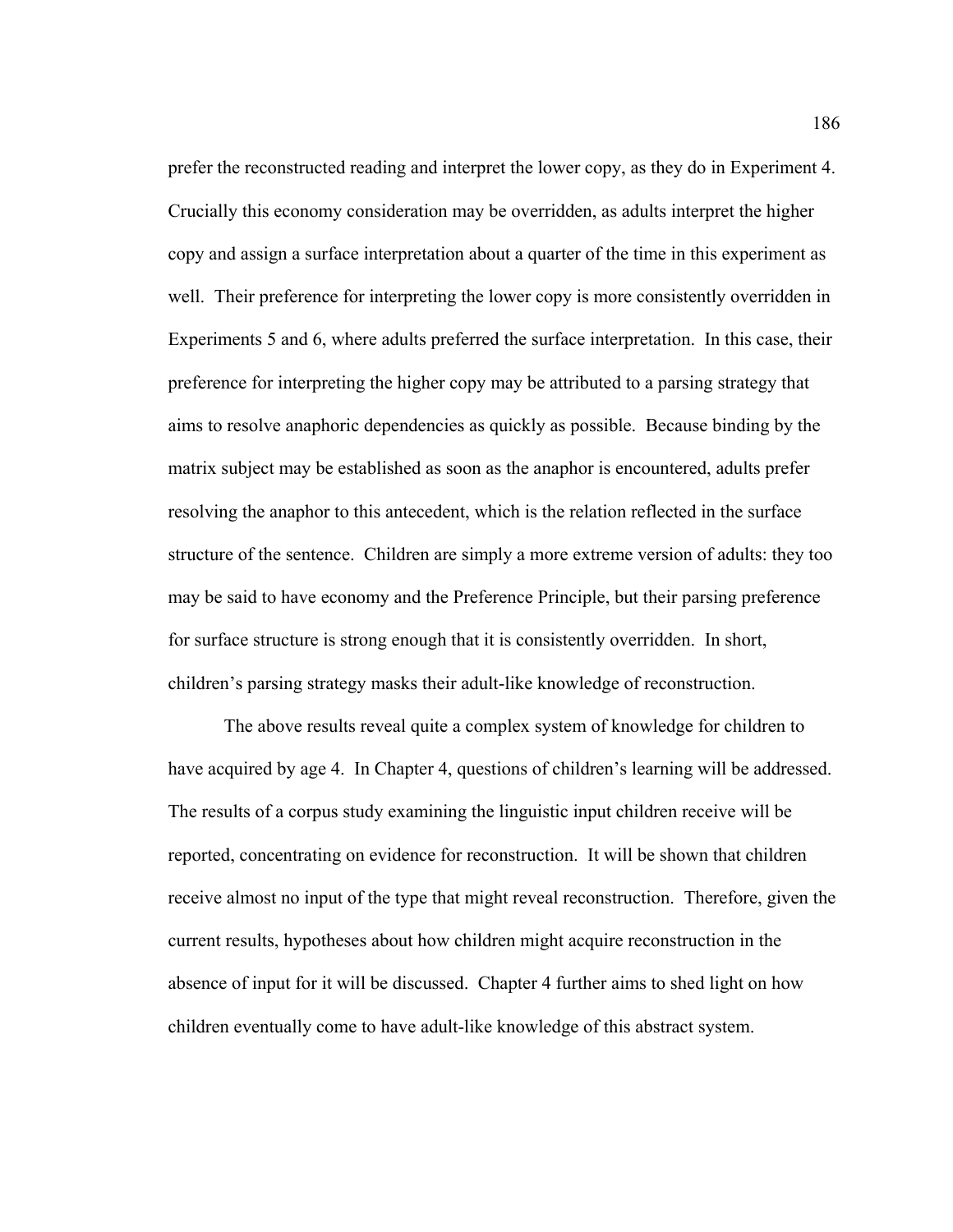prefer the reconstructed reading and interpret the lower copy, as they do in Experiment 4. Crucially this economy consideration may be overridden, as adults interpret the higher copy and assign a surface interpretation about a quarter of the time in this experiment as well. Their preference for interpreting the lower copy is more consistently overridden in Experiments 5 and 6, where adults preferred the surface interpretation. In this case, their preference for interpreting the higher copy may be attributed to a parsing strategy that aims to resolve anaphoric dependencies as quickly as possible. Because binding by the matrix subject may be established as soon as the anaphor is encountered, adults prefer resolving the anaphor to this antecedent, which is the relation reflected in the surface structure of the sentence. Children are simply a more extreme version of adults: they too may be said to have economy and the Preference Principle, but their parsing preference for surface structure is strong enough that it is consistently overridden. In short, children's parsing strategy masks their adult-like knowledge of reconstruction.

The above results reveal quite a complex system of knowledge for children to have acquired by age 4. In Chapter 4, questions of children's learning will be addressed. The results of a corpus study examining the linguistic input children receive will be reported, concentrating on evidence for reconstruction. It will be shown that children receive almost no input of the type that might reveal reconstruction. Therefore, given the current results, hypotheses about how children might acquire reconstruction in the absence of input for it will be discussed. Chapter 4 further aims to shed light on how children eventually come to have adult-like knowledge of this abstract system.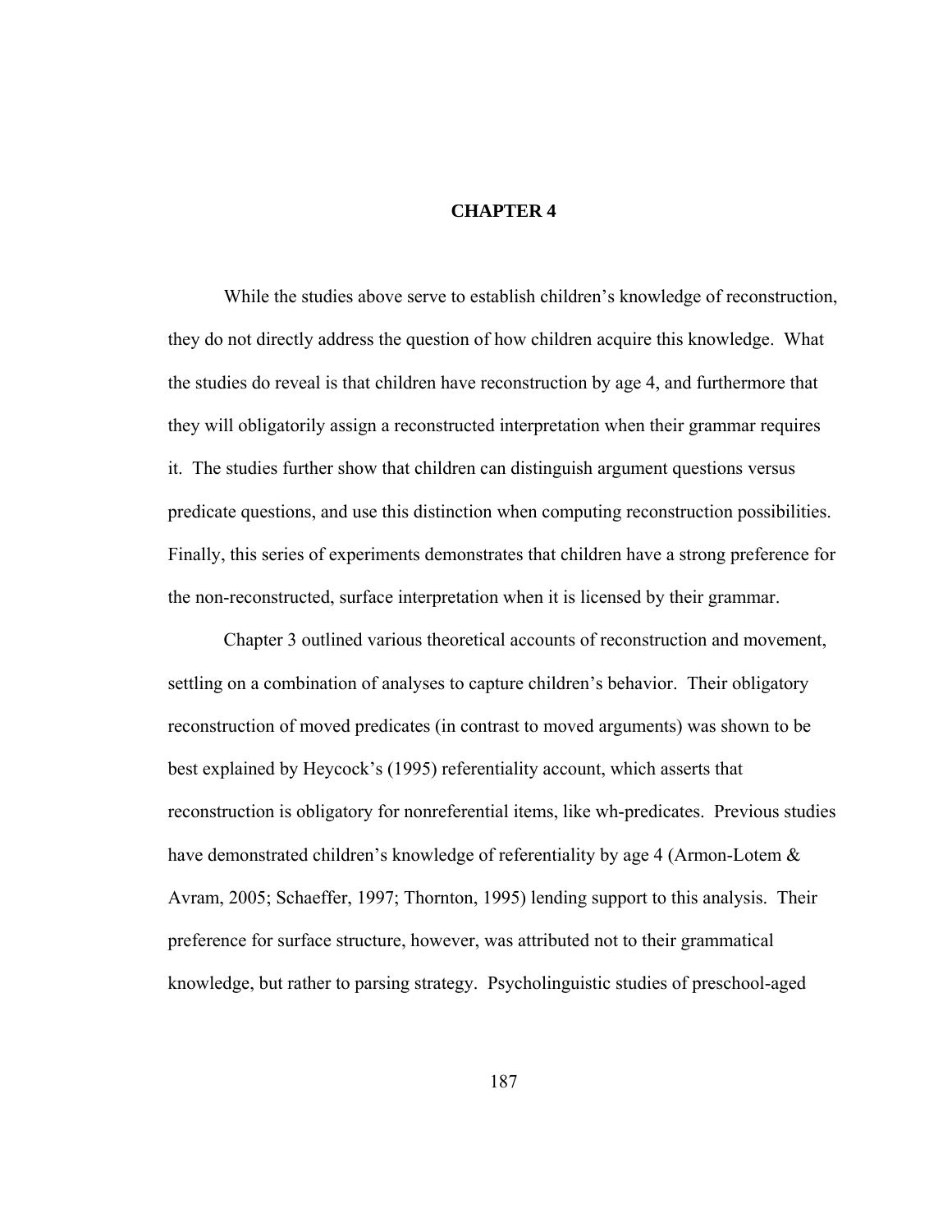# CHAPTER 4

While the studies above serve to establish children's knowledge of reconstruction, they do not directly address the question of how children acquire this knowledge. What the studies do reveal is that children have reconstruction by age 4, and furthermore that they will obligatorily assign a reconstructed interpretation when their grammar requires it. The studies further show that children can distinguish argument questions versus predicate questions, and use this distinction when computing reconstruction possibilities. Finally, this series of experiments demonstrates that children have a strong preference for the non-reconstructed, surface interpretation when it is licensed by their grammar.

Chapter 3 outlined various theoretical accounts of reconstruction and movement, settling on a combination of analyses to capture children's behavior. Their obligatory reconstruction of moved predicates (in contrast to moved arguments) was shown to be best explained by Heycock's (1995) referentiality account, which asserts that reconstruction is obligatory for nonreferential items, like wh-predicates. Previous studies have demonstrated children's knowledge of referentiality by age 4 (Armon-Lotem & Avram, 2005; Schaeffer, 1997; Thornton, 1995) lending support to this analysis. Their preference for surface structure, however, was attributed not to their grammatical knowledge, but rather to parsing strategy. Psycholinguistic studies of preschool-aged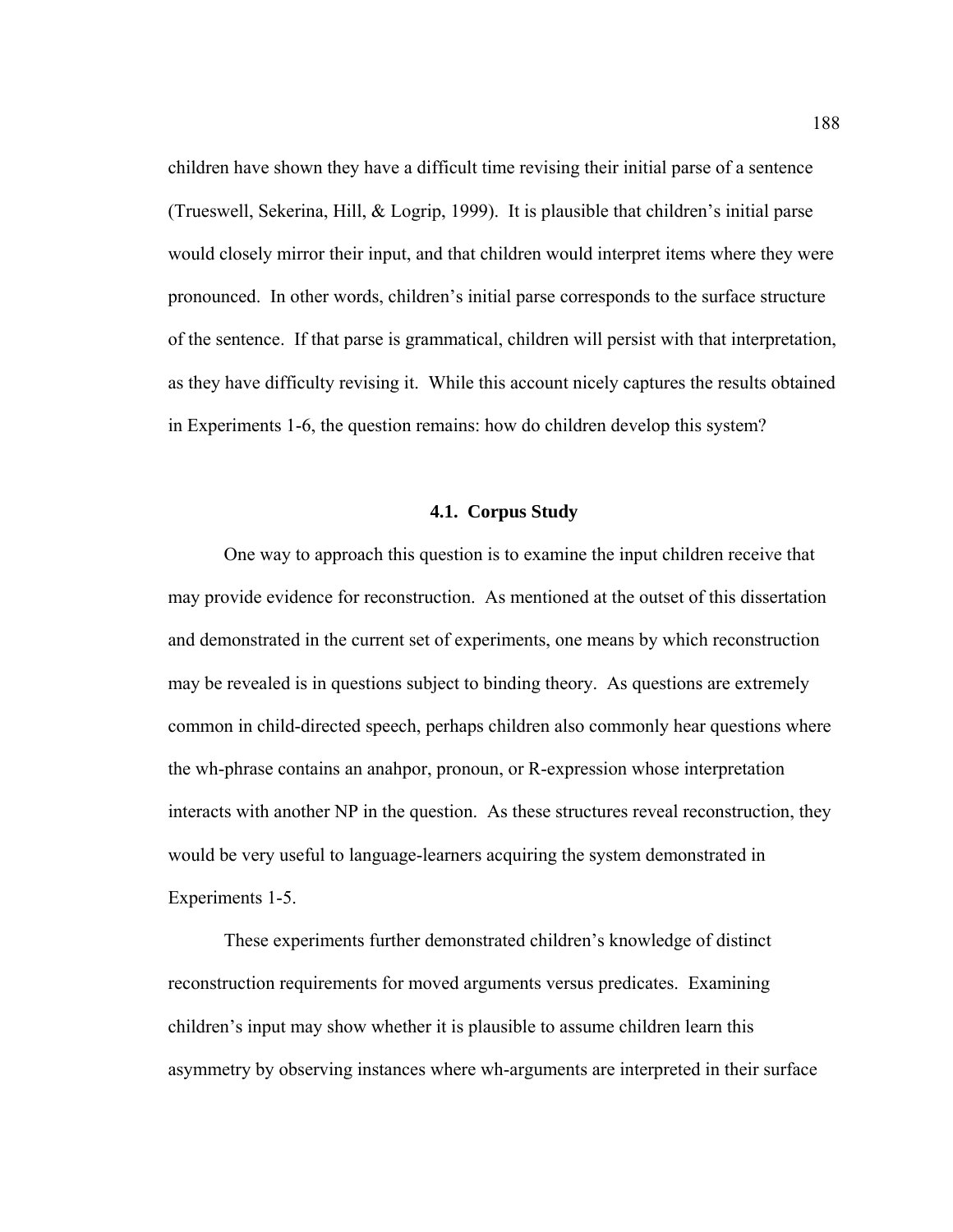children have shown they have a difficult time revising their initial parse of a sentence (Trueswell, Sekerina, Hill, & Logrip, 1999). It is plausible that children's initial parse would closely mirror their input, and that children would interpret items where they were pronounced. In other words, children's initial parse corresponds to the surface structure of the sentence. If that parse is grammatical, children will persist with that interpretation, as they have difficulty revising it. While this account nicely captures the results obtained in Experiments 1-6, the question remains: how do children develop this system?

## 4.1. Corpus Study

One way to approach this question is to examine the input children receive that may provide evidence for reconstruction. As mentioned at the outset of this dissertation and demonstrated in the current set of experiments, one means by which reconstruction may be revealed is in questions subject to binding theory. As questions are extremely common in child-directed speech, perhaps children also commonly hear questions where the wh-phrase contains an anahpor, pronoun, or R-expression whose interpretation interacts with another NP in the question. As these structures reveal reconstruction, they would be very useful to language-learners acquiring the system demonstrated in Experiments 1-5.

These experiments further demonstrated children's knowledge of distinct reconstruction requirements for moved arguments versus predicates. Examining children's input may show whether it is plausible to assume children learn this asymmetry by observing instances where wh-arguments are interpreted in their surface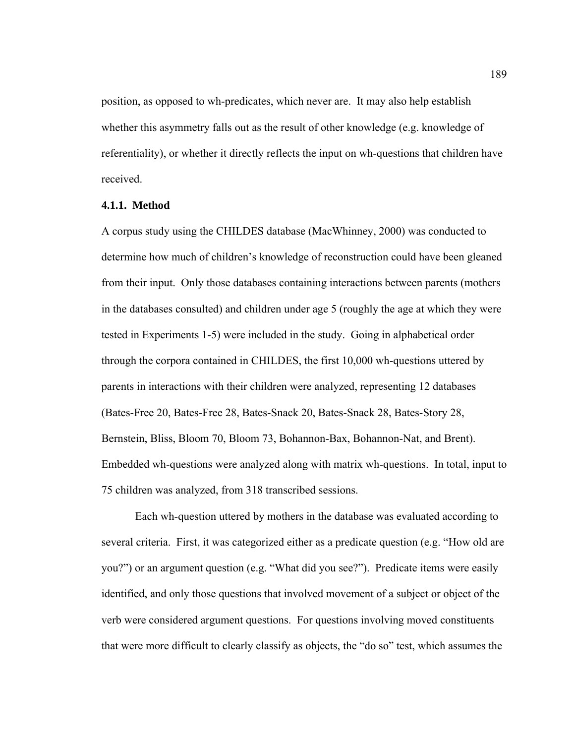position, as opposed to wh-predicates, which never are. It may also help establish whether this asymmetry falls out as the result of other knowledge (e.g. knowledge of referentiality), or whether it directly reflects the input on wh-questions that children have received.

### 4.1.1. Method

A corpus study using the CHILDES database (MacWhinney, 2000) was conducted to determine how much of children's knowledge of reconstruction could have been gleaned from their input. Only those databases containing interactions between parents (mothers in the databases consulted) and children under age 5 (roughly the age at which they were tested in Experiments 1-5) were included in the study. Going in alphabetical order through the corpora contained in CHILDES, the first 10,000 wh-questions uttered by parents in interactions with their children were analyzed, representing 12 databases (Bates-Free 20, Bates-Free 28, Bates-Snack 20, Bates-Snack 28, Bates-Story 28, Bernstein, Bliss, Bloom 70, Bloom 73, Bohannon-Bax, Bohannon-Nat, and Brent). Embedded wh-questions were analyzed along with matrix wh-questions. In total, input to 75 children was analyzed, from 318 transcribed sessions.

Each wh-question uttered by mothers in the database was evaluated according to several criteria. First, it was categorized either as a predicate question (e.g. "How old are you?") or an argument question (e.g. "What did you see?"). Predicate items were easily identified, and only those questions that involved movement of a subject or object of the verb were considered argument questions. For questions involving moved constituents that were more difficult to clearly classify as objects, the "do so" test, which assumes the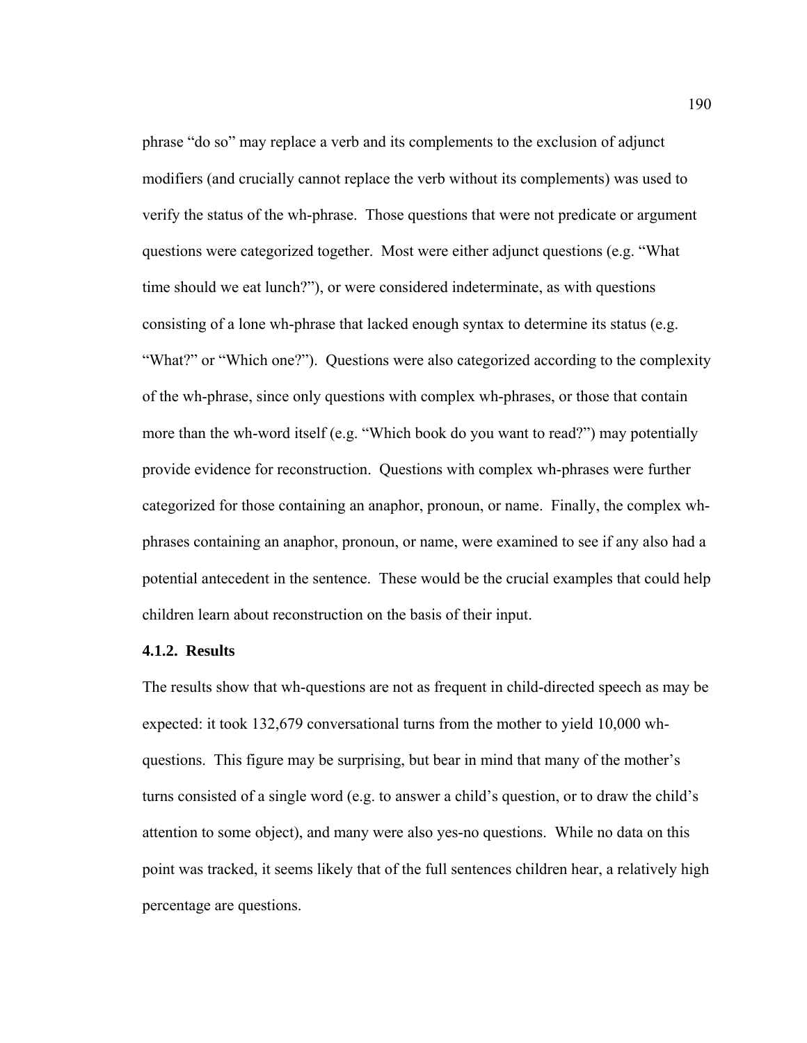phrase “do so” may replace a verb and its complements to the exclusion of adjunct modifiers (and crucially cannot replace the verb without its complements) was used to verify the status of the wh-phrase. Those questions that were not predicate or argument questions were categorized together. Most were either adjunct questions (e.g. “What time should we eat lunch?”), or were considered indeterminate, as with questions consisting of a lone wh-phrase that lacked enough syntax to determine its status (e.g. “What?” or “Which one?”). Questions were also categorized according to the complexity of the wh-phrase, since only questions with complex wh-phrases, or those that contain more than the wh-word itself (e.g. “Which book do you want to read?”) may potentially provide evidence for reconstruction. Questions with complex wh-phrases were further categorized for those containing an anaphor, pronoun, or name. Finally, the complex wh-phrases containing an anaphor, pronoun, or name, were examined to see if any also had a potential antecedent in the sentence. These would be the crucial examples that could help children learn about reconstruction on the basis of their input.

### 4.1.2. Results

The results show that wh-questions are not as frequent in child-directed speech as may be expected: it took 132,679 conversational turns from the mother to yield 10,000 wh-questions. This figure may be surprising, but bear in mind that many of the mother’s turns consisted of a single word (e.g. to answer a child’s question, or to draw the child’s attention to some object), and many were also yes-no questions. While no data on this point was tracked, it seems likely that of the full sentences children hear, a relatively high percentage are questions.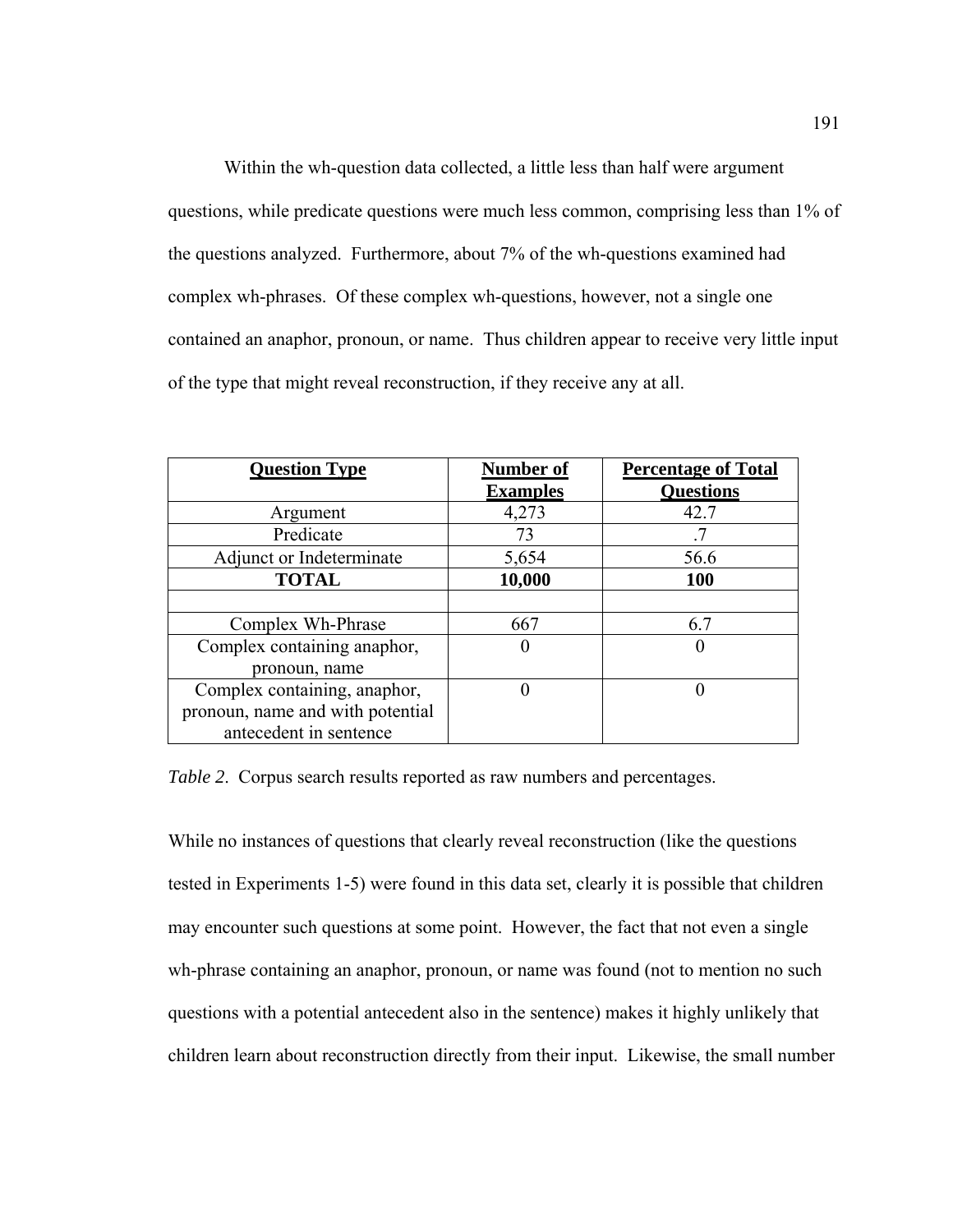Within the wh-question data collected, a little less than half were argument questions, while predicate questions were much less common, comprising less than 1% of the questions analyzed. Furthermore, about 7% of the wh-questions examined had complex wh-phrases. Of these complex wh-questions, however, not a single one contained an anaphor, pronoun, or name. Thus children appear to receive very little input of the type that might reveal reconstruction, if they receive any at all.

| **Question Type** | **Number of Examples** | **Percentage of Total Questions** |
|---|---|---|
| Argument | 4,273 | 42.7 |
| Predicate | 73 | .7 |
| Adjunct or Indeterminate | 5,654 | 56.6 |
| **TOTAL** | **10,000** | **100** |
| | | |
| Complex Wh-Phrase | 667 | 6.7 |
| Complex containing anaphor, pronoun, name | 0 | 0 |
| Complex containing, anaphor, pronoun, name and with potential antecedent in sentence | 0 | 0 |

*Table 2*. Corpus search results reported as raw numbers and percentages.

While no instances of questions that clearly reveal reconstruction (like the questions tested in Experiments 1-5) were found in this data set, clearly it is possible that children may encounter such questions at some point. However, the fact that not even a single wh-phrase containing an anaphor, pronoun, or name was found (not to mention no such questions with a potential antecedent also in the sentence) makes it highly unlikely that children learn about reconstruction directly from their input. Likewise, the small number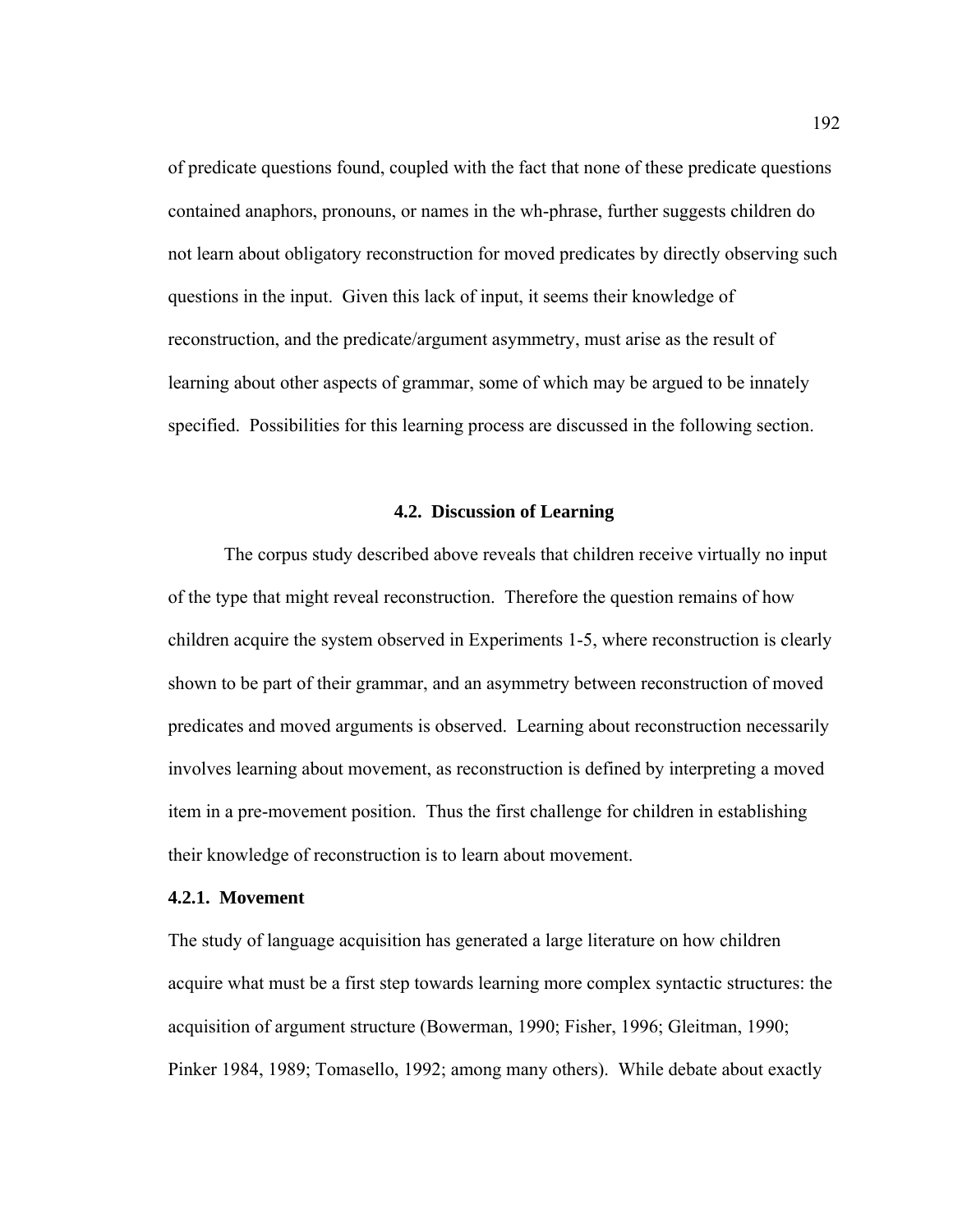of predicate questions found, coupled with the fact that none of these predicate questions contained anaphors, pronouns, or names in the wh-phrase, further suggests children do not learn about obligatory reconstruction for moved predicates by directly observing such questions in the input. Given this lack of input, it seems their knowledge of reconstruction, and the predicate/argument asymmetry, must arise as the result of learning about other aspects of grammar, some of which may be argued to be innately specified. Possibilities for this learning process are discussed in the following section.

## 4.2. Discussion of Learning

The corpus study described above reveals that children receive virtually no input of the type that might reveal reconstruction. Therefore the question remains of how children acquire the system observed in Experiments 1-5, where reconstruction is clearly shown to be part of their grammar, and an asymmetry between reconstruction of moved predicates and moved arguments is observed. Learning about reconstruction necessarily involves learning about movement, as reconstruction is defined by interpreting a moved item in a pre-movement position. Thus the first challenge for children in establishing their knowledge of reconstruction is to learn about movement.

### 4.2.1. Movement

The study of language acquisition has generated a large literature on how children acquire what must be a first step towards learning more complex syntactic structures: the acquisition of argument structure (Bowerman, 1990; Fisher, 1996; Gleitman, 1990; Pinker 1984, 1989; Tomasello, 1992; among many others). While debate about exactly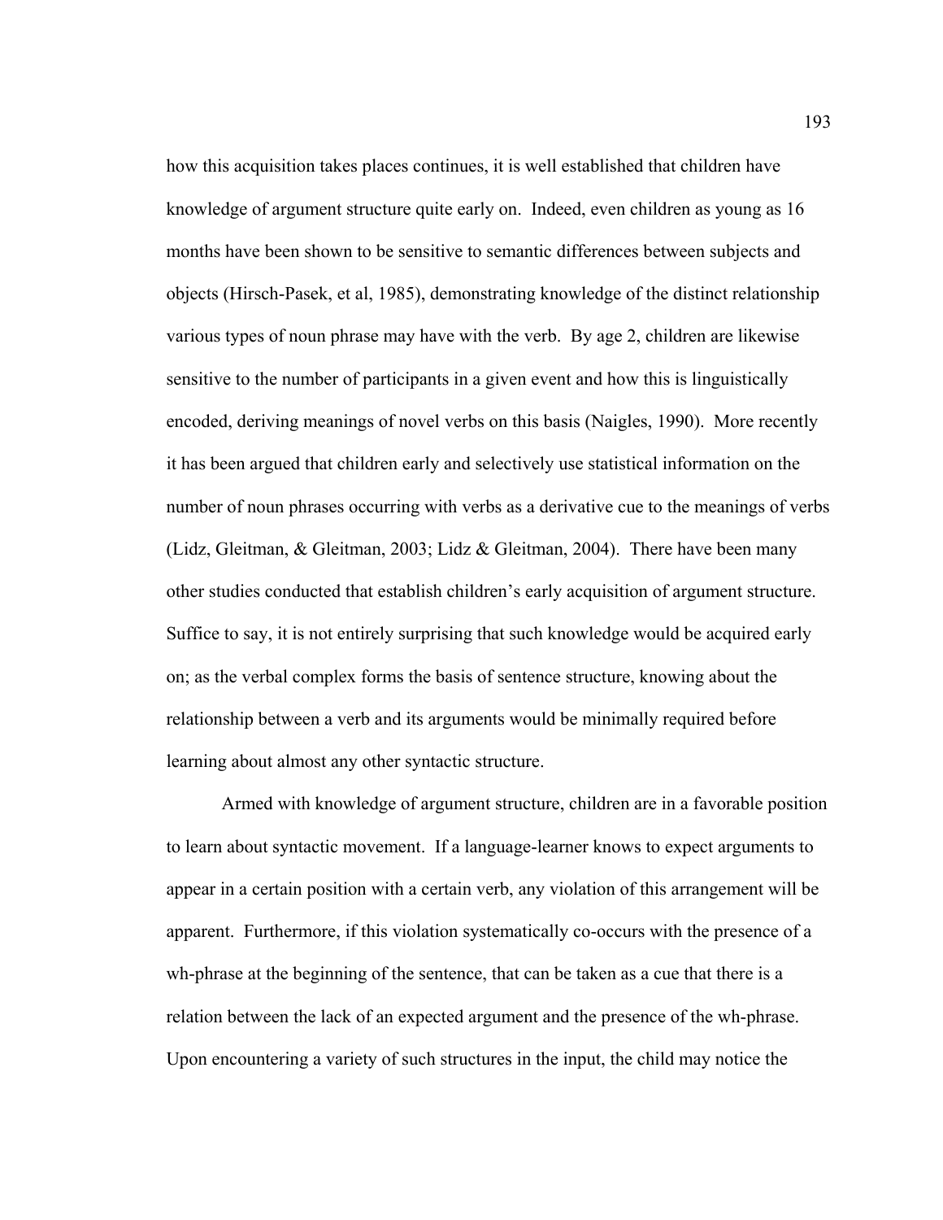how this acquisition takes places continues, it is well established that children have knowledge of argument structure quite early on. Indeed, even children as young as 16 months have been shown to be sensitive to semantic differences between subjects and objects (Hirsch-Pasek, et al, 1985), demonstrating knowledge of the distinct relationship various types of noun phrase may have with the verb. By age 2, children are likewise sensitive to the number of participants in a given event and how this is linguistically encoded, deriving meanings of novel verbs on this basis (Naigles, 1990). More recently it has been argued that children early and selectively use statistical information on the number of noun phrases occurring with verbs as a derivative cue to the meanings of verbs (Lidz, Gleitman, & Gleitman, 2003; Lidz & Gleitman, 2004). There have been many other studies conducted that establish children's early acquisition of argument structure. Suffice to say, it is not entirely surprising that such knowledge would be acquired early on; as the verbal complex forms the basis of sentence structure, knowing about the relationship between a verb and its arguments would be minimally required before learning about almost any other syntactic structure.

Armed with knowledge of argument structure, children are in a favorable position to learn about syntactic movement. If a language-learner knows to expect arguments to appear in a certain position with a certain verb, any violation of this arrangement will be apparent. Furthermore, if this violation systematically co-occurs with the presence of a wh-phrase at the beginning of the sentence, that can be taken as a cue that there is a relation between the lack of an expected argument and the presence of the wh-phrase. Upon encountering a variety of such structures in the input, the child may notice the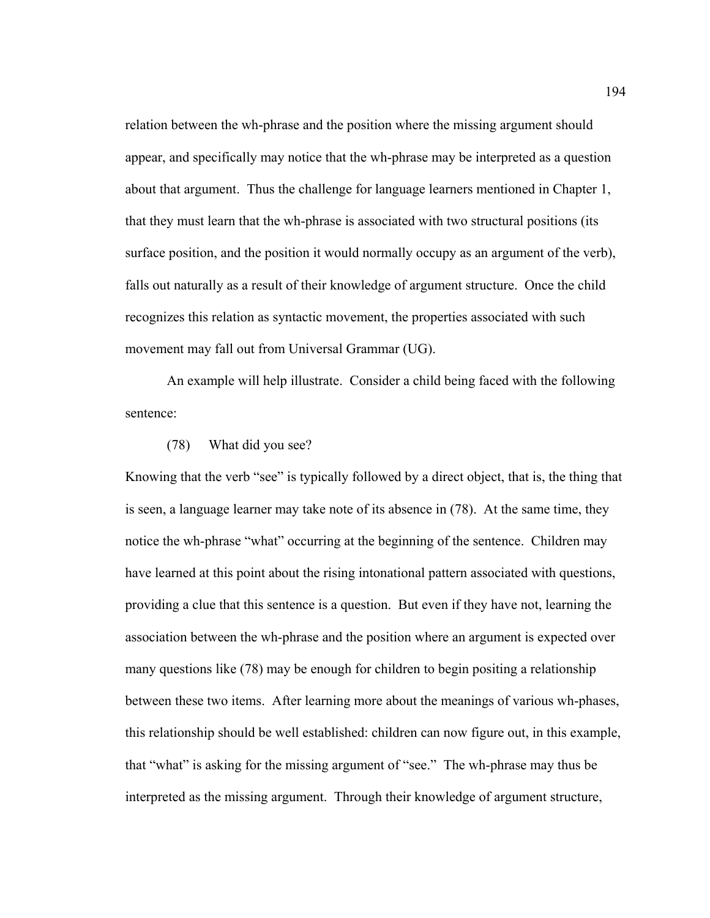relation between the wh-phrase and the position where the missing argument should appear, and specifically may notice that the wh-phrase may be interpreted as a question about that argument. Thus the challenge for language learners mentioned in Chapter 1, that they must learn that the wh-phrase is associated with two structural positions (its surface position, and the position it would normally occupy as an argument of the verb), falls out naturally as a result of their knowledge of argument structure. Once the child recognizes this relation as syntactic movement, the properties associated with such movement may fall out from Universal Grammar (UG).

An example will help illustrate. Consider a child being faced with the following sentence:

(78) What did you see?

Knowing that the verb "see" is typically followed by a direct object, that is, the thing that is seen, a language learner may take note of its absence in (78). At the same time, they notice the wh-phrase "what" occurring at the beginning of the sentence. Children may have learned at this point about the rising intonational pattern associated with questions, providing a clue that this sentence is a question. But even if they have not, learning the association between the wh-phrase and the position where an argument is expected over many questions like (78) may be enough for children to begin positing a relationship between these two items. After learning more about the meanings of various wh-phases, this relationship should be well established: children can now figure out, in this example, that "what" is asking for the missing argument of "see." The wh-phrase may thus be interpreted as the missing argument. Through their knowledge of argument structure,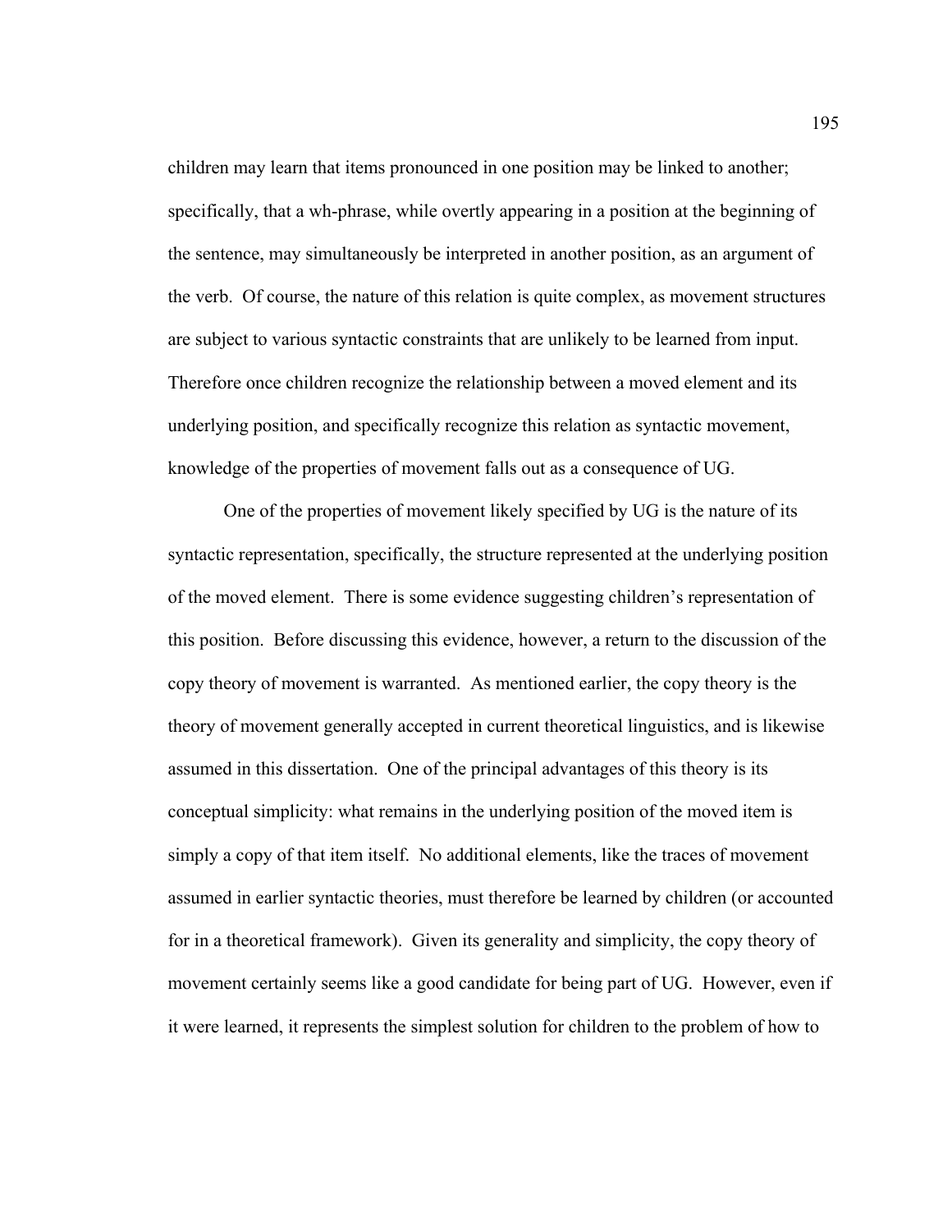children may learn that items pronounced in one position may be linked to another; specifically, that a wh-phrase, while overtly appearing in a position at the beginning of the sentence, may simultaneously be interpreted in another position, as an argument of the verb. Of course, the nature of this relation is quite complex, as movement structures are subject to various syntactic constraints that are unlikely to be learned from input. Therefore once children recognize the relationship between a moved element and its underlying position, and specifically recognize this relation as syntactic movement, knowledge of the properties of movement falls out as a consequence of UG.

One of the properties of movement likely specified by UG is the nature of its syntactic representation, specifically, the structure represented at the underlying position of the moved element. There is some evidence suggesting children's representation of this position. Before discussing this evidence, however, a return to the discussion of the copy theory of movement is warranted. As mentioned earlier, the copy theory is the theory of movement generally accepted in current theoretical linguistics, and is likewise assumed in this dissertation. One of the principal advantages of this theory is its conceptual simplicity: what remains in the underlying position of the moved item is simply a copy of that item itself. No additional elements, like the traces of movement assumed in earlier syntactic theories, must therefore be learned by children (or accounted for in a theoretical framework). Given its generality and simplicity, the copy theory of movement certainly seems like a good candidate for being part of UG. However, even if it were learned, it represents the simplest solution for children to the problem of how to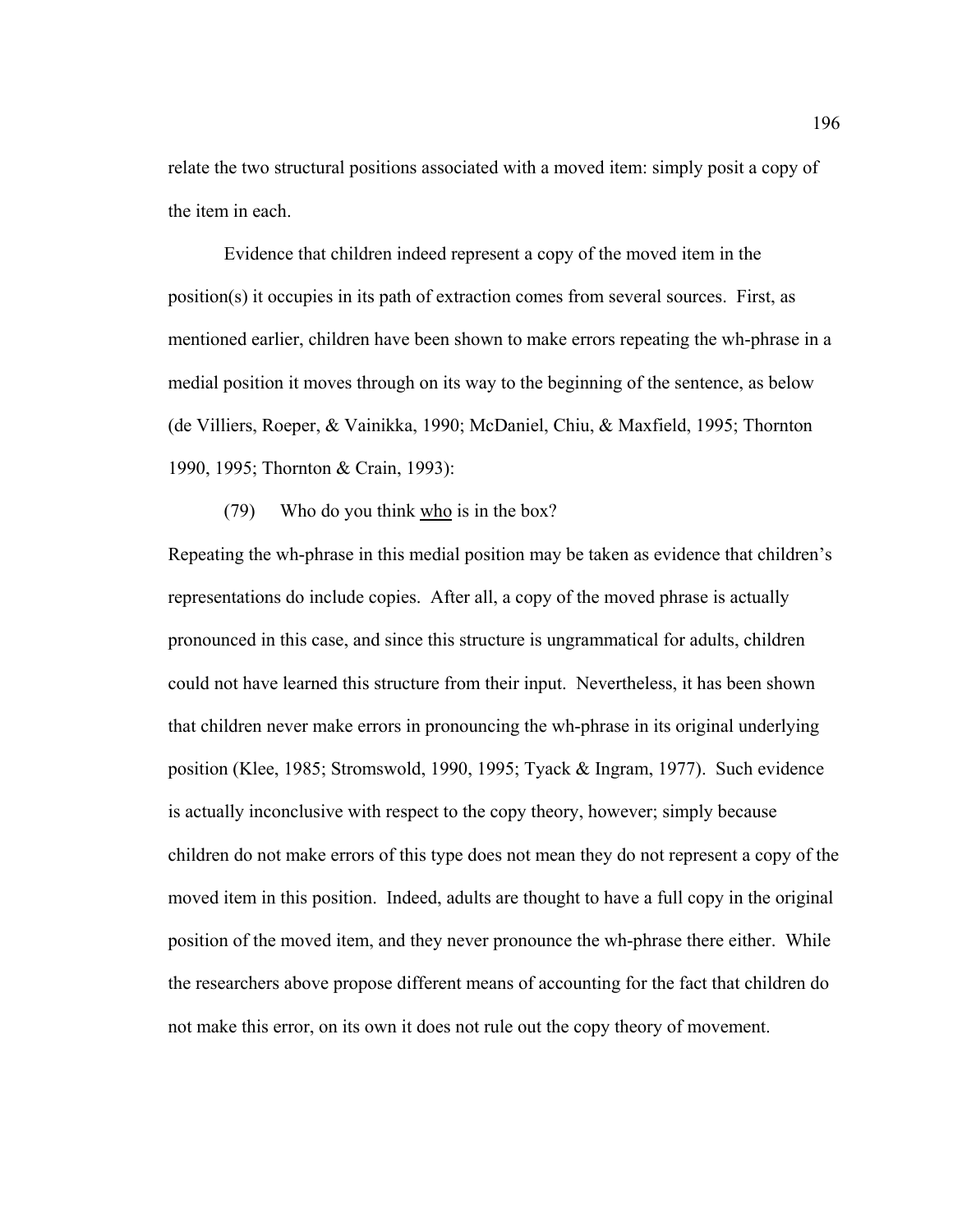relate the two structural positions associated with a moved item: simply posit a copy of the item in each.

Evidence that children indeed represent a copy of the moved item in the position(s) it occupies in its path of extraction comes from several sources. First, as mentioned earlier, children have been shown to make errors repeating the wh-phrase in a medial position it moves through on its way to the beginning of the sentence, as below (de Villiers, Roeper, & Vainikka, 1990; McDaniel, Chiu, & Maxfield, 1995; Thornton 1990, 1995; Thornton & Crain, 1993):

(79) Who do you think <u>who</u> is in the box?

Repeating the wh-phrase in this medial position may be taken as evidence that children's representations do include copies. After all, a copy of the moved phrase is actually pronounced in this case, and since this structure is ungrammatical for adults, children could not have learned this structure from their input. Nevertheless, it has been shown that children never make errors in pronouncing the wh-phrase in its original underlying position (Klee, 1985; Stromswold, 1990, 1995; Tyack & Ingram, 1977). Such evidence is actually inconclusive with respect to the copy theory, however; simply because children do not make errors of this type does not mean they do not represent a copy of the moved item in this position. Indeed, adults are thought to have a full copy in the original position of the moved item, and they never pronounce the wh-phrase there either. While the researchers above propose different means of accounting for the fact that children do not make this error, on its own it does not rule out the copy theory of movement.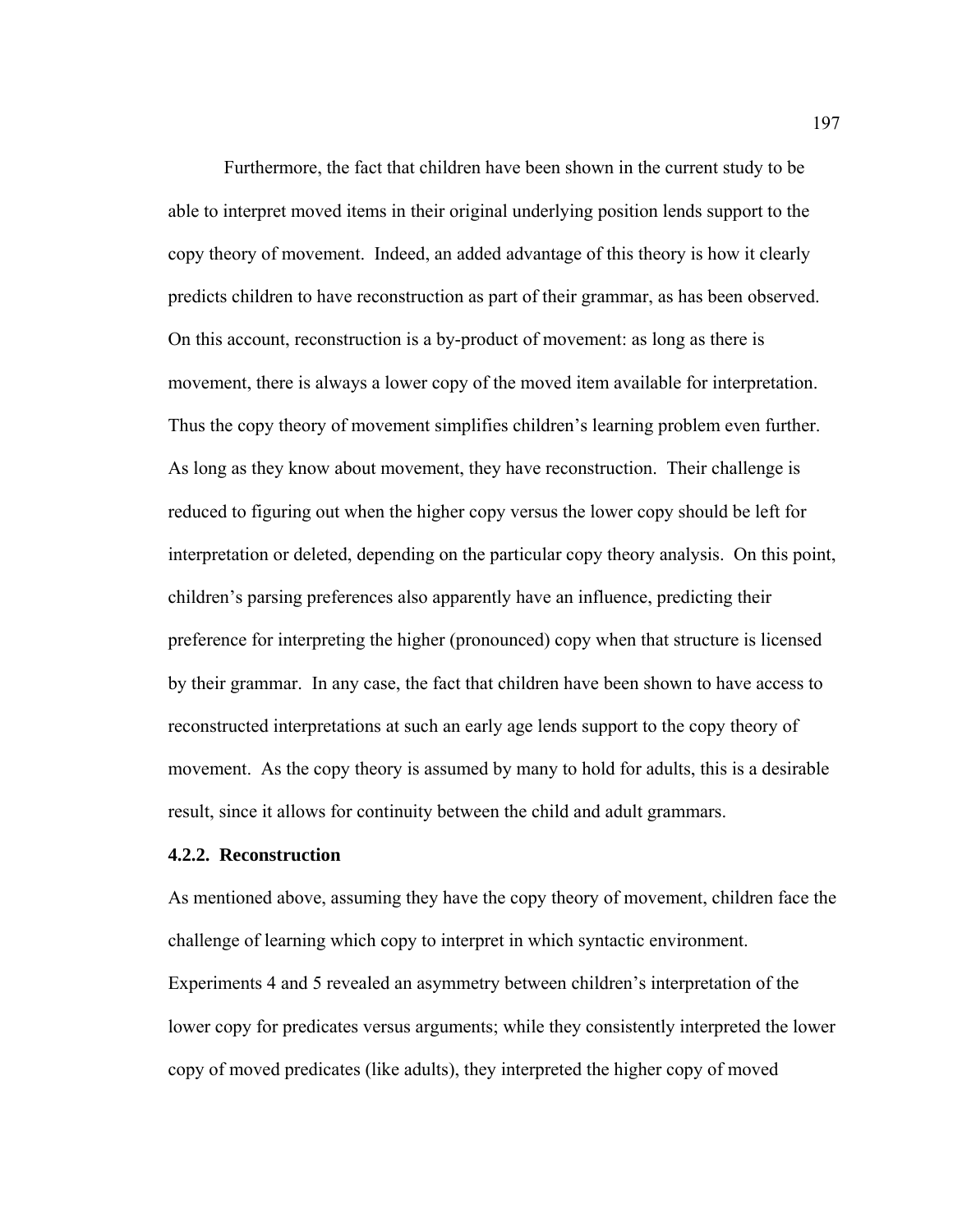Furthermore, the fact that children have been shown in the current study to be able to interpret moved items in their original underlying position lends support to the copy theory of movement. Indeed, an added advantage of this theory is how it clearly predicts children to have reconstruction as part of their grammar, as has been observed. On this account, reconstruction is a by-product of movement: as long as there is movement, there is always a lower copy of the moved item available for interpretation. Thus the copy theory of movement simplifies children's learning problem even further. As long as they know about movement, they have reconstruction. Their challenge is reduced to figuring out when the higher copy versus the lower copy should be left for interpretation or deleted, depending on the particular copy theory analysis. On this point, children's parsing preferences also apparently have an influence, predicting their preference for interpreting the higher (pronounced) copy when that structure is licensed by their grammar. In any case, the fact that children have been shown to have access to reconstructed interpretations at such an early age lends support to the copy theory of movement. As the copy theory is assumed by many to hold for adults, this is a desirable result, since it allows for continuity between the child and adult grammars.

### 4.2.2. Reconstruction

As mentioned above, assuming they have the copy theory of movement, children face the challenge of learning which copy to interpret in which syntactic environment. Experiments 4 and 5 revealed an asymmetry between children's interpretation of the lower copy for predicates versus arguments; while they consistently interpreted the lower copy of moved predicates (like adults), they interpreted the higher copy of moved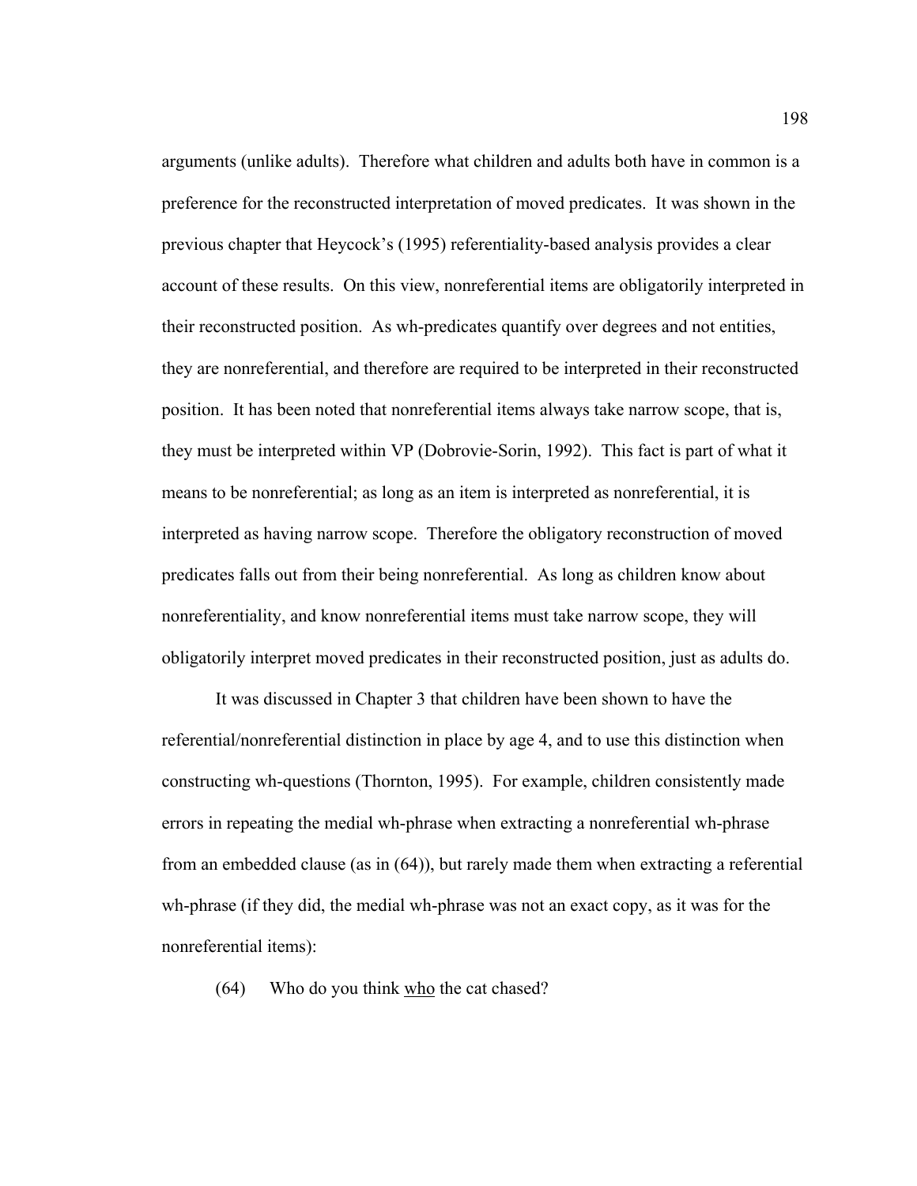arguments (unlike adults). Therefore what children and adults both have in common is a preference for the reconstructed interpretation of moved predicates. It was shown in the previous chapter that Heycock's (1995) referentiality-based analysis provides a clear account of these results. On this view, nonreferential items are obligatorily interpreted in their reconstructed position. As wh-predicates quantify over degrees and not entities, they are nonreferential, and therefore are required to be interpreted in their reconstructed position. It has been noted that nonreferential items always take narrow scope, that is, they must be interpreted within VP (Dobrovie-Sorin, 1992). This fact is part of what it means to be nonreferential; as long as an item is interpreted as nonreferential, it is interpreted as having narrow scope. Therefore the obligatory reconstruction of moved predicates falls out from their being nonreferential. As long as children know about nonreferentiality, and know nonreferential items must take narrow scope, they will obligatorily interpret moved predicates in their reconstructed position, just as adults do.

It was discussed in Chapter 3 that children have been shown to have the referential/nonreferential distinction in place by age 4, and to use this distinction when constructing wh-questions (Thornton, 1995). For example, children consistently made errors in repeating the medial wh-phrase when extracting a nonreferential wh-phrase from an embedded clause (as in (64)), but rarely made them when extracting a referential wh-phrase (if they did, the medial wh-phrase was not an exact copy, as it was for the nonreferential items):

(64) Who do you think <u>who</u> the cat chased?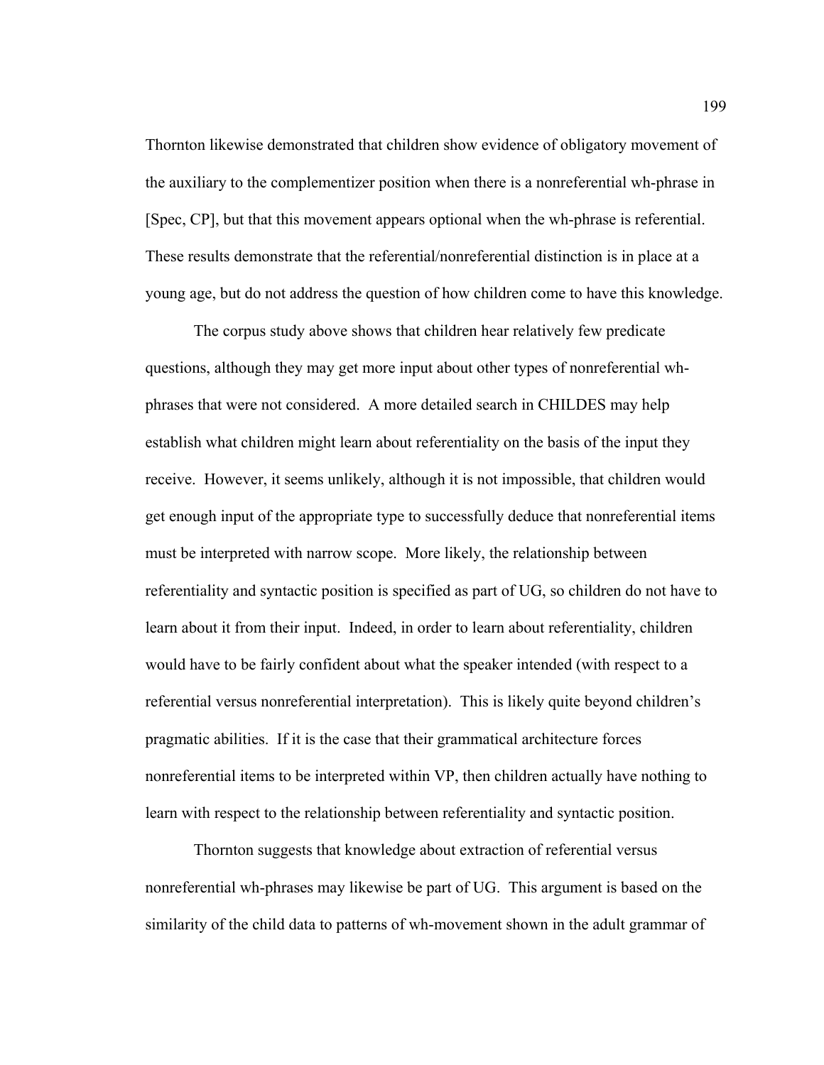Thornton likewise demonstrated that children show evidence of obligatory movement of the auxiliary to the complementizer position when there is a nonreferential wh-phrase in [Spec, CP], but that this movement appears optional when the wh-phrase is referential. These results demonstrate that the referential/nonreferential distinction is in place at a young age, but do not address the question of how children come to have this knowledge.

The corpus study above shows that children hear relatively few predicate questions, although they may get more input about other types of nonreferential wh-phrases that were not considered. A more detailed search in CHILDES may help establish what children might learn about referentiality on the basis of the input they receive. However, it seems unlikely, although it is not impossible, that children would get enough input of the appropriate type to successfully deduce that nonreferential items must be interpreted with narrow scope. More likely, the relationship between referentiality and syntactic position is specified as part of UG, so children do not have to learn about it from their input. Indeed, in order to learn about referentiality, children would have to be fairly confident about what the speaker intended (with respect to a referential versus nonreferential interpretation). This is likely quite beyond children's pragmatic abilities. If it is the case that their grammatical architecture forces nonreferential items to be interpreted within VP, then children actually have nothing to learn with respect to the relationship between referentiality and syntactic position.

Thornton suggests that knowledge about extraction of referential versus nonreferential wh-phrases may likewise be part of UG. This argument is based on the similarity of the child data to patterns of wh-movement shown in the adult grammar of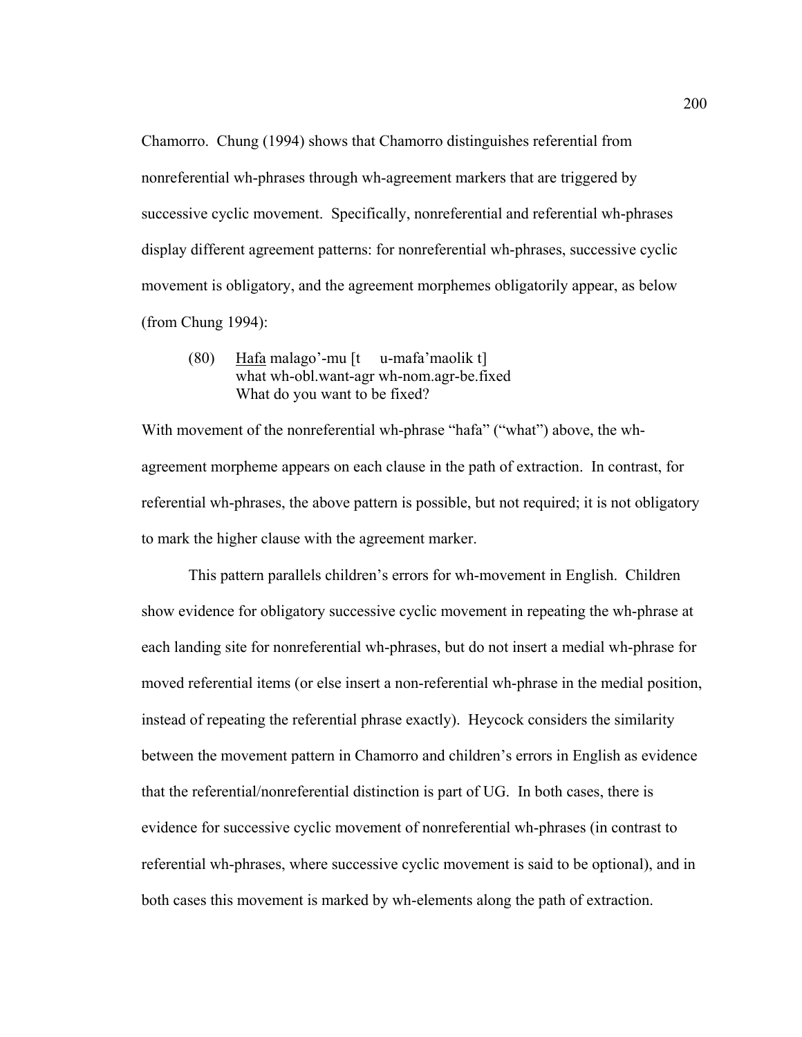Chamorro. Chung (1994) shows that Chamorro distinguishes referential from nonreferential wh-phrases through wh-agreement markers that are triggered by successive cyclic movement. Specifically, nonreferential and referential wh-phrases display different agreement patterns: for nonreferential wh-phrases, successive cyclic movement is obligatory, and the agreement morphemes obligatorily appear, as below (from Chung 1994):

(80) <u>Hafa</u> malago'-mu [t u-mafa'maolik t]
what wh-obl.want-agr wh-nom.agr-be.fixed
What do you want to be fixed?

With movement of the nonreferential wh-phrase "hafa" ("what") above, the wh-agreement morpheme appears on each clause in the path of extraction. In contrast, for referential wh-phrases, the above pattern is possible, but not required; it is not obligatory to mark the higher clause with the agreement marker.

This pattern parallels children's errors for wh-movement in English. Children show evidence for obligatory successive cyclic movement in repeating the wh-phrase at each landing site for nonreferential wh-phrases, but do not insert a medial wh-phrase for moved referential items (or else insert a non-referential wh-phrase in the medial position, instead of repeating the referential phrase exactly). Heycock considers the similarity between the movement pattern in Chamorro and children's errors in English as evidence that the referential/nonreferential distinction is part of UG. In both cases, there is evidence for successive cyclic movement of nonreferential wh-phrases (in contrast to referential wh-phrases, where successive cyclic movement is said to be optional), and in both cases this movement is marked by wh-elements along the path of extraction.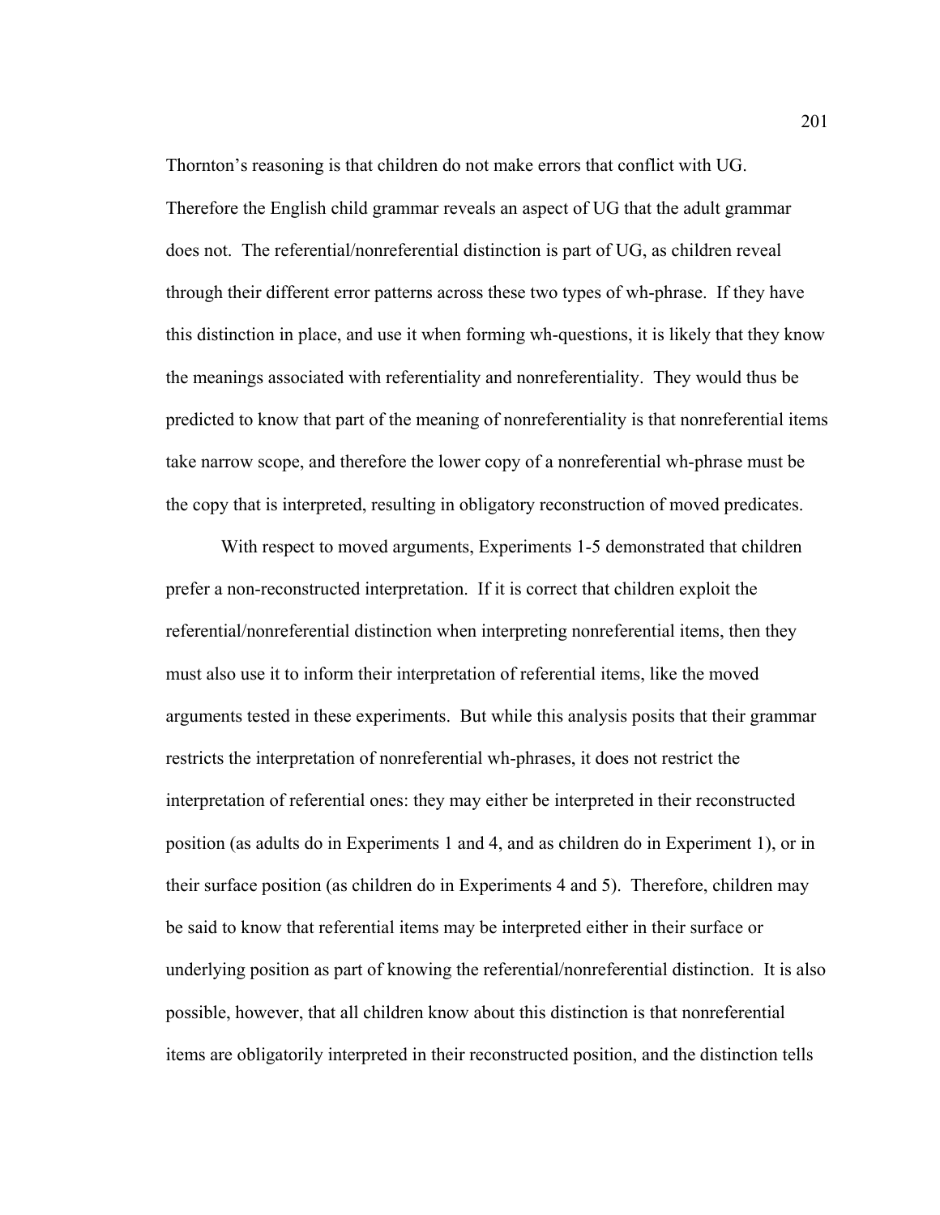Thornton's reasoning is that children do not make errors that conflict with UG. Therefore the English child grammar reveals an aspect of UG that the adult grammar does not. The referential/nonreferential distinction is part of UG, as children reveal through their different error patterns across these two types of wh-phrase. If they have this distinction in place, and use it when forming wh-questions, it is likely that they know the meanings associated with referentiality and nonreferentiality. They would thus be predicted to know that part of the meaning of nonreferentiality is that nonreferential items take narrow scope, and therefore the lower copy of a nonreferential wh-phrase must be the copy that is interpreted, resulting in obligatory reconstruction of moved predicates.

With respect to moved arguments, Experiments 1-5 demonstrated that children prefer a non-reconstructed interpretation. If it is correct that children exploit the referential/nonreferential distinction when interpreting nonreferential items, then they must also use it to inform their interpretation of referential items, like the moved arguments tested in these experiments. But while this analysis posits that their grammar restricts the interpretation of nonreferential wh-phrases, it does not restrict the interpretation of referential ones: they may either be interpreted in their reconstructed position (as adults do in Experiments 1 and 4, and as children do in Experiment 1), or in their surface position (as children do in Experiments 4 and 5). Therefore, children may be said to know that referential items may be interpreted either in their surface or underlying position as part of knowing the referential/nonreferential distinction. It is also possible, however, that all children know about this distinction is that nonreferential items are obligatorily interpreted in their reconstructed position, and the distinction tells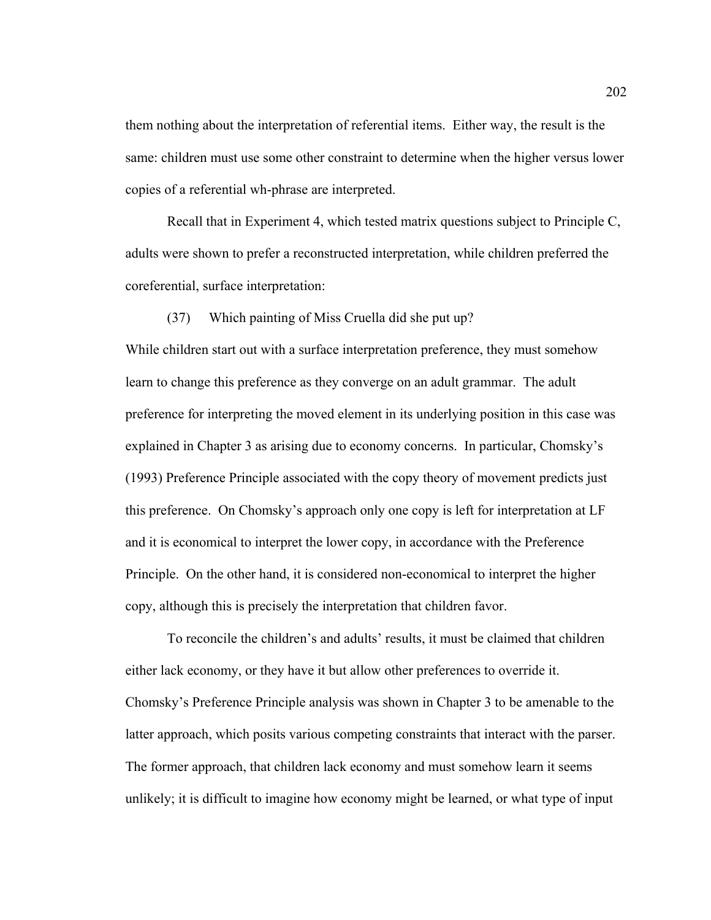them nothing about the interpretation of referential items. Either way, the result is the same: children must use some other constraint to determine when the higher versus lower copies of a referential wh-phrase are interpreted.

Recall that in Experiment 4, which tested matrix questions subject to Principle C, adults were shown to prefer a reconstructed interpretation, while children preferred the coreferential, surface interpretation:

(37) Which painting of Miss Cruella did she put up?

While children start out with a surface interpretation preference, they must somehow learn to change this preference as they converge on an adult grammar. The adult preference for interpreting the moved element in its underlying position in this case was explained in Chapter 3 as arising due to economy concerns. In particular, Chomsky's (1993) Preference Principle associated with the copy theory of movement predicts just this preference. On Chomsky's approach only one copy is left for interpretation at LF and it is economical to interpret the lower copy, in accordance with the Preference Principle. On the other hand, it is considered non-economical to interpret the higher copy, although this is precisely the interpretation that children favor.

To reconcile the children's and adults' results, it must be claimed that children either lack economy, or they have it but allow other preferences to override it. Chomsky's Preference Principle analysis was shown in Chapter 3 to be amenable to the latter approach, which posits various competing constraints that interact with the parser. The former approach, that children lack economy and must somehow learn it seems unlikely; it is difficult to imagine how economy might be learned, or what type of input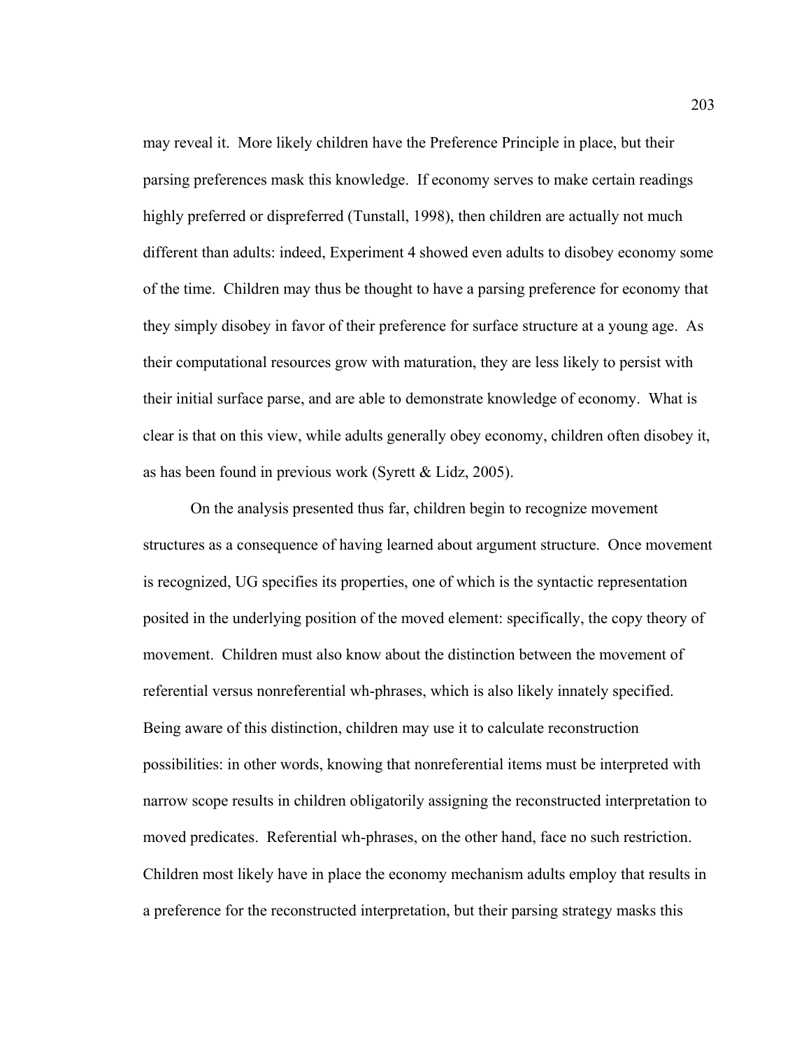may reveal it. More likely children have the Preference Principle in place, but their parsing preferences mask this knowledge. If economy serves to make certain readings highly preferred or dispreferred (Tunstall, 1998), then children are actually not much different than adults: indeed, Experiment 4 showed even adults to disobey economy some of the time. Children may thus be thought to have a parsing preference for economy that they simply disobey in favor of their preference for surface structure at a young age. As their computational resources grow with maturation, they are less likely to persist with their initial surface parse, and are able to demonstrate knowledge of economy. What is clear is that on this view, while adults generally obey economy, children often disobey it, as has been found in previous work (Syrett & Lidz, 2005).

On the analysis presented thus far, children begin to recognize movement structures as a consequence of having learned about argument structure. Once movement is recognized, UG specifies its properties, one of which is the syntactic representation posited in the underlying position of the moved element: specifically, the copy theory of movement. Children must also know about the distinction between the movement of referential versus nonreferential wh-phrases, which is also likely innately specified. Being aware of this distinction, children may use it to calculate reconstruction possibilities: in other words, knowing that nonreferential items must be interpreted with narrow scope results in children obligatorily assigning the reconstructed interpretation to moved predicates. Referential wh-phrases, on the other hand, face no such restriction. Children most likely have in place the economy mechanism adults employ that results in a preference for the reconstructed interpretation, but their parsing strategy masks this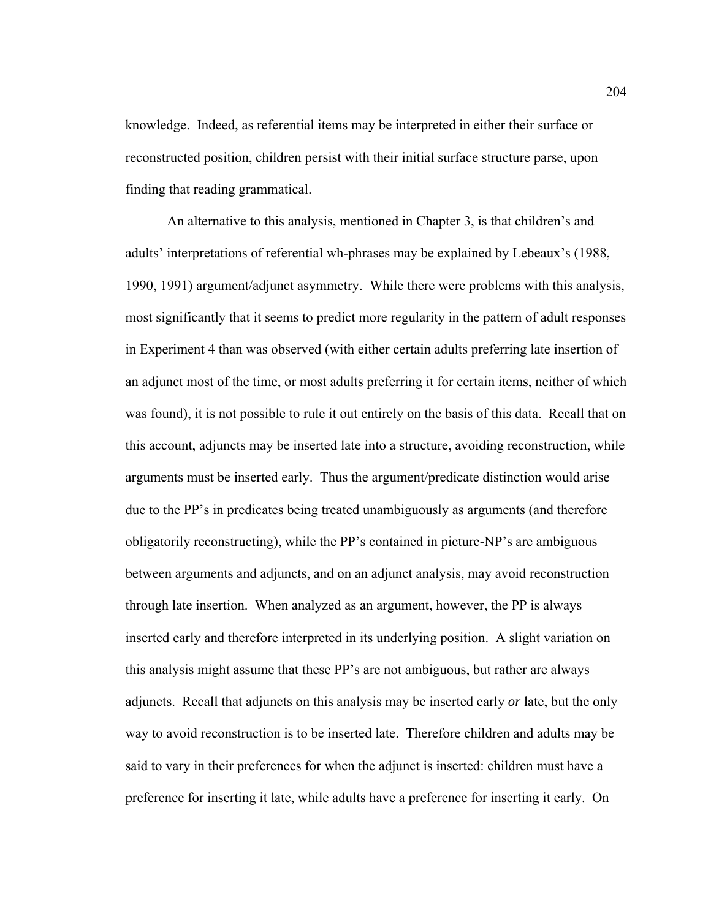knowledge. Indeed, as referential items may be interpreted in either their surface or reconstructed position, children persist with their initial surface structure parse, upon finding that reading grammatical.

An alternative to this analysis, mentioned in Chapter 3, is that children's and adults' interpretations of referential wh-phrases may be explained by Lebeaux's (1988, 1990, 1991) argument/adjunct asymmetry. While there were problems with this analysis, most significantly that it seems to predict more regularity in the pattern of adult responses in Experiment 4 than was observed (with either certain adults preferring late insertion of an adjunct most of the time, or most adults preferring it for certain items, neither of which was found), it is not possible to rule it out entirely on the basis of this data. Recall that on this account, adjuncts may be inserted late into a structure, avoiding reconstruction, while arguments must be inserted early. Thus the argument/predicate distinction would arise due to the PP's in predicates being treated unambiguously as arguments (and therefore obligatorily reconstructing), while the PP's contained in picture-NP's are ambiguous between arguments and adjuncts, and on an adjunct analysis, may avoid reconstruction through late insertion. When analyzed as an argument, however, the PP is always inserted early and therefore interpreted in its underlying position. A slight variation on this analysis might assume that these PP's are not ambiguous, but rather are always adjuncts. Recall that adjuncts on this analysis may be inserted early *or* late, but the only way to avoid reconstruction is to be inserted late. Therefore children and adults may be said to vary in their preferences for when the adjunct is inserted: children must have a preference for inserting it late, while adults have a preference for inserting it early. On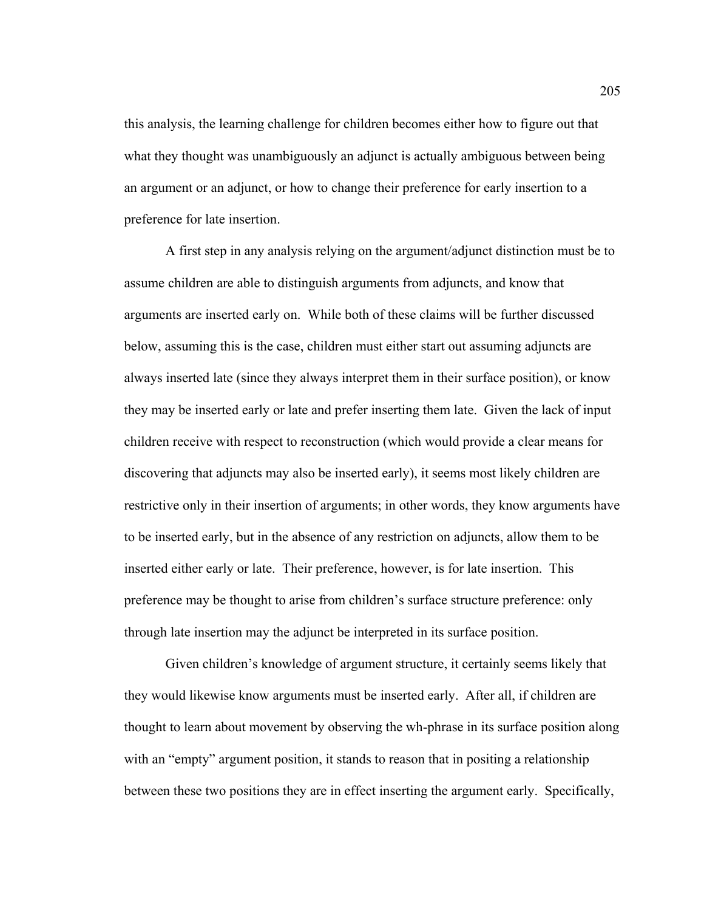this analysis, the learning challenge for children becomes either how to figure out that what they thought was unambiguously an adjunct is actually ambiguous between being an argument or an adjunct, or how to change their preference for early insertion to a preference for late insertion.

A first step in any analysis relying on the argument/adjunct distinction must be to assume children are able to distinguish arguments from adjuncts, and know that arguments are inserted early on. While both of these claims will be further discussed below, assuming this is the case, children must either start out assuming adjuncts are always inserted late (since they always interpret them in their surface position), or know they may be inserted early or late and prefer inserting them late. Given the lack of input children receive with respect to reconstruction (which would provide a clear means for discovering that adjuncts may also be inserted early), it seems most likely children are restrictive only in their insertion of arguments; in other words, they know arguments have to be inserted early, but in the absence of any restriction on adjuncts, allow them to be inserted either early or late. Their preference, however, is for late insertion. This preference may be thought to arise from children's surface structure preference: only through late insertion may the adjunct be interpreted in its surface position.

Given children's knowledge of argument structure, it certainly seems likely that they would likewise know arguments must be inserted early. After all, if children are thought to learn about movement by observing the wh-phrase in its surface position along with an "empty" argument position, it stands to reason that in positing a relationship between these two positions they are in effect inserting the argument early. Specifically,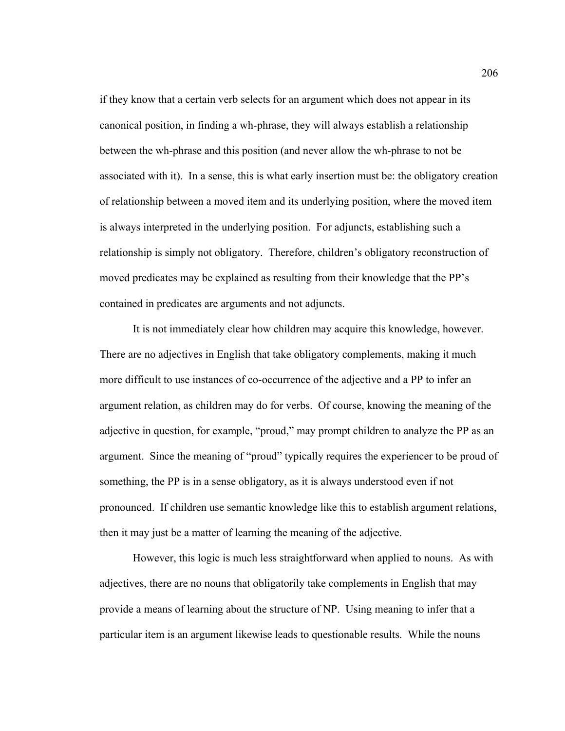if they know that a certain verb selects for an argument which does not appear in its canonical position, in finding a wh-phrase, they will always establish a relationship between the wh-phrase and this position (and never allow the wh-phrase to not be associated with it). In a sense, this is what early insertion must be: the obligatory creation of relationship between a moved item and its underlying position, where the moved item is always interpreted in the underlying position. For adjuncts, establishing such a relationship is simply not obligatory. Therefore, children's obligatory reconstruction of moved predicates may be explained as resulting from their knowledge that the PP's contained in predicates are arguments and not adjuncts.

It is not immediately clear how children may acquire this knowledge, however. There are no adjectives in English that take obligatory complements, making it much more difficult to use instances of co-occurrence of the adjective and a PP to infer an argument relation, as children may do for verbs. Of course, knowing the meaning of the adjective in question, for example, "proud," may prompt children to analyze the PP as an argument. Since the meaning of "proud" typically requires the experiencer to be proud of something, the PP is in a sense obligatory, as it is always understood even if not pronounced. If children use semantic knowledge like this to establish argument relations, then it may just be a matter of learning the meaning of the adjective.

However, this logic is much less straightforward when applied to nouns. As with adjectives, there are no nouns that obligatorily take complements in English that may provide a means of learning about the structure of NP. Using meaning to infer that a particular item is an argument likewise leads to questionable results. While the nouns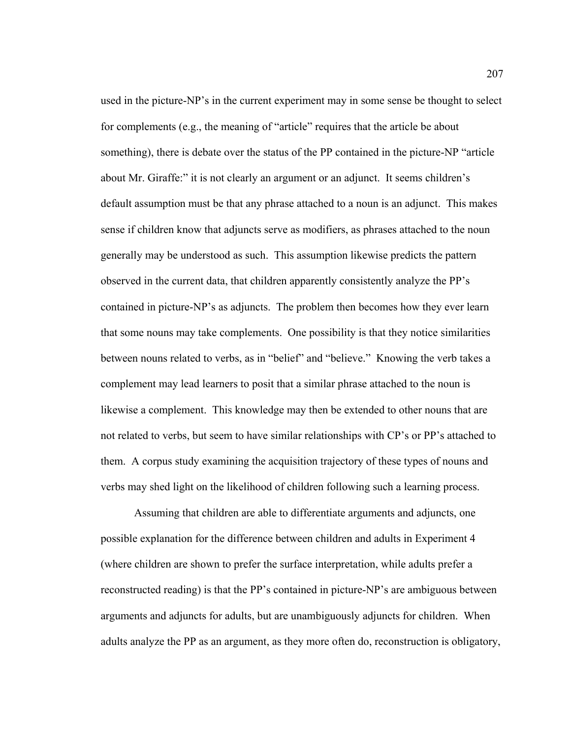used in the picture-NP's in the current experiment may in some sense be thought to select for complements (e.g., the meaning of "article" requires that the article be about something), there is debate over the status of the PP contained in the picture-NP "article about Mr. Giraffe:" it is not clearly an argument or an adjunct. It seems children's default assumption must be that any phrase attached to a noun is an adjunct. This makes sense if children know that adjuncts serve as modifiers, as phrases attached to the noun generally may be understood as such. This assumption likewise predicts the pattern observed in the current data, that children apparently consistently analyze the PP's contained in picture-NP's as adjuncts. The problem then becomes how they ever learn that some nouns may take complements. One possibility is that they notice similarities between nouns related to verbs, as in "belief" and "believe." Knowing the verb takes a complement may lead learners to posit that a similar phrase attached to the noun is likewise a complement. This knowledge may then be extended to other nouns that are not related to verbs, but seem to have similar relationships with CP's or PP's attached to them. A corpus study examining the acquisition trajectory of these types of nouns and verbs may shed light on the likelihood of children following such a learning process.

Assuming that children are able to differentiate arguments and adjuncts, one possible explanation for the difference between children and adults in Experiment 4 (where children are shown to prefer the surface interpretation, while adults prefer a reconstructed reading) is that the PP's contained in picture-NP's are ambiguous between arguments and adjuncts for adults, but are unambiguously adjuncts for children. When adults analyze the PP as an argument, as they more often do, reconstruction is obligatory,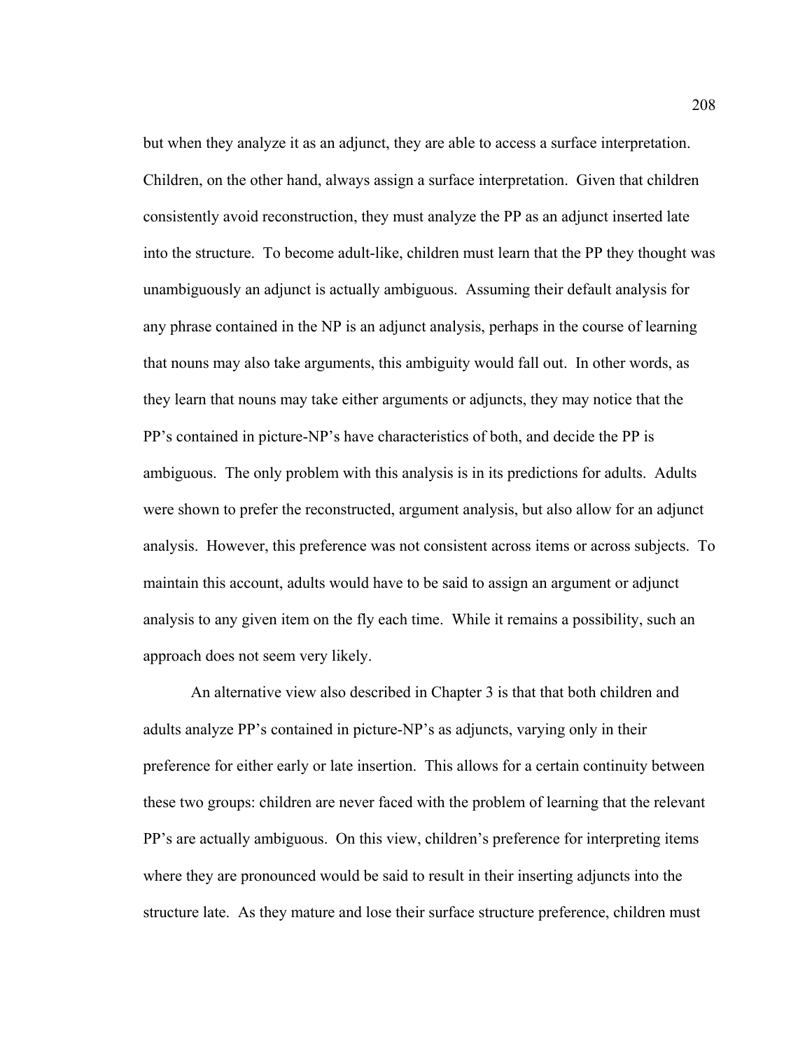but when they analyze it as an adjunct, they are able to access a surface interpretation. Children, on the other hand, always assign a surface interpretation. Given that children consistently avoid reconstruction, they must analyze the PP as an adjunct inserted late into the structure. To become adult-like, children must learn that the PP they thought was unambiguously an adjunct is actually ambiguous. Assuming their default analysis for any phrase contained in the NP is an adjunct analysis, perhaps in the course of learning that nouns may also take arguments, this ambiguity would fall out. In other words, as they learn that nouns may take either arguments or adjuncts, they may notice that the PP's contained in picture-NP's have characteristics of both, and decide the PP is ambiguous. The only problem with this analysis is in its predictions for adults. Adults were shown to prefer the reconstructed, argument analysis, but also allow for an adjunct analysis. However, this preference was not consistent across items or across subjects. To maintain this account, adults would have to be said to assign an argument or adjunct analysis to any given item on the fly each time. While it remains a possibility, such an approach does not seem very likely.

An alternative view also described in Chapter 3 is that that both children and adults analyze PP's contained in picture-NP's as adjuncts, varying only in their preference for either early or late insertion. This allows for a certain continuity between these two groups: children are never faced with the problem of learning that the relevant PP's are actually ambiguous. On this view, children's preference for interpreting items where they are pronounced would be said to result in their inserting adjuncts into the structure late. As they mature and lose their surface structure preference, children must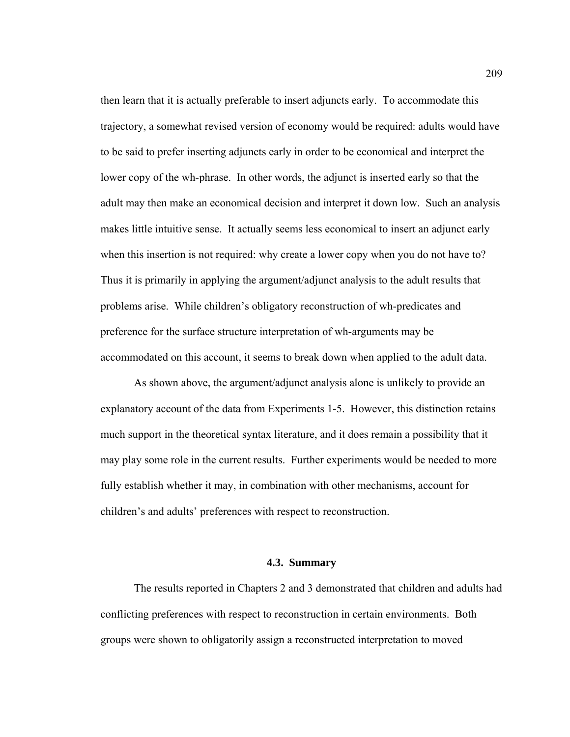then learn that it is actually preferable to insert adjuncts early. To accommodate this trajectory, a somewhat revised version of economy would be required: adults would have to be said to prefer inserting adjuncts early in order to be economical and interpret the lower copy of the wh-phrase. In other words, the adjunct is inserted early so that the adult may then make an economical decision and interpret it down low. Such an analysis makes little intuitive sense. It actually seems less economical to insert an adjunct early when this insertion is not required: why create a lower copy when you do not have to? Thus it is primarily in applying the argument/adjunct analysis to the adult results that problems arise. While children's obligatory reconstruction of wh-predicates and preference for the surface structure interpretation of wh-arguments may be accommodated on this account, it seems to break down when applied to the adult data.

As shown above, the argument/adjunct analysis alone is unlikely to provide an explanatory account of the data from Experiments 1-5. However, this distinction retains much support in the theoretical syntax literature, and it does remain a possibility that it may play some role in the current results. Further experiments would be needed to more fully establish whether it may, in combination with other mechanisms, account for children's and adults' preferences with respect to reconstruction.

## 4.3. Summary

The results reported in Chapters 2 and 3 demonstrated that children and adults had conflicting preferences with respect to reconstruction in certain environments. Both groups were shown to obligatorily assign a reconstructed interpretation to moved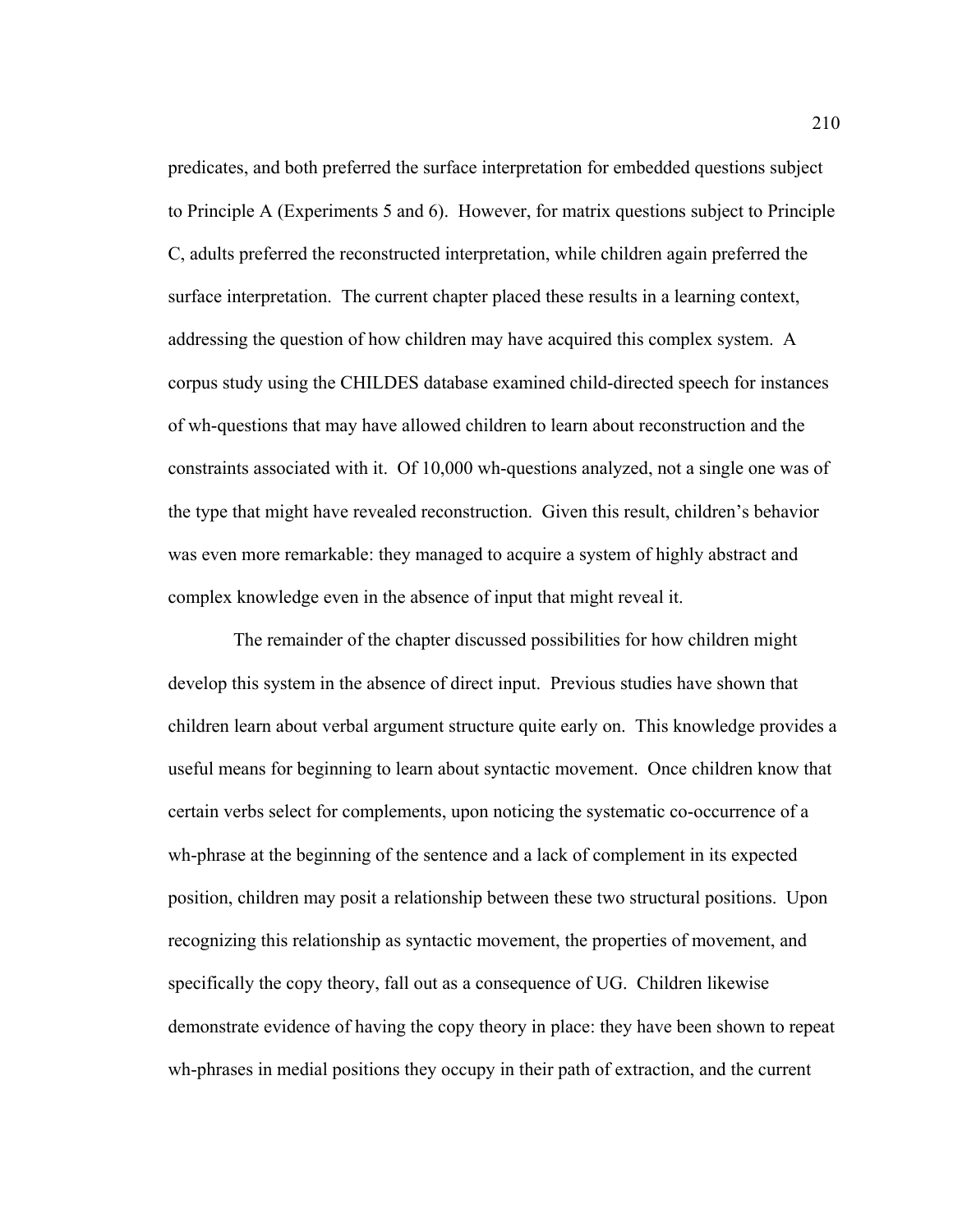predicates, and both preferred the surface interpretation for embedded questions subject to Principle A (Experiments 5 and 6). However, for matrix questions subject to Principle C, adults preferred the reconstructed interpretation, while children again preferred the surface interpretation. The current chapter placed these results in a learning context, addressing the question of how children may have acquired this complex system. A corpus study using the CHILDES database examined child-directed speech for instances of wh-questions that may have allowed children to learn about reconstruction and the constraints associated with it. Of 10,000 wh-questions analyzed, not a single one was of the type that might have revealed reconstruction. Given this result, children's behavior was even more remarkable: they managed to acquire a system of highly abstract and complex knowledge even in the absence of input that might reveal it.

The remainder of the chapter discussed possibilities for how children might develop this system in the absence of direct input. Previous studies have shown that children learn about verbal argument structure quite early on. This knowledge provides a useful means for beginning to learn about syntactic movement. Once children know that certain verbs select for complements, upon noticing the systematic co-occurrence of a wh-phrase at the beginning of the sentence and a lack of complement in its expected position, children may posit a relationship between these two structural positions. Upon recognizing this relationship as syntactic movement, the properties of movement, and specifically the copy theory, fall out as a consequence of UG. Children likewise demonstrate evidence of having the copy theory in place: they have been shown to repeat wh-phrases in medial positions they occupy in their path of extraction, and the current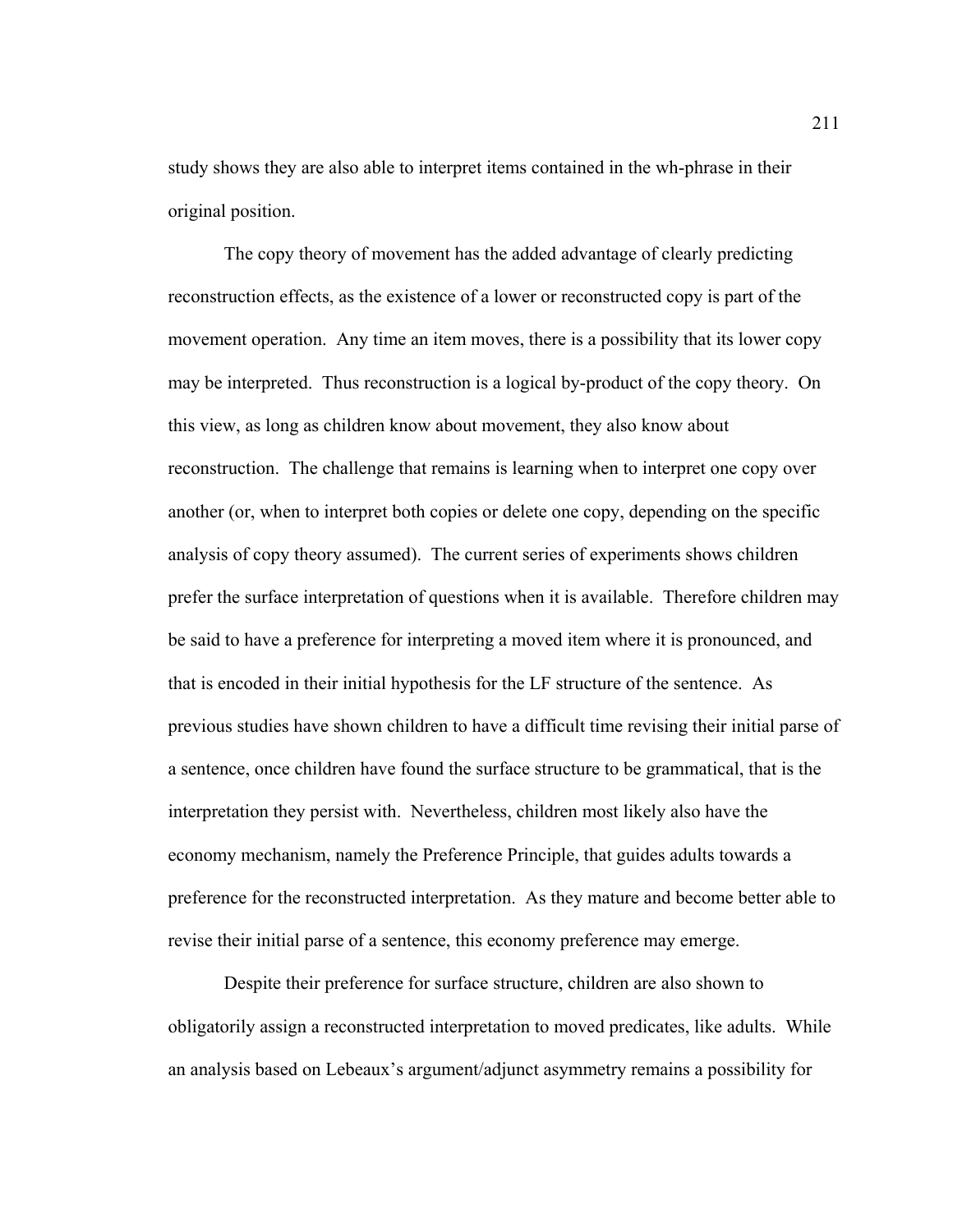study shows they are also able to interpret items contained in the wh-phrase in their original position.

The copy theory of movement has the added advantage of clearly predicting reconstruction effects, as the existence of a lower or reconstructed copy is part of the movement operation. Any time an item moves, there is a possibility that its lower copy may be interpreted. Thus reconstruction is a logical by-product of the copy theory. On this view, as long as children know about movement, they also know about reconstruction. The challenge that remains is learning when to interpret one copy over another (or, when to interpret both copies or delete one copy, depending on the specific analysis of copy theory assumed). The current series of experiments shows children prefer the surface interpretation of questions when it is available. Therefore children may be said to have a preference for interpreting a moved item where it is pronounced, and that is encoded in their initial hypothesis for the LF structure of the sentence. As previous studies have shown children to have a difficult time revising their initial parse of a sentence, once children have found the surface structure to be grammatical, that is the interpretation they persist with. Nevertheless, children most likely also have the economy mechanism, namely the Preference Principle, that guides adults towards a preference for the reconstructed interpretation. As they mature and become better able to revise their initial parse of a sentence, this economy preference may emerge.

Despite their preference for surface structure, children are also shown to obligatorily assign a reconstructed interpretation to moved predicates, like adults. While an analysis based on Lebeaux's argument/adjunct asymmetry remains a possibility for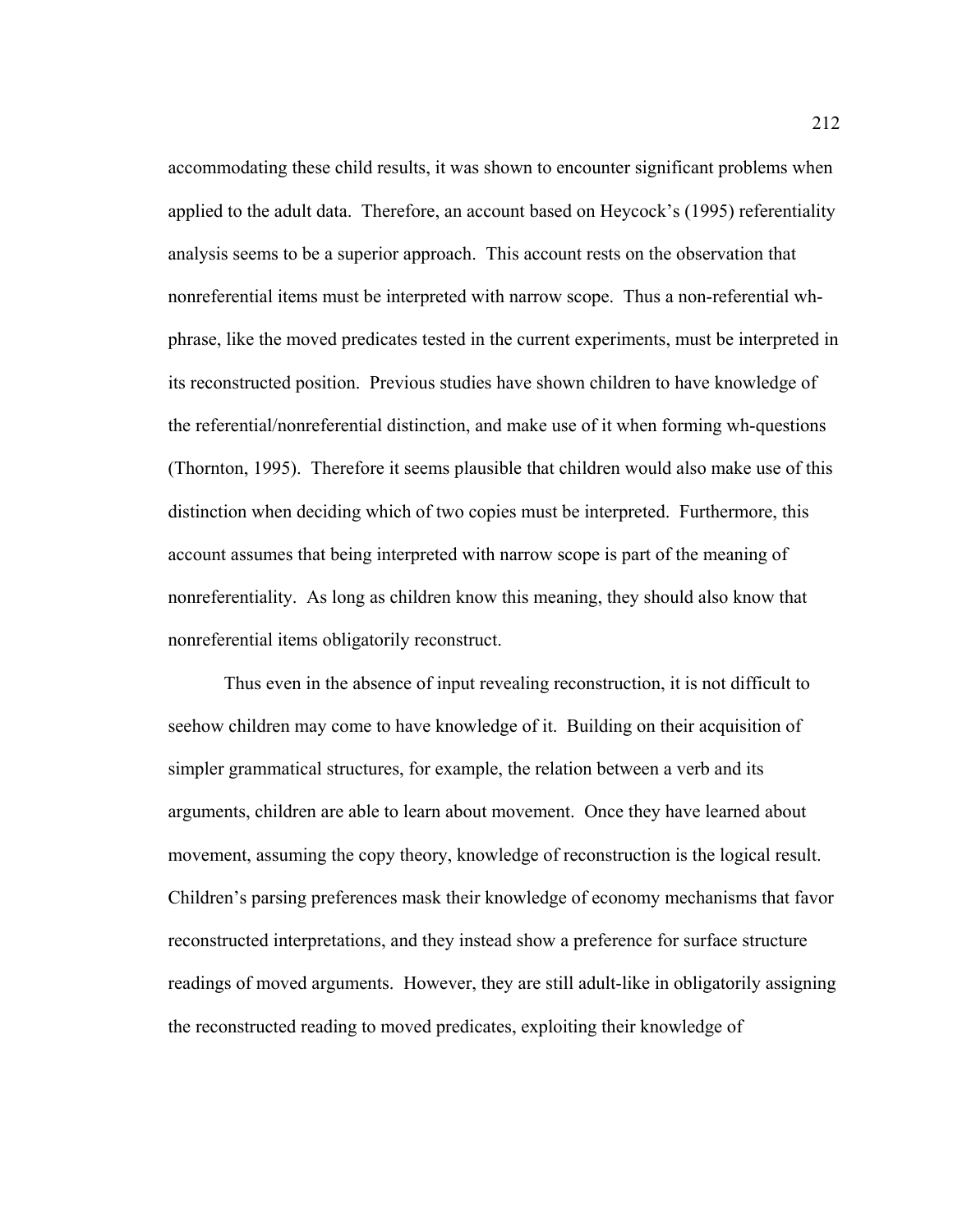accommodating these child results, it was shown to encounter significant problems when applied to the adult data. Therefore, an account based on Heycock's (1995) referentiality analysis seems to be a superior approach. This account rests on the observation that nonreferential items must be interpreted with narrow scope. Thus a non-referential wh-phrase, like the moved predicates tested in the current experiments, must be interpreted in its reconstructed position. Previous studies have shown children to have knowledge of the referential/nonreferential distinction, and make use of it when forming wh-questions (Thornton, 1995). Therefore it seems plausible that children would also make use of this distinction when deciding which of two copies must be interpreted. Furthermore, this account assumes that being interpreted with narrow scope is part of the meaning of nonreferentiality. As long as children know this meaning, they should also know that nonreferential items obligatorily reconstruct.

Thus even in the absence of input revealing reconstruction, it is not difficult to seehow children may come to have knowledge of it. Building on their acquisition of simpler grammatical structures, for example, the relation between a verb and its arguments, children are able to learn about movement. Once they have learned about movement, assuming the copy theory, knowledge of reconstruction is the logical result. Children's parsing preferences mask their knowledge of economy mechanisms that favor reconstructed interpretations, and they instead show a preference for surface structure readings of moved arguments. However, they are still adult-like in obligatorily assigning the reconstructed reading to moved predicates, exploiting their knowledge of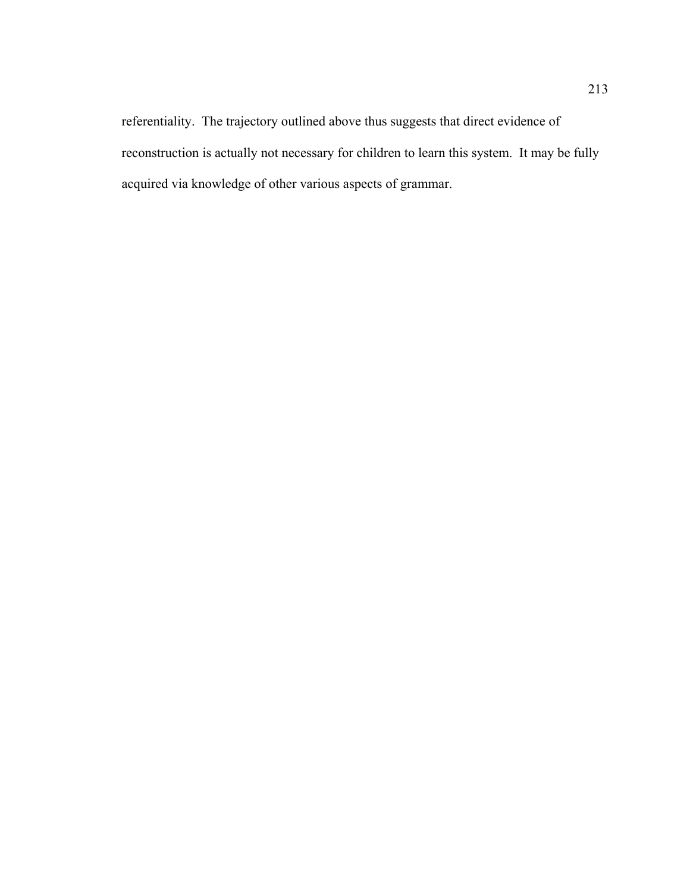referentiality. The trajectory outlined above thus suggests that direct evidence of reconstruction is actually not necessary for children to learn this system. It may be fully acquired via knowledge of other various aspects of grammar.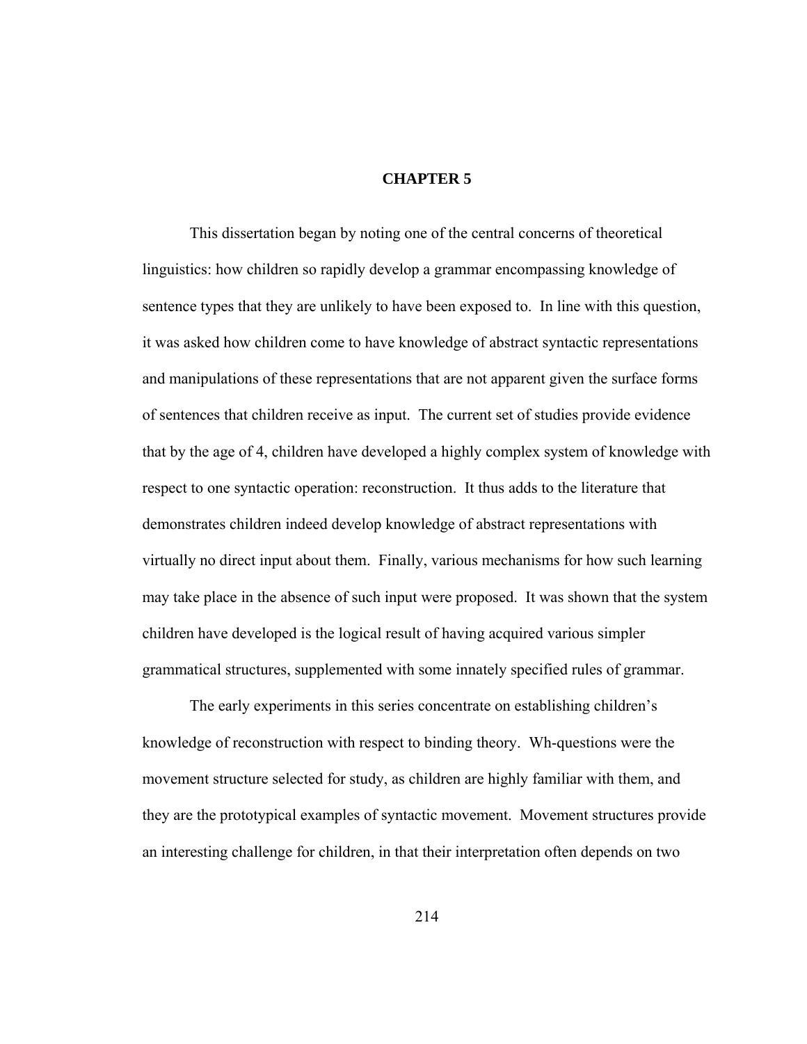# CHAPTER 5

This dissertation began by noting one of the central concerns of theoretical linguistics: how children so rapidly develop a grammar encompassing knowledge of sentence types that they are unlikely to have been exposed to. In line with this question, it was asked how children come to have knowledge of abstract syntactic representations and manipulations of these representations that are not apparent given the surface forms of sentences that children receive as input. The current set of studies provide evidence that by the age of 4, children have developed a highly complex system of knowledge with respect to one syntactic operation: reconstruction. It thus adds to the literature that demonstrates children indeed develop knowledge of abstract representations with virtually no direct input about them. Finally, various mechanisms for how such learning may take place in the absence of such input were proposed. It was shown that the system children have developed is the logical result of having acquired various simpler grammatical structures, supplemented with some innately specified rules of grammar.

The early experiments in this series concentrate on establishing children's knowledge of reconstruction with respect to binding theory. Wh-questions were the movement structure selected for study, as children are highly familiar with them, and they are the prototypical examples of syntactic movement. Movement structures provide an interesting challenge for children, in that their interpretation often depends on two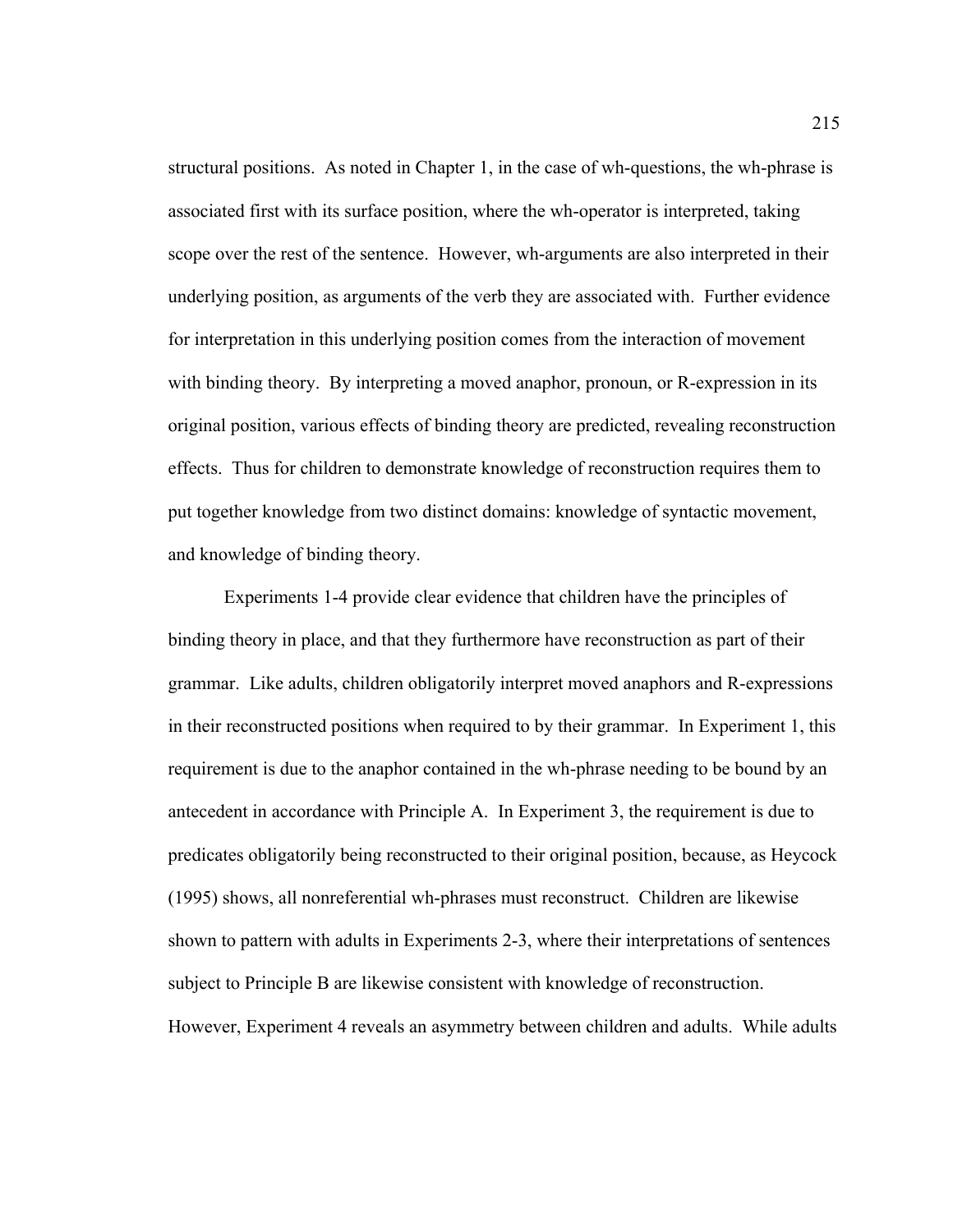structural positions. As noted in Chapter 1, in the case of wh-questions, the wh-phrase is associated first with its surface position, where the wh-operator is interpreted, taking scope over the rest of the sentence. However, wh-arguments are also interpreted in their underlying position, as arguments of the verb they are associated with. Further evidence for interpretation in this underlying position comes from the interaction of movement with binding theory. By interpreting a moved anaphor, pronoun, or R-expression in its original position, various effects of binding theory are predicted, revealing reconstruction effects. Thus for children to demonstrate knowledge of reconstruction requires them to put together knowledge from two distinct domains: knowledge of syntactic movement, and knowledge of binding theory.

Experiments 1-4 provide clear evidence that children have the principles of binding theory in place, and that they furthermore have reconstruction as part of their grammar. Like adults, children obligatorily interpret moved anaphors and R-expressions in their reconstructed positions when required to by their grammar. In Experiment 1, this requirement is due to the anaphor contained in the wh-phrase needing to be bound by an antecedent in accordance with Principle A. In Experiment 3, the requirement is due to predicates obligatorily being reconstructed to their original position, because, as Heycock (1995) shows, all nonreferential wh-phrases must reconstruct. Children are likewise shown to pattern with adults in Experiments 2-3, where their interpretations of sentences subject to Principle B are likewise consistent with knowledge of reconstruction. However, Experiment 4 reveals an asymmetry between children and adults. While adults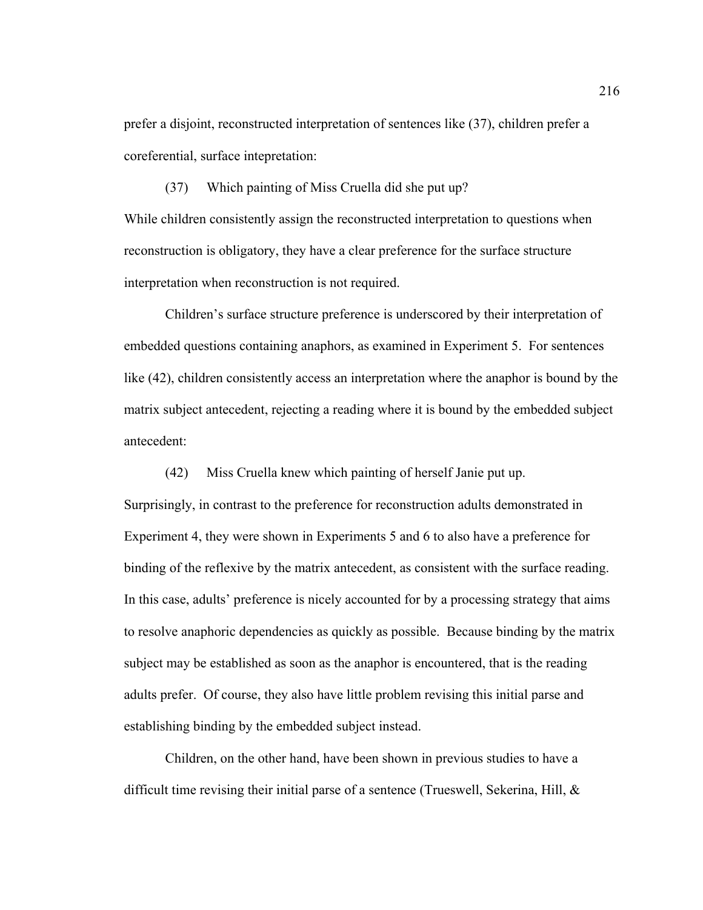prefer a disjoint, reconstructed interpretation of sentences like (37), children prefer a coreferential, surface intepretation:

(37) Which painting of Miss Cruella did she put up?

While children consistently assign the reconstructed interpretation to questions when reconstruction is obligatory, they have a clear preference for the surface structure interpretation when reconstruction is not required.

Children's surface structure preference is underscored by their interpretation of embedded questions containing anaphors, as examined in Experiment 5. For sentences like (42), children consistently access an interpretation where the anaphor is bound by the matrix subject antecedent, rejecting a reading where it is bound by the embedded subject antecedent:

(42) Miss Cruella knew which painting of herself Janie put up.

Surprisingly, in contrast to the preference for reconstruction adults demonstrated in Experiment 4, they were shown in Experiments 5 and 6 to also have a preference for binding of the reflexive by the matrix antecedent, as consistent with the surface reading. In this case, adults' preference is nicely accounted for by a processing strategy that aims to resolve anaphoric dependencies as quickly as possible. Because binding by the matrix subject may be established as soon as the anaphor is encountered, that is the reading adults prefer. Of course, they also have little problem revising this initial parse and establishing binding by the embedded subject instead.

Children, on the other hand, have been shown in previous studies to have a difficult time revising their initial parse of a sentence (Trueswell, Sekerina, Hill, &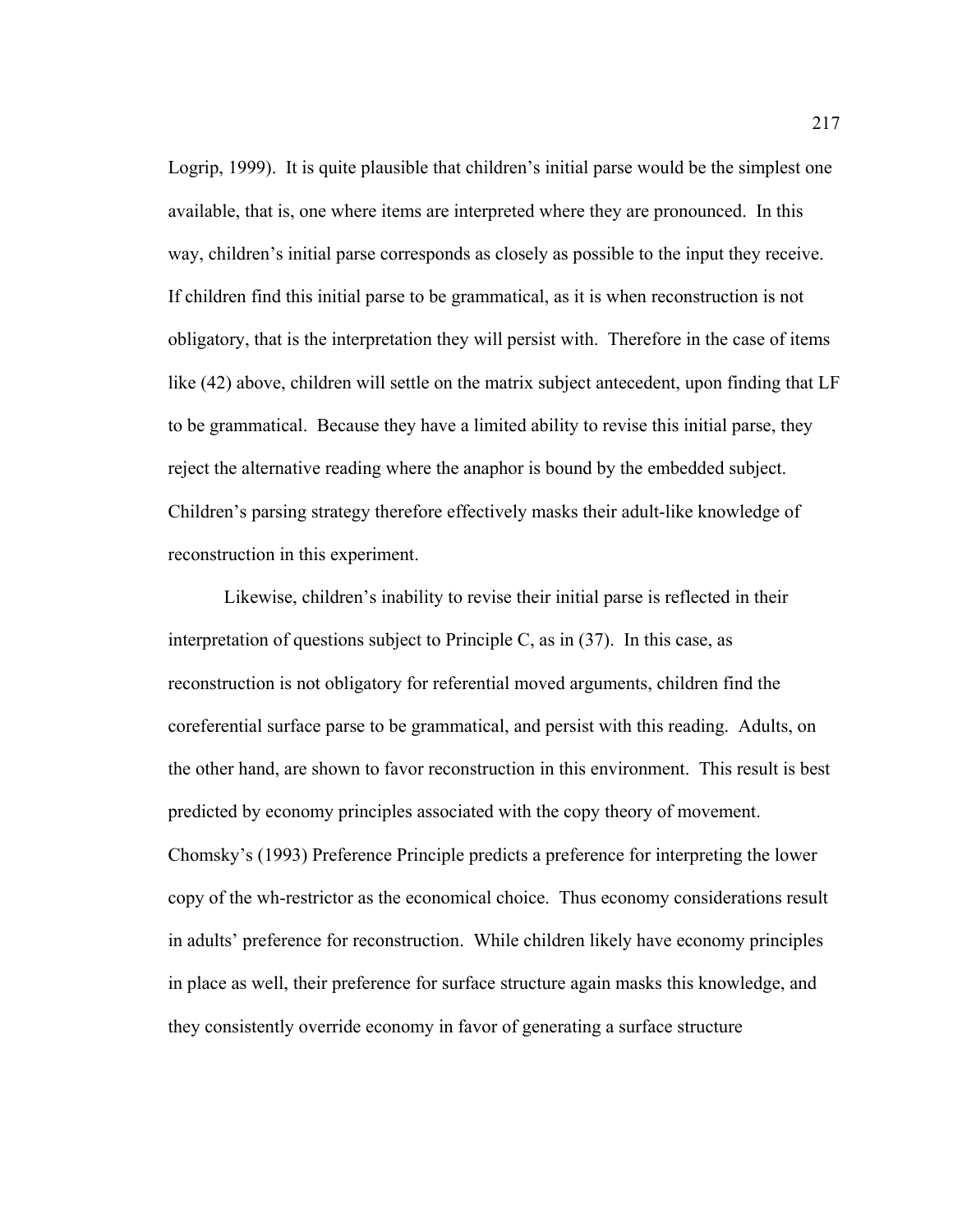Logrip, 1999). It is quite plausible that children's initial parse would be the simplest one available, that is, one where items are interpreted where they are pronounced. In this way, children's initial parse corresponds as closely as possible to the input they receive. If children find this initial parse to be grammatical, as it is when reconstruction is not obligatory, that is the interpretation they will persist with. Therefore in the case of items like (42) above, children will settle on the matrix subject antecedent, upon finding that LF to be grammatical. Because they have a limited ability to revise this initial parse, they reject the alternative reading where the anaphor is bound by the embedded subject. Children's parsing strategy therefore effectively masks their adult-like knowledge of reconstruction in this experiment.

Likewise, children's inability to revise their initial parse is reflected in their interpretation of questions subject to Principle C, as in (37). In this case, as reconstruction is not obligatory for referential moved arguments, children find the coreferential surface parse to be grammatical, and persist with this reading. Adults, on the other hand, are shown to favor reconstruction in this environment. This result is best predicted by economy principles associated with the copy theory of movement. Chomsky's (1993) Preference Principle predicts a preference for interpreting the lower copy of the wh-restrictor as the economical choice. Thus economy considerations result in adults' preference for reconstruction. While children likely have economy principles in place as well, their preference for surface structure again masks this knowledge, and they consistently override economy in favor of generating a surface structure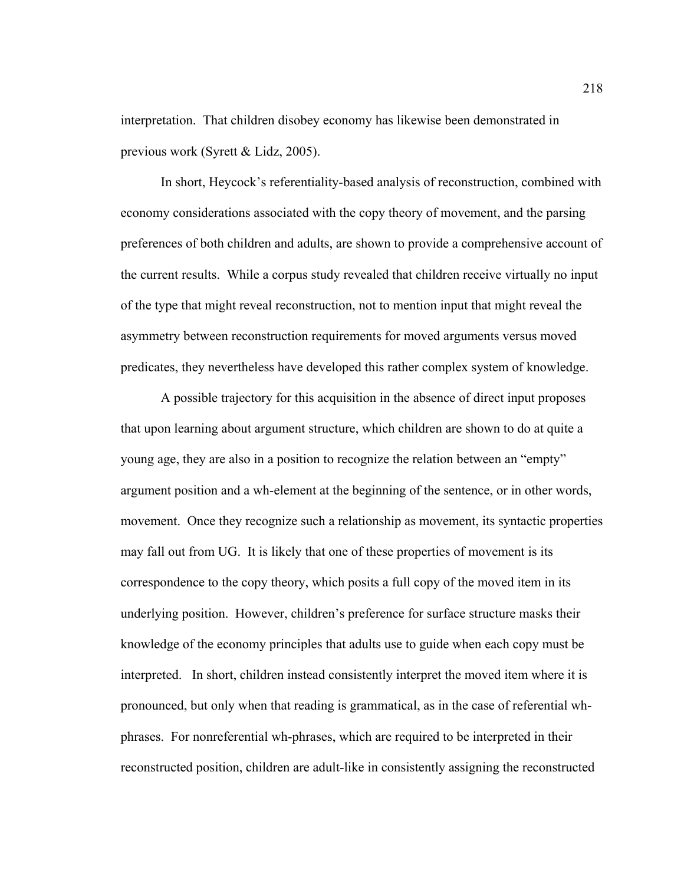interpretation. That children disobey economy has likewise been demonstrated in previous work (Syrett & Lidz, 2005).

In short, Heycock's referentiality-based analysis of reconstruction, combined with economy considerations associated with the copy theory of movement, and the parsing preferences of both children and adults, are shown to provide a comprehensive account of the current results. While a corpus study revealed that children receive virtually no input of the type that might reveal reconstruction, not to mention input that might reveal the asymmetry between reconstruction requirements for moved arguments versus moved predicates, they nevertheless have developed this rather complex system of knowledge.

A possible trajectory for this acquisition in the absence of direct input proposes that upon learning about argument structure, which children are shown to do at quite a young age, they are also in a position to recognize the relation between an "empty" argument position and a wh-element at the beginning of the sentence, or in other words, movement. Once they recognize such a relationship as movement, its syntactic properties may fall out from UG. It is likely that one of these properties of movement is its correspondence to the copy theory, which posits a full copy of the moved item in its underlying position. However, children's preference for surface structure masks their knowledge of the economy principles that adults use to guide when each copy must be interpreted. In short, children instead consistently interpret the moved item where it is pronounced, but only when that reading is grammatical, as in the case of referential wh-phrases. For nonreferential wh-phrases, which are required to be interpreted in their reconstructed position, children are adult-like in consistently assigning the reconstructed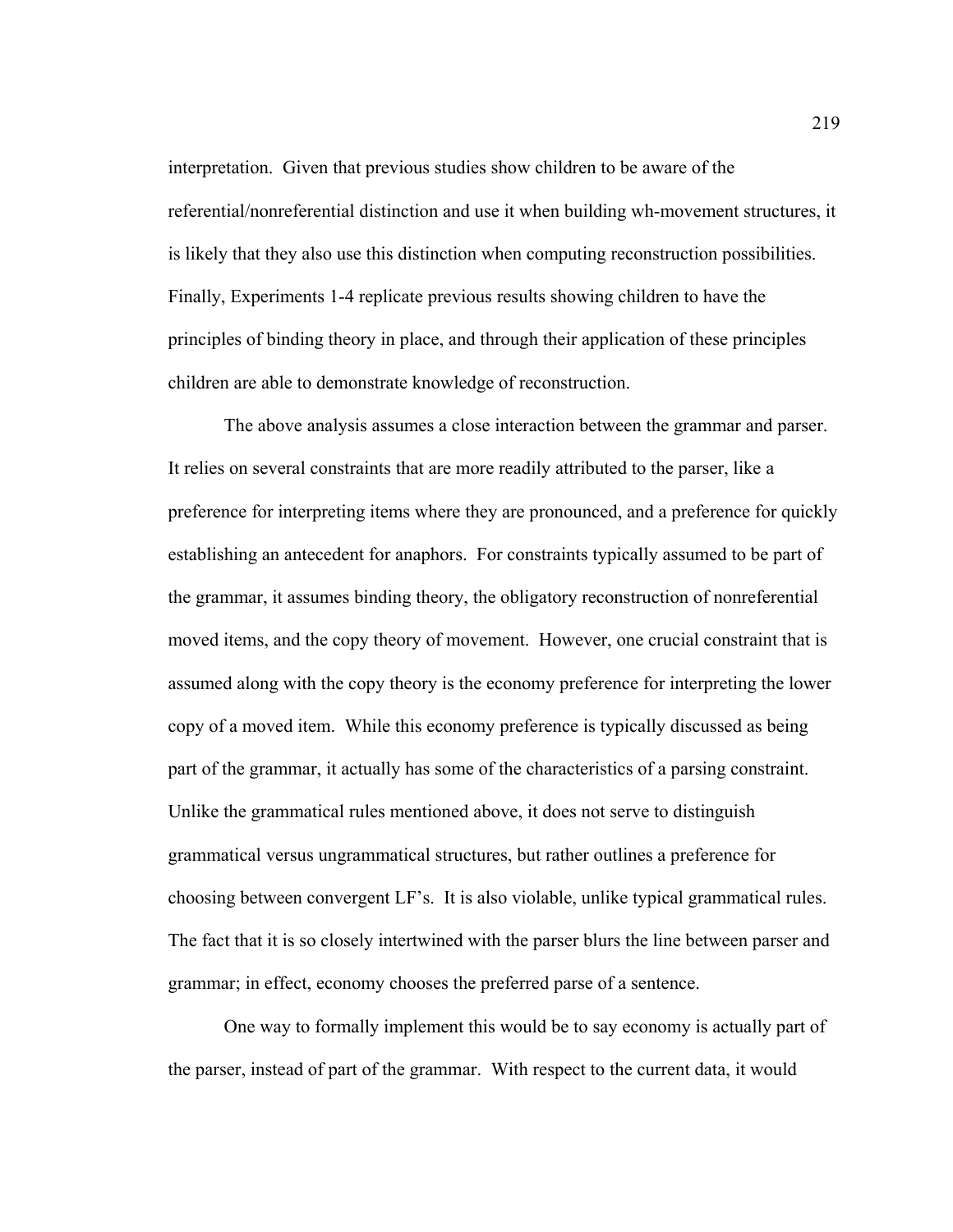interpretation. Given that previous studies show children to be aware of the referential/nonreferential distinction and use it when building wh-movement structures, it is likely that they also use this distinction when computing reconstruction possibilities. Finally, Experiments 1-4 replicate previous results showing children to have the principles of binding theory in place, and through their application of these principles children are able to demonstrate knowledge of reconstruction.

The above analysis assumes a close interaction between the grammar and parser. It relies on several constraints that are more readily attributed to the parser, like a preference for interpreting items where they are pronounced, and a preference for quickly establishing an antecedent for anaphors. For constraints typically assumed to be part of the grammar, it assumes binding theory, the obligatory reconstruction of nonreferential moved items, and the copy theory of movement. However, one crucial constraint that is assumed along with the copy theory is the economy preference for interpreting the lower copy of a moved item. While this economy preference is typically discussed as being part of the grammar, it actually has some of the characteristics of a parsing constraint. Unlike the grammatical rules mentioned above, it does not serve to distinguish grammatical versus ungrammatical structures, but rather outlines a preference for choosing between convergent LF's. It is also violable, unlike typical grammatical rules. The fact that it is so closely intertwined with the parser blurs the line between parser and grammar; in effect, economy chooses the preferred parse of a sentence.

One way to formally implement this would be to say economy is actually part of the parser, instead of part of the grammar. With respect to the current data, it would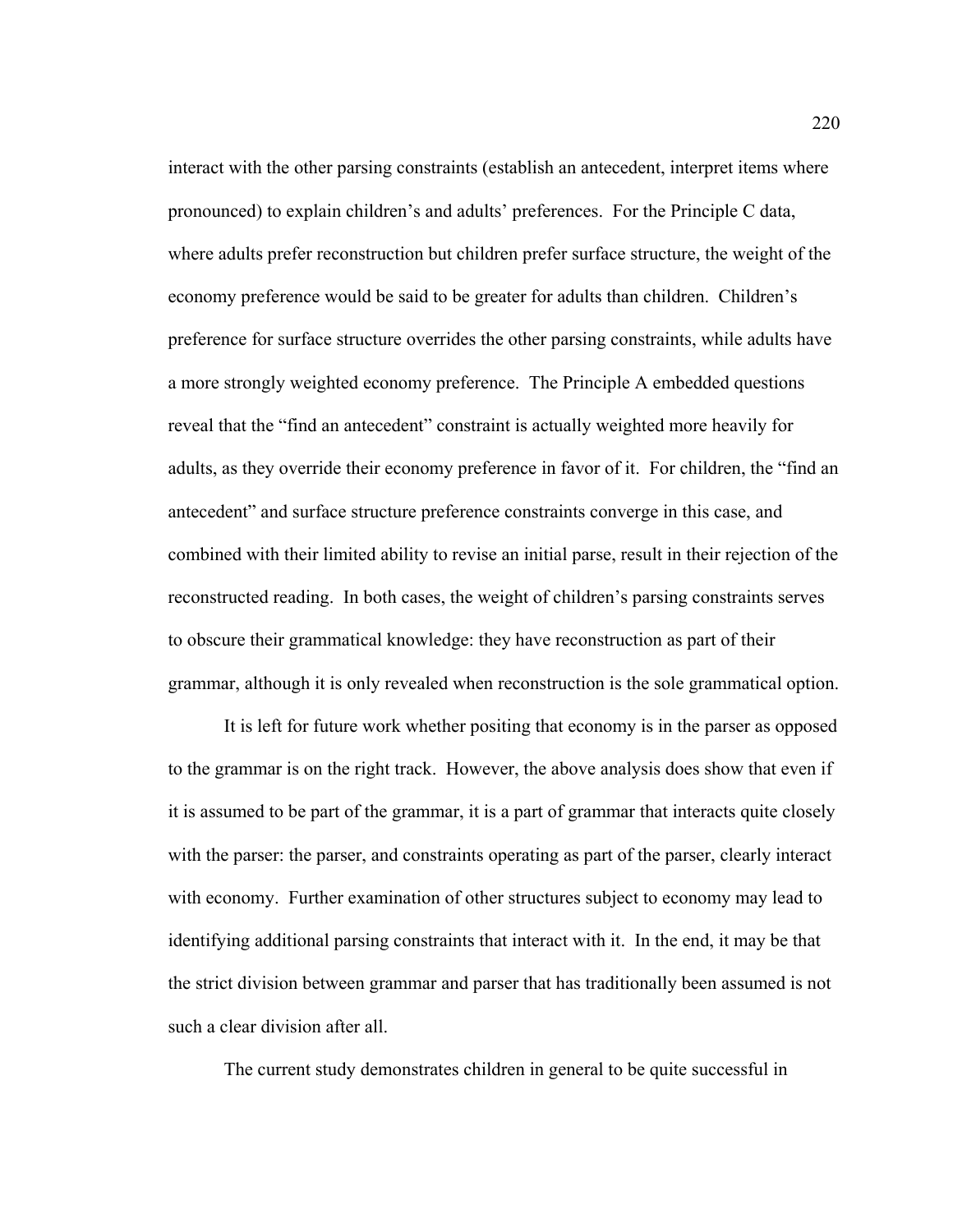interact with the other parsing constraints (establish an antecedent, interpret items where pronounced) to explain children's and adults' preferences. For the Principle C data, where adults prefer reconstruction but children prefer surface structure, the weight of the economy preference would be said to be greater for adults than children. Children's preference for surface structure overrides the other parsing constraints, while adults have a more strongly weighted economy preference. The Principle A embedded questions reveal that the "find an antecedent" constraint is actually weighted more heavily for adults, as they override their economy preference in favor of it. For children, the "find an antecedent" and surface structure preference constraints converge in this case, and combined with their limited ability to revise an initial parse, result in their rejection of the reconstructed reading. In both cases, the weight of children's parsing constraints serves to obscure their grammatical knowledge: they have reconstruction as part of their grammar, although it is only revealed when reconstruction is the sole grammatical option.

It is left for future work whether positing that economy is in the parser as opposed to the grammar is on the right track. However, the above analysis does show that even if it is assumed to be part of the grammar, it is a part of grammar that interacts quite closely with the parser: the parser, and constraints operating as part of the parser, clearly interact with economy. Further examination of other structures subject to economy may lead to identifying additional parsing constraints that interact with it. In the end, it may be that the strict division between grammar and parser that has traditionally been assumed is not such a clear division after all.

The current study demonstrates children in general to be quite successful in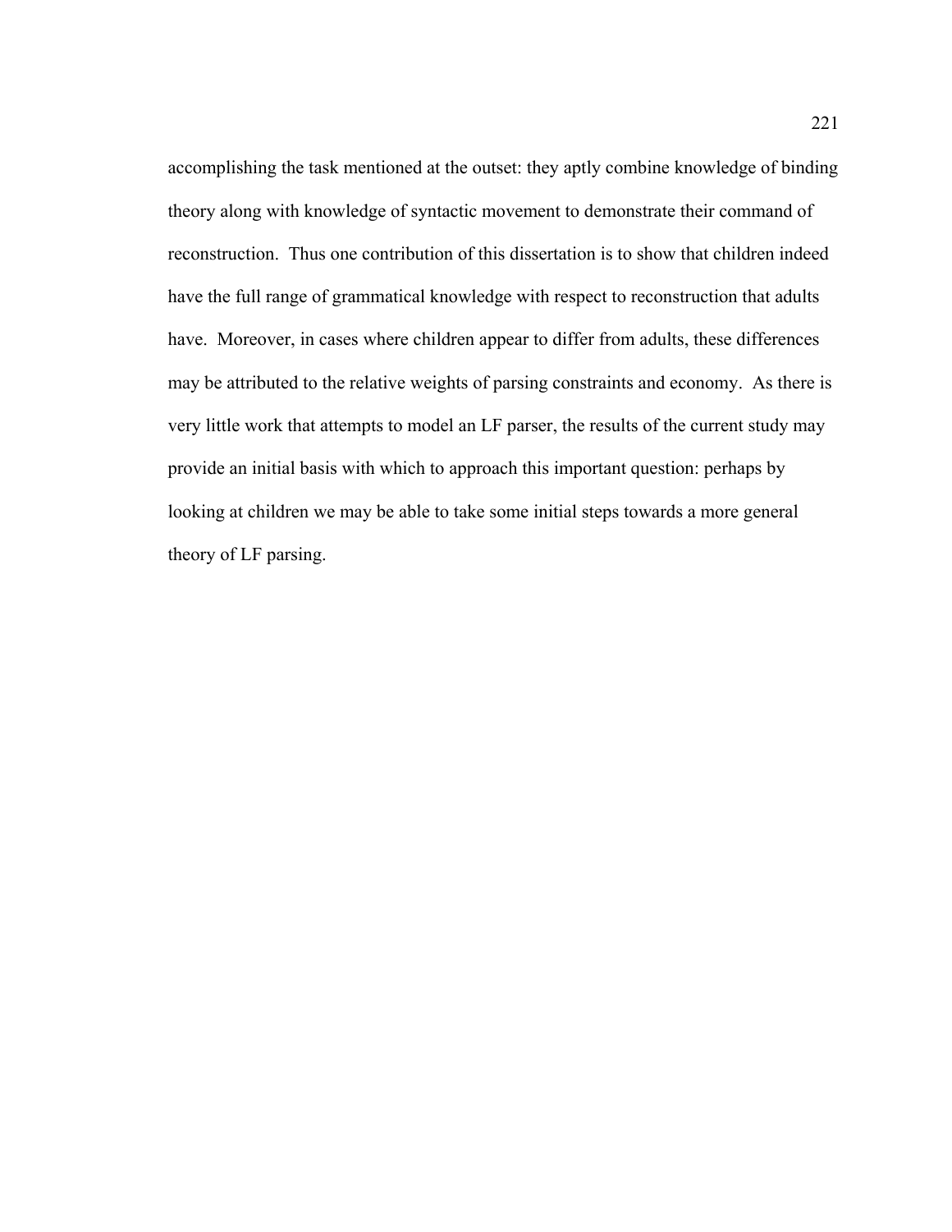accomplishing the task mentioned at the outset: they aptly combine knowledge of binding theory along with knowledge of syntactic movement to demonstrate their command of reconstruction. Thus one contribution of this dissertation is to show that children indeed have the full range of grammatical knowledge with respect to reconstruction that adults have. Moreover, in cases where children appear to differ from adults, these differences may be attributed to the relative weights of parsing constraints and economy. As there is very little work that attempts to model an LF parser, the results of the current study may provide an initial basis with which to approach this important question: perhaps by looking at children we may be able to take some initial steps towards a more general theory of LF parsing.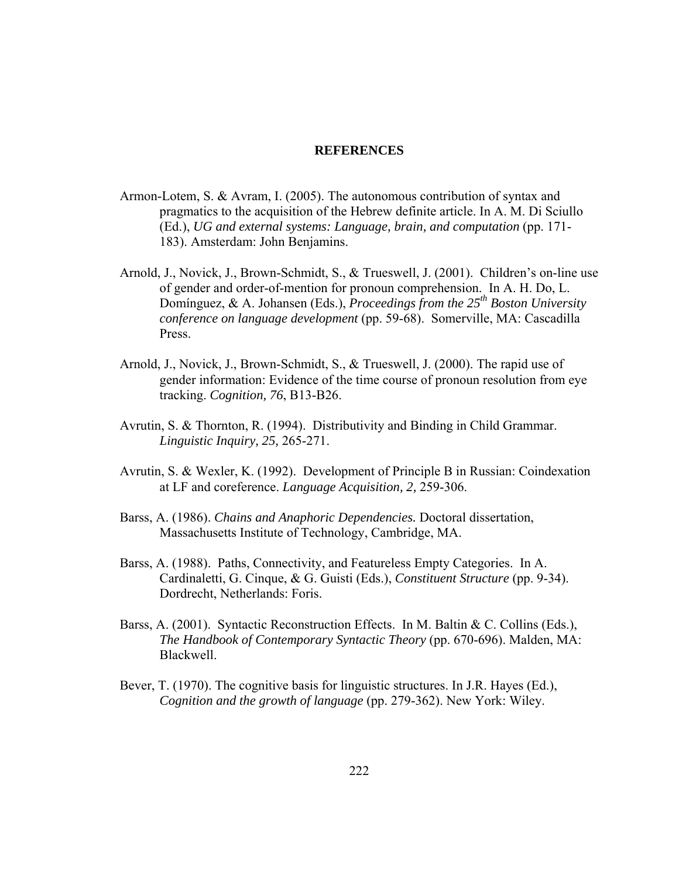# REFERENCES

Armon-Lotem, S. & Avram, I. (2005). The autonomous contribution of syntax and pragmatics to the acquisition of the Hebrew definite article. In A. M. Di Sciullo (Ed.), *UG and external systems: Language, brain, and computation* (pp. 171-183). Amsterdam: John Benjamins.

Arnold, J., Novick, J., Brown-Schmidt, S., & Trueswell, J. (2001). Children's on-line use of gender and order-of-mention for pronoun comprehension. In A. H. Do, L. Domínguez, & A. Johansen (Eds.), *Proceedings from the 25th Boston University conference on language development* (pp. 59-68). Somerville, MA: Cascadilla Press.

Arnold, J., Novick, J., Brown-Schmidt, S., & Trueswell, J. (2000). The rapid use of gender information: Evidence of the time course of pronoun resolution from eye tracking. *Cognition, 76*, B13-B26.

Avrutin, S. & Thornton, R. (1994). Distributivity and Binding in Child Grammar. *Linguistic Inquiry, 25,* 265-271.

Avrutin, S. & Wexler, K. (1992). Development of Principle B in Russian: Coindexation at LF and coreference. *Language Acquisition, 2,* 259-306.

Barss, A. (1986). *Chains and Anaphoric Dependencies.* Doctoral dissertation, Massachusetts Institute of Technology, Cambridge, MA.

Barss, A. (1988). Paths, Connectivity, and Featureless Empty Categories. In A. Cardinaletti, G. Cinque, & G. Guisti (Eds.), *Constituent Structure* (pp. 9-34). Dordrecht, Netherlands: Foris.

Barss, A. (2001). Syntactic Reconstruction Effects. In M. Baltin & C. Collins (Eds.), *The Handbook of Contemporary Syntactic Theory* (pp. 670-696). Malden, MA: Blackwell.

Bever, T. (1970). The cognitive basis for linguistic structures. In J.R. Hayes (Ed.), *Cognition and the growth of language* (pp. 279-362). New York: Wiley.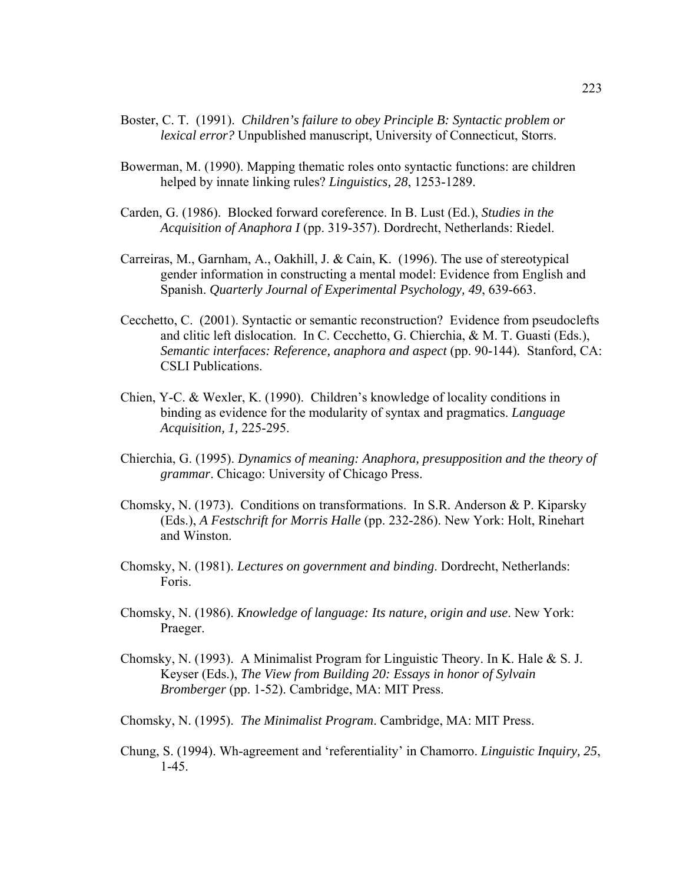Boster, C. T. (1991). *Children's failure to obey Principle B: Syntactic problem or lexical error?* Unpublished manuscript, University of Connecticut, Storrs.

Bowerman, M. (1990). Mapping thematic roles onto syntactic functions: are children helped by innate linking rules? *Linguistics, 28*, 1253-1289.

Carden, G. (1986). Blocked forward coreference. In B. Lust (Ed.), *Studies in the Acquisition of Anaphora I* (pp. 319-357). Dordrecht, Netherlands: Riedel.

Carreiras, M., Garnham, A., Oakhill, J. & Cain, K. (1996). The use of stereotypical gender information in constructing a mental model: Evidence from English and Spanish. *Quarterly Journal of Experimental Psychology, 49*, 639-663.

Cecchetto, C. (2001). Syntactic or semantic reconstruction? Evidence from pseudoclefts and clitic left dislocation. In C. Cecchetto, G. Chierchia, & M. T. Guasti (Eds.), *Semantic interfaces: Reference, anaphora and aspect* (pp. 90-144). Stanford, CA: CSLI Publications.

Chien, Y-C. & Wexler, K. (1990). Children's knowledge of locality conditions in binding as evidence for the modularity of syntax and pragmatics. *Language Acquisition, 1,* 225-295.

Chierchia, G. (1995). *Dynamics of meaning: Anaphora, presupposition and the theory of grammar*. Chicago: University of Chicago Press.

Chomsky, N. (1973). Conditions on transformations. In S.R. Anderson & P. Kiparsky (Eds.), *A Festschrift for Morris Halle* (pp. 232-286). New York: Holt, Rinehart and Winston.

Chomsky, N. (1981). *Lectures on government and binding*. Dordrecht, Netherlands: Foris.

Chomsky, N. (1986). *Knowledge of language: Its nature, origin and use*. New York: Praeger.

Chomsky, N. (1993). A Minimalist Program for Linguistic Theory. In K. Hale & S. J. Keyser (Eds.), *The View from Building 20: Essays in honor of Sylvain Bromberger* (pp. 1-52). Cambridge, MA: MIT Press.

Chomsky, N. (1995). *The Minimalist Program*. Cambridge, MA: MIT Press.

Chung, S. (1994). Wh-agreement and 'referentiality' in Chamorro. *Linguistic Inquiry, 25*, 1-45.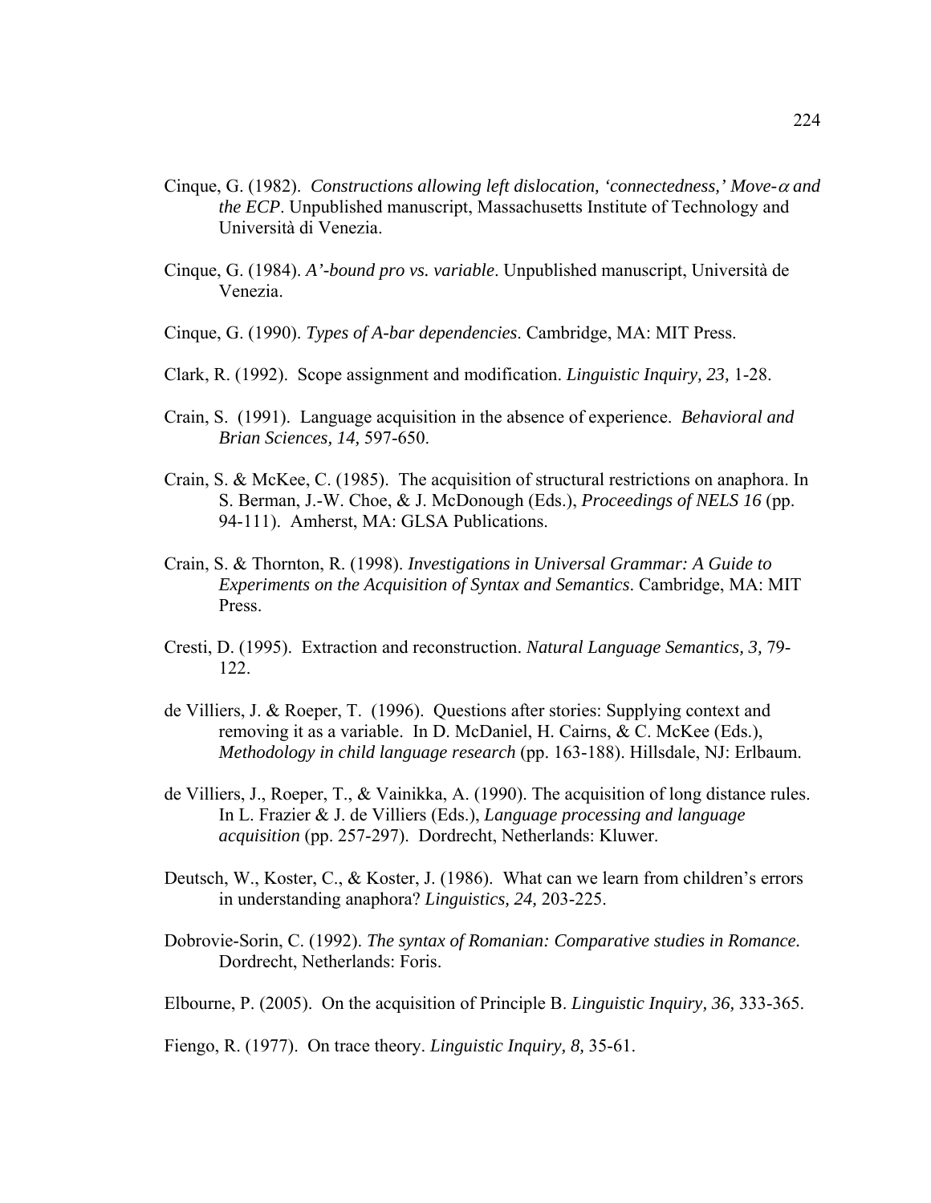Cinque, G. (1982). *Constructions allowing left dislocation, ‘connectedness,’ Move-$\alpha$ and the ECP*. Unpublished manuscript, Massachusetts Institute of Technology and Università di Venezia.

Cinque, G. (1984). *A’-bound pro vs. variable*. Unpublished manuscript, Università de Venezia.

Cinque, G. (1990). *Types of A-bar dependencies*. Cambridge, MA: MIT Press.

Clark, R. (1992). Scope assignment and modification. *Linguistic Inquiry, 23,* 1-28.

Crain, S. (1991). Language acquisition in the absence of experience. *Behavioral and Brian Sciences, 14,* 597-650.

Crain, S. & McKee, C. (1985). The acquisition of structural restrictions on anaphora. In S. Berman, J.-W. Choe, & J. McDonough (Eds.), *Proceedings of NELS 16* (pp. 94-111). Amherst, MA: GLSA Publications.

Crain, S. & Thornton, R. (1998). *Investigations in Universal Grammar: A Guide to Experiments on the Acquisition of Syntax and Semantics*. Cambridge, MA: MIT Press.

Cresti, D. (1995). Extraction and reconstruction. *Natural Language Semantics, 3,* 79-122.

de Villiers, J. & Roeper, T. (1996). Questions after stories: Supplying context and removing it as a variable. In D. McDaniel, H. Cairns, & C. McKee (Eds.), *Methodology in child language research* (pp. 163-188). Hillsdale, NJ: Erlbaum.

de Villiers, J., Roeper, T., & Vainikka, A. (1990). The acquisition of long distance rules. In L. Frazier & J. de Villiers (Eds.), *Language processing and language acquisition* (pp. 257-297). Dordrecht, Netherlands: Kluwer.

Deutsch, W., Koster, C., & Koster, J. (1986). What can we learn from children’s errors in understanding anaphora? *Linguistics, 24,* 203-225.

Dobrovie-Sorin, C. (1992). *The syntax of Romanian: Comparative studies in Romance.* Dordrecht, Netherlands: Foris.

Elbourne, P. (2005). On the acquisition of Principle B. *Linguistic Inquiry, 36,* 333-365.

Fiengo, R. (1977). On trace theory. *Linguistic Inquiry, 8,* 35-61.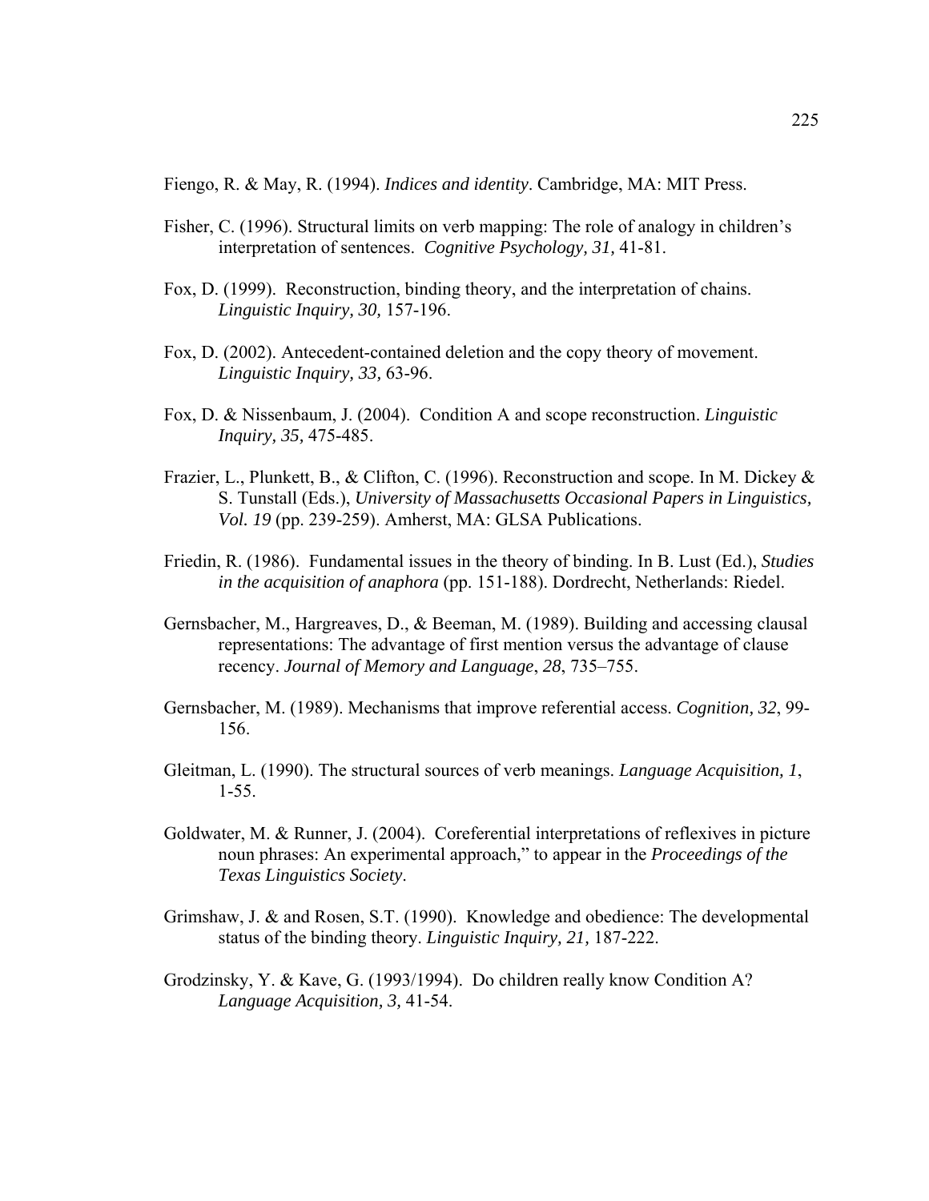Fiengo, R. & May, R. (1994). *Indices and identity*. Cambridge, MA: MIT Press.

Fisher, C. (1996). Structural limits on verb mapping: The role of analogy in children's interpretation of sentences. *Cognitive Psychology, 31,* 41-81.

Fox, D. (1999). Reconstruction, binding theory, and the interpretation of chains. *Linguistic Inquiry, 30,* 157-196.

Fox, D. (2002). Antecedent-contained deletion and the copy theory of movement. *Linguistic Inquiry, 33,* 63-96.

Fox, D. & Nissenbaum, J. (2004). Condition A and scope reconstruction. *Linguistic Inquiry, 35,* 475-485.

Frazier, L., Plunkett, B., & Clifton, C. (1996). Reconstruction and scope. In M. Dickey & S. Tunstall (Eds.), *University of Massachusetts Occasional Papers in Linguistics, Vol. 19* (pp. 239-259). Amherst, MA: GLSA Publications.

Friedin, R. (1986). Fundamental issues in the theory of binding. In B. Lust (Ed.), *Studies in the acquisition of anaphora* (pp. 151-188). Dordrecht, Netherlands: Riedel.

Gernsbacher, M., Hargreaves, D., & Beeman, M. (1989). Building and accessing clausal representations: The advantage of first mention versus the advantage of clause recency. *Journal of Memory and Language*, *28*, 735–755.

Gernsbacher, M. (1989). Mechanisms that improve referential access. *Cognition, 32*, 99-156.

Gleitman, L. (1990). The structural sources of verb meanings. *Language Acquisition, 1*, 1-55.

Goldwater, M. & Runner, J. (2004). Coreferential interpretations of reflexives in picture noun phrases: An experimental approach," to appear in the *Proceedings of the Texas Linguistics Society*.

Grimshaw, J. & and Rosen, S.T. (1990). Knowledge and obedience: The developmental status of the binding theory. *Linguistic Inquiry, 21,* 187-222.

Grodzinsky, Y. & Kave, G. (1993/1994). Do children really know Condition A? *Language Acquisition, 3,* 41-54.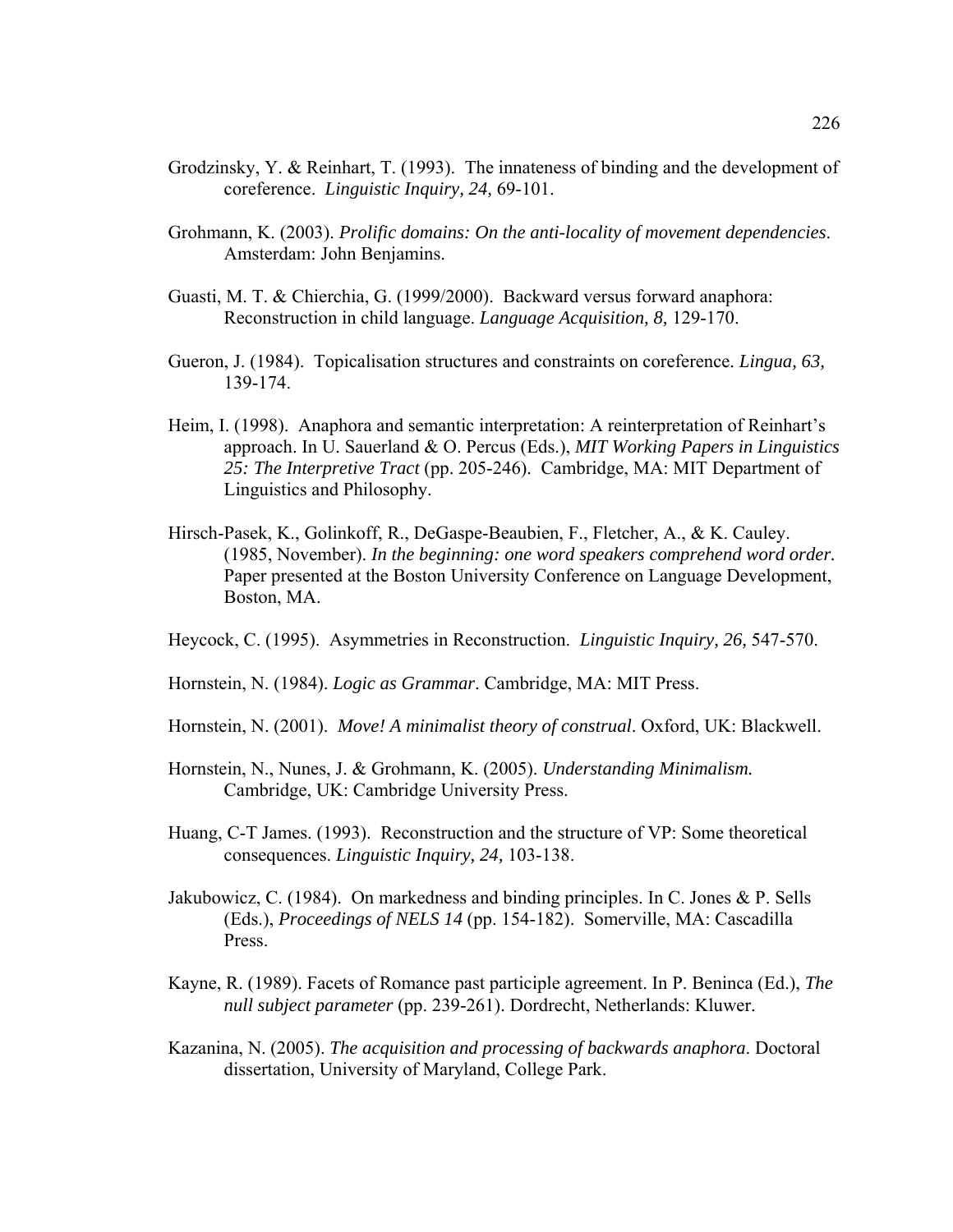Grodzinsky, Y. & Reinhart, T. (1993). The innateness of binding and the development of coreference. *Linguistic Inquiry, 24,* 69-101.

Grohmann, K. (2003). *Prolific domains: On the anti-locality of movement dependencies*. Amsterdam: John Benjamins.

Guasti, M. T. & Chierchia, G. (1999/2000). Backward versus forward anaphora: Reconstruction in child language. *Language Acquisition, 8,* 129-170.

Gueron, J. (1984). Topicalisation structures and constraints on coreference. *Lingua, 63,* 139-174.

Heim, I. (1998). Anaphora and semantic interpretation: A reinterpretation of Reinhart's approach. In U. Sauerland & O. Percus (Eds.), *MIT Working Papers in Linguistics 25: The Interpretive Tract* (pp. 205-246). Cambridge, MA: MIT Department of Linguistics and Philosophy.

Hirsch-Pasek, K., Golinkoff, R., DeGaspe-Beaubien, F., Fletcher, A., & K. Cauley. (1985, November). *In the beginning: one word speakers comprehend word order.* Paper presented at the Boston University Conference on Language Development, Boston, MA.

Heycock, C. (1995). Asymmetries in Reconstruction. *Linguistic Inquiry, 26,* 547-570.

Hornstein, N. (1984). *Logic as Grammar*. Cambridge, MA: MIT Press.

Hornstein, N. (2001). *Move! A minimalist theory of construal*. Oxford, UK: Blackwell.

Hornstein, N., Nunes, J. & Grohmann, K. (2005). *Understanding Minimalism.* Cambridge, UK: Cambridge University Press.

Huang, C-T James. (1993). Reconstruction and the structure of VP: Some theoretical consequences. *Linguistic Inquiry, 24,* 103-138.

Jakubowicz, C. (1984). On markedness and binding principles. In C. Jones & P. Sells (Eds.), *Proceedings of NELS 14* (pp. 154-182). Somerville, MA: Cascadilla Press.

Kayne, R. (1989). Facets of Romance past participle agreement. In P. Beninca (Ed.), *The null subject parameter* (pp. 239-261). Dordrecht, Netherlands: Kluwer.

Kazanina, N. (2005). *The acquisition and processing of backwards anaphora*. Doctoral dissertation, University of Maryland, College Park.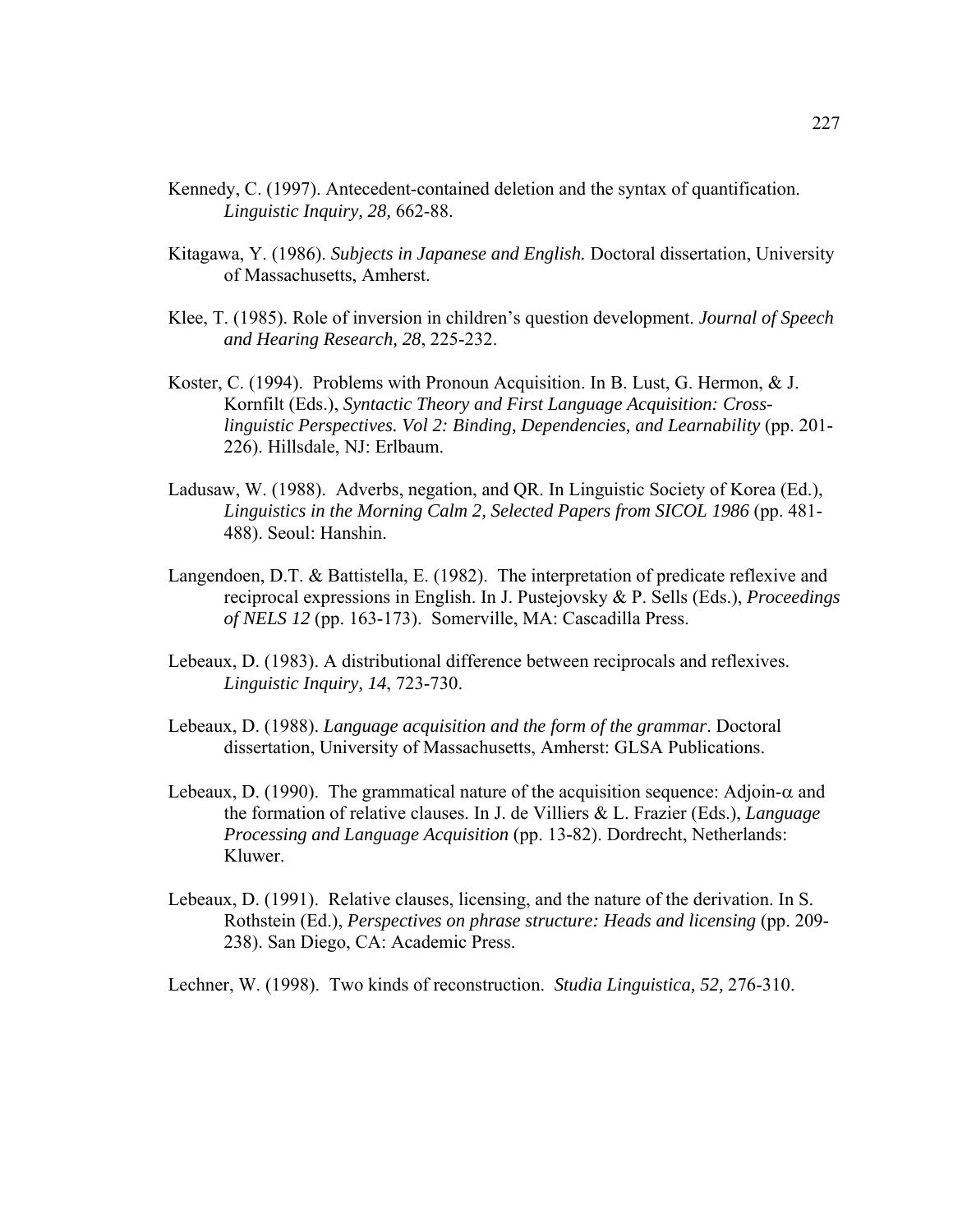Kennedy, C. (1997). Antecedent-contained deletion and the syntax of quantification. *Linguistic Inquiry, 28,* 662-88.

Kitagawa, Y. (1986). *Subjects in Japanese and English.* Doctoral dissertation, University of Massachusetts, Amherst.

Klee, T. (1985). Role of inversion in children's question development. *Journal of Speech and Hearing Research, 28*, 225-232.

Koster, C. (1994). Problems with Pronoun Acquisition. In B. Lust, G. Hermon, & J. Kornfilt (Eds.), *Syntactic Theory and First Language Acquisition: Cross-linguistic Perspectives. Vol 2: Binding, Dependencies, and Learnability* (pp. 201-226). Hillsdale, NJ: Erlbaum.

Ladusaw, W. (1988). Adverbs, negation, and QR. In Linguistic Society of Korea (Ed.), *Linguistics in the Morning Calm 2, Selected Papers from SICOL 1986* (pp. 481-488). Seoul: Hanshin.

Langendoen, D.T. & Battistella, E. (1982). The interpretation of predicate reflexive and reciprocal expressions in English. In J. Pustejovsky & P. Sells (Eds.), *Proceedings of NELS 12* (pp. 163-173). Somerville, MA: Cascadilla Press.

Lebeaux, D. (1983). A distributional difference between reciprocals and reflexives. *Linguistic Inquiry, 14*, 723-730.

Lebeaux, D. (1988). *Language acquisition and the form of the grammar*. Doctoral dissertation, University of Massachusetts, Amherst: GLSA Publications.

Lebeaux, D. (1990). The grammatical nature of the acquisition sequence: Adjoin-$\alpha$ and the formation of relative clauses. In J. de Villiers & L. Frazier (Eds.), *Language Processing and Language Acquisition* (pp. 13-82). Dordrecht, Netherlands: Kluwer.

Lebeaux, D. (1991). Relative clauses, licensing, and the nature of the derivation. In S. Rothstein (Ed.), *Perspectives on phrase structure: Heads and licensing* (pp. 209-238). San Diego, CA: Academic Press.

Lechner, W. (1998). Two kinds of reconstruction. *Studia Linguistica, 52,* 276-310.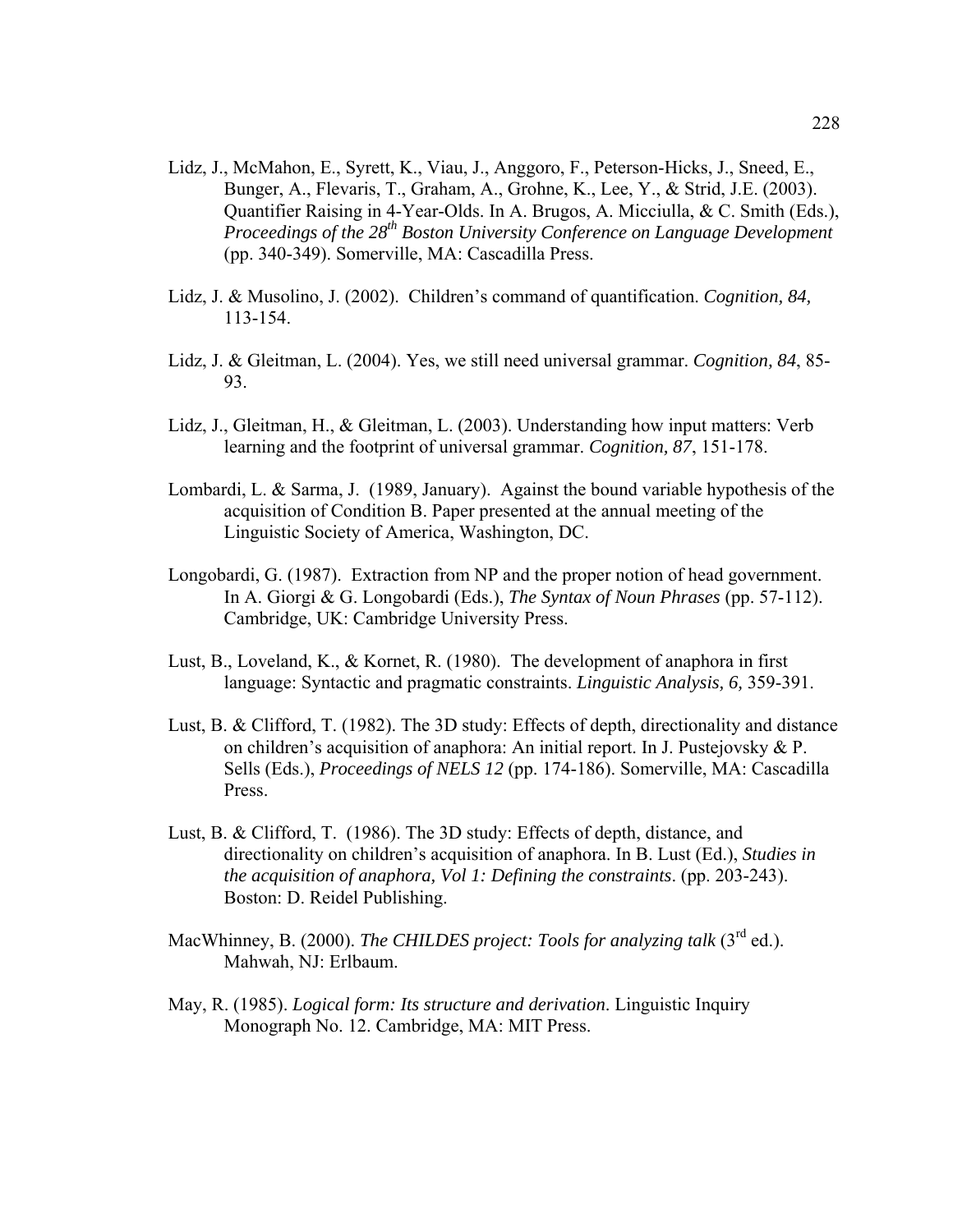Lidz, J., McMahon, E., Syrett, K., Viau, J., Anggoro, F., Peterson-Hicks, J., Sneed, E., Bunger, A., Flevaris, T., Graham, A., Grohne, K., Lee, Y., & Strid, J.E. (2003). Quantifier Raising in 4-Year-Olds. In A. Brugos, A. Micciulla, & C. Smith (Eds.), *Proceedings of the 28th Boston University Conference on Language Development* (pp. 340-349). Somerville, MA: Cascadilla Press.

Lidz, J. & Musolino, J. (2002). Children's command of quantification. *Cognition, 84,* 113-154.

Lidz, J. & Gleitman, L. (2004). Yes, we still need universal grammar. *Cognition, 84*, 85-93.

Lidz, J., Gleitman, H., & Gleitman, L. (2003). Understanding how input matters: Verb learning and the footprint of universal grammar. *Cognition, 87*, 151-178.

Lombardi, L. & Sarma, J. (1989, January). Against the bound variable hypothesis of the acquisition of Condition B. Paper presented at the annual meeting of the Linguistic Society of America, Washington, DC.

Longobardi, G. (1987). Extraction from NP and the proper notion of head government. In A. Giorgi & G. Longobardi (Eds.), *The Syntax of Noun Phrases* (pp. 57-112). Cambridge, UK: Cambridge University Press.

Lust, B., Loveland, K., & Kornet, R. (1980). The development of anaphora in first language: Syntactic and pragmatic constraints. *Linguistic Analysis, 6,* 359-391.

Lust, B. & Clifford, T. (1982). The 3D study: Effects of depth, directionality and distance on children's acquisition of anaphora: An initial report. In J. Pustejovsky & P. Sells (Eds.), *Proceedings of NELS 12* (pp. 174-186). Somerville, MA: Cascadilla Press.

Lust, B. & Clifford, T. (1986). The 3D study: Effects of depth, distance, and directionality on children's acquisition of anaphora. In B. Lust (Ed.), *Studies in the acquisition of anaphora, Vol 1: Defining the constraints*. (pp. 203-243). Boston: D. Reidel Publishing.

MacWhinney, B. (2000). *The CHILDES project: Tools for analyzing talk* (3rd ed.). Mahwah, NJ: Erlbaum.

May, R. (1985). *Logical form: Its structure and derivation*. Linguistic Inquiry Monograph No. 12. Cambridge, MA: MIT Press.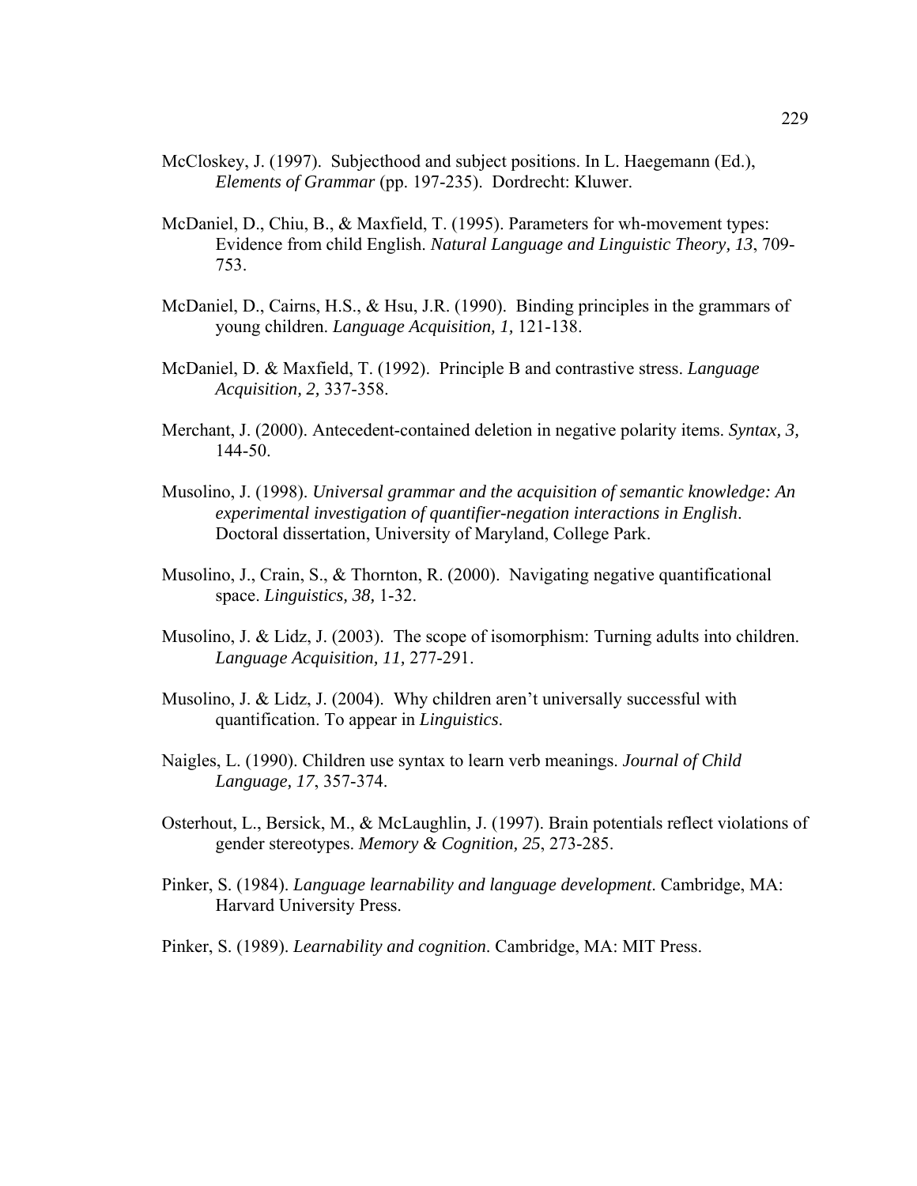McCloskey, J. (1997). Subjecthood and subject positions. In L. Haegemann (Ed.), *Elements of Grammar* (pp. 197-235). Dordrecht: Kluwer.

McDaniel, D., Chiu, B., & Maxfield, T. (1995). Parameters for wh-movement types: Evidence from child English. *Natural Language and Linguistic Theory, 13*, 709-753.

McDaniel, D., Cairns, H.S., & Hsu, J.R. (1990). Binding principles in the grammars of young children. *Language Acquisition, 1,* 121-138.

McDaniel, D. & Maxfield, T. (1992). Principle B and contrastive stress. *Language Acquisition, 2,* 337-358.

Merchant, J. (2000). Antecedent-contained deletion in negative polarity items. *Syntax, 3,* 144-50.

Musolino, J. (1998). *Universal grammar and the acquisition of semantic knowledge: An experimental investigation of quantifier-negation interactions in English*. Doctoral dissertation, University of Maryland, College Park.

Musolino, J., Crain, S., & Thornton, R. (2000). Navigating negative quantificational space. *Linguistics, 38,* 1-32.

Musolino, J. & Lidz, J. (2003). The scope of isomorphism: Turning adults into children. *Language Acquisition, 11,* 277-291.

Musolino, J. & Lidz, J. (2004). Why children aren't universally successful with quantification. To appear in *Linguistics*.

Naigles, L. (1990). Children use syntax to learn verb meanings. *Journal of Child Language, 17*, 357-374.

Osterhout, L., Bersick, M., & McLaughlin, J. (1997). Brain potentials reflect violations of gender stereotypes. *Memory & Cognition, 25*, 273-285.

Pinker, S. (1984). *Language learnability and language development*. Cambridge, MA: Harvard University Press.

Pinker, S. (1989). *Learnability and cognition*. Cambridge, MA: MIT Press.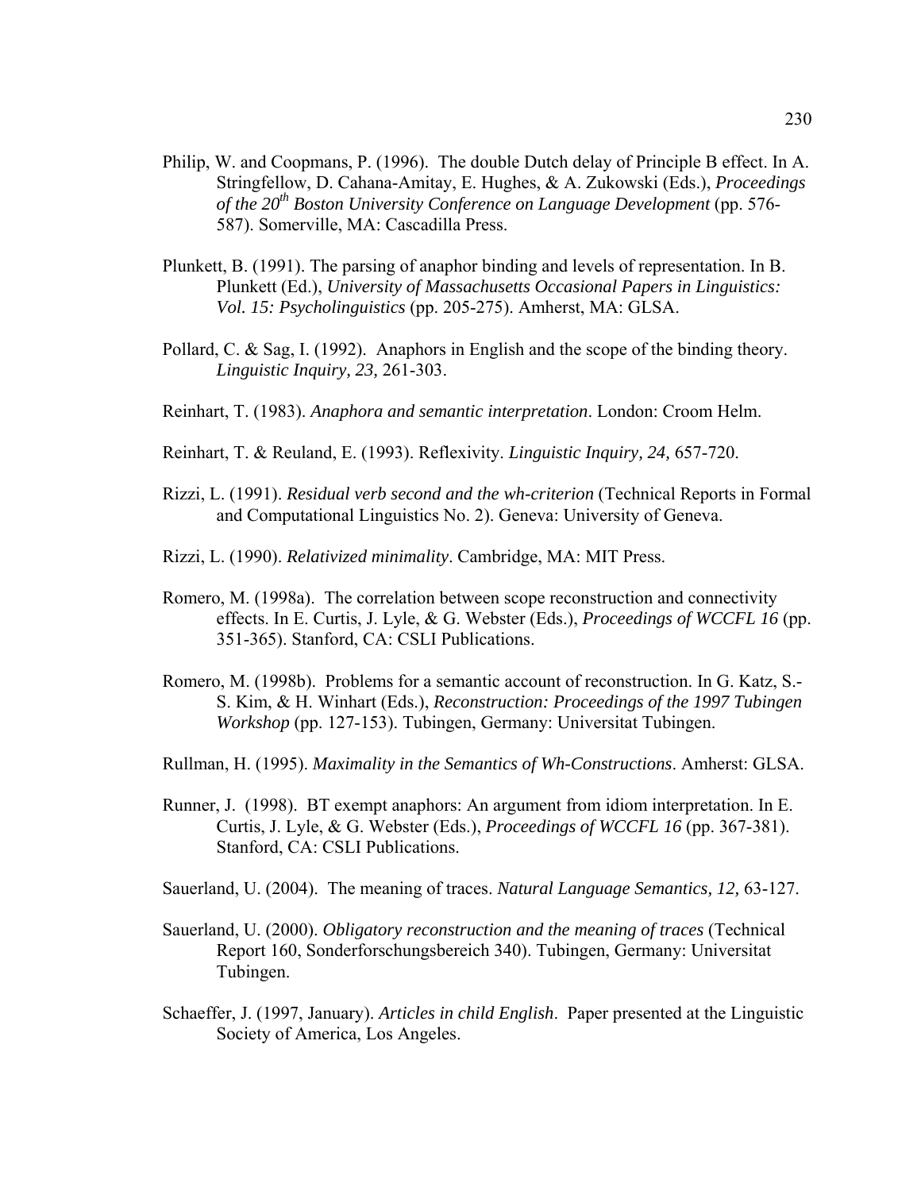Philip, W. and Coopmans, P. (1996). The double Dutch delay of Principle B effect. In A. Stringfellow, D. Cahana-Amitay, E. Hughes, & A. Zukowski (Eds.), *Proceedings of the 20th Boston University Conference on Language Development* (pp. 576-587). Somerville, MA: Cascadilla Press.

Plunkett, B. (1991). The parsing of anaphor binding and levels of representation. In B. Plunkett (Ed.), *University of Massachusetts Occasional Papers in Linguistics: Vol. 15: Psycholinguistics* (pp. 205-275). Amherst, MA: GLSA.

Pollard, C. & Sag, I. (1992). Anaphors in English and the scope of the binding theory. *Linguistic Inquiry, 23,* 261-303.

Reinhart, T. (1983). *Anaphora and semantic interpretation*. London: Croom Helm.

Reinhart, T. & Reuland, E. (1993). Reflexivity. *Linguistic Inquiry, 24,* 657-720.

Rizzi, L. (1991). *Residual verb second and the wh-criterion* (Technical Reports in Formal and Computational Linguistics No. 2). Geneva: University of Geneva.

Rizzi, L. (1990). *Relativized minimality*. Cambridge, MA: MIT Press.

Romero, M. (1998a). The correlation between scope reconstruction and connectivity effects. In E. Curtis, J. Lyle, & G. Webster (Eds.), *Proceedings of WCCFL 16* (pp. 351-365). Stanford, CA: CSLI Publications.

Romero, M. (1998b). Problems for a semantic account of reconstruction. In G. Katz, S.-S. Kim, & H. Winhart (Eds.), *Reconstruction: Proceedings of the 1997 Tubingen Workshop* (pp. 127-153). Tubingen, Germany: Universitat Tubingen.

Rullman, H. (1995). *Maximality in the Semantics of Wh-Constructions*. Amherst: GLSA.

Runner, J. (1998). BT exempt anaphors: An argument from idiom interpretation. In E. Curtis, J. Lyle, & G. Webster (Eds.), *Proceedings of WCCFL 16* (pp. 367-381). Stanford, CA: CSLI Publications.

Sauerland, U. (2004). The meaning of traces. *Natural Language Semantics, 12,* 63-127.

Sauerland, U. (2000). *Obligatory reconstruction and the meaning of traces* (Technical Report 160, Sonderforschungsbereich 340). Tubingen, Germany: Universitat Tubingen.

Schaeffer, J. (1997, January). *Articles in child English*. Paper presented at the Linguistic Society of America, Los Angeles.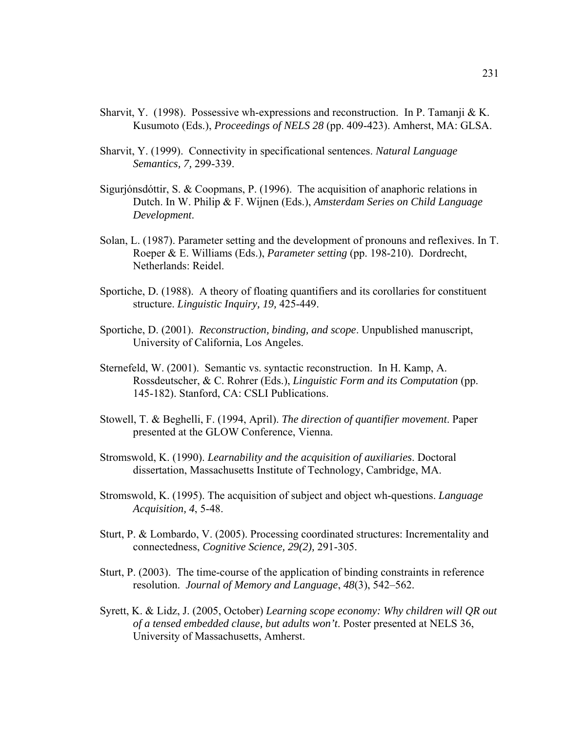Sharvit, Y. (1998). Possessive wh-expressions and reconstruction. In P. Tamanji & K. Kusumoto (Eds.), *Proceedings of NELS 28* (pp. 409-423). Amherst, MA: GLSA.

Sharvit, Y. (1999). Connectivity in specificational sentences. *Natural Language Semantics, 7,* 299-339.

Sigurjónsdóttir, S. & Coopmans, P. (1996). The acquisition of anaphoric relations in Dutch. In W. Philip & F. Wijnen (Eds.), *Amsterdam Series on Child Language Development*.

Solan, L. (1987). Parameter setting and the development of pronouns and reflexives. In T. Roeper & E. Williams (Eds.), *Parameter setting* (pp. 198-210). Dordrecht, Netherlands: Reidel.

Sportiche, D. (1988). A theory of floating quantifiers and its corollaries for constituent structure. *Linguistic Inquiry, 19,* 425-449.

Sportiche, D. (2001). *Reconstruction, binding, and scope*. Unpublished manuscript, University of California, Los Angeles.

Sternefeld, W. (2001). Semantic vs. syntactic reconstruction. In H. Kamp, A. Rossdeutscher, & C. Rohrer (Eds.), *Linguistic Form and its Computation* (pp. 145-182). Stanford, CA: CSLI Publications.

Stowell, T. & Beghelli, F. (1994, April). *The direction of quantifier movement*. Paper presented at the GLOW Conference, Vienna.

Stromswold, K. (1990). *Learnability and the acquisition of auxiliaries*. Doctoral dissertation, Massachusetts Institute of Technology, Cambridge, MA.

Stromswold, K. (1995). The acquisition of subject and object wh-questions. *Language Acquisition, 4*, 5-48.

Sturt, P. & Lombardo, V. (2005). Processing coordinated structures: Incrementality and connectedness, *Cognitive Science, 29(2),* 291-305.

Sturt, P. (2003). The time-course of the application of binding constraints in reference resolution. *Journal of Memory and Language*, *48*(3), 542–562.

Syrett, K. & Lidz, J. (2005, October) *Learning scope economy: Why children will QR out of a tensed embedded clause, but adults won't*. Poster presented at NELS 36, University of Massachusetts, Amherst.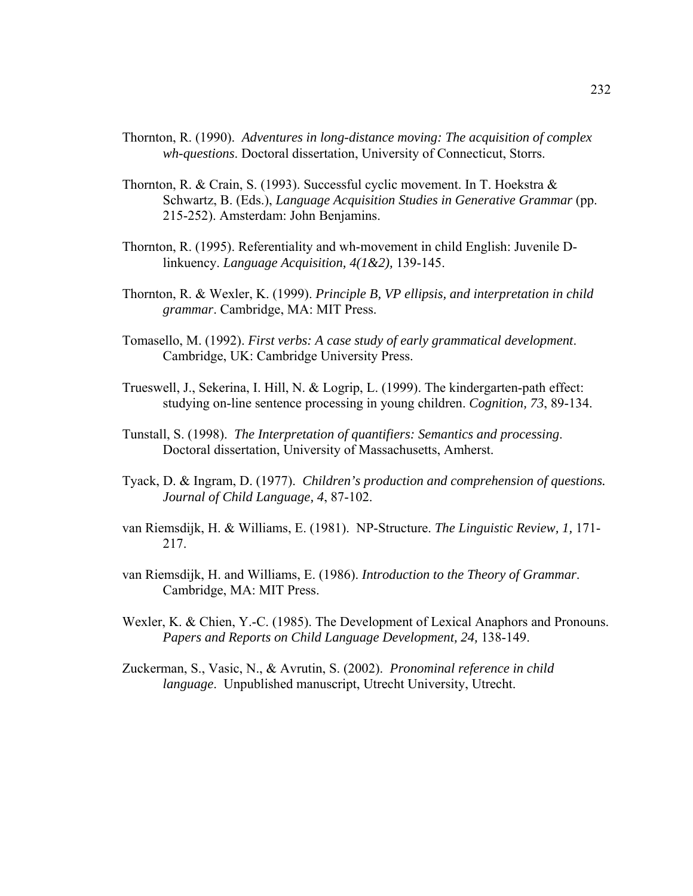Thornton, R. (1990). *Adventures in long-distance moving: The acquisition of complex wh-questions*. Doctoral dissertation, University of Connecticut, Storrs.

Thornton, R. & Crain, S. (1993). Successful cyclic movement. In T. Hoekstra & Schwartz, B. (Eds.), *Language Acquisition Studies in Generative Grammar* (pp. 215-252). Amsterdam: John Benjamins.

Thornton, R. (1995). Referentiality and wh-movement in child English: Juvenile D-linkuency. *Language Acquisition, 4(1&2),* 139-145.

Thornton, R. & Wexler, K. (1999). *Principle B, VP ellipsis, and interpretation in child grammar*. Cambridge, MA: MIT Press.

Tomasello, M. (1992). *First verbs: A case study of early grammatical development*. Cambridge, UK: Cambridge University Press.

Trueswell, J., Sekerina, I. Hill, N. & Logrip, L. (1999). The kindergarten-path effect: studying on-line sentence processing in young children. *Cognition, 73*, 89-134.

Tunstall, S. (1998). *The Interpretation of quantifiers: Semantics and processing*. Doctoral dissertation, University of Massachusetts, Amherst.

Tyack, D. & Ingram, D. (1977). *Children's production and comprehension of questions. Journal of Child Language, 4*, 87-102.

van Riemsdijk, H. & Williams, E. (1981). NP-Structure. *The Linguistic Review, 1,* 171-217.

van Riemsdijk, H. and Williams, E. (1986). *Introduction to the Theory of Grammar*. Cambridge, MA: MIT Press.

Wexler, K. & Chien, Y.-C. (1985). The Development of Lexical Anaphors and Pronouns. *Papers and Reports on Child Language Development, 24,* 138-149.

Zuckerman, S., Vasic, N., & Avrutin, S. (2002). *Pronominal reference in child language*. Unpublished manuscript, Utrecht University, Utrecht.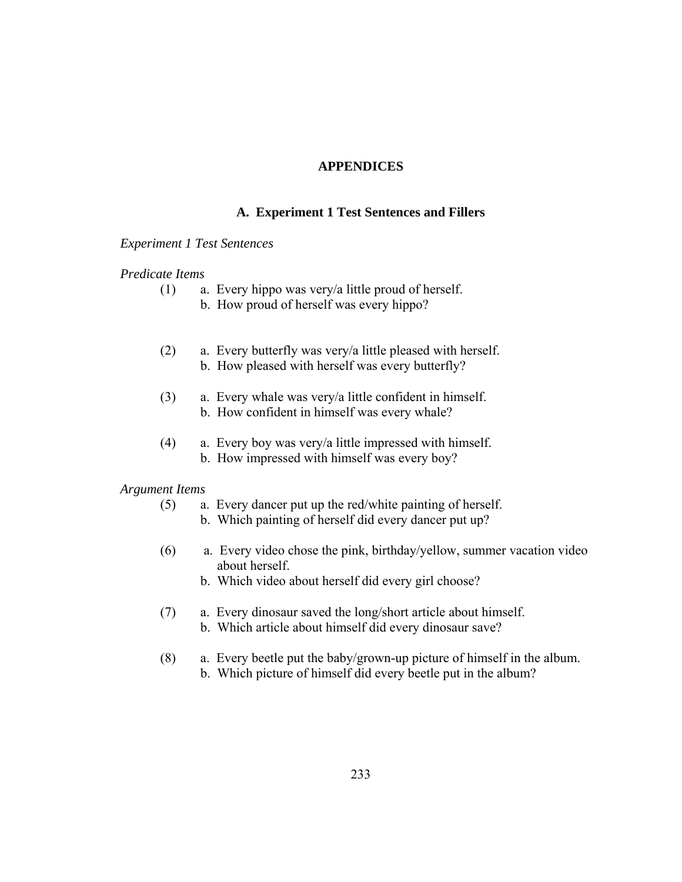# APPENDICES

## A. Experiment 1 Test Sentences and Fillers

*Experiment 1 Test Sentences*

*Predicate Items*

(1) a. Every hippo was very/a little proud of herself.
    b. How proud of herself was every hippo?

(2) a. Every butterfly was very/a little pleased with herself.
    b. How pleased with herself was every butterfly?

(3) a. Every whale was very/a little confident in himself.
    b. How confident in himself was every whale?

(4) a. Every boy was very/a little impressed with himself.
    b. How impressed with himself was every boy?

*Argument Items*

(5) a. Every dancer put up the red/white painting of herself.
    b. Which painting of herself did every dancer put up?

(6) a. Every video chose the pink, birthday/yellow, summer vacation video about herself.
    b. Which video about herself did every girl choose?

(7) a. Every dinosaur saved the long/short article about himself.
    b. Which article about himself did every dinosaur save?

(8) a. Every beetle put the baby/grown-up picture of himself in the album.
    b. Which picture of himself did every beetle put in the album?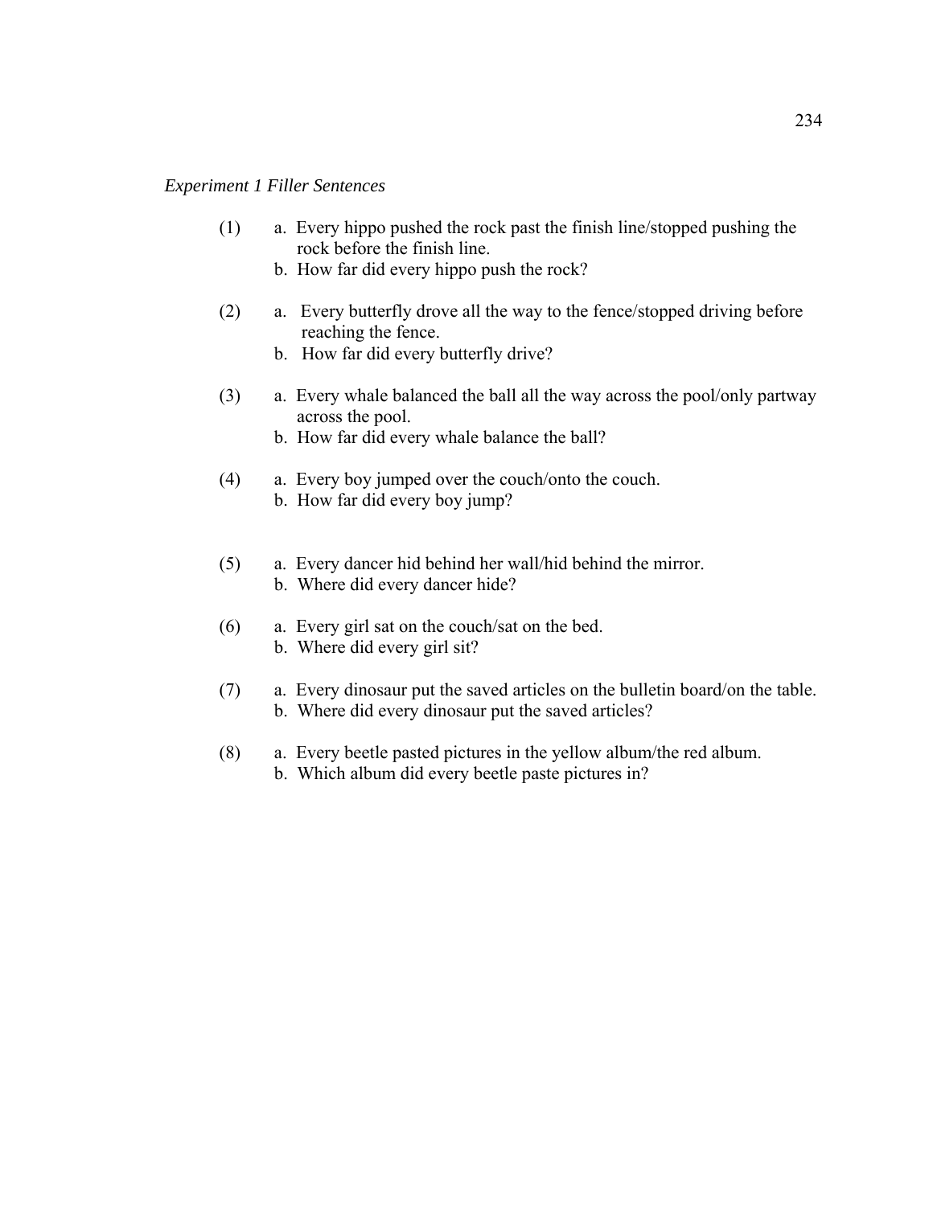*Experiment 1 Filler Sentences*

(1) a. Every hippo pushed the rock past the finish line/stopped pushing the rock before the finish line.
    b. How far did every hippo push the rock?

(2) a. Every butterfly drove all the way to the fence/stopped driving before reaching the fence.
    b. How far did every butterfly drive?

(3) a. Every whale balanced the ball all the way across the pool/only partway across the pool.
    b. How far did every whale balance the ball?

(4) a. Every boy jumped over the couch/onto the couch.
    b. How far did every boy jump?

(5) a. Every dancer hid behind her wall/hid behind the mirror.
    b. Where did every dancer hide?

(6) a. Every girl sat on the couch/sat on the bed.
    b. Where did every girl sit?

(7) a. Every dinosaur put the saved articles on the bulletin board/on the table.
    b. Where did every dinosaur put the saved articles?

(8) a. Every beetle pasted pictures in the yellow album/the red album.
    b. Which album did every beetle paste pictures in?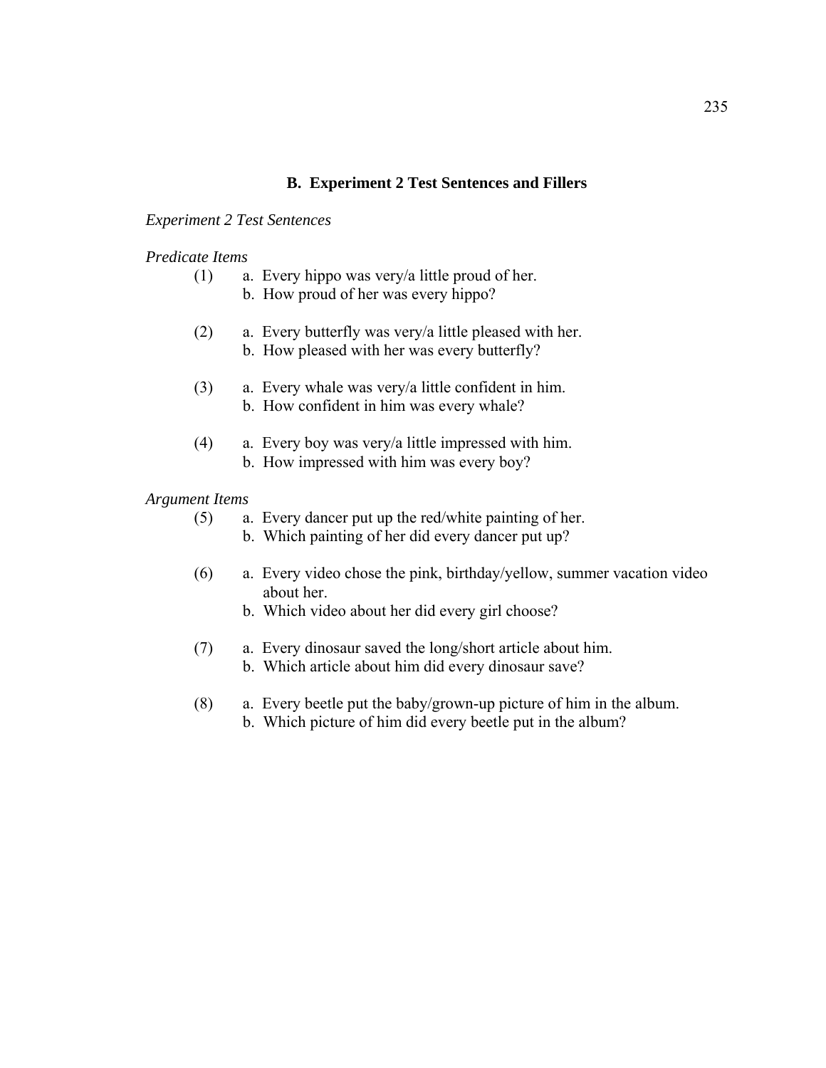## B. Experiment 2 Test Sentences and Fillers

*Experiment 2 Test Sentences*

*Predicate Items*

(1) a. Every hippo was very/a little proud of her.
    b. How proud of her was every hippo?

(2) a. Every butterfly was very/a little pleased with her.
    b. How pleased with her was every butterfly?

(3) a. Every whale was very/a little confident in him.
    b. How confident in him was every whale?

(4) a. Every boy was very/a little impressed with him.
    b. How impressed with him was every boy?

*Argument Items*

(5) a. Every dancer put up the red/white painting of her.
    b. Which painting of her did every dancer put up?

(6) a. Every video chose the pink, birthday/yellow, summer vacation video about her.
    b. Which video about her did every girl choose?

(7) a. Every dinosaur saved the long/short article about him.
    b. Which article about him did every dinosaur save?

(8) a. Every beetle put the baby/grown-up picture of him in the album.
    b. Which picture of him did every beetle put in the album?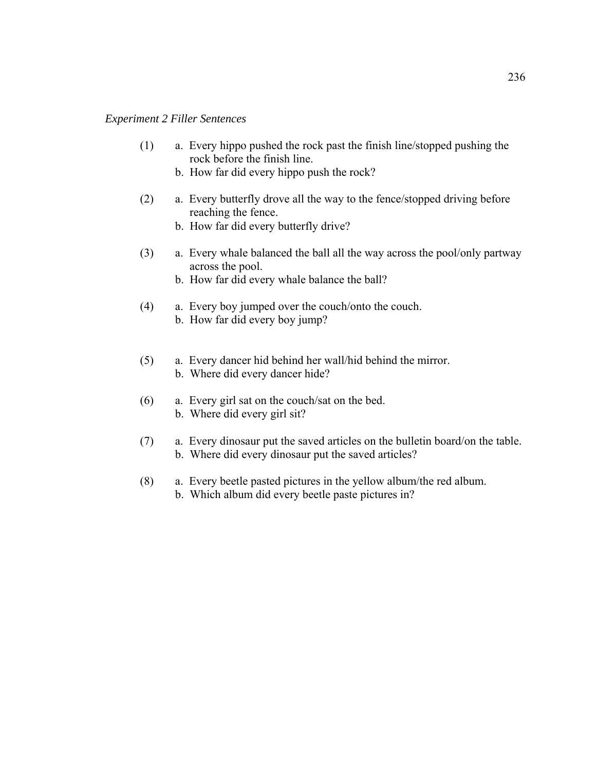*Experiment 2 Filler Sentences*

(1) a. Every hippo pushed the rock past the finish line/stopped pushing the rock before the finish line.
b. How far did every hippo push the rock?

(2) a. Every butterfly drove all the way to the fence/stopped driving before reaching the fence.
b. How far did every butterfly drive?

(3) a. Every whale balanced the ball all the way across the pool/only partway across the pool.
b. How far did every whale balance the ball?

(4) a. Every boy jumped over the couch/onto the couch.
b. How far did every boy jump?

(5) a. Every dancer hid behind her wall/hid behind the mirror.
b. Where did every dancer hide?

(6) a. Every girl sat on the couch/sat on the bed.
b. Where did every girl sit?

(7) a. Every dinosaur put the saved articles on the bulletin board/on the table.
b. Where did every dinosaur put the saved articles?

(8) a. Every beetle pasted pictures in the yellow album/the red album.
b. Which album did every beetle paste pictures in?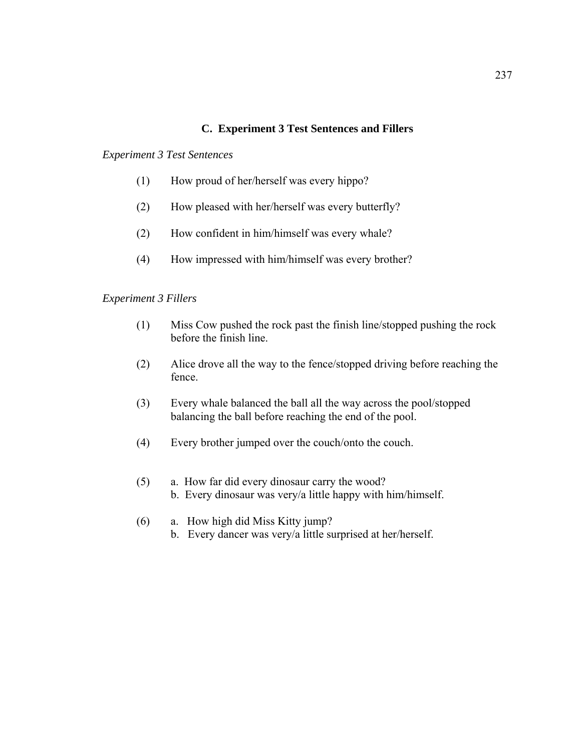## C. Experiment 3 Test Sentences and Fillers

*Experiment 3 Test Sentences*

(1) How proud of her/herself was every hippo?

(2) How pleased with her/herself was every butterfly?

(2) How confident in him/himself was every whale?

(4) How impressed with him/himself was every brother?

*Experiment 3 Fillers*

(1) Miss Cow pushed the rock past the finish line/stopped pushing the rock before the finish line.

(2) Alice drove all the way to the fence/stopped driving before reaching the fence.

(3) Every whale balanced the ball all the way across the pool/stopped balancing the ball before reaching the end of the pool.

(4) Every brother jumped over the couch/onto the couch.

(5) a. How far did every dinosaur carry the wood?
    b. Every dinosaur was very/a little happy with him/himself.

(6) a. How high did Miss Kitty jump?
    b. Every dancer was very/a little surprised at her/herself.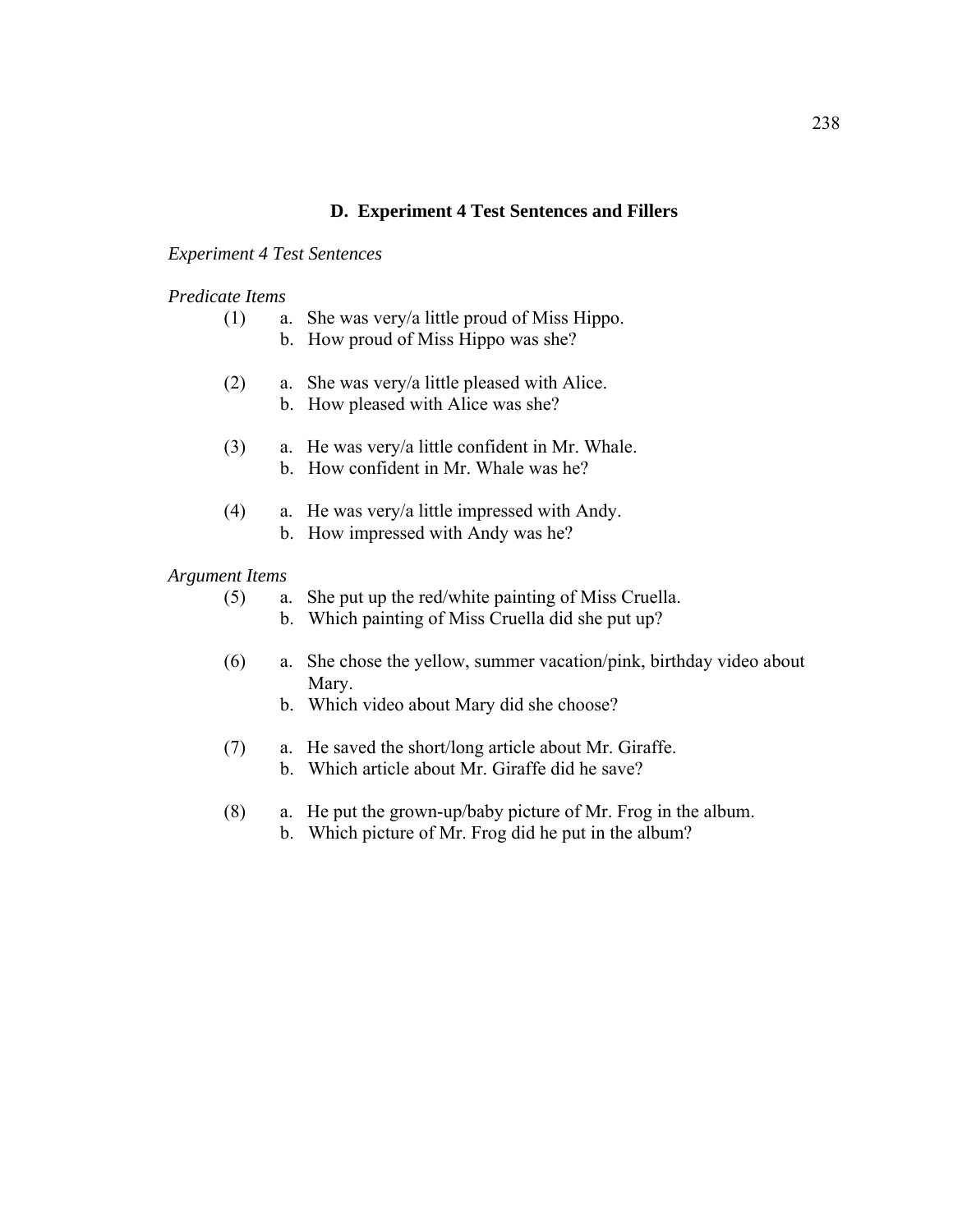## D. Experiment 4 Test Sentences and Fillers

*Experiment 4 Test Sentences*

*Predicate Items*

(1) a. She was very/a little proud of Miss Hippo.
    b. How proud of Miss Hippo was she?

(2) a. She was very/a little pleased with Alice.
    b. How pleased with Alice was she?

(3) a. He was very/a little confident in Mr. Whale.
    b. How confident in Mr. Whale was he?

(4) a. He was very/a little impressed with Andy.
    b. How impressed with Andy was he?

*Argument Items*

(5) a. She put up the red/white painting of Miss Cruella.
    b. Which painting of Miss Cruella did she put up?

(6) a. She chose the yellow, summer vacation/pink, birthday video about Mary.
    b. Which video about Mary did she choose?

(7) a. He saved the short/long article about Mr. Giraffe.
    b. Which article about Mr. Giraffe did he save?

(8) a. He put the grown-up/baby picture of Mr. Frog in the album.
    b. Which picture of Mr. Frog did he put in the album?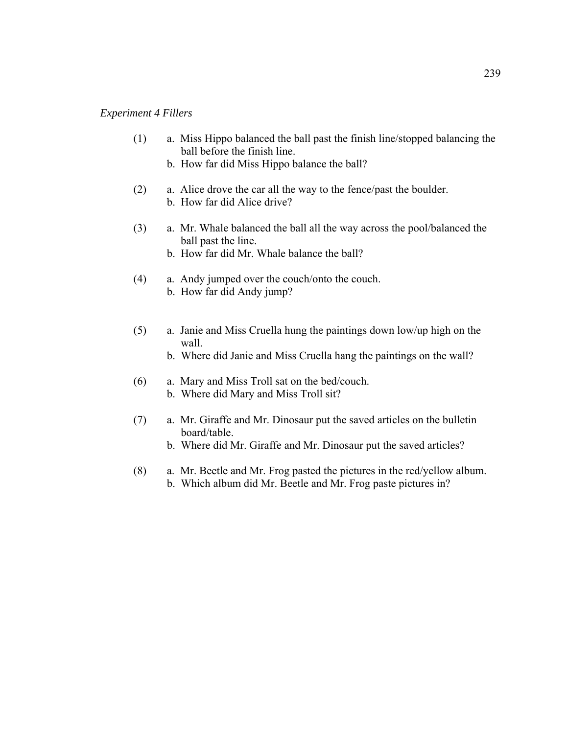*Experiment 4 Fillers*

(1) a. Miss Hippo balanced the ball past the finish line/stopped balancing the ball before the finish line.
  b. How far did Miss Hippo balance the ball?

(2) a. Alice drove the car all the way to the fence/past the boulder.
  b. How far did Alice drive?

(3) a. Mr. Whale balanced the ball all the way across the pool/balanced the ball past the line.
  b. How far did Mr. Whale balance the ball?

(4) a. Andy jumped over the couch/onto the couch.
  b. How far did Andy jump?

(5) a. Janie and Miss Cruella hung the paintings down low/up high on the wall.
  b. Where did Janie and Miss Cruella hang the paintings on the wall?

(6) a. Mary and Miss Troll sat on the bed/couch.
  b. Where did Mary and Miss Troll sit?

(7) a. Mr. Giraffe and Mr. Dinosaur put the saved articles on the bulletin board/table.
  b. Where did Mr. Giraffe and Mr. Dinosaur put the saved articles?

(8) a. Mr. Beetle and Mr. Frog pasted the pictures in the red/yellow album.
  b. Which album did Mr. Beetle and Mr. Frog paste pictures in?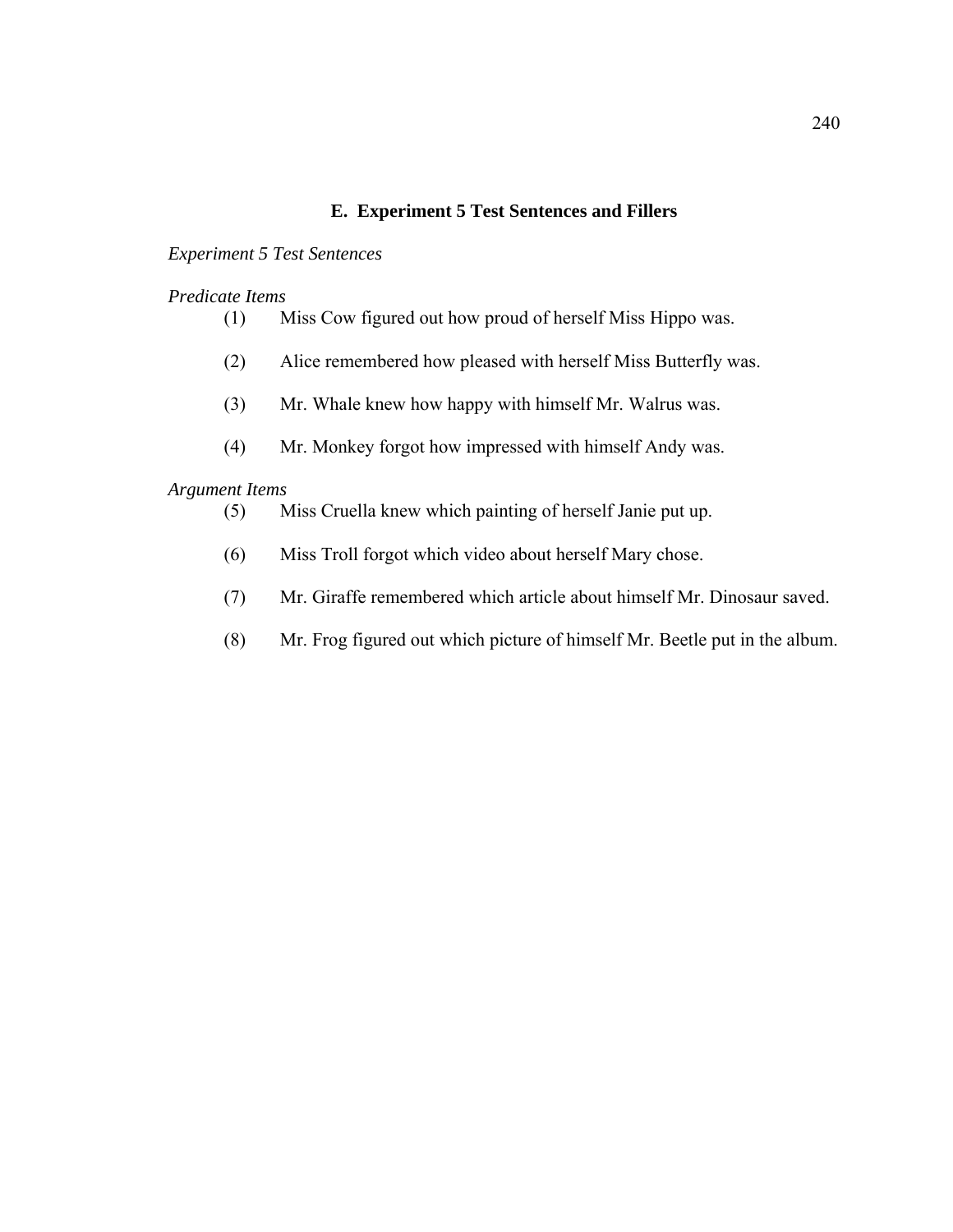## E. Experiment 5 Test Sentences and Fillers

*Experiment 5 Test Sentences*

*Predicate Items*

(1) Miss Cow figured out how proud of herself Miss Hippo was.

(2) Alice remembered how pleased with herself Miss Butterfly was.

(3) Mr. Whale knew how happy with himself Mr. Walrus was.

(4) Mr. Monkey forgot how impressed with himself Andy was.

*Argument Items*

(5) Miss Cruella knew which painting of herself Janie put up.

(6) Miss Troll forgot which video about herself Mary chose.

(7) Mr. Giraffe remembered which article about himself Mr. Dinosaur saved.

(8) Mr. Frog figured out which picture of himself Mr. Beetle put in the album.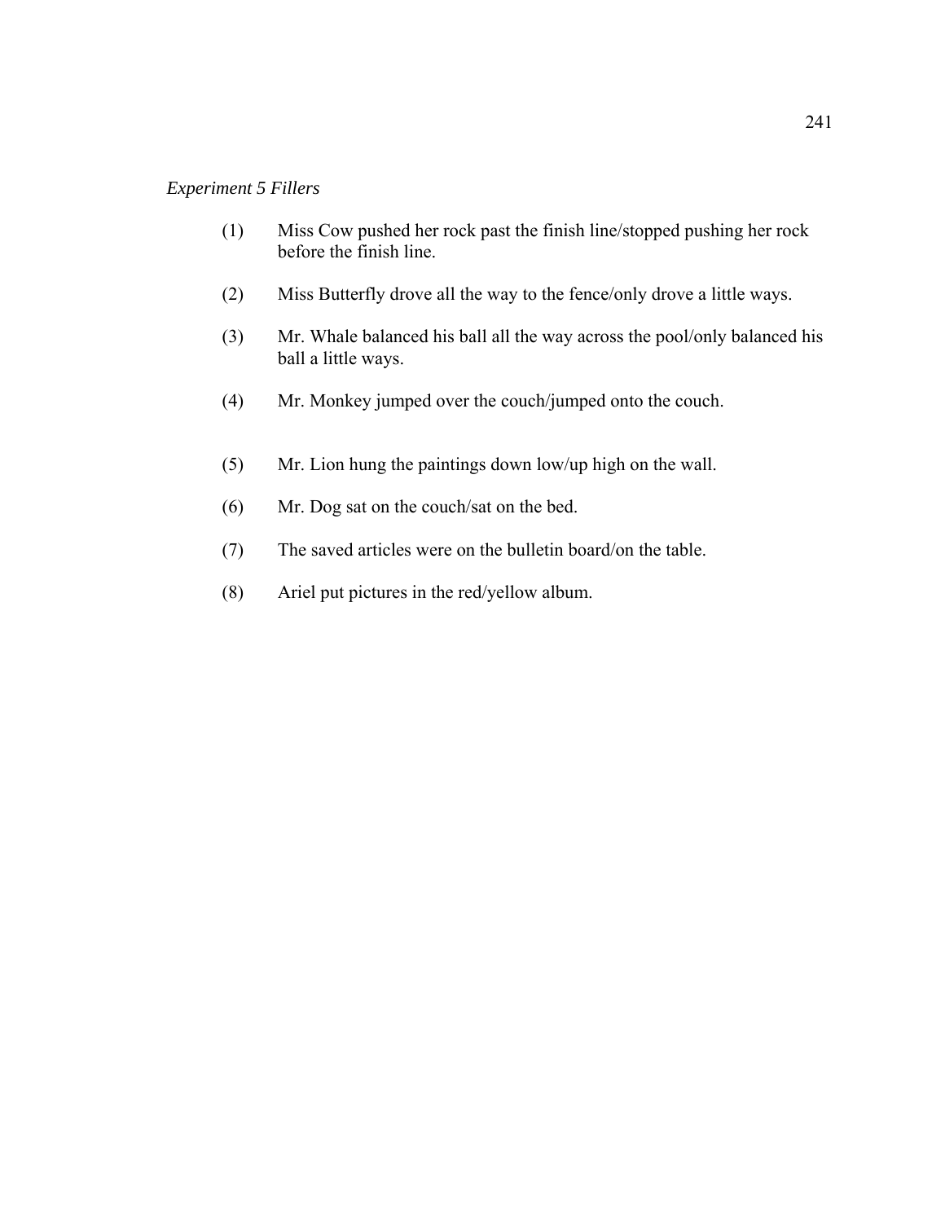*Experiment 5 Fillers*

(1) Miss Cow pushed her rock past the finish line/stopped pushing her rock before the finish line.

(2) Miss Butterfly drove all the way to the fence/only drove a little ways.

(3) Mr. Whale balanced his ball all the way across the pool/only balanced his ball a little ways.

(4) Mr. Monkey jumped over the couch/jumped onto the couch.

(5) Mr. Lion hung the paintings down low/up high on the wall.

(6) Mr. Dog sat on the couch/sat on the bed.

(7) The saved articles were on the bulletin board/on the table.

(8) Ariel put pictures in the red/yellow album.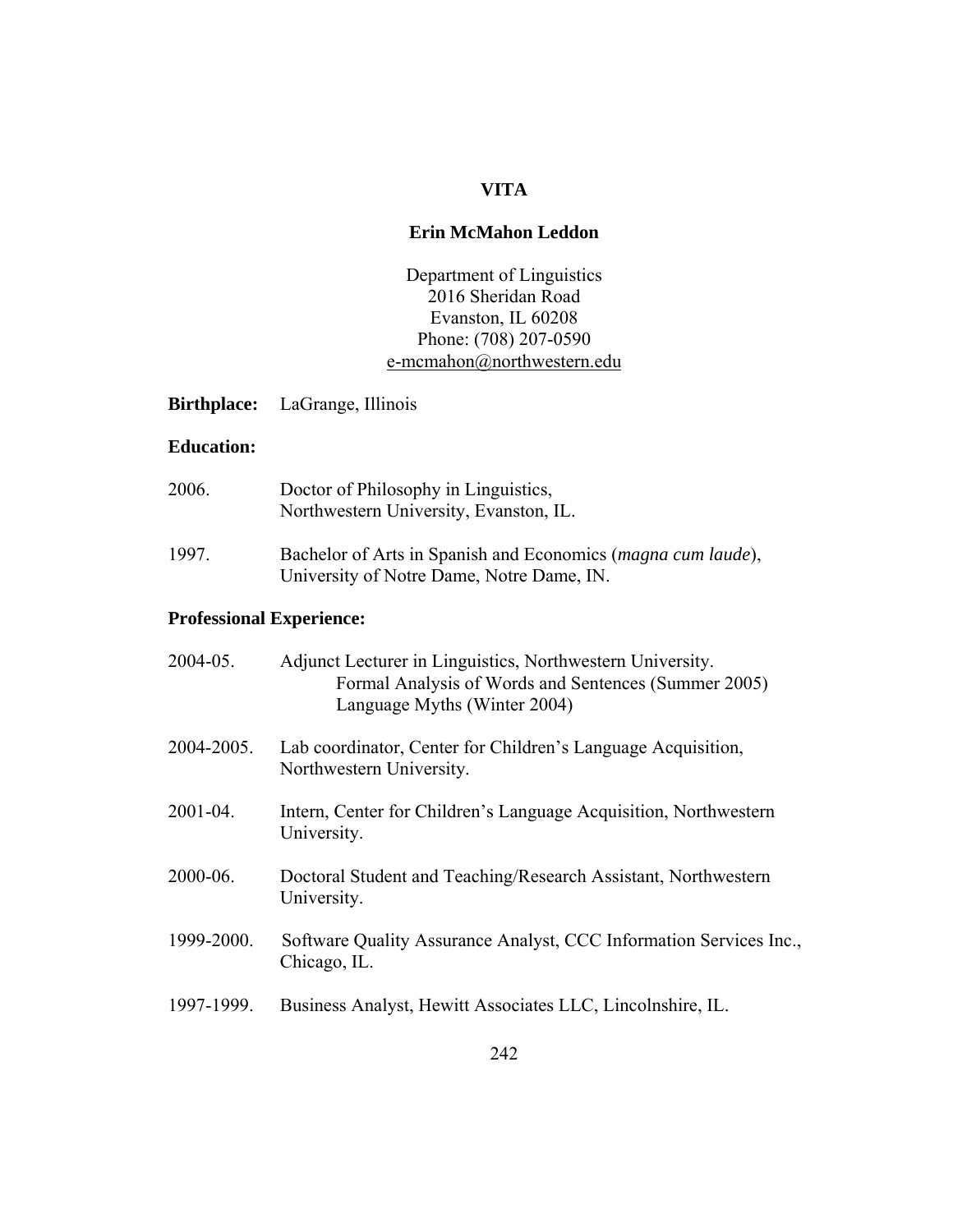# VITA

## Erin McMahon Leddon

Department of Linguistics
2016 Sheridan Road
Evanston, IL 60208
Phone: (708) 207-0590
e-mcmahon@northwestern.edu

**Birthplace:** LaGrange, Illinois

**Education:**

2006. Doctor of Philosophy in Linguistics,
Northwestern University, Evanston, IL.

1997. Bachelor of Arts in Spanish and Economics (*magna cum laude*),
University of Notre Dame, Notre Dame, IN.

**Professional Experience:**

2004-05. Adjunct Lecturer in Linguistics, Northwestern University.
Formal Analysis of Words and Sentences (Summer 2005)
Language Myths (Winter 2004)

2004-2005. Lab coordinator, Center for Children's Language Acquisition, Northwestern University.

2001-04. Intern, Center for Children's Language Acquisition, Northwestern University.

2000-06. Doctoral Student and Teaching/Research Assistant, Northwestern University.

1999-2000. Software Quality Assurance Analyst, CCC Information Services Inc., Chicago, IL.

1997-1999. Business Analyst, Hewitt Associates LLC, Lincolnshire, IL.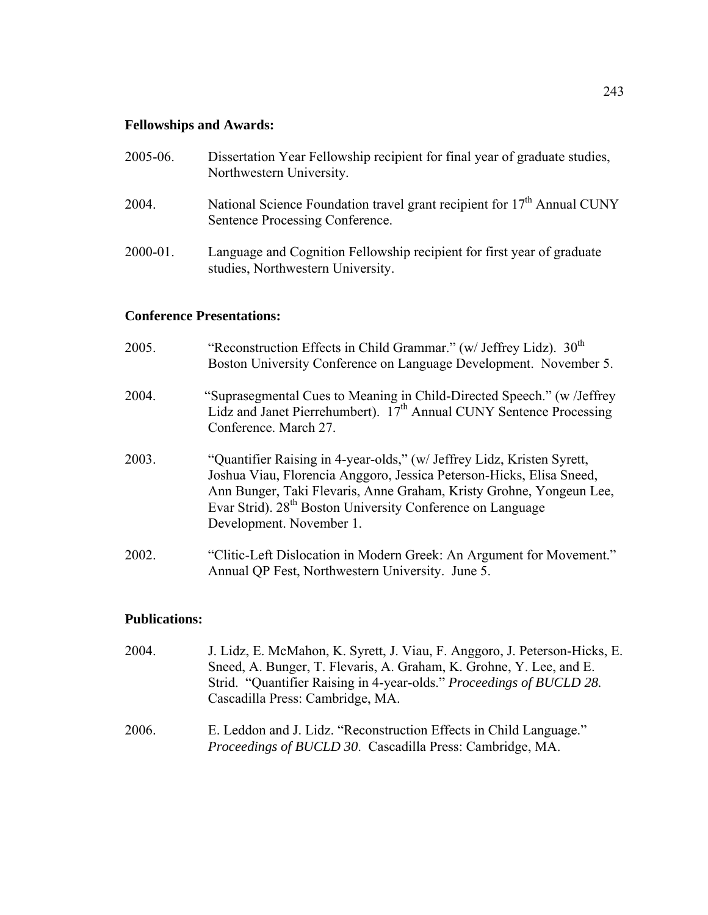**Fellowships and Awards:**

2005-06. Dissertation Year Fellowship recipient for final year of graduate studies, Northwestern University.

2004. National Science Foundation travel grant recipient for 17th Annual CUNY Sentence Processing Conference.

2000-01. Language and Cognition Fellowship recipient for first year of graduate studies, Northwestern University.

**Conference Presentations:**

2005. "Reconstruction Effects in Child Grammar." (w/ Jeffrey Lidz). 30th Boston University Conference on Language Development. November 5.

2004. "Suprasegmental Cues to Meaning in Child-Directed Speech." (w /Jeffrey Lidz and Janet Pierrehumbert). 17th Annual CUNY Sentence Processing Conference. March 27.

2003. "Quantifier Raising in 4-year-olds," (w/ Jeffrey Lidz, Kristen Syrett, Joshua Viau, Florencia Anggoro, Jessica Peterson-Hicks, Elisa Sneed, Ann Bunger, Taki Flevaris, Anne Graham, Kristy Grohne, Yongeun Lee, Evar Strid). 28th Boston University Conference on Language Development. November 1.

2002. "Clitic-Left Dislocation in Modern Greek: An Argument for Movement." Annual QP Fest, Northwestern University. June 5.

**Publications:**

2004. J. Lidz, E. McMahon, K. Syrett, J. Viau, F. Anggoro, J. Peterson-Hicks, E. Sneed, A. Bunger, T. Flevaris, A. Graham, K. Grohne, Y. Lee, and E. Strid. "Quantifier Raising in 4-year-olds." *Proceedings of BUCLD 28.* Cascadilla Press: Cambridge, MA.

2006. E. Leddon and J. Lidz. "Reconstruction Effects in Child Language." *Proceedings of BUCLD 30*. Cascadilla Press: Cambridge, MA.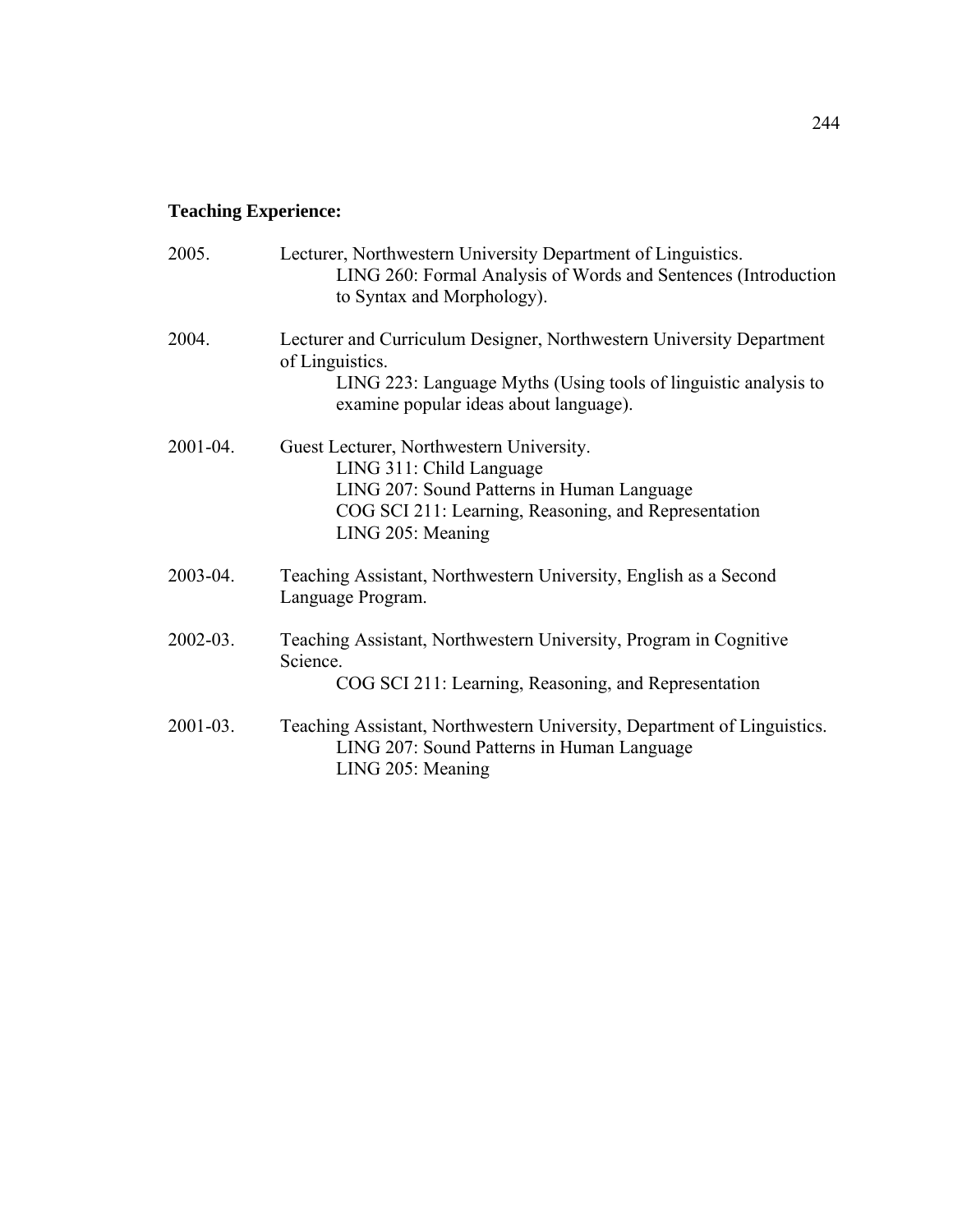**Teaching Experience:**

2005. Lecturer, Northwestern University Department of Linguistics.
   LING 260: Formal Analysis of Words and Sentences (Introduction to Syntax and Morphology).

2004. Lecturer and Curriculum Designer, Northwestern University Department of Linguistics.
   LING 223: Language Myths (Using tools of linguistic analysis to examine popular ideas about language).

2001-04. Guest Lecturer, Northwestern University.
   LING 311: Child Language
   LING 207: Sound Patterns in Human Language
   COG SCI 211: Learning, Reasoning, and Representation
   LING 205: Meaning

2003-04. Teaching Assistant, Northwestern University, English as a Second Language Program.

2002-03. Teaching Assistant, Northwestern University, Program in Cognitive Science.
   COG SCI 211: Learning, Reasoning, and Representation

2001-03. Teaching Assistant, Northwestern University, Department of Linguistics.
   LING 207: Sound Patterns in Human Language
   LING 205: Meaning